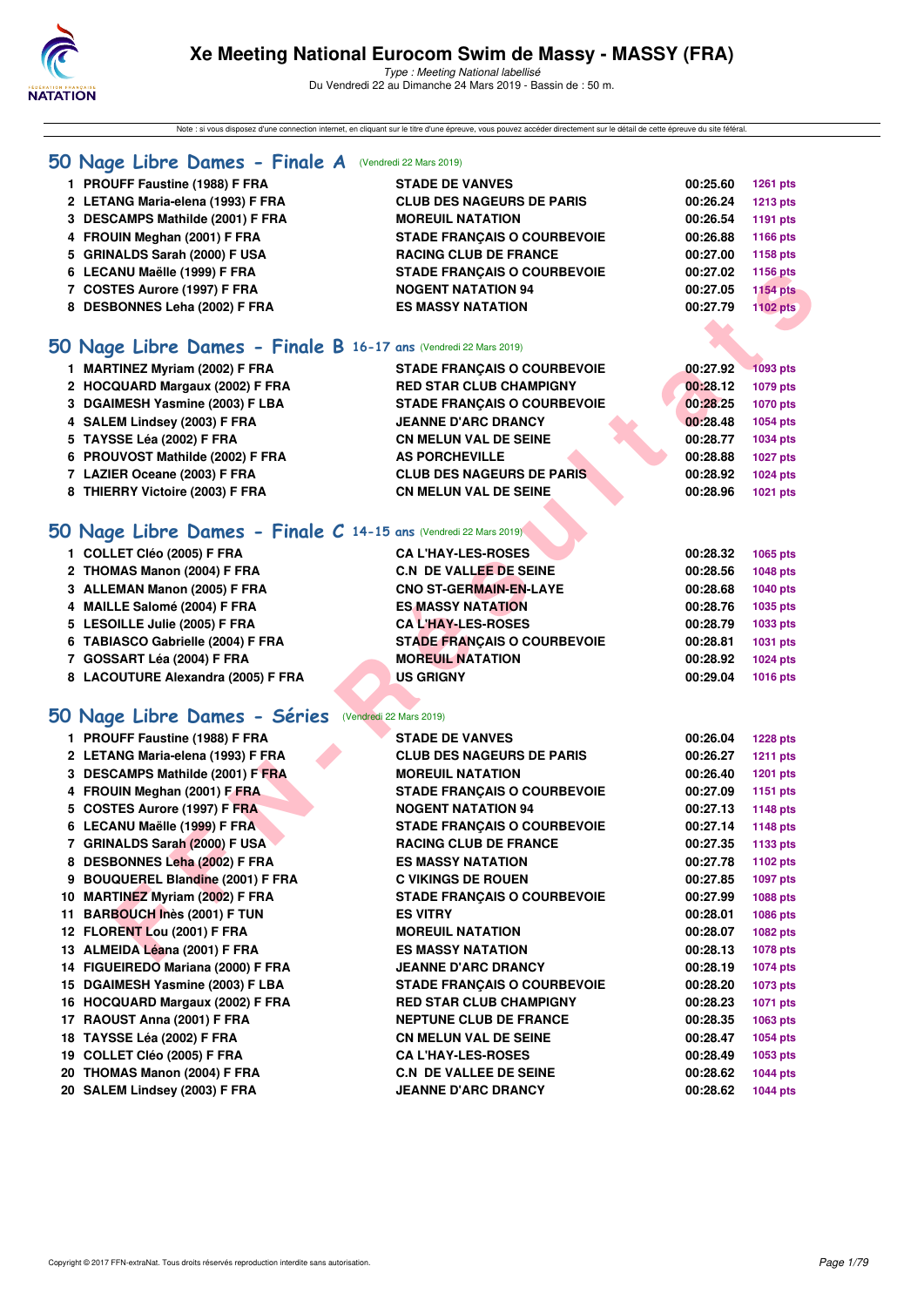# Xe Meeting National Eurocom Swim de Massy - MASSY (FRA)

*Type : Meeting National labellisé*
Du Vendredi 22 au Dimanche 24 Mars 2019 - Bassin de : 50 m.

Note : si vous disposez d'une connection internet, en cliquant sur le titre d'une épreuve, vous pouvez accéder directement sur le détail de cette épreuve du site féféral.

## 50 Nage Libre Dames - Finale A (Vendredi 22 Mars 2019)

| | | | | |
|---|---|---|---|---|
| 1 | PROUFF Faustine (1988) F FRA | STADE DE VANVES | 00:25.60 | 1261 pts |
| 2 | LETANG Maria-elena (1993) F FRA | CLUB DES NAGEURS DE PARIS | 00:26.24 | 1213 pts |
| 3 | DESCAMPS Mathilde (2001) F FRA | MOREUIL NATATION | 00:26.54 | 1191 pts |
| 4 | FROUIN Meghan (2001) F FRA | STADE FRANÇAIS O COURBEVOIE | 00:26.88 | 1166 pts |
| 5 | GRINALDS Sarah (2000) F USA | RACING CLUB DE FRANCE | 00:27.00 | 1158 pts |
| 6 | LECANU Maëlle (1999) F FRA | STADE FRANÇAIS O COURBEVOIE | 00:27.02 | 1156 pts |
| 7 | COSTES Aurore (1997) F FRA | NOGENT NATATION 94 | 00:27.05 | 1154 pts |
| 8 | DESBONNES Leha (2002) F FRA | ES MASSY NATATION | 00:27.79 | 1102 pts |

## 50 Nage Libre Dames - Finale B 16-17 ans (Vendredi 22 Mars 2019)

| | | | | |
|---|---|---|---|---|
| 1 | MARTINEZ Myriam (2002) F FRA | STADE FRANÇAIS O COURBEVOIE | 00:27.92 | 1093 pts |
| 2 | HOCQUARD Margaux (2002) F FRA | RED STAR CLUB CHAMPIGNY | 00:28.12 | 1079 pts |
| 3 | DGAIMESH Yasmine (2003) F LBA | STADE FRANÇAIS O COURBEVOIE | 00:28.25 | 1070 pts |
| 4 | SALEM Lindsey (2003) F FRA | JEANNE D'ARC DRANCY | 00:28.48 | 1054 pts |
| 5 | TAYSSE Léa (2002) F FRA | CN MELUN VAL DE SEINE | 00:28.77 | 1034 pts |
| 6 | PROUVOST Mathilde (2002) F FRA | AS PORCHEVILLE | 00:28.88 | 1027 pts |
| 7 | LAZIER Oceane (2003) F FRA | CLUB DES NAGEURS DE PARIS | 00:28.92 | 1024 pts |
| 8 | THIERRY Victoire (2003) F FRA | CN MELUN VAL DE SEINE | 00:28.96 | 1021 pts |

## 50 Nage Libre Dames - Finale C 14-15 ans (Vendredi 22 Mars 2019)

| | | | | |
|---|---|---|---|---|
| 1 | COLLET Cléo (2005) F FRA | CA L'HAY-LES-ROSES | 00:28.32 | 1065 pts |
| 2 | THOMAS Manon (2004) F FRA | C.N DE VALLEE DE SEINE | 00:28.56 | 1048 pts |
| 3 | ALLEMAN Manon (2005) F FRA | CNO ST-GERMAIN-EN-LAYE | 00:28.68 | 1040 pts |
| 4 | MAILLE Salomé (2004) F FRA | ES MASSY NATATION | 00:28.76 | 1035 pts |
| 5 | LESOILLE Julie (2005) F FRA | CA L'HAY-LES-ROSES | 00:28.79 | 1033 pts |
| 6 | TABIASCO Gabrielle (2004) F FRA | STADE FRANÇAIS O COURBEVOIE | 00:28.81 | 1031 pts |
| 7 | GOSSART Léa (2004) F FRA | MOREUIL NATATION | 00:28.92 | 1024 pts |
| 8 | LACOUTURE Alexandra (2005) F FRA | US GRIGNY | 00:29.04 | 1016 pts |

## 50 Nage Libre Dames - Séries (Vendredi 22 Mars 2019)

| | | | | |
|---|---|---|---|---|
| 1 | PROUFF Faustine (1988) F FRA | STADE DE VANVES | 00:26.04 | 1228 pts |
| 2 | LETANG Maria-elena (1993) F FRA | CLUB DES NAGEURS DE PARIS | 00:26.27 | 1211 pts |
| 3 | DESCAMPS Mathilde (2001) F FRA | MOREUIL NATATION | 00:26.40 | 1201 pts |
| 4 | FROUIN Meghan (2001) F FRA | STADE FRANÇAIS O COURBEVOIE | 00:27.09 | 1151 pts |
| 5 | COSTES Aurore (1997) F FRA | NOGENT NATATION 94 | 00:27.13 | 1148 pts |
| 6 | LECANU Maëlle (1999) F FRA | STADE FRANÇAIS O COURBEVOIE | 00:27.14 | 1148 pts |
| 7 | GRINALDS Sarah (2000) F USA | RACING CLUB DE FRANCE | 00:27.35 | 1133 pts |
| 8 | DESBONNES Leha (2002) F FRA | ES MASSY NATATION | 00:27.78 | 1102 pts |
| 9 | BOUQUEREL Blandine (2001) F FRA | C VIKINGS DE ROUEN | 00:27.85 | 1097 pts |
| 10 | MARTINEZ Myriam (2002) F FRA | STADE FRANÇAIS O COURBEVOIE | 00:27.99 | 1088 pts |
| 11 | BARBOUCH Inès (2001) F TUN | ES VITRY | 00:28.01 | 1086 pts |
| 12 | FLORENT Lou (2001) F FRA | MOREUIL NATATION | 00:28.07 | 1082 pts |
| 13 | ALMEIDA Léana (2001) F FRA | ES MASSY NATATION | 00:28.13 | 1078 pts |
| 14 | FIGUEIREDO Mariana (2000) F FRA | JEANNE D'ARC DRANCY | 00:28.19 | 1074 pts |
| 15 | DGAIMESH Yasmine (2003) F LBA | STADE FRANÇAIS O COURBEVOIE | 00:28.20 | 1073 pts |
| 16 | HOCQUARD Margaux (2002) F FRA | RED STAR CLUB CHAMPIGNY | 00:28.23 | 1071 pts |
| 17 | RAOUST Anna (2001) F FRA | NEPTUNE CLUB DE FRANCE | 00:28.35 | 1063 pts |
| 18 | TAYSSE Léa (2002) F FRA | CN MELUN VAL DE SEINE | 00:28.47 | 1054 pts |
| 19 | COLLET Cléo (2005) F FRA | CA L'HAY-LES-ROSES | 00:28.49 | 1053 pts |
| 20 | THOMAS Manon (2004) F FRA | C.N DE VALLEE DE SEINE | 00:28.62 | 1044 pts |
| 20 | SALEM Lindsey (2003) F FRA | JEANNE D'ARC DRANCY | 00:28.62 | 1044 pts |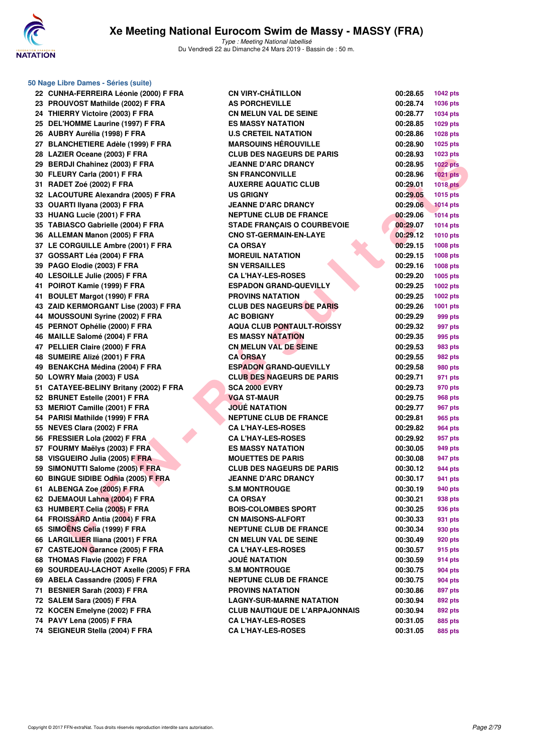### 50 Nage Libre Dames - Séries (suite)

| | | | | |
|---|---|---|---|---|
| 22 | CUNHA-FERREIRA Léonie (2000) F FRA | CN VIRY-CHÂTILLON | 00:28.65 | 1042 pts |
| 23 | PROUVOST Mathilde (2002) F FRA | AS PORCHEVILLE | 00:28.74 | 1036 pts |
| 24 | THIERRY Victoire (2003) F FRA | CN MELUN VAL DE SEINE | 00:28.77 | 1034 pts |
| 25 | DEL'HOMME Laurine (1997) F FRA | ES MASSY NATATION | 00:28.85 | 1029 pts |
| 26 | AUBRY Aurélia (1998) F FRA | U.S CRETEIL NATATION | 00:28.86 | 1028 pts |
| 27 | BLANCHETIERE Adèle (1999) F FRA | MARSOUINS HÉROUVILLE | 00:28.90 | 1025 pts |
| 28 | LAZIER Oceane (2003) F FRA | CLUB DES NAGEURS DE PARIS | 00:28.93 | 1023 pts |
| 29 | BERDJI Chahinez (2003) F FRA | JEANNE D'ARC DRANCY | 00:28.95 | 1022 pts |
| 30 | FLEURY Carla (2001) F FRA | SN FRANCONVILLE | 00:28.96 | 1021 pts |
| 31 | RADET Zoé (2002) F FRA | AUXERRE AQUATIC CLUB | 00:29.01 | 1018 pts |
| 32 | LACOUTURE Alexandra (2005) F FRA | US GRIGNY | 00:29.05 | 1015 pts |
| 33 | OUARTI Ilyana (2003) F FRA | JEANNE D'ARC DRANCY | 00:29.06 | 1014 pts |
| 33 | HUANG Lucie (2001) F FRA | NEPTUNE CLUB DE FRANCE | 00:29.06 | 1014 pts |
| 35 | TABIASCO Gabrielle (2004) F FRA | STADE FRANÇAIS O COURBEVOIE | 00:29.07 | 1014 pts |
| 36 | ALLEMAN Manon (2005) F FRA | CNO ST-GERMAIN-EN-LAYE | 00:29.12 | 1010 pts |
| 37 | LE CORGUILLE Ambre (2001) F FRA | CA ORSAY | 00:29.15 | 1008 pts |
| 37 | GOSSART Léa (2004) F FRA | MOREUIL NATATION | 00:29.15 | 1008 pts |
| 39 | PAGO Elodie (2003) F FRA | SN VERSAILLES | 00:29.16 | 1008 pts |
| 40 | LESOILLE Julie (2005) F FRA | CA L'HAY-LES-ROSES | 00:29.20 | 1005 pts |
| 41 | POIROT Kamie (1999) F FRA | ESPADON GRAND-QUEVILLY | 00:29.25 | 1002 pts |
| 41 | BOULET Margot (1990) F FRA | PROVINS NATATION | 00:29.25 | 1002 pts |
| 43 | ZAID KERMORGANT Lise (2003) F FRA | CLUB DES NAGEURS DE PARIS | 00:29.26 | 1001 pts |
| 44 | MOUSSOUNI Syrine (2002) F FRA | AC BOBIGNY | 00:29.29 | 999 pts |
| 45 | PERNOT Ophélie (2000) F FRA | AQUA CLUB PONTAULT-ROISSY | 00:29.32 | 997 pts |
| 46 | MAILLE Salomé (2004) F FRA | ES MASSY NATATION | 00:29.35 | 995 pts |
| 47 | PELLIER Claire (2000) F FRA | CN MELUN VAL DE SEINE | 00:29.53 | 983 pts |
| 48 | SUMEIRE Alizé (2001) F FRA | CA ORSAY | 00:29.55 | 982 pts |
| 49 | BENAKCHA Médina (2004) F FRA | ESPADON GRAND-QUEVILLY | 00:29.58 | 980 pts |
| 50 | LOWRY Maia (2003) F USA | CLUB DES NAGEURS DE PARIS | 00:29.71 | 971 pts |
| 51 | CATAYEE-BELINY Britany (2002) F FRA | SCA 2000 EVRY | 00:29.73 | 970 pts |
| 52 | BRUNET Estelle (2001) F FRA | VGA ST-MAUR | 00:29.75 | 968 pts |
| 53 | MERIOT Camille (2001) F FRA | JOUÉ NATATION | 00:29.77 | 967 pts |
| 54 | PARISI Mathilde (1999) F FRA | NEPTUNE CLUB DE FRANCE | 00:29.81 | 965 pts |
| 55 | NEVES Clara (2002) F FRA | CA L'HAY-LES-ROSES | 00:29.82 | 964 pts |
| 56 | FRESSIER Lola (2002) F FRA | CA L'HAY-LES-ROSES | 00:29.92 | 957 pts |
| 57 | FOURMY Maëlys (2003) F FRA | ES MASSY NATATION | 00:30.05 | 949 pts |
| 58 | VISGUEIRO Julia (2005) F FRA | MOUETTES DE PARIS | 00:30.08 | 947 pts |
| 59 | SIMONUTTI Salome (2005) F FRA | CLUB DES NAGEURS DE PARIS | 00:30.12 | 944 pts |
| 60 | BINGUE SIDIBE Odhia (2005) F FRA | JEANNE D'ARC DRANCY | 00:30.17 | 941 pts |
| 61 | ALBENGA Zoe (2005) F FRA | S.M MONTROUGE | 00:30.19 | 940 pts |
| 62 | DJEMAOUI Lahna (2004) F FRA | CA ORSAY | 00:30.21 | 938 pts |
| 63 | HUMBERT Celia (2005) F FRA | BOIS-COLOMBES SPORT | 00:30.25 | 936 pts |
| 64 | FROISSARD Antia (2004) F FRA | CN MAISONS-ALFORT | 00:30.33 | 931 pts |
| 65 | SIMOËNS Celia (1999) F FRA | NEPTUNE CLUB DE FRANCE | 00:30.34 | 930 pts |
| 66 | LARGILLIER Iliana (2001) F FRA | CN MELUN VAL DE SEINE | 00:30.49 | 920 pts |
| 67 | CASTEJON Garance (2005) F FRA | CA L'HAY-LES-ROSES | 00:30.57 | 915 pts |
| 68 | THOMAS Flavie (2002) F FRA | JOUÉ NATATION | 00:30.59 | 914 pts |
| 69 | SOURDEAU-LACHOT Axelle (2005) F FRA | S.M MONTROUGE | 00:30.75 | 904 pts |
| 69 | ABELA Cassandre (2005) F FRA | NEPTUNE CLUB DE FRANCE | 00:30.75 | 904 pts |
| 71 | BESNIER Sarah (2003) F FRA | PROVINS NATATION | 00:30.86 | 897 pts |
| 72 | SALEM Sara (2005) F FRA | LAGNY-SUR-MARNE NATATION | 00:30.94 | 892 pts |
| 72 | KOCEN Emelyne (2002) F FRA | CLUB NAUTIQUE DE L'ARPAJONNAIS | 00:30.94 | 892 pts |
| 74 | PAVY Lena (2005) F FRA | CA L'HAY-LES-ROSES | 00:31.05 | 885 pts |
| 74 | SEIGNEUR Stella (2004) F FRA | CA L'HAY-LES-ROSES | 00:31.05 | 885 pts |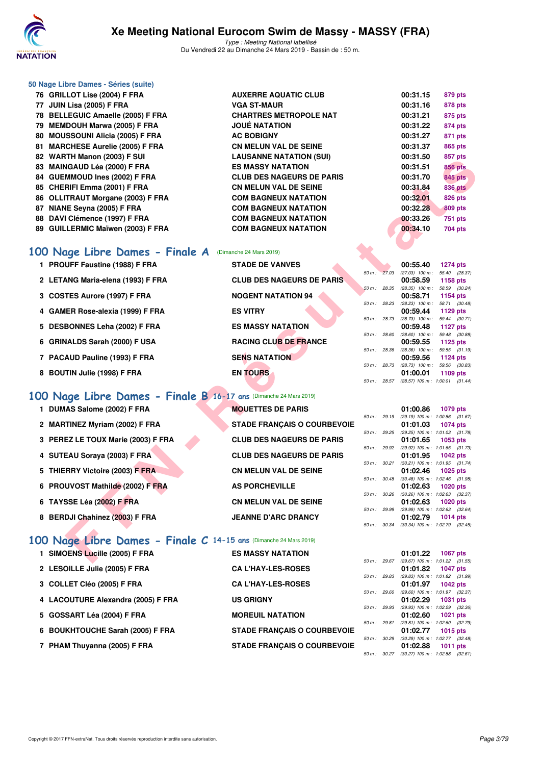# Xe Meeting National Eurocom Swim de Massy - MASSY (FRA)

*Type : Meeting National labellisé*
Du Vendredi 22 au Dimanche 24 Mars 2019 - Bassin de : 50 m.

### 50 Nage Libre Dames - Séries (suite)

| Rang | Nom | Club | Temps | Points |
|---|---|---|---|---|
| 76 | GRILLOT Lise (2004) F FRA | AUXERRE AQUATIC CLUB | 00:31.15 | 879 pts |
| 77 | JUIN Lisa (2005) F FRA | VGA ST-MAUR | 00:31.16 | 878 pts |
| 78 | BELLEGUIC Amaelle (2005) F FRA | CHARTRES METROPOLE NAT | 00:31.21 | 875 pts |
| 79 | MEMDOUH Marwa (2005) F FRA | JOUÉ NATATION | 00:31.22 | 874 pts |
| 80 | MOUSSOUNI Alicia (2005) F FRA | AC BOBIGNY | 00:31.27 | 871 pts |
| 81 | MARCHESE Aurelie (2005) F FRA | CN MELUN VAL DE SEINE | 00:31.37 | 865 pts |
| 82 | WARTH Manon (2003) F SUI | LAUSANNE NATATION (SUI) | 00:31.50 | 857 pts |
| 83 | MAINGAUD Léa (2000) F FRA | ES MASSY NATATION | 00:31.51 | 856 pts |
| 84 | GUEMMOUD Ines (2002) F FRA | CLUB DES NAGEURS DE PARIS | 00:31.70 | 845 pts |
| 85 | CHERIFI Emma (2001) F FRA | CN MELUN VAL DE SEINE | 00:31.84 | 836 pts |
| 86 | OLLITRAUT Morgane (2003) F FRA | COM BAGNEUX NATATION | 00:32.01 | 826 pts |
| 87 | NIANE Seyna (2005) F FRA | COM BAGNEUX NATATION | 00:32.28 | 809 pts |
| 88 | DAVI Clémence (1997) F FRA | COM BAGNEUX NATATION | 00:33.26 | 751 pts |
| 89 | GUILLERMIC Maïwen (2003) F FRA | COM BAGNEUX NATATION | 00:34.10 | 704 pts |

## 100 Nage Libre Dames - Finale A (Dimanche 24 Mars 2019)

| Rang | Nom | Club | Temps | Points | Intermédiaires |
|---|---|---|---|---|---|
| 1 | PROUFF Faustine (1988) F FRA | STADE DE VANVES | 00:55.40 | 1274 pts | 50 m : 27.03 (27.03) 100 m : 55.40 (28.37) |
| 2 | LETANG Maria-elena (1993) F FRA | CLUB DES NAGEURS DE PARIS | 00:58.59 | 1158 pts | 50 m : 28.35 (28.35) 100 m : 58.59 (30.24) |
| 3 | COSTES Aurore (1997) F FRA | NOGENT NATATION 94 | 00:58.71 | 1154 pts | 50 m : 28.23 (28.23) 100 m : 58.71 (30.48) |
| 4 | GAMER Rose-alexia (1999) F FRA | ES VITRY | 00:59.44 | 1129 pts | 50 m : 28.73 (28.73) 100 m : 59.44 (30.71) |
| 5 | DESBONNES Leha (2002) F FRA | ES MASSY NATATION | 00:59.48 | 1127 pts | 50 m : 28.60 (28.60) 100 m : 59.48 (30.88) |
| 6 | GRINALDS Sarah (2000) F USA | RACING CLUB DE FRANCE | 00:59.55 | 1125 pts | 50 m : 28.36 (28.36) 100 m : 59.55 (31.19) |
| 7 | PACAUD Pauline (1993) F FRA | SENS NATATION | 00:59.56 | 1124 pts | 50 m : 28.73 (28.73) 100 m : 59.56 (30.83) |
| 8 | BOUTIN Julie (1998) F FRA | EN TOURS | 01:00.01 | 1109 pts | 50 m : 28.57 (28.57) 100 m : 1:00.01 (31.44) |

## 100 Nage Libre Dames - Finale B 16-17 ans (Dimanche 24 Mars 2019)

| Rang | Nom | Club | Temps | Points | Intermédiaires |
|---|---|---|---|---|---|
| 1 | DUMAS Salome (2002) F FRA | MOUETTES DE PARIS | 01:00.86 | 1079 pts | 50 m : 29.19 (29.19) 100 m : 1:00.86 (31.67) |
| 2 | MARTINEZ Myriam (2002) F FRA | STADE FRANÇAIS O COURBEVOIE | 01:01.03 | 1074 pts | 50 m : 29.25 (29.25) 100 m : 1:01.03 (31.78) |
| 3 | PEREZ LE TOUX Marie (2003) F FRA | CLUB DES NAGEURS DE PARIS | 01:01.65 | 1053 pts | 50 m : 29.92 (29.92) 100 m : 1:01.65 (31.73) |
| 4 | SUTEAU Soraya (2003) F FRA | CLUB DES NAGEURS DE PARIS | 01:01.95 | 1042 pts | 50 m : 30.21 (30.21) 100 m : 1:01.95 (31.74) |
| 5 | THIERRY Victoire (2003) F FRA | CN MELUN VAL DE SEINE | 01:02.46 | 1025 pts | 50 m : 30.48 (30.48) 100 m : 1:02.46 (31.98) |
| 6 | PROUVOST Mathilde (2002) F FRA | AS PORCHEVILLE | 01:02.63 | 1020 pts | 50 m : 30.26 (30.26) 100 m : 1:02.63 (32.37) |
| 6 | TAYSSE Léa (2002) F FRA | CN MELUN VAL DE SEINE | 01:02.63 | 1020 pts | 50 m : 29.99 (29.99) 100 m : 1:02.63 (32.64) |
| 8 | BERDJI Chahinez (2003) F FRA | JEANNE D'ARC DRANCY | 01:02.79 | 1014 pts | 50 m : 30.34 (30.34) 100 m : 1:02.79 (32.45) |

## 100 Nage Libre Dames - Finale C 14-15 ans (Dimanche 24 Mars 2019)

| Rang | Nom | Club | Temps | Points | Intermédiaires |
|---|---|---|---|---|---|
| 1 | SIMOENS Lucille (2005) F FRA | ES MASSY NATATION | 01:01.22 | 1067 pts | 50 m : 29.67 (29.67) 100 m : 1:01.22 (31.55) |
| 2 | LESOILLE Julie (2005) F FRA | CA L'HAY-LES-ROSES | 01:01.82 | 1047 pts | 50 m : 29.83 (29.83) 100 m : 1:01.82 (31.99) |
| 3 | COLLET Cléo (2005) F FRA | CA L'HAY-LES-ROSES | 01:01.97 | 1042 pts | 50 m : 29.60 (29.60) 100 m : 1:01.97 (32.37) |
| 4 | LACOUTURE Alexandra (2005) F FRA | US GRIGNY | 01:02.29 | 1031 pts | 50 m : 29.93 (29.93) 100 m : 1:02.29 (32.36) |
| 5 | GOSSART Léa (2004) F FRA | MOREUIL NATATION | 01:02.60 | 1021 pts | 50 m : 29.81 (29.81) 100 m : 1:02.60 (32.79) |
| 6 | BOUKHTOUCHE Sarah (2005) F FRA | STADE FRANÇAIS O COURBEVOIE | 01:02.77 | 1015 pts | 50 m : 30.29 (30.29) 100 m : 1:02.77 (32.48) |
| 7 | PHAM Thuyanna (2005) F FRA | STADE FRANÇAIS O COURBEVOIE | 01:02.88 | 1011 pts | 50 m : 30.27 (30.27) 100 m : 1:02.88 (32.61) |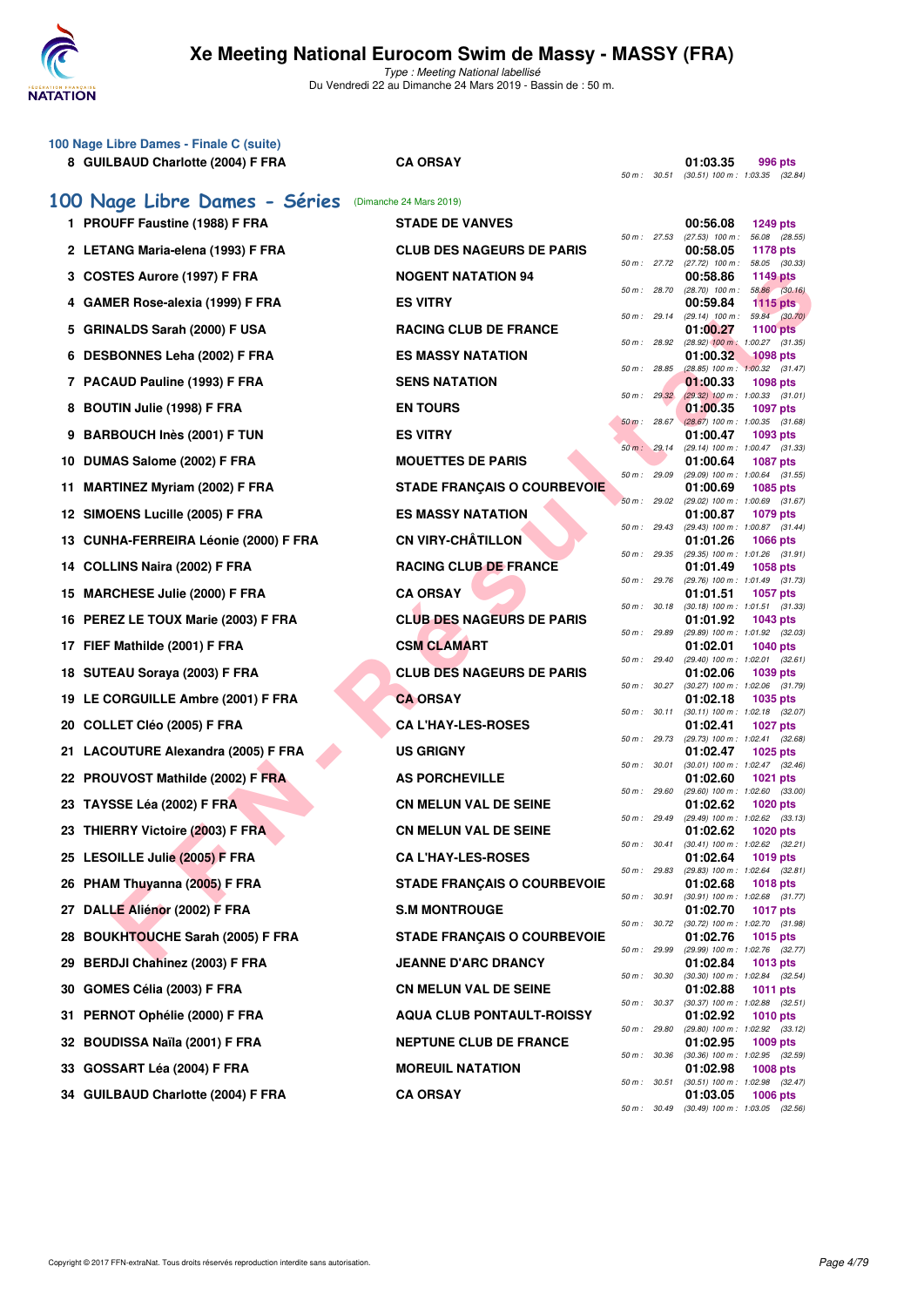## 100 Nage Libre Dames - Finale C (suite)

| Rang | Nom | Club | Temps | Points | Splits |
|---|---|---|---|---|---|
| 8 | GUILBAUD Charlotte (2004) F FRA | CA ORSAY | 01:03.35 | 996 pts | 50 m : 30.51 (30.51) 100 m : 1:03.35 (32.84) |

## 100 Nage Libre Dames - Séries (Dimanche 24 Mars 2019)

| Rang | Nom | Club | Temps | Points | Splits |
|---|---|---|---|---|---|
| 1 | PROUFF Faustine (1988) F FRA | STADE DE VANVES | 00:56.08 | 1249 pts | 50 m : 27.53 (27.53) 100 m : 56.08 (28.55) |
| 2 | LETANG Maria-elena (1993) F FRA | CLUB DES NAGEURS DE PARIS | 00:58.05 | 1178 pts | 50 m : 27.72 (27.72) 100 m : 58.05 (30.33) |
| 3 | COSTES Aurore (1997) F FRA | NOGENT NATATION 94 | 00:58.86 | 1149 pts | 50 m : 28.70 (28.70) 100 m : 58.86 (30.16) |
| 4 | GAMER Rose-alexia (1999) F FRA | ES VITRY | 00:59.84 | 1115 pts | 50 m : 29.14 (29.14) 100 m : 59.84 (30.70) |
| 5 | GRINALDS Sarah (2000) F USA | RACING CLUB DE FRANCE | 01:00.27 | 1100 pts | 50 m : 28.92 (28.92) 100 m : 1:00.27 (31.35) |
| 6 | DESBONNES Leha (2002) F FRA | ES MASSY NATATION | 01:00.32 | 1098 pts | 50 m : 28.85 (28.85) 100 m : 1:00.32 (31.47) |
| 7 | PACAUD Pauline (1993) F FRA | SENS NATATION | 01:00.33 | 1098 pts | 50 m : 29.32 (29.32) 100 m : 1:00.33 (31.01) |
| 8 | BOUTIN Julie (1998) F FRA | EN TOURS | 01:00.35 | 1097 pts | 50 m : 28.67 (28.67) 100 m : 1:00.35 (31.68) |
| 9 | BARBOUCH Inès (2001) F TUN | ES VITRY | 01:00.47 | 1093 pts | 50 m : 29.14 (29.14) 100 m : 1:00.47 (31.33) |
| 10 | DUMAS Salome (2002) F FRA | MOUETTES DE PARIS | 01:00.64 | 1087 pts | 50 m : 29.09 (29.09) 100 m : 1:00.64 (31.55) |
| 11 | MARTINEZ Myriam (2002) F FRA | STADE FRANÇAIS O COURBEVOIE | 01:00.69 | 1085 pts | 50 m : 29.02 (29.02) 100 m : 1:00.69 (31.67) |
| 12 | SIMOENS Lucille (2005) F FRA | ES MASSY NATATION | 01:00.87 | 1079 pts | 50 m : 29.43 (29.43) 100 m : 1:00.87 (31.44) |
| 13 | CUNHA-FERREIRA Léonie (2000) F FRA | CN VIRY-CHÂTILLON | 01:01.26 | 1066 pts | 50 m : 29.35 (29.35) 100 m : 1:01.26 (31.91) |
| 14 | COLLINS Naira (2002) F FRA | RACING CLUB DE FRANCE | 01:01.49 | 1058 pts | 50 m : 29.76 (29.76) 100 m : 1:01.49 (31.73) |
| 15 | MARCHESE Julie (2000) F FRA | CA ORSAY | 01:01.51 | 1057 pts | 50 m : 30.18 (30.18) 100 m : 1:01.51 (31.33) |
| 16 | PEREZ LE TOUX Marie (2003) F FRA | CLUB DES NAGEURS DE PARIS | 01:01.92 | 1043 pts | 50 m : 29.89 (29.89) 100 m : 1:01.92 (32.03) |
| 17 | FIEF Mathilde (2001) F FRA | CSM CLAMART | 01:02.01 | 1040 pts | 50 m : 29.40 (29.40) 100 m : 1:02.01 (32.61) |
| 18 | SUTEAU Soraya (2003) F FRA | CLUB DES NAGEURS DE PARIS | 01:02.06 | 1039 pts | 50 m : 30.27 (30.27) 100 m : 1:02.06 (31.79) |
| 19 | LE CORGUILLE Ambre (2001) F FRA | CA ORSAY | 01:02.18 | 1035 pts | 50 m : 30.11 (30.11) 100 m : 1:02.18 (32.07) |
| 20 | COLLET Cléo (2005) F FRA | CA L'HAY-LES-ROSES | 01:02.41 | 1027 pts | 50 m : 29.73 (29.73) 100 m : 1:02.41 (32.68) |
| 21 | LACOUTURE Alexandra (2005) F FRA | US GRIGNY | 01:02.47 | 1025 pts | 50 m : 30.01 (30.01) 100 m : 1:02.47 (32.46) |
| 22 | PROUVOST Mathilde (2002) F FRA | AS PORCHEVILLE | 01:02.60 | 1021 pts | 50 m : 29.60 (29.60) 100 m : 1:02.60 (33.00) |
| 23 | TAYSSE Léa (2002) F FRA | CN MELUN VAL DE SEINE | 01:02.62 | 1020 pts | 50 m : 29.49 (29.49) 100 m : 1:02.62 (33.13) |
| 23 | THIERRY Victoire (2003) F FRA | CN MELUN VAL DE SEINE | 01:02.62 | 1020 pts | 50 m : 30.41 (30.41) 100 m : 1:02.62 (32.21) |
| 25 | LESOILLE Julie (2005) F FRA | CA L'HAY-LES-ROSES | 01:02.64 | 1019 pts | 50 m : 29.83 (29.83) 100 m : 1:02.64 (32.81) |
| 26 | PHAM Thuyanna (2005) F FRA | STADE FRANÇAIS O COURBEVOIE | 01:02.68 | 1018 pts | 50 m : 30.91 (30.91) 100 m : 1:02.68 (31.77) |
| 27 | DALLE Aliénor (2002) F FRA | S.M MONTROUGE | 01:02.70 | 1017 pts | 50 m : 30.72 (30.72) 100 m : 1:02.70 (31.98) |
| 28 | BOUKHTOUCHE Sarah (2005) F FRA | STADE FRANÇAIS O COURBEVOIE | 01:02.76 | 1015 pts | 50 m : 29.99 (29.99) 100 m : 1:02.76 (32.77) |
| 29 | BERDJI Chahinez (2003) F FRA | JEANNE D'ARC DRANCY | 01:02.84 | 1013 pts | 50 m : 30.30 (30.30) 100 m : 1:02.84 (32.54) |
| 30 | GOMES Célia (2003) F FRA | CN MELUN VAL DE SEINE | 01:02.88 | 1011 pts | 50 m : 30.37 (30.37) 100 m : 1:02.88 (32.51) |
| 31 | PERNOT Ophélie (2000) F FRA | AQUA CLUB PONTAULT-ROISSY | 01:02.92 | 1010 pts | 50 m : 29.80 (29.80) 100 m : 1:02.92 (33.12) |
| 32 | BOUDISSA Naïla (2001) F FRA | NEPTUNE CLUB DE FRANCE | 01:02.95 | 1009 pts | 50 m : 30.36 (30.36) 100 m : 1:02.95 (32.59) |
| 33 | GOSSART Léa (2004) F FRA | MOREUIL NATATION | 01:02.98 | 1008 pts | 50 m : 30.51 (30.51) 100 m : 1:02.98 (32.47) |
| 34 | GUILBAUD Charlotte (2004) F FRA | CA ORSAY | 01:03.05 | 1006 pts | 50 m : 30.49 (30.49) 100 m : 1:03.05 (32.56) |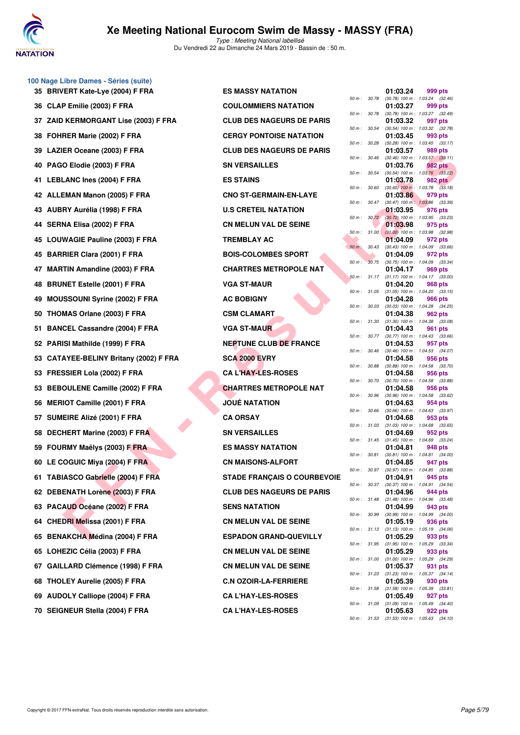# Xe Meeting National Eurocom Swim de Massy - MASSY (FRA)

*Type : Meeting National labellisé*
Du Vendredi 22 au Dimanche 24 Mars 2019 - Bassin de : 50 m.

### 100 Nage Libre Dames - Séries (suite)

| Rang | Nom | Club | Temps | Points | Splits |
|---|---|---|---|---|---|
| 35 | BRIVERT Kate-Lye (2004) F FRA | ES MASSY NATATION | 01:03.24 | 999 pts | 50 m : 30.78 (30.78) 100 m : 1:03.24 (32.46) |
| 36 | CLAP Emilie (2003) F FRA | COULOMMIERS NATATION | 01:03.27 | 999 pts | 50 m : 30.78 (30.78) 100 m : 1:03.27 (32.49) |
| 37 | ZAID KERMORGANT Lise (2003) F FRA | CLUB DES NAGEURS DE PARIS | 01:03.32 | 997 pts | 50 m : 30.54 (30.54) 100 m : 1:03.32 (32.78) |
| 38 | FOHRER Marie (2002) F FRA | CERGY PONTOISE NATATION | 01:03.45 | 993 pts | 50 m : 30.28 (30.28) 100 m : 1:03.45 (33.17) |
| 39 | LAZIER Oceane (2003) F FRA | CLUB DES NAGEURS DE PARIS | 01:03.57 | 989 pts | 50 m : 30.46 (30.46) 100 m : 1:03.57 (33.11) |
| 40 | PAGO Elodie (2003) F FRA | SN VERSAILLES | 01:03.76 | 982 pts | 50 m : 30.54 (30.54) 100 m : 1:03.76 (33.22) |
| 41 | LEBLANC Ines (2004) F FRA | ES STAINS | 01:03.78 | 982 pts | 50 m : 30.60 (30.60) 100 m : 1:03.78 (33.18) |
| 42 | ALLEMAN Manon (2005) F FRA | CNO ST-GERMAIN-EN-LAYE | 01:03.86 | 979 pts | 50 m : 30.47 (30.47) 100 m : 1:03.86 (33.39) |
| 43 | AUBRY Aurélia (1998) F FRA | U.S CRETEIL NATATION | 01:03.95 | 976 pts | 50 m : 30.72 (30.72) 100 m : 1:03.95 (33.23) |
| 44 | SERNA Elisa (2002) F FRA | CN MELUN VAL DE SEINE | 01:03.98 | 975 pts | 50 m : 31.00 (31.00) 100 m : 1:03.98 (32.98) |
| 45 | LOUWAGIE Pauline (2003) F FRA | TREMBLAY AC | 01:04.09 | 972 pts | 50 m : 30.43 (30.43) 100 m : 1:04.09 (33.66) |
| 45 | BARRIER Clara (2001) F FRA | BOIS-COLOMBES SPORT | 01:04.09 | 972 pts | 50 m : 30.75 (30.75) 100 m : 1:04.09 (33.34) |
| 47 | MARTIN Amandine (2003) F FRA | CHARTRES METROPOLE NAT | 01:04.17 | 969 pts | 50 m : 31.17 (31.17) 100 m : 1:04.17 (33.00) |
| 48 | BRUNET Estelle (2001) F FRA | VGA ST-MAUR | 01:04.20 | 968 pts | 50 m : 31.05 (31.05) 100 m : 1:04.20 (33.15) |
| 49 | MOUSSOUNI Syrine (2002) F FRA | AC BOBIGNY | 01:04.28 | 966 pts | 50 m : 30.03 (30.03) 100 m : 1:04.28 (34.25) |
| 50 | THOMAS Orlane (2003) F FRA | CSM CLAMART | 01:04.38 | 962 pts | 50 m : 31.30 (31.30) 100 m : 1:04.38 (33.08) |
| 51 | BANCEL Cassandre (2004) F FRA | VGA ST-MAUR | 01:04.43 | 961 pts | 50 m : 30.77 (30.77) 100 m : 1:04.43 (33.66) |
| 52 | PARISI Mathilde (1999) F FRA | NEPTUNE CLUB DE FRANCE | 01:04.53 | 957 pts | 50 m : 30.46 (30.46) 100 m : 1:04.53 (34.07) |
| 53 | CATAYEE-BELINY Britany (2002) F FRA | SCA 2000 EVRY | 01:04.58 | 956 pts | 50 m : 30.88 (30.88) 100 m : 1:04.58 (33.70) |
| 53 | FRESSIER Lola (2002) F FRA | CA L'HAY-LES-ROSES | 01:04.58 | 956 pts | 50 m : 30.70 (30.70) 100 m : 1:04.58 (33.88) |
| 53 | BEBOULENE Camille (2002) F FRA | CHARTRES METROPOLE NAT | 01:04.58 | 956 pts | 50 m : 30.96 (30.96) 100 m : 1:04.58 (33.62) |
| 56 | MERIOT Camille (2001) F FRA | JOUÉ NATATION | 01:04.63 | 954 pts | 50 m : 30.66 (30.66) 100 m : 1:04.63 (33.97) |
| 57 | SUMEIRE Alizé (2001) F FRA | CA ORSAY | 01:04.68 | 953 pts | 50 m : 31.03 (31.03) 100 m : 1:04.68 (33.65) |
| 58 | DECHERT Marine (2003) F FRA | SN VERSAILLES | 01:04.69 | 952 pts | 50 m : 31.45 (31.45) 100 m : 1:04.69 (33.24) |
| 59 | FOURMY Maëlys (2003) F FRA | ES MASSY NATATION | 01:04.81 | 948 pts | 50 m : 30.81 (30.81) 100 m : 1:04.81 (34.00) |
| 60 | LE COGUIC Miya (2004) F FRA | CN MAISONS-ALFORT | 01:04.85 | 947 pts | 50 m : 30.97 (30.97) 100 m : 1:04.85 (33.88) |
| 61 | TABIASCO Gabrielle (2004) F FRA | STADE FRANÇAIS O COURBEVOIE | 01:04.91 | 945 pts | 50 m : 30.37 (30.37) 100 m : 1:04.91 (34.54) |
| 62 | DEBENATH Lorène (2003) F FRA | CLUB DES NAGEURS DE PARIS | 01:04.96 | 944 pts | 50 m : 31.48 (31.48) 100 m : 1:04.96 (33.48) |
| 63 | PACAUD Océane (2002) F FRA | SENS NATATION | 01:04.99 | 943 pts | 50 m : 30.99 (30.99) 100 m : 1:04.99 (34.00) |
| 64 | CHEDRI Melissa (2001) F FRA | CN MELUN VAL DE SEINE | 01:05.19 | 936 pts | 50 m : 31.13 (31.13) 100 m : 1:05.19 (34.06) |
| 65 | BENAKCHA Médina (2004) F FRA | ESPADON GRAND-QUEVILLY | 01:05.29 | 933 pts | 50 m : 31.95 (31.95) 100 m : 1:05.29 (33.34) |
| 65 | LOHEZIC Célia (2003) F FRA | CN MELUN VAL DE SEINE | 01:05.29 | 933 pts | 50 m : 31.00 (31.00) 100 m : 1:05.29 (34.29) |
| 67 | GAILLARD Clémence (1998) F FRA | CN MELUN VAL DE SEINE | 01:05.37 | 931 pts | 50 m : 31.23 (31.23) 100 m : 1:05.37 (34.14) |
| 68 | THOLEY Aurelie (2005) F FRA | C.N OZOIR-LA-FERRIERE | 01:05.39 | 930 pts | 50 m : 31.58 (31.58) 100 m : 1:05.39 (33.81) |
| 69 | AUDOLY Calliope (2004) F FRA | CA L'HAY-LES-ROSES | 01:05.49 | 927 pts | 50 m : 31.09 (31.09) 100 m : 1:05.49 (34.40) |
| 70 | SEIGNEUR Stella (2004) F FRA | CA L'HAY-LES-ROSES | 01:05.63 | 922 pts | 50 m : 31.53 (31.53) 100 m : 1:05.63 (34.10) |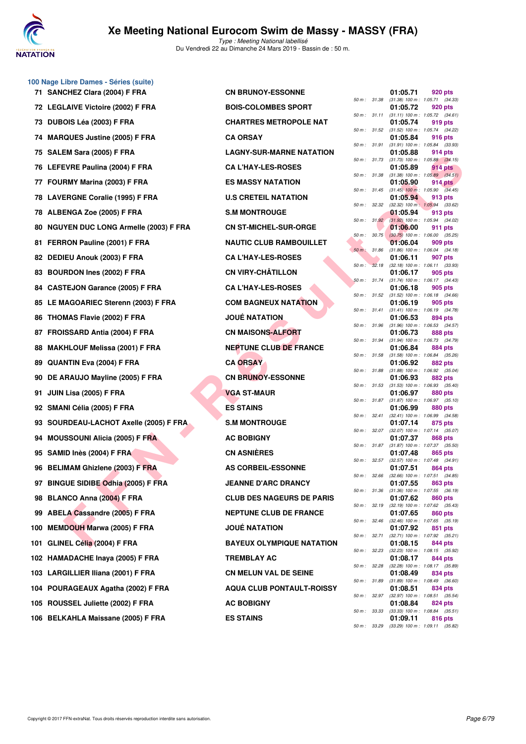### 100 Nage Libre Dames - Séries (suite)

| Rang | Nom | Club | Temps | Points | Splits |
|---|---|---|---|---|---|
| 71 | SANCHEZ Clara (2004) F FRA | CN BRUNOY-ESSONNE | 01:05.71 | 920 pts | 50 m : 31.38 (31.38) 100 m : 1:05.71 (34.33) |
| 72 | LEGLAIVE Victoire (2002) F FRA | BOIS-COLOMBES SPORT | 01:05.72 | 920 pts | 50 m : 31.11 (31.11) 100 m : 1:05.72 (34.61) |
| 73 | DUBOIS Léa (2003) F FRA | CHARTRES METROPOLE NAT | 01:05.74 | 919 pts | 50 m : 31.52 (31.52) 100 m : 1:05.74 (34.22) |
| 74 | MARQUES Justine (2005) F FRA | CA ORSAY | 01:05.84 | 916 pts | 50 m : 31.91 (31.91) 100 m : 1:05.84 (33.93) |
| 75 | SALEM Sara (2005) F FRA | LAGNY-SUR-MARNE NATATION | 01:05.88 | 914 pts | 50 m : 31.73 (31.73) 100 m : 1:05.88 (34.15) |
| 76 | LEFEVRE Paulina (2004) F FRA | CA L'HAY-LES-ROSES | 01:05.89 | 914 pts | 50 m : 31.38 (31.38) 100 m : 1:05.89 (34.51) |
| 77 | FOURMY Marina (2003) F FRA | ES MASSY NATATION | 01:05.90 | 914 pts | 50 m : 31.45 (31.45) 100 m : 1:05.90 (34.45) |
| 78 | LAVERGNE Coralie (1995) F FRA | U.S CRETEIL NATATION | 01:05.94 | 913 pts | 50 m : 32.32 (32.32) 100 m : 1:05.94 (33.62) |
| 78 | ALBENGA Zoe (2005) F FRA | S.M MONTROUGE | 01:05.94 | 913 pts | 50 m : 31.92 (31.92) 100 m : 1:05.94 (34.02) |
| 80 | NGUYEN DUC LONG Armelle (2003) F FRA | CN ST-MICHEL-SUR-ORGE | 01:06.00 | 911 pts | 50 m : 30.75 (30.75) 100 m : 1:06.00 (35.25) |
| 81 | FERRON Pauline (2001) F FRA | NAUTIC CLUB RAMBOUILLET | 01:06.04 | 909 pts | 50 m : 31.86 (31.86) 100 m : 1:06.04 (34.18) |
| 82 | DEDIEU Anouk (2003) F FRA | CA L'HAY-LES-ROSES | 01:06.11 | 907 pts | 50 m : 32.18 (32.18) 100 m : 1:06.11 (33.93) |
| 83 | BOURDON Ines (2002) F FRA | CN VIRY-CHÂTILLON | 01:06.17 | 905 pts | 50 m : 31.74 (31.74) 100 m : 1:06.17 (34.43) |
| 84 | CASTEJON Garance (2005) F FRA | CA L'HAY-LES-ROSES | 01:06.18 | 905 pts | 50 m : 31.52 (31.52) 100 m : 1:06.18 (34.66) |
| 85 | LE MAGOARIEC Sterenn (2003) F FRA | COM BAGNEUX NATATION | 01:06.19 | 905 pts | 50 m : 31.41 (31.41) 100 m : 1:06.19 (34.78) |
| 86 | THOMAS Flavie (2002) F FRA | JOUÉ NATATION | 01:06.53 | 894 pts | 50 m : 31.96 (31.96) 100 m : 1:06.53 (34.57) |
| 87 | FROISSARD Antia (2004) F FRA | CN MAISONS-ALFORT | 01:06.73 | 888 pts | 50 m : 31.94 (31.94) 100 m : 1:06.73 (34.79) |
| 88 | MAKHLOUF Melissa (2001) F FRA | NEPTUNE CLUB DE FRANCE | 01:06.84 | 884 pts | 50 m : 31.58 (31.58) 100 m : 1:06.84 (35.26) |
| 89 | QUANTIN Eva (2004) F FRA | CA ORSAY | 01:06.92 | 882 pts | 50 m : 31.88 (31.88) 100 m : 1:06.92 (35.04) |
| 90 | DE ARAUJO Mayline (2005) F FRA | CN BRUNOY-ESSONNE | 01:06.93 | 882 pts | 50 m : 31.53 (31.53) 100 m : 1:06.93 (35.40) |
| 91 | JUIN Lisa (2005) F FRA | VGA ST-MAUR | 01:06.97 | 880 pts | 50 m : 31.87 (31.87) 100 m : 1:06.97 (35.10) |
| 92 | SMANI Célia (2005) F FRA | ES STAINS | 01:06.99 | 880 pts | 50 m : 32.41 (32.41) 100 m : 1:06.99 (34.58) |
| 93 | SOURDEAU-LACHOT Axelle (2005) F FRA | S.M MONTROUGE | 01:07.14 | 875 pts | 50 m : 32.07 (32.07) 100 m : 1:07.14 (35.07) |
| 94 | MOUSSOUNI Alicia (2005) F FRA | AC BOBIGNY | 01:07.37 | 868 pts | 50 m : 31.87 (31.87) 100 m : 1:07.37 (35.50) |
| 95 | SAMID Inès (2004) F FRA | CN ASNIÈRES | 01:07.48 | 865 pts | 50 m : 32.57 (32.57) 100 m : 1:07.48 (34.91) |
| 96 | BELIMAM Ghizlene (2003) F FRA | AS CORBEIL-ESSONNE | 01:07.51 | 864 pts | 50 m : 32.66 (32.66) 100 m : 1:07.51 (34.85) |
| 97 | BINGUE SIDIBE Odhia (2005) F FRA | JEANNE D'ARC DRANCY | 01:07.55 | 863 pts | 50 m : 31.36 (31.36) 100 m : 1:07.55 (36.19) |
| 98 | BLANCO Anna (2004) F FRA | CLUB DES NAGEURS DE PARIS | 01:07.62 | 860 pts | 50 m : 32.19 (32.19) 100 m : 1:07.62 (35.43) |
| 99 | ABELA Cassandre (2005) F FRA | NEPTUNE CLUB DE FRANCE | 01:07.65 | 860 pts | 50 m : 32.46 (32.46) 100 m : 1:07.65 (35.19) |
| 100 | MEMDOUH Marwa (2005) F FRA | JOUÉ NATATION | 01:07.92 | 851 pts | 50 m : 32.71 (32.71) 100 m : 1:07.92 (35.21) |
| 101 | GLINEL Célia (2004) F FRA | BAYEUX OLYMPIQUE NATATION | 01:08.15 | 844 pts | 50 m : 32.23 (32.23) 100 m : 1:08.15 (35.92) |
| 102 | HAMADACHE Inaya (2005) F FRA | TREMBLAY AC | 01:08.17 | 844 pts | 50 m : 32.28 (32.28) 100 m : 1:08.17 (35.89) |
| 103 | LARGILLIER Iliana (2001) F FRA | CN MELUN VAL DE SEINE | 01:08.49 | 834 pts | 50 m : 31.89 (31.89) 100 m : 1:08.49 (36.60) |
| 104 | POURAGEAUX Agatha (2002) F FRA | AQUA CLUB PONTAULT-ROISSY | 01:08.51 | 834 pts | 50 m : 32.97 (32.97) 100 m : 1:08.51 (35.54) |
| 105 | ROUSSEL Juliette (2002) F FRA | AC BOBIGNY | 01:08.84 | 824 pts | 50 m : 33.33 (33.33) 100 m : 1:08.84 (35.51) |
| 106 | BELKAHLA Maissane (2005) F FRA | ES STAINS | 01:09.11 | 816 pts | 50 m : 33.29 (33.29) 100 m : 1:09.11 (35.82) |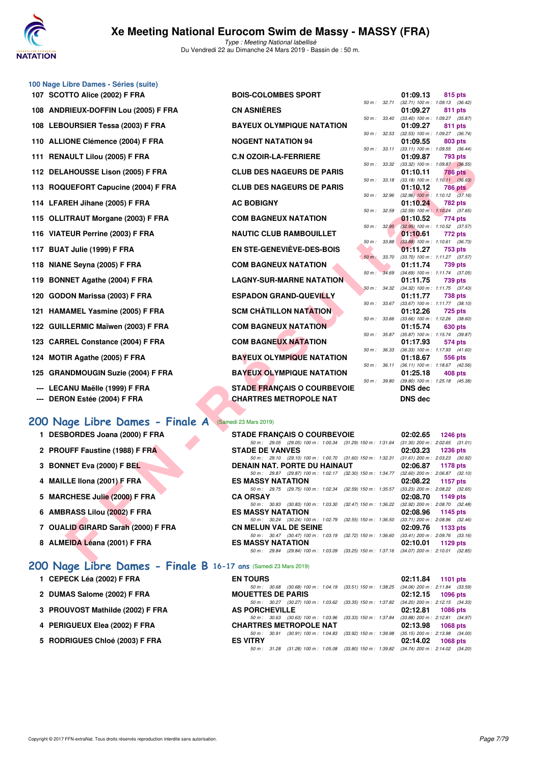## 100 Nage Libre Dames - Séries (suite)

| Rang | Nom | Club | Temps | Points | Splits |
|---|---|---|---|---|---|
| 107 | SCOTTO Alice (2002) F FRA | BOIS-COLOMBES SPORT | 01:09.13 | 815 pts | 50 m : 32.71 (32.71) 100 m : 1:09.13 (36.42) |
| 108 | ANDRIEUX-DOFFIN Lou (2005) F FRA | CN ASNIÈRES | 01:09.27 | 811 pts | 50 m : 33.40 (33.40) 100 m : 1:09.27 (35.87) |
| 108 | LEBOURSIER Tessa (2003) F FRA | BAYEUX OLYMPIQUE NATATION | 01:09.27 | 811 pts | 50 m : 32.53 (32.53) 100 m : 1:09.27 (36.74) |
| 110 | ALLIONE Clémence (2004) F FRA | NOGENT NATATION 94 | 01:09.55 | 803 pts | 50 m : 33.11 (33.11) 100 m : 1:09.55 (36.44) |
| 111 | RENAULT Lilou (2005) F FRA | C.N OZOIR-LA-FERRIERE | 01:09.87 | 793 pts | 50 m : 33.32 (33.32) 100 m : 1:09.87 (36.55) |
| 112 | DELAHOUSSE Lison (2005) F FRA | CLUB DES NAGEURS DE PARIS | 01:10.11 | 786 pts | 50 m : 33.18 (33.18) 100 m : 1:10.11 (36.93) |
| 113 | ROQUEFORT Capucine (2004) F FRA | CLUB DES NAGEURS DE PARIS | 01:10.12 | 786 pts | 50 m : 32.96 (32.96) 100 m : 1:10.12 (37.16) |
| 114 | LFAREH Jihane (2005) F FRA | AC BOBIGNY | 01:10.24 | 782 pts | 50 m : 32.59 (32.59) 100 m : 1:10.24 (37.65) |
| 115 | OLLITRAUT Morgane (2003) F FRA | COM BAGNEUX NATATION | 01:10.52 | 774 pts | 50 m : 32.95 (32.95) 100 m : 1:10.52 (37.57) |
| 116 | VIATEUR Perrine (2003) F FRA | NAUTIC CLUB RAMBOUILLET | 01:10.61 | 772 pts | 50 m : 33.88 (33.88) 100 m : 1:10.61 (36.73) |
| 117 | BUAT Julie (1999) F FRA | EN STE-GENEVIÈVE-DES-BOIS | 01:11.27 | 753 pts | 50 m : 33.70 (33.70) 100 m : 1:11.27 (37.57) |
| 118 | NIANE Seyna (2005) F FRA | COM BAGNEUX NATATION | 01:11.74 | 739 pts | 50 m : 34.69 (34.69) 100 m : 1:11.74 (37.05) |
| 119 | BONNET Agathe (2004) F FRA | LAGNY-SUR-MARNE NATATION | 01:11.75 | 739 pts | 50 m : 34.32 (34.32) 100 m : 1:11.75 (37.43) |
| 120 | GODON Marissa (2003) F FRA | ESPADON GRAND-QUEVILLY | 01:11.77 | 738 pts | 50 m : 33.67 (33.67) 100 m : 1:11.77 (38.10) |
| 121 | HAMAMEL Yasmine (2005) F FRA | SCM CHÂTILLON NATATION | 01:12.26 | 725 pts | 50 m : 33.66 (33.66) 100 m : 1:12.26 (38.60) |
| 122 | GUILLERMIC Maïwen (2003) F FRA | COM BAGNEUX NATATION | 01:15.74 | 630 pts | 50 m : 35.87 (35.87) 100 m : 1:15.74 (39.87) |
| 123 | CARREL Constance (2004) F FRA | COM BAGNEUX NATATION | 01:17.93 | 574 pts | 50 m : 36.33 (36.33) 100 m : 1:17.93 (41.60) |
| 124 | MOTIR Agathe (2005) F FRA | BAYEUX OLYMPIQUE NATATION | 01:18.67 | 556 pts | 50 m : 36.11 (36.11) 100 m : 1:18.67 (42.56) |
| 125 | GRANDMOUGIN Suzie (2004) F FRA | BAYEUX OLYMPIQUE NATATION | 01:25.18 | 408 pts | 50 m : 39.80 (39.80) 100 m : 1:25.18 (45.38) |
| --- | LECANU Maëlle (1999) F FRA | STADE FRANÇAIS O COURBEVOIE | DNS dec | | |
| --- | DERON Estée (2004) F FRA | CHARTRES METROPOLE NAT | DNS dec | | |

## 200 Nage Libre Dames - Finale A (Samedi 23 Mars 2019)

| Rang | Nom | Club | Temps | Points | Splits |
|---|---|---|---|---|---|
| 1 | DESBORDES Joana (2000) F FRA | STADE FRANÇAIS O COURBEVOIE | 02:02.65 | 1246 pts | 50 m : 29.05 (29.05) 100 m : 1:00.34 (31.29) 150 m : 1:31.64 (31.30) 200 m : 2:02.65 (31.01) |
| 2 | PROUFF Faustine (1988) F FRA | STADE DE VANVES | 02:03.23 | 1236 pts | 50 m : 29.10 (29.10) 100 m : 1:00.70 (31.60) 150 m : 1:32.31 (31.61) 200 m : 2:03.23 (30.92) |
| 3 | BONNET Eva (2000) F BEL | DENAIN NAT. PORTE DU HAINAUT | 02:06.87 | 1178 pts | 50 m : 29.87 (29.87) 100 m : 1:02.17 (32.30) 150 m : 1:34.77 (32.60) 200 m : 2:06.87 (32.10) |
| 4 | MAILLE Ilona (2001) F FRA | ES MASSY NATATION | 02:08.22 | 1157 pts | 50 m : 29.75 (29.75) 100 m : 1:02.34 (32.59) 150 m : 1:35.57 (33.23) 200 m : 2:08.22 (32.65) |
| 5 | MARCHESE Julie (2000) F FRA | CA ORSAY | 02:08.70 | 1149 pts | 50 m : 30.83 (30.83) 100 m : 1:03.30 (32.47) 150 m : 1:36.22 (32.92) 200 m : 2:08.70 (32.48) |
| 6 | AMBRASS Lilou (2002) F FRA | ES MASSY NATATION | 02:08.96 | 1145 pts | 50 m : 30.24 (30.24) 100 m : 1:02.79 (32.55) 150 m : 1:36.50 (33.71) 200 m : 2:08.96 (32.46) |
| 7 | OUALID GIRARD Sarah (2000) F FRA | CN MELUN VAL DE SEINE | 02:09.76 | 1133 pts | 50 m : 30.47 (30.47) 100 m : 1:03.19 (32.72) 150 m : 1:36.60 (33.41) 200 m : 2:09.76 (33.16) |
| 8 | ALMEIDA Léana (2001) F FRA | ES MASSY NATATION | 02:10.01 | 1129 pts | 50 m : 29.84 (29.84) 100 m : 1:03.09 (33.25) 150 m : 1:37.16 (34.07) 200 m : 2:10.01 (32.85) |

## 200 Nage Libre Dames - Finale B 16-17 ans (Samedi 23 Mars 2019)

| Rang | Nom | Club | Temps | Points | Splits |
|---|---|---|---|---|---|
| 1 | CEPECK Léa (2002) F FRA | EN TOURS | 02:11.84 | 1101 pts | 50 m : 30.68 (30.68) 100 m : 1:04.19 (33.51) 150 m : 1:38.25 (34.06) 200 m : 2:11.84 (33.59) |
| 2 | DUMAS Salome (2002) F FRA | MOUETTES DE PARIS | 02:12.15 | 1096 pts | 50 m : 30.27 (30.27) 100 m : 1:03.62 (33.35) 150 m : 1:37.82 (34.20) 200 m : 2:12.15 (34.33) |
| 3 | PROUVOST Mathilde (2002) F FRA | AS PORCHEVILLE | 02:12.81 | 1086 pts | 50 m : 30.63 (30.63) 100 m : 1:03.96 (33.33) 150 m : 1:37.84 (33.88) 200 m : 2:12.81 (34.97) |
| 4 | PERIGUEUX Elea (2002) F FRA | CHARTRES METROPOLE NAT | 02:13.98 | 1068 pts | 50 m : 30.91 (30.91) 100 m : 1:04.83 (33.92) 150 m : 1:39.98 (35.15) 200 m : 2:13.98 (34.00) |
| 5 | RODRIGUES Chloé (2003) F FRA | ES VITRY | 02:14.02 | 1068 pts | 50 m : 31.28 (31.28) 100 m : 1:05.08 (33.80) 150 m : 1:39.82 (34.74) 200 m : 2:14.02 (34.20) |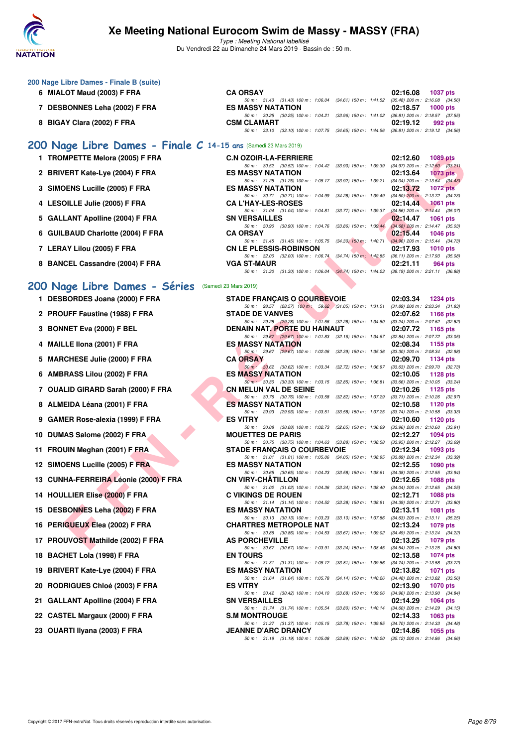## 200 Nage Libre Dames - Finale B (suite)

| Place | Nom | Club | Temps | Points |
|---|---|---|---|---|
| 6 | MIALOT Maud (2003) F FRA | CA ORSAY | 02:16.08 | 1037 pts |
| | 50 m : 31.43 (31.43) 100 m : 1:06.04 (34.61) 150 m : 1:41.52 (35.48) 200 m : 2:16.08 (34.56) | | | |
| 7 | DESBONNES Leha (2002) F FRA | ES MASSY NATATION | 02:18.57 | 1000 pts |
| | 50 m : 30.25 (30.25) 100 m : 1:04.21 (33.96) 150 m : 1:41.02 (36.81) 200 m : 2:18.57 (37.55) | | | |
| 8 | BIGAY Clara (2002) F FRA | CSM CLAMART | 02:19.12 | 992 pts |
| | 50 m : 33.10 (33.10) 100 m : 1:07.75 (34.65) 150 m : 1:44.56 (36.81) 200 m : 2:19.12 (34.56) | | | |

## 200 Nage Libre Dames - Finale C 14-15 ans (Samedi 23 Mars 2019)

| Place | Nom | Club | Temps | Points |
|---|---|---|---|---|
| 1 | TROMPETTE Melora (2005) F FRA | C.N OZOIR-LA-FERRIERE | 02:12.60 | 1089 pts |
| | 50 m : 30.52 (30.52) 100 m : 1:04.42 (33.90) 150 m : 1:39.39 (34.97) 200 m : 2:12.60 (33.21) | | | |
| 2 | BRIVERT Kate-Lye (2004) F FRA | ES MASSY NATATION | 02:13.64 | 1073 pts |
| | 50 m : 31.25 (31.25) 100 m : 1:05.17 (33.92) 150 m : 1:39.21 (34.04) 200 m : 2:13.64 (34.43) | | | |
| 3 | SIMOENS Lucille (2005) F FRA | ES MASSY NATATION | 02:13.72 | 1072 pts |
| | 50 m : 30.71 (30.71) 100 m : 1:04.99 (34.28) 150 m : 1:39.49 (34.50) 200 m : 2:13.72 (34.23) | | | |
| 4 | LESOILLE Julie (2005) F FRA | CA L'HAY-LES-ROSES | 02:14.44 | 1061 pts |
| | 50 m : 31.04 (31.04) 100 m : 1:04.81 (33.77) 150 m : 1:39.37 (34.56) 200 m : 2:14.44 (35.07) | | | |
| 5 | GALLANT Apolline (2004) F FRA | SN VERSAILLES | 02:14.47 | 1061 pts |
| | 50 m : 30.90 (30.90) 100 m : 1:04.76 (33.86) 150 m : 1:39.44 (34.68) 200 m : 2:14.47 (35.03) | | | |
| 6 | GUILBAUD Charlotte (2004) F FRA | CA ORSAY | 02:15.44 | 1046 pts |
| | 50 m : 31.45 (31.45) 100 m : 1:05.75 (34.30) 150 m : 1:40.71 (34.96) 200 m : 2:15.44 (34.73) | | | |
| 7 | LERAY Lilou (2005) F FRA | CN LE PLESSIS-ROBINSON | 02:17.93 | 1010 pts |
| | 50 m : 32.00 (32.00) 100 m : 1:06.74 (34.74) 150 m : 1:42.85 (36.11) 200 m : 2:17.93 (35.08) | | | |
| 8 | BANCEL Cassandre (2004) F FRA | VGA ST-MAUR | 02:21.11 | 964 pts |
| | 50 m : 31.30 (31.30) 100 m : 1:06.04 (34.74) 150 m : 1:44.23 (38.19) 200 m : 2:21.11 (36.88) | | | |

## 200 Nage Libre Dames - Séries (Samedi 23 Mars 2019)

| Place | Nom | Club | Temps | Points |
|---|---|---|---|---|
| 1 | DESBORDES Joana (2000) F FRA | STADE FRANÇAIS O COURBEVOIE | 02:03.34 | 1234 pts |
| | 50 m : 28.57 (28.57) 100 m : 59.62 (31.05) 150 m : 1:31.51 (31.89) 200 m : 2:03.34 (31.83) | | | |
| 2 | PROUFF Faustine (1988) F FRA | STADE DE VANVES | 02:07.62 | 1166 pts |
| | 50 m : 29.28 (29.28) 100 m : 1:01.56 (32.28) 150 m : 1:34.80 (33.24) 200 m : 2:07.62 (32.82) | | | |
| 3 | BONNET Eva (2000) F BEL | DENAIN NAT. PORTE DU HAINAUT | 02:07.72 | 1165 pts |
| | 50 m : 29.67 (29.67) 100 m : 1:01.83 (32.16) 150 m : 1:34.67 (32.84) 200 m : 2:07.72 (33.05) | | | |
| 4 | MAILLE Ilona (2001) F FRA | ES MASSY NATATION | 02:08.34 | 1155 pts |
| | 50 m : 29.67 (29.67) 100 m : 1:02.06 (32.39) 150 m : 1:35.36 (33.30) 200 m : 2:08.34 (32.98) | | | |
| 5 | MARCHESE Julie (2000) F FRA | CA ORSAY | 02:09.70 | 1134 pts |
| | 50 m : 30.62 (30.62) 100 m : 1:03.34 (32.72) 150 m : 1:36.97 (33.63) 200 m : 2:09.70 (32.73) | | | |
| 6 | AMBRASS Lilou (2002) F FRA | ES MASSY NATATION | 02:10.05 | 1128 pts |
| | 50 m : 30.30 (30.30) 100 m : 1:03.15 (32.85) 150 m : 1:36.81 (33.66) 200 m : 2:10.05 (33.24) | | | |
| 7 | OUALID GIRARD Sarah (2000) F FRA | CN MELUN VAL DE SEINE | 02:10.26 | 1125 pts |
| | 50 m : 30.76 (30.76) 100 m : 1:03.58 (32.82) 150 m : 1:37.29 (33.71) 200 m : 2:10.26 (32.97) | | | |
| 8 | ALMEIDA Léana (2001) F FRA | ES MASSY NATATION | 02:10.58 | 1120 pts |
| | 50 m : 29.93 (29.93) 100 m : 1:03.51 (33.58) 150 m : 1:37.25 (33.74) 200 m : 2:10.58 (33.33) | | | |
| 9 | GAMER Rose-alexia (1999) F FRA | ES VITRY | 02:10.60 | 1120 pts |
| | 50 m : 30.08 (30.08) 100 m : 1:02.73 (32.65) 150 m : 1:36.69 (33.96) 200 m : 2:10.60 (33.91) | | | |
| 10 | DUMAS Salome (2002) F FRA | MOUETTES DE PARIS | 02:12.27 | 1094 pts |
| | 50 m : 30.75 (30.75) 100 m : 1:04.63 (33.88) 150 m : 1:38.58 (33.95) 200 m : 2:12.27 (33.69) | | | |
| 11 | FROUIN Meghan (2001) F FRA | STADE FRANÇAIS O COURBEVOIE | 02:12.34 | 1093 pts |
| | 50 m : 31.01 (31.01) 100 m : 1:05.06 (34.05) 150 m : 1:38.95 (33.89) 200 m : 2:12.34 (33.39) | | | |
| 12 | SIMOENS Lucille (2005) F FRA | ES MASSY NATATION | 02:12.55 | 1090 pts |
| | 50 m : 30.65 (30.65) 100 m : 1:04.23 (33.58) 150 m : 1:38.61 (34.38) 200 m : 2:12.55 (33.94) | | | |
| 13 | CUNHA-FERREIRA Léonie (2000) F FRA | CN VIRY-CHÂTILLON | 02:12.65 | 1088 pts |
| | 50 m : 31.02 (31.02) 100 m : 1:04.36 (33.34) 150 m : 1:38.40 (34.04) 200 m : 2:12.65 (34.25) | | | |
| 14 | HOULLIER Elise (2000) F FRA | C VIKINGS DE ROUEN | 02:12.71 | 1088 pts |
| | 50 m : 31.14 (31.14) 100 m : 1:04.52 (33.38) 150 m : 1:38.91 (34.39) 200 m : 2:12.71 (33.80) | | | |
| 15 | DESBONNES Leha (2002) F FRA | ES MASSY NATATION | 02:13.11 | 1081 pts |
| | 50 m : 30.13 (30.13) 100 m : 1:03.23 (33.10) 150 m : 1:37.86 (34.63) 200 m : 2:13.11 (35.25) | | | |
| 16 | PERIGUEUX Elea (2002) F FRA | CHARTRES METROPOLE NAT | 02:13.24 | 1079 pts |
| | 50 m : 30.86 (30.86) 100 m : 1:04.53 (33.67) 150 m : 1:39.02 (34.49) 200 m : 2:13.24 (34.22) | | | |
| 17 | PROUVOST Mathilde (2002) F FRA | AS PORCHEVILLE | 02:13.25 | 1079 pts |
| | 50 m : 30.67 (30.67) 100 m : 1:03.91 (33.24) 150 m : 1:38.45 (34.54) 200 m : 2:13.25 (34.80) | | | |
| 18 | BACHET Lola (1998) F FRA | EN TOURS | 02:13.58 | 1074 pts |
| | 50 m : 31.31 (31.31) 100 m : 1:05.12 (33.81) 150 m : 1:39.86 (34.74) 200 m : 2:13.58 (33.72) | | | |
| 19 | BRIVERT Kate-Lye (2004) F FRA | ES MASSY NATATION | 02:13.82 | 1071 pts |
| | 50 m : 31.64 (31.64) 100 m : 1:05.78 (34.14) 150 m : 1:40.26 (34.48) 200 m : 2:13.82 (33.56) | | | |
| 20 | RODRIGUES Chloé (2003) F FRA | ES VITRY | 02:13.90 | 1070 pts |
| | 50 m : 30.42 (30.42) 100 m : 1:04.10 (33.68) 150 m : 1:39.06 (34.96) 200 m : 2:13.90 (34.84) | | | |
| 21 | GALLANT Apolline (2004) F FRA | SN VERSAILLES | 02:14.29 | 1064 pts |
| | 50 m : 31.74 (31.74) 100 m : 1:05.54 (33.80) 150 m : 1:40.14 (34.60) 200 m : 2:14.29 (34.15) | | | |
| 22 | CASTEL Margaux (2000) F FRA | S.M MONTROUGE | 02:14.33 | 1063 pts |
| | 50 m : 31.37 (31.37) 100 m : 1:05.15 (33.78) 150 m : 1:39.85 (34.70) 200 m : 2:14.33 (34.48) | | | |
| 23 | OUARTI Ilyana (2003) F FRA | JEANNE D'ARC DRANCY | 02:14.86 | 1055 pts |
| | 50 m : 31.19 (31.19) 100 m : 1:05.08 (33.89) 150 m : 1:40.20 (35.12) 200 m : 2:14.86 (34.66) | | | |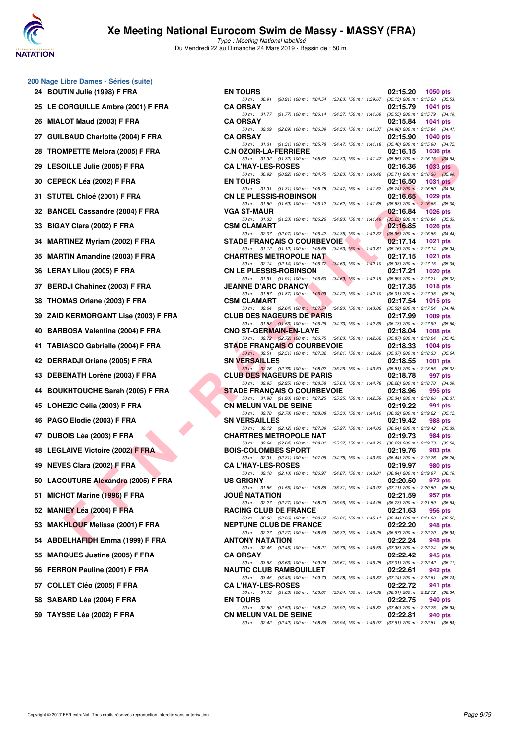## 200 Nage Libre Dames - Séries (suite)

| Rang | Nom | Club | Temps | Points |
|---|---|---|---|---|
| 24 | BOUTIN Julie (1998) F FRA | EN TOURS | 02:15.20 | 1050 pts |
| | 50 m : 30.91 (30.91) 100 m : 1:04.54 (33.63) 150 m : 1:39.67 (35.13) 200 m : 2:15.20 (35.53) | | | |
| 25 | LE CORGUILLE Ambre (2001) F FRA | CA ORSAY | 02:15.79 | 1041 pts |
| | 50 m : 31.77 (31.77) 100 m : 1:06.14 (34.37) 150 m : 1:41.69 (35.55) 200 m : 2:15.79 (34.10) | | | |
| 26 | MIALOT Maud (2003) F FRA | CA ORSAY | 02:15.84 | 1041 pts |
| | 50 m : 32.09 (32.09) 100 m : 1:06.39 (34.30) 150 m : 1:41.37 (34.98) 200 m : 2:15.84 (34.47) | | | |
| 27 | GUILBAUD Charlotte (2004) F FRA | CA ORSAY | 02:15.90 | 1040 pts |
| | 50 m : 31.31 (31.31) 100 m : 1:05.78 (34.47) 150 m : 1:41.18 (35.40) 200 m : 2:15.90 (34.72) | | | |
| 28 | TROMPETTE Melora (2005) F FRA | C.N OZOIR-LA-FERRIERE | 02:16.15 | 1036 pts |
| | 50 m : 31.32 (31.32) 100 m : 1:05.62 (34.30) 150 m : 1:41.47 (35.85) 200 m : 2:16.15 (34.68) | | | |
| 29 | LESOILLE Julie (2005) F FRA | CA L'HAY-LES-ROSES | 02:16.36 | 1033 pts |
| | 50 m : 30.92 (30.92) 100 m : 1:04.75 (33.83) 150 m : 1:40.46 (35.71) 200 m : 2:16.36 (35.90) | | | |
| 30 | CEPECK Léa (2002) F FRA | EN TOURS | 02:16.50 | 1031 pts |
| | 50 m : 31.31 (31.31) 100 m : 1:05.78 (34.47) 150 m : 1:41.52 (35.74) 200 m : 2:16.50 (34.98) | | | |
| 31 | STUTEL Chloé (2001) F FRA | CN LE PLESSIS-ROBINSON | 02:16.65 | 1029 pts |
| | 50 m : 31.50 (31.50) 100 m : 1:06.12 (34.62) 150 m : 1:41.65 (35.53) 200 m : 2:16.65 (35.00) | | | |
| 32 | BANCEL Cassandre (2004) F FRA | VGA ST-MAUR | 02:16.84 | 1026 pts |
| | 50 m : 31.33 (31.33) 100 m : 1:06.26 (34.93) 150 m : 1:41.49 (35.23) 200 m : 2:16.84 (35.35) | | | |
| 33 | BIGAY Clara (2002) F FRA | CSM CLAMART | 02:16.85 | 1026 pts |
| | 50 m : 32.07 (32.07) 100 m : 1:06.42 (34.35) 150 m : 1:42.37 (35.95) 200 m : 2:16.85 (34.48) | | | |
| 34 | MARTINEZ Myriam (2002) F FRA | STADE FRANÇAIS O COURBEVOIE | 02:17.14 | 1021 pts |
| | 50 m : 31.12 (31.12) 100 m : 1:05.65 (34.53) 150 m : 1:40.81 (35.16) 200 m : 2:17.14 (36.33) | | | |
| 35 | MARTIN Amandine (2003) F FRA | CHARTRES METROPOLE NAT | 02:17.15 | 1021 pts |
| | 50 m : 32.14 (32.14) 100 m : 1:06.77 (34.63) 150 m : 1:42.10 (35.33) 200 m : 2:17.15 (35.05) | | | |
| 36 | LERAY Lilou (2005) F FRA | CN LE PLESSIS-ROBINSON | 02:17.21 | 1020 pts |
| | 50 m : 31.91 (31.91) 100 m : 1:06.60 (34.69) 150 m : 1:42.19 (35.59) 200 m : 2:17.21 (35.02) | | | |
| 37 | BERDJI Chahinez (2003) F FRA | JEANNE D'ARC DRANCY | 02:17.35 | 1018 pts |
| | 50 m : 31.87 (31.87) 100 m : 1:06.09 (34.22) 150 m : 1:42.10 (36.01) 200 m : 2:17.35 (35.25) | | | |
| 38 | THOMAS Orlane (2003) F FRA | CSM CLAMART | 02:17.54 | 1015 pts |
| | 50 m : 32.64 (32.64) 100 m : 1:07.54 (34.90) 150 m : 1:43.06 (35.52) 200 m : 2:17.54 (34.48) | | | |
| 39 | ZAID KERMORGANT Lise (2003) F FRA | CLUB DES NAGEURS DE PARIS | 02:17.99 | 1009 pts |
| | 50 m : 31.53 (31.53) 100 m : 1:06.26 (34.73) 150 m : 1:42.39 (36.13) 200 m : 2:17.99 (35.60) | | | |
| 40 | BARBOSA Valentina (2004) F FRA | CNO ST-GERMAIN-EN-LAYE | 02:18.04 | 1008 pts |
| | 50 m : 32.72 (32.72) 100 m : 1:06.75 (34.03) 150 m : 1:42.62 (35.87) 200 m : 2:18.04 (35.42) | | | |
| 41 | TABIASCO Gabrielle (2004) F FRA | STADE FRANÇAIS O COURBEVOIE | 02:18.33 | 1004 pts |
| | 50 m : 32.51 (32.51) 100 m : 1:07.32 (34.81) 150 m : 1:42.69 (35.37) 200 m : 2:18.33 (35.64) | | | |
| 42 | DERRADJI Oriane (2005) F FRA | SN VERSAILLES | 02:18.55 | 1001 pts |
| | 50 m : 32.76 (32.76) 100 m : 1:08.02 (35.26) 150 m : 1:43.53 (35.51) 200 m : 2:18.55 (35.02) | | | |
| 43 | DEBENATH Lorène (2003) F FRA | CLUB DES NAGEURS DE PARIS | 02:18.78 | 997 pts |
| | 50 m : 32.95 (32.95) 100 m : 1:08.58 (35.63) 150 m : 1:44.78 (36.20) 200 m : 2:18.78 (34.00) | | | |
| 44 | BOUKHTOUCHE Sarah (2005) F FRA | STADE FRANÇAIS O COURBEVOIE | 02:18.96 | 995 pts |
| | 50 m : 31.90 (31.90) 100 m : 1:07.25 (35.35) 150 m : 1:42.59 (35.34) 200 m : 2:18.96 (36.37) | | | |
| 45 | LOHEZIC Célia (2003) F FRA | CN MELUN VAL DE SEINE | 02:19.22 | 991 pts |
| | 50 m : 32.78 (32.78) 100 m : 1:08.08 (35.30) 150 m : 1:44.10 (36.02) 200 m : 2:19.22 (35.12) | | | |
| 46 | PAGO Elodie (2003) F FRA | SN VERSAILLES | 02:19.42 | 988 pts |
| | 50 m : 32.12 (32.12) 100 m : 1:07.39 (35.27) 150 m : 1:44.03 (36.64) 200 m : 2:19.42 (35.39) | | | |
| 47 | DUBOIS Léa (2003) F FRA | CHARTRES METROPOLE NAT | 02:19.73 | 984 pts |
| | 50 m : 32.64 (32.64) 100 m : 1:08.01 (35.37) 150 m : 1:44.23 (36.22) 200 m : 2:19.73 (35.50) | | | |
| 48 | LEGLAIVE Victoire (2002) F FRA | BOIS-COLOMBES SPORT | 02:19.76 | 983 pts |
| | 50 m : 32.31 (32.31) 100 m : 1:07.06 (34.75) 150 m : 1:43.50 (36.44) 200 m : 2:19.76 (36.26) | | | |
| 49 | NEVES Clara (2002) F FRA | CA L'HAY-LES-ROSES | 02:19.97 | 980 pts |
| | 50 m : 32.10 (32.10) 100 m : 1:06.97 (34.87) 150 m : 1:43.81 (36.84) 200 m : 2:19.97 (36.16) | | | |
| 50 | LACOUTURE Alexandra (2005) F FRA | US GRIGNY | 02:20.50 | 972 pts |
| | 50 m : 31.55 (31.55) 100 m : 1:06.86 (35.31) 150 m : 1:43.97 (37.11) 200 m : 2:20.50 (36.53) | | | |
| 51 | MICHOT Marine (1996) F FRA | JOUÉ NATATION | 02:21.59 | 957 pts |
| | 50 m : 32.27 (32.27) 100 m : 1:08.23 (35.96) 150 m : 1:44.96 (36.73) 200 m : 2:21.59 (36.63) | | | |
| 52 | MANIEY Léa (2004) F FRA | RACING CLUB DE FRANCE | 02:21.63 | 956 pts |
| | 50 m : 32.66 (32.66) 100 m : 1:08.67 (36.01) 150 m : 1:45.11 (36.44) 200 m : 2:21.63 (36.52) | | | |
| 53 | MAKHLOUF Melissa (2001) F FRA | NEPTUNE CLUB DE FRANCE | 02:22.20 | 948 pts |
| | 50 m : 32.27 (32.27) 100 m : 1:08.59 (36.32) 150 m : 1:45.26 (36.67) 200 m : 2:22.20 (36.94) | | | |
| 54 | ABDELHAFIDH Emma (1999) F FRA | ANTONY NATATION | 02:22.24 | 948 pts |
| | 50 m : 32.45 (32.45) 100 m : 1:08.21 (35.76) 150 m : 1:45.59 (37.38) 200 m : 2:22.24 (36.65) | | | |
| 55 | MARQUES Justine (2005) F FRA | CA ORSAY | 02:22.42 | 945 pts |
| | 50 m : 33.63 (33.63) 100 m : 1:09.24 (35.61) 150 m : 1:46.25 (37.01) 200 m : 2:22.42 (36.17) | | | |
| 56 | FERRON Pauline (2001) F FRA | NAUTIC CLUB RAMBOUILLET | 02:22.61 | 942 pts |
| | 50 m : 33.45 (33.45) 100 m : 1:09.73 (36.28) 150 m : 1:46.87 (37.14) 200 m : 2:22.61 (35.74) | | | |
| 57 | COLLET Cléo (2005) F FRA | CA L'HAY-LES-ROSES | 02:22.72 | 941 pts |
| | 50 m : 31.03 (31.03) 100 m : 1:06.07 (35.04) 150 m : 1:44.38 (38.31) 200 m : 2:22.72 (38.34) | | | |
| 58 | SABARD Léa (2004) F FRA | EN TOURS | 02:22.75 | 940 pts |
| | 50 m : 32.50 (32.50) 100 m : 1:08.42 (35.92) 150 m : 1:45.82 (37.40) 200 m : 2:22.75 (36.93) | | | |
| 59 | TAYSSE Léa (2002) F FRA | CN MELUN VAL DE SEINE | 02:22.81 | 940 pts |
| | 50 m : 32.42 (32.42) 100 m : 1:08.36 (35.94) 150 m : 1:45.97 (37.61) 200 m : 2:22.81 (36.84) | | | |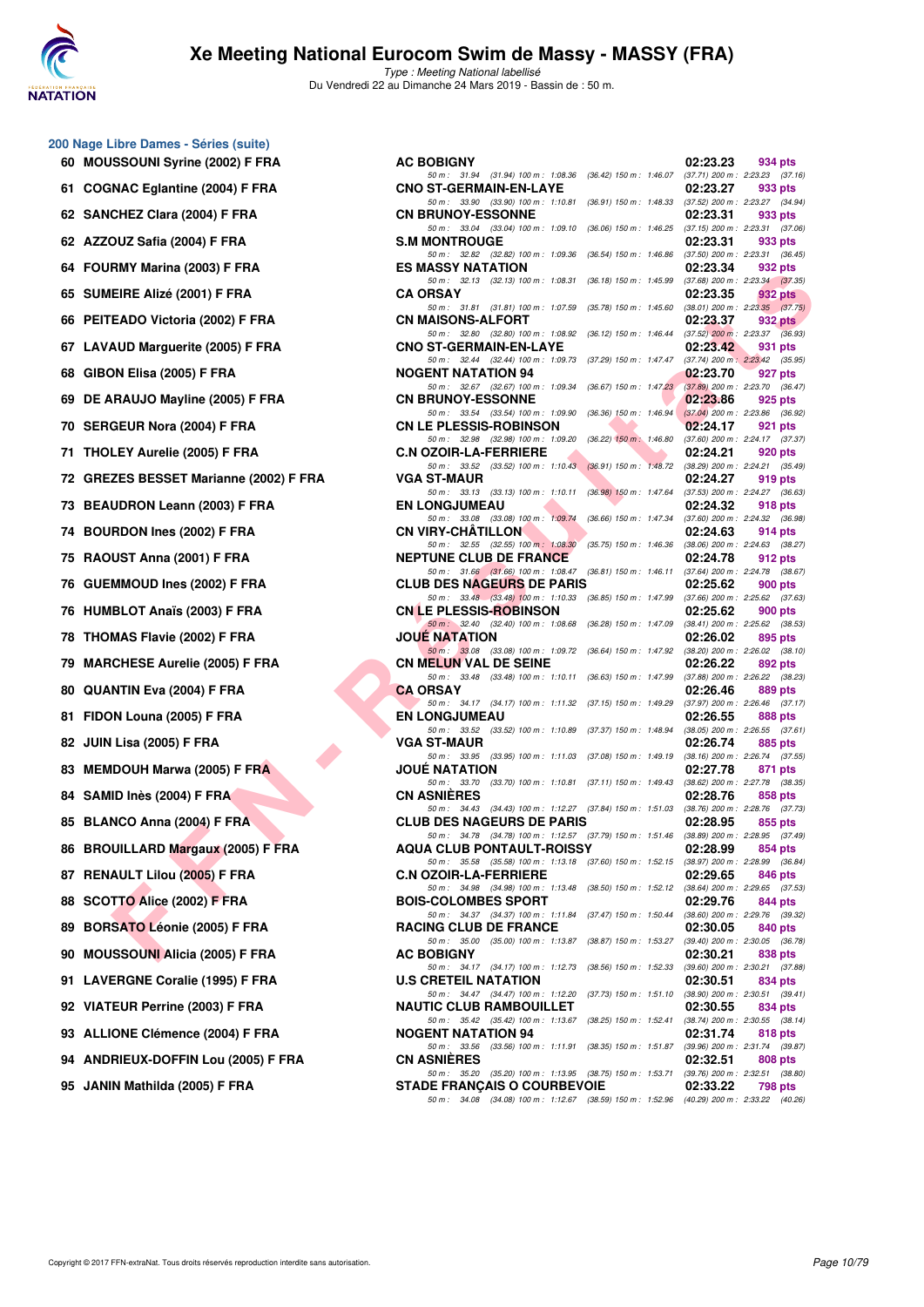# Xe Meeting National Eurocom Swim de Massy - MASSY (FRA)

*Type : Meeting National labellisé*

Du Vendredi 22 au Dimanche 24 Mars 2019 - Bassin de : 50 m.

## 200 Nage Libre Dames - Séries (suite)

| Rang | Nom | Club | Temps | Points |
|---|---|---|---|---|
| 60 | MOUSSOUNI Syrine (2002) F FRA | AC BOBIGNY | 02:23.23 | 934 pts |
| | | 50 m : 31.94 (31.94) 100 m : 1:08.36 (36.42) 150 m : 1:46.07 (37.71) 200 m : 2:23.23 (37.16) | | |
| 61 | COGNAC Eglantine (2004) F FRA | CNO ST-GERMAIN-EN-LAYE | 02:23.27 | 933 pts |
| | | 50 m : 33.90 (33.90) 100 m : 1:10.81 (36.91) 150 m : 1:48.33 (37.52) 200 m : 2:23.27 (34.94) | | |
| 62 | SANCHEZ Clara (2004) F FRA | CN BRUNOY-ESSONNE | 02:23.31 | 933 pts |
| | | 50 m : 33.04 (33.04) 100 m : 1:09.10 (36.06) 150 m : 1:46.25 (37.15) 200 m : 2:23.31 (37.06) | | |
| 62 | AZZOUZ Safia (2004) F FRA | S.M MONTROUGE | 02:23.31 | 933 pts |
| | | 50 m : 32.82 (32.82) 100 m : 1:09.36 (36.54) 150 m : 1:46.86 (37.50) 200 m : 2:23.31 (36.45) | | |
| 64 | FOURMY Marina (2003) F FRA | ES MASSY NATATION | 02:23.34 | 932 pts |
| | | 50 m : 32.13 (32.13) 100 m : 1:08.31 (36.18) 150 m : 1:45.99 (37.68) 200 m : 2:23.34 (37.35) | | |
| 65 | SUMEIRE Alizé (2001) F FRA | CA ORSAY | 02:23.35 | 932 pts |
| | | 50 m : 31.81 (31.81) 100 m : 1:07.59 (35.78) 150 m : 1:45.60 (38.01) 200 m : 2:23.35 (37.75) | | |
| 66 | PEITEADO Victoria (2002) F FRA | CN MAISONS-ALFORT | 02:23.37 | 932 pts |
| | | 50 m : 32.80 (32.80) 100 m : 1:08.92 (36.12) 150 m : 1:46.44 (37.52) 200 m : 2:23.37 (36.93) | | |
| 67 | LAVAUD Marguerite (2005) F FRA | CNO ST-GERMAIN-EN-LAYE | 02:23.42 | 931 pts |
| | | 50 m : 32.44 (32.44) 100 m : 1:09.73 (37.29) 150 m : 1:47.47 (37.74) 200 m : 2:23.42 (35.95) | | |
| 68 | GIBON Elisa (2005) F FRA | NOGENT NATATION 94 | 02:23.70 | 927 pts |
| | | 50 m : 32.67 (32.67) 100 m : 1:09.34 (36.67) 150 m : 1:47.23 (37.89) 200 m : 2:23.70 (36.47) | | |
| 69 | DE ARAUJO Mayline (2005) F FRA | CN BRUNOY-ESSONNE | 02:23.86 | 925 pts |
| | | 50 m : 33.54 (33.54) 100 m : 1:09.90 (36.36) 150 m : 1:46.94 (37.04) 200 m : 2:23.86 (36.92) | | |
| 70 | SERGEUR Nora (2004) F FRA | CN LE PLESSIS-ROBINSON | 02:24.17 | 921 pts |
| | | 50 m : 32.98 (32.98) 100 m : 1:09.20 (36.22) 150 m : 1:46.80 (37.60) 200 m : 2:24.17 (37.37) | | |
| 71 | THOLEY Aurelie (2005) F FRA | C.N OZOIR-LA-FERRIERE | 02:24.21 | 920 pts |
| | | 50 m : 33.52 (33.52) 100 m : 1:10.43 (36.91) 150 m : 1:48.72 (38.29) 200 m : 2:24.21 (35.49) | | |
| 72 | GREZES BESSET Marianne (2002) F FRA | VGA ST-MAUR | 02:24.27 | 919 pts |
| | | 50 m : 33.13 (33.13) 100 m : 1:10.11 (36.98) 150 m : 1:47.64 (37.53) 200 m : 2:24.27 (36.63) | | |
| 73 | BEAUDRON Leann (2003) F FRA | EN LONGJUMEAU | 02:24.32 | 918 pts |
| | | 50 m : 33.08 (33.08) 100 m : 1:09.74 (36.66) 150 m : 1:47.34 (37.60) 200 m : 2:24.32 (36.98) | | |
| 74 | BOURDON Ines (2002) F FRA | CN VIRY-CHÂTILLON | 02:24.63 | 914 pts |
| | | 50 m : 32.55 (32.55) 100 m : 1:08.30 (35.75) 150 m : 1:46.36 (38.06) 200 m : 2:24.63 (38.27) | | |
| 75 | RAOUST Anna (2001) F FRA | NEPTUNE CLUB DE FRANCE | 02:24.78 | 912 pts |
| | | 50 m : 31.66 (31.66) 100 m : 1:08.47 (36.81) 150 m : 1:46.11 (37.64) 200 m : 2:24.78 (38.67) | | |
| 76 | GUEMMOUD Ines (2002) F FRA | CLUB DES NAGEURS DE PARIS | 02:25.62 | 900 pts |
| | | 50 m : 33.48 (33.48) 100 m : 1:10.33 (36.85) 150 m : 1:47.99 (37.66) 200 m : 2:25.62 (37.63) | | |
| 76 | HUMBLOT Anaïs (2003) F FRA | CN LE PLESSIS-ROBINSON | 02:25.62 | 900 pts |
| | | 50 m : 32.40 (32.40) 100 m : 1:08.68 (36.28) 150 m : 1:47.09 (38.41) 200 m : 2:25.62 (38.53) | | |
| 78 | THOMAS Flavie (2002) F FRA | JOUÉ NATATION | 02:26.02 | 895 pts |
| | | 50 m : 33.08 (33.08) 100 m : 1:09.72 (36.64) 150 m : 1:47.92 (38.20) 200 m : 2:26.02 (38.10) | | |
| 79 | MARCHESE Aurelie (2005) F FRA | CN MELUN VAL DE SEINE | 02:26.22 | 892 pts |
| | | 50 m : 33.48 (33.48) 100 m : 1:10.11 (36.63) 150 m : 1:47.99 (37.88) 200 m : 2:26.22 (38.23) | | |
| 80 | QUANTIN Eva (2004) F FRA | CA ORSAY | 02:26.46 | 889 pts |
| | | 50 m : 34.17 (34.17) 100 m : 1:11.32 (37.15) 150 m : 1:49.29 (37.97) 200 m : 2:26.46 (37.17) | | |
| 81 | FIDON Louna (2005) F FRA | EN LONGJUMEAU | 02:26.55 | 888 pts |
| | | 50 m : 33.52 (33.52) 100 m : 1:10.89 (37.37) 150 m : 1:48.94 (38.05) 200 m : 2:26.55 (37.61) | | |
| 82 | JUIN Lisa (2005) F FRA | VGA ST-MAUR | 02:26.74 | 885 pts |
| | | 50 m : 33.95 (33.95) 100 m : 1:11.03 (37.08) 150 m : 1:49.19 (38.16) 200 m : 2:26.74 (37.55) | | |
| 83 | MEMDOUH Marwa (2005) F FRA | JOUÉ NATATION | 02:27.78 | 871 pts |
| | | 50 m : 33.70 (33.70) 100 m : 1:10.81 (37.11) 150 m : 1:49.43 (38.62) 200 m : 2:27.78 (38.35) | | |
| 84 | SAMID Inès (2004) F FRA | CN ASNIÈRES | 02:28.76 | 858 pts |
| | | 50 m : 34.43 (34.43) 100 m : 1:12.27 (37.84) 150 m : 1:51.03 (38.76) 200 m : 2:28.76 (37.73) | | |
| 85 | BLANCO Anna (2004) F FRA | CLUB DES NAGEURS DE PARIS | 02:28.95 | 855 pts |
| | | 50 m : 34.78 (34.78) 100 m : 1:12.57 (37.79) 150 m : 1:51.46 (38.89) 200 m : 2:28.95 (37.49) | | |
| 86 | BROUILLARD Margaux (2005) F FRA | AQUA CLUB PONTAULT-ROISSY | 02:28.99 | 854 pts |
| | | 50 m : 35.58 (35.58) 100 m : 1:13.18 (37.60) 150 m : 1:52.15 (38.97) 200 m : 2:28.99 (36.84) | | |
| 87 | RENAULT Lilou (2005) F FRA | C.N OZOIR-LA-FERRIERE | 02:29.65 | 846 pts |
| | | 50 m : 34.98 (34.98) 100 m : 1:13.48 (38.50) 150 m : 1:52.12 (38.64) 200 m : 2:29.65 (37.53) | | |
| 88 | SCOTTO Alice (2002) F FRA | BOIS-COLOMBES SPORT | 02:29.76 | 844 pts |
| | | 50 m : 34.37 (34.37) 100 m : 1:11.84 (37.47) 150 m : 1:50.44 (38.60) 200 m : 2:29.76 (39.32) | | |
| 89 | BORSATO Léonie (2005) F FRA | RACING CLUB DE FRANCE | 02:30.05 | 840 pts |
| | | 50 m : 35.00 (35.00) 100 m : 1:13.87 (38.87) 150 m : 1:53.27 (39.40) 200 m : 2:30.05 (36.78) | | |
| 90 | MOUSSOUNI Alicia (2005) F FRA | AC BOBIGNY | 02:30.21 | 838 pts |
| | | 50 m : 34.17 (34.17) 100 m : 1:12.73 (38.56) 150 m : 1:52.33 (39.60) 200 m : 2:30.21 (37.88) | | |
| 91 | LAVERGNE Coralie (1995) F FRA | U.S CRETEIL NATATION | 02:30.51 | 834 pts |
| | | 50 m : 34.47 (34.47) 100 m : 1:12.20 (37.73) 150 m : 1:51.10 (38.90) 200 m : 2:30.51 (39.41) | | |
| 92 | VIATEUR Perrine (2003) F FRA | NAUTIC CLUB RAMBOUILLET | 02:30.55 | 834 pts |
| | | 50 m : 35.42 (35.42) 100 m : 1:13.67 (38.25) 150 m : 1:52.41 (38.74) 200 m : 2:30.55 (38.14) | | |
| 93 | ALLIONE Clémence (2004) F FRA | NOGENT NATATION 94 | 02:31.74 | 818 pts |
| | | 50 m : 33.56 (33.56) 100 m : 1:11.91 (38.35) 150 m : 1:51.87 (39.96) 200 m : 2:31.74 (39.87) | | |
| 94 | ANDRIEUX-DOFFIN Lou (2005) F FRA | CN ASNIÈRES | 02:32.51 | 808 pts |
| | | 50 m : 35.20 (35.20) 100 m : 1:13.95 (38.75) 150 m : 1:53.71 (39.76) 200 m : 2:32.51 (38.80) | | |
| 95 | JANIN Mathilda (2005) F FRA | STADE FRANÇAIS O COURBEVOIE | 02:33.22 | 798 pts |
| | | 50 m : 34.08 (34.08) 100 m : 1:12.67 (38.59) 150 m : 1:52.96 (40.29) 200 m : 2:33.22 (40.26) | | |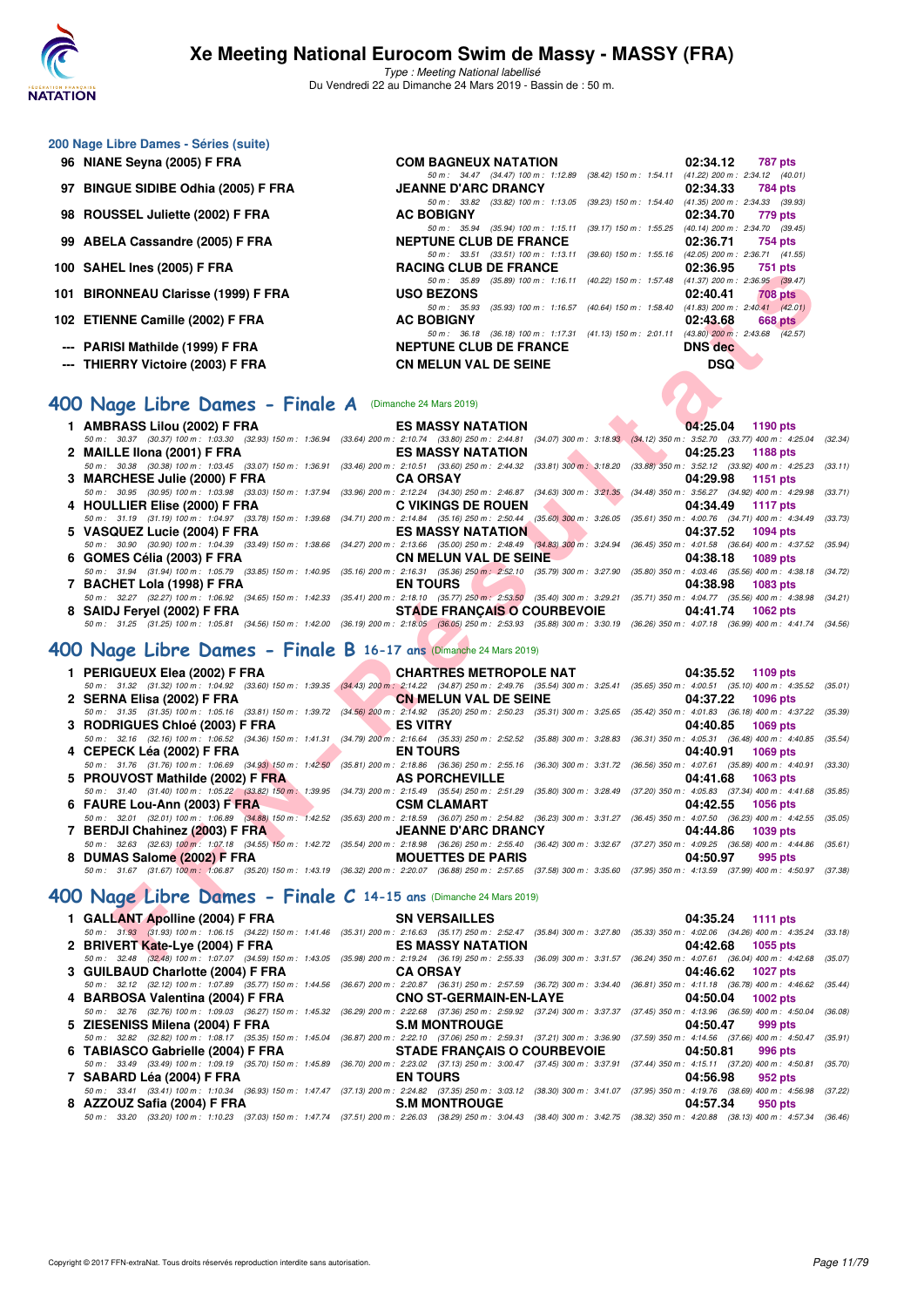# Xe Meeting National Eurocom Swim de Massy - MASSY (FRA)

*Type : Meeting National labellisé*

Du Vendredi 22 au Dimanche 24 Mars 2019 - Bassin de : 50 m.

## 200 Nage Libre Dames - Séries (suite)

| Rg | Nom | Club | Temps | Pts |
|---|---|---|---|---|
| 96 | NIANE Seyna (2005) F FRA | COM BAGNEUX NATATION | 02:34.12 | 787 pts |
| | | 50 m : 34.47 (34.47) 100 m : 1:12.89 (38.42) 150 m : 1:54.11 (41.22) 200 m : 2:34.12 (40.01) | | |
| 97 | BINGUE SIDIBE Odhia (2005) F FRA | JEANNE D'ARC DRANCY | 02:34.33 | 784 pts |
| | | 50 m : 33.82 (33.82) 100 m : 1:13.05 (39.23) 150 m : 1:54.40 (41.35) 200 m : 2:34.33 (39.93) | | |
| 98 | ROUSSEL Juliette (2002) F FRA | AC BOBIGNY | 02:34.70 | 779 pts |
| | | 50 m : 35.94 (35.94) 100 m : 1:15.11 (39.17) 150 m : 1:55.25 (40.14) 200 m : 2:34.70 (39.45) | | |
| 99 | ABELA Cassandre (2005) F FRA | NEPTUNE CLUB DE FRANCE | 02:36.71 | 754 pts |
| | | 50 m : 33.51 (33.51) 100 m : 1:13.11 (39.60) 150 m : 1:55.16 (42.05) 200 m : 2:36.71 (41.55) | | |
| 100 | SAHEL Ines (2005) F FRA | RACING CLUB DE FRANCE | 02:36.95 | 751 pts |
| | | 50 m : 35.89 (35.89) 100 m : 1:16.11 (40.22) 150 m : 1:57.48 (41.37) 200 m : 2:36.95 (39.47) | | |
| 101 | BIRONNEAU Clarisse (1999) F FRA | USO BEZONS | 02:40.41 | 708 pts |
| | | 50 m : 35.93 (35.93) 100 m : 1:16.57 (40.64) 150 m : 1:58.40 (41.83) 200 m : 2:40.41 (42.01) | | |
| 102 | ETIENNE Camille (2002) F FRA | AC BOBIGNY | 02:43.68 | 668 pts |
| | | 50 m : 36.18 (36.18) 100 m : 1:17.31 (41.13) 150 m : 2:01.11 (43.80) 200 m : 2:43.68 (42.57) | | |
| --- | PARISI Mathilde (1999) F FRA | NEPTUNE CLUB DE FRANCE | DNS dec | |
| --- | THIERRY Victoire (2003) F FRA | CN MELUN VAL DE SEINE | DSQ | |

## 400 Nage Libre Dames - Finale A (Dimanche 24 Mars 2019)

| Rg | Nom | Club | Temps | Pts |
|---|---|---|---|---|
| 1 | AMBRASS Lilou (2002) F FRA | ES MASSY NATATION | 04:25.04 | 1190 pts |
| | 50 m : 30.37 (30.37) 100 m : 1:03.30 (32.93) 150 m : 1:36.94 (33.64) 200 m : 2:10.74 (33.80) 250 m : 2:44.81 (34.07) 300 m : 3:18.93 (34.12) 350 m : 3:52.70 (33.77) 400 m : 4:25.04 (32.34) | | | |
| 2 | MAILLE Ilona (2001) F FRA | ES MASSY NATATION | 04:25.23 | 1188 pts |
| | 50 m : 30.38 (30.38) 100 m : 1:03.45 (33.07) 150 m : 1:36.91 (33.46) 200 m : 2:10.51 (33.60) 250 m : 2:44.32 (33.81) 300 m : 3:18.20 (33.88) 350 m : 3:52.12 (33.92) 400 m : 4:25.23 (33.11) | | | |
| 3 | MARCHESE Julie (2000) F FRA | CA ORSAY | 04:29.98 | 1151 pts |
| | 50 m : 30.95 (30.95) 100 m : 1:03.98 (33.03) 150 m : 1:37.94 (33.96) 200 m : 2:12.24 (34.30) 250 m : 2:46.87 (34.63) 300 m : 3:21.35 (34.48) 350 m : 3:56.27 (34.92) 400 m : 4:29.98 (33.71) | | | |
| 4 | HOULLIER Elise (2000) F FRA | C VIKINGS DE ROUEN | 04:34.49 | 1117 pts |
| | 50 m : 31.19 (31.19) 100 m : 1:04.97 (33.78) 150 m : 1:39.68 (34.71) 200 m : 2:14.84 (35.16) 250 m : 2:50.44 (35.60) 300 m : 3:26.05 (35.61) 350 m : 4:00.76 (34.71) 400 m : 4:34.49 (33.73) | | | |
| 5 | VASQUEZ Lucie (2004) F FRA | ES MASSY NATATION | 04:37.52 | 1094 pts |
| | 50 m : 30.90 (30.90) 100 m : 1:04.39 (33.49) 150 m : 1:38.66 (34.27) 200 m : 2:13.66 (35.00) 250 m : 2:48.49 (34.83) 300 m : 3:24.94 (36.45) 350 m : 4:01.58 (36.64) 400 m : 4:37.52 (35.94) | | | |
| 6 | GOMES Célia (2003) F FRA | CN MELUN VAL DE SEINE | 04:38.18 | 1089 pts |
| | 50 m : 31.94 (31.94) 100 m : 1:05.79 (33.85) 150 m : 1:40.95 (35.16) 200 m : 2:16.31 (35.36) 250 m : 2:52.10 (35.79) 300 m : 3:27.90 (35.80) 350 m : 4:03.46 (35.56) 400 m : 4:38.18 (34.72) | | | |
| 7 | BACHET Lola (1998) F FRA | EN TOURS | 04:38.98 | 1083 pts |
| | 50 m : 32.27 (32.27) 100 m : 1:06.92 (34.65) 150 m : 1:42.33 (35.41) 200 m : 2:18.10 (35.77) 250 m : 2:53.50 (35.40) 300 m : 3:29.21 (35.71) 350 m : 4:04.77 (35.56) 400 m : 4:38.98 (34.21) | | | |
| 8 | SAIDJ Feryel (2002) F FRA | STADE FRANÇAIS O COURBEVOIE | 04:41.74 | 1062 pts |
| | 50 m : 31.25 (31.25) 100 m : 1:05.81 (34.56) 150 m : 1:42.00 (36.19) 200 m : 2:18.05 (36.05) 250 m : 2:53.93 (35.88) 300 m : 3:30.19 (36.26) 350 m : 4:07.18 (36.99) 400 m : 4:41.74 (34.56) | | | |

## 400 Nage Libre Dames - Finale B 16-17 ans (Dimanche 24 Mars 2019)

| Rg | Nom | Club | Temps | Pts |
|---|---|---|---|---|
| 1 | PERIGUEUX Elea (2002) F FRA | CHARTRES METROPOLE NAT | 04:35.52 | 1109 pts |
| | 50 m : 31.32 (31.32) 100 m : 1:04.92 (33.60) 150 m : 1:39.35 (34.43) 200 m : 2:14.22 (34.87) 250 m : 2:49.76 (35.54) 300 m : 3:25.41 (35.65) 350 m : 4:00.51 (35.10) 400 m : 4:35.52 (35.01) | | | |
| 2 | SERNA Elisa (2002) F FRA | CN MELUN VAL DE SEINE | 04:37.22 | 1096 pts |
| | 50 m : 31.35 (31.35) 100 m : 1:05.16 (33.81) 150 m : 1:39.72 (34.56) 200 m : 2:14.92 (35.20) 250 m : 2:50.23 (35.31) 300 m : 3:25.65 (35.42) 350 m : 4:01.83 (36.18) 400 m : 4:37.22 (35.39) | | | |
| 3 | RODRIGUES Chloé (2003) F FRA | ES VITRY | 04:40.85 | 1069 pts |
| | 50 m : 32.16 (32.16) 100 m : 1:06.52 (34.36) 150 m : 1:41.31 (34.79) 200 m : 2:16.64 (35.33) 250 m : 2:52.52 (35.88) 300 m : 3:28.83 (36.31) 350 m : 4:05.31 (36.48) 400 m : 4:40.85 (35.54) | | | |
| 4 | CEPECK Léa (2002) F FRA | EN TOURS | 04:40.91 | 1069 pts |
| | 50 m : 31.76 (31.76) 100 m : 1:06.69 (34.93) 150 m : 1:42.50 (35.81) 200 m : 2:18.86 (36.36) 250 m : 2:55.16 (36.30) 300 m : 3:31.72 (36.56) 350 m : 4:07.61 (35.89) 400 m : 4:40.91 (33.30) | | | |
| 5 | PROUVOST Mathilde (2002) F FRA | AS PORCHEVILLE | 04:41.68 | 1063 pts |
| | 50 m : 31.40 (31.40) 100 m : 1:05.22 (33.82) 150 m : 1:39.95 (34.73) 200 m : 2:15.49 (35.54) 250 m : 2:51.29 (35.80) 300 m : 3:28.49 (37.20) 350 m : 4:05.83 (37.34) 400 m : 4:41.68 (35.85) | | | |
| 6 | FAURE Lou-Ann (2003) F FRA | CSM CLAMART | 04:42.55 | 1056 pts |
| | 50 m : 32.01 (32.01) 100 m : 1:06.89 (34.88) 150 m : 1:42.52 (35.63) 200 m : 2:18.59 (36.07) 250 m : 2:54.82 (36.23) 300 m : 3:31.27 (36.45) 350 m : 4:07.50 (36.23) 400 m : 4:42.55 (35.05) | | | |
| 7 | BERDJI Chahinez (2003) F FRA | JEANNE D'ARC DRANCY | 04:44.86 | 1039 pts |
| | 50 m : 32.63 (32.63) 100 m : 1:07.18 (34.55) 150 m : 1:42.72 (35.54) 200 m : 2:18.98 (36.26) 250 m : 2:55.40 (36.42) 300 m : 3:32.67 (37.27) 350 m : 4:09.25 (36.58) 400 m : 4:44.86 (35.61) | | | |
| 8 | DUMAS Salome (2002) F FRA | MOUETTES DE PARIS | 04:50.97 | 995 pts |
| | 50 m : 31.67 (31.67) 100 m : 1:06.87 (35.20) 150 m : 1:43.19 (36.32) 200 m : 2:20.07 (36.88) 250 m : 2:57.65 (37.58) 300 m : 3:35.60 (37.95) 350 m : 4:13.59 (37.99) 400 m : 4:50.97 (37.38) | | | |

## 400 Nage Libre Dames - Finale C 14-15 ans (Dimanche 24 Mars 2019)

| Rg | Nom | Club | Temps | Pts |
|---|---|---|---|---|
| 1 | GALLANT Apolline (2004) F FRA | SN VERSAILLES | 04:35.24 | 1111 pts |
| | 50 m : 31.93 (31.93) 100 m : 1:06.15 (34.22) 150 m : 1:41.46 (35.31) 200 m : 2:16.63 (35.17) 250 m : 2:52.47 (35.84) 300 m : 3:27.80 (35.33) 350 m : 4:02.06 (34.26) 400 m : 4:35.24 (33.18) | | | |
| 2 | BRIVERT Kate-Lye (2004) F FRA | ES MASSY NATATION | 04:42.68 | 1055 pts |
| | 50 m : 32.48 (32.48) 100 m : 1:07.07 (34.59) 150 m : 1:43.05 (35.98) 200 m : 2:19.24 (36.19) 250 m : 2:55.33 (36.09) 300 m : 3:31.57 (36.24) 350 m : 4:07.61 (36.04) 400 m : 4:42.68 (35.07) | | | |
| 3 | GUILBAUD Charlotte (2004) F FRA | CA ORSAY | 04:46.62 | 1027 pts |
| | 50 m : 32.12 (32.12) 100 m : 1:07.89 (35.77) 150 m : 1:44.56 (36.67) 200 m : 2:20.87 (36.31) 250 m : 2:57.59 (36.72) 300 m : 3:34.40 (36.81) 350 m : 4:11.18 (36.78) 400 m : 4:46.62 (35.44) | | | |
| 4 | BARBOSA Valentina (2004) F FRA | CNO ST-GERMAIN-EN-LAYE | 04:50.04 | 1002 pts |
| | 50 m : 32.76 (32.76) 100 m : 1:09.03 (36.27) 150 m : 1:45.32 (36.29) 200 m : 2:22.68 (37.36) 250 m : 2:59.92 (37.24) 300 m : 3:37.37 (37.45) 350 m : 4:13.96 (36.59) 400 m : 4:50.04 (36.08) | | | |
| 5 | ZIESENISS Milena (2004) F FRA | S.M MONTROUGE | 04:50.47 | 999 pts |
| | 50 m : 32.82 (32.82) 100 m : 1:08.17 (35.35) 150 m : 1:45.04 (36.87) 200 m : 2:22.10 (37.06) 250 m : 2:59.31 (37.21) 300 m : 3:36.90 (37.59) 350 m : 4:14.56 (37.66) 400 m : 4:50.47 (35.91) | | | |
| 6 | TABIASCO Gabrielle (2004) F FRA | STADE FRANÇAIS O COURBEVOIE | 04:50.81 | 996 pts |
| | 50 m : 33.49 (33.49) 100 m : 1:09.19 (35.70) 150 m : 1:45.89 (36.70) 200 m : 2:23.02 (37.13) 250 m : 3:00.47 (37.45) 300 m : 3:37.91 (37.44) 350 m : 4:15.11 (37.20) 400 m : 4:50.81 (35.70) | | | |
| 7 | SABARD Léa (2004) F FRA | EN TOURS | 04:56.98 | 952 pts |
| | 50 m : 33.41 (33.41) 100 m : 1:10.34 (36.93) 150 m : 1:47.47 (37.13) 200 m : 2:24.82 (37.35) 250 m : 3:03.12 (38.30) 300 m : 3:41.07 (37.95) 350 m : 4:19.76 (38.69) 400 m : 4:56.98 (37.22) | | | |
| 8 | AZZOUZ Safia (2004) F FRA | S.M MONTROUGE | 04:57.34 | 950 pts |
| | 50 m : 33.20 (33.20) 100 m : 1:10.23 (37.03) 150 m : 1:47.74 (37.51) 200 m : 2:26.03 (38.29) 250 m : 3:04.43 (38.40) 300 m : 3:42.75 (38.32) 350 m : 4:20.88 (38.13) 400 m : 4:57.34 (36.46) | | | |

Copyright © 2017 FFN-extraNat. Tous droits réservés reproduction interdite sans autorisation.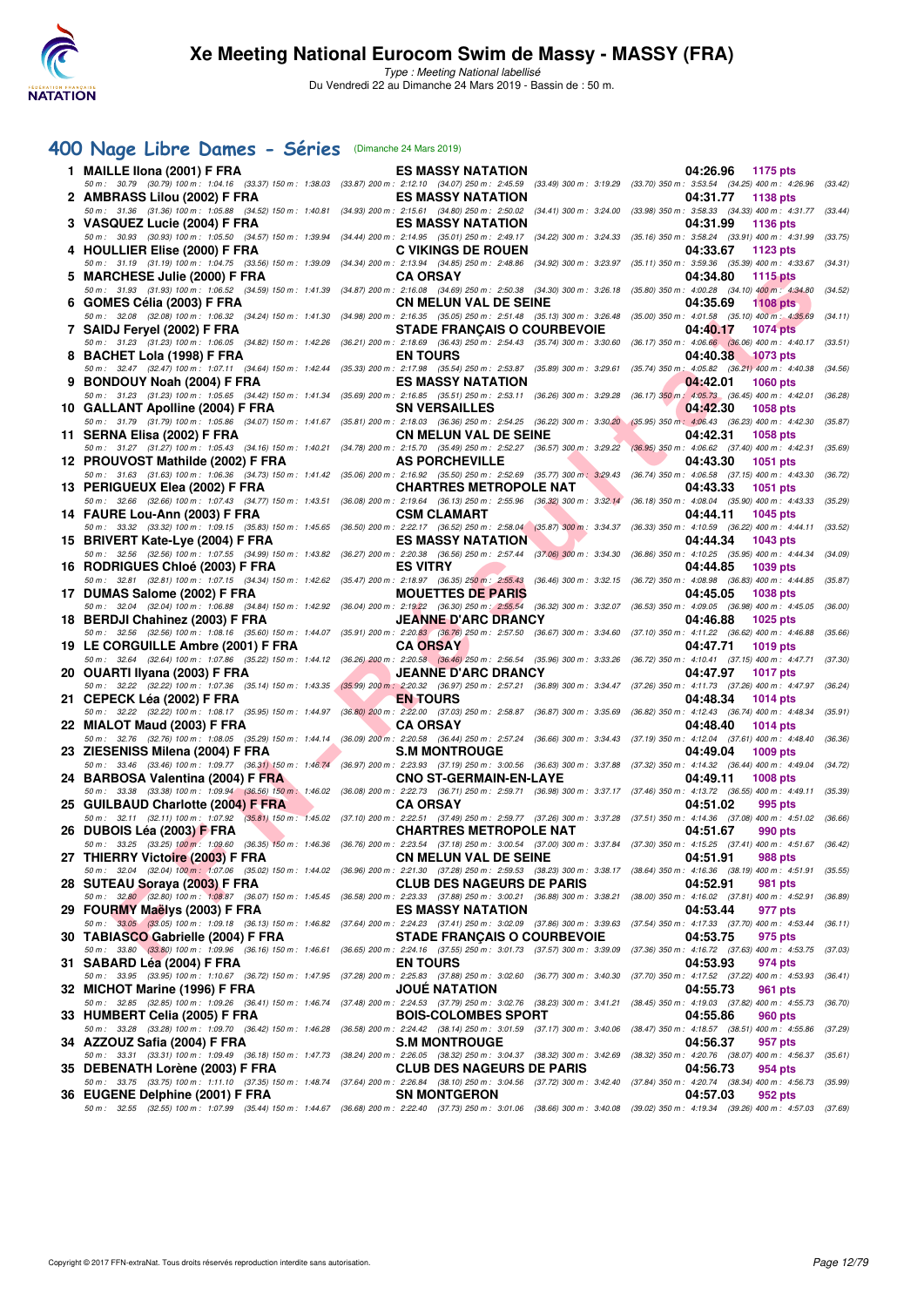# Xe Meeting National Eurocom Swim de Massy - MASSY (FRA)

Type : Meeting National labellisé
Du Vendredi 22 au Dimanche 24 Mars 2019 - Bassin de : 50 m.

## 400 Nage Libre Dames - Séries (Dimanche 24 Mars 2019)

1 MAILLE Ilona (2001) F FRA — ES MASSY NATATION — 04:26.96 — 1175 pts
50 m : 30.79 (30.79) 100 m : 1:04.16 (33.37) 150 m : 1:38.03 (33.87) 200 m : 2:12.10 (34.07) 250 m : 2:45.59 (33.49) 300 m : 3:19.29 (33.70) 350 m : 3:53.54 (34.25) 400 m : 4:26.96 (33.42)

2 AMBRASS Lilou (2002) F FRA — ES MASSY NATATION — 04:31.77 — 1138 pts
50 m : 31.36 (31.36) 100 m : 1:05.88 (34.52) 150 m : 1:40.81 (34.93) 200 m : 2:15.61 (34.80) 250 m : 2:50.02 (34.41) 300 m : 3:24.00 (33.98) 350 m : 3:58.33 (34.33) 400 m : 4:31.77 (33.44)

3 VASQUEZ Lucie (2004) F FRA — ES MASSY NATATION — 04:31.99 — 1136 pts
50 m : 30.93 (30.93) 100 m : 1:05.50 (34.57) 150 m : 1:39.94 (34.44) 200 m : 2:14.95 (35.01) 250 m : 2:49.17 (34.22) 300 m : 3:24.33 (35.16) 350 m : 3:58.24 (33.91) 400 m : 4:31.99 (33.75)

4 HOULLIER Elise (2000) F FRA — C VIKINGS DE ROUEN — 04:33.67 — 1123 pts
50 m : 31.19 (31.19) 100 m : 1:04.75 (33.56) 150 m : 1:39.09 (34.34) 200 m : 2:13.94 (34.85) 250 m : 2:48.86 (34.92) 300 m : 3:23.97 (35.11) 350 m : 3:59.36 (35.39) 400 m : 4:33.67 (34.31)

5 MARCHESE Julie (2000) F FRA — CA ORSAY — 04:34.80 — 1115 pts
50 m : 31.93 (31.93) 100 m : 1:06.52 (34.59) 150 m : 1:41.39 (34.87) 200 m : 2:16.08 (34.69) 250 m : 2:50.38 (34.30) 300 m : 3:26.18 (35.80) 350 m : 4:00.28 (34.10) 400 m : 4:34.80 (34.52)

6 GOMES Célia (2003) F FRA — CN MELUN VAL DE SEINE — 04:35.69 — 1108 pts
50 m : 32.08 (32.08) 100 m : 1:06.32 (34.24) 150 m : 1:41.30 (34.98) 200 m : 2:16.35 (35.05) 250 m : 2:51.48 (35.13) 300 m : 3:26.48 (35.00) 350 m : 4:01.58 (35.10) 400 m : 4:35.69 (34.11)

7 SAIDJ Feryel (2002) F FRA — STADE FRANÇAIS O COURBEVOIE — 04:40.17 — 1074 pts
50 m : 31.23 (31.23) 100 m : 1:06.05 (34.82) 150 m : 1:42.26 (36.21) 200 m : 2:18.69 (36.43) 250 m : 2:54.43 (35.74) 300 m : 3:30.60 (36.17) 350 m : 4:06.66 (36.06) 400 m : 4:40.17 (33.51)

8 BACHET Lola (1998) F FRA — EN TOURS — 04:40.38 — 1073 pts
50 m : 32.47 (32.47) 100 m : 1:07.11 (34.64) 150 m : 1:42.44 (35.33) 200 m : 2:17.98 (35.54) 250 m : 2:53.87 (35.89) 300 m : 3:29.61 (35.74) 350 m : 4:05.82 (36.21) 400 m : 4:40.38 (34.56)

9 BONDOUY Noah (2004) F FRA — ES MASSY NATATION — 04:42.01 — 1060 pts
50 m : 31.23 (31.23) 100 m : 1:05.65 (34.42) 150 m : 1:41.34 (35.69) 200 m : 2:16.85 (35.51) 250 m : 2:53.11 (36.26) 300 m : 3:29.28 (36.17) 350 m : 4:05.73 (36.45) 400 m : 4:42.01 (36.28)

10 GALLANT Apolline (2004) F FRA — SN VERSAILLES — 04:42.30 — 1058 pts
50 m : 31.79 (31.79) 100 m : 1:05.86 (34.07) 150 m : 1:41.67 (35.81) 200 m : 2:18.03 (36.36) 250 m : 2:54.25 (36.22) 300 m : 3:30.20 (35.95) 350 m : 4:06.43 (36.23) 400 m : 4:42.30 (35.87)

11 SERNA Elisa (2002) F FRA — CN MELUN VAL DE SEINE — 04:42.31 — 1058 pts
50 m : 31.27 (31.27) 100 m : 1:05.43 (34.16) 150 m : 1:40.21 (34.78) 200 m : 2:15.70 (35.49) 250 m : 2:52.27 (36.57) 300 m : 3:29.22 (36.95) 350 m : 4:06.62 (37.40) 400 m : 4:42.31 (35.69)

12 PROUVOST Mathilde (2002) F FRA — AS PORCHEVILLE — 04:43.30 — 1051 pts
50 m : 31.63 (31.63) 100 m : 1:06.36 (34.73) 150 m : 1:41.42 (35.06) 200 m : 2:16.92 (35.50) 250 m : 2:52.69 (35.77) 300 m : 3:29.43 (36.74) 350 m : 4:06.58 (37.15) 400 m : 4:43.30 (36.72)

13 PERIGUEUX Elea (2002) F FRA — CHARTRES METROPOLE NAT — 04:43.33 — 1051 pts
50 m : 32.66 (32.66) 100 m : 1:07.43 (34.77) 150 m : 1:43.51 (36.08) 200 m : 2:19.64 (36.13) 250 m : 2:55.96 (36.32) 300 m : 3:32.14 (36.18) 350 m : 4:08.04 (35.90) 400 m : 4:43.33 (35.29)

14 FAURE Lou-Ann (2003) F FRA — CSM CLAMART — 04:44.11 — 1045 pts
50 m : 33.32 (33.32) 100 m : 1:09.15 (35.83) 150 m : 1:45.65 (36.50) 200 m : 2:22.17 (36.52) 250 m : 2:58.04 (35.87) 300 m : 3:34.37 (36.33) 350 m : 4:10.59 (36.22) 400 m : 4:44.11 (33.52)

15 BRIVERT Kate-Lye (2004) F FRA — ES MASSY NATATION — 04:44.34 — 1043 pts
50 m : 32.56 (32.56) 100 m : 1:07.55 (34.99) 150 m : 1:43.82 (36.27) 200 m : 2:20.38 (36.56) 250 m : 2:57.44 (37.06) 300 m : 3:34.30 (36.86) 350 m : 4:10.25 (35.95) 400 m : 4:44.34 (34.09)

16 RODRIGUES Chloé (2003) F FRA — ES VITRY — 04:44.85 — 1039 pts
50 m : 32.81 (32.81) 100 m : 1:07.15 (34.34) 150 m : 1:42.62 (35.47) 200 m : 2:18.97 (36.35) 250 m : 2:55.43 (36.46) 300 m : 3:32.15 (36.72) 350 m : 4:08.98 (36.83) 400 m : 4:44.85 (35.87)

17 DUMAS Salome (2002) F FRA — MOUETTES DE PARIS — 04:45.05 — 1038 pts
50 m : 32.04 (32.04) 100 m : 1:06.88 (34.84) 150 m : 1:42.92 (36.04) 200 m : 2:19.22 (36.30) 250 m : 2:55.54 (36.32) 300 m : 3:32.07 (36.53) 350 m : 4:09.05 (36.98) 400 m : 4:45.05 (36.00)

18 BERDJI Chahinez (2003) F FRA — JEANNE D'ARC DRANCY — 04:46.88 — 1025 pts
50 m : 32.56 (32.56) 100 m : 1:08.16 (35.60) 150 m : 1:44.07 (35.91) 200 m : 2:20.83 (36.76) 250 m : 2:57.50 (36.67) 300 m : 3:34.60 (37.10) 350 m : 4:11.22 (36.62) 400 m : 4:46.88 (35.66)

19 LE CORGUILLE Ambre (2001) F FRA — CA ORSAY — 04:47.71 — 1019 pts
50 m : 32.64 (32.64) 100 m : 1:07.86 (35.22) 150 m : 1:44.12 (36.26) 200 m : 2:20.58 (36.46) 250 m : 2:56.54 (35.96) 300 m : 3:33.26 (36.72) 350 m : 4:10.41 (37.15) 400 m : 4:47.71 (37.30)

20 OUARTI Ilyana (2003) F FRA — JEANNE D'ARC DRANCY — 04:47.97 — 1017 pts
50 m : 32.22 (32.22) 100 m : 1:07.36 (35.14) 150 m : 1:43.35 (35.99) 200 m : 2:20.32 (36.97) 250 m : 2:57.21 (36.89) 300 m : 3:34.47 (37.26) 350 m : 4:11.73 (37.26) 400 m : 4:47.97 (36.24)

21 CEPECK Léa (2002) F FRA — EN TOURS — 04:48.34 — 1014 pts
50 m : 32.22 (32.22) 100 m : 1:08.17 (35.95) 150 m : 1:44.97 (36.80) 200 m : 2:22.00 (37.03) 250 m : 2:58.87 (36.87) 300 m : 3:35.69 (36.82) 350 m : 4:12.43 (36.74) 400 m : 4:48.34 (35.91)

22 MIALOT Maud (2003) F FRA — CA ORSAY — 04:48.40 — 1014 pts
50 m : 32.76 (32.76) 100 m : 1:08.05 (35.29) 150 m : 1:44.14 (36.09) 200 m : 2:20.58 (36.44) 250 m : 2:57.24 (36.66) 300 m : 3:34.43 (37.19) 350 m : 4:12.04 (37.61) 400 m : 4:48.40 (36.36)

23 ZIESENISS Milena (2004) F FRA — S.M MONTROUGE — 04:49.04 — 1009 pts
50 m : 33.46 (33.46) 100 m : 1:09.77 (36.31) 150 m : 1:46.74 (36.97) 200 m : 2:23.93 (37.19) 250 m : 3:00.56 (36.63) 300 m : 3:37.88 (37.32) 350 m : 4:14.32 (36.44) 400 m : 4:49.04 (34.72)

24 BARBOSA Valentina (2004) F FRA — CNO ST-GERMAIN-EN-LAYE — 04:49.11 — 1008 pts
50 m : 33.38 (33.38) 100 m : 1:09.94 (36.56) 150 m : 1:46.02 (36.08) 200 m : 2:22.73 (36.71) 250 m : 2:59.71 (36.98) 300 m : 3:37.17 (37.46) 350 m : 4:13.72 (36.55) 400 m : 4:49.11 (35.39)

25 GUILBAUD Charlotte (2004) F FRA — CA ORSAY — 04:51.02 — 995 pts
50 m : 32.11 (32.11) 100 m : 1:07.92 (35.81) 150 m : 1:45.02 (37.10) 200 m : 2:22.51 (37.49) 250 m : 2:59.77 (37.26) 300 m : 3:37.28 (37.51) 350 m : 4:14.36 (37.08) 400 m : 4:51.02 (36.66)

26 DUBOIS Léa (2003) F FRA — CHARTRES METROPOLE NAT — 04:51.67 — 990 pts
50 m : 33.25 (33.25) 100 m : 1:09.60 (36.35) 150 m : 1:46.36 (36.76) 200 m : 2:23.54 (37.18) 250 m : 3:00.54 (37.00) 300 m : 3:37.84 (37.30) 350 m : 4:15.25 (37.41) 400 m : 4:51.67 (36.42)

27 THIERRY Victoire (2003) F FRA — CN MELUN VAL DE SEINE — 04:51.91 — 988 pts
50 m : 32.04 (32.04) 100 m : 1:07.06 (35.02) 150 m : 1:44.02 (36.96) 200 m : 2:21.30 (37.28) 250 m : 2:59.53 (38.23) 300 m : 3:38.17 (38.64) 350 m : 4:16.36 (38.19) 400 m : 4:51.91 (35.55)

28 SUTEAU Soraya (2003) F FRA — CLUB DES NAGEURS DE PARIS — 04:52.91 — 981 pts
50 m : 32.80 (32.80) 100 m : 1:08.87 (36.07) 150 m : 1:45.45 (36.58) 200 m : 2:23.33 (37.88) 250 m : 3:00.21 (36.88) 300 m : 3:38.21 (38.00) 350 m : 4:16.02 (37.81) 400 m : 4:52.91 (36.89)

29 FOURMY Maëlys (2003) F FRA — ES MASSY NATATION — 04:53.44 — 977 pts
50 m : 33.05 (33.05) 100 m : 1:09.18 (36.13) 150 m : 1:46.82 (37.64) 200 m : 2:24.23 (37.41) 250 m : 3:02.09 (37.86) 300 m : 3:39.63 (37.54) 350 m : 4:17.33 (37.70) 400 m : 4:53.44 (36.11)

30 TABIASCO Gabrielle (2004) F FRA — STADE FRANÇAIS O COURBEVOIE — 04:53.75 — 975 pts
50 m : 33.80 (33.80) 100 m : 1:09.96 (36.16) 150 m : 1:46.61 (36.65) 200 m : 2:24.16 (37.55) 250 m : 3:01.73 (37.57) 300 m : 3:39.09 (37.36) 350 m : 4:16.72 (37.63) 400 m : 4:53.75 (37.03)

31 SABARD Léa (2004) F FRA — EN TOURS — 04:53.93 — 974 pts
50 m : 33.95 (33.95) 100 m : 1:10.67 (36.72) 150 m : 1:47.95 (37.28) 200 m : 2:25.83 (37.88) 250 m : 3:02.60 (36.77) 300 m : 3:40.30 (37.70) 350 m : 4:17.52 (37.22) 400 m : 4:53.93 (36.41)

32 MICHOT Marine (1996) F FRA — JOUÉ NATATION — 04:55.73 — 961 pts
50 m : 32.85 (32.85) 100 m : 1:09.26 (36.41) 150 m : 1:46.74 (37.48) 200 m : 2:24.53 (37.79) 250 m : 3:02.76 (38.23) 300 m : 3:41.21 (38.45) 350 m : 4:19.03 (37.82) 400 m : 4:55.73 (36.70)

33 HUMBERT Celia (2005) F FRA — BOIS-COLOMBES SPORT — 04:55.86 — 960 pts
50 m : 33.28 (33.28) 100 m : 1:09.70 (36.42) 150 m : 1:46.28 (36.58) 200 m : 2:24.42 (38.14) 250 m : 3:01.59 (37.17) 300 m : 3:40.06 (38.47) 350 m : 4:18.57 (38.51) 400 m : 4:55.86 (37.29)

34 AZZOUZ Safia (2004) F FRA — S.M MONTROUGE — 04:56.37 — 957 pts
50 m : 33.31 (33.31) 100 m : 1:09.49 (36.18) 150 m : 1:47.73 (38.24) 200 m : 2:26.05 (38.32) 250 m : 3:04.37 (38.32) 300 m : 3:42.69 (38.32) 350 m : 4:20.76 (38.07) 400 m : 4:56.37 (35.61)

35 DEBENATH Lorène (2003) F FRA — CLUB DES NAGEURS DE PARIS — 04:56.73 — 954 pts
50 m : 33.75 (33.75) 100 m : 1:11.10 (37.35) 150 m : 1:48.74 (37.64) 200 m : 2:26.84 (38.10) 250 m : 3:04.56 (37.72) 300 m : 3:42.40 (37.84) 350 m : 4:20.74 (38.34) 400 m : 4:56.73 (35.99)

36 EUGENE Delphine (2001) F FRA — SN MONTGERON — 04:57.03 — 952 pts
50 m : 32.55 (32.55) 100 m : 1:07.99 (35.44) 150 m : 1:44.67 (36.68) 200 m : 2:22.40 (37.73) 250 m : 3:01.06 (38.66) 300 m : 3:40.08 (39.02) 350 m : 4:19.34 (39.26) 400 m : 4:57.03 (37.69)

Copyright © 2017 FFN-extraNat. Tous droits réservés reproduction interdite sans autorisation.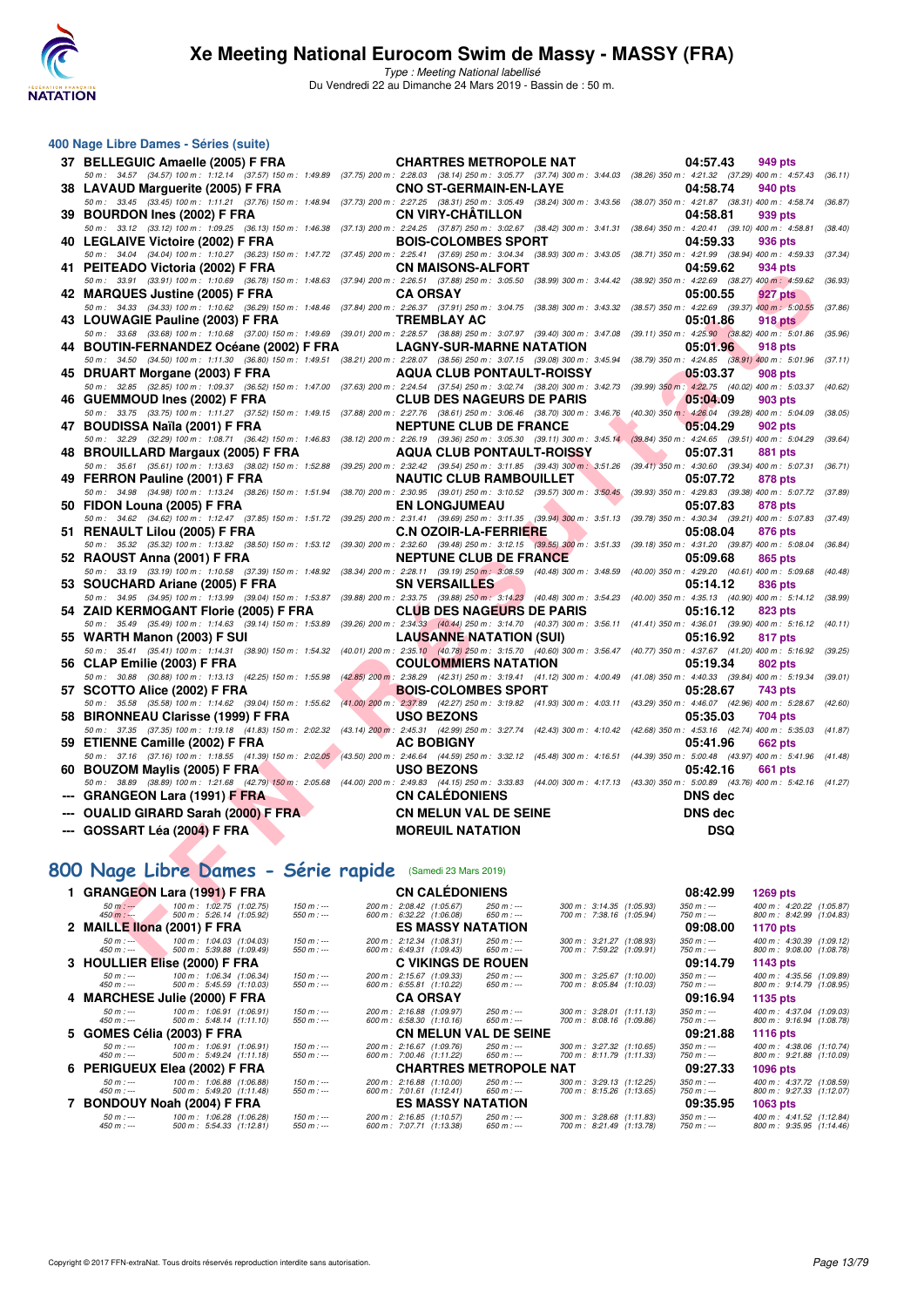## 400 Nage Libre Dames - Séries (suite)

| Place | Nom | Club | Temps | Points |
|---|---|---|---|---|
| 37 | BELLEGUIC Amaelle (2005) F FRA | CHARTRES METROPOLE NAT | 04:57.43 | 949 pts |
| | 50 m : 34.57 (34.57) 100 m : 1:12.14 (37.57) 150 m : 1:49.89 (37.75) 200 m : 2:28.03 (38.14) 250 m : 3:05.77 (37.74) 300 m : 3:44.03 (38.26) 350 m : 4:21.32 (37.29) 400 m : 4:57.43 (36.11) | | | |
| 38 | LAVAUD Marguerite (2005) F FRA | CNO ST-GERMAIN-EN-LAYE | 04:58.74 | 940 pts |
| | 50 m : 33.45 (33.45) 100 m : 1:11.21 (37.76) 150 m : 1:48.94 (37.73) 200 m : 2:27.25 (38.31) 250 m : 3:05.49 (38.24) 300 m : 3:43.56 (38.07) 350 m : 4:21.87 (38.31) 400 m : 4:58.74 (36.87) | | | |
| 39 | BOURDON Ines (2002) F FRA | CN VIRY-CHÂTILLON | 04:58.81 | 939 pts |
| | 50 m : 33.12 (33.12) 100 m : 1:09.25 (36.13) 150 m : 1:46.38 (37.13) 200 m : 2:24.25 (37.87) 250 m : 3:02.67 (38.42) 300 m : 3:41.31 (38.64) 350 m : 4:20.41 (39.10) 400 m : 4:58.81 (38.40) | | | |
| 40 | LEGLAIVE Victoire (2002) F FRA | BOIS-COLOMBES SPORT | 04:59.33 | 936 pts |
| | 50 m : 34.04 (34.04) 100 m : 1:10.27 (36.23) 150 m : 1:47.72 (37.45) 200 m : 2:25.41 (37.69) 250 m : 3:04.34 (38.93) 300 m : 3:43.05 (38.71) 350 m : 4:21.99 (38.94) 400 m : 4:59.33 (37.34) | | | |
| 41 | PEITEADO Victoria (2002) F FRA | CN MAISONS-ALFORT | 04:59.62 | 934 pts |
| | 50 m : 33.91 (33.91) 100 m : 1:10.69 (36.78) 150 m : 1:48.63 (37.94) 200 m : 2:26.51 (37.88) 250 m : 3:05.50 (38.99) 300 m : 3:44.42 (38.92) 350 m : 4:22.69 (38.27) 400 m : 4:59.62 (36.93) | | | |
| 42 | MARQUES Justine (2005) F FRA | CA ORSAY | 05:00.55 | 927 pts |
| | 50 m : 34.33 (34.33) 100 m : 1:10.62 (36.29) 150 m : 1:48.46 (37.84) 200 m : 2:26.37 (37.91) 250 m : 3:04.75 (38.38) 300 m : 3:43.32 (38.57) 350 m : 4:22.69 (39.37) 400 m : 5:00.55 (37.86) | | | |
| 43 | LOUWAGIE Pauline (2003) F FRA | TREMBLAY AC | 05:01.86 | 918 pts |
| | 50 m : 33.68 (33.68) 100 m : 1:10.68 (37.00) 150 m : 1:49.69 (39.01) 200 m : 2:28.57 (38.88) 250 m : 3:07.97 (39.40) 300 m : 3:47.08 (39.11) 350 m : 4:25.90 (38.82) 400 m : 5:01.86 (35.96) | | | |
| 44 | BOUTIN-FERNANDEZ Océane (2002) F FRA | LAGNY-SUR-MARNE NATATION | 05:01.96 | 918 pts |
| | 50 m : 34.50 (34.50) 100 m : 1:11.30 (36.80) 150 m : 1:49.51 (38.21) 200 m : 2:28.07 (38.56) 250 m : 3:07.15 (39.08) 300 m : 3:45.94 (38.79) 350 m : 4:24.85 (38.91) 400 m : 5:01.96 (37.11) | | | |
| 45 | DRUART Morgane (2003) F FRA | AQUA CLUB PONTAULT-ROISSY | 05:03.37 | 908 pts |
| | 50 m : 32.85 (32.85) 100 m : 1:09.37 (36.52) 150 m : 1:47.00 (37.63) 200 m : 2:24.54 (37.54) 250 m : 3:02.74 (38.20) 300 m : 3:42.73 (39.99) 350 m : 4:22.75 (40.02) 400 m : 5:03.37 (40.62) | | | |
| 46 | GUEMMOUD Ines (2002) F FRA | CLUB DES NAGEURS DE PARIS | 05:04.09 | 903 pts |
| | 50 m : 33.75 (33.75) 100 m : 1:11.27 (37.52) 150 m : 1:49.15 (37.88) 200 m : 2:27.76 (38.61) 250 m : 3:06.46 (38.70) 300 m : 3:46.76 (40.30) 350 m : 4:26.04 (39.28) 400 m : 5:04.09 (38.05) | | | |
| 47 | BOUDISSA Naïla (2001) F FRA | NEPTUNE CLUB DE FRANCE | 05:04.29 | 902 pts |
| | 50 m : 32.29 (32.29) 100 m : 1:08.71 (36.42) 150 m : 1:46.83 (38.12) 200 m : 2:26.19 (39.36) 250 m : 3:05.30 (39.11) 300 m : 3:45.14 (39.84) 350 m : 4:24.65 (39.51) 400 m : 5:04.29 (39.64) | | | |
| 48 | BROUILLARD Margaux (2005) F FRA | AQUA CLUB PONTAULT-ROISSY | 05:07.31 | 881 pts |
| | 50 m : 35.61 (35.61) 100 m : 1:13.63 (38.02) 150 m : 1:52.88 (39.25) 200 m : 2:32.42 (39.54) 250 m : 3:11.85 (39.43) 300 m : 3:51.26 (39.41) 350 m : 4:30.60 (39.34) 400 m : 5:07.31 (36.71) | | | |
| 49 | FERRON Pauline (2001) F FRA | NAUTIC CLUB RAMBOUILLET | 05:07.72 | 878 pts |
| | 50 m : 34.98 (34.98) 100 m : 1:13.24 (38.26) 150 m : 1:51.94 (38.70) 200 m : 2:30.95 (39.01) 250 m : 3:10.52 (39.57) 300 m : 3:50.45 (39.93) 350 m : 4:29.83 (39.38) 400 m : 5:07.72 (37.89) | | | |
| 50 | FIDON Louna (2005) F FRA | EN LONGJUMEAU | 05:07.83 | 878 pts |
| | 50 m : 34.62 (34.62) 100 m : 1:12.47 (37.85) 150 m : 1:51.72 (39.25) 200 m : 2:31.41 (39.69) 250 m : 3:11.35 (39.94) 300 m : 3:51.13 (39.78) 350 m : 4:30.34 (39.21) 400 m : 5:07.83 (37.49) | | | |
| 51 | RENAULT Lilou (2005) F FRA | C.N OZOIR-LA-FERRIERE | 05:08.04 | 876 pts |
| | 50 m : 35.32 (35.32) 100 m : 1:13.82 (38.50) 150 m : 1:53.12 (39.30) 200 m : 2:32.60 (39.48) 250 m : 3:12.15 (39.55) 300 m : 3:51.33 (39.18) 350 m : 4:31.20 (39.87) 400 m : 5:08.04 (36.84) | | | |
| 52 | RAOUST Anna (2001) F FRA | NEPTUNE CLUB DE FRANCE | 05:09.68 | 865 pts |
| | 50 m : 33.19 (33.19) 100 m : 1:10.58 (37.39) 150 m : 1:48.92 (38.34) 200 m : 2:28.11 (39.19) 250 m : 3:08.59 (40.48) 300 m : 3:48.59 (40.00) 350 m : 4:29.20 (40.61) 400 m : 5:09.68 (40.48) | | | |
| 53 | SOUCHARD Ariane (2005) F FRA | SN VERSAILLES | 05:14.12 | 836 pts |
| | 50 m : 34.95 (34.95) 100 m : 1:13.99 (39.04) 150 m : 1:53.87 (39.88) 200 m : 2:33.75 (39.88) 250 m : 3:14.23 (40.48) 300 m : 3:54.23 (40.00) 350 m : 4:35.13 (40.90) 400 m : 5:14.12 (38.99) | | | |
| 54 | ZAID KERMOGANT Florie (2005) F FRA | CLUB DES NAGEURS DE PARIS | 05:16.12 | 823 pts |
| | 50 m : 35.49 (35.49) 100 m : 1:14.63 (39.14) 150 m : 1:53.89 (39.26) 200 m : 2:34.33 (40.44) 250 m : 3:14.70 (40.37) 300 m : 3:56.11 (41.41) 350 m : 4:36.01 (39.90) 400 m : 5:16.12 (40.11) | | | |
| 55 | WARTH Manon (2003) F SUI | LAUSANNE NATATION (SUI) | 05:16.92 | 817 pts |
| | 50 m : 35.41 (35.41) 100 m : 1:14.31 (38.90) 150 m : 1:54.32 (40.01) 200 m : 2:35.10 (40.78) 250 m : 3:15.70 (40.60) 300 m : 3:56.47 (40.77) 350 m : 4:37.67 (41.20) 400 m : 5:16.92 (39.25) | | | |
| 56 | CLAP Emilie (2003) F FRA | COULOMMIERS NATATION | 05:19.34 | 802 pts |
| | 50 m : 30.88 (30.88) 100 m : 1:13.13 (42.25) 150 m : 1:55.98 (42.85) 200 m : 2:38.29 (42.31) 250 m : 3:19.41 (41.12) 300 m : 4:00.49 (41.08) 350 m : 4:40.33 (39.84) 400 m : 5:19.34 (39.01) | | | |
| 57 | SCOTTO Alice (2002) F FRA | BOIS-COLOMBES SPORT | 05:28.67 | 743 pts |
| | 50 m : 35.58 (35.58) 100 m : 1:14.62 (39.04) 150 m : 1:55.62 (41.00) 200 m : 2:37.89 (42.27) 250 m : 3:19.82 (41.93) 300 m : 4:03.11 (43.29) 350 m : 4:46.07 (42.96) 400 m : 5:28.67 (42.60) | | | |
| 58 | BIRONNEAU Clarisse (1999) F FRA | USO BEZONS | 05:35.03 | 704 pts |
| | 50 m : 37.35 (37.35) 100 m : 1:19.18 (41.83) 150 m : 2:02.32 (43.14) 200 m : 2:45.31 (42.99) 250 m : 3:27.74 (42.43) 300 m : 4:10.42 (42.68) 350 m : 4:53.16 (42.74) 400 m : 5:35.03 (41.87) | | | |
| 59 | ETIENNE Camille (2002) F FRA | AC BOBIGNY | 05:41.96 | 662 pts |
| | 50 m : 37.16 (37.16) 100 m : 1:18.55 (41.39) 150 m : 2:02.05 (43.50) 200 m : 2:46.64 (44.59) 250 m : 3:32.12 (45.48) 300 m : 4:16.51 (44.39) 350 m : 5:00.48 (43.97) 400 m : 5:41.96 (41.48) | | | |
| 60 | BOUZOM Maylis (2005) F FRA | USO BEZONS | 05:42.16 | 661 pts |
| | 50 m : 38.89 (38.89) 100 m : 1:21.68 (42.79) 150 m : 2:05.68 (44.00) 200 m : 2:49.83 (44.15) 250 m : 3:33.83 (44.00) 300 m : 4:17.13 (43.30) 350 m : 5:00.89 (43.76) 400 m : 5:42.16 (41.27) | | | |
| --- | GRANGEON Lara (1991) F FRA | CN CALÉDONIENS | DNS dec | |
| --- | OUALID GIRARD Sarah (2000) F FRA | CN MELUN VAL DE SEINE | DNS dec | |
| --- | GOSSART Léa (2004) F FRA | MOREUIL NATATION | DSQ | |

## 800 Nage Libre Dames - Série rapide (Samedi 23 Mars 2019)

| Place | Nom | Club | Temps | Points |
|---|---|---|---|---|
| 1 | GRANGEON Lara (1991) F FRA | CN CALÉDONIENS | 08:42.99 | 1269 pts |
| | 50 m : --- 100 m : 1:02.75 (1:02.75) 150 m : --- 200 m : 2:08.42 (1:05.67) 250 m : --- 300 m : 3:14.35 (1:05.93) 350 m : --- 400 m : 4:20.22 (1:05.87) 450 m : --- 500 m : 5:26.14 (1:05.92) 550 m : --- 600 m : 6:32.22 (1:06.08) 650 m : --- 700 m : 7:38.16 (1:05.94) 750 m : --- 800 m : 8:42.99 (1:04.83) | | | |
| 2 | MAILLE Ilona (2001) F FRA | ES MASSY NATATION | 09:08.00 | 1170 pts |
| | 50 m : --- 100 m : 1:04.03 (1:04.03) 150 m : --- 200 m : 2:12.34 (1:08.31) 250 m : --- 300 m : 3:21.27 (1:08.93) 350 m : --- 400 m : 4:30.39 (1:09.12) 450 m : --- 500 m : 5:39.88 (1:09.49) 550 m : --- 600 m : 6:49.31 (1:09.43) 650 m : --- 700 m : 7:59.22 (1:09.91) 750 m : --- 800 m : 9:08.00 (1:08.78) | | | |
| 3 | HOULLIER Elise (2000) F FRA | C VIKINGS DE ROUEN | 09:14.79 | 1143 pts |
| | 50 m : --- 100 m : 1:06.34 (1:06.34) 150 m : --- 200 m : 2:15.67 (1:09.33) 250 m : --- 300 m : 3:25.67 (1:10.00) 350 m : --- 400 m : 4:35.56 (1:09.89) 450 m : --- 500 m : 5:45.59 (1:10.03) 550 m : --- 600 m : 6:55.81 (1:10.22) 650 m : --- 700 m : 8:05.84 (1:10.03) 750 m : --- 800 m : 9:14.79 (1:08.95) | | | |
| 4 | MARCHESE Julie (2000) F FRA | CA ORSAY | 09:16.94 | 1135 pts |
| | 50 m : --- 100 m : 1:06.91 (1:06.91) 150 m : --- 200 m : 2:16.88 (1:09.97) 250 m : --- 300 m : 3:28.01 (1:11.13) 350 m : --- 400 m : 4:37.04 (1:09.03) 450 m : --- 500 m : 5:48.14 (1:11.10) 550 m : --- 600 m : 6:58.30 (1:10.16) 650 m : --- 700 m : 8:08.16 (1:09.86) 750 m : --- 800 m : 9:16.94 (1:08.78) | | | |
| 5 | GOMES Célia (2003) F FRA | CN MELUN VAL DE SEINE | 09:21.88 | 1116 pts |
| | 50 m : --- 100 m : 1:06.91 (1:06.91) 150 m : --- 200 m : 2:16.67 (1:09.76) 250 m : --- 300 m : 3:27.32 (1:10.65) 350 m : --- 400 m : 4:38.06 (1:10.74) 450 m : --- 500 m : 5:49.24 (1:11.18) 550 m : --- 600 m : 7:00.46 (1:11.22) 650 m : --- 700 m : 8:11.79 (1:11.33) 750 m : --- 800 m : 9:21.88 (1:10.09) | | | |
| 6 | PERIGUEUX Elea (2002) F FRA | CHARTRES METROPOLE NAT | 09:27.33 | 1096 pts |
| | 50 m : --- 100 m : 1:06.88 (1:06.88) 150 m : --- 200 m : 2:16.88 (1:10.00) 250 m : --- 300 m : 3:29.13 (1:12.25) 350 m : --- 400 m : 4:37.72 (1:08.59) 450 m : --- 500 m : 5:49.20 (1:11.48) 550 m : --- 600 m : 7:01.61 (1:12.41) 650 m : --- 700 m : 8:15.26 (1:13.65) 750 m : --- 800 m : 9:27.33 (1:12.07) | | | |
| 7 | BONDOUY Noah (2004) F FRA | ES MASSY NATATION | 09:35.95 | 1063 pts |
| | 50 m : --- 100 m : 1:06.28 (1:06.28) 150 m : --- 200 m : 2:16.85 (1:10.57) 250 m : --- 300 m : 3:28.68 (1:11.83) 350 m : --- 400 m : 4:41.52 (1:12.84) 450 m : --- 500 m : 5:54.33 (1:12.81) 550 m : --- 600 m : 7:07.71 (1:13.38) 650 m : --- 700 m : 8:21.49 (1:13.78) 750 m : --- 800 m : 9:35.95 (1:14.46) | | | |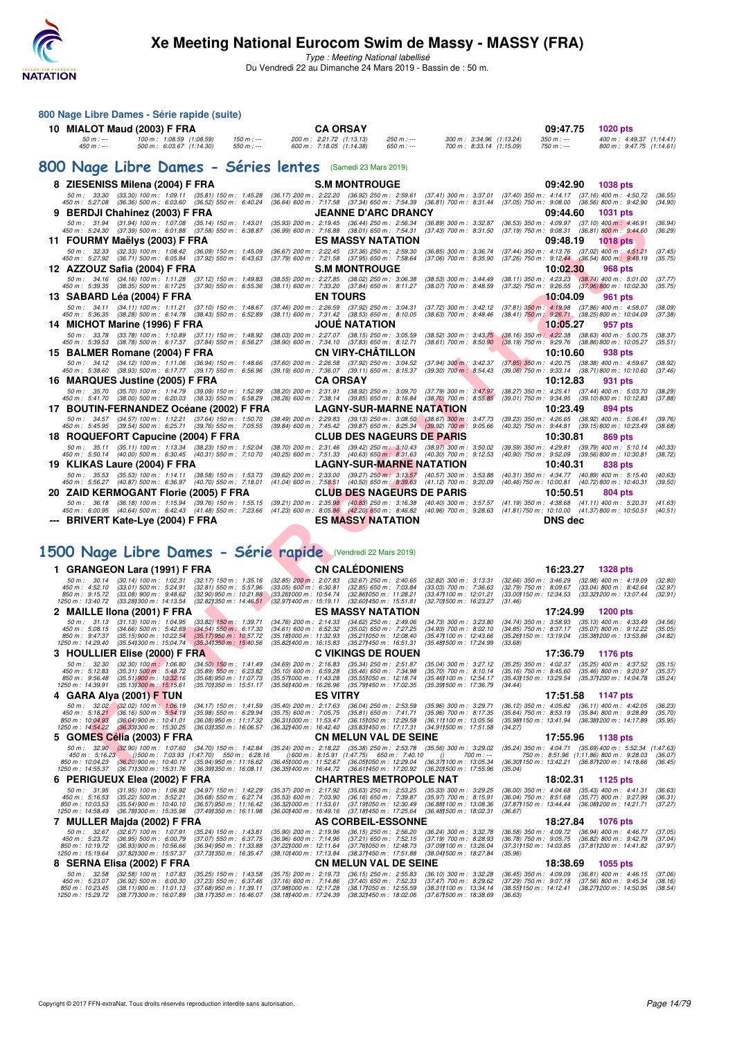### 800 Nage Libre Dames - Série rapide (suite)

**10 MIALOT Maud (2003) F FRA** — CA ORSAY — 09:47.75 — 1020 pts

50 m : --- 100 m : 1:08.59 (1:08.59) 150 m : --- 200 m : 2:21.72 (1:13.13) 250 m : --- 300 m : 3:34.96 (1:13.24) 350 m : --- 400 m : 4:49.37 (1:14.41)
450 m : --- 500 m : 6:03.67 (1:14.30) 550 m : --- 600 m : 7:18.05 (1:14.38) 650 m : --- 700 m : 8:33.14 (1:15.09) 750 m : --- 800 m : 9:47.75 (1:14.61)

## 800 Nage Libre Dames - Séries lentes (Samedi 23 Mars 2019)

**8 ZIESENISS Milena (2004) F FRA** — S.M MONTROUGE — 09:42.90 — 1038 pts

50 m : 33.30 (33.30) 100 m : 1:09.11 (35.81) 150 m : 1:45.28 (36.17) 200 m : 2:22.20 (36.92) 250 m : 2:59.61 (37.41) 300 m : 3:37.01 (37.40) 350 m : 4:14.17 (37.16) 400 m : 4:50.72 (36.55)
450 m : 5:27.08 (36.36) 500 m : 6:03.60 (36.52) 550 m : 6:40.24 (36.64) 600 m : 7:17.58 (37.34) 650 m : 7:54.39 (36.81) 700 m : 8:31.44 (37.05) 750 m : 9:08.00 (36.56) 800 m : 9:42.90 (34.90)

**9 BERDJI Chahinez (2003) F FRA** — JEANNE D'ARC DRANCY — 09:44.60 — 1031 pts

50 m : 31.94 (31.94) 100 m : 1:07.08 (35.14) 150 m : 1:43.01 (35.93) 200 m : 2:19.45 (36.44) 250 m : 2:56.34 (36.89) 300 m : 3:32.87 (36.53) 350 m : 4:09.97 (37.10) 400 m : 4:46.91 (36.94)
450 m : 5:24.30 (37.39) 500 m : 6:01.88 (37.58) 550 m : 6:38.87 (36.99) 600 m : 7:16.88 (38.01) 650 m : 7:54.31 (37.43) 700 m : 8:31.50 (37.19) 750 m : 9:08.31 (36.81) 800 m : 9:44.60 (36.29)

**11 FOURMY Maëlys (2003) F FRA** — ES MASSY NATATION — 09:48.19 — 1018 pts

50 m : 32.33 (32.33) 100 m : 1:08.42 (36.09) 150 m : 1:45.09 (36.67) 200 m : 2:22.45 (37.36) 250 m : 2:59.30 (36.85) 300 m : 3:36.74 (37.44) 350 m : 4:13.76 (37.02) 400 m : 4:51.21 (37.45)
450 m : 5:27.92 (36.71) 500 m : 6:05.84 (37.92) 550 m : 6:43.63 (37.79) 600 m : 7:21.58 (37.95) 650 m : 7:58.64 (37.06) 700 m : 8:35.90 (37.26) 750 m : 9:12.44 (36.54) 800 m : 9:48.19 (35.75)

**12 AZZOUZ Safia (2004) F FRA** — S.M MONTROUGE — 10:02.30 — 968 pts

50 m : 34.16 (34.16) 100 m : 1:11.28 (37.12) 150 m : 1:49.83 (38.55) 200 m : 2:27.85 (38.02) 250 m : 3:06.38 (38.53) 300 m : 3:44.49 (38.11) 350 m : 4:23.23 (38.74) 400 m : 5:01.00 (37.77)
450 m : 5:39.35 (38.35) 500 m : 6:17.25 (37.90) 550 m : 6:55.36 (38.11) 600 m : 7:33.20 (37.84) 650 m : 8:11.27 (38.07) 700 m : 8:48.59 (37.32) 750 m : 9:26.55 (37.96) 800 m : 10:02.30 (35.75)

**13 SABARD Léa (2004) F FRA** — EN TOURS — 10:04.09 — 961 pts

50 m : 34.11 (34.11) 100 m : 1:11.21 (37.10) 150 m : 1:48.67 (37.46) 200 m : 2:26.59 (37.92) 250 m : 3:04.31 (37.72) 300 m : 3:42.12 (37.81) 350 m : 4:19.98 (37.86) 400 m : 4:58.07 (38.09)
450 m : 5:36.35 (38.28) 500 m : 6:14.78 (38.43) 550 m : 6:52.89 (38.11) 600 m : 7:31.42 (38.53) 650 m : 8:10.05 (38.63) 700 m : 8:48.46 (38.41) 750 m : 9:26.71 (38.25) 800 m : 10:04.09 (37.38)

**14 MICHOT Marine (1996) F FRA** — JOUÉ NATATION — 10:05.27 — 957 pts

50 m : 33.78 (33.78) 100 m : 1:10.89 (37.11) 150 m : 1:48.92 (38.03) 200 m : 2:27.07 (38.15) 250 m : 3:05.59 (38.52) 300 m : 3:43.75 (38.16) 350 m : 4:22.38 (38.63) 400 m : 5:00.75 (38.37)
450 m : 5:39.53 (38.78) 500 m : 6:17.37 (37.84) 550 m : 6:56.27 (38.90) 600 m : 7:34.10 (37.83) 650 m : 8:12.71 (38.61) 700 m : 8:50.90 (38.19) 750 m : 9:29.76 (38.86) 800 m : 10:05.27 (35.51)

**15 BALMER Romane (2004) F FRA** — CN VIRY-CHÂTILLON — 10:10.60 — 938 pts

50 m : 34.12 (34.12) 100 m : 1:11.06 (36.94) 150 m : 1:48.66 (37.60) 200 m : 2:26.58 (37.92) 250 m : 3:04.52 (37.94) 300 m : 3:42.37 (37.85) 350 m : 4:20.75 (38.38) 400 m : 4:59.67 (38.92)
450 m : 5:38.60 (38.93) 500 m : 6:17.77 (39.17) 550 m : 6:56.96 (39.19) 600 m : 7:36.07 (39.11) 650 m : 8:15.37 (39.30) 700 m : 8:54.43 (39.06) 750 m : 9:33.14 (38.71) 800 m : 10:10.60 (37.46)

**16 MARQUES Justine (2005) F FRA** — CA ORSAY — 10:12.83 — 931 pts

50 m : 35.70 (35.70) 100 m : 1:14.79 (39.09) 150 m : 1:52.99 (38.20) 200 m : 2:31.91 (38.92) 250 m : 3:09.70 (37.79) 300 m : 3:47.97 (38.27) 350 m : 4:25.41 (37.44) 400 m : 5:03.70 (38.29)
450 m : 5:41.70 (38.00) 500 m : 6:20.03 (38.33) 550 m : 6:58.29 (38.26) 600 m : 7:38.14 (39.85) 650 m : 8:16.84 (38.70) 700 m : 8:55.85 (39.01) 750 m : 9:34.95 (39.10) 800 m : 10:12.83 (37.88)

**17 BOUTIN-FERNANDEZ Océane (2002) F FRA** — LAGNY-SUR-MARNE NATATION — 10:23.49 — 894 pts

50 m : 34.57 (34.57) 100 m : 1:12.21 (37.64) 150 m : 1:50.70 (38.49) 200 m : 2:29.83 (39.13) 250 m : 3:08.50 (38.67) 300 m : 3:47.73 (39.23) 350 m : 4:26.65 (38.92) 400 m : 5:06.41 (39.76)
450 m : 5:45.95 (39.54) 500 m : 6:25.71 (39.76) 550 m : 7:05.55 (39.84) 600 m : 7:45.42 (39.87) 650 m : 8:25.34 (39.92) 700 m : 9:05.66 (40.32) 750 m : 9:44.81 (39.15) 800 m : 10:23.49 (38.68)

**18 ROQUEFORT Capucine (2004) F FRA** — CLUB DES NAGEURS DE PARIS — 10:30.81 — 869 pts

50 m : 35.11 (35.11) 100 m : 1:13.34 (38.23) 150 m : 1:52.04 (38.70) 200 m : 2:31.46 (39.42) 250 m : 3:10.43 (38.97) 300 m : 3:50.02 (39.59) 350 m : 4:29.81 (39.79) 400 m : 5:10.14 (40.33)
450 m : 5:50.14 (40.00) 500 m : 6:30.45 (40.31) 550 m : 7:10.70 (40.25) 600 m : 7:51.33 (40.63) 650 m : 8:31.63 (40.30) 700 m : 9:12.53 (40.90) 750 m : 9:52.09 (39.56) 800 m : 10:30.81 (38.72)

**19 KLIKAS Laure (2004) F FRA** — LAGNY-SUR-MARNE NATATION — 10:40.31 — 838 pts

50 m : 35.53 (35.53) 100 m : 1:14.11 (38.58) 150 m : 1:53.73 (39.62) 200 m : 2:33.00 (39.27) 250 m : 3:13.57 (40.57) 300 m : 3:53.88 (40.31) 350 m : 4:34.77 (40.89) 400 m : 5:15.40 (40.63)
450 m : 5:56.27 (40.87) 500 m : 6:36.97 (40.70) 550 m : 7:18.01 (41.04) 600 m : 7:58.51 (40.50) 650 m : 8:39.63 (41.12) 700 m : 9:20.09 (40.46) 750 m : 10:00.81 (40.72) 800 m : 10:40.31 (39.50)

**20 ZAID KERMOGANT Florie (2005) F FRA** — CLUB DES NAGEURS DE PARIS — 10:50.51 — 804 pts

50 m : 36.18 (36.18) 100 m : 1:15.94 (39.76) 150 m : 1:55.15 (39.21) 200 m : 2:35.98 (40.83) 250 m : 3:16.38 (40.40) 300 m : 3:57.57 (41.19) 350 m : 4:38.68 (41.11) 400 m : 5:20.31 (41.63)
450 m : 6:00.95 (40.64) 500 m : 6:42.43 (41.48) 550 m : 7:23.66 (41.23) 600 m : 8:05.86 (42.20) 650 m : 8:46.82 (40.96) 700 m : 9:28.63 (41.81) 750 m : 10:10.00 (41.37) 800 m : 10:50.51 (40.51)

**--- BRIVERT Kate-Lye (2004) F FRA** — ES MASSY NATATION — DNS dec

## 1500 Nage Libre Dames - Série rapide (Vendredi 22 Mars 2019)

**1 GRANGEON Lara (1991) F FRA** — CN CALÉDONIENS — 16:23.27 — 1328 pts

50 m : 30.14 (30.14) 100 m : 1:02.31 (32.17) 150 m : 1:35.16 (32.85) 200 m : 2:07.83 (32.67) 250 m : 2:40.65 (32.82) 300 m : 3:13.31 (32.66) 350 m : 3:46.29 (32.98) 400 m : 4:19.09 (32.80)
450 m : 4:52.10 (33.01) 500 m : 5:24.91 (32.81) 550 m : 5:57.96 (33.05) 600 m : 6:30.81 (32.85) 650 m : 7:03.84 (33.03) 700 m : 7:36.63 (32.79) 750 m : 8:09.67 (33.04) 800 m : 8:42.64 (32.97)
850 m : 9:15.72 (33.08) 900 m : 9:48.62 (32.90) 950 m : 10:21.88 (33.26) 1000 m : 10:54.74 (32.86) 1050 m : 11:28.21 (33.47) 1100 m : 12:01.21 (33.00) 1150 m : 12:34.53 (33.32) 1200 m : 13:07.44 (32.91)
1250 m : 13:40.72 (33.28) 1300 m : 14:13.54 (32.82) 1350 m : 14:46.51 (32.97) 1400 m : 15:18.11 (32.60) 1450 m : 15:51.81 (32.70) 1500 m : 16:23.27 (31.46)

**2 MAILLE Ilona (2001) F FRA** — ES MASSY NATATION — 17:24.99 — 1200 pts

50 m : 31.13 (31.13) 100 m : 1:04.95 (33.82) 150 m : 1:39.71 (34.76) 200 m : 2:14.33 (34.62) 250 m : 2:49.06 (34.73) 300 m : 3:23.80 (34.74) 350 m : 3:58.93 (35.13) 400 m : 4:33.49 (34.56)
450 m : 5:08.15 (34.66) 500 m : 5:42.69 (34.54) 550 m : 6:17.30 (34.61) 600 m : 6:52.32 (35.02) 650 m : 7:27.25 (34.93) 700 m : 8:02.10 (34.85) 750 m : 8:37.17 (35.07) 800 m : 9:12.22 (35.05)
850 m : 9:47.37 (35.15) 900 m : 10:22.54 (35.17) 950 m : 10:57.72 (35.18) 1000 m : 11:32.93 (35.21) 1050 m : 12:08.40 (35.47) 1100 m : 12:43.66 (35.26) 1150 m : 13:19.04 (35.38) 1200 m : 13:53.86 (34.82)
1250 m : 14:29.40 (35.54) 1300 m : 15:04.74 (35.34) 1350 m : 15:40.56 (35.82) 1400 m : 16:15.83 (35.27) 1450 m : 16:51.31 (35.48) 1500 m : 17:24.99 (33.68)

**3 HOULLIER Elise (2000) F FRA** — C VIKINGS DE ROUEN — 17:36.79 — 1176 pts

50 m : 32.30 (32.30) 100 m : 1:06.80 (34.50) 150 m : 1:41.49 (34.69) 200 m : 2:16.83 (35.34) 250 m : 2:51.87 (35.04) 300 m : 3:27.12 (35.25) 350 m : 4:02.37 (35.25) 400 m : 4:37.52 (35.15)
450 m : 5:12.83 (35.31) 500 m : 5:48.72 (35.89) 550 m : 6:23.82 (35.10) 600 m : 6:59.28 (35.46) 650 m : 7:34.98 (35.70) 700 m : 8:10.14 (35.16) 750 m : 8:45.60 (35.46) 800 m : 9:20.97 (35.37)
850 m : 9:56.48 (35.51) 900 m : 10:32.16 (35.68) 950 m : 11:07.73 (35.57) 1000 m : 11:43.28 (35.55) 1050 m : 12:18.74 (35.46) 1100 m : 12:54.17 (35.43) 1150 m : 13:29.54 (35.37) 1200 m : 14:04.78 (35.24)
1250 m : 14:39.91 (35.13) 1300 m : 15:15.61 (35.70) 1350 m : 15:51.17 (35.56) 1400 m : 16:26.96 (35.79) 1450 m : 17:02.35 (35.39) 1500 m : 17:36.79 (34.44)

**4 GARA Alya (2001) F TUN** — ES VITRY — 17:51.58 — 1147 pts

50 m : 32.02 (32.02) 100 m : 1:06.19 (34.17) 150 m : 1:41.59 (35.40) 200 m : 2:17.63 (36.04) 250 m : 2:53.59 (35.96) 300 m : 3:29.71 (36.12) 350 m : 4:05.82 (36.11) 400 m : 4:42.05 (36.23)
450 m : 5:18.21 (36.16) 500 m : 5:54.19 (35.98) 550 m : 6:29.94 (35.75) 600 m : 7:05.75 (35.81) 650 m : 7:41.71 (35.96) 700 m : 8:17.35 (35.64) 750 m : 8:53.19 (35.84) 800 m : 9:28.89 (35.70)
850 m : 10:04.93 (36.04) 900 m : 10:41.01 (36.08) 950 m : 11:17.32 (36.31) 1000 m : 11:53.47 (36.15) 1050 m : 12:29.58 (36.11) 1100 m : 13:05.56 (35.98) 1150 m : 13:41.94 (36.38) 1200 m : 14:17.89 (35.95)
1250 m : 14:54.22 (36.33) 1300 m : 15:30.25 (36.03) 1350 m : 16:06.57 (36.32) 1400 m : 16:42.40 (35.83) 1450 m : 17:17.31 (34.91) 1500 m : 17:51.58 (34.27)

**5 GOMES Célia (2003) F FRA** — CN MELUN VAL DE SEINE — 17:55.96 — 1138 pts

50 m : 32.90 (32.90) 100 m : 1:07.60 (34.70) 150 m : 1:42.84 (35.24) 200 m : 2:18.22 (35.38) 250 m : 2:53.78 (35.56) 300 m : 3:29.02 (35.24) 350 m : 4:04.71 (35.69) 400 m : 5:52.34 (1:47.63)
450 m : 5:16.23 () 500 m : 7:03.93 (1:47.70) 550 m : 6:28.16 () 600 m : 8:15.91 (1:47.75) 650 m : 7:40.10 () 700 m : --- 750 m : 8:51.96 (1:11.86) 800 m : 9:28.03 (36.07)
850 m : 10:04.23 (36.20) 900 m : 10:40.17 (35.94) 950 m : 11:16.62 (36.45) 1000 m : 11:52.67 (36.05) 1050 m : 12:29.04 (36.37) 1100 m : 13:05.34 (36.30) 1150 m : 13:42.21 (36.87) 1200 m : 14:18.66 (36.45)
1250 m : 14:55.37 (36.71) 1300 m : 15:31.76 (36.39) 1350 m : 16:08.11 (36.35) 1400 m : 16:44.72 (36.61) 1450 m : 17:20.92 (36.20) 1500 m : 17:55.96 (35.04)

**6 PERIGUEUX Elea (2002) F FRA** — CHARTRES METROPOLE NAT — 18:02.31 — 1125 pts

50 m : 31.95 (31.95) 100 m : 1:06.92 (34.97) 150 m : 1:42.29 (35.37) 200 m : 2:17.92 (35.63) 250 m : 2:53.25 (35.33) 300 m : 3:29.25 (36.00) 350 m : 4:04.68 (35.43) 400 m : 4:41.31 (36.63)
450 m : 5:16.53 (35.22) 500 m : 5:52.21 (35.68) 550 m : 6:27.74 (35.53) 600 m : 7:03.90 (36.16) 650 m : 7:39.87 (35.97) 700 m : 8:15.91 (36.04) 750 m : 8:51.68 (35.77) 800 m : 9:27.99 (36.31)
850 m : 10:03.53 (35.54) 900 m : 10:40.10 (36.57) 950 m : 11:16.42 (36.32) 1000 m : 11:53.61 (37.19) 1050 m : 12:30.49 (36.88) 1100 m : 13:08.36 (37.87) 1150 m : 13:44.44 (36.08) 1200 m : 14:21.71 (37.27)
1250 m : 14:58.49 (36.78) 1300 m : 15:35.98 (37.49) 1350 m : 16:11.98 (36.00) 1400 m : 16:49.16 (37.18) 1450 m : 17:25.64 (36.48) 1500 m : 18:02.31 (36.67)

**7 MULLER Majda (2002) F FRA** — AS CORBEIL-ESSONNE — 18:27.84 — 1076 pts

50 m : 32.67 (32.67) 100 m : 1:07.91 (35.24) 150 m : 1:43.81 (35.90) 200 m : 2:19.96 (36.15) 250 m : 2:56.20 (36.24) 300 m : 3:32.78 (36.58) 350 m : 4:09.72 (36.94) 400 m : 4:46.77 (37.05)
450 m : 5:23.72 (36.95) 500 m : 6:00.79 (37.07) 550 m : 6:37.75 (36.96) 600 m : 7:14.96 (37.21) 650 m : 7:52.15 (37.19) 700 m : 8:28.93 (36.78) 750 m : 9:05.75 (36.82) 800 m : 9:42.79 (37.04)
850 m : 10:19.72 (36.93) 900 m : 10:56.66 (36.94) 950 m : 11:33.88 (37.22) 1000 m : 12:11.64 (37.76) 1050 m : 12:48.73 (37.09) 1100 m : 13:26.04 (37.31) 1150 m : 14:03.85 (37.81) 1200 m : 14:41.82 (37.97)
1250 m : 15:19.64 (37.82) 1300 m : 15:57.37 (37.73) 1350 m : 16:35.47 (38.10) 1400 m : 17:13.84 (38.37) 1450 m : 17:51.88 (38.04) 1500 m : 18:27.84 (35.96)

**8 SERNA Elisa (2002) F FRA** — CN MELUN VAL DE SEINE — 18:38.69 — 1055 pts

50 m : 32.58 (32.58) 100 m : 1:07.83 (35.25) 150 m : 1:43.58 (35.75) 200 m : 2:19.73 (36.15) 250 m : 2:55.83 (36.10) 300 m : 3:32.28 (36.45) 350 m : 4:09.09 (36.81) 400 m : 4:46.15 (37.06)
450 m : 5:23.07 (36.92) 500 m : 6:00.30 (37.23) 550 m : 6:37.46 (37.16) 600 m : 7:14.86 (37.40) 650 m : 7:52.33 (37.47) 700 m : 8:29.62 (37.29) 750 m : 9:07.18 (37.56) 800 m : 9:45.38 (38.20)
850 m : 10:23.45 (38.07) 900 m : 11:01.13 (37.68) 950 m : 11:39.11 (37.98) 1000 m : 12:17.28 (38.17) 1050 m : 12:55.59 (38.31) 1100 m : 13:34.14 (38.55) 1150 m : 14:12.41 (38.27) 1200 m : 14:50.95 (38.54)
1250 m : 15:29.72 (38.77) 1300 m : 16:07.89 (38.17) 1350 m : 16:46.07 (38.18) 1400 m : 17:24.39 (38.32) 1450 m : 18:02.06 (37.67) 1500 m : 18:38.69 (36.63)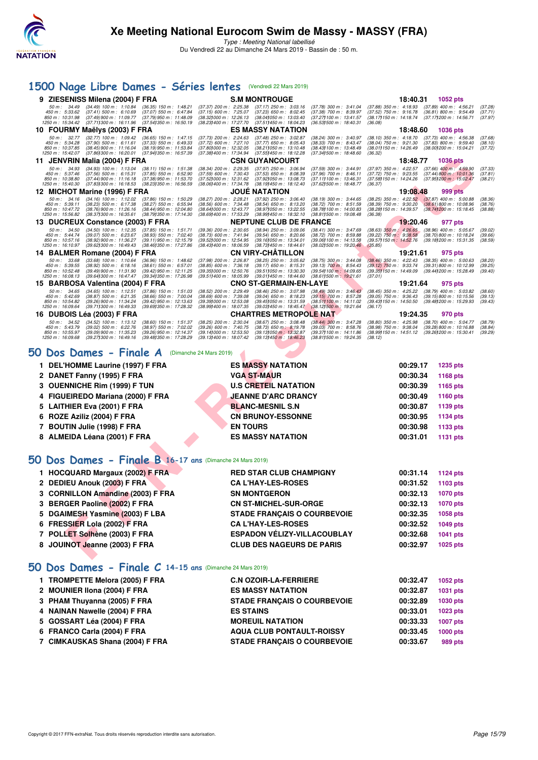# Xe Meeting National Eurocom Swim de Massy - MASSY (FRA)

*Type : Meeting National labellisé*

Du Vendredi 22 au Dimanche 24 Mars 2019 - Bassin de : 50 m.

## 1500 Nage Libre Dames - Séries lentes (Vendredi 22 Mars 2019)

**9 ZIESENISS Milena (2004) F FRA** — S.M MONTROUGE — 18:40.31 — 1052 pts

50 m : 34.49 (34.49) 100 m : 1:10.84 (36.35) 150 m : 1:48.21 (37.37) 200 m : 2:25.38 (37.17) 250 m : 3:03.16 (37.78) 300 m : 3:41.04 (37.88) 350 m : 4:18.93 (37.89) 400 m : 4:56.21 (37.28)
450 m : 5:33.62 (37.41) 500 m : 6:10.69 (37.07) 550 m : 6:47.84 (37.15) 600 m : 7:25.07 (37.23) 650 m : 8:02.45 (37.38) 700 m : 8:39.97 (37.52) 750 m : 9:16.78 (36.81) 800 m : 9:54.49 (37.71)
850 m : 10:31.98 (37.49) 900 m : 11:09.77 (37.79) 950 m : 11:48.09 (38.32) 1000 m : 12:26.13 (38.04) 1050 m : 13:03.40 (37.27) 1100 m : 13:41.57 (38.17) 1150 m : 14:18.74 (37.17) 1200 m : 14:56.71 (37.97)
1250 m : 15:34.42 (37.71) 1300 m : 16:11.96 (37.54) 1350 m : 16:50.19 (38.23) 1400 m : 17:27.70 (37.51) 1450 m : 18:04.23 (36.53) 1500 m : 18:40.31 (36.08)

**10 FOURMY Maëlys (2003) F FRA** — ES MASSY NATATION — 18:48.60 — 1036 pts

50 m : 32.77 (32.77) 100 m : 1:09.42 (36.65) 150 m : 1:47.15 (37.73) 200 m : 2:24.63 (37.48) 250 m : 3:02.87 (38.24) 300 m : 3:40.97 (38.10) 350 m : 4:18.70 (37.73) 400 m : 4:56.38 (37.68)
450 m : 5:34.28 (37.90) 500 m : 6:11.61 (37.33) 550 m : 6:49.33 (37.72) 600 m : 7:27.10 (37.77) 650 m : 8:05.43 (38.33) 700 m : 8:43.47 (38.04) 750 m : 9:21.30 (37.83) 800 m : 9:59.40 (38.10)
850 m : 10:37.85 (38.45) 900 m : 11:16.04 (38.19) 950 m : 11:53.84 (37.80) 1000 m : 12:32.05 (38.21) 1050 m : 13:10.48 (38.43) 1100 m : 13:48.49 (38.01) 1150 m : 14:26.49 (38.00) 1200 m : 15:04.21 (37.72)
1250 m : 15:42.07 (37.86) 1300 m : 16:20.01 (37.94) 1350 m : 16:57.39 (37.38) 1400 m : 17:34.94 (37.55) 1450 m : 18:12.28 (37.34) 1500 m : 18:48.60 (36.32)

**11 JENVRIN Malia (2004) F FRA** — CSN GUYANCOURT — 18:48.77 — 1036 pts

50 m : 34.93 (34.93) 100 m : 1:13.04 (38.11) 150 m : 1:51.38 (38.34) 200 m : 2:29.35 (37.97) 250 m : 3:06.94 (37.59) 300 m : 3:44.91 (37.97) 350 m : 4:22.57 (37.66) 400 m : 4:59.90 (37.33)
450 m : 5:37.46 (37.56) 500 m : 6:15.31 (37.85) 550 m : 6:52.90 (37.59) 600 m : 7:30.43 (37.53) 650 m : 8:08.39 (37.96) 700 m : 8:46.11 (37.72) 750 m : 9:23.55 (37.44) 800 m : 10:01.36 (37.81)
850 m : 10:38.80 (37.44) 900 m : 11:16.18 (37.38) 950 m : 11:53.70 (37.52) 1000 m : 12:31.62 (37.92) 1050 m : 13:08.73 (37.11) 1100 m : 13:46.31 (37.58) 1150 m : 14:24.26 (37.95) 1200 m : 15:02.47 (38.21)
1250 m : 15:40.30 (37.83) 1300 m : 16:18.53 (38.23) 1350 m : 16:56.59 (38.06) 1400 m : 17:34.78 (38.19) 1450 m : 18:12.40 (37.62) 1500 m : 18:48.77 (36.37)

**12 MICHOT Marine (1996) F FRA** — JOUÉ NATATION — 19:08.48 — 999 pts

50 m : 34.16 (34.16) 100 m : 1:12.02 (37.86) 150 m : 1:50.29 (38.27) 200 m : 2:28.21 (37.92) 250 m : 3:06.40 (38.19) 300 m : 3:44.65 (38.25) 350 m : 4:22.52 (37.87) 400 m : 5:00.88 (38.36)
450 m : 5:39.11 (38.23) 500 m : 6:17.38 (38.27) 550 m : 6:55.94 (38.56) 600 m : 7:34.48 (38.54) 650 m : 8:13.20 (38.72) 700 m : 8:51.59 (38.39) 750 m : 9:30.20 (38.61) 800 m : 10:08.96 (38.76)
850 m : 10:47.72 (38.76) 900 m : 11:26.16 (38.44) 950 m : 12:04.80 (38.64) 1000 m : 12:43.77 (38.97) 1050 m : 13:22.55 (38.78) 1100 m : 14:00.83 (38.28) 1150 m : 14:39.57 (38.74) 1200 m : 15:18.45 (38.88)
1250 m : 15:56.82 (38.37) 1300 m : 16:35.61 (38.79) 1350 m : 17:14.30 (38.69) 1400 m : 17:53.29 (38.99) 1450 m : 18:32.10 (38.81) 1500 m : 19:08.48 (36.38)

**13 DUCREUX Constance (2003) F FRA** — NEPTUNE CLUB DE FRANCE — 19:20.46 — 977 pts

50 m : 34.50 (34.50) 100 m : 1:12.35 (37.85) 150 m : 1:51.71 (39.36) 200 m : 2:30.65 (38.94) 250 m : 3:09.06 (38.41) 300 m : 3:47.69 (38.63) 350 m : 4:26.65 (38.96) 400 m : 5:05.67 (39.02)
450 m : 5:44.74 (39.07) 500 m : 6:23.67 (38.93) 550 m : 7:02.40 (38.73) 600 m : 7:41.94 (39.54) 650 m : 8:20.66 (38.72) 700 m : 8:59.88 (39.22) 750 m : 9:38.58 (38.70) 800 m : 10:18.24 (39.66)
850 m : 10:57.16 (38.92) 900 m : 11:36.27 (39.11) 950 m : 12:15.79 (39.52) 1000 m : 12:54.95 (39.16) 1050 m : 13:34.01 (39.06) 1100 m : 14:13.58 (39.57) 1150 m : 14:52.76 (39.18) 1200 m : 15:31.35 (38.59)
1250 m : 16:10.97 (39.62) 1300 m : 16:49.43 (38.46) 1350 m : 17:27.86 (38.43) 1400 m : 18:06.59 (38.73) 1450 m : 18:44.61 (38.02) 1500 m : 19:20.46 (35.85)

**14 BALMER Romane (2004) F FRA** — CN VIRY-CHÂTILLON — 19:21.61 — 975 pts

50 m : 33.68 (33.68) 100 m : 1:10.64 (36.96) 150 m : 1:48.62 (37.98) 200 m : 2:26.87 (38.25) 250 m : 3:05.62 (38.75) 300 m : 3:44.08 (38.46) 350 m : 4:22.43 (38.35) 400 m : 5:00.63 (38.20)
450 m : 5:39.55 (38.92) 500 m : 6:18.16 (38.61) 550 m : 6:57.01 (38.85) 600 m : 7:36.18 (39.17) 650 m : 8:15.31 (39.13) 700 m : 8:54.43 (39.12) 750 m : 9:33.74 (39.31) 800 m : 10:12.99 (39.25)
850 m : 10:52.48 (39.49) 900 m : 11:31.90 (39.42) 950 m : 12:11.25 (39.35) 1000 m : 12:50.76 (39.51) 1050 m : 13:30.30 (39.54) 1100 m : 14:09.65 (39.35) 1150 m : 14:49.09 (39.44) 1200 m : 15:28.49 (39.40)
1250 m : 16:08.13 (39.64) 1300 m : 16:47.47 (39.34) 1350 m : 17:26.98 (39.51) 1400 m : 18:05.99 (39.01) 1450 m : 18:44.60 (38.61) 1500 m : 19:21.61 (37.01)

**15 BARBOSA Valentina (2004) F FRA** — CNO ST-GERMAIN-EN-LAYE — 19:21.64 — 975 pts

50 m : 34.65 (34.65) 100 m : 1:12.51 (37.86) 150 m : 1:51.03 (38.52) 200 m : 2:29.49 (38.46) 250 m : 3:07.98 (38.49) 300 m : 3:46.43 (38.45) 350 m : 4:25.22 (38.79) 400 m : 5:03.82 (38.60)
450 m : 5:42.69 (38.87) 500 m : 6:21.35 (38.66) 550 m : 7:00.04 (38.69) 600 m : 7:39.08 (39.04) 650 m : 8:18.23 (39.15) 700 m : 8:57.28 (39.05) 750 m : 9:36.43 (39.15) 800 m : 10:15.56 (39.13)
850 m : 10:54.82 (39.26) 900 m : 11:34.24 (39.42) 950 m : 12:13.63 (39.39) 1000 m : 12:53.08 (39.45) 1050 m : 13:31.59 (38.51) 1100 m : 14:11.02 (39.43) 1150 m : 14:50.50 (39.48) 1200 m : 15:29.93 (39.43)
1250 m : 16:09.64 (39.71) 1300 m : 16:49.33 (39.69) 1350 m : 17:28.32 (38.99) 1400 m : 18:07.35 (39.03) 1450 m : 18:45.47 (38.12) 1500 m : 19:21.64 (36.17)

**16 DUBOIS Léa (2003) F FRA** — CHARTRES METROPOLE NAT — 19:24.35 — 970 pts

50 m : 34.52 (34.52) 100 m : 1:13.12 (38.60) 150 m : 1:51.37 (38.25) 200 m : 2:30.04 (38.67) 250 m : 3:08.48 (38.44) 300 m : 3:47.28 (38.80) 350 m : 4:25.98 (38.70) 400 m : 5:04.77 (38.79)
450 m : 5:43.79 (39.02) 500 m : 6:22.76 (38.97) 550 m : 7:02.02 (39.26) 600 m : 7:40.75 (38.73) 650 m : 8:19.78 (39.03) 700 m : 8:58.76 (38.98) 750 m : 9:38.04 (39.28) 800 m : 10:16.88 (38.84)
850 m : 10:55.97 (39.09) 900 m : 11:35.23 (39.26) 950 m : 12:14.37 (39.14) 1000 m : 12:53.50 (39.13) 1050 m : 13:32.87 (39.37) 1100 m : 14:11.86 (38.99) 1150 m : 14:51.12 (39.26) 1200 m : 15:30.41 (39.29)
1250 m : 16:09.68 (39.27) 1300 m : 16:49.16 (39.48) 1350 m : 17:28.29 (39.13) 1400 m : 18:07.42 (39.13) 1450 m : 18:46.23 (38.81) 1500 m : 19:24.35 (38.12)

## 50 Dos Dames - Finale A (Dimanche 24 Mars 2019)

| Rang | Nom | Club | Temps | Points |
|---|---|---|---|---|
| 1 | DEL'HOMME Laurine (1997) F FRA | ES MASSY NATATION | 00:29.17 | 1235 pts |
| 2 | DANET Fanny (1995) F FRA | VGA ST-MAUR | 00:30.34 | 1168 pts |
| 3 | OUENNICHE Rim (1999) F TUN | U.S CRETEIL NATATION | 00:30.39 | 1165 pts |
| 4 | FIGUEIREDO Mariana (2000) F FRA | JEANNE D'ARC DRANCY | 00:30.49 | 1160 pts |
| 5 | LAITHIER Eva (2001) F FRA | BLANC-MESNIL S.N | 00:30.87 | 1139 pts |
| 6 | ROZE Aziliz (2004) F FRA | CN BRUNOY-ESSONNE | 00:30.95 | 1134 pts |
| 7 | BOUTIN Julie (1998) F FRA | EN TOURS | 00:30.98 | 1133 pts |
| 8 | ALMEIDA Léana (2001) F FRA | ES MASSY NATATION | 00:31.01 | 1131 pts |

## 50 Dos Dames - Finale B 16-17 ans (Dimanche 24 Mars 2019)

| Rang | Nom | Club | Temps | Points |
|---|---|---|---|---|
| 1 | HOCQUARD Margaux (2002) F FRA | RED STAR CLUB CHAMPIGNY | 00:31.14 | 1124 pts |
| 2 | DEDIEU Anouk (2003) F FRA | CA L'HAY-LES-ROSES | 00:31.52 | 1103 pts |
| 3 | CORNILLON Amandine (2003) F FRA | SN MONTGERON | 00:32.13 | 1070 pts |
| 3 | BERGER Paoline (2002) F FRA | CN ST-MICHEL-SUR-ORGE | 00:32.13 | 1070 pts |
| 5 | DGAIMESH Yasmine (2003) F LBA | STADE FRANÇAIS O COURBEVOIE | 00:32.35 | 1058 pts |
| 6 | FRESSIER Lola (2002) F FRA | CA L'HAY-LES-ROSES | 00:32.52 | 1049 pts |
| 7 | POLLET Solhène (2003) F FRA | ESPADON VÉLIZY-VILLACOUBLAY | 00:32.68 | 1041 pts |
| 8 | JOUINOT Jeanne (2003) F FRA | CLUB DES NAGEURS DE PARIS | 00:32.97 | 1025 pts |

## 50 Dos Dames - Finale C 14-15 ans (Dimanche 24 Mars 2019)

| Rang | Nom | Club | Temps | Points |
|---|---|---|---|---|
| 1 | TROMPETTE Melora (2005) F FRA | C.N OZOIR-LA-FERRIERE | 00:32.47 | 1052 pts |
| 2 | MOUNIER Ilona (2004) F FRA | ES MASSY NATATION | 00:32.87 | 1031 pts |
| 3 | PHAM Thuyanna (2005) F FRA | STADE FRANÇAIS O COURBEVOIE | 00:32.89 | 1030 pts |
| 4 | NAINAN Nawelle (2004) F FRA | ES STAINS | 00:33.01 | 1023 pts |
| 5 | GOSSART Léa (2004) F FRA | MOREUIL NATATION | 00:33.33 | 1007 pts |
| 6 | FRANCO Carla (2004) F FRA | AQUA CLUB PONTAULT-ROISSY | 00:33.45 | 1000 pts |
| 7 | CIMKAUSKAS Shana (2004) F FRA | STADE FRANÇAIS O COURBEVOIE | 00:33.67 | 989 pts |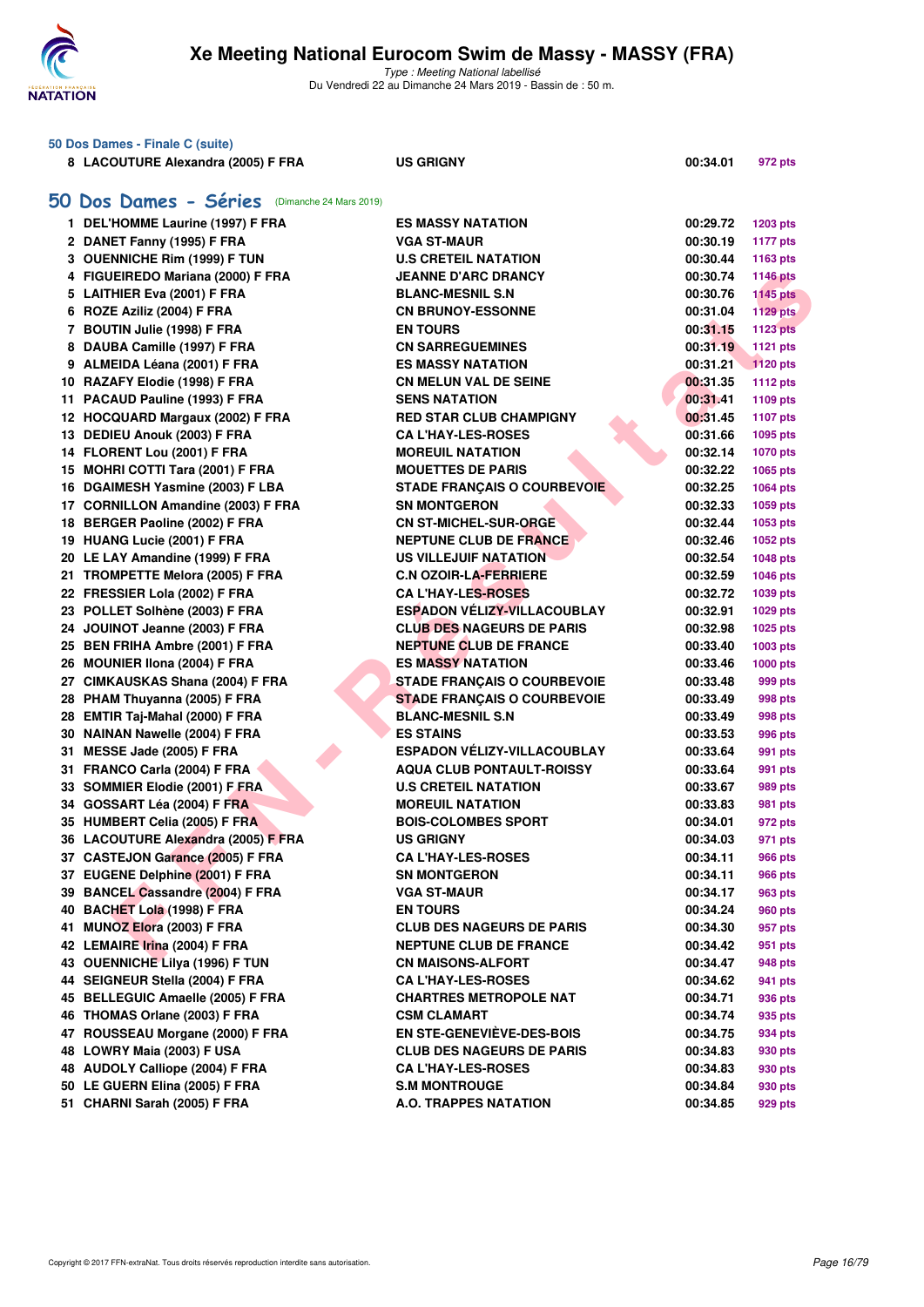**50 Dos Dames - Finale C (suite)**

| | | | |
|---|---|---|---|
| 8 LACOUTURE Alexandra (2005) F FRA | US GRIGNY | 00:34.01 | 972 pts |

## 50 Dos Dames - Séries (Dimanche 24 Mars 2019)

| | | | |
|---|---|---|---|
| 1 DEL'HOMME Laurine (1997) F FRA | ES MASSY NATATION | 00:29.72 | 1203 pts |
| 2 DANET Fanny (1995) F FRA | VGA ST-MAUR | 00:30.19 | 1177 pts |
| 3 OUENNICHE Rim (1999) F TUN | U.S CRETEIL NATATION | 00:30.44 | 1163 pts |
| 4 FIGUEIREDO Mariana (2000) F FRA | JEANNE D'ARC DRANCY | 00:30.74 | 1146 pts |
| 5 LAITHIER Eva (2001) F FRA | BLANC-MESNIL S.N | 00:30.76 | 1145 pts |
| 6 ROZE Aziliz (2004) F FRA | CN BRUNOY-ESSONNE | 00:31.04 | 1129 pts |
| 7 BOUTIN Julie (1998) F FRA | EN TOURS | 00:31.15 | 1123 pts |
| 8 DAUBA Camille (1997) F FRA | CN SARREGUEMINES | 00:31.19 | 1121 pts |
| 9 ALMEIDA Léana (2001) F FRA | ES MASSY NATATION | 00:31.21 | 1120 pts |
| 10 RAZAFY Elodie (1998) F FRA | CN MELUN VAL DE SEINE | 00:31.35 | 1112 pts |
| 11 PACAUD Pauline (1993) F FRA | SENS NATATION | 00:31.41 | 1109 pts |
| 12 HOCQUARD Margaux (2002) F FRA | RED STAR CLUB CHAMPIGNY | 00:31.45 | 1107 pts |
| 13 DEDIEU Anouk (2003) F FRA | CA L'HAY-LES-ROSES | 00:31.66 | 1095 pts |
| 14 FLORENT Lou (2001) F FRA | MOREUIL NATATION | 00:32.14 | 1070 pts |
| 15 MOHRI COTTI Tara (2001) F FRA | MOUETTES DE PARIS | 00:32.22 | 1065 pts |
| 16 DGAIMESH Yasmine (2003) F LBA | STADE FRANÇAIS O COURBEVOIE | 00:32.25 | 1064 pts |
| 17 CORNILLON Amandine (2003) F FRA | SN MONTGERON | 00:32.33 | 1059 pts |
| 18 BERGER Paoline (2002) F FRA | CN ST-MICHEL-SUR-ORGE | 00:32.44 | 1053 pts |
| 19 HUANG Lucie (2001) F FRA | NEPTUNE CLUB DE FRANCE | 00:32.46 | 1052 pts |
| 20 LE LAY Amandine (1999) F FRA | US VILLEJUIF NATATION | 00:32.54 | 1048 pts |
| 21 TROMPETTE Melora (2005) F FRA | C.N OZOIR-LA-FERRIERE | 00:32.59 | 1046 pts |
| 22 FRESSIER Lola (2002) F FRA | CA L'HAY-LES-ROSES | 00:32.72 | 1039 pts |
| 23 POLLET Solhène (2003) F FRA | ESPADON VÉLIZY-VILLACOUBLAY | 00:32.91 | 1029 pts |
| 24 JOUINOT Jeanne (2003) F FRA | CLUB DES NAGEURS DE PARIS | 00:32.98 | 1025 pts |
| 25 BEN FRIHA Ambre (2001) F FRA | NEPTUNE CLUB DE FRANCE | 00:33.40 | 1003 pts |
| 26 MOUNIER Ilona (2004) F FRA | ES MASSY NATATION | 00:33.46 | 1000 pts |
| 27 CIMKAUSKAS Shana (2004) F FRA | STADE FRANÇAIS O COURBEVOIE | 00:33.48 | 999 pts |
| 28 PHAM Thuyanna (2005) F FRA | STADE FRANÇAIS O COURBEVOIE | 00:33.49 | 998 pts |
| 28 EMTIR Taj-Mahal (2000) F FRA | BLANC-MESNIL S.N | 00:33.49 | 998 pts |
| 30 NAINAN Nawelle (2004) F FRA | ES STAINS | 00:33.53 | 996 pts |
| 31 MESSE Jade (2005) F FRA | ESPADON VÉLIZY-VILLACOUBLAY | 00:33.64 | 991 pts |
| 31 FRANCO Carla (2004) F FRA | AQUA CLUB PONTAULT-ROISSY | 00:33.64 | 991 pts |
| 33 SOMMIER Elodie (2001) F FRA | U.S CRETEIL NATATION | 00:33.67 | 989 pts |
| 34 GOSSART Léa (2004) F FRA | MOREUIL NATATION | 00:33.83 | 981 pts |
| 35 HUMBERT Celia (2005) F FRA | BOIS-COLOMBES SPORT | 00:34.01 | 972 pts |
| 36 LACOUTURE Alexandra (2005) F FRA | US GRIGNY | 00:34.03 | 971 pts |
| 37 CASTEJON Garance (2005) F FRA | CA L'HAY-LES-ROSES | 00:34.11 | 966 pts |
| 37 EUGENE Delphine (2001) F FRA | SN MONTGERON | 00:34.11 | 966 pts |
| 39 BANCEL Cassandre (2004) F FRA | VGA ST-MAUR | 00:34.17 | 963 pts |
| 40 BACHET Lola (1998) F FRA | EN TOURS | 00:34.24 | 960 pts |
| 41 MUNOZ Elora (2003) F FRA | CLUB DES NAGEURS DE PARIS | 00:34.30 | 957 pts |
| 42 LEMAIRE Irina (2004) F FRA | NEPTUNE CLUB DE FRANCE | 00:34.42 | 951 pts |
| 43 OUENNICHE Lilya (1996) F TUN | CN MAISONS-ALFORT | 00:34.47 | 948 pts |
| 44 SEIGNEUR Stella (2004) F FRA | CA L'HAY-LES-ROSES | 00:34.62 | 941 pts |
| 45 BELLEGUIC Amaelle (2005) F FRA | CHARTRES METROPOLE NAT | 00:34.71 | 936 pts |
| 46 THOMAS Orlane (2003) F FRA | CSM CLAMART | 00:34.74 | 935 pts |
| 47 ROUSSEAU Morgane (2000) F FRA | EN STE-GENEVIÈVE-DES-BOIS | 00:34.75 | 934 pts |
| 48 LOWRY Maia (2003) F USA | CLUB DES NAGEURS DE PARIS | 00:34.83 | 930 pts |
| 48 AUDOLY Calliope (2004) F FRA | CA L'HAY-LES-ROSES | 00:34.83 | 930 pts |
| 50 LE GUERN Elina (2005) F FRA | S.M MONTROUGE | 00:34.84 | 930 pts |
| 51 CHARNI Sarah (2005) F FRA | A.O. TRAPPES NATATION | 00:34.85 | 929 pts |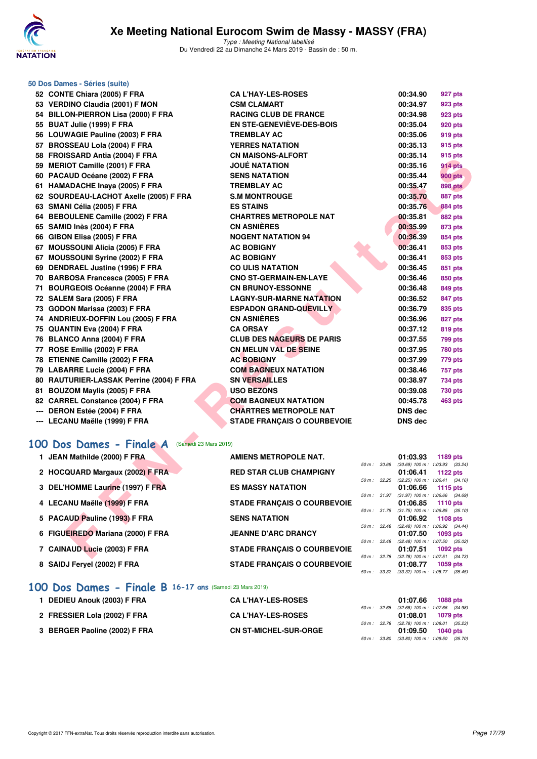## 50 Dos Dames - Séries (suite)

| | Nom | Club | Temps | Points |
|---|---|---|---|---|
| 52 | CONTE Chiara (2005) F FRA | CA L'HAY-LES-ROSES | 00:34.90 | 927 pts |
| 53 | VERDINO Claudia (2001) F MON | CSM CLAMART | 00:34.97 | 923 pts |
| 54 | BILLON-PIERRON Lisa (2000) F FRA | RACING CLUB DE FRANCE | 00:34.98 | 923 pts |
| 55 | BUAT Julie (1999) F FRA | EN STE-GENEVIÈVE-DES-BOIS | 00:35.04 | 920 pts |
| 56 | LOUWAGIE Pauline (2003) F FRA | TREMBLAY AC | 00:35.06 | 919 pts |
| 57 | BROSSEAU Lola (2004) F FRA | YERRES NATATION | 00:35.13 | 915 pts |
| 58 | FROISSARD Antia (2004) F FRA | CN MAISONS-ALFORT | 00:35.14 | 915 pts |
| 59 | MERIOT Camille (2001) F FRA | JOUÉ NATATION | 00:35.16 | 914 pts |
| 60 | PACAUD Océane (2002) F FRA | SENS NATATION | 00:35.44 | 900 pts |
| 61 | HAMADACHE Inaya (2005) F FRA | TREMBLAY AC | 00:35.47 | 898 pts |
| 62 | SOURDEAU-LACHOT Axelle (2005) F FRA | S.M MONTROUGE | 00:35.70 | 887 pts |
| 63 | SMANI Célia (2005) F FRA | ES STAINS | 00:35.76 | 884 pts |
| 64 | BEBOULENE Camille (2002) F FRA | CHARTRES METROPOLE NAT | 00:35.81 | 882 pts |
| 65 | SAMID Inès (2004) F FRA | CN ASNIÈRES | 00:35.99 | 873 pts |
| 66 | GIBON Elisa (2005) F FRA | NOGENT NATATION 94 | 00:36.39 | 854 pts |
| 67 | MOUSSOUNI Alicia (2005) F FRA | AC BOBIGNY | 00:36.41 | 853 pts |
| 67 | MOUSSOUNI Syrine (2002) F FRA | AC BOBIGNY | 00:36.41 | 853 pts |
| 69 | DENDRAEL Justine (1996) F FRA | CO ULIS NATATION | 00:36.45 | 851 pts |
| 70 | BARBOSA Francesca (2005) F FRA | CNO ST-GERMAIN-EN-LAYE | 00:36.46 | 850 pts |
| 71 | BOURGEOIS Océanne (2004) F FRA | CN BRUNOY-ESSONNE | 00:36.48 | 849 pts |
| 72 | SALEM Sara (2005) F FRA | LAGNY-SUR-MARNE NATATION | 00:36.52 | 847 pts |
| 73 | GODON Marissa (2003) F FRA | ESPADON GRAND-QUEVILLY | 00:36.79 | 835 pts |
| 74 | ANDRIEUX-DOFFIN Lou (2005) F FRA | CN ASNIÈRES | 00:36.96 | 827 pts |
| 75 | QUANTIN Eva (2004) F FRA | CA ORSAY | 00:37.12 | 819 pts |
| 76 | BLANCO Anna (2004) F FRA | CLUB DES NAGEURS DE PARIS | 00:37.55 | 799 pts |
| 77 | ROSE Emilie (2002) F FRA | CN MELUN VAL DE SEINE | 00:37.95 | 780 pts |
| 78 | ETIENNE Camille (2002) F FRA | AC BOBIGNY | 00:37.99 | 779 pts |
| 79 | LABARRE Lucie (2004) F FRA | COM BAGNEUX NATATION | 00:38.46 | 757 pts |
| 80 | RAUTURIER-LASSAK Perrine (2004) F FRA | SN VERSAILLES | 00:38.97 | 734 pts |
| 81 | BOUZOM Maylis (2005) F FRA | USO BEZONS | 00:39.08 | 730 pts |
| 82 | CARREL Constance (2004) F FRA | COM BAGNEUX NATATION | 00:45.78 | 463 pts |
| --- | DERON Estée (2004) F FRA | CHARTRES METROPOLE NAT | DNS dec | |
| --- | LECANU Maëlle (1999) F FRA | STADE FRANÇAIS O COURBEVOIE | DNS dec | |

## 100 Dos Dames - Finale A (Samedi 23 Mars 2019)

| | Nom | Club | Temps | Points | Splits |
|---|---|---|---|---|---|
| 1 | JEAN Mathilde (2000) F FRA | AMIENS METROPOLE NAT. | 01:03.93 | 1189 pts | 50 m : 30.69 (30.69) 100 m : 1:03.93 (33.24) |
| 2 | HOCQUARD Margaux (2002) F FRA | RED STAR CLUB CHAMPIGNY | 01:06.41 | 1122 pts | 50 m : 32.25 (32.25) 100 m : 1:06.41 (34.16) |
| 3 | DEL'HOMME Laurine (1997) F FRA | ES MASSY NATATION | 01:06.66 | 1115 pts | 50 m : 31.97 (31.97) 100 m : 1:06.66 (34.69) |
| 4 | LECANU Maëlle (1999) F FRA | STADE FRANÇAIS O COURBEVOIE | 01:06.85 | 1110 pts | 50 m : 31.75 (31.75) 100 m : 1:06.85 (35.10) |
| 5 | PACAUD Pauline (1993) F FRA | SENS NATATION | 01:06.92 | 1108 pts | 50 m : 32.48 (32.48) 100 m : 1:06.92 (34.44) |
| 6 | FIGUEIREDO Mariana (2000) F FRA | JEANNE D'ARC DRANCY | 01:07.50 | 1093 pts | 50 m : 32.48 (32.48) 100 m : 1:07.50 (35.02) |
| 7 | CAINAUD Lucie (2003) F FRA | STADE FRANÇAIS O COURBEVOIE | 01:07.51 | 1092 pts | 50 m : 32.78 (32.78) 100 m : 1:07.51 (34.73) |
| 8 | SAIDJ Feryel (2002) F FRA | STADE FRANÇAIS O COURBEVOIE | 01:08.77 | 1059 pts | 50 m : 33.32 (33.32) 100 m : 1:08.77 (35.45) |

## 100 Dos Dames - Finale B 16-17 ans (Samedi 23 Mars 2019)

| | Nom | Club | Temps | Points | Splits |
|---|---|---|---|---|---|
| 1 | DEDIEU Anouk (2003) F FRA | CA L'HAY-LES-ROSES | 01:07.66 | 1088 pts | 50 m : 32.68 (32.68) 100 m : 1:07.66 (34.98) |
| 2 | FRESSIER Lola (2002) F FRA | CA L'HAY-LES-ROSES | 01:08.01 | 1079 pts | 50 m : 32.78 (32.78) 100 m : 1:08.01 (35.23) |
| 3 | BERGER Paoline (2002) F FRA | CN ST-MICHEL-SUR-ORGE | 01:09.50 | 1040 pts | 50 m : 33.80 (33.80) 100 m : 1:09.50 (35.70) |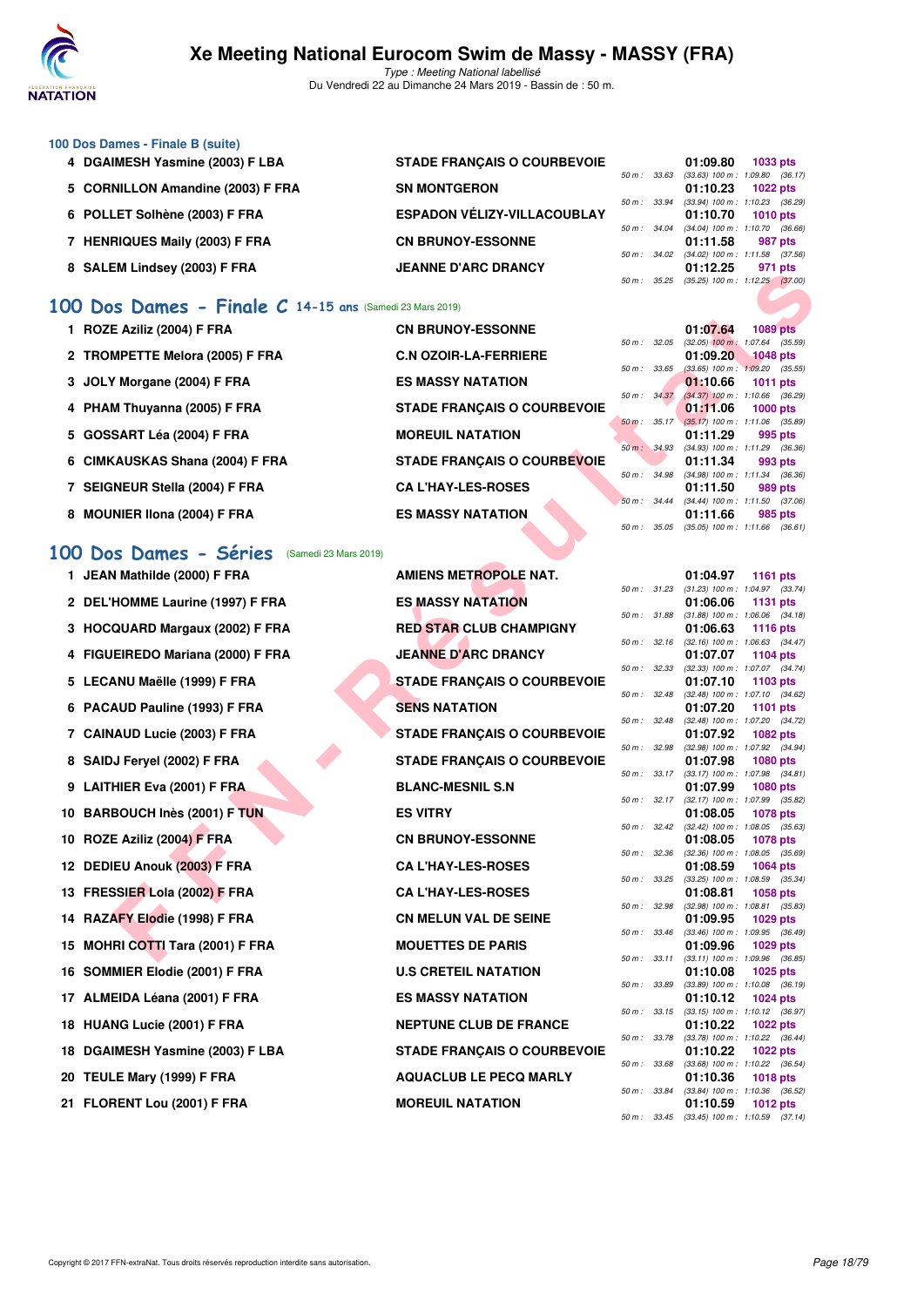### 100 Dos Dames - Finale B (suite)

| Rang | Nom | Club | Temps | Points | Splits |
|---|---|---|---|---|---|
| 4 | DGAIMESH Yasmine (2003) F LBA | STADE FRANÇAIS O COURBEVOIE | 01:09.80 | 1033 pts | 50 m : 33.63 (33.63) 100 m : 1:09.80 (36.17) |
| 5 | CORNILLON Amandine (2003) F FRA | SN MONTGERON | 01:10.23 | 1022 pts | 50 m : 33.94 (33.94) 100 m : 1:10.23 (36.29) |
| 6 | POLLET Solhène (2003) F FRA | ESPADON VÉLIZY-VILLACOUBLAY | 01:10.70 | 1010 pts | 50 m : 34.04 (34.04) 100 m : 1:10.70 (36.66) |
| 7 | HENRIQUES Maily (2003) F FRA | CN BRUNOY-ESSONNE | 01:11.58 | 987 pts | 50 m : 34.02 (34.02) 100 m : 1:11.58 (37.56) |
| 8 | SALEM Lindsey (2003) F FRA | JEANNE D'ARC DRANCY | 01:12.25 | 971 pts | 50 m : 35.25 (35.25) 100 m : 1:12.25 (37.00) |

## 100 Dos Dames - Finale C 14-15 ans (Samedi 23 Mars 2019)

| Rang | Nom | Club | Temps | Points | Splits |
|---|---|---|---|---|---|
| 1 | ROZE Aziliz (2004) F FRA | CN BRUNOY-ESSONNE | 01:07.64 | 1089 pts | 50 m : 32.05 (32.05) 100 m : 1:07.64 (35.59) |
| 2 | TROMPETTE Melora (2005) F FRA | C.N OZOIR-LA-FERRIERE | 01:09.20 | 1048 pts | 50 m : 33.65 (33.65) 100 m : 1:09.20 (35.55) |
| 3 | JOLY Morgane (2004) F FRA | ES MASSY NATATION | 01:10.66 | 1011 pts | 50 m : 34.37 (34.37) 100 m : 1:10.66 (36.29) |
| 4 | PHAM Thuyanna (2005) F FRA | STADE FRANÇAIS O COURBEVOIE | 01:11.06 | 1000 pts | 50 m : 35.17 (35.17) 100 m : 1:11.06 (35.89) |
| 5 | GOSSART Léa (2004) F FRA | MOREUIL NATATION | 01:11.29 | 995 pts | 50 m : 34.93 (34.93) 100 m : 1:11.29 (36.36) |
| 6 | CIMKAUSKAS Shana (2004) F FRA | STADE FRANÇAIS O COURBEVOIE | 01:11.34 | 993 pts | 50 m : 34.98 (34.98) 100 m : 1:11.34 (36.36) |
| 7 | SEIGNEUR Stella (2004) F FRA | CA L'HAY-LES-ROSES | 01:11.50 | 989 pts | 50 m : 34.44 (34.44) 100 m : 1:11.50 (37.06) |
| 8 | MOUNIER Ilona (2004) F FRA | ES MASSY NATATION | 01:11.66 | 985 pts | 50 m : 35.05 (35.05) 100 m : 1:11.66 (36.61) |

## 100 Dos Dames - Séries (Samedi 23 Mars 2019)

| Rang | Nom | Club | Temps | Points | Splits |
|---|---|---|---|---|---|
| 1 | JEAN Mathilde (2000) F FRA | AMIENS METROPOLE NAT. | 01:04.97 | 1161 pts | 50 m : 31.23 (31.23) 100 m : 1:04.97 (33.74) |
| 2 | DEL'HOMME Laurine (1997) F FRA | ES MASSY NATATION | 01:06.06 | 1131 pts | 50 m : 31.88 (31.88) 100 m : 1:06.06 (34.18) |
| 3 | HOCQUARD Margaux (2002) F FRA | RED STAR CLUB CHAMPIGNY | 01:06.63 | 1116 pts | 50 m : 32.16 (32.16) 100 m : 1:06.63 (34.47) |
| 4 | FIGUEIREDO Mariana (2000) F FRA | JEANNE D'ARC DRANCY | 01:07.07 | 1104 pts | 50 m : 32.33 (32.33) 100 m : 1:07.07 (34.74) |
| 5 | LECANU Maëlle (1999) F FRA | STADE FRANÇAIS O COURBEVOIE | 01:07.10 | 1103 pts | 50 m : 32.48 (32.48) 100 m : 1:07.10 (34.62) |
| 6 | PACAUD Pauline (1993) F FRA | SENS NATATION | 01:07.20 | 1101 pts | 50 m : 32.48 (32.48) 100 m : 1:07.20 (34.72) |
| 7 | CAINAUD Lucie (2003) F FRA | STADE FRANÇAIS O COURBEVOIE | 01:07.92 | 1082 pts | 50 m : 32.98 (32.98) 100 m : 1:07.92 (34.94) |
| 8 | SAIDJ Feryel (2002) F FRA | STADE FRANÇAIS O COURBEVOIE | 01:07.98 | 1080 pts | 50 m : 33.17 (33.17) 100 m : 1:07.98 (34.81) |
| 9 | LAITHIER Eva (2001) F FRA | BLANC-MESNIL S.N | 01:07.99 | 1080 pts | 50 m : 32.17 (32.17) 100 m : 1:07.99 (35.82) |
| 10 | BARBOUCH Inès (2001) F TUN | ES VITRY | 01:08.05 | 1078 pts | 50 m : 32.42 (32.42) 100 m : 1:08.05 (35.63) |
| 10 | ROZE Aziliz (2004) F FRA | CN BRUNOY-ESSONNE | 01:08.05 | 1078 pts | 50 m : 32.36 (32.36) 100 m : 1:08.05 (35.69) |
| 12 | DEDIEU Anouk (2003) F FRA | CA L'HAY-LES-ROSES | 01:08.59 | 1064 pts | 50 m : 33.25 (33.25) 100 m : 1:08.59 (35.34) |
| 13 | FRESSIER Lola (2002) F FRA | CA L'HAY-LES-ROSES | 01:08.81 | 1058 pts | 50 m : 32.98 (32.98) 100 m : 1:08.81 (35.83) |
| 14 | RAZAFY Elodie (1998) F FRA | CN MELUN VAL DE SEINE | 01:09.95 | 1029 pts | 50 m : 33.46 (33.46) 100 m : 1:09.95 (36.49) |
| 15 | MOHRI COTTI Tara (2001) F FRA | MOUETTES DE PARIS | 01:09.96 | 1029 pts | 50 m : 33.11 (33.11) 100 m : 1:09.96 (36.85) |
| 16 | SOMMIER Elodie (2001) F FRA | U.S CRETEIL NATATION | 01:10.08 | 1025 pts | 50 m : 33.89 (33.89) 100 m : 1:10.08 (36.19) |
| 17 | ALMEIDA Léana (2001) F FRA | ES MASSY NATATION | 01:10.12 | 1024 pts | 50 m : 33.15 (33.15) 100 m : 1:10.12 (36.97) |
| 18 | HUANG Lucie (2001) F FRA | NEPTUNE CLUB DE FRANCE | 01:10.22 | 1022 pts | 50 m : 33.78 (33.78) 100 m : 1:10.22 (36.44) |
| 18 | DGAIMESH Yasmine (2003) F LBA | STADE FRANÇAIS O COURBEVOIE | 01:10.22 | 1022 pts | 50 m : 33.68 (33.68) 100 m : 1:10.22 (36.54) |
| 20 | TEULE Mary (1999) F FRA | AQUACLUB LE PECQ MARLY | 01:10.36 | 1018 pts | 50 m : 33.84 (33.84) 100 m : 1:10.36 (36.52) |
| 21 | FLORENT Lou (2001) F FRA | MOREUIL NATATION | 01:10.59 | 1012 pts | 50 m : 33.45 (33.45) 100 m : 1:10.59 (37.14) |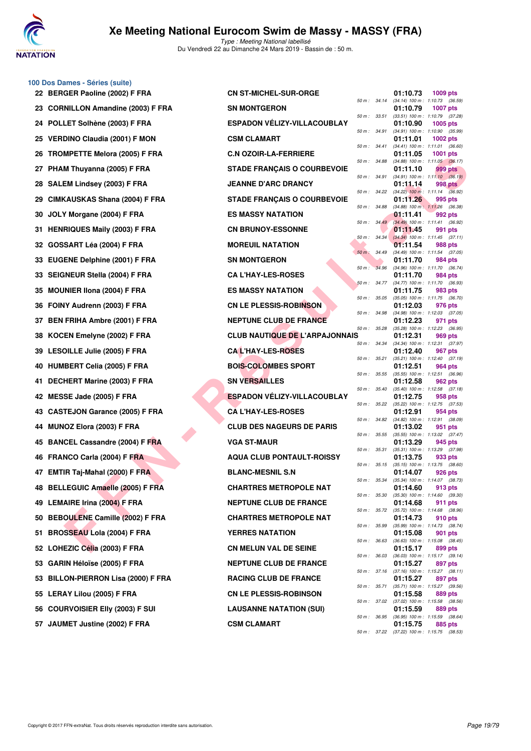## 100 Dos Dames - Séries (suite)

| Rang | Nom | Club | Temps | Points | Splits |
|---|---|---|---|---|---|
| 22 | BERGER Paoline (2002) F FRA | CN ST-MICHEL-SUR-ORGE | 01:10.73 | 1009 pts | 50 m : 34.14 (34.14) 100 m : 1:10.73 (36.59) |
| 23 | CORNILLON Amandine (2003) F FRA | SN MONTGERON | 01:10.79 | 1007 pts | 50 m : 33.51 (33.51) 100 m : 1:10.79 (37.28) |
| 24 | POLLET Solhène (2003) F FRA | ESPADON VÉLIZY-VILLACOUBLAY | 01:10.90 | 1005 pts | 50 m : 34.91 (34.91) 100 m : 1:10.90 (35.99) |
| 25 | VERDINO Claudia (2001) F MON | CSM CLAMART | 01:11.01 | 1002 pts | 50 m : 34.41 (34.41) 100 m : 1:11.01 (36.60) |
| 26 | TROMPETTE Melora (2005) F FRA | C.N OZOIR-LA-FERRIERE | 01:11.05 | 1001 pts | 50 m : 34.88 (34.88) 100 m : 1:11.05 (36.17) |
| 27 | PHAM Thuyanna (2005) F FRA | STADE FRANÇAIS O COURBEVOIE | 01:11.10 | 999 pts | 50 m : 34.91 (34.91) 100 m : 1:11.10 (36.19) |
| 28 | SALEM Lindsey (2003) F FRA | JEANNE D'ARC DRANCY | 01:11.14 | 998 pts | 50 m : 34.22 (34.22) 100 m : 1:11.14 (36.92) |
| 29 | CIMKAUSKAS Shana (2004) F FRA | STADE FRANÇAIS O COURBEVOIE | 01:11.26 | 995 pts | 50 m : 34.88 (34.88) 100 m : 1:11.26 (36.38) |
| 30 | JOLY Morgane (2004) F FRA | ES MASSY NATATION | 01:11.41 | 992 pts | 50 m : 34.49 (34.49) 100 m : 1:11.41 (36.92) |
| 31 | HENRIQUES Maily (2003) F FRA | CN BRUNOY-ESSONNE | 01:11.45 | 991 pts | 50 m : 34.34 (34.34) 100 m : 1:11.45 (37.11) |
| 32 | GOSSART Léa (2004) F FRA | MOREUIL NATATION | 01:11.54 | 988 pts | 50 m : 34.49 (34.49) 100 m : 1:11.54 (37.05) |
| 33 | EUGENE Delphine (2001) F FRA | SN MONTGERON | 01:11.70 | 984 pts | 50 m : 34.96 (34.96) 100 m : 1:11.70 (36.74) |
| 33 | SEIGNEUR Stella (2004) F FRA | CA L'HAY-LES-ROSES | 01:11.70 | 984 pts | 50 m : 34.77 (34.77) 100 m : 1:11.70 (36.93) |
| 35 | MOUNIER Ilona (2004) F FRA | ES MASSY NATATION | 01:11.75 | 983 pts | 50 m : 35.05 (35.05) 100 m : 1:11.75 (36.70) |
| 36 | FOINY Audrenn (2003) F FRA | CN LE PLESSIS-ROBINSON | 01:12.03 | 976 pts | 50 m : 34.98 (34.98) 100 m : 1:12.03 (37.05) |
| 37 | BEN FRIHA Ambre (2001) F FRA | NEPTUNE CLUB DE FRANCE | 01:12.23 | 971 pts | 50 m : 35.28 (35.28) 100 m : 1:12.23 (36.95) |
| 38 | KOCEN Emelyne (2002) F FRA | CLUB NAUTIQUE DE L'ARPAJONNAIS | 01:12.31 | 969 pts | 50 m : 34.34 (34.34) 100 m : 1:12.31 (37.97) |
| 39 | LESOILLE Julie (2005) F FRA | CA L'HAY-LES-ROSES | 01:12.40 | 967 pts | 50 m : 35.21 (35.21) 100 m : 1:12.40 (37.19) |
| 40 | HUMBERT Celia (2005) F FRA | BOIS-COLOMBES SPORT | 01:12.51 | 964 pts | 50 m : 35.55 (35.55) 100 m : 1:12.51 (36.96) |
| 41 | DECHERT Marine (2003) F FRA | SN VERSAILLES | 01:12.58 | 962 pts | 50 m : 35.40 (35.40) 100 m : 1:12.58 (37.18) |
| 42 | MESSE Jade (2005) F FRA | ESPADON VÉLIZY-VILLACOUBLAY | 01:12.75 | 958 pts | 50 m : 35.22 (35.22) 100 m : 1:12.75 (37.53) |
| 43 | CASTEJON Garance (2005) F FRA | CA L'HAY-LES-ROSES | 01:12.91 | 954 pts | 50 m : 34.82 (34.82) 100 m : 1:12.91 (38.09) |
| 44 | MUNOZ Elora (2003) F FRA | CLUB DES NAGEURS DE PARIS | 01:13.02 | 951 pts | 50 m : 35.55 (35.55) 100 m : 1:13.02 (37.47) |
| 45 | BANCEL Cassandre (2004) F FRA | VGA ST-MAUR | 01:13.29 | 945 pts | 50 m : 35.31 (35.31) 100 m : 1:13.29 (37.98) |
| 46 | FRANCO Carla (2004) F FRA | AQUA CLUB PONTAULT-ROISSY | 01:13.75 | 933 pts | 50 m : 35.15 (35.15) 100 m : 1:13.75 (38.60) |
| 47 | EMTIR Taj-Mahal (2000) F FRA | BLANC-MESNIL S.N | 01:14.07 | 926 pts | 50 m : 35.34 (35.34) 100 m : 1:14.07 (38.73) |
| 48 | BELLEGUIC Amaelle (2005) F FRA | CHARTRES METROPOLE NAT | 01:14.60 | 913 pts | 50 m : 35.30 (35.30) 100 m : 1:14.60 (39.30) |
| 49 | LEMAIRE Irina (2004) F FRA | NEPTUNE CLUB DE FRANCE | 01:14.68 | 911 pts | 50 m : 35.72 (35.72) 100 m : 1:14.68 (38.96) |
| 50 | BEBOULENE Camille (2002) F FRA | CHARTRES METROPOLE NAT | 01:14.73 | 910 pts | 50 m : 35.99 (35.99) 100 m : 1:14.73 (38.74) |
| 51 | BROSSEAU Lola (2004) F FRA | YERRES NATATION | 01:15.08 | 901 pts | 50 m : 36.63 (36.63) 100 m : 1:15.08 (38.45) |
| 52 | LOHEZIC Célia (2003) F FRA | CN MELUN VAL DE SEINE | 01:15.17 | 899 pts | 50 m : 36.03 (36.03) 100 m : 1:15.17 (39.14) |
| 53 | GARIN Héloïse (2005) F FRA | NEPTUNE CLUB DE FRANCE | 01:15.27 | 897 pts | 50 m : 37.16 (37.16) 100 m : 1:15.27 (38.11) |
| 53 | BILLON-PIERRON Lisa (2000) F FRA | RACING CLUB DE FRANCE | 01:15.27 | 897 pts | 50 m : 35.71 (35.71) 100 m : 1:15.27 (39.56) |
| 55 | LERAY Lilou (2005) F FRA | CN LE PLESSIS-ROBINSON | 01:15.58 | 889 pts | 50 m : 37.02 (37.02) 100 m : 1:15.58 (38.56) |
| 56 | COURVOISIER Elly (2003) F SUI | LAUSANNE NATATION (SUI) | 01:15.59 | 889 pts | 50 m : 36.95 (36.95) 100 m : 1:15.59 (38.64) |
| 57 | JAUMET Justine (2002) F FRA | CSM CLAMART | 01:15.75 | 885 pts | 50 m : 37.22 (37.22) 100 m : 1:15.75 (38.53) |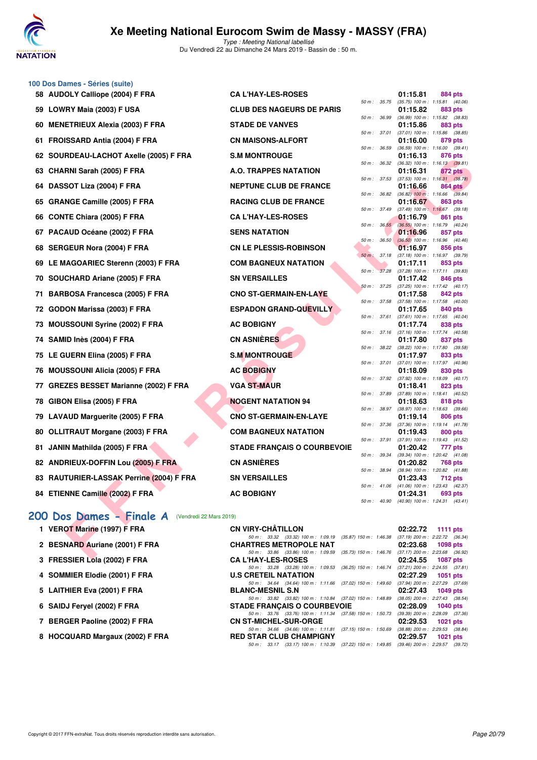## 100 Dos Dames - Séries (suite)

| Rang | Nom | Club | Temps | Points | Splits |
|---|---|---|---|---|---|
| 58 | AUDOLY Calliope (2004) F FRA | CA L'HAY-LES-ROSES | 01:15.81 | 884 pts | 50 m : 35.75 (35.75) 100 m : 1:15.81 (40.06) |
| 59 | LOWRY Maia (2003) F USA | CLUB DES NAGEURS DE PARIS | 01:15.82 | 883 pts | 50 m : 36.99 (36.99) 100 m : 1:15.82 (38.83) |
| 60 | MENETRIEUX Alexia (2003) F FRA | STADE DE VANVES | 01:15.86 | 883 pts | 50 m : 37.01 (37.01) 100 m : 1:15.86 (38.85) |
| 61 | FROISSARD Antia (2004) F FRA | CN MAISONS-ALFORT | 01:16.00 | 879 pts | 50 m : 36.59 (36.59) 100 m : 1:16.00 (39.41) |
| 62 | SOURDEAU-LACHOT Axelle (2005) F FRA | S.M MONTROUGE | 01:16.13 | 876 pts | 50 m : 36.32 (36.32) 100 m : 1:16.13 (39.81) |
| 63 | CHARNI Sarah (2005) F FRA | A.O. TRAPPES NATATION | 01:16.31 | 872 pts | 50 m : 37.53 (37.53) 100 m : 1:16.31 (38.78) |
| 64 | DASSOT Liza (2004) F FRA | NEPTUNE CLUB DE FRANCE | 01:16.66 | 864 pts | 50 m : 36.82 (36.82) 100 m : 1:16.66 (39.84) |
| 65 | GRANGE Camille (2005) F FRA | RACING CLUB DE FRANCE | 01:16.67 | 863 pts | 50 m : 37.49 (37.49) 100 m : 1:16.67 (39.18) |
| 66 | CONTE Chiara (2005) F FRA | CA L'HAY-LES-ROSES | 01:16.79 | 861 pts | 50 m : 36.55 (36.55) 100 m : 1:16.79 (40.24) |
| 67 | PACAUD Océane (2002) F FRA | SENS NATATION | 01:16.96 | 857 pts | 50 m : 36.50 (36.50) 100 m : 1:16.96 (40.46) |
| 68 | SERGEUR Nora (2004) F FRA | CN LE PLESSIS-ROBINSON | 01:16.97 | 856 pts | 50 m : 37.18 (37.18) 100 m : 1:16.97 (39.79) |
| 69 | LE MAGOARIEC Sterenn (2003) F FRA | COM BAGNEUX NATATION | 01:17.11 | 853 pts | 50 m : 37.28 (37.28) 100 m : 1:17.11 (39.83) |
| 70 | SOUCHARD Ariane (2005) F FRA | SN VERSAILLES | 01:17.42 | 846 pts | 50 m : 37.25 (37.25) 100 m : 1:17.42 (40.17) |
| 71 | BARBOSA Francesca (2005) F FRA | CNO ST-GERMAIN-EN-LAYE | 01:17.58 | 842 pts | 50 m : 37.58 (37.58) 100 m : 1:17.58 (40.00) |
| 72 | GODON Marissa (2003) F FRA | ESPADON GRAND-QUEVILLY | 01:17.65 | 840 pts | 50 m : 37.61 (37.61) 100 m : 1:17.65 (40.04) |
| 73 | MOUSSOUNI Syrine (2002) F FRA | AC BOBIGNY | 01:17.74 | 838 pts | 50 m : 37.16 (37.16) 100 m : 1:17.74 (40.58) |
| 74 | SAMID Inès (2004) F FRA | CN ASNIÈRES | 01:17.80 | 837 pts | 50 m : 38.22 (38.22) 100 m : 1:17.80 (39.58) |
| 75 | LE GUERN Elina (2005) F FRA | S.M MONTROUGE | 01:17.97 | 833 pts | 50 m : 37.01 (37.01) 100 m : 1:17.97 (40.96) |
| 76 | MOUSSOUNI Alicia (2005) F FRA | AC BOBIGNY | 01:18.09 | 830 pts | 50 m : 37.92 (37.92) 100 m : 1:18.09 (40.17) |
| 77 | GREZES BESSET Marianne (2002) F FRA | VGA ST-MAUR | 01:18.41 | 823 pts | 50 m : 37.89 (37.89) 100 m : 1:18.41 (40.52) |
| 78 | GIBON Elisa (2005) F FRA | NOGENT NATATION 94 | 01:18.63 | 818 pts | 50 m : 38.97 (38.97) 100 m : 1:18.63 (39.66) |
| 79 | LAVAUD Marguerite (2005) F FRA | CNO ST-GERMAIN-EN-LAYE | 01:19.14 | 806 pts | 50 m : 37.36 (37.36) 100 m : 1:19.14 (41.78) |
| 80 | OLLITRAUT Morgane (2003) F FRA | COM BAGNEUX NATATION | 01:19.43 | 800 pts | 50 m : 37.91 (37.91) 100 m : 1:19.43 (41.52) |
| 81 | JANIN Mathilda (2005) F FRA | STADE FRANÇAIS O COURBEVOIE | 01:20.42 | 777 pts | 50 m : 39.34 (39.34) 100 m : 1:20.42 (41.08) |
| 82 | ANDRIEUX-DOFFIN Lou (2005) F FRA | CN ASNIÈRES | 01:20.82 | 768 pts | 50 m : 38.94 (38.94) 100 m : 1:20.82 (41.88) |
| 83 | RAUTURIER-LASSAK Perrine (2004) F FRA | SN VERSAILLES | 01:23.43 | 712 pts | 50 m : 41.06 (41.06) 100 m : 1:23.43 (42.37) |
| 84 | ETIENNE Camille (2002) F FRA | AC BOBIGNY | 01:24.31 | 693 pts | 50 m : 40.90 (40.90) 100 m : 1:24.31 (43.41) |

## 200 Dos Dames - Finale A (Vendredi 22 Mars 2019)

| Rang | Nom | Club | Temps | Points | Splits |
|---|---|---|---|---|---|
| 1 | VEROT Marine (1997) F FRA | CN VIRY-CHÂTILLON | 02:22.72 | 1111 pts | 50 m : 33.32 (33.32) 100 m : 1:09.19 (35.87) 150 m : 1:46.38 (37.19) 200 m : 2:22.72 (36.34) |
| 2 | BESNARD Auriane (2001) F FRA | CHARTRES METROPOLE NAT | 02:23.68 | 1098 pts | 50 m : 33.86 (33.86) 100 m : 1:09.59 (35.73) 150 m : 1:46.76 (37.17) 200 m : 2:23.68 (36.92) |
| 3 | FRESSIER Lola (2002) F FRA | CA L'HAY-LES-ROSES | 02:24.55 | 1087 pts | 50 m : 33.28 (33.28) 100 m : 1:09.53 (36.25) 150 m : 1:46.74 (37.21) 200 m : 2:24.55 (37.81) |
| 4 | SOMMIER Elodie (2001) F FRA | U.S CRETEIL NATATION | 02:27.29 | 1051 pts | 50 m : 34.64 (34.64) 100 m : 1:11.66 (37.02) 150 m : 1:49.60 (37.94) 200 m : 2:27.29 (37.69) |
| 5 | LAITHIER Eva (2001) F FRA | BLANC-MESNIL S.N | 02:27.43 | 1049 pts | 50 m : 33.82 (33.82) 100 m : 1:10.84 (37.02) 150 m : 1:48.89 (38.05) 200 m : 2:27.43 (38.54) |
| 6 | SAIDJ Feryel (2002) F FRA | STADE FRANÇAIS O COURBEVOIE | 02:28.09 | 1040 pts | 50 m : 33.76 (33.76) 100 m : 1:11.34 (37.58) 150 m : 1:50.73 (39.39) 200 m : 2:28.09 (37.36) |
| 7 | BERGER Paoline (2002) F FRA | CN ST-MICHEL-SUR-ORGE | 02:29.53 | 1021 pts | 50 m : 34.66 (34.66) 100 m : 1:11.81 (37.15) 150 m : 1:50.69 (38.88) 200 m : 2:29.53 (38.84) |
| 8 | HOCQUARD Margaux (2002) F FRA | RED STAR CLUB CHAMPIGNY | 02:29.57 | 1021 pts | 50 m : 33.17 (33.17) 100 m : 1:10.39 (37.22) 150 m : 1:49.85 (39.46) 200 m : 2:29.57 (39.72) |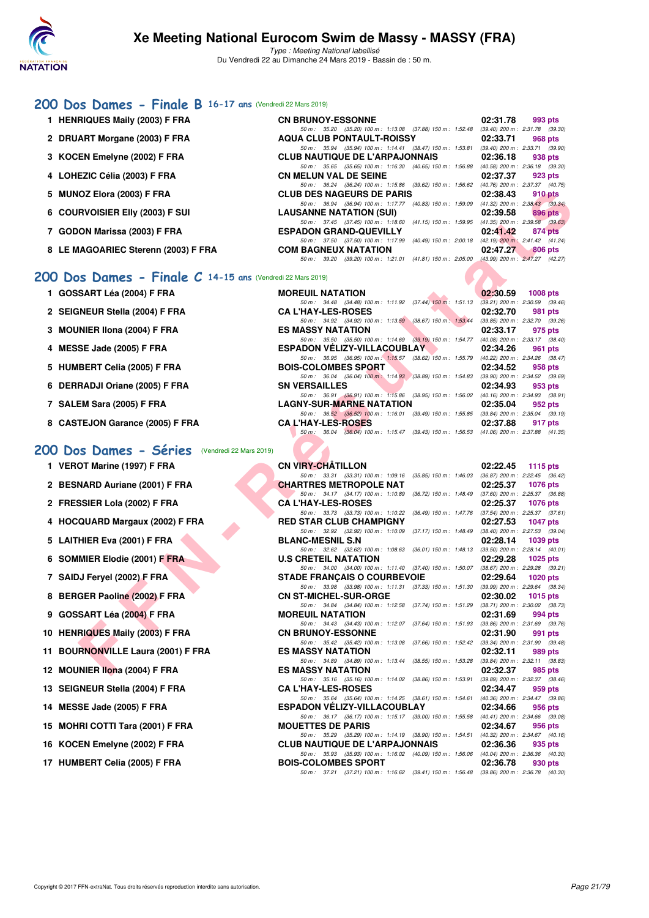# Xe Meeting National Eurocom Swim de Massy - MASSY (FRA)

*Type : Meeting National labellisé*

Du Vendredi 22 au Dimanche 24 Mars 2019 - Bassin de : 50 m.

## 200 Dos Dames - Finale B 16-17 ans (Vendredi 22 Mars 2019)

| Rang | Nom | Club | Temps | Points |
|---|---|---|---|---|
| 1 | HENRIQUES Maily (2003) F FRA | CN BRUNOY-ESSONNE | 02:31.78 | 993 pts |
| | | 50 m : 35.20 (35.20) 100 m : 1:13.08 (37.88) 150 m : 1:52.48 (39.40) 200 m : 2:31.78 (39.30) | | |
| 2 | DRUART Morgane (2003) F FRA | AQUA CLUB PONTAULT-ROISSY | 02:33.71 | 968 pts |
| | | 50 m : 35.94 (35.94) 100 m : 1:14.41 (38.47) 150 m : 1:53.81 (39.40) 200 m : 2:33.71 (39.90) | | |
| 3 | KOCEN Emelyne (2002) F FRA | CLUB NAUTIQUE DE L'ARPAJONNAIS | 02:36.18 | 938 pts |
| | | 50 m : 35.65 (35.65) 100 m : 1:16.30 (40.65) 150 m : 1:56.88 (40.58) 200 m : 2:36.18 (39.30) | | |
| 4 | LOHEZIC Célia (2003) F FRA | CN MELUN VAL DE SEINE | 02:37.37 | 923 pts |
| | | 50 m : 36.24 (36.24) 100 m : 1:15.86 (39.62) 150 m : 1:56.62 (40.76) 200 m : 2:37.37 (40.75) | | |
| 5 | MUNOZ Elora (2003) F FRA | CLUB DES NAGEURS DE PARIS | 02:38.43 | 910 pts |
| | | 50 m : 36.94 (36.94) 100 m : 1:17.77 (40.83) 150 m : 1:59.09 (41.32) 200 m : 2:38.43 (39.34) | | |
| 6 | COURVOISIER Elly (2003) F SUI | LAUSANNE NATATION (SUI) | 02:39.58 | 896 pts |
| | | 50 m : 37.45 (37.45) 100 m : 1:18.60 (41.15) 150 m : 1:59.95 (41.35) 200 m : 2:39.58 (39.63) | | |
| 7 | GODON Marissa (2003) F FRA | ESPADON GRAND-QUEVILLY | 02:41.42 | 874 pts |
| | | 50 m : 37.50 (37.50) 100 m : 1:17.99 (40.49) 150 m : 2:00.18 (42.19) 200 m : 2:41.42 (41.24) | | |
| 8 | LE MAGOARIEC Sterenn (2003) F FRA | COM BAGNEUX NATATION | 02:47.27 | 806 pts |
| | | 50 m : 39.20 (39.20) 100 m : 1:21.01 (41.81) 150 m : 2:05.00 (43.99) 200 m : 2:47.27 (42.27) | | |

## 200 Dos Dames - Finale C 14-15 ans (Vendredi 22 Mars 2019)

| Rang | Nom | Club | Temps | Points |
|---|---|---|---|---|
| 1 | GOSSART Léa (2004) F FRA | MOREUIL NATATION | 02:30.59 | 1008 pts |
| | | 50 m : 34.48 (34.48) 100 m : 1:11.92 (37.44) 150 m : 1:51.13 (39.21) 200 m : 2:30.59 (39.46) | | |
| 2 | SEIGNEUR Stella (2004) F FRA | CA L'HAY-LES-ROSES | 02:32.70 | 981 pts |
| | | 50 m : 34.92 (34.92) 100 m : 1:13.59 (38.67) 150 m : 1:53.44 (39.85) 200 m : 2:32.70 (39.26) | | |
| 3 | MOUNIER Ilona (2004) F FRA | ES MASSY NATATION | 02:33.17 | 975 pts |
| | | 50 m : 35.50 (35.50) 100 m : 1:14.69 (39.19) 150 m : 1:54.77 (40.08) 200 m : 2:33.17 (38.40) | | |
| 4 | MESSE Jade (2005) F FRA | ESPADON VÉLIZY-VILLACOUBLAY | 02:34.26 | 961 pts |
| | | 50 m : 36.95 (36.95) 100 m : 1:15.57 (38.62) 150 m : 1:55.79 (40.22) 200 m : 2:34.26 (38.47) | | |
| 5 | HUMBERT Celia (2005) F FRA | BOIS-COLOMBES SPORT | 02:34.52 | 958 pts |
| | | 50 m : 36.04 (36.04) 100 m : 1:14.93 (38.89) 150 m : 1:54.83 (39.90) 200 m : 2:34.52 (39.69) | | |
| 6 | DERRADJI Oriane (2005) F FRA | SN VERSAILLES | 02:34.93 | 953 pts |
| | | 50 m : 36.91 (36.91) 100 m : 1:15.86 (38.95) 150 m : 1:56.02 (40.16) 200 m : 2:34.93 (38.91) | | |
| 7 | SALEM Sara (2005) F FRA | LAGNY-SUR-MARNE NATATION | 02:35.04 | 952 pts |
| | | 50 m : 36.52 (36.52) 100 m : 1:16.01 (39.49) 150 m : 1:55.85 (39.84) 200 m : 2:35.04 (39.19) | | |
| 8 | CASTEJON Garance (2005) F FRA | CA L'HAY-LES-ROSES | 02:37.88 | 917 pts |
| | | 50 m : 36.04 (36.04) 100 m : 1:15.47 (39.43) 150 m : 1:56.53 (41.06) 200 m : 2:37.88 (41.35) | | |

## 200 Dos Dames - Séries (Vendredi 22 Mars 2019)

| Rang | Nom | Club | Temps | Points |
|---|---|---|---|---|
| 1 | VEROT Marine (1997) F FRA | CN VIRY-CHÂTILLON | 02:22.45 | 1115 pts |
| | | 50 m : 33.31 (33.31) 100 m : 1:09.16 (35.85) 150 m : 1:46.03 (36.87) 200 m : 2:22.45 (36.42) | | |
| 2 | BESNARD Auriane (2001) F FRA | CHARTRES METROPOLE NAT | 02:25.37 | 1076 pts |
| | | 50 m : 34.17 (34.17) 100 m : 1:10.89 (36.72) 150 m : 1:48.49 (37.60) 200 m : 2:25.37 (36.88) | | |
| 2 | FRESSIER Lola (2002) F FRA | CA L'HAY-LES-ROSES | 02:25.37 | 1076 pts |
| | | 50 m : 33.73 (33.73) 100 m : 1:10.22 (36.49) 150 m : 1:47.76 (37.54) 200 m : 2:25.37 (37.61) | | |
| 4 | HOCQUARD Margaux (2002) F FRA | RED STAR CLUB CHAMPIGNY | 02:27.53 | 1047 pts |
| | | 50 m : 32.92 (32.92) 100 m : 1:10.09 (37.17) 150 m : 1:48.49 (38.40) 200 m : 2:27.53 (39.04) | | |
| 5 | LAITHIER Eva (2001) F FRA | BLANC-MESNIL S.N | 02:28.14 | 1039 pts |
| | | 50 m : 32.62 (32.62) 100 m : 1:08.63 (36.01) 150 m : 1:48.13 (39.50) 200 m : 2:28.14 (40.01) | | |
| 6 | SOMMIER Elodie (2001) F FRA | U.S CRETEIL NATATION | 02:29.28 | 1025 pts |
| | | 50 m : 34.00 (34.00) 100 m : 1:11.40 (37.40) 150 m : 1:50.07 (38.67) 200 m : 2:29.28 (39.21) | | |
| 7 | SAIDJ Feryel (2002) F FRA | STADE FRANÇAIS O COURBEVOIE | 02:29.64 | 1020 pts |
| | | 50 m : 33.98 (33.98) 100 m : 1:11.31 (37.33) 150 m : 1:51.30 (39.99) 200 m : 2:29.64 (38.34) | | |
| 8 | BERGER Paoline (2002) F FRA | CN ST-MICHEL-SUR-ORGE | 02:30.02 | 1015 pts |
| | | 50 m : 34.84 (34.84) 100 m : 1:12.58 (37.74) 150 m : 1:51.29 (38.71) 200 m : 2:30.02 (38.73) | | |
| 9 | GOSSART Léa (2004) F FRA | MOREUIL NATATION | 02:31.69 | 994 pts |
| | | 50 m : 34.43 (34.43) 100 m : 1:12.07 (37.64) 150 m : 1:51.93 (39.86) 200 m : 2:31.69 (39.76) | | |
| 10 | HENRIQUES Maily (2003) F FRA | CN BRUNOY-ESSONNE | 02:31.90 | 991 pts |
| | | 50 m : 35.42 (35.42) 100 m : 1:13.08 (37.66) 150 m : 1:52.42 (39.34) 200 m : 2:31.90 (39.48) | | |
| 11 | BOURNONVILLE Laura (2001) F FRA | ES MASSY NATATION | 02:32.11 | 989 pts |
| | | 50 m : 34.89 (34.89) 100 m : 1:13.44 (38.55) 150 m : 1:53.28 (39.84) 200 m : 2:32.11 (38.83) | | |
| 12 | MOUNIER Ilona (2004) F FRA | ES MASSY NATATION | 02:32.37 | 985 pts |
| | | 50 m : 35.16 (35.16) 100 m : 1:14.02 (38.86) 150 m : 1:53.91 (39.89) 200 m : 2:32.37 (38.46) | | |
| 13 | SEIGNEUR Stella (2004) F FRA | CA L'HAY-LES-ROSES | 02:34.47 | 959 pts |
| | | 50 m : 35.64 (35.64) 100 m : 1:14.25 (38.61) 150 m : 1:54.61 (40.36) 200 m : 2:34.47 (39.86) | | |
| 14 | MESSE Jade (2005) F FRA | ESPADON VÉLIZY-VILLACOUBLAY | 02:34.66 | 956 pts |
| | | 50 m : 36.17 (36.17) 100 m : 1:15.17 (39.00) 150 m : 1:55.58 (40.41) 200 m : 2:34.66 (39.08) | | |
| 15 | MOHRI COTTI Tara (2001) F FRA | MOUETTES DE PARIS | 02:34.67 | 956 pts |
| | | 50 m : 35.29 (35.29) 100 m : 1:14.19 (38.90) 150 m : 1:54.51 (40.32) 200 m : 2:34.67 (40.16) | | |
| 16 | KOCEN Emelyne (2002) F FRA | CLUB NAUTIQUE DE L'ARPAJONNAIS | 02:36.36 | 935 pts |
| | | 50 m : 35.93 (35.93) 100 m : 1:16.02 (40.09) 150 m : 1:56.06 (40.04) 200 m : 2:36.36 (40.30) | | |
| 17 | HUMBERT Celia (2005) F FRA | BOIS-COLOMBES SPORT | 02:36.78 | 930 pts |
| | | 50 m : 37.21 (37.21) 100 m : 1:16.62 (39.41) 150 m : 1:56.48 (39.86) 200 m : 2:36.78 (40.30) | | |

Copyright © 2017 FFN-extraNat. Tous droits réservés reproduction interdite sans autorisation.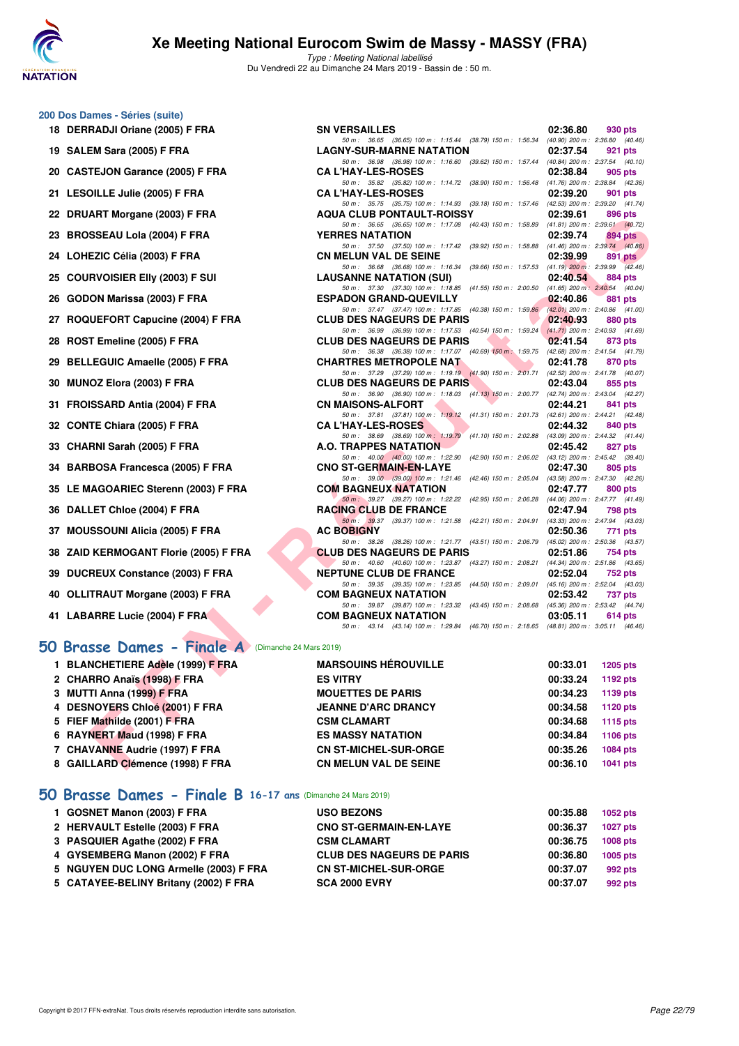# Xe Meeting National Eurocom Swim de Massy - MASSY (FRA)

*Type : Meeting National labellisé*

Du Vendredi 22 au Dimanche 24 Mars 2019 - Bassin de : 50 m.

## 200 Dos Dames - Séries (suite)

| Rang | Nom | Club | Temps | Points |
|---|---|---|---|---|
| 18 | DERRADJI Oriane (2005) F FRA | SN VERSAILLES | 02:36.80 | 930 pts |
| | 50 m : 36.65 (36.65) 100 m : 1:15.44 (38.79) 150 m : 1:56.34 (40.90) 200 m : 2:36.80 (40.46) | | | |
| 19 | SALEM Sara (2005) F FRA | LAGNY-SUR-MARNE NATATION | 02:37.54 | 921 pts |
| | 50 m : 36.98 (36.98) 100 m : 1:16.60 (39.62) 150 m : 1:57.44 (40.84) 200 m : 2:37.54 (40.10) | | | |
| 20 | CASTEJON Garance (2005) F FRA | CA L'HAY-LES-ROSES | 02:38.84 | 905 pts |
| | 50 m : 35.82 (35.82) 100 m : 1:14.72 (38.90) 150 m : 1:56.48 (41.76) 200 m : 2:38.84 (42.36) | | | |
| 21 | LESOILLE Julie (2005) F FRA | CA L'HAY-LES-ROSES | 02:39.20 | 901 pts |
| | 50 m : 35.75 (35.75) 100 m : 1:14.93 (39.18) 150 m : 1:57.46 (42.53) 200 m : 2:39.20 (41.74) | | | |
| 22 | DRUART Morgane (2003) F FRA | AQUA CLUB PONTAULT-ROISSY | 02:39.61 | 896 pts |
| | 50 m : 36.65 (36.65) 100 m : 1:17.08 (40.43) 150 m : 1:58.89 (41.81) 200 m : 2:39.61 (40.72) | | | |
| 23 | BROSSEAU Lola (2004) F FRA | YERRES NATATION | 02:39.74 | 894 pts |
| | 50 m : 37.50 (37.50) 100 m : 1:17.42 (39.92) 150 m : 1:58.88 (41.46) 200 m : 2:39.74 (40.86) | | | |
| 24 | LOHEZIC Célia (2003) F FRA | CN MELUN VAL DE SEINE | 02:39.99 | 891 pts |
| | 50 m : 36.68 (36.68) 100 m : 1:16.34 (39.66) 150 m : 1:57.53 (41.19) 200 m : 2:39.99 (42.46) | | | |
| 25 | COURVOISIER Elly (2003) F SUI | LAUSANNE NATATION (SUI) | 02:40.54 | 884 pts |
| | 50 m : 37.30 (37.30) 100 m : 1:18.85 (41.55) 150 m : 2:00.50 (41.65) 200 m : 2:40.54 (40.04) | | | |
| 26 | GODON Marissa (2003) F FRA | ESPADON GRAND-QUEVILLY | 02:40.86 | 881 pts |
| | 50 m : 37.47 (37.47) 100 m : 1:17.85 (40.38) 150 m : 1:59.86 (42.01) 200 m : 2:40.86 (41.00) | | | |
| 27 | ROQUEFORT Capucine (2004) F FRA | CLUB DES NAGEURS DE PARIS | 02:40.93 | 880 pts |
| | 50 m : 36.99 (36.99) 100 m : 1:17.53 (40.54) 150 m : 1:59.24 (41.71) 200 m : 2:40.93 (41.69) | | | |
| 28 | ROST Emeline (2005) F FRA | CLUB DES NAGEURS DE PARIS | 02:41.54 | 873 pts |
| | 50 m : 36.38 (36.38) 100 m : 1:17.07 (40.69) 150 m : 1:59.75 (42.68) 200 m : 2:41.54 (41.79) | | | |
| 29 | BELLEGUIC Amaelle (2005) F FRA | CHARTRES METROPOLE NAT | 02:41.78 | 870 pts |
| | 50 m : 37.29 (37.29) 100 m : 1:19.19 (41.90) 150 m : 2:01.71 (42.52) 200 m : 2:41.78 (40.07) | | | |
| 30 | MUNOZ Elora (2003) F FRA | CLUB DES NAGEURS DE PARIS | 02:43.04 | 855 pts |
| | 50 m : 36.90 (36.90) 100 m : 1:18.03 (41.13) 150 m : 2:00.77 (42.74) 200 m : 2:43.04 (42.27) | | | |
| 31 | FROISSARD Antia (2004) F FRA | CN MAISONS-ALFORT | 02:44.21 | 841 pts |
| | 50 m : 37.81 (37.81) 100 m : 1:19.12 (41.31) 150 m : 2:01.73 (42.61) 200 m : 2:44.21 (42.48) | | | |
| 32 | CONTE Chiara (2005) F FRA | CA L'HAY-LES-ROSES | 02:44.32 | 840 pts |
| | 50 m : 38.69 (38.69) 100 m : 1:19.79 (41.10) 150 m : 2:02.88 (43.09) 200 m : 2:44.32 (41.44) | | | |
| 33 | CHARNI Sarah (2005) F FRA | A.O. TRAPPES NATATION | 02:45.42 | 827 pts |
| | 50 m : 40.00 (40.00) 100 m : 1:22.90 (42.90) 150 m : 2:06.02 (43.12) 200 m : 2:45.42 (39.40) | | | |
| 34 | BARBOSA Francesca (2005) F FRA | CNO ST-GERMAIN-EN-LAYE | 02:47.30 | 805 pts |
| | 50 m : 39.00 (39.00) 100 m : 1:21.46 (42.46) 150 m : 2:05.04 (43.58) 200 m : 2:47.30 (42.26) | | | |
| 35 | LE MAGOARIEC Sterenn (2003) F FRA | COM BAGNEUX NATATION | 02:47.77 | 800 pts |
| | 50 m : 39.27 (39.27) 100 m : 1:22.22 (42.95) 150 m : 2:06.28 (44.06) 200 m : 2:47.77 (41.49) | | | |
| 36 | DALLET Chloe (2004) F FRA | RACING CLUB DE FRANCE | 02:47.94 | 798 pts |
| | 50 m : 39.37 (39.37) 100 m : 1:21.58 (42.21) 150 m : 2:04.91 (43.33) 200 m : 2:47.94 (43.03) | | | |
| 37 | MOUSSOUNI Alicia (2005) F FRA | AC BOBIGNY | 02:50.36 | 771 pts |
| | 50 m : 38.26 (38.26) 100 m : 1:21.77 (43.51) 150 m : 2:06.79 (45.02) 200 m : 2:50.36 (43.57) | | | |
| 38 | ZAID KERMOGANT Florie (2005) F FRA | CLUB DES NAGEURS DE PARIS | 02:51.86 | 754 pts |
| | 50 m : 40.60 (40.60) 100 m : 1:23.87 (43.27) 150 m : 2:08.21 (44.34) 200 m : 2:51.86 (43.65) | | | |
| 39 | DUCREUX Constance (2003) F FRA | NEPTUNE CLUB DE FRANCE | 02:52.04 | 752 pts |
| | 50 m : 39.35 (39.35) 100 m : 1:23.85 (44.50) 150 m : 2:09.01 (45.16) 200 m : 2:52.04 (43.03) | | | |
| 40 | OLLITRAUT Morgane (2003) F FRA | COM BAGNEUX NATATION | 02:53.42 | 737 pts |
| | 50 m : 39.87 (39.87) 100 m : 1:23.32 (43.45) 150 m : 2:08.68 (45.36) 200 m : 2:53.42 (44.74) | | | |
| 41 | LABARRE Lucie (2004) F FRA | COM BAGNEUX NATATION | 03:05.11 | 614 pts |
| | 50 m : 43.14 (43.14) 100 m : 1:29.84 (46.70) 150 m : 2:18.65 (48.81) 200 m : 3:05.11 (46.46) | | | |

## 50 Brasse Dames - Finale A (Dimanche 24 Mars 2019)

| Rang | Nom | Club | Temps | Points |
|---|---|---|---|---|
| 1 | BLANCHETIERE Adèle (1999) F FRA | MARSOUINS HÉROUVILLE | 00:33.01 | 1205 pts |
| 2 | CHARRO Anaïs (1998) F FRA | ES VITRY | 00:33.24 | 1192 pts |
| 3 | MUTTI Anna (1999) F FRA | MOUETTES DE PARIS | 00:34.23 | 1139 pts |
| 4 | DESNOYERS Chloé (2001) F FRA | JEANNE D'ARC DRANCY | 00:34.58 | 1120 pts |
| 5 | FIEF Mathilde (2001) F FRA | CSM CLAMART | 00:34.68 | 1115 pts |
| 6 | RAYNERT Maud (1998) F FRA | ES MASSY NATATION | 00:34.84 | 1106 pts |
| 7 | CHAVANNE Audrie (1997) F FRA | CN ST-MICHEL-SUR-ORGE | 00:35.26 | 1084 pts |
| 8 | GAILLARD Clémence (1998) F FRA | CN MELUN VAL DE SEINE | 00:36.10 | 1041 pts |

## 50 Brasse Dames - Finale B 16-17 ans (Dimanche 24 Mars 2019)

| Rang | Nom | Club | Temps | Points |
|---|---|---|---|---|
| 1 | GOSNET Manon (2003) F FRA | USO BEZONS | 00:35.88 | 1052 pts |
| 2 | HERVAULT Estelle (2003) F FRA | CNO ST-GERMAIN-EN-LAYE | 00:36.37 | 1027 pts |
| 3 | PASQUIER Agathe (2002) F FRA | CSM CLAMART | 00:36.75 | 1008 pts |
| 4 | GYSEMBERG Manon (2002) F FRA | CLUB DES NAGEURS DE PARIS | 00:36.80 | 1005 pts |
| 5 | NGUYEN DUC LONG Armelle (2003) F FRA | CN ST-MICHEL-SUR-ORGE | 00:37.07 | 992 pts |
| 5 | CATAYEE-BELINY Britany (2002) F FRA | SCA 2000 EVRY | 00:37.07 | 992 pts |

Copyright © 2017 FFN-extraNat. Tous droits réservés reproduction interdite sans autorisation.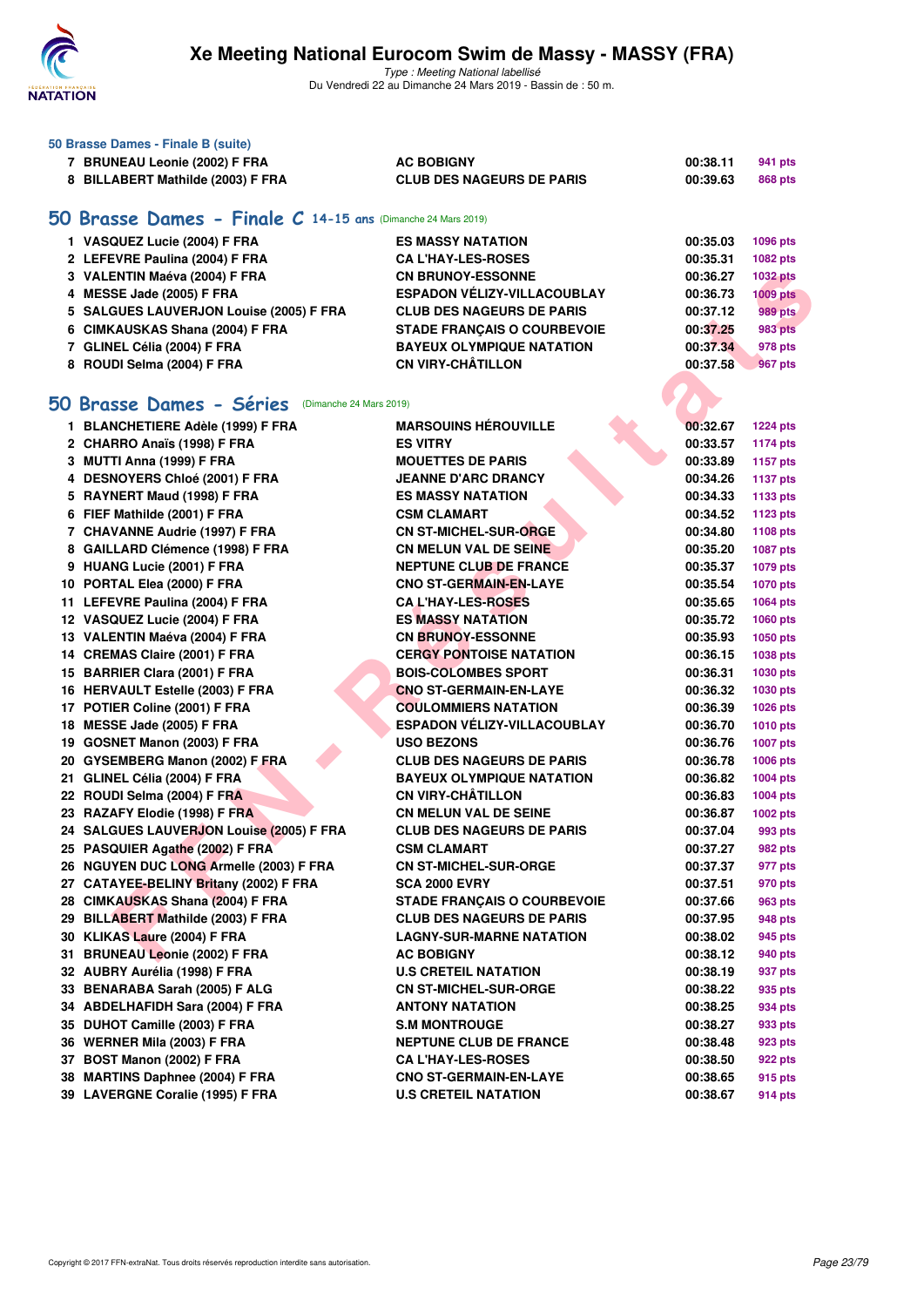# Xe Meeting National Eurocom Swim de Massy - MASSY (FRA)

*Type : Meeting National labellisé*
Du Vendredi 22 au Dimanche 24 Mars 2019 - Bassin de : 50 m.

### 50 Brasse Dames - Finale B (suite)

| | | | | |
|---|---|---|---|---|
| 7 | BRUNEAU Leonie (2002) F FRA | AC BOBIGNY | 00:38.11 | 941 pts |
| 8 | BILLABERT Mathilde (2003) F FRA | CLUB DES NAGEURS DE PARIS | 00:39.63 | 868 pts |

## 50 Brasse Dames - Finale C 14-15 ans (Dimanche 24 Mars 2019)

| | | | | |
|---|---|---|---|---|
| 1 | VASQUEZ Lucie (2004) F FRA | ES MASSY NATATION | 00:35.03 | 1096 pts |
| 2 | LEFEVRE Paulina (2004) F FRA | CA L'HAY-LES-ROSES | 00:35.31 | 1082 pts |
| 3 | VALENTIN Maéva (2004) F FRA | CN BRUNOY-ESSONNE | 00:36.27 | 1032 pts |
| 4 | MESSE Jade (2005) F FRA | ESPADON VÉLIZY-VILLACOUBLAY | 00:36.73 | 1009 pts |
| 5 | SALGUES LAUVERJON Louise (2005) F FRA | CLUB DES NAGEURS DE PARIS | 00:37.12 | 989 pts |
| 6 | CIMKAUSKAS Shana (2004) F FRA | STADE FRANÇAIS O COURBEVOIE | 00:37.25 | 983 pts |
| 7 | GLINEL Célia (2004) F FRA | BAYEUX OLYMPIQUE NATATION | 00:37.34 | 978 pts |
| 8 | ROUDI Selma (2004) F FRA | CN VIRY-CHÂTILLON | 00:37.58 | 967 pts |

## 50 Brasse Dames - Séries (Dimanche 24 Mars 2019)

| | | | | |
|---|---|---|---|---|
| 1 | BLANCHETIERE Adèle (1999) F FRA | MARSOUINS HÉROUVILLE | 00:32.67 | 1224 pts |
| 2 | CHARRO Anaïs (1998) F FRA | ES VITRY | 00:33.57 | 1174 pts |
| 3 | MUTTI Anna (1999) F FRA | MOUETTES DE PARIS | 00:33.89 | 1157 pts |
| 4 | DESNOYERS Chloé (2001) F FRA | JEANNE D'ARC DRANCY | 00:34.26 | 1137 pts |
| 5 | RAYNERT Maud (1998) F FRA | ES MASSY NATATION | 00:34.33 | 1133 pts |
| 6 | FIEF Mathilde (2001) F FRA | CSM CLAMART | 00:34.52 | 1123 pts |
| 7 | CHAVANNE Audrie (1997) F FRA | CN ST-MICHEL-SUR-ORGE | 00:34.80 | 1108 pts |
| 8 | GAILLARD Clémence (1998) F FRA | CN MELUN VAL DE SEINE | 00:35.20 | 1087 pts |
| 9 | HUANG Lucie (2001) F FRA | NEPTUNE CLUB DE FRANCE | 00:35.37 | 1079 pts |
| 10 | PORTAL Elea (2000) F FRA | CNO ST-GERMAIN-EN-LAYE | 00:35.54 | 1070 pts |
| 11 | LEFEVRE Paulina (2004) F FRA | CA L'HAY-LES-ROSES | 00:35.65 | 1064 pts |
| 12 | VASQUEZ Lucie (2004) F FRA | ES MASSY NATATION | 00:35.72 | 1060 pts |
| 13 | VALENTIN Maéva (2004) F FRA | CN BRUNOY-ESSONNE | 00:35.93 | 1050 pts |
| 14 | CREMAS Claire (2001) F FRA | CERGY PONTOISE NATATION | 00:36.15 | 1038 pts |
| 15 | BARRIER Clara (2001) F FRA | BOIS-COLOMBES SPORT | 00:36.31 | 1030 pts |
| 16 | HERVAULT Estelle (2003) F FRA | CNO ST-GERMAIN-EN-LAYE | 00:36.32 | 1030 pts |
| 17 | POTIER Coline (2001) F FRA | COULOMMIERS NATATION | 00:36.39 | 1026 pts |
| 18 | MESSE Jade (2005) F FRA | ESPADON VÉLIZY-VILLACOUBLAY | 00:36.70 | 1010 pts |
| 19 | GOSNET Manon (2003) F FRA | USO BEZONS | 00:36.76 | 1007 pts |
| 20 | GYSEMBERG Manon (2002) F FRA | CLUB DES NAGEURS DE PARIS | 00:36.78 | 1006 pts |
| 21 | GLINEL Célia (2004) F FRA | BAYEUX OLYMPIQUE NATATION | 00:36.82 | 1004 pts |
| 22 | ROUDI Selma (2004) F FRA | CN VIRY-CHÂTILLON | 00:36.83 | 1004 pts |
| 23 | RAZAFY Elodie (1998) F FRA | CN MELUN VAL DE SEINE | 00:36.87 | 1002 pts |
| 24 | SALGUES LAUVERJON Louise (2005) F FRA | CLUB DES NAGEURS DE PARIS | 00:37.04 | 993 pts |
| 25 | PASQUIER Agathe (2002) F FRA | CSM CLAMART | 00:37.27 | 982 pts |
| 26 | NGUYEN DUC LONG Armelle (2003) F FRA | CN ST-MICHEL-SUR-ORGE | 00:37.37 | 977 pts |
| 27 | CATAYEE-BELINY Britany (2002) F FRA | SCA 2000 EVRY | 00:37.51 | 970 pts |
| 28 | CIMKAUSKAS Shana (2004) F FRA | STADE FRANÇAIS O COURBEVOIE | 00:37.66 | 963 pts |
| 29 | BILLABERT Mathilde (2003) F FRA | CLUB DES NAGEURS DE PARIS | 00:37.95 | 948 pts |
| 30 | KLIKAS Laure (2004) F FRA | LAGNY-SUR-MARNE NATATION | 00:38.02 | 945 pts |
| 31 | BRUNEAU Leonie (2002) F FRA | AC BOBIGNY | 00:38.12 | 940 pts |
| 32 | AUBRY Aurélia (1998) F FRA | U.S CRETEIL NATATION | 00:38.19 | 937 pts |
| 33 | BENARABA Sarah (2005) F ALG | CN ST-MICHEL-SUR-ORGE | 00:38.22 | 935 pts |
| 34 | ABDELHAFIDH Sara (2004) F FRA | ANTONY NATATION | 00:38.25 | 934 pts |
| 35 | DUHOT Camille (2003) F FRA | S.M MONTROUGE | 00:38.27 | 933 pts |
| 36 | WERNER Mila (2003) F FRA | NEPTUNE CLUB DE FRANCE | 00:38.48 | 923 pts |
| 37 | BOST Manon (2002) F FRA | CA L'HAY-LES-ROSES | 00:38.50 | 922 pts |
| 38 | MARTINS Daphnee (2004) F FRA | CNO ST-GERMAIN-EN-LAYE | 00:38.65 | 915 pts |
| 39 | LAVERGNE Coralie (1995) F FRA | U.S CRETEIL NATATION | 00:38.67 | 914 pts |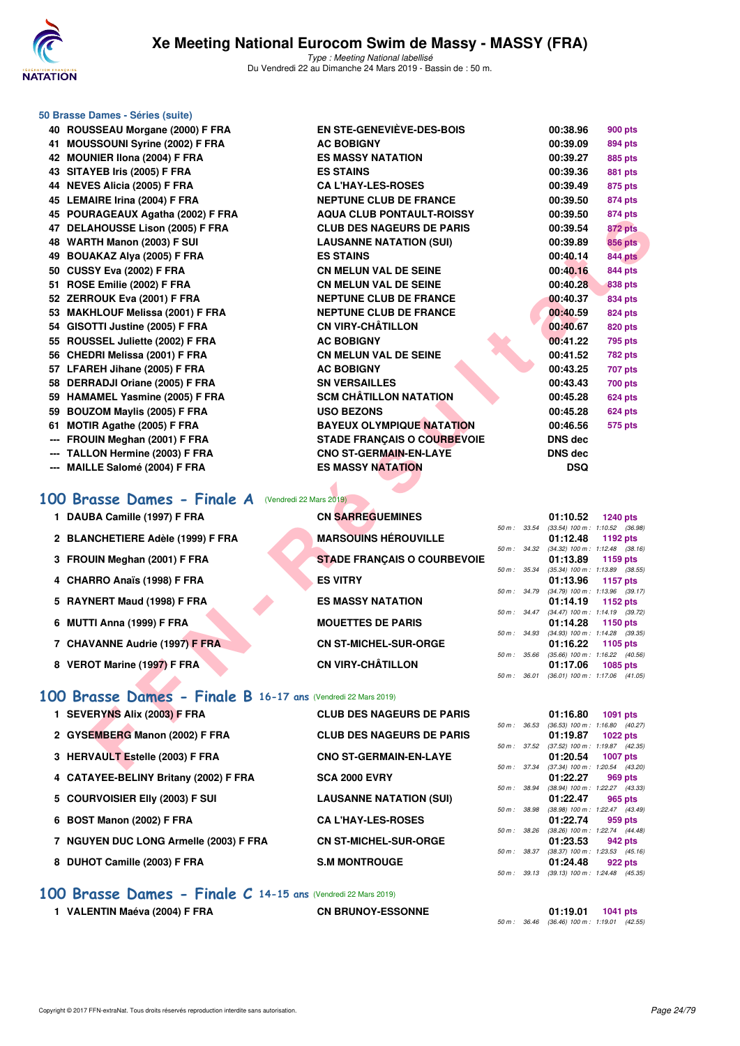### 50 Brasse Dames - Séries (suite)

| | | | | |
|---|---|---|---|---|
| 40 | ROUSSEAU Morgane (2000) F FRA | EN STE-GENEVIÈVE-DES-BOIS | 00:38.96 | 900 pts |
| 41 | MOUSSOUNI Syrine (2002) F FRA | AC BOBIGNY | 00:39.09 | 894 pts |
| 42 | MOUNIER Ilona (2004) F FRA | ES MASSY NATATION | 00:39.27 | 885 pts |
| 43 | SITAYEB Iris (2005) F FRA | ES STAINS | 00:39.36 | 881 pts |
| 44 | NEVES Alicia (2005) F FRA | CA L'HAY-LES-ROSES | 00:39.49 | 875 pts |
| 45 | LEMAIRE Irina (2004) F FRA | NEPTUNE CLUB DE FRANCE | 00:39.50 | 874 pts |
| 45 | POURAGEAUX Agatha (2002) F FRA | AQUA CLUB PONTAULT-ROISSY | 00:39.50 | 874 pts |
| 47 | DELAHOUSSE Lison (2005) F FRA | CLUB DES NAGEURS DE PARIS | 00:39.54 | 872 pts |
| 48 | WARTH Manon (2003) F SUI | LAUSANNE NATATION (SUI) | 00:39.89 | 856 pts |
| 49 | BOUAKAZ Alya (2005) F FRA | ES STAINS | 00:40.14 | 844 pts |
| 50 | CUSSY Eva (2002) F FRA | CN MELUN VAL DE SEINE | 00:40.16 | 844 pts |
| 51 | ROSE Emilie (2002) F FRA | CN MELUN VAL DE SEINE | 00:40.28 | 838 pts |
| 52 | ZERROUK Eva (2001) F FRA | NEPTUNE CLUB DE FRANCE | 00:40.37 | 834 pts |
| 53 | MAKHLOUF Melissa (2001) F FRA | NEPTUNE CLUB DE FRANCE | 00:40.59 | 824 pts |
| 54 | GISOTTI Justine (2005) F FRA | CN VIRY-CHÂTILLON | 00:40.67 | 820 pts |
| 55 | ROUSSEL Juliette (2002) F FRA | AC BOBIGNY | 00:41.22 | 795 pts |
| 56 | CHEDRI Melissa (2001) F FRA | CN MELUN VAL DE SEINE | 00:41.52 | 782 pts |
| 57 | LFAREH Jihane (2005) F FRA | AC BOBIGNY | 00:43.25 | 707 pts |
| 58 | DERRADJI Oriane (2005) F FRA | SN VERSAILLES | 00:43.43 | 700 pts |
| 59 | HAMAMEL Yasmine (2005) F FRA | SCM CHÂTILLON NATATION | 00:45.28 | 624 pts |
| 59 | BOUZOM Maylis (2005) F FRA | USO BEZONS | 00:45.28 | 624 pts |
| 61 | MOTIR Agathe (2005) F FRA | BAYEUX OLYMPIQUE NATATION | 00:46.56 | 575 pts |
| --- | FROUIN Meghan (2001) F FRA | STADE FRANÇAIS O COURBEVOIE | DNS dec | |
| --- | TALLON Hermine (2003) F FRA | CNO ST-GERMAIN-EN-LAYE | DNS dec | |
| --- | MAILLE Salomé (2004) F FRA | ES MASSY NATATION | DSQ | |

## 100 Brasse Dames - Finale A (Vendredi 22 Mars 2019)

| | | | | | |
|---|---|---|---|---|---|
| 1 | DAUBA Camille (1997) F FRA | CN SARREGUEMINES | 01:10.52 | 1240 pts | 50 m : 33.54 (33.54) 100 m : 1:10.52 (36.98) |
| 2 | BLANCHETIERE Adèle (1999) F FRA | MARSOUINS HÉROUVILLE | 01:12.48 | 1192 pts | 50 m : 34.32 (34.32) 100 m : 1:12.48 (38.16) |
| 3 | FROUIN Meghan (2001) F FRA | STADE FRANÇAIS O COURBEVOIE | 01:13.89 | 1159 pts | 50 m : 35.34 (35.34) 100 m : 1:13.89 (38.55) |
| 4 | CHARRO Anaïs (1998) F FRA | ES VITRY | 01:13.96 | 1157 pts | 50 m : 34.79 (34.79) 100 m : 1:13.96 (39.17) |
| 5 | RAYNERT Maud (1998) F FRA | ES MASSY NATATION | 01:14.19 | 1152 pts | 50 m : 34.47 (34.47) 100 m : 1:14.19 (39.72) |
| 6 | MUTTI Anna (1999) F FRA | MOUETTES DE PARIS | 01:14.28 | 1150 pts | 50 m : 34.93 (34.93) 100 m : 1:14.28 (39.35) |
| 7 | CHAVANNE Audrie (1997) F FRA | CN ST-MICHEL-SUR-ORGE | 01:16.22 | 1105 pts | 50 m : 35.66 (35.66) 100 m : 1:16.22 (40.56) |
| 8 | VEROT Marine (1997) F FRA | CN VIRY-CHÂTILLON | 01:17.06 | 1085 pts | 50 m : 36.01 (36.01) 100 m : 1:17.06 (41.05) |

## 100 Brasse Dames - Finale B 16-17 ans (Vendredi 22 Mars 2019)

| | | | | | |
|---|---|---|---|---|---|
| 1 | SEVERYNS Alix (2003) F FRA | CLUB DES NAGEURS DE PARIS | 01:16.80 | 1091 pts | 50 m : 36.53 (36.53) 100 m : 1:16.80 (40.27) |
| 2 | GYSEMBERG Manon (2002) F FRA | CLUB DES NAGEURS DE PARIS | 01:19.87 | 1022 pts | 50 m : 37.52 (37.52) 100 m : 1:19.87 (42.35) |
| 3 | HERVAULT Estelle (2003) F FRA | CNO ST-GERMAIN-EN-LAYE | 01:20.54 | 1007 pts | 50 m : 37.34 (37.34) 100 m : 1:20.54 (43.20) |
| 4 | CATAYEE-BELINY Britany (2002) F FRA | SCA 2000 EVRY | 01:22.27 | 969 pts | 50 m : 38.94 (38.94) 100 m : 1:22.27 (43.33) |
| 5 | COURVOISIER Elly (2003) F SUI | LAUSANNE NATATION (SUI) | 01:22.47 | 965 pts | 50 m : 38.98 (38.98) 100 m : 1:22.47 (43.49) |
| 6 | BOST Manon (2002) F FRA | CA L'HAY-LES-ROSES | 01:22.74 | 959 pts | 50 m : 38.26 (38.26) 100 m : 1:22.74 (44.48) |
| 7 | NGUYEN DUC LONG Armelle (2003) F FRA | CN ST-MICHEL-SUR-ORGE | 01:23.53 | 942 pts | 50 m : 38.37 (38.37) 100 m : 1:23.53 (45.16) |
| 8 | DUHOT Camille (2003) F FRA | S.M MONTROUGE | 01:24.48 | 922 pts | 50 m : 39.13 (39.13) 100 m : 1:24.48 (45.35) |

## 100 Brasse Dames - Finale C 14-15 ans (Vendredi 22 Mars 2019)

| | | | | | |
|---|---|---|---|---|---|
| 1 | VALENTIN Maéva (2004) F FRA | CN BRUNOY-ESSONNE | 01:19.01 | 1041 pts | 50 m : 36.46 (36.46) 100 m : 1:19.01 (42.55) |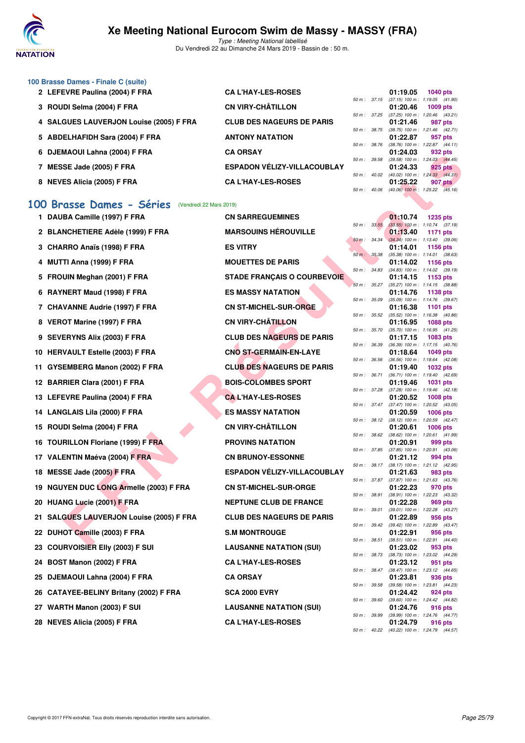### 100 Brasse Dames - Finale C (suite)

| Rang | Nom | Club | Temps | Points | Splits |
|---|---|---|---|---|---|
| 2 | LEFEVRE Paulina (2004) F FRA | CA L'HAY-LES-ROSES | 01:19.05 | 1040 pts | 50 m : 37.15 (37.15) 100 m : 1:19.05 (41.90) |
| 3 | ROUDI Selma (2004) F FRA | CN VIRY-CHÂTILLON | 01:20.46 | 1009 pts | 50 m : 37.25 (37.25) 100 m : 1:20.46 (43.21) |
| 4 | SALGUES LAUVERJON Louise (2005) F FRA | CLUB DES NAGEURS DE PARIS | 01:21.46 | 987 pts | 50 m : 38.75 (38.75) 100 m : 1:21.46 (42.71) |
| 5 | ABDELHAFIDH Sara (2004) F FRA | ANTONY NATATION | 01:22.87 | 957 pts | 50 m : 38.76 (38.76) 100 m : 1:22.87 (44.11) |
| 6 | DJEMAOUI Lahna (2004) F FRA | CA ORSAY | 01:24.03 | 932 pts | 50 m : 39.58 (39.58) 100 m : 1:24.03 (44.45) |
| 7 | MESSE Jade (2005) F FRA | ESPADON VÉLIZY-VILLACOUBLAY | 01:24.33 | 925 pts | 50 m : 40.02 (40.02) 100 m : 1:24.33 (44.31) |
| 8 | NEVES Alicia (2005) F FRA | CA L'HAY-LES-ROSES | 01:25.22 | 907 pts | 50 m : 40.06 (40.06) 100 m : 1:25.22 (45.16) |

## 100 Brasse Dames - Séries (Vendredi 22 Mars 2019)

| Rang | Nom | Club | Temps | Points | Splits |
|---|---|---|---|---|---|
| 1 | DAUBA Camille (1997) F FRA | CN SARREGUEMINES | 01:10.74 | 1235 pts | 50 m : 33.55 (33.55) 100 m : 1:10.74 (37.19) |
| 2 | BLANCHETIERE Adèle (1999) F FRA | MARSOUINS HÉROUVILLE | 01:13.40 | 1171 pts | 50 m : 34.34 (34.34) 100 m : 1:13.40 (39.06) |
| 3 | CHARRO Anaïs (1998) F FRA | ES VITRY | 01:14.01 | 1156 pts | 50 m : 35.38 (35.38) 100 m : 1:14.01 (38.63) |
| 4 | MUTTI Anna (1999) F FRA | MOUETTES DE PARIS | 01:14.02 | 1156 pts | 50 m : 34.83 (34.83) 100 m : 1:14.02 (39.19) |
| 5 | FROUIN Meghan (2001) F FRA | STADE FRANÇAIS O COURBEVOIE | 01:14.15 | 1153 pts | 50 m : 35.27 (35.27) 100 m : 1:14.15 (38.88) |
| 6 | RAYNERT Maud (1998) F FRA | ES MASSY NATATION | 01:14.76 | 1138 pts | 50 m : 35.09 (35.09) 100 m : 1:14.76 (39.67) |
| 7 | CHAVANNE Audrie (1997) F FRA | CN ST-MICHEL-SUR-ORGE | 01:16.38 | 1101 pts | 50 m : 35.52 (35.52) 100 m : 1:16.38 (40.86) |
| 8 | VEROT Marine (1997) F FRA | CN VIRY-CHÂTILLON | 01:16.95 | 1088 pts | 50 m : 35.70 (35.70) 100 m : 1:16.95 (41.25) |
| 9 | SEVERYNS Alix (2003) F FRA | CLUB DES NAGEURS DE PARIS | 01:17.15 | 1083 pts | 50 m : 36.39 (36.39) 100 m : 1:17.15 (40.76) |
| 10 | HERVAULT Estelle (2003) F FRA | CNO ST-GERMAIN-EN-LAYE | 01:18.64 | 1049 pts | 50 m : 36.56 (36.56) 100 m : 1:18.64 (42.08) |
| 11 | GYSEMBERG Manon (2002) F FRA | CLUB DES NAGEURS DE PARIS | 01:19.40 | 1032 pts | 50 m : 36.71 (36.71) 100 m : 1:19.40 (42.69) |
| 12 | BARRIER Clara (2001) F FRA | BOIS-COLOMBES SPORT | 01:19.46 | 1031 pts | 50 m : 37.28 (37.28) 100 m : 1:19.46 (42.18) |
| 13 | LEFEVRE Paulina (2004) F FRA | CA L'HAY-LES-ROSES | 01:20.52 | 1008 pts | 50 m : 37.47 (37.47) 100 m : 1:20.52 (43.05) |
| 14 | LANGLAIS Lila (2000) F FRA | ES MASSY NATATION | 01:20.59 | 1006 pts | 50 m : 38.12 (38.12) 100 m : 1:20.59 (42.47) |
| 15 | ROUDI Selma (2004) F FRA | CN VIRY-CHÂTILLON | 01:20.61 | 1006 pts | 50 m : 38.62 (38.62) 100 m : 1:20.61 (41.99) |
| 16 | TOURILLON Floriane (1999) F FRA | PROVINS NATATION | 01:20.91 | 999 pts | 50 m : 37.85 (37.85) 100 m : 1:20.91 (43.06) |
| 17 | VALENTIN Maéva (2004) F FRA | CN BRUNOY-ESSONNE | 01:21.12 | 994 pts | 50 m : 38.17 (38.17) 100 m : 1:21.12 (42.95) |
| 18 | MESSE Jade (2005) F FRA | ESPADON VÉLIZY-VILLACOUBLAY | 01:21.63 | 983 pts | 50 m : 37.87 (37.87) 100 m : 1:21.63 (43.76) |
| 19 | NGUYEN DUC LONG Armelle (2003) F FRA | CN ST-MICHEL-SUR-ORGE | 01:22.23 | 970 pts | 50 m : 38.91 (38.91) 100 m : 1:22.23 (43.32) |
| 20 | HUANG Lucie (2001) F FRA | NEPTUNE CLUB DE FRANCE | 01:22.28 | 969 pts | 50 m : 39.01 (39.01) 100 m : 1:22.28 (43.27) |
| 21 | SALGUES LAUVERJON Louise (2005) F FRA | CLUB DES NAGEURS DE PARIS | 01:22.89 | 956 pts | 50 m : 39.42 (39.42) 100 m : 1:22.89 (43.47) |
| 22 | DUHOT Camille (2003) F FRA | S.M MONTROUGE | 01:22.91 | 956 pts | 50 m : 38.51 (38.51) 100 m : 1:22.91 (44.40) |
| 23 | COURVOISIER Elly (2003) F SUI | LAUSANNE NATATION (SUI) | 01:23.02 | 953 pts | 50 m : 38.73 (38.73) 100 m : 1:23.02 (44.29) |
| 24 | BOST Manon (2002) F FRA | CA L'HAY-LES-ROSES | 01:23.12 | 951 pts | 50 m : 38.47 (38.47) 100 m : 1:23.12 (44.65) |
| 25 | DJEMAOUI Lahna (2004) F FRA | CA ORSAY | 01:23.81 | 936 pts | 50 m : 39.58 (39.58) 100 m : 1:23.81 (44.23) |
| 26 | CATAYEE-BELINY Britany (2002) F FRA | SCA 2000 EVRY | 01:24.42 | 924 pts | 50 m : 39.60 (39.60) 100 m : 1:24.42 (44.82) |
| 27 | WARTH Manon (2003) F SUI | LAUSANNE NATATION (SUI) | 01:24.76 | 916 pts | 50 m : 39.99 (39.99) 100 m : 1:24.76 (44.77) |
| 28 | NEVES Alicia (2005) F FRA | CA L'HAY-LES-ROSES | 01:24.79 | 916 pts | 50 m : 40.22 (40.22) 100 m : 1:24.79 (44.57) |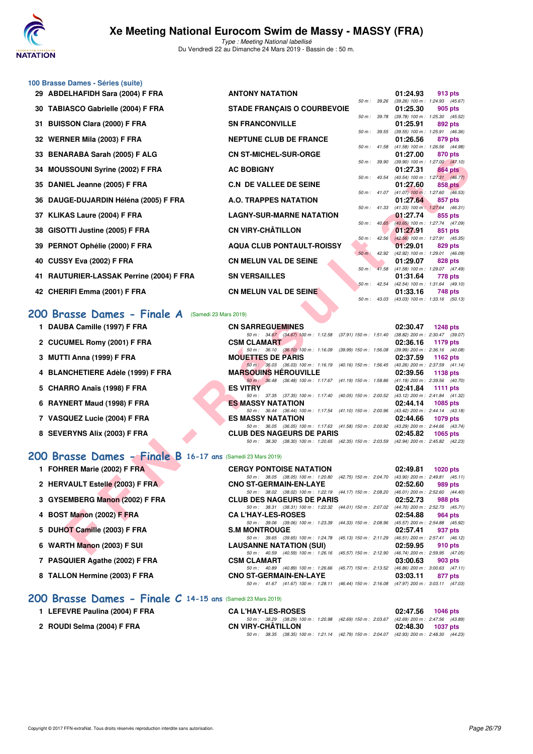### 100 Brasse Dames - Séries (suite)

| Rang | Nom | Club | Temps | Points | Splits |
|---|---|---|---|---|---|
| 29 | ABDELHAFIDH Sara (2004) F FRA | ANTONY NATATION | 01:24.93 | 913 pts | 50 m : 39.26 (39.26) 100 m : 1:24.93 (45.67) |
| 30 | TABIASCO Gabrielle (2004) F FRA | STADE FRANÇAIS O COURBEVOIE | 01:25.30 | 905 pts | 50 m : 39.78 (39.78) 100 m : 1:25.30 (45.52) |
| 31 | BUISSON Clara (2000) F FRA | SN FRANCONVILLE | 01:25.91 | 892 pts | 50 m : 39.55 (39.55) 100 m : 1:25.91 (46.36) |
| 32 | WERNER Mila (2003) F FRA | NEPTUNE CLUB DE FRANCE | 01:26.56 | 879 pts | 50 m : 41.58 (41.58) 100 m : 1:26.56 (44.98) |
| 33 | BENARABA Sarah (2005) F ALG | CN ST-MICHEL-SUR-ORGE | 01:27.00 | 870 pts | 50 m : 39.90 (39.90) 100 m : 1:27.00 (47.10) |
| 34 | MOUSSOUNI Syrine (2002) F FRA | AC BOBIGNY | 01:27.31 | 864 pts | 50 m : 40.54 (40.54) 100 m : 1:27.31 (46.77) |
| 35 | DANIEL Jeanne (2005) F FRA | C.N DE VALLEE DE SEINE | 01:27.60 | 858 pts | 50 m : 41.07 (41.07) 100 m : 1:27.60 (46.53) |
| 36 | DAUGE-DUJARDIN Héléna (2005) F FRA | A.O. TRAPPES NATATION | 01:27.64 | 857 pts | 50 m : 41.33 (41.33) 100 m : 1:27.64 (46.31) |
| 37 | KLIKAS Laure (2004) F FRA | LAGNY-SUR-MARNE NATATION | 01:27.74 | 855 pts | 50 m : 40.65 (40.65) 100 m : 1:27.74 (47.09) |
| 38 | GISOTTI Justine (2005) F FRA | CN VIRY-CHÂTILLON | 01:27.91 | 851 pts | 50 m : 42.56 (42.56) 100 m : 1:27.91 (45.35) |
| 39 | PERNOT Ophélie (2000) F FRA | AQUA CLUB PONTAULT-ROISSY | 01:29.01 | 829 pts | 50 m : 42.92 (42.92) 100 m : 1:29.01 (46.09) |
| 40 | CUSSY Eva (2002) F FRA | CN MELUN VAL DE SEINE | 01:29.07 | 828 pts | 50 m : 41.58 (41.58) 100 m : 1:29.07 (47.49) |
| 41 | RAUTURIER-LASSAK Perrine (2004) F FRA | SN VERSAILLES | 01:31.64 | 778 pts | 50 m : 42.54 (42.54) 100 m : 1:31.64 (49.10) |
| 42 | CHERIFI Emma (2001) F FRA | CN MELUN VAL DE SEINE | 01:33.16 | 748 pts | 50 m : 43.03 (43.03) 100 m : 1:33.16 (50.13) |

## 200 Brasse Dames - Finale A (Samedi 23 Mars 2019)

| Rang | Nom | Club | Temps | Points | Splits |
|---|---|---|---|---|---|
| 1 | DAUBA Camille (1997) F FRA | CN SARREGUEMINES | 02:30.47 | 1248 pts | 50 m : 34.67 (34.67) 100 m : 1:12.58 (37.91) 150 m : 1:51.40 (38.82) 200 m : 2:30.47 (39.07) |
| 2 | CUCUMEL Romy (2001) F FRA | CSM CLAMART | 02:36.16 | 1179 pts | 50 m : 36.10 (36.10) 100 m : 1:16.09 (39.99) 150 m : 1:56.08 (39.99) 200 m : 2:36.16 (40.08) |
| 3 | MUTTI Anna (1999) F FRA | MOUETTES DE PARIS | 02:37.59 | 1162 pts | 50 m : 36.03 (36.03) 100 m : 1:16.19 (40.16) 150 m : 1:56.45 (40.26) 200 m : 2:37.59 (41.14) |
| 4 | BLANCHETIERE Adèle (1999) F FRA | MARSOUINS HÉROUVILLE | 02:39.56 | 1138 pts | 50 m : 36.48 (36.48) 100 m : 1:17.67 (41.19) 150 m : 1:58.86 (41.19) 200 m : 2:39.56 (40.70) |
| 5 | CHARRO Anaïs (1998) F FRA | ES VITRY | 02:41.84 | 1111 pts | 50 m : 37.35 (37.35) 100 m : 1:17.40 (40.05) 150 m : 2:00.52 (43.12) 200 m : 2:41.84 (41.32) |
| 6 | RAYNERT Maud (1998) F FRA | ES MASSY NATATION | 02:44.14 | 1085 pts | 50 m : 36.44 (36.44) 100 m : 1:17.54 (41.10) 150 m : 2:00.96 (43.42) 200 m : 2:44.14 (43.18) |
| 7 | VASQUEZ Lucie (2004) F FRA | ES MASSY NATATION | 02:44.66 | 1079 pts | 50 m : 36.05 (36.05) 100 m : 1:17.63 (41.58) 150 m : 2:00.92 (43.29) 200 m : 2:44.66 (43.74) |
| 8 | SEVERYNS Alix (2003) F FRA | CLUB DES NAGEURS DE PARIS | 02:45.82 | 1065 pts | 50 m : 38.30 (38.30) 100 m : 1:20.65 (42.35) 150 m : 2:03.59 (42.94) 200 m : 2:45.82 (42.23) |

## 200 Brasse Dames - Finale B 16-17 ans (Samedi 23 Mars 2019)

| Rang | Nom | Club | Temps | Points | Splits |
|---|---|---|---|---|---|
| 1 | FOHRER Marie (2002) F FRA | CERGY PONTOISE NATATION | 02:49.81 | 1020 pts | 50 m : 38.05 (38.05) 100 m : 1:20.80 (42.75) 150 m : 2:04.70 (43.90) 200 m : 2:49.81 (45.11) |
| 2 | HERVAULT Estelle (2003) F FRA | CNO ST-GERMAIN-EN-LAYE | 02:52.60 | 989 pts | 50 m : 38.02 (38.02) 100 m : 1:22.19 (44.17) 150 m : 2:08.20 (46.01) 200 m : 2:52.60 (44.40) |
| 3 | GYSEMBERG Manon (2002) F FRA | CLUB DES NAGEURS DE PARIS | 02:52.73 | 988 pts | 50 m : 38.31 (38.31) 100 m : 1:22.32 (44.01) 150 m : 2:07.02 (44.70) 200 m : 2:52.73 (45.71) |
| 4 | BOST Manon (2002) F FRA | CA L'HAY-LES-ROSES | 02:54.88 | 964 pts | 50 m : 39.06 (39.06) 100 m : 1:23.39 (44.33) 150 m : 2:08.96 (45.57) 200 m : 2:54.88 (45.92) |
| 5 | DUHOT Camille (2003) F FRA | S.M MONTROUGE | 02:57.41 | 937 pts | 50 m : 39.65 (39.65) 100 m : 1:24.78 (45.13) 150 m : 2:11.29 (46.51) 200 m : 2:57.41 (46.12) |
| 6 | WARTH Manon (2003) F SUI | LAUSANNE NATATION (SUI) | 02:59.95 | 910 pts | 50 m : 40.59 (40.59) 100 m : 1:26.16 (45.57) 150 m : 2:12.90 (46.74) 200 m : 2:59.95 (47.05) |
| 7 | PASQUIER Agathe (2002) F FRA | CSM CLAMART | 03:00.63 | 903 pts | 50 m : 40.89 (40.89) 100 m : 1:26.66 (45.77) 150 m : 2:13.52 (46.86) 200 m : 3:00.63 (47.11) |
| 8 | TALLON Hermine (2003) F FRA | CNO ST-GERMAIN-EN-LAYE | 03:03.11 | 877 pts | 50 m : 41.67 (41.67) 100 m : 1:28.11 (46.44) 150 m : 2:16.08 (47.97) 200 m : 3:03.11 (47.03) |

## 200 Brasse Dames - Finale C 14-15 ans (Samedi 23 Mars 2019)

| Rang | Nom | Club | Temps | Points | Splits |
|---|---|---|---|---|---|
| 1 | LEFEVRE Paulina (2004) F FRA | CA L'HAY-LES-ROSES | 02:47.56 | 1046 pts | 50 m : 38.29 (38.29) 100 m : 1:20.98 (42.69) 150 m : 2:03.67 (42.69) 200 m : 2:47.56 (43.89) |
| 2 | ROUDI Selma (2004) F FRA | CN VIRY-CHÂTILLON | 02:48.30 | 1037 pts | 50 m : 38.35 (38.35) 100 m : 1:21.14 (42.79) 150 m : 2:04.07 (42.93) 200 m : 2:48.30 (44.23) |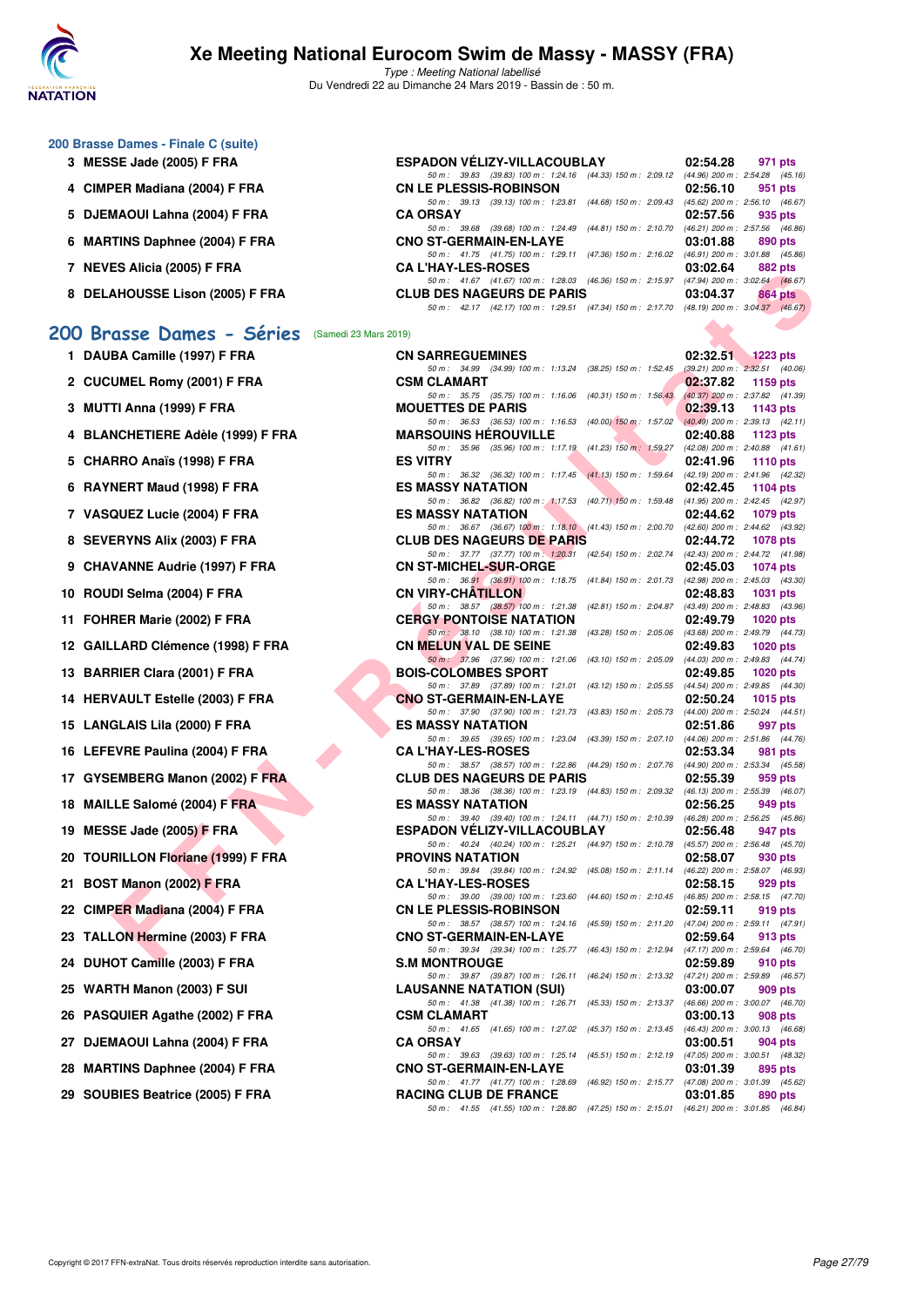### 200 Brasse Dames - Finale C (suite)

| Rang | Nageur | Club | Temps | Points |
|---|---|---|---|---|
| 3 | MESSE Jade (2005) F FRA | ESPADON VÉLIZY-VILLACOUBLAY | 02:54.28 | 971 pts |
| | 50 m : 39.83 (39.83) 100 m : 1:24.16 (44.33) 150 m : 2:09.12 (44.96) 200 m : 2:54.28 (45.16) | | | |
| 4 | CIMPER Madiana (2004) F FRA | CN LE PLESSIS-ROBINSON | 02:56.10 | 951 pts |
| | 50 m : 39.13 (39.13) 100 m : 1:23.81 (44.68) 150 m : 2:09.43 (45.62) 200 m : 2:56.10 (46.67) | | | |
| 5 | DJEMAOUI Lahna (2004) F FRA | CA ORSAY | 02:57.56 | 935 pts |
| | 50 m : 39.68 (39.68) 100 m : 1:24.49 (44.81) 150 m : 2:10.70 (46.21) 200 m : 2:57.56 (46.86) | | | |
| 6 | MARTINS Daphnee (2004) F FRA | CNO ST-GERMAIN-EN-LAYE | 03:01.88 | 890 pts |
| | 50 m : 41.75 (41.75) 100 m : 1:29.11 (47.36) 150 m : 2:16.02 (46.91) 200 m : 3:01.88 (45.86) | | | |
| 7 | NEVES Alicia (2005) F FRA | CA L'HAY-LES-ROSES | 03:02.64 | 882 pts |
| | 50 m : 41.67 (41.67) 100 m : 1:28.03 (46.36) 150 m : 2:15.97 (47.94) 200 m : 3:02.64 (46.67) | | | |
| 8 | DELAHOUSSE Lison (2005) F FRA | CLUB DES NAGEURS DE PARIS | 03:04.37 | 864 pts |
| | 50 m : 42.17 (42.17) 100 m : 1:29.51 (47.34) 150 m : 2:17.70 (48.19) 200 m : 3:04.37 (46.67) | | | |

## 200 Brasse Dames - Séries (Samedi 23 Mars 2019)

| Rang | Nageur | Club | Temps | Points |
|---|---|---|---|---|
| 1 | DAUBA Camille (1997) F FRA | CN SARREGUEMINES | 02:32.51 | 1223 pts |
| | 50 m : 34.99 (34.99) 100 m : 1:13.24 (38.25) 150 m : 1:52.45 (39.21) 200 m : 2:32.51 (40.06) | | | |
| 2 | CUCUMEL Romy (2001) F FRA | CSM CLAMART | 02:37.82 | 1159 pts |
| | 50 m : 35.75 (35.75) 100 m : 1:16.06 (40.31) 150 m : 1:56.43 (40.37) 200 m : 2:37.82 (41.39) | | | |
| 3 | MUTTI Anna (1999) F FRA | MOUETTES DE PARIS | 02:39.13 | 1143 pts |
| | 50 m : 36.53 (36.53) 100 m : 1:16.53 (40.00) 150 m : 1:57.02 (40.49) 200 m : 2:39.13 (42.11) | | | |
| 4 | BLANCHETIERE Adèle (1999) F FRA | MARSOUINS HÉROUVILLE | 02:40.88 | 1123 pts |
| | 50 m : 35.96 (35.96) 100 m : 1:17.19 (41.23) 150 m : 1:59.27 (42.08) 200 m : 2:40.88 (41.61) | | | |
| 5 | CHARRO Anaïs (1998) F FRA | ES VITRY | 02:41.96 | 1110 pts |
| | 50 m : 36.32 (36.32) 100 m : 1:17.45 (41.13) 150 m : 1:59.64 (42.19) 200 m : 2:41.96 (42.32) | | | |
| 6 | RAYNERT Maud (1998) F FRA | ES MASSY NATATION | 02:42.45 | 1104 pts |
| | 50 m : 36.82 (36.82) 100 m : 1:17.53 (40.71) 150 m : 1:59.48 (41.95) 200 m : 2:42.45 (42.97) | | | |
| 7 | VASQUEZ Lucie (2004) F FRA | ES MASSY NATATION | 02:44.62 | 1079 pts |
| | 50 m : 36.67 (36.67) 100 m : 1:18.10 (41.43) 150 m : 2:00.70 (42.60) 200 m : 2:44.62 (43.92) | | | |
| 8 | SEVERYNS Alix (2003) F FRA | CLUB DES NAGEURS DE PARIS | 02:44.72 | 1078 pts |
| | 50 m : 37.77 (37.77) 100 m : 1:20.31 (42.54) 150 m : 2:02.74 (42.43) 200 m : 2:44.72 (41.98) | | | |
| 9 | CHAVANNE Audrie (1997) F FRA | CN ST-MICHEL-SUR-ORGE | 02:45.03 | 1074 pts |
| | 50 m : 36.91 (36.91) 100 m : 1:18.75 (41.84) 150 m : 2:01.73 (42.98) 200 m : 2:45.03 (43.30) | | | |
| 10 | ROUDI Selma (2004) F FRA | CN VIRY-CHÂTILLON | 02:48.83 | 1031 pts |
| | 50 m : 38.57 (38.57) 100 m : 1:21.38 (42.81) 150 m : 2:04.87 (43.49) 200 m : 2:48.83 (43.96) | | | |
| 11 | FOHRER Marie (2002) F FRA | CERGY PONTOISE NATATION | 02:49.79 | 1020 pts |
| | 50 m : 38.10 (38.10) 100 m : 1:21.38 (43.28) 150 m : 2:05.06 (43.68) 200 m : 2:49.79 (44.73) | | | |
| 12 | GAILLARD Clémence (1998) F FRA | CN MELUN VAL DE SEINE | 02:49.83 | 1020 pts |
| | 50 m : 37.96 (37.96) 100 m : 1:21.06 (43.10) 150 m : 2:05.09 (44.03) 200 m : 2:49.83 (44.74) | | | |
| 13 | BARRIER Clara (2001) F FRA | BOIS-COLOMBES SPORT | 02:49.85 | 1020 pts |
| | 50 m : 37.89 (37.89) 100 m : 1:21.01 (43.12) 150 m : 2:05.55 (44.54) 200 m : 2:49.85 (44.30) | | | |
| 14 | HERVAULT Estelle (2003) F FRA | CNO ST-GERMAIN-EN-LAYE | 02:50.24 | 1015 pts |
| | 50 m : 37.90 (37.90) 100 m : 1:21.73 (43.83) 150 m : 2:05.73 (44.00) 200 m : 2:50.24 (44.51) | | | |
| 15 | LANGLAIS Lila (2000) F FRA | ES MASSY NATATION | 02:51.86 | 997 pts |
| | 50 m : 39.65 (39.65) 100 m : 1:23.04 (43.39) 150 m : 2:07.10 (44.06) 200 m : 2:51.86 (44.76) | | | |
| 16 | LEFEVRE Paulina (2004) F FRA | CA L'HAY-LES-ROSES | 02:53.34 | 981 pts |
| | 50 m : 38.57 (38.57) 100 m : 1:22.86 (44.29) 150 m : 2:07.76 (44.90) 200 m : 2:53.34 (45.58) | | | |
| 17 | GYSEMBERG Manon (2002) F FRA | CLUB DES NAGEURS DE PARIS | 02:55.39 | 959 pts |
| | 50 m : 38.36 (38.36) 100 m : 1:23.19 (44.83) 150 m : 2:09.32 (46.13) 200 m : 2:55.39 (46.07) | | | |
| 18 | MAILLE Salomé (2004) F FRA | ES MASSY NATATION | 02:56.25 | 949 pts |
| | 50 m : 39.40 (39.40) 100 m : 1:24.11 (44.71) 150 m : 2:10.39 (46.28) 200 m : 2:56.25 (45.86) | | | |
| 19 | MESSE Jade (2005) F FRA | ESPADON VÉLIZY-VILLACOUBLAY | 02:56.48 | 947 pts |
| | 50 m : 40.24 (40.24) 100 m : 1:25.21 (44.97) 150 m : 2:10.78 (45.57) 200 m : 2:56.48 (45.70) | | | |
| 20 | TOURILLON Floriane (1999) F FRA | PROVINS NATATION | 02:58.07 | 930 pts |
| | 50 m : 39.84 (39.84) 100 m : 1:24.92 (45.08) 150 m : 2:11.14 (46.22) 200 m : 2:58.07 (46.93) | | | |
| 21 | BOST Manon (2002) F FRA | CA L'HAY-LES-ROSES | 02:58.15 | 929 pts |
| | 50 m : 39.00 (39.00) 100 m : 1:23.60 (44.60) 150 m : 2:10.45 (46.85) 200 m : 2:58.15 (47.70) | | | |
| 22 | CIMPER Madiana (2004) F FRA | CN LE PLESSIS-ROBINSON | 02:59.11 | 919 pts |
| | 50 m : 38.57 (38.57) 100 m : 1:24.16 (45.59) 150 m : 2:11.20 (47.04) 200 m : 2:59.11 (47.91) | | | |
| 23 | TALLON Hermine (2003) F FRA | CNO ST-GERMAIN-EN-LAYE | 02:59.64 | 913 pts |
| | 50 m : 39.34 (39.34) 100 m : 1:25.77 (46.43) 150 m : 2:12.94 (47.17) 200 m : 2:59.64 (46.70) | | | |
| 24 | DUHOT Camille (2003) F FRA | S.M MONTROUGE | 02:59.89 | 910 pts |
| | 50 m : 39.87 (39.87) 100 m : 1:26.11 (46.24) 150 m : 2:13.32 (47.21) 200 m : 2:59.89 (46.57) | | | |
| 25 | WARTH Manon (2003) F SUI | LAUSANNE NATATION (SUI) | 03:00.07 | 909 pts |
| | 50 m : 41.38 (41.38) 100 m : 1:26.71 (45.33) 150 m : 2:13.37 (46.66) 200 m : 3:00.07 (46.70) | | | |
| 26 | PASQUIER Agathe (2002) F FRA | CSM CLAMART | 03:00.13 | 908 pts |
| | 50 m : 41.65 (41.65) 100 m : 1:27.02 (45.37) 150 m : 2:13.45 (46.43) 200 m : 3:00.13 (46.68) | | | |
| 27 | DJEMAOUI Lahna (2004) F FRA | CA ORSAY | 03:00.51 | 904 pts |
| | 50 m : 39.63 (39.63) 100 m : 1:25.14 (45.51) 150 m : 2:12.19 (47.05) 200 m : 3:00.51 (48.32) | | | |
| 28 | MARTINS Daphnee (2004) F FRA | CNO ST-GERMAIN-EN-LAYE | 03:01.39 | 895 pts |
| | 50 m : 41.77 (41.77) 100 m : 1:28.69 (46.92) 150 m : 2:15.77 (47.08) 200 m : 3:01.39 (45.62) | | | |
| 29 | SOUBIES Beatrice (2005) F FRA | RACING CLUB DE FRANCE | 03:01.85 | 890 pts |
| | 50 m : 41.55 (41.55) 100 m : 1:28.80 (47.25) 150 m : 2:15.01 (46.21) 200 m : 3:01.85 (46.84) | | | |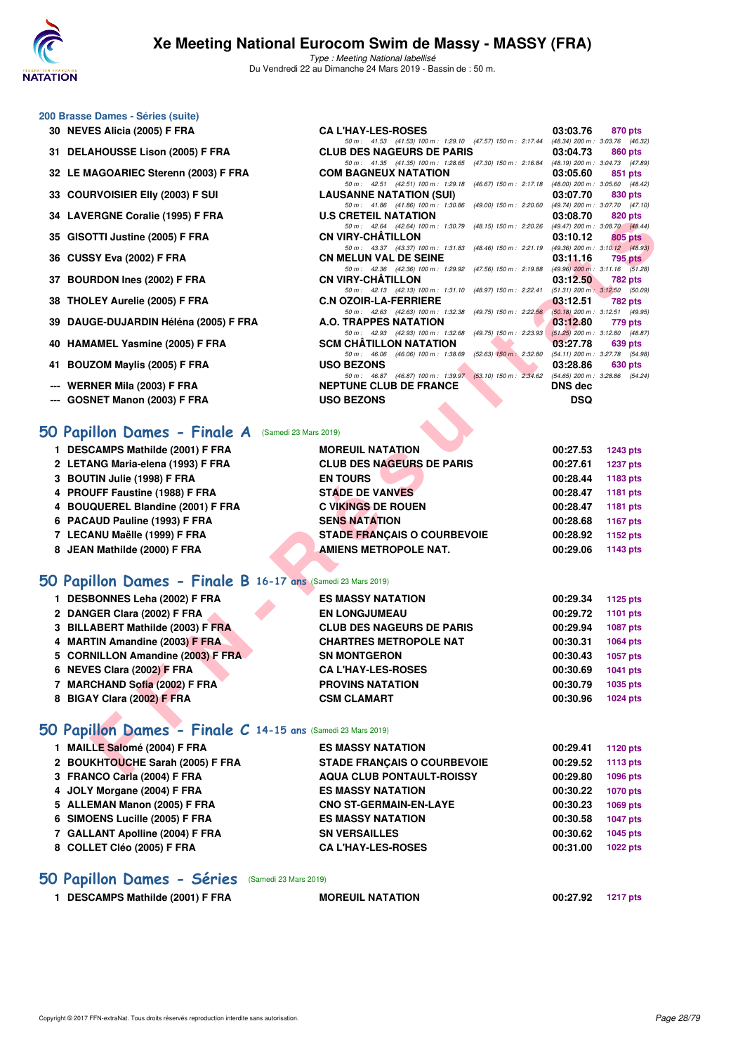# Xe Meeting National Eurocom Swim de Massy - MASSY (FRA)

*Type : Meeting National labellisé*

Du Vendredi 22 au Dimanche 24 Mars 2019 - Bassin de : 50 m.

## 200 Brasse Dames - Séries (suite)

| Place | Nom | Club | Temps | Points |
|---|---|---|---|---|
| 30 | NEVES Alicia (2005) F FRA | CA L'HAY-LES-ROSES | 03:03.76 | 870 pts |
| | | 50 m : 41.53 (41.53) 100 m : 1:29.10 (47.57) 150 m : 2:17.44 (48.34) 200 m : 3:03.76 (46.32) | | |
| 31 | DELAHOUSSE Lison (2005) F FRA | CLUB DES NAGEURS DE PARIS | 03:04.73 | 860 pts |
| | | 50 m : 41.35 (41.35) 100 m : 1:28.65 (47.30) 150 m : 2:16.84 (48.19) 200 m : 3:04.73 (47.89) | | |
| 32 | LE MAGOARIEC Sterenn (2003) F FRA | COM BAGNEUX NATATION | 03:05.60 | 851 pts |
| | | 50 m : 42.51 (42.51) 100 m : 1:29.18 (46.67) 150 m : 2:17.18 (48.00) 200 m : 3:05.60 (48.42) | | |
| 33 | COURVOISIER Elly (2003) F SUI | LAUSANNE NATATION (SUI) | 03:07.70 | 830 pts |
| | | 50 m : 41.86 (41.86) 100 m : 1:30.86 (49.00) 150 m : 2:20.60 (49.74) 200 m : 3:07.70 (47.10) | | |
| 34 | LAVERGNE Coralie (1995) F FRA | U.S CRETEIL NATATION | 03:08.70 | 820 pts |
| | | 50 m : 42.64 (42.64) 100 m : 1:30.79 (48.15) 150 m : 2:20.26 (49.47) 200 m : 3:08.70 (48.44) | | |
| 35 | GISOTTI Justine (2005) F FRA | CN VIRY-CHÂTILLON | 03:10.12 | 805 pts |
| | | 50 m : 43.37 (43.37) 100 m : 1:31.83 (48.46) 150 m : 2:21.19 (49.36) 200 m : 3:10.12 (48.93) | | |
| 36 | CUSSY Eva (2002) F FRA | CN MELUN VAL DE SEINE | 03:11.16 | 795 pts |
| | | 50 m : 42.36 (42.36) 100 m : 1:29.92 (47.56) 150 m : 2:19.88 (49.96) 200 m : 3:11.16 (51.28) | | |
| 37 | BOURDON Ines (2002) F FRA | CN VIRY-CHÂTILLON | 03:12.50 | 782 pts |
| | | 50 m : 42.13 (42.13) 100 m : 1:31.10 (48.97) 150 m : 2:22.41 (51.31) 200 m : 3:12.50 (50.09) | | |
| 38 | THOLEY Aurelie (2005) F FRA | C.N OZOIR-LA-FERRIERE | 03:12.51 | 782 pts |
| | | 50 m : 42.63 (42.63) 100 m : 1:32.38 (49.75) 150 m : 2:22.56 (50.18) 200 m : 3:12.51 (49.95) | | |
| 39 | DAUGE-DUJARDIN Héléna (2005) F FRA | A.O. TRAPPES NATATION | 03:12.80 | 779 pts |
| | | 50 m : 42.93 (42.93) 100 m : 1:32.68 (49.75) 150 m : 2:23.93 (51.25) 200 m : 3:12.80 (48.87) | | |
| 40 | HAMAMEL Yasmine (2005) F FRA | SCM CHÂTILLON NATATION | 03:27.78 | 639 pts |
| | | 50 m : 46.06 (46.06) 100 m : 1:38.69 (52.63) 150 m : 2:32.80 (54.11) 200 m : 3:27.78 (54.98) | | |
| 41 | BOUZOM Maylis (2005) F FRA | USO BEZONS | 03:28.86 | 630 pts |
| | | 50 m : 46.87 (46.87) 100 m : 1:39.97 (53.10) 150 m : 2:34.62 (54.65) 200 m : 3:28.86 (54.24) | | |
| --- | WERNER Mila (2003) F FRA | NEPTUNE CLUB DE FRANCE | DNS dec | |
| --- | GOSNET Manon (2003) F FRA | USO BEZONS | DSQ | |

## 50 Papillon Dames - Finale A (Samedi 23 Mars 2019)

| Place | Nom | Club | Temps | Points |
|---|---|---|---|---|
| 1 | DESCAMPS Mathilde (2001) F FRA | MOREUIL NATATION | 00:27.53 | 1243 pts |
| 2 | LETANG Maria-elena (1993) F FRA | CLUB DES NAGEURS DE PARIS | 00:27.61 | 1237 pts |
| 3 | BOUTIN Julie (1998) F FRA | EN TOURS | 00:28.44 | 1183 pts |
| 4 | PROUFF Faustine (1988) F FRA | STADE DE VANVES | 00:28.47 | 1181 pts |
| 4 | BOUQUEREL Blandine (2001) F FRA | C VIKINGS DE ROUEN | 00:28.47 | 1181 pts |
| 6 | PACAUD Pauline (1993) F FRA | SENS NATATION | 00:28.68 | 1167 pts |
| 7 | LECANU Maëlle (1999) F FRA | STADE FRANÇAIS O COURBEVOIE | 00:28.92 | 1152 pts |
| 8 | JEAN Mathilde (2000) F FRA | AMIENS METROPOLE NAT. | 00:29.06 | 1143 pts |

## 50 Papillon Dames - Finale B 16-17 ans (Samedi 23 Mars 2019)

| Place | Nom | Club | Temps | Points |
|---|---|---|---|---|
| 1 | DESBONNES Leha (2002) F FRA | ES MASSY NATATION | 00:29.34 | 1125 pts |
| 2 | DANGER Clara (2002) F FRA | EN LONGJUMEAU | 00:29.72 | 1101 pts |
| 3 | BILLABERT Mathilde (2003) F FRA | CLUB DES NAGEURS DE PARIS | 00:29.94 | 1087 pts |
| 4 | MARTIN Amandine (2003) F FRA | CHARTRES METROPOLE NAT | 00:30.31 | 1064 pts |
| 5 | CORNILLON Amandine (2003) F FRA | SN MONTGERON | 00:30.43 | 1057 pts |
| 6 | NEVES Clara (2002) F FRA | CA L'HAY-LES-ROSES | 00:30.69 | 1041 pts |
| 7 | MARCHAND Sofia (2002) F FRA | PROVINS NATATION | 00:30.79 | 1035 pts |
| 8 | BIGAY Clara (2002) F FRA | CSM CLAMART | 00:30.96 | 1024 pts |

## 50 Papillon Dames - Finale C 14-15 ans (Samedi 23 Mars 2019)

| Place | Nom | Club | Temps | Points |
|---|---|---|---|---|
| 1 | MAILLE Salomé (2004) F FRA | ES MASSY NATATION | 00:29.41 | 1120 pts |
| 2 | BOUKHTOUCHE Sarah (2005) F FRA | STADE FRANÇAIS O COURBEVOIE | 00:29.52 | 1113 pts |
| 3 | FRANCO Carla (2004) F FRA | AQUA CLUB PONTAULT-ROISSY | 00:29.80 | 1096 pts |
| 4 | JOLY Morgane (2004) F FRA | ES MASSY NATATION | 00:30.22 | 1070 pts |
| 5 | ALLEMAN Manon (2005) F FRA | CNO ST-GERMAIN-EN-LAYE | 00:30.23 | 1069 pts |
| 6 | SIMOENS Lucille (2005) F FRA | ES MASSY NATATION | 00:30.58 | 1047 pts |
| 7 | GALLANT Apolline (2004) F FRA | SN VERSAILLES | 00:30.62 | 1045 pts |
| 8 | COLLET Cléo (2005) F FRA | CA L'HAY-LES-ROSES | 00:31.00 | 1022 pts |

## 50 Papillon Dames - Séries (Samedi 23 Mars 2019)

| Place | Nom | Club | Temps | Points |
|---|---|---|---|---|
| 1 | DESCAMPS Mathilde (2001) F FRA | MOREUIL NATATION | 00:27.92 | 1217 pts |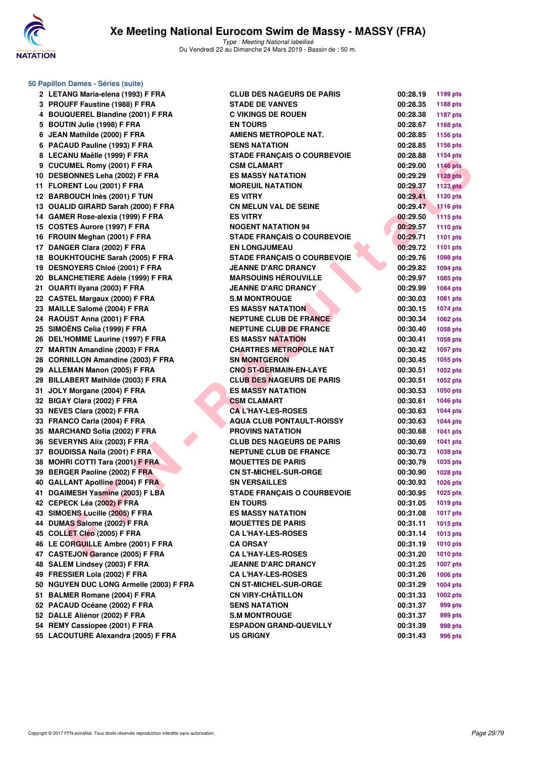# Xe Meeting National Eurocom Swim de Massy - MASSY (FRA)

*Type : Meeting National labellisé*

Du Vendredi 22 au Dimanche 24 Mars 2019 - Bassin de : 50 m.

## 50 Papillon Dames - Séries (suite)

| Place | Nom | Club | Temps | Points |
|---|---|---|---|---|
| 2 | LETANG Maria-elena (1993) F FRA | CLUB DES NAGEURS DE PARIS | 00:28.19 | 1199 pts |
| 3 | PROUFF Faustine (1988) F FRA | STADE DE VANVES | 00:28.35 | 1188 pts |
| 4 | BOUQUEREL Blandine (2001) F FRA | C VIKINGS DE ROUEN | 00:28.38 | 1187 pts |
| 5 | BOUTIN Julie (1998) F FRA | EN TOURS | 00:28.67 | 1168 pts |
| 6 | JEAN Mathilde (2000) F FRA | AMIENS METROPOLE NAT. | 00:28.85 | 1156 pts |
| 6 | PACAUD Pauline (1993) F FRA | SENS NATATION | 00:28.85 | 1156 pts |
| 8 | LECANU Maëlle (1999) F FRA | STADE FRANÇAIS O COURBEVOIE | 00:28.88 | 1154 pts |
| 9 | CUCUMEL Romy (2001) F FRA | CSM CLAMART | 00:29.00 | 1146 pts |
| 10 | DESBONNES Leha (2002) F FRA | ES MASSY NATATION | 00:29.29 | 1128 pts |
| 11 | FLORENT Lou (2001) F FRA | MOREUIL NATATION | 00:29.37 | 1123 pts |
| 12 | BARBOUCH Inès (2001) F TUN | ES VITRY | 00:29.41 | 1120 pts |
| 13 | OUALID GIRARD Sarah (2000) F FRA | CN MELUN VAL DE SEINE | 00:29.47 | 1116 pts |
| 14 | GAMER Rose-alexia (1999) F FRA | ES VITRY | 00:29.50 | 1115 pts |
| 15 | COSTES Aurore (1997) F FRA | NOGENT NATATION 94 | 00:29.57 | 1110 pts |
| 16 | FROUIN Meghan (2001) F FRA | STADE FRANÇAIS O COURBEVOIE | 00:29.71 | 1101 pts |
| 17 | DANGER Clara (2002) F FRA | EN LONGJUMEAU | 00:29.72 | 1101 pts |
| 18 | BOUKHTOUCHE Sarah (2005) F FRA | STADE FRANÇAIS O COURBEVOIE | 00:29.76 | 1098 pts |
| 19 | DESNOYERS Chloé (2001) F FRA | JEANNE D'ARC DRANCY | 00:29.82 | 1094 pts |
| 20 | BLANCHETIERE Adèle (1999) F FRA | MARSOUINS HÉROUVILLE | 00:29.97 | 1085 pts |
| 21 | OUARTI Ilyana (2003) F FRA | JEANNE D'ARC DRANCY | 00:29.99 | 1084 pts |
| 22 | CASTEL Margaux (2000) F FRA | S.M MONTROUGE | 00:30.03 | 1081 pts |
| 23 | MAILLE Salomé (2004) F FRA | ES MASSY NATATION | 00:30.15 | 1074 pts |
| 24 | RAOUST Anna (2001) F FRA | NEPTUNE CLUB DE FRANCE | 00:30.34 | 1062 pts |
| 25 | SIMOËNS Celia (1999) F FRA | NEPTUNE CLUB DE FRANCE | 00:30.40 | 1058 pts |
| 26 | DEL'HOMME Laurine (1997) F FRA | ES MASSY NATATION | 00:30.41 | 1058 pts |
| 27 | MARTIN Amandine (2003) F FRA | CHARTRES METROPOLE NAT | 00:30.42 | 1057 pts |
| 28 | CORNILLON Amandine (2003) F FRA | SN MONTGERON | 00:30.45 | 1055 pts |
| 29 | ALLEMAN Manon (2005) F FRA | CNO ST-GERMAIN-EN-LAYE | 00:30.51 | 1052 pts |
| 29 | BILLABERT Mathilde (2003) F FRA | CLUB DES NAGEURS DE PARIS | 00:30.51 | 1052 pts |
| 31 | JOLY Morgane (2004) F FRA | ES MASSY NATATION | 00:30.53 | 1050 pts |
| 32 | BIGAY Clara (2002) F FRA | CSM CLAMART | 00:30.61 | 1046 pts |
| 33 | NEVES Clara (2002) F FRA | CA L'HAY-LES-ROSES | 00:30.63 | 1044 pts |
| 33 | FRANCO Carla (2004) F FRA | AQUA CLUB PONTAULT-ROISSY | 00:30.63 | 1044 pts |
| 35 | MARCHAND Sofia (2002) F FRA | PROVINS NATATION | 00:30.68 | 1041 pts |
| 36 | SEVERYNS Alix (2003) F FRA | CLUB DES NAGEURS DE PARIS | 00:30.69 | 1041 pts |
| 37 | BOUDISSA Naïla (2001) F FRA | NEPTUNE CLUB DE FRANCE | 00:30.73 | 1038 pts |
| 38 | MOHRI COTTI Tara (2001) F FRA | MOUETTES DE PARIS | 00:30.79 | 1035 pts |
| 39 | BERGER Paoline (2002) F FRA | CN ST-MICHEL-SUR-ORGE | 00:30.90 | 1028 pts |
| 40 | GALLANT Apolline (2004) F FRA | SN VERSAILLES | 00:30.93 | 1026 pts |
| 41 | DGAIMESH Yasmine (2003) F LBA | STADE FRANÇAIS O COURBEVOIE | 00:30.95 | 1025 pts |
| 42 | CEPECK Léa (2002) F FRA | EN TOURS | 00:31.05 | 1019 pts |
| 43 | SIMOENS Lucille (2005) F FRA | ES MASSY NATATION | 00:31.08 | 1017 pts |
| 44 | DUMAS Salome (2002) F FRA | MOUETTES DE PARIS | 00:31.11 | 1015 pts |
| 45 | COLLET Cléo (2005) F FRA | CA L'HAY-LES-ROSES | 00:31.14 | 1013 pts |
| 46 | LE CORGUILLE Ambre (2001) F FRA | CA ORSAY | 00:31.19 | 1010 pts |
| 47 | CASTEJON Garance (2005) F FRA | CA L'HAY-LES-ROSES | 00:31.20 | 1010 pts |
| 48 | SALEM Lindsey (2003) F FRA | JEANNE D'ARC DRANCY | 00:31.25 | 1007 pts |
| 49 | FRESSIER Lola (2002) F FRA | CA L'HAY-LES-ROSES | 00:31.26 | 1006 pts |
| 50 | NGUYEN DUC LONG Armelle (2003) F FRA | CN ST-MICHEL-SUR-ORGE | 00:31.29 | 1004 pts |
| 51 | BALMER Romane (2004) F FRA | CN VIRY-CHÂTILLON | 00:31.33 | 1002 pts |
| 52 | PACAUD Océane (2002) F FRA | SENS NATATION | 00:31.37 | 999 pts |
| 52 | DALLE Aliénor (2002) F FRA | S.M MONTROUGE | 00:31.37 | 999 pts |
| 54 | REMY Cassiopee (2001) F FRA | ESPADON GRAND-QUEVILLY | 00:31.39 | 998 pts |
| 55 | LACOUTURE Alexandra (2005) F FRA | US GRIGNY | 00:31.43 | 996 pts |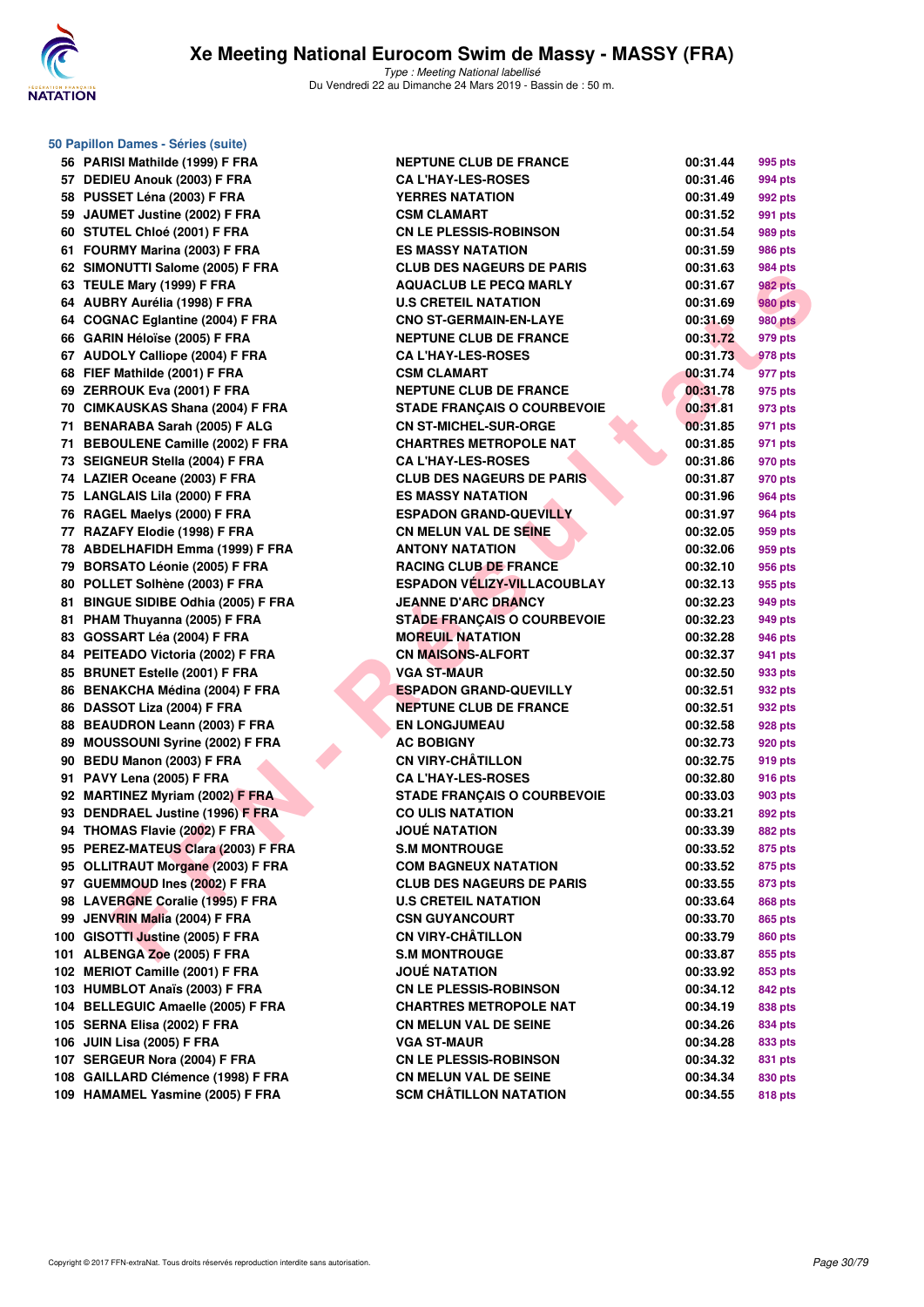### 50 Papillon Dames - Séries (suite)

| Rang | Nom | Club | Temps | Points |
|---|---|---|---|---|
| 56 | PARISI Mathilde (1999) F FRA | NEPTUNE CLUB DE FRANCE | 00:31.44 | 995 pts |
| 57 | DEDIEU Anouk (2003) F FRA | CA L'HAY-LES-ROSES | 00:31.46 | 994 pts |
| 58 | PUSSET Léna (2003) F FRA | YERRES NATATION | 00:31.49 | 992 pts |
| 59 | JAUMET Justine (2002) F FRA | CSM CLAMART | 00:31.52 | 991 pts |
| 60 | STUTEL Chloé (2001) F FRA | CN LE PLESSIS-ROBINSON | 00:31.54 | 989 pts |
| 61 | FOURMY Marina (2003) F FRA | ES MASSY NATATION | 00:31.59 | 986 pts |
| 62 | SIMONUTTI Salome (2005) F FRA | CLUB DES NAGEURS DE PARIS | 00:31.63 | 984 pts |
| 63 | TEULE Mary (1999) F FRA | AQUACLUB LE PECQ MARLY | 00:31.67 | 982 pts |
| 64 | AUBRY Aurélia (1998) F FRA | U.S CRETEIL NATATION | 00:31.69 | 980 pts |
| 64 | COGNAC Eglantine (2004) F FRA | CNO ST-GERMAIN-EN-LAYE | 00:31.69 | 980 pts |
| 66 | GARIN Héloïse (2005) F FRA | NEPTUNE CLUB DE FRANCE | 00:31.72 | 979 pts |
| 67 | AUDOLY Calliope (2004) F FRA | CA L'HAY-LES-ROSES | 00:31.73 | 978 pts |
| 68 | FIEF Mathilde (2001) F FRA | CSM CLAMART | 00:31.74 | 977 pts |
| 69 | ZERROUK Eva (2001) F FRA | NEPTUNE CLUB DE FRANCE | 00:31.78 | 975 pts |
| 70 | CIMKAUSKAS Shana (2004) F FRA | STADE FRANÇAIS O COURBEVOIE | 00:31.81 | 973 pts |
| 71 | BENARABA Sarah (2005) F ALG | CN ST-MICHEL-SUR-ORGE | 00:31.85 | 971 pts |
| 71 | BEBOULENE Camille (2002) F FRA | CHARTRES METROPOLE NAT | 00:31.85 | 971 pts |
| 73 | SEIGNEUR Stella (2004) F FRA | CA L'HAY-LES-ROSES | 00:31.86 | 970 pts |
| 74 | LAZIER Oceane (2003) F FRA | CLUB DES NAGEURS DE PARIS | 00:31.87 | 970 pts |
| 75 | LANGLAIS Lila (2000) F FRA | ES MASSY NATATION | 00:31.96 | 964 pts |
| 76 | RAGEL Maelys (2000) F FRA | ESPADON GRAND-QUEVILLY | 00:31.97 | 964 pts |
| 77 | RAZAFY Elodie (1998) F FRA | CN MELUN VAL DE SEINE | 00:32.05 | 959 pts |
| 78 | ABDELHAFIDH Emma (1999) F FRA | ANTONY NATATION | 00:32.06 | 959 pts |
| 79 | BORSATO Léonie (2005) F FRA | RACING CLUB DE FRANCE | 00:32.10 | 956 pts |
| 80 | POLLET Solhène (2003) F FRA | ESPADON VÉLIZY-VILLACOUBLAY | 00:32.13 | 955 pts |
| 81 | BINGUE SIDIBE Odhia (2005) F FRA | JEANNE D'ARC DRANCY | 00:32.23 | 949 pts |
| 81 | PHAM Thuyanna (2005) F FRA | STADE FRANÇAIS O COURBEVOIE | 00:32.23 | 949 pts |
| 83 | GOSSART Léa (2004) F FRA | MOREUIL NATATION | 00:32.28 | 946 pts |
| 84 | PEITEADO Victoria (2002) F FRA | CN MAISONS-ALFORT | 00:32.37 | 941 pts |
| 85 | BRUNET Estelle (2001) F FRA | VGA ST-MAUR | 00:32.50 | 933 pts |
| 86 | BENAKCHA Médina (2004) F FRA | ESPADON GRAND-QUEVILLY | 00:32.51 | 932 pts |
| 86 | DASSOT Liza (2004) F FRA | NEPTUNE CLUB DE FRANCE | 00:32.51 | 932 pts |
| 88 | BEAUDRON Leann (2003) F FRA | EN LONGJUMEAU | 00:32.58 | 928 pts |
| 89 | MOUSSOUNI Syrine (2002) F FRA | AC BOBIGNY | 00:32.73 | 920 pts |
| 90 | BEDU Manon (2003) F FRA | CN VIRY-CHÂTILLON | 00:32.75 | 919 pts |
| 91 | PAVY Lena (2005) F FRA | CA L'HAY-LES-ROSES | 00:32.80 | 916 pts |
| 92 | MARTINEZ Myriam (2002) F FRA | STADE FRANÇAIS O COURBEVOIE | 00:33.03 | 903 pts |
| 93 | DENDRAEL Justine (1996) F FRA | CO ULIS NATATION | 00:33.21 | 892 pts |
| 94 | THOMAS Flavie (2002) F FRA | JOUÉ NATATION | 00:33.39 | 882 pts |
| 95 | PEREZ-MATEUS Clara (2003) F FRA | S.M MONTROUGE | 00:33.52 | 875 pts |
| 95 | OLLITRAUT Morgane (2003) F FRA | COM BAGNEUX NATATION | 00:33.52 | 875 pts |
| 97 | GUEMMOUD Ines (2002) F FRA | CLUB DES NAGEURS DE PARIS | 00:33.55 | 873 pts |
| 98 | LAVERGNE Coralie (1995) F FRA | U.S CRETEIL NATATION | 00:33.64 | 868 pts |
| 99 | JENVRIN Malia (2004) F FRA | CSN GUYANCOURT | 00:33.70 | 865 pts |
| 100 | GISOTTI Justine (2005) F FRA | CN VIRY-CHÂTILLON | 00:33.79 | 860 pts |
| 101 | ALBENGA Zoe (2005) F FRA | S.M MONTROUGE | 00:33.87 | 855 pts |
| 102 | MERIOT Camille (2001) F FRA | JOUÉ NATATION | 00:33.92 | 853 pts |
| 103 | HUMBLOT Anaïs (2003) F FRA | CN LE PLESSIS-ROBINSON | 00:34.12 | 842 pts |
| 104 | BELLEGUIC Amaelle (2005) F FRA | CHARTRES METROPOLE NAT | 00:34.19 | 838 pts |
| 105 | SERNA Elisa (2002) F FRA | CN MELUN VAL DE SEINE | 00:34.26 | 834 pts |
| 106 | JUIN Lisa (2005) F FRA | VGA ST-MAUR | 00:34.28 | 833 pts |
| 107 | SERGEUR Nora (2004) F FRA | CN LE PLESSIS-ROBINSON | 00:34.32 | 831 pts |
| 108 | GAILLARD Clémence (1998) F FRA | CN MELUN VAL DE SEINE | 00:34.34 | 830 pts |
| 109 | HAMAMEL Yasmine (2005) F FRA | SCM CHÂTILLON NATATION | 00:34.55 | 818 pts |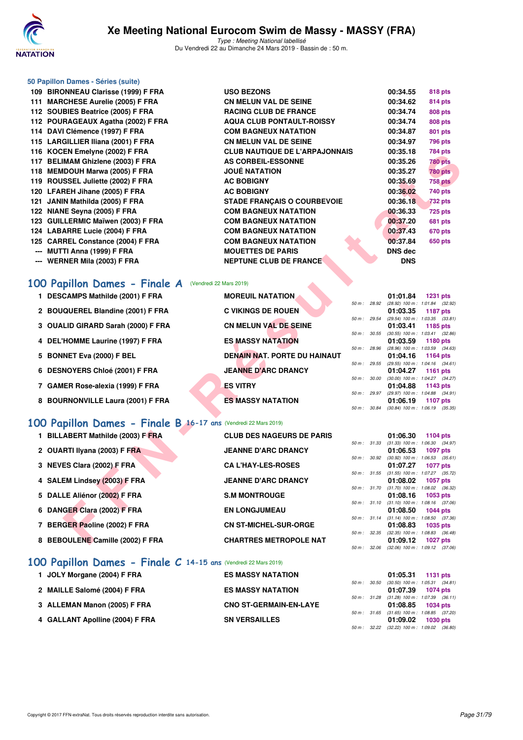# Xe Meeting National Eurocom Swim de Massy - MASSY (FRA)

*Type : Meeting National labellisé*

Du Vendredi 22 au Dimanche 24 Mars 2019 - Bassin de : 50 m.

### 50 Papillon Dames - Séries (suite)

| Rang | Nom | Club | Temps | Points |
|---|---|---|---|---|
| 109 | BIRONNEAU Clarisse (1999) F FRA | USO BEZONS | 00:34.55 | 818 pts |
| 111 | MARCHESE Aurelie (2005) F FRA | CN MELUN VAL DE SEINE | 00:34.62 | 814 pts |
| 112 | SOUBIES Beatrice (2005) F FRA | RACING CLUB DE FRANCE | 00:34.74 | 808 pts |
| 112 | POURAGEAUX Agatha (2002) F FRA | AQUA CLUB PONTAULT-ROISSY | 00:34.74 | 808 pts |
| 114 | DAVI Clémence (1997) F FRA | COM BAGNEUX NATATION | 00:34.87 | 801 pts |
| 115 | LARGILLIER Iliana (2001) F FRA | CN MELUN VAL DE SEINE | 00:34.97 | 796 pts |
| 116 | KOCEN Emelyne (2002) F FRA | CLUB NAUTIQUE DE L'ARPAJONNAIS | 00:35.18 | 784 pts |
| 117 | BELIMAM Ghizlene (2003) F FRA | AS CORBEIL-ESSONNE | 00:35.26 | 780 pts |
| 118 | MEMDOUH Marwa (2005) F FRA | JOUÉ NATATION | 00:35.27 | 780 pts |
| 119 | ROUSSEL Juliette (2002) F FRA | AC BOBIGNY | 00:35.69 | 758 pts |
| 120 | LFAREH Jihane (2005) F FRA | AC BOBIGNY | 00:36.02 | 740 pts |
| 121 | JANIN Mathilda (2005) F FRA | STADE FRANÇAIS O COURBEVOIE | 00:36.18 | 732 pts |
| 122 | NIANE Seyna (2005) F FRA | COM BAGNEUX NATATION | 00:36.33 | 725 pts |
| 123 | GUILLERMIC Maïwen (2003) F FRA | COM BAGNEUX NATATION | 00:37.20 | 681 pts |
| 124 | LABARRE Lucie (2004) F FRA | COM BAGNEUX NATATION | 00:37.43 | 670 pts |
| 125 | CARREL Constance (2004) F FRA | COM BAGNEUX NATATION | 00:37.84 | 650 pts |
| --- | MUTTI Anna (1999) F FRA | MOUETTES DE PARIS | DNS dec | |
| --- | WERNER Mila (2003) F FRA | NEPTUNE CLUB DE FRANCE | DNS | |

## 100 Papillon Dames - Finale A (Vendredi 22 Mars 2019)

| Rang | Nom | Club | Temps | Points | Splits |
|---|---|---|---|---|---|
| 1 | DESCAMPS Mathilde (2001) F FRA | MOREUIL NATATION | 01:01.84 | 1231 pts | 50 m : 28.92 (28.92) 100 m : 1:01.84 (32.92) |
| 2 | BOUQUEREL Blandine (2001) F FRA | C VIKINGS DE ROUEN | 01:03.35 | 1187 pts | 50 m : 29.54 (29.54) 100 m : 1:03.35 (33.81) |
| 3 | OUALID GIRARD Sarah (2000) F FRA | CN MELUN VAL DE SEINE | 01:03.41 | 1185 pts | 50 m : 30.55 (30.55) 100 m : 1:03.41 (32.86) |
| 4 | DEL'HOMME Laurine (1997) F FRA | ES MASSY NATATION | 01:03.59 | 1180 pts | 50 m : 28.96 (28.96) 100 m : 1:03.59 (34.63) |
| 5 | BONNET Eva (2000) F BEL | DENAIN NAT. PORTE DU HAINAUT | 01:04.16 | 1164 pts | 50 m : 29.55 (29.55) 100 m : 1:04.16 (34.61) |
| 6 | DESNOYERS Chloé (2001) F FRA | JEANNE D'ARC DRANCY | 01:04.27 | 1161 pts | 50 m : 30.00 (30.00) 100 m : 1:04.27 (34.27) |
| 7 | GAMER Rose-alexia (1999) F FRA | ES VITRY | 01:04.88 | 1143 pts | 50 m : 29.97 (29.97) 100 m : 1:04.88 (34.91) |
| 8 | BOURNONVILLE Laura (2001) F FRA | ES MASSY NATATION | 01:06.19 | 1107 pts | 50 m : 30.84 (30.84) 100 m : 1:06.19 (35.35) |

## 100 Papillon Dames - Finale B 16-17 ans (Vendredi 22 Mars 2019)

| Rang | Nom | Club | Temps | Points | Splits |
|---|---|---|---|---|---|
| 1 | BILLABERT Mathilde (2003) F FRA | CLUB DES NAGEURS DE PARIS | 01:06.30 | 1104 pts | 50 m : 31.33 (31.33) 100 m : 1:06.30 (34.97) |
| 2 | OUARTI Ilyana (2003) F FRA | JEANNE D'ARC DRANCY | 01:06.53 | 1097 pts | 50 m : 30.92 (30.92) 100 m : 1:06.53 (35.61) |
| 3 | NEVES Clara (2002) F FRA | CA L'HAY-LES-ROSES | 01:07.27 | 1077 pts | 50 m : 31.55 (31.55) 100 m : 1:07.27 (35.72) |
| 4 | SALEM Lindsey (2003) F FRA | JEANNE D'ARC DRANCY | 01:08.02 | 1057 pts | 50 m : 31.70 (31.70) 100 m : 1:08.02 (36.32) |
| 5 | DALLE Aliénor (2002) F FRA | S.M MONTROUGE | 01:08.16 | 1053 pts | 50 m : 31.10 (31.10) 100 m : 1:08.16 (37.06) |
| 6 | DANGER Clara (2002) F FRA | EN LONGJUMEAU | 01:08.50 | 1044 pts | 50 m : 31.14 (31.14) 100 m : 1:08.50 (37.36) |
| 7 | BERGER Paoline (2002) F FRA | CN ST-MICHEL-SUR-ORGE | 01:08.83 | 1035 pts | 50 m : 32.35 (32.35) 100 m : 1:08.83 (36.48) |
| 8 | BEBOULENE Camille (2002) F FRA | CHARTRES METROPOLE NAT | 01:09.12 | 1027 pts | 50 m : 32.06 (32.06) 100 m : 1:09.12 (37.06) |

## 100 Papillon Dames - Finale C 14-15 ans (Vendredi 22 Mars 2019)

| Rang | Nom | Club | Temps | Points | Splits |
|---|---|---|---|---|---|
| 1 | JOLY Morgane (2004) F FRA | ES MASSY NATATION | 01:05.31 | 1131 pts | 50 m : 30.50 (30.50) 100 m : 1:05.31 (34.81) |
| 2 | MAILLE Salomé (2004) F FRA | ES MASSY NATATION | 01:07.39 | 1074 pts | 50 m : 31.28 (31.28) 100 m : 1:07.39 (36.11) |
| 3 | ALLEMAN Manon (2005) F FRA | CNO ST-GERMAIN-EN-LAYE | 01:08.85 | 1034 pts | 50 m : 31.65 (31.65) 100 m : 1:08.85 (37.20) |
| 4 | GALLANT Apolline (2004) F FRA | SN VERSAILLES | 01:09.02 | 1030 pts | 50 m : 32.22 (32.22) 100 m : 1:09.02 (36.80) |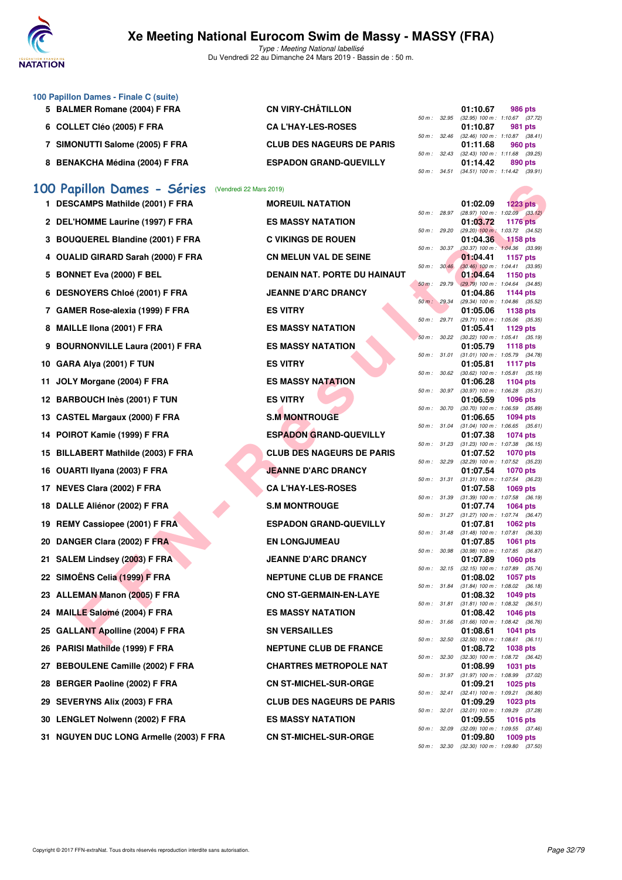### 100 Papillon Dames - Finale C (suite)

| Rk | Nom | Club | Temps | Points | Splits |
|---|---|---|---|---|---|
| 5 | BALMER Romane (2004) F FRA | CN VIRY-CHÂTILLON | 01:10.67 | 986 pts | 50 m : 32.95 (32.95) 100 m : 1:10.67 (37.72) |
| 6 | COLLET Cléo (2005) F FRA | CA L'HAY-LES-ROSES | 01:10.87 | 981 pts | 50 m : 32.46 (32.46) 100 m : 1:10.87 (38.41) |
| 7 | SIMONUTTI Salome (2005) F FRA | CLUB DES NAGEURS DE PARIS | 01:11.68 | 960 pts | 50 m : 32.43 (32.43) 100 m : 1:11.68 (39.25) |
| 8 | BENAKCHA Médina (2004) F FRA | ESPADON GRAND-QUEVILLY | 01:14.42 | 890 pts | 50 m : 34.51 (34.51) 100 m : 1:14.42 (39.91) |

## 100 Papillon Dames - Séries (Vendredi 22 Mars 2019)

| Rk | Nom | Club | Temps | Points | Splits |
|---|---|---|---|---|---|
| 1 | DESCAMPS Mathilde (2001) F FRA | MOREUIL NATATION | 01:02.09 | 1223 pts | 50 m : 28.97 (28.97) 100 m : 1:02.09 (33.12) |
| 2 | DEL'HOMME Laurine (1997) F FRA | ES MASSY NATATION | 01:03.72 | 1176 pts | 50 m : 29.20 (29.20) 100 m : 1:03.72 (34.52) |
| 3 | BOUQUEREL Blandine (2001) F FRA | C VIKINGS DE ROUEN | 01:04.36 | 1158 pts | 50 m : 30.37 (30.37) 100 m : 1:04.36 (33.99) |
| 4 | OUALID GIRARD Sarah (2000) F FRA | CN MELUN VAL DE SEINE | 01:04.41 | 1157 pts | 50 m : 30.46 (30.46) 100 m : 1:04.41 (33.95) |
| 5 | BONNET Eva (2000) F BEL | DENAIN NAT. PORTE DU HAINAUT | 01:04.64 | 1150 pts | 50 m : 29.79 (29.79) 100 m : 1:04.64 (34.85) |
| 6 | DESNOYERS Chloé (2001) F FRA | JEANNE D'ARC DRANCY | 01:04.86 | 1144 pts | 50 m : 29.34 (29.34) 100 m : 1:04.86 (35.52) |
| 7 | GAMER Rose-alexia (1999) F FRA | ES VITRY | 01:05.06 | 1138 pts | 50 m : 29.71 (29.71) 100 m : 1:05.06 (35.35) |
| 8 | MAILLE Ilona (2001) F FRA | ES MASSY NATATION | 01:05.41 | 1129 pts | 50 m : 30.22 (30.22) 100 m : 1:05.41 (35.19) |
| 9 | BOURNONVILLE Laura (2001) F FRA | ES MASSY NATATION | 01:05.79 | 1118 pts | 50 m : 31.01 (31.01) 100 m : 1:05.79 (34.78) |
| 10 | GARA Alya (2001) F TUN | ES VITRY | 01:05.81 | 1117 pts | 50 m : 30.62 (30.62) 100 m : 1:05.81 (35.19) |
| 11 | JOLY Morgane (2004) F FRA | ES MASSY NATATION | 01:06.28 | 1104 pts | 50 m : 30.97 (30.97) 100 m : 1:06.28 (35.31) |
| 12 | BARBOUCH Inès (2001) F TUN | ES VITRY | 01:06.59 | 1096 pts | 50 m : 30.70 (30.70) 100 m : 1:06.59 (35.89) |
| 13 | CASTEL Margaux (2000) F FRA | S.M MONTROUGE | 01:06.65 | 1094 pts | 50 m : 31.04 (31.04) 100 m : 1:06.65 (35.61) |
| 14 | POIROT Kamie (1999) F FRA | ESPADON GRAND-QUEVILLY | 01:07.38 | 1074 pts | 50 m : 31.23 (31.23) 100 m : 1:07.38 (36.15) |
| 15 | BILLABERT Mathilde (2003) F FRA | CLUB DES NAGEURS DE PARIS | 01:07.52 | 1070 pts | 50 m : 32.29 (32.29) 100 m : 1:07.52 (35.23) |
| 16 | OUARTI Ilyana (2003) F FRA | JEANNE D'ARC DRANCY | 01:07.54 | 1070 pts | 50 m : 31.31 (31.31) 100 m : 1:07.54 (36.23) |
| 17 | NEVES Clara (2002) F FRA | CA L'HAY-LES-ROSES | 01:07.58 | 1069 pts | 50 m : 31.39 (31.39) 100 m : 1:07.58 (36.19) |
| 18 | DALLE Aliénor (2002) F FRA | S.M MONTROUGE | 01:07.74 | 1064 pts | 50 m : 31.27 (31.27) 100 m : 1:07.74 (36.47) |
| 19 | REMY Cassiopee (2001) F FRA | ESPADON GRAND-QUEVILLY | 01:07.81 | 1062 pts | 50 m : 31.48 (31.48) 100 m : 1:07.81 (36.33) |
| 20 | DANGER Clara (2002) F FRA | EN LONGJUMEAU | 01:07.85 | 1061 pts | 50 m : 30.98 (30.98) 100 m : 1:07.85 (36.87) |
| 21 | SALEM Lindsey (2003) F FRA | JEANNE D'ARC DRANCY | 01:07.89 | 1060 pts | 50 m : 32.15 (32.15) 100 m : 1:07.89 (35.74) |
| 22 | SIMOËNS Celia (1999) F FRA | NEPTUNE CLUB DE FRANCE | 01:08.02 | 1057 pts | 50 m : 31.84 (31.84) 100 m : 1:08.02 (36.18) |
| 23 | ALLEMAN Manon (2005) F FRA | CNO ST-GERMAIN-EN-LAYE | 01:08.32 | 1049 pts | 50 m : 31.81 (31.81) 100 m : 1:08.32 (36.51) |
| 24 | MAILLE Salomé (2004) F FRA | ES MASSY NATATION | 01:08.42 | 1046 pts | 50 m : 31.66 (31.66) 100 m : 1:08.42 (36.76) |
| 25 | GALLANT Apolline (2004) F FRA | SN VERSAILLES | 01:08.61 | 1041 pts | 50 m : 32.50 (32.50) 100 m : 1:08.61 (36.11) |
| 26 | PARISI Mathilde (1999) F FRA | NEPTUNE CLUB DE FRANCE | 01:08.72 | 1038 pts | 50 m : 32.30 (32.30) 100 m : 1:08.72 (36.42) |
| 27 | BEBOULENE Camille (2002) F FRA | CHARTRES METROPOLE NAT | 01:08.99 | 1031 pts | 50 m : 31.97 (31.97) 100 m : 1:08.99 (37.02) |
| 28 | BERGER Paoline (2002) F FRA | CN ST-MICHEL-SUR-ORGE | 01:09.21 | 1025 pts | 50 m : 32.41 (32.41) 100 m : 1:09.21 (36.80) |
| 29 | SEVERYNS Alix (2003) F FRA | CLUB DES NAGEURS DE PARIS | 01:09.29 | 1023 pts | 50 m : 32.01 (32.01) 100 m : 1:09.29 (37.28) |
| 30 | LENGLET Nolwenn (2002) F FRA | ES MASSY NATATION | 01:09.55 | 1016 pts | 50 m : 32.09 (32.09) 100 m : 1:09.55 (37.46) |
| 31 | NGUYEN DUC LONG Armelle (2003) F FRA | CN ST-MICHEL-SUR-ORGE | 01:09.80 | 1009 pts | 50 m : 32.30 (32.30) 100 m : 1:09.80 (37.50) |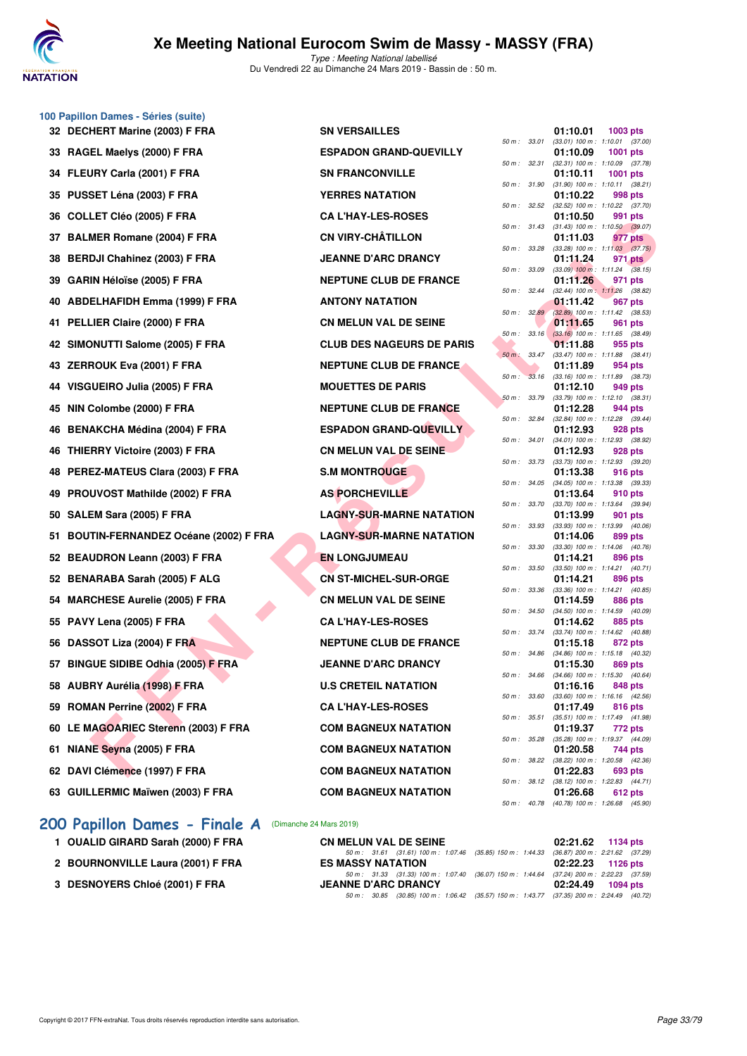## 100 Papillon Dames - Séries (suite)

| Rang | Nom | Club | Temps | Points | Splits |
|---|---|---|---|---|---|
| 32 | DECHERT Marine (2003) F FRA | SN VERSAILLES | 01:10.01 | 1003 pts | 50 m : 33.01 (33.01) 100 m : 1:10.01 (37.00) |
| 33 | RAGEL Maelys (2000) F FRA | ESPADON GRAND-QUEVILLY | 01:10.09 | 1001 pts | 50 m : 32.31 (32.31) 100 m : 1:10.09 (37.78) |
| 34 | FLEURY Carla (2001) F FRA | SN FRANCONVILLE | 01:10.11 | 1001 pts | 50 m : 31.90 (31.90) 100 m : 1:10.11 (38.21) |
| 35 | PUSSET Léna (2003) F FRA | YERRES NATATION | 01:10.22 | 998 pts | 50 m : 32.52 (32.52) 100 m : 1:10.22 (37.70) |
| 36 | COLLET Cléo (2005) F FRA | CA L'HAY-LES-ROSES | 01:10.50 | 991 pts | 50 m : 31.43 (31.43) 100 m : 1:10.50 (39.07) |
| 37 | BALMER Romane (2004) F FRA | CN VIRY-CHÂTILLON | 01:11.03 | 977 pts | 50 m : 33.28 (33.28) 100 m : 1:11.03 (37.75) |
| 38 | BERDJI Chahinez (2003) F FRA | JEANNE D'ARC DRANCY | 01:11.24 | 971 pts | 50 m : 33.09 (33.09) 100 m : 1:11.24 (38.15) |
| 39 | GARIN Héloïse (2005) F FRA | NEPTUNE CLUB DE FRANCE | 01:11.26 | 971 pts | 50 m : 32.44 (32.44) 100 m : 1:11.26 (38.82) |
| 40 | ABDELHAFIDH Emma (1999) F FRA | ANTONY NATATION | 01:11.42 | 967 pts | 50 m : 32.89 (32.89) 100 m : 1:11.42 (38.53) |
| 41 | PELLIER Claire (2000) F FRA | CN MELUN VAL DE SEINE | 01:11.65 | 961 pts | 50 m : 33.16 (33.16) 100 m : 1:11.65 (38.49) |
| 42 | SIMONUTTI Salome (2005) F FRA | CLUB DES NAGEURS DE PARIS | 01:11.88 | 955 pts | 50 m : 33.47 (33.47) 100 m : 1:11.88 (38.41) |
| 43 | ZERROUK Eva (2001) F FRA | NEPTUNE CLUB DE FRANCE | 01:11.89 | 954 pts | 50 m : 33.16 (33.16) 100 m : 1:11.89 (38.73) |
| 44 | VISGUEIRO Julia (2005) F FRA | MOUETTES DE PARIS | 01:12.10 | 949 pts | 50 m : 33.79 (33.79) 100 m : 1:12.10 (38.31) |
| 45 | NIN Colombe (2000) F FRA | NEPTUNE CLUB DE FRANCE | 01:12.28 | 944 pts | 50 m : 32.84 (32.84) 100 m : 1:12.28 (39.44) |
| 46 | BENAKCHA Médina (2004) F FRA | ESPADON GRAND-QUEVILLY | 01:12.93 | 928 pts | 50 m : 34.01 (34.01) 100 m : 1:12.93 (38.92) |
| 46 | THIERRY Victoire (2003) F FRA | CN MELUN VAL DE SEINE | 01:12.93 | 928 pts | 50 m : 33.73 (33.73) 100 m : 1:12.93 (39.20) |
| 48 | PEREZ-MATEUS Clara (2003) F FRA | S.M MONTROUGE | 01:13.38 | 916 pts | 50 m : 34.05 (34.05) 100 m : 1:13.38 (39.33) |
| 49 | PROUVOST Mathilde (2002) F FRA | AS PORCHEVILLE | 01:13.64 | 910 pts | 50 m : 33.70 (33.70) 100 m : 1:13.64 (39.94) |
| 50 | SALEM Sara (2005) F FRA | LAGNY-SUR-MARNE NATATION | 01:13.99 | 901 pts | 50 m : 33.93 (33.93) 100 m : 1:13.99 (40.06) |
| 51 | BOUTIN-FERNANDEZ Océane (2002) F FRA | LAGNY-SUR-MARNE NATATION | 01:14.06 | 899 pts | 50 m : 33.30 (33.30) 100 m : 1:14.06 (40.76) |
| 52 | BEAUDRON Leann (2003) F FRA | EN LONGJUMEAU | 01:14.21 | 896 pts | 50 m : 33.50 (33.50) 100 m : 1:14.21 (40.71) |
| 52 | BENARABA Sarah (2005) F ALG | CN ST-MICHEL-SUR-ORGE | 01:14.21 | 896 pts | 50 m : 33.36 (33.36) 100 m : 1:14.21 (40.85) |
| 54 | MARCHESE Aurelie (2005) F FRA | CN MELUN VAL DE SEINE | 01:14.59 | 886 pts | 50 m : 34.50 (34.50) 100 m : 1:14.59 (40.09) |
| 55 | PAVY Lena (2005) F FRA | CA L'HAY-LES-ROSES | 01:14.62 | 885 pts | 50 m : 33.74 (33.74) 100 m : 1:14.62 (40.88) |
| 56 | DASSOT Liza (2004) F FRA | NEPTUNE CLUB DE FRANCE | 01:15.18 | 872 pts | 50 m : 34.86 (34.86) 100 m : 1:15.18 (40.32) |
| 57 | BINGUE SIDIBE Odhia (2005) F FRA | JEANNE D'ARC DRANCY | 01:15.30 | 869 pts | 50 m : 34.66 (34.66) 100 m : 1:15.30 (40.64) |
| 58 | AUBRY Aurélia (1998) F FRA | U.S CRETEIL NATATION | 01:16.16 | 848 pts | 50 m : 33.60 (33.60) 100 m : 1:16.16 (42.56) |
| 59 | ROMAN Perrine (2002) F FRA | CA L'HAY-LES-ROSES | 01:17.49 | 816 pts | 50 m : 35.51 (35.51) 100 m : 1:17.49 (41.98) |
| 60 | LE MAGOARIEC Sterenn (2003) F FRA | COM BAGNEUX NATATION | 01:19.37 | 772 pts | 50 m : 35.28 (35.28) 100 m : 1:19.37 (44.09) |
| 61 | NIANE Seyna (2005) F FRA | COM BAGNEUX NATATION | 01:20.58 | 744 pts | 50 m : 38.22 (38.22) 100 m : 1:20.58 (42.36) |
| 62 | DAVI Clémence (1997) F FRA | COM BAGNEUX NATATION | 01:22.83 | 693 pts | 50 m : 38.12 (38.12) 100 m : 1:22.83 (44.71) |
| 63 | GUILLERMIC Maïwen (2003) F FRA | COM BAGNEUX NATATION | 01:26.68 | 612 pts | 50 m : 40.78 (40.78) 100 m : 1:26.68 (45.90) |

## 200 Papillon Dames - Finale A (Dimanche 24 Mars 2019)

| Rang | Nom | Club | Temps | Points | Splits |
|---|---|---|---|---|---|
| 1 | OUALID GIRARD Sarah (2000) F FRA | CN MELUN VAL DE SEINE | 02:21.62 | 1134 pts | 50 m : 31.61 (31.61) 100 m : 1:07.46 (35.85) 150 m : 1:44.33 (36.87) 200 m : 2:21.62 (37.29) |
| 2 | BOURNONVILLE Laura (2001) F FRA | ES MASSY NATATION | 02:22.23 | 1126 pts | 50 m : 31.33 (31.33) 100 m : 1:07.40 (36.07) 150 m : 1:44.64 (37.24) 200 m : 2:22.23 (37.59) |
| 3 | DESNOYERS Chloé (2001) F FRA | JEANNE D'ARC DRANCY | 02:24.49 | 1094 pts | 50 m : 30.85 (30.85) 100 m : 1:06.42 (35.57) 150 m : 1:43.77 (37.35) 200 m : 2:24.49 (40.72) |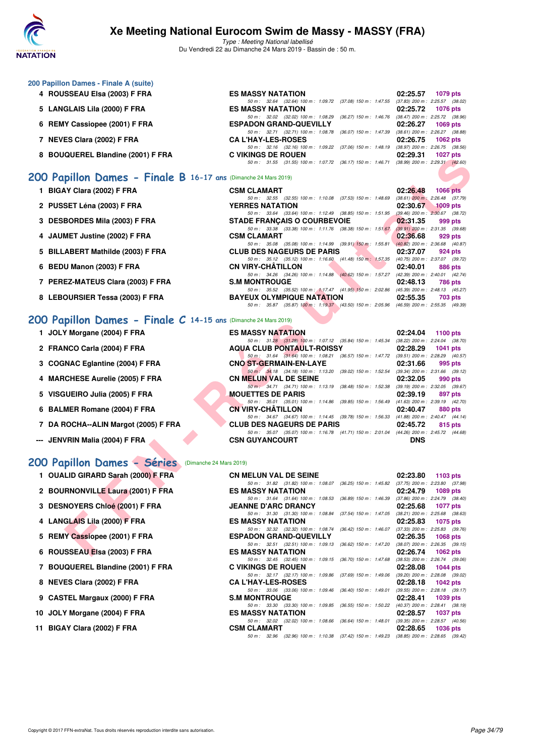# Xe Meeting National Eurocom Swim de Massy - MASSY (FRA)

*Type : Meeting National labellisé*

Du Vendredi 22 au Dimanche 24 Mars 2019 - Bassin de : 50 m.

### 200 Papillon Dames - Finale A (suite)

| Rang | Nom | Club | Temps | Points |
|---|---|---|---|---|
| 4 | ROUSSEAU Elsa (2003) F FRA | ES MASSY NATATION | 02:25.57 | 1079 pts |
| | | 50 m : 32.64 (32.64) 100 m : 1:09.72 (37.08) 150 m : 1:47.55 (37.83) 200 m : 2:25.57 (38.02) | | |
| 5 | LANGLAIS Lila (2000) F FRA | ES MASSY NATATION | 02:25.72 | 1076 pts |
| | | 50 m : 32.02 (32.02) 100 m : 1:08.29 (36.27) 150 m : 1:46.76 (38.47) 200 m : 2:25.72 (38.96) | | |
| 6 | REMY Cassiopee (2001) F FRA | ESPADON GRAND-QUEVILLY | 02:26.27 | 1069 pts |
| | | 50 m : 32.71 (32.71) 100 m : 1:08.78 (36.07) 150 m : 1:47.39 (38.61) 200 m : 2:26.27 (38.88) | | |
| 7 | NEVES Clara (2002) F FRA | CA L'HAY-LES-ROSES | 02:26.75 | 1062 pts |
| | | 50 m : 32.16 (32.16) 100 m : 1:09.22 (37.06) 150 m : 1:48.19 (38.97) 200 m : 2:26.75 (38.56) | | |
| 8 | BOUQUEREL Blandine (2001) F FRA | C VIKINGS DE ROUEN | 02:29.31 | 1027 pts |
| | | 50 m : 31.55 (31.55) 100 m : 1:07.72 (36.17) 150 m : 1:46.71 (38.99) 200 m : 2:29.31 (42.60) | | |

## 200 Papillon Dames - Finale B 16-17 ans (Dimanche 24 Mars 2019)

| Rang | Nom | Club | Temps | Points |
|---|---|---|---|---|
| 1 | BIGAY Clara (2002) F FRA | CSM CLAMART | 02:26.48 | 1066 pts |
| | | 50 m : 32.55 (32.55) 100 m : 1:10.08 (37.53) 150 m : 1:48.69 (38.61) 200 m : 2:26.48 (37.79) | | |
| 2 | PUSSET Léna (2003) F FRA | YERRES NATATION | 02:30.67 | 1009 pts |
| | | 50 m : 33.64 (33.64) 100 m : 1:12.49 (38.85) 150 m : 1:51.95 (39.46) 200 m : 2:30.67 (38.72) | | |
| 3 | DESBORDES Mila (2003) F FRA | STADE FRANÇAIS O COURBEVOIE | 02:31.35 | 999 pts |
| | | 50 m : 33.38 (33.38) 100 m : 1:11.76 (38.38) 150 m : 1:51.67 (39.91) 200 m : 2:31.35 (39.68) | | |
| 4 | JAUMET Justine (2002) F FRA | CSM CLAMART | 02:36.68 | 929 pts |
| | | 50 m : 35.08 (35.08) 100 m : 1:14.99 (39.91) 150 m : 1:55.81 (40.82) 200 m : 2:36.68 (40.87) | | |
| 5 | BILLABERT Mathilde (2003) F FRA | CLUB DES NAGEURS DE PARIS | 02:37.07 | 924 pts |
| | | 50 m : 35.12 (35.12) 100 m : 1:16.60 (41.48) 150 m : 1:57.35 (40.75) 200 m : 2:37.07 (39.72) | | |
| 6 | BEDU Manon (2003) F FRA | CN VIRY-CHÂTILLON | 02:40.01 | 886 pts |
| | | 50 m : 34.26 (34.26) 100 m : 1:14.88 (40.62) 150 m : 1:57.27 (42.39) 200 m : 2:40.01 (42.74) | | |
| 7 | PEREZ-MATEUS Clara (2003) F FRA | S.M MONTROUGE | 02:48.13 | 786 pts |
| | | 50 m : 35.52 (35.52) 100 m : 1:17.47 (41.95) 150 m : 2:02.86 (45.39) 200 m : 2:48.13 (45.27) | | |
| 8 | LEBOURSIER Tessa (2003) F FRA | BAYEUX OLYMPIQUE NATATION | 02:55.35 | 703 pts |
| | | 50 m : 35.87 (35.87) 100 m : 1:19.37 (43.50) 150 m : 2:05.96 (46.59) 200 m : 2:55.35 (49.39) | | |

## 200 Papillon Dames - Finale C 14-15 ans (Dimanche 24 Mars 2019)

| Rang | Nom | Club | Temps | Points |
|---|---|---|---|---|
| 1 | JOLY Morgane (2004) F FRA | ES MASSY NATATION | 02:24.04 | 1100 pts |
| | | 50 m : 31.28 (31.28) 100 m : 1:07.12 (35.84) 150 m : 1:45.34 (38.22) 200 m : 2:24.04 (38.70) | | |
| 2 | FRANCO Carla (2004) F FRA | AQUA CLUB PONTAULT-ROISSY | 02:28.29 | 1041 pts |
| | | 50 m : 31.64 (31.64) 100 m : 1:08.21 (36.57) 150 m : 1:47.72 (39.51) 200 m : 2:28.29 (40.57) | | |
| 3 | COGNAC Eglantine (2004) F FRA | CNO ST-GERMAIN-EN-LAYE | 02:31.66 | 995 pts |
| | | 50 m : 34.18 (34.18) 100 m : 1:13.20 (39.02) 150 m : 1:52.54 (39.34) 200 m : 2:31.66 (39.12) | | |
| 4 | MARCHESE Aurelie (2005) F FRA | CN MELUN VAL DE SEINE | 02:32.05 | 990 pts |
| | | 50 m : 34.71 (34.71) 100 m : 1:13.19 (38.48) 150 m : 1:52.38 (39.19) 200 m : 2:32.05 (39.67) | | |
| 5 | VISGUEIRO Julia (2005) F FRA | MOUETTES DE PARIS | 02:39.19 | 897 pts |
| | | 50 m : 35.01 (35.01) 100 m : 1:14.86 (39.85) 150 m : 1:56.49 (41.63) 200 m : 2:39.19 (42.70) | | |
| 6 | BALMER Romane (2004) F FRA | CN VIRY-CHÂTILLON | 02:40.47 | 880 pts |
| | | 50 m : 34.67 (34.67) 100 m : 1:14.45 (39.78) 150 m : 1:56.33 (41.88) 200 m : 2:40.47 (44.14) | | |
| 7 | DA ROCHA--ALIN Margot (2005) F FRA | CLUB DES NAGEURS DE PARIS | 02:45.72 | 815 pts |
| | | 50 m : 35.07 (35.07) 100 m : 1:16.78 (41.71) 150 m : 2:01.04 (44.26) 200 m : 2:45.72 (44.68) | | |
| --- | JENVRIN Malia (2004) F FRA | CSN GUYANCOURT | DNS | |

## 200 Papillon Dames - Séries (Dimanche 24 Mars 2019)

| Rang | Nom | Club | Temps | Points |
|---|---|---|---|---|
| 1 | OUALID GIRARD Sarah (2000) F FRA | CN MELUN VAL DE SEINE | 02:23.80 | 1103 pts |
| | | 50 m : 31.82 (31.82) 100 m : 1:08.07 (36.25) 150 m : 1:45.82 (37.75) 200 m : 2:23.80 (37.98) | | |
| 2 | BOURNONVILLE Laura (2001) F FRA | ES MASSY NATATION | 02:24.79 | 1089 pts |
| | | 50 m : 31.64 (31.64) 100 m : 1:08.53 (36.89) 150 m : 1:46.39 (37.86) 200 m : 2:24.79 (38.40) | | |
| 3 | DESNOYERS Chloé (2001) F FRA | JEANNE D'ARC DRANCY | 02:25.68 | 1077 pts |
| | | 50 m : 31.30 (31.30) 100 m : 1:08.84 (37.54) 150 m : 1:47.05 (38.21) 200 m : 2:25.68 (38.63) | | |
| 4 | LANGLAIS Lila (2000) F FRA | ES MASSY NATATION | 02:25.83 | 1075 pts |
| | | 50 m : 32.32 (32.32) 100 m : 1:08.74 (36.42) 150 m : 1:46.07 (37.33) 200 m : 2:25.83 (39.76) | | |
| 5 | REMY Cassiopee (2001) F FRA | ESPADON GRAND-QUEVILLY | 02:26.35 | 1068 pts |
| | | 50 m : 32.51 (32.51) 100 m : 1:09.13 (36.62) 150 m : 1:47.20 (38.07) 200 m : 2:26.35 (39.15) | | |
| 6 | ROUSSEAU Elsa (2003) F FRA | ES MASSY NATATION | 02:26.74 | 1062 pts |
| | | 50 m : 32.45 (32.45) 100 m : 1:09.15 (36.70) 150 m : 1:47.68 (38.53) 200 m : 2:26.74 (39.06) | | |
| 7 | BOUQUEREL Blandine (2001) F FRA | C VIKINGS DE ROUEN | 02:28.08 | 1044 pts |
| | | 50 m : 32.17 (32.17) 100 m : 1:09.86 (37.69) 150 m : 1:49.06 (39.20) 200 m : 2:28.08 (39.02) | | |
| 8 | NEVES Clara (2002) F FRA | CA L'HAY-LES-ROSES | 02:28.18 | 1042 pts |
| | | 50 m : 33.06 (33.06) 100 m : 1:09.46 (36.40) 150 m : 1:49.01 (39.55) 200 m : 2:28.18 (39.17) | | |
| 9 | CASTEL Margaux (2000) F FRA | S.M MONTROUGE | 02:28.41 | 1039 pts |
| | | 50 m : 33.30 (33.30) 100 m : 1:09.85 (36.55) 150 m : 1:50.22 (40.37) 200 m : 2:28.41 (38.19) | | |
| 10 | JOLY Morgane (2004) F FRA | ES MASSY NATATION | 02:28.57 | 1037 pts |
| | | 50 m : 32.02 (32.02) 100 m : 1:08.66 (36.64) 150 m : 1:48.01 (39.35) 200 m : 2:28.57 (40.56) | | |
| 11 | BIGAY Clara (2002) F FRA | CSM CLAMART | 02:28.65 | 1036 pts |
| | | 50 m : 32.96 (32.96) 100 m : 1:10.38 (37.42) 150 m : 1:49.23 (38.85) 200 m : 2:28.65 (39.42) | | |

Copyright © 2017 FFN-extraNat. Tous droits réservés reproduction interdite sans autorisation.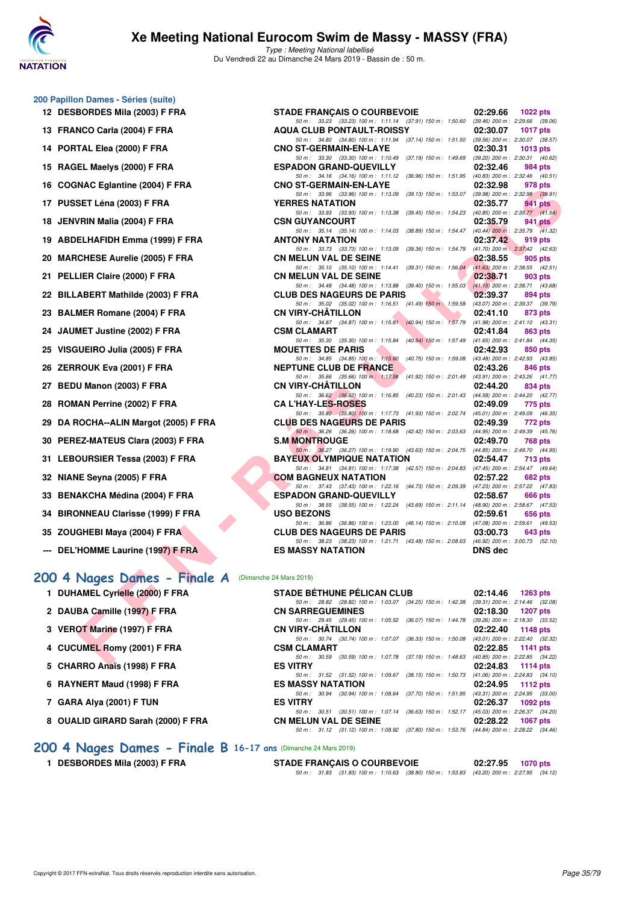# Xe Meeting National Eurocom Swim de Massy - MASSY (FRA)

*Type : Meeting National labellisé*

Du Vendredi 22 au Dimanche 24 Mars 2019 - Bassin de : 50 m.

## 200 Papillon Dames - Séries (suite)

| Rang | Nom | Club | Temps | Points |
|---|---|---|---|---|
| 12 | DESBORDES Mila (2003) F FRA | STADE FRANÇAIS O COURBEVOIE | 02:29.66 | 1022 pts |
| | 50 m : 33.23 (33.23) 100 m : 1:11.14 (37.91) 150 m : 1:50.60 (39.46) 200 m : 2:29.66 (39.06) | | | |
| 13 | FRANCO Carla (2004) F FRA | AQUA CLUB PONTAULT-ROISSY | 02:30.07 | 1017 pts |
| | 50 m : 34.80 (34.80) 100 m : 1:11.94 (37.14) 150 m : 1:51.50 (39.56) 200 m : 2:30.07 (38.57) | | | |
| 14 | PORTAL Elea (2000) F FRA | CNO ST-GERMAIN-EN-LAYE | 02:30.31 | 1013 pts |
| | 50 m : 33.30 (33.30) 100 m : 1:10.49 (37.19) 150 m : 1:49.69 (39.20) 200 m : 2:30.31 (40.62) | | | |
| 15 | RAGEL Maelys (2000) F FRA | ESPADON GRAND-QUEVILLY | 02:32.46 | 984 pts |
| | 50 m : 34.16 (34.16) 100 m : 1:11.12 (36.96) 150 m : 1:51.95 (40.83) 200 m : 2:32.46 (40.51) | | | |
| 16 | COGNAC Eglantine (2004) F FRA | CNO ST-GERMAIN-EN-LAYE | 02:32.98 | 978 pts |
| | 50 m : 33.96 (33.96) 100 m : 1:13.09 (39.13) 150 m : 1:53.07 (39.98) 200 m : 2:32.98 (39.91) | | | |
| 17 | PUSSET Léna (2003) F FRA | YERRES NATATION | 02:35.77 | 941 pts |
| | 50 m : 33.93 (33.93) 100 m : 1:13.38 (39.45) 150 m : 1:54.23 (40.85) 200 m : 2:35.77 (41.54) | | | |
| 18 | JENVRIN Malia (2004) F FRA | CSN GUYANCOURT | 02:35.79 | 941 pts |
| | 50 m : 35.14 (35.14) 100 m : 1:14.03 (38.89) 150 m : 1:54.47 (40.44) 200 m : 2:35.79 (41.32) | | | |
| 19 | ABDELHAFIDH Emma (1999) F FRA | ANTONY NATATION | 02:37.42 | 919 pts |
| | 50 m : 33.73 (33.73) 100 m : 1:13.09 (39.36) 150 m : 1:54.79 (41.70) 200 m : 2:37.42 (42.63) | | | |
| 20 | MARCHESE Aurelie (2005) F FRA | CN MELUN VAL DE SEINE | 02:38.55 | 905 pts |
| | 50 m : 35.10 (35.10) 100 m : 1:14.41 (39.31) 150 m : 1:56.04 (41.63) 200 m : 2:38.55 (42.51) | | | |
| 21 | PELLIER Claire (2000) F FRA | CN MELUN VAL DE SEINE | 02:38.71 | 903 pts |
| | 50 m : 34.48 (34.48) 100 m : 1:13.88 (39.40) 150 m : 1:55.03 (41.15) 200 m : 2:38.71 (43.68) | | | |
| 22 | BILLABERT Mathilde (2003) F FRA | CLUB DES NAGEURS DE PARIS | 02:39.37 | 894 pts |
| | 50 m : 35.02 (35.02) 100 m : 1:16.51 (41.49) 150 m : 1:59.58 (43.07) 200 m : 2:39.37 (39.79) | | | |
| 23 | BALMER Romane (2004) F FRA | CN VIRY-CHÂTILLON | 02:41.10 | 873 pts |
| | 50 m : 34.87 (34.87) 100 m : 1:15.81 (40.94) 150 m : 1:57.79 (41.98) 200 m : 2:41.10 (43.31) | | | |
| 24 | JAUMET Justine (2002) F FRA | CSM CLAMART | 02:41.84 | 863 pts |
| | 50 m : 35.30 (35.30) 100 m : 1:15.84 (40.54) 150 m : 1:57.49 (41.65) 200 m : 2:41.84 (44.35) | | | |
| 25 | VISGUEIRO Julia (2005) F FRA | MOUETTES DE PARIS | 02:42.93 | 850 pts |
| | 50 m : 34.85 (34.85) 100 m : 1:15.60 (40.75) 150 m : 1:59.08 (43.48) 200 m : 2:42.93 (43.85) | | | |
| 26 | ZERROUK Eva (2001) F FRA | NEPTUNE CLUB DE FRANCE | 02:43.26 | 846 pts |
| | 50 m : 35.66 (35.66) 100 m : 1:17.58 (41.92) 150 m : 2:01.49 (43.91) 200 m : 2:43.26 (41.77) | | | |
| 27 | BEDU Manon (2003) F FRA | CN VIRY-CHÂTILLON | 02:44.20 | 834 pts |
| | 50 m : 36.62 (36.62) 100 m : 1:16.85 (40.23) 150 m : 2:01.43 (44.58) 200 m : 2:44.20 (42.77) | | | |
| 28 | ROMAN Perrine (2002) F FRA | CA L'HAY-LES-ROSES | 02:49.09 | 775 pts |
| | 50 m : 35.80 (35.80) 100 m : 1:17.73 (41.93) 150 m : 2:02.74 (45.01) 200 m : 2:49.09 (46.35) | | | |
| 29 | DA ROCHA--ALIN Margot (2005) F FRA | CLUB DES NAGEURS DE PARIS | 02:49.39 | 772 pts |
| | 50 m : 36.26 (36.26) 100 m : 1:18.68 (42.42) 150 m : 2:03.63 (44.95) 200 m : 2:49.39 (45.76) | | | |
| 30 | PEREZ-MATEUS Clara (2003) F FRA | S.M MONTROUGE | 02:49.70 | 768 pts |
| | 50 m : 36.27 (36.27) 100 m : 1:19.90 (43.63) 150 m : 2:04.75 (44.85) 200 m : 2:49.70 (44.95) | | | |
| 31 | LEBOURSIER Tessa (2003) F FRA | BAYEUX OLYMPIQUE NATATION | 02:54.47 | 713 pts |
| | 50 m : 34.81 (34.81) 100 m : 1:17.38 (42.57) 150 m : 2:04.83 (47.45) 200 m : 2:54.47 (49.64) | | | |
| 32 | NIANE Seyna (2005) F FRA | COM BAGNEUX NATATION | 02:57.22 | 682 pts |
| | 50 m : 37.43 (37.43) 100 m : 1:22.16 (44.73) 150 m : 2:09.39 (47.23) 200 m : 2:57.22 (47.83) | | | |
| 33 | BENAKCHA Médina (2004) F FRA | ESPADON GRAND-QUEVILLY | 02:58.67 | 666 pts |
| | 50 m : 38.55 (38.55) 100 m : 1:22.24 (43.69) 150 m : 2:11.14 (48.90) 200 m : 2:58.67 (47.53) | | | |
| 34 | BIRONNEAU Clarisse (1999) F FRA | USO BEZONS | 02:59.61 | 656 pts |
| | 50 m : 36.86 (36.86) 100 m : 1:23.00 (46.14) 150 m : 2:10.08 (47.08) 200 m : 2:59.61 (49.53) | | | |
| 35 | ZOUGHEBI Maya (2004) F FRA | CLUB DES NAGEURS DE PARIS | 03:00.73 | 643 pts |
| | 50 m : 38.23 (38.23) 100 m : 1:21.71 (43.48) 150 m : 2:08.63 (46.92) 200 m : 3:00.73 (52.10) | | | |
| --- | DEL'HOMME Laurine (1997) F FRA | ES MASSY NATATION | DNS dec | |

## 200 4 Nages Dames - Finale A (Dimanche 24 Mars 2019)

| Rang | Nom | Club | Temps | Points |
|---|---|---|---|---|
| 1 | DUHAMEL Cyrielle (2000) F FRA | STADE BÉTHUNE PÉLICAN CLUB | 02:14.46 | 1263 pts |
| | 50 m : 28.82 (28.82) 100 m : 1:03.07 (34.25) 150 m : 1:42.38 (39.31) 200 m : 2:14.46 (32.08) | | | |
| 2 | DAUBA Camille (1997) F FRA | CN SARREGUEMINES | 02:18.30 | 1207 pts |
| | 50 m : 29.45 (29.45) 100 m : 1:05.52 (36.07) 150 m : 1:44.78 (39.26) 200 m : 2:18.30 (33.52) | | | |
| 3 | VEROT Marine (1997) F FRA | CN VIRY-CHÂTILLON | 02:22.40 | 1148 pts |
| | 50 m : 30.74 (30.74) 100 m : 1:07.07 (36.33) 150 m : 1:50.08 (43.01) 200 m : 2:22.40 (32.32) | | | |
| 4 | CUCUMEL Romy (2001) F FRA | CSM CLAMART | 02:22.85 | 1141 pts |
| | 50 m : 30.59 (30.59) 100 m : 1:07.78 (37.19) 150 m : 1:48.63 (40.85) 200 m : 2:22.85 (34.22) | | | |
| 5 | CHARRO Anaïs (1998) F FRA | ES VITRY | 02:24.83 | 1114 pts |
| | 50 m : 31.52 (31.52) 100 m : 1:09.67 (38.15) 150 m : 1:50.73 (41.06) 200 m : 2:24.83 (34.10) | | | |
| 6 | RAYNERT Maud (1998) F FRA | ES MASSY NATATION | 02:24.95 | 1112 pts |
| | 50 m : 30.94 (30.94) 100 m : 1:08.64 (37.70) 150 m : 1:51.95 (43.31) 200 m : 2:24.95 (33.00) | | | |
| 7 | GARA Alya (2001) F TUN | ES VITRY | 02:26.37 | 1092 pts |
| | 50 m : 30.51 (30.51) 100 m : 1:07.14 (36.63) 150 m : 1:52.17 (45.03) 200 m : 2:26.37 (34.20) | | | |
| 8 | OUALID GIRARD Sarah (2000) F FRA | CN MELUN VAL DE SEINE | 02:28.22 | 1067 pts |
| | 50 m : 31.12 (31.12) 100 m : 1:08.92 (37.80) 150 m : 1:53.76 (44.84) 200 m : 2:28.22 (34.46) | | | |

## 200 4 Nages Dames - Finale B 16-17 ans (Dimanche 24 Mars 2019)

| Rang | Nom | Club | Temps | Points |
|---|---|---|---|---|
| 1 | DESBORDES Mila (2003) F FRA | STADE FRANÇAIS O COURBEVOIE | 02:27.95 | 1070 pts |
| | 50 m : 31.83 (31.83) 100 m : 1:10.63 (38.80) 150 m : 1:53.83 (43.20) 200 m : 2:27.95 (34.12) | | | |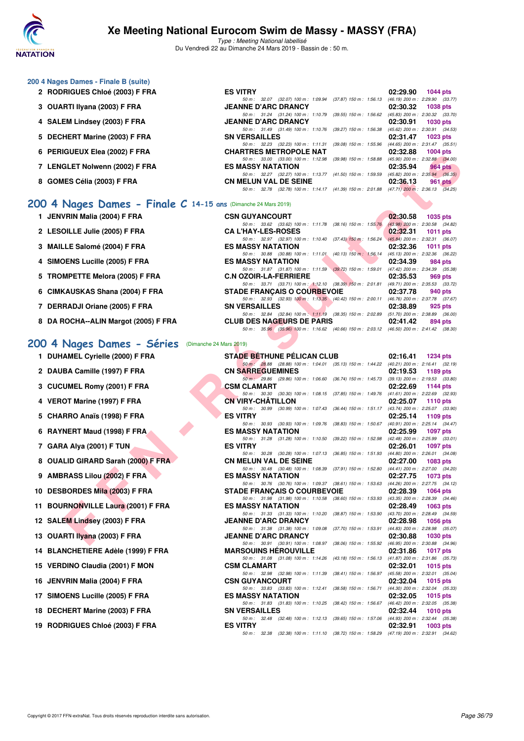### 200 4 Nages Dames - Finale B (suite)

| Rang | Nom | Club | Temps | Points |
|---|---|---|---|---|
| 2 | RODRIGUES Chloé (2003) F FRA | ES VITRY | 02:29.90 | 1044 pts |
| | 50 m : 32.07 (32.07) 100 m : 1:09.94 (37.87) 150 m : 1:56.13 (46.19) 200 m : 2:29.90 (33.77) | | | |
| 3 | OUARTI Ilyana (2003) F FRA | JEANNE D'ARC DRANCY | 02:30.32 | 1038 pts |
| | 50 m : 31.24 (31.24) 100 m : 1:10.79 (39.55) 150 m : 1:56.62 (45.83) 200 m : 2:30.32 (33.70) | | | |
| 4 | SALEM Lindsey (2003) F FRA | JEANNE D'ARC DRANCY | 02:30.91 | 1030 pts |
| | 50 m : 31.49 (31.49) 100 m : 1:10.76 (39.27) 150 m : 1:56.38 (45.62) 200 m : 2:30.91 (34.53) | | | |
| 5 | DECHERT Marine (2003) F FRA | SN VERSAILLES | 02:31.47 | 1023 pts |
| | 50 m : 32.23 (32.23) 100 m : 1:11.31 (39.08) 150 m : 1:55.96 (44.65) 200 m : 2:31.47 (35.51) | | | |
| 6 | PERIGUEUX Elea (2002) F FRA | CHARTRES METROPOLE NAT | 02:32.88 | 1004 pts |
| | 50 m : 33.00 (33.00) 100 m : 1:12.98 (39.98) 150 m : 1:58.88 (45.90) 200 m : 2:32.88 (34.00) | | | |
| 7 | LENGLET Nolwenn (2002) F FRA | ES MASSY NATATION | 02:35.94 | 964 pts |
| | 50 m : 32.27 (32.27) 100 m : 1:13.77 (41.50) 150 m : 1:59.59 (45.82) 200 m : 2:35.94 (36.35) | | | |
| 8 | GOMES Célia (2003) F FRA | CN MELUN VAL DE SEINE | 02:36.13 | 961 pts |
| | 50 m : 32.78 (32.78) 100 m : 1:14.17 (41.39) 150 m : 2:01.88 (47.71) 200 m : 2:36.13 (34.25) | | | |

## 200 4 Nages Dames - Finale C 14-15 ans (Dimanche 24 Mars 2019)

| Rang | Nom | Club | Temps | Points |
|---|---|---|---|---|
| 1 | JENVRIN Malia (2004) F FRA | CSN GUYANCOURT | 02:30.58 | 1035 pts |
| | 50 m : 33.62 (33.62) 100 m : 1:11.78 (38.16) 150 m : 1:55.76 (43.98) 200 m : 2:30.58 (34.82) | | | |
| 2 | LESOILLE Julie (2005) F FRA | CA L'HAY-LES-ROSES | 02:32.31 | 1011 pts |
| | 50 m : 32.97 (32.97) 100 m : 1:10.40 (37.43) 150 m : 1:56.24 (45.84) 200 m : 2:32.31 (36.07) | | | |
| 3 | MAILLE Salomé (2004) F FRA | ES MASSY NATATION | 02:32.36 | 1011 pts |
| | 50 m : 30.88 (30.88) 100 m : 1:11.01 (40.13) 150 m : 1:56.14 (45.13) 200 m : 2:32.36 (36.22) | | | |
| 4 | SIMOENS Lucille (2005) F FRA | ES MASSY NATATION | 02:34.39 | 984 pts |
| | 50 m : 31.87 (31.87) 100 m : 1:11.59 (39.72) 150 m : 1:59.01 (47.42) 200 m : 2:34.39 (35.38) | | | |
| 5 | TROMPETTE Melora (2005) F FRA | C.N OZOIR-LA-FERRIERE | 02:35.53 | 969 pts |
| | 50 m : 33.71 (33.71) 100 m : 1:12.10 (38.39) 150 m : 2:01.81 (49.71) 200 m : 2:35.53 (33.72) | | | |
| 6 | CIMKAUSKAS Shana (2004) F FRA | STADE FRANÇAIS O COURBEVOIE | 02:37.78 | 940 pts |
| | 50 m : 32.93 (32.93) 100 m : 1:13.35 (40.42) 150 m : 2:00.11 (46.76) 200 m : 2:37.78 (37.67) | | | |
| 7 | DERRADJI Oriane (2005) F FRA | SN VERSAILLES | 02:38.89 | 925 pts |
| | 50 m : 32.84 (32.84) 100 m : 1:11.19 (38.35) 150 m : 2:02.89 (51.70) 200 m : 2:38.89 (36.00) | | | |
| 8 | DA ROCHA--ALIN Margot (2005) F FRA | CLUB DES NAGEURS DE PARIS | 02:41.42 | 894 pts |
| | 50 m : 35.96 (35.96) 100 m : 1:16.62 (40.66) 150 m : 2:03.12 (46.50) 200 m : 2:41.42 (38.30) | | | |

## 200 4 Nages Dames - Séries (Dimanche 24 Mars 2019)

| Rang | Nom | Club | Temps | Points |
|---|---|---|---|---|
| 1 | DUHAMEL Cyrielle (2000) F FRA | STADE BÉTHUNE PÉLICAN CLUB | 02:16.41 | 1234 pts |
| | 50 m : 28.88 (28.88) 100 m : 1:04.01 (35.13) 150 m : 1:44.22 (40.21) 200 m : 2:16.41 (32.19) | | | |
| 2 | DAUBA Camille (1997) F FRA | CN SARREGUEMINES | 02:19.53 | 1189 pts |
| | 50 m : 29.86 (29.86) 100 m : 1:06.60 (36.74) 150 m : 1:45.73 (39.13) 200 m : 2:19.53 (33.80) | | | |
| 3 | CUCUMEL Romy (2001) F FRA | CSM CLAMART | 02:22.69 | 1144 pts |
| | 50 m : 30.30 (30.30) 100 m : 1:08.15 (37.85) 150 m : 1:49.76 (41.61) 200 m : 2:22.69 (32.93) | | | |
| 4 | VEROT Marine (1997) F FRA | CN VIRY-CHÂTILLON | 02:25.07 | 1110 pts |
| | 50 m : 30.99 (30.99) 100 m : 1:07.43 (36.44) 150 m : 1:51.17 (43.74) 200 m : 2:25.07 (33.90) | | | |
| 5 | CHARRO Anaïs (1998) F FRA | ES VITRY | 02:25.14 | 1109 pts |
| | 50 m : 30.93 (30.93) 100 m : 1:09.76 (38.83) 150 m : 1:50.67 (40.91) 200 m : 2:25.14 (34.47) | | | |
| 6 | RAYNERT Maud (1998) F FRA | ES MASSY NATATION | 02:25.99 | 1097 pts |
| | 50 m : 31.28 (31.28) 100 m : 1:10.50 (39.22) 150 m : 1:52.98 (42.48) 200 m : 2:25.99 (33.01) | | | |
| 7 | GARA Alya (2001) F TUN | ES VITRY | 02:26.01 | 1097 pts |
| | 50 m : 30.28 (30.28) 100 m : 1:07.13 (36.85) 150 m : 1:51.93 (44.80) 200 m : 2:26.01 (34.08) | | | |
| 8 | OUALID GIRARD Sarah (2000) F FRA | CN MELUN VAL DE SEINE | 02:27.00 | 1083 pts |
| | 50 m : 30.48 (30.48) 100 m : 1:08.39 (37.91) 150 m : 1:52.80 (44.41) 200 m : 2:27.00 (34.20) | | | |
| 9 | AMBRASS Lilou (2002) F FRA | ES MASSY NATATION | 02:27.75 | 1073 pts |
| | 50 m : 30.76 (30.76) 100 m : 1:09.37 (38.61) 150 m : 1:53.63 (44.26) 200 m : 2:27.75 (34.12) | | | |
| 10 | DESBORDES Mila (2003) F FRA | STADE FRANÇAIS O COURBEVOIE | 02:28.39 | 1064 pts |
| | 50 m : 31.98 (31.98) 100 m : 1:10.58 (38.60) 150 m : 1:53.93 (43.35) 200 m : 2:28.39 (34.46) | | | |
| 11 | BOURNONVILLE Laura (2001) F FRA | ES MASSY NATATION | 02:28.49 | 1063 pts |
| | 50 m : 31.33 (31.33) 100 m : 1:10.20 (38.87) 150 m : 1:53.90 (43.70) 200 m : 2:28.49 (34.59) | | | |
| 12 | SALEM Lindsey (2003) F FRA | JEANNE D'ARC DRANCY | 02:28.98 | 1056 pts |
| | 50 m : 31.38 (31.38) 100 m : 1:09.08 (37.70) 150 m : 1:53.91 (44.83) 200 m : 2:28.98 (35.07) | | | |
| 13 | OUARTI Ilyana (2003) F FRA | JEANNE D'ARC DRANCY | 02:30.88 | 1030 pts |
| | 50 m : 30.91 (30.91) 100 m : 1:08.97 (38.06) 150 m : 1:55.92 (46.95) 200 m : 2:30.88 (34.96) | | | |
| 14 | BLANCHETIERE Adèle (1999) F FRA | MARSOUINS HÉROUVILLE | 02:31.86 | 1017 pts |
| | 50 m : 31.08 (31.08) 100 m : 1:14.26 (43.18) 150 m : 1:56.13 (41.87) 200 m : 2:31.86 (35.73) | | | |
| 15 | VERDINO Claudia (2001) F MON | CSM CLAMART | 02:32.01 | 1015 pts |
| | 50 m : 32.98 (32.98) 100 m : 1:11.39 (38.41) 150 m : 1:56.97 (45.58) 200 m : 2:32.01 (35.04) | | | |
| 16 | JENVRIN Malia (2004) F FRA | CSN GUYANCOURT | 02:32.04 | 1015 pts |
| | 50 m : 33.83 (33.83) 100 m : 1:12.41 (38.58) 150 m : 1:56.71 (44.30) 200 m : 2:32.04 (35.33) | | | |
| 17 | SIMOENS Lucille (2005) F FRA | ES MASSY NATATION | 02:32.05 | 1015 pts |
| | 50 m : 31.83 (31.83) 100 m : 1:10.25 (38.42) 150 m : 1:56.67 (46.42) 200 m : 2:32.05 (35.38) | | | |
| 18 | DECHERT Marine (2003) F FRA | SN VERSAILLES | 02:32.44 | 1010 pts |
| | 50 m : 32.48 (32.48) 100 m : 1:12.13 (39.65) 150 m : 1:57.06 (44.93) 200 m : 2:32.44 (35.38) | | | |
| 19 | RODRIGUES Chloé (2003) F FRA | ES VITRY | 02:32.91 | 1003 pts |
| | 50 m : 32.38 (32.38) 100 m : 1:11.10 (38.72) 150 m : 1:58.29 (47.19) 200 m : 2:32.91 (34.62) | | | |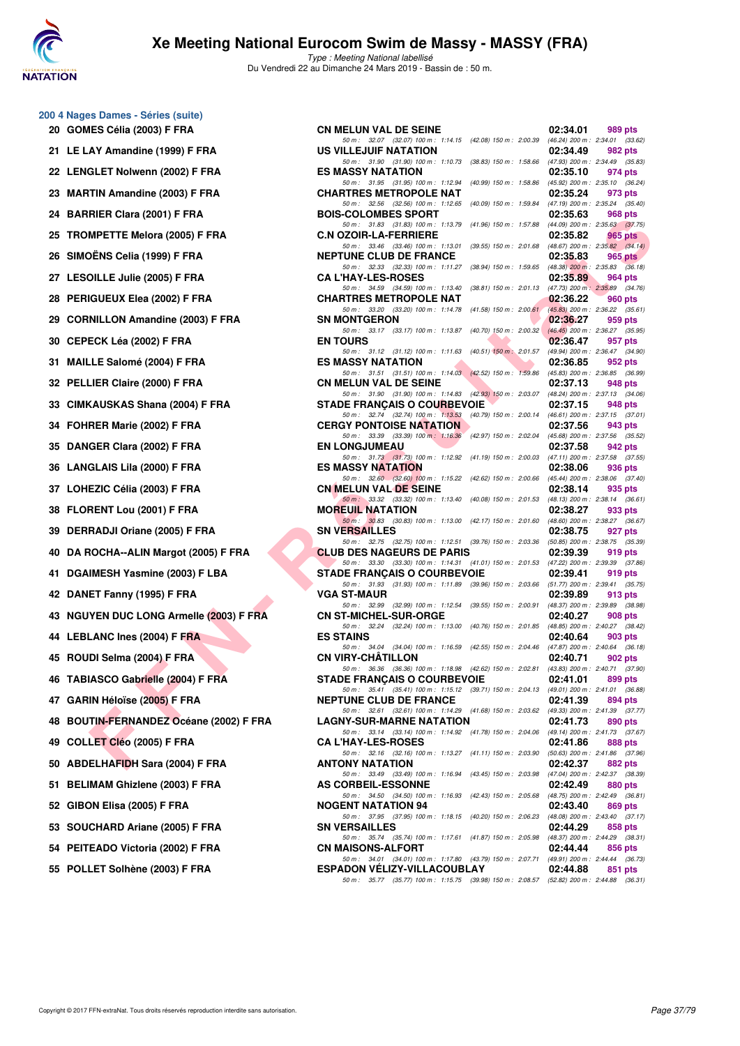# Xe Meeting National Eurocom Swim de Massy - MASSY (FRA)

*Type : Meeting National labellisé*

Du Vendredi 22 au Dimanche 24 Mars 2019 - Bassin de : 50 m.

## 200 4 Nages Dames - Séries (suite)

| Rang | Nom | Club | Temps | Points |
|---|---|---|---|---|
| 20 | GOMES Célia (2003) F FRA | CN MELUN VAL DE SEINE | 02:34.01 | 989 pts |
| | | 50 m : 32.07 (32.07) 100 m : 1:14.15 (42.08) 150 m : 2:00.39 (46.24) 200 m : 2:34.01 (33.62) | | |
| 21 | LE LAY Amandine (1999) F FRA | US VILLEJUIF NATATION | 02:34.49 | 982 pts |
| | | 50 m : 31.90 (31.90) 100 m : 1:10.73 (38.83) 150 m : 1:58.66 (47.93) 200 m : 2:34.49 (35.83) | | |
| 22 | LENGLET Nolwenn (2002) F FRA | ES MASSY NATATION | 02:35.10 | 974 pts |
| | | 50 m : 31.95 (31.95) 100 m : 1:12.94 (40.99) 150 m : 1:58.86 (45.92) 200 m : 2:35.10 (36.24) | | |
| 23 | MARTIN Amandine (2003) F FRA | CHARTRES METROPOLE NAT | 02:35.24 | 973 pts |
| | | 50 m : 32.56 (32.56) 100 m : 1:12.65 (40.09) 150 m : 1:59.84 (47.19) 200 m : 2:35.24 (35.40) | | |
| 24 | BARRIER Clara (2001) F FRA | BOIS-COLOMBES SPORT | 02:35.63 | 968 pts |
| | | 50 m : 31.83 (31.83) 100 m : 1:13.79 (41.96) 150 m : 1:57.88 (44.09) 200 m : 2:35.63 (37.75) | | |
| 25 | TROMPETTE Melora (2005) F FRA | C.N OZOIR-LA-FERRIERE | 02:35.82 | 965 pts |
| | | 50 m : 33.46 (33.46) 100 m : 1:13.01 (39.55) 150 m : 2:01.68 (48.67) 200 m : 2:35.82 (34.14) | | |
| 26 | SIMOËNS Celia (1999) F FRA | NEPTUNE CLUB DE FRANCE | 02:35.83 | 965 pts |
| | | 50 m : 32.33 (32.33) 100 m : 1:11.27 (38.94) 150 m : 1:59.65 (48.38) 200 m : 2:35.83 (36.18) | | |
| 27 | LESOILLE Julie (2005) F FRA | CA L'HAY-LES-ROSES | 02:35.89 | 964 pts |
| | | 50 m : 34.59 (34.59) 100 m : 1:13.40 (38.81) 150 m : 2:01.13 (47.73) 200 m : 2:35.89 (34.76) | | |
| 28 | PERIGUEUX Elea (2002) F FRA | CHARTRES METROPOLE NAT | 02:36.22 | 960 pts |
| | | 50 m : 33.20 (33.20) 100 m : 1:14.78 (41.58) 150 m : 2:00.61 (45.83) 200 m : 2:36.22 (35.61) | | |
| 29 | CORNILLON Amandine (2003) F FRA | SN MONTGERON | 02:36.27 | 959 pts |
| | | 50 m : 33.17 (33.17) 100 m : 1:13.87 (40.70) 150 m : 2:00.32 (46.45) 200 m : 2:36.27 (35.95) | | |
| 30 | CEPECK Léa (2002) F FRA | EN TOURS | 02:36.47 | 957 pts |
| | | 50 m : 31.12 (31.12) 100 m : 1:11.63 (40.51) 150 m : 2:01.57 (49.94) 200 m : 2:36.47 (34.90) | | |
| 31 | MAILLE Salomé (2004) F FRA | ES MASSY NATATION | 02:36.85 | 952 pts |
| | | 50 m : 31.51 (31.51) 100 m : 1:14.03 (42.52) 150 m : 1:59.86 (45.83) 200 m : 2:36.85 (36.99) | | |
| 32 | PELLIER Claire (2000) F FRA | CN MELUN VAL DE SEINE | 02:37.13 | 948 pts |
| | | 50 m : 31.90 (31.90) 100 m : 1:14.83 (42.93) 150 m : 2:03.07 (48.24) 200 m : 2:37.13 (34.06) | | |
| 33 | CIMKAUSKAS Shana (2004) F FRA | STADE FRANÇAIS O COURBEVOIE | 02:37.15 | 948 pts |
| | | 50 m : 32.74 (32.74) 100 m : 1:13.53 (40.79) 150 m : 2:00.14 (46.61) 200 m : 2:37.15 (37.01) | | |
| 34 | FOHRER Marie (2002) F FRA | CERGY PONTOISE NATATION | 02:37.56 | 943 pts |
| | | 50 m : 33.39 (33.39) 100 m : 1:16.36 (42.97) 150 m : 2:02.04 (45.68) 200 m : 2:37.56 (35.52) | | |
| 35 | DANGER Clara (2002) F FRA | EN LONGJUMEAU | 02:37.58 | 942 pts |
| | | 50 m : 31.73 (31.73) 100 m : 1:12.92 (41.19) 150 m : 2:00.03 (47.11) 200 m : 2:37.58 (37.55) | | |
| 36 | LANGLAIS Lila (2000) F FRA | ES MASSY NATATION | 02:38.06 | 936 pts |
| | | 50 m : 32.60 (32.60) 100 m : 1:15.22 (42.62) 150 m : 2:00.66 (45.44) 200 m : 2:38.06 (37.40) | | |
| 37 | LOHEZIC Célia (2003) F FRA | CN MELUN VAL DE SEINE | 02:38.14 | 935 pts |
| | | 50 m : 33.32 (33.32) 100 m : 1:13.40 (40.08) 150 m : 2:01.53 (48.13) 200 m : 2:38.14 (36.61) | | |
| 38 | FLORENT Lou (2001) F FRA | MOREUIL NATATION | 02:38.27 | 933 pts |
| | | 50 m : 30.83 (30.83) 100 m : 1:13.00 (42.17) 150 m : 2:01.60 (48.60) 200 m : 2:38.27 (36.67) | | |
| 39 | DERRADJI Oriane (2005) F FRA | SN VERSAILLES | 02:38.75 | 927 pts |
| | | 50 m : 32.75 (32.75) 100 m : 1:12.51 (39.76) 150 m : 2:03.36 (50.85) 200 m : 2:38.75 (35.39) | | |
| 40 | DA ROCHA--ALIN Margot (2005) F FRA | CLUB DES NAGEURS DE PARIS | 02:39.39 | 919 pts |
| | | 50 m : 33.30 (33.30) 100 m : 1:14.31 (41.01) 150 m : 2:01.53 (47.22) 200 m : 2:39.39 (37.86) | | |
| 41 | DGAIMESH Yasmine (2003) F LBA | STADE FRANÇAIS O COURBEVOIE | 02:39.41 | 919 pts |
| | | 50 m : 31.93 (31.93) 100 m : 1:11.89 (39.96) 150 m : 2:03.66 (51.77) 200 m : 2:39.41 (35.75) | | |
| 42 | DANET Fanny (1995) F FRA | VGA ST-MAUR | 02:39.89 | 913 pts |
| | | 50 m : 32.99 (32.99) 100 m : 1:12.54 (39.55) 150 m : 2:00.91 (48.37) 200 m : 2:39.89 (38.98) | | |
| 43 | NGUYEN DUC LONG Armelle (2003) F FRA | CN ST-MICHEL-SUR-ORGE | 02:40.27 | 908 pts |
| | | 50 m : 32.24 (32.24) 100 m : 1:13.00 (40.76) 150 m : 2:01.85 (48.85) 200 m : 2:40.27 (38.42) | | |
| 44 | LEBLANC Ines (2004) F FRA | ES STAINS | 02:40.64 | 903 pts |
| | | 50 m : 34.04 (34.04) 100 m : 1:16.59 (42.55) 150 m : 2:04.46 (47.87) 200 m : 2:40.64 (36.18) | | |
| 45 | ROUDI Selma (2004) F FRA | CN VIRY-CHÂTILLON | 02:40.71 | 902 pts |
| | | 50 m : 36.36 (36.36) 100 m : 1:18.98 (42.62) 150 m : 2:02.81 (43.83) 200 m : 2:40.71 (37.90) | | |
| 46 | TABIASCO Gabrielle (2004) F FRA | STADE FRANÇAIS O COURBEVOIE | 02:41.01 | 899 pts |
| | | 50 m : 35.41 (35.41) 100 m : 1:15.12 (39.71) 150 m : 2:04.13 (49.01) 200 m : 2:41.01 (36.88) | | |
| 47 | GARIN Héloïse (2005) F FRA | NEPTUNE CLUB DE FRANCE | 02:41.39 | 894 pts |
| | | 50 m : 32.61 (32.61) 100 m : 1:14.29 (41.68) 150 m : 2:03.62 (49.33) 200 m : 2:41.39 (37.77) | | |
| 48 | BOUTIN-FERNANDEZ Océane (2002) F FRA | LAGNY-SUR-MARNE NATATION | 02:41.73 | 890 pts |
| | | 50 m : 33.14 (33.14) 100 m : 1:14.92 (41.78) 150 m : 2:04.06 (49.14) 200 m : 2:41.73 (37.67) | | |
| 49 | COLLET Cléo (2005) F FRA | CA L'HAY-LES-ROSES | 02:41.86 | 888 pts |
| | | 50 m : 32.16 (32.16) 100 m : 1:13.27 (41.11) 150 m : 2:03.90 (50.63) 200 m : 2:41.86 (37.96) | | |
| 50 | ABDELHAFIDH Sara (2004) F FRA | ANTONY NATATION | 02:42.37 | 882 pts |
| | | 50 m : 33.49 (33.49) 100 m : 1:16.94 (43.45) 150 m : 2:03.98 (47.04) 200 m : 2:42.37 (38.39) | | |
| 51 | BELIMAM Ghizlene (2003) F FRA | AS CORBEIL-ESSONNE | 02:42.49 | 880 pts |
| | | 50 m : 34.50 (34.50) 100 m : 1:16.93 (42.43) 150 m : 2:05.68 (48.75) 200 m : 2:42.49 (36.81) | | |
| 52 | GIBON Elisa (2005) F FRA | NOGENT NATATION 94 | 02:43.40 | 869 pts |
| | | 50 m : 37.95 (37.95) 100 m : 1:18.15 (40.20) 150 m : 2:06.23 (48.08) 200 m : 2:43.40 (37.17) | | |
| 53 | SOUCHARD Ariane (2005) F FRA | SN VERSAILLES | 02:44.29 | 858 pts |
| | | 50 m : 35.74 (35.74) 100 m : 1:17.61 (41.87) 150 m : 2:05.98 (48.37) 200 m : 2:44.29 (38.31) | | |
| 54 | PEITEADO Victoria (2002) F FRA | CN MAISONS-ALFORT | 02:44.44 | 856 pts |
| | | 50 m : 34.01 (34.01) 100 m : 1:17.80 (43.79) 150 m : 2:07.71 (49.91) 200 m : 2:44.44 (36.73) | | |
| 55 | POLLET Solhène (2003) F FRA | ESPADON VÉLIZY-VILLACOUBLAY | 02:44.88 | 851 pts |
| | | 50 m : 35.77 (35.77) 100 m : 1:15.75 (39.98) 150 m : 2:08.57 (52.82) 200 m : 2:44.88 (36.31) | | |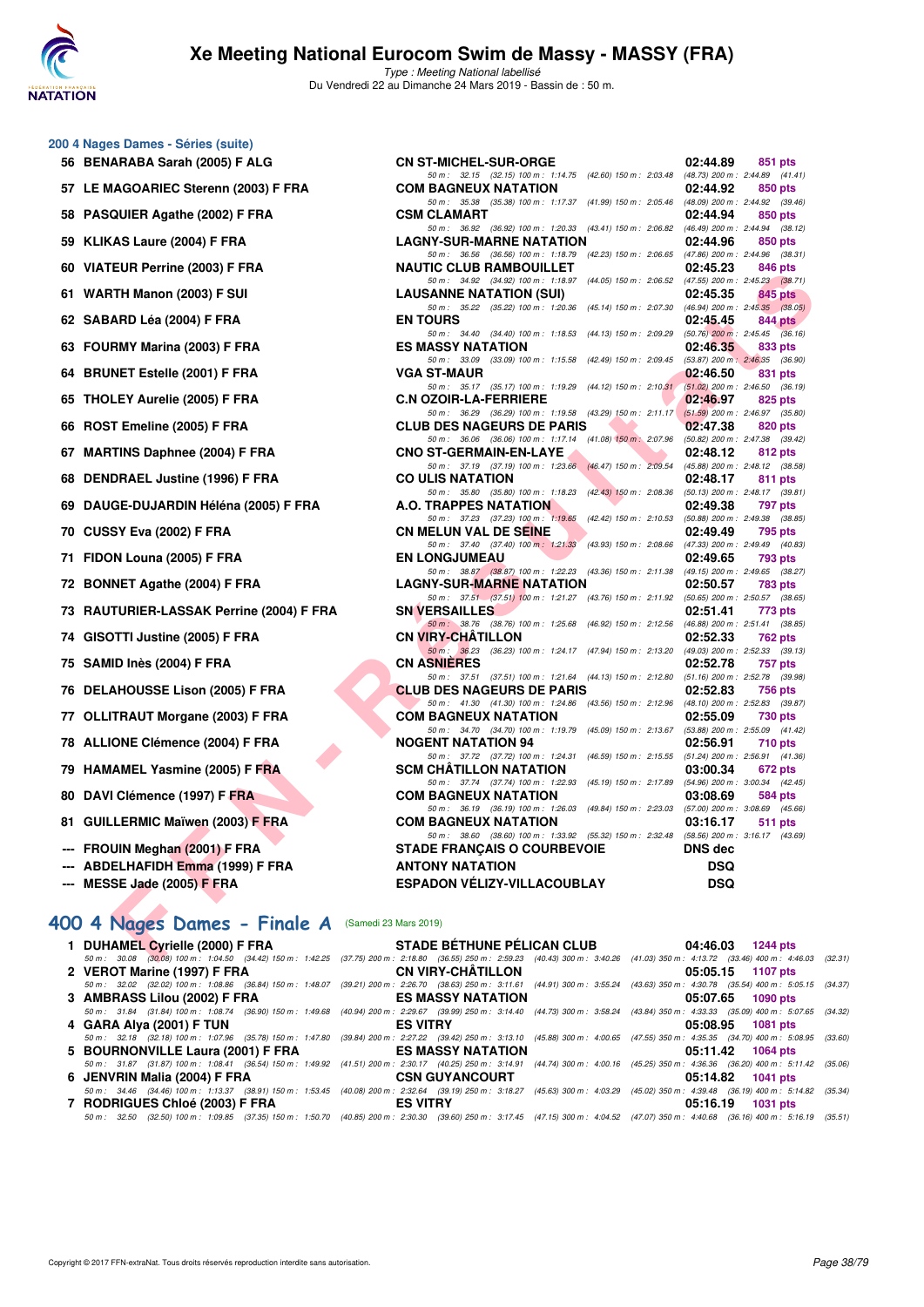# Xe Meeting National Eurocom Swim de Massy - MASSY (FRA)

*Type : Meeting National labellisé*

Du Vendredi 22 au Dimanche 24 Mars 2019 - Bassin de : 50 m.

## 200 4 Nages Dames - Séries (suite)

| Rang | Nom | Club | Temps | Points |
|---|---|---|---|---|
| 56 | BENARABA Sarah (2005) F ALG | CN ST-MICHEL-SUR-ORGE | 02:44.89 | 851 pts |
| | 50 m : 32.15 (32.15) 100 m : 1:14.75 (42.60) 150 m : 2:03.48 (48.73) 200 m : 2:44.89 (41.41) | | | |
| 57 | LE MAGOARIEC Sterenn (2003) F FRA | COM BAGNEUX NATATION | 02:44.92 | 850 pts |
| | 50 m : 35.38 (35.38) 100 m : 1:17.37 (41.99) 150 m : 2:05.46 (48.09) 200 m : 2:44.92 (39.46) | | | |
| 58 | PASQUIER Agathe (2002) F FRA | CSM CLAMART | 02:44.94 | 850 pts |
| | 50 m : 36.92 (36.92) 100 m : 1:20.33 (43.41) 150 m : 2:06.82 (46.49) 200 m : 2:44.94 (38.12) | | | |
| 59 | KLIKAS Laure (2004) F FRA | LAGNY-SUR-MARNE NATATION | 02:44.96 | 850 pts |
| | 50 m : 36.56 (36.56) 100 m : 1:18.79 (42.23) 150 m : 2:06.65 (47.86) 200 m : 2:44.96 (38.31) | | | |
| 60 | VIATEUR Perrine (2003) F FRA | NAUTIC CLUB RAMBOUILLET | 02:45.23 | 846 pts |
| | 50 m : 34.92 (34.92) 100 m : 1:18.97 (44.05) 150 m : 2:06.52 (47.55) 200 m : 2:45.23 (38.71) | | | |
| 61 | WARTH Manon (2003) F SUI | LAUSANNE NATATION (SUI) | 02:45.35 | 845 pts |
| | 50 m : 35.22 (35.22) 100 m : 1:20.36 (45.14) 150 m : 2:07.30 (46.94) 200 m : 2:45.35 (38.05) | | | |
| 62 | SABARD Léa (2004) F FRA | EN TOURS | 02:45.45 | 844 pts |
| | 50 m : 34.40 (34.40) 100 m : 1:18.53 (44.13) 150 m : 2:09.29 (50.76) 200 m : 2:45.45 (36.16) | | | |
| 63 | FOURMY Marina (2003) F FRA | ES MASSY NATATION | 02:46.35 | 833 pts |
| | 50 m : 33.09 (33.09) 100 m : 1:15.58 (42.49) 150 m : 2:09.45 (53.87) 200 m : 2:46.35 (36.90) | | | |
| 64 | BRUNET Estelle (2001) F FRA | VGA ST-MAUR | 02:46.50 | 831 pts |
| | 50 m : 35.17 (35.17) 100 m : 1:19.29 (44.12) 150 m : 2:10.31 (51.02) 200 m : 2:46.50 (36.19) | | | |
| 65 | THOLEY Aurelie (2005) F FRA | C.N OZOIR-LA-FERRIERE | 02:46.97 | 825 pts |
| | 50 m : 36.29 (36.29) 100 m : 1:19.58 (43.29) 150 m : 2:11.17 (51.59) 200 m : 2:46.97 (35.80) | | | |
| 66 | ROST Emeline (2005) F FRA | CLUB DES NAGEURS DE PARIS | 02:47.38 | 820 pts |
| | 50 m : 36.06 (36.06) 100 m : 1:17.14 (41.08) 150 m : 2:07.96 (50.82) 200 m : 2:47.38 (39.42) | | | |
| 67 | MARTINS Daphnee (2004) F FRA | CNO ST-GERMAIN-EN-LAYE | 02:48.12 | 812 pts |
| | 50 m : 37.19 (37.19) 100 m : 1:23.66 (46.47) 150 m : 2:09.54 (45.88) 200 m : 2:48.12 (38.58) | | | |
| 68 | DENDRAEL Justine (1996) F FRA | CO ULIS NATATION | 02:48.17 | 811 pts |
| | 50 m : 35.80 (35.80) 100 m : 1:18.23 (42.43) 150 m : 2:08.36 (50.13) 200 m : 2:48.17 (39.81) | | | |
| 69 | DAUGE-DUJARDIN Héléna (2005) F FRA | A.O. TRAPPES NATATION | 02:49.38 | 797 pts |
| | 50 m : 37.23 (37.23) 100 m : 1:19.65 (42.42) 150 m : 2:10.53 (50.88) 200 m : 2:49.38 (38.85) | | | |
| 70 | CUSSY Eva (2002) F FRA | CN MELUN VAL DE SEINE | 02:49.49 | 795 pts |
| | 50 m : 37.40 (37.40) 100 m : 1:21.33 (43.93) 150 m : 2:08.66 (47.33) 200 m : 2:49.49 (40.83) | | | |
| 71 | FIDON Louna (2005) F FRA | EN LONGJUMEAU | 02:49.65 | 793 pts |
| | 50 m : 38.87 (38.87) 100 m : 1:22.23 (43.36) 150 m : 2:11.38 (49.15) 200 m : 2:49.65 (38.27) | | | |
| 72 | BONNET Agathe (2004) F FRA | LAGNY-SUR-MARNE NATATION | 02:50.57 | 783 pts |
| | 50 m : 37.51 (37.51) 100 m : 1:21.27 (43.76) 150 m : 2:11.92 (50.65) 200 m : 2:50.57 (38.65) | | | |
| 73 | RAUTURIER-LASSAK Perrine (2004) F FRA | SN VERSAILLES | 02:51.41 | 773 pts |
| | 50 m : 38.76 (38.76) 100 m : 1:25.68 (46.92) 150 m : 2:12.56 (46.88) 200 m : 2:51.41 (38.85) | | | |
| 74 | GISOTTI Justine (2005) F FRA | CN VIRY-CHÂTILLON | 02:52.33 | 762 pts |
| | 50 m : 36.23 (36.23) 100 m : 1:24.17 (47.94) 150 m : 2:13.20 (49.03) 200 m : 2:52.33 (39.13) | | | |
| 75 | SAMID Inès (2004) F FRA | CN ASNIÈRES | 02:52.78 | 757 pts |
| | 50 m : 37.51 (37.51) 100 m : 1:21.64 (44.13) 150 m : 2:12.80 (51.16) 200 m : 2:52.78 (39.98) | | | |
| 76 | DELAHOUSSE Lison (2005) F FRA | CLUB DES NAGEURS DE PARIS | 02:52.83 | 756 pts |
| | 50 m : 41.30 (41.30) 100 m : 1:24.86 (43.56) 150 m : 2:12.96 (48.10) 200 m : 2:52.83 (39.87) | | | |
| 77 | OLLITRAUT Morgane (2003) F FRA | COM BAGNEUX NATATION | 02:55.09 | 730 pts |
| | 50 m : 34.70 (34.70) 100 m : 1:19.79 (45.09) 150 m : 2:13.67 (53.88) 200 m : 2:55.09 (41.42) | | | |
| 78 | ALLIONE Clémence (2004) F FRA | NOGENT NATATION 94 | 02:56.91 | 710 pts |
| | 50 m : 37.72 (37.72) 100 m : 1:24.31 (46.59) 150 m : 2:15.55 (51.24) 200 m : 2:56.91 (41.36) | | | |
| 79 | HAMAMEL Yasmine (2005) F FRA | SCM CHÂTILLON NATATION | 03:00.34 | 672 pts |
| | 50 m : 37.74 (37.74) 100 m : 1:22.93 (45.19) 150 m : 2:17.89 (54.96) 200 m : 3:00.34 (42.45) | | | |
| 80 | DAVI Clémence (1997) F FRA | COM BAGNEUX NATATION | 03:08.69 | 584 pts |
| | 50 m : 36.19 (36.19) 100 m : 1:26.03 (49.84) 150 m : 2:23.03 (57.00) 200 m : 3:08.69 (45.66) | | | |
| 81 | GUILLERMIC Maïwen (2003) F FRA | COM BAGNEUX NATATION | 03:16.17 | 511 pts |
| | 50 m : 38.60 (38.60) 100 m : 1:33.92 (55.32) 150 m : 2:32.48 (58.56) 200 m : 3:16.17 (43.69) | | | |
| --- | FROUIN Meghan (2001) F FRA | STADE FRANÇAIS O COURBEVOIE | DNS dec | |
| --- | ABDELHAFIDH Emma (1999) F FRA | ANTONY NATATION | DSQ | |
| --- | MESSE Jade (2005) F FRA | ESPADON VÉLIZY-VILLACOUBLAY | DSQ | |

## 400 4 Nages Dames - Finale A (Samedi 23 Mars 2019)

| Rang | Nom | Club | Temps | Points |
|---|---|---|---|---|
| 1 | DUHAMEL Cyrielle (2000) F FRA | STADE BÉTHUNE PÉLICAN CLUB | 04:46.03 | 1244 pts |
| | 50 m : 30.08 (30.08) 100 m : 1:04.50 (34.42) 150 m : 1:42.25 (37.75) 200 m : 2:18.80 (36.55) 250 m : 2:59.23 (40.43) 300 m : 3:40.26 (41.03) 350 m : 4:13.72 (33.46) 400 m : 4:46.03 (32.31) | | | |
| 2 | VEROT Marine (1997) F FRA | CN VIRY-CHÂTILLON | 05:05.15 | 1107 pts |
| | 50 m : 32.02 (32.02) 100 m : 1:08.86 (36.84) 150 m : 1:48.07 (39.21) 200 m : 2:26.70 (38.63) 250 m : 3:11.61 (44.91) 300 m : 3:55.24 (43.63) 350 m : 4:30.78 (35.54) 400 m : 5:05.15 (34.37) | | | |
| 3 | AMBRASS Lilou (2002) F FRA | ES MASSY NATATION | 05:07.65 | 1090 pts |
| | 50 m : 31.84 (31.84) 100 m : 1:08.74 (36.90) 150 m : 1:49.68 (40.94) 200 m : 2:29.67 (39.99) 250 m : 3:14.40 (44.73) 300 m : 3:58.24 (43.84) 350 m : 4:33.33 (35.09) 400 m : 5:07.65 (34.32) | | | |
| 4 | GARA Alya (2001) F TUN | ES VITRY | 05:08.95 | 1081 pts |
| | 50 m : 32.18 (32.18) 100 m : 1:07.96 (35.78) 150 m : 1:47.80 (39.84) 200 m : 2:27.22 (39.42) 250 m : 3:13.10 (45.88) 300 m : 4:00.65 (47.55) 350 m : 4:35.35 (34.70) 400 m : 5:08.95 (33.60) | | | |
| 5 | BOURNONVILLE Laura (2001) F FRA | ES MASSY NATATION | 05:11.42 | 1064 pts |
| | 50 m : 31.87 (31.87) 100 m : 1:08.41 (36.54) 150 m : 1:49.92 (41.51) 200 m : 2:30.17 (40.25) 250 m : 3:14.91 (44.74) 300 m : 4:00.16 (45.25) 350 m : 4:36.36 (36.20) 400 m : 5:11.42 (35.06) | | | |
| 6 | JENVRIN Malia (2004) F FRA | CSN GUYANCOURT | 05:14.82 | 1041 pts |
| | 50 m : 34.46 (34.46) 100 m : 1:13.37 (38.91) 150 m : 1:53.45 (40.08) 200 m : 2:32.64 (39.19) 250 m : 3:18.27 (45.63) 300 m : 4:03.29 (45.02) 350 m : 4:39.48 (36.19) 400 m : 5:14.82 (35.34) | | | |
| 7 | RODRIGUES Chloé (2003) F FRA | ES VITRY | 05:16.19 | 1031 pts |
| | 50 m : 32.50 (32.50) 100 m : 1:09.85 (37.35) 150 m : 1:50.70 (40.85) 200 m : 2:30.30 (39.60) 250 m : 3:17.45 (47.15) 300 m : 4:04.52 (47.07) 350 m : 4:40.68 (36.16) 400 m : 5:16.19 (35.51) | | | |

Copyright © 2017 FFN-extraNat. Tous droits réservés reproduction interdite sans autorisation.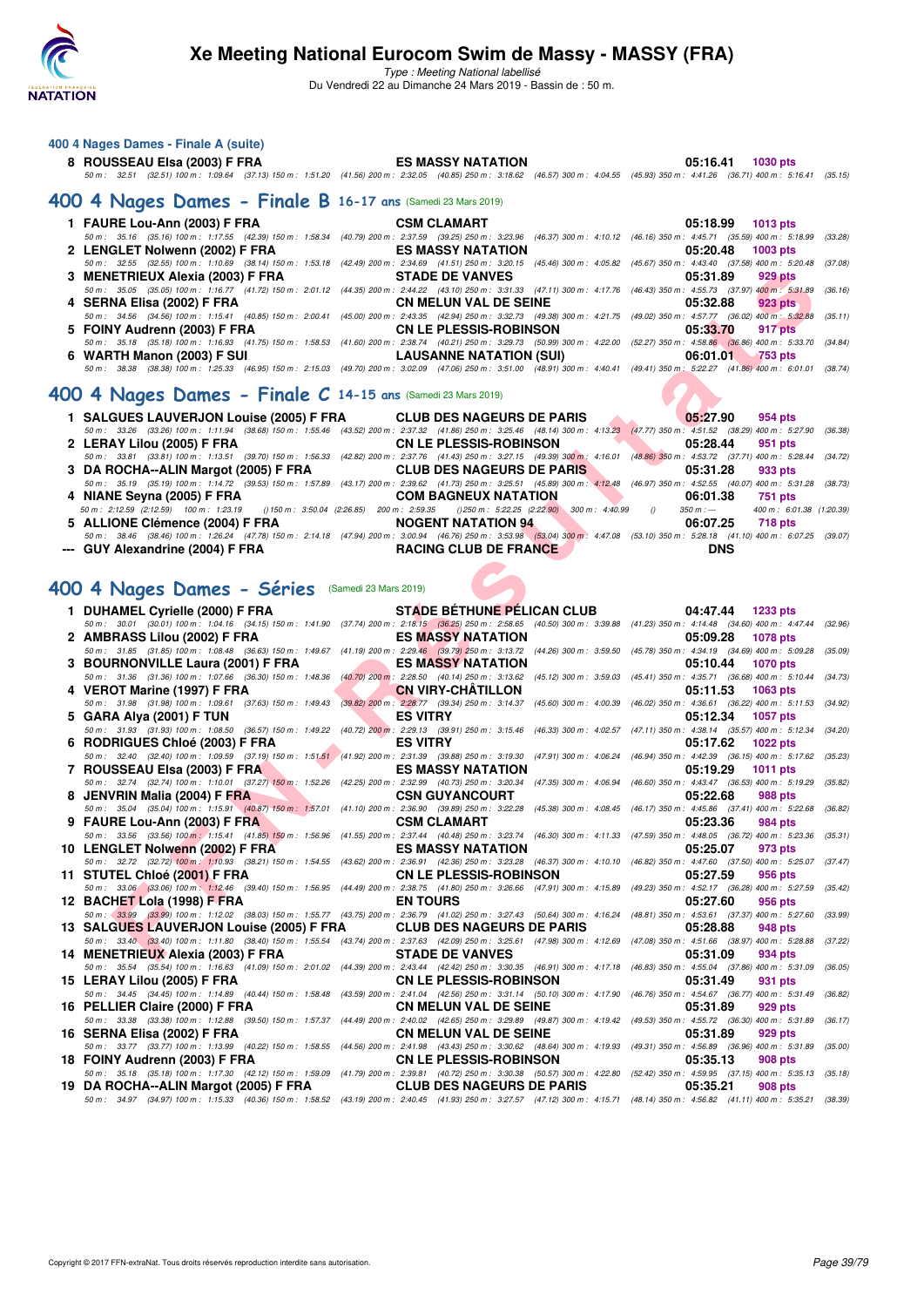### 400 4 Nages Dames - Finale A (suite)

| | Nom | Club | Temps | Points |
|---|---|---|---|---|
| 8 | ROUSSEAU Elsa (2003) F FRA | ES MASSY NATATION | 05:16.41 | 1030 pts |

50 m : 32.51 (32.51) 100 m : 1:09.64 (37.13) 150 m : 1:51.20 (41.56) 200 m : 2:32.05 (40.85) 250 m : 3:18.62 (46.57) 300 m : 4:04.55 (45.93) 350 m : 4:41.26 (36.71) 400 m : 5:16.41 (35.15)

## 400 4 Nages Dames - Finale B 16-17 ans (Samedi 23 Mars 2019)

| | Nom | Club | Temps | Points |
|---|---|---|---|---|
| 1 | FAURE Lou-Ann (2003) F FRA | CSM CLAMART | 05:18.99 | 1013 pts |
| | 50 m : 35.16 (35.16) 100 m : 1:17.55 (42.39) 150 m : 1:58.34 (40.79) 200 m : 2:37.59 (39.25) 250 m : 3:23.96 (46.37) 300 m : 4:10.12 (46.16) 350 m : 4:45.71 (35.59) 400 m : 5:18.99 (33.28) | | | |
| 2 | LENGLET Nolwenn (2002) F FRA | ES MASSY NATATION | 05:20.48 | 1003 pts |
| | 50 m : 32.55 (32.55) 100 m : 1:10.69 (38.14) 150 m : 1:53.18 (42.49) 200 m : 2:34.69 (41.51) 250 m : 3:20.15 (45.46) 300 m : 4:05.82 (45.67) 350 m : 4:43.40 (37.58) 400 m : 5:20.48 (37.08) | | | |
| 3 | MENETRIEUX Alexia (2003) F FRA | STADE DE VANVES | 05:31.89 | 929 pts |
| | 50 m : 35.05 (35.05) 100 m : 1:16.77 (41.72) 150 m : 2:01.12 (44.35) 200 m : 2:44.22 (43.10) 250 m : 3:31.33 (47.11) 300 m : 4:17.76 (46.43) 350 m : 4:55.73 (37.97) 400 m : 5:31.89 (36.16) | | | |
| 4 | SERNA Elisa (2002) F FRA | CN MELUN VAL DE SEINE | 05:32.88 | 923 pts |
| | 50 m : 34.56 (34.56) 100 m : 1:15.41 (40.85) 150 m : 2:00.41 (45.00) 200 m : 2:43.35 (42.94) 250 m : 3:32.73 (49.38) 300 m : 4:21.75 (49.02) 350 m : 4:57.77 (36.02) 400 m : 5:32.88 (35.11) | | | |
| 5 | FOINY Audrenn (2003) F FRA | CN LE PLESSIS-ROBINSON | 05:33.70 | 917 pts |
| | 50 m : 35.18 (35.18) 100 m : 1:16.93 (41.75) 150 m : 1:58.53 (41.60) 200 m : 2:38.74 (40.21) 250 m : 3:29.73 (50.99) 300 m : 4:22.00 (52.27) 350 m : 4:58.86 (36.86) 400 m : 5:33.70 (34.84) | | | |
| 6 | WARTH Manon (2003) F SUI | LAUSANNE NATATION (SUI) | 06:01.01 | 753 pts |
| | 50 m : 38.38 (38.38) 100 m : 1:25.33 (46.95) 150 m : 2:15.03 (49.70) 200 m : 3:02.09 (47.06) 250 m : 3:51.00 (48.91) 300 m : 4:40.41 (49.41) 350 m : 5:22.27 (41.86) 400 m : 6:01.01 (38.74) | | | |

## 400 4 Nages Dames - Finale C 14-15 ans (Samedi 23 Mars 2019)

| | Nom | Club | Temps | Points |
|---|---|---|---|---|
| 1 | SALGUES LAUVERJON Louise (2005) F FRA | CLUB DES NAGEURS DE PARIS | 05:27.90 | 954 pts |
| | 50 m : 33.26 (33.26) 100 m : 1:11.94 (38.68) 150 m : 1:55.46 (43.52) 200 m : 2:37.32 (41.86) 250 m : 3:25.46 (48.14) 300 m : 4:13.23 (47.77) 350 m : 4:51.52 (38.29) 400 m : 5:27.90 (36.38) | | | |
| 2 | LERAY Lilou (2005) F FRA | CN LE PLESSIS-ROBINSON | 05:28.44 | 951 pts |
| | 50 m : 33.81 (33.81) 100 m : 1:13.51 (39.70) 150 m : 1:56.33 (42.82) 200 m : 2:37.76 (41.43) 250 m : 3:27.15 (49.39) 300 m : 4:16.01 (48.86) 350 m : 4:53.72 (37.71) 400 m : 5:28.44 (34.72) | | | |
| 3 | DA ROCHA--ALIN Margot (2005) F FRA | CLUB DES NAGEURS DE PARIS | 05:31.28 | 933 pts |
| | 50 m : 35.19 (35.19) 100 m : 1:14.72 (39.53) 150 m : 1:57.89 (43.17) 200 m : 2:39.62 (41.73) 250 m : 3:25.51 (45.89) 300 m : 4:12.48 (46.97) 350 m : 4:52.55 (40.07) 400 m : 5:31.28 (38.73) | | | |
| 4 | NIANE Seyna (2005) F FRA | COM BAGNEUX NATATION | 06:01.38 | 751 pts |
| | 50 m : 2:12.59 (2:12.59) 100 m : 1:23.19 () 150 m : 3:50.04 (2:26.85) 200 m : 2:59.35 () 250 m : 5:22.25 (2:22.90) 300 m : 4:40.99 () 350 m : --- 400 m : 6:01.38 (1:20.39) | | | |
| 5 | ALLIONE Clémence (2004) F FRA | NOGENT NATATION 94 | 06:07.25 | 718 pts |
| | 50 m : 38.46 (38.46) 100 m : 1:26.24 (47.78) 150 m : 2:14.18 (47.94) 200 m : 3:00.94 (46.76) 250 m : 3:53.98 (53.04) 300 m : 4:47.08 (53.10) 350 m : 5:28.18 (41.10) 400 m : 6:07.25 (39.07) | | | |
| --- | GUY Alexandrine (2004) F FRA | RACING CLUB DE FRANCE | DNS | |

## 400 4 Nages Dames - Séries (Samedi 23 Mars 2019)

| | Nom | Club | Temps | Points |
|---|---|---|---|---|
| 1 | DUHAMEL Cyrielle (2000) F FRA | STADE BÉTHUNE PÉLICAN CLUB | 04:47.44 | 1233 pts |
| | 50 m : 30.01 (30.01) 100 m : 1:04.16 (34.15) 150 m : 1:41.90 (37.74) 200 m : 2:18.15 (36.25) 250 m : 2:58.65 (40.50) 300 m : 3:39.88 (41.23) 350 m : 4:14.48 (34.60) 400 m : 4:47.44 (32.96) | | | |
| 2 | AMBRASS Lilou (2002) F FRA | ES MASSY NATATION | 05:09.28 | 1078 pts |
| | 50 m : 31.85 (31.85) 100 m : 1:08.48 (36.63) 150 m : 1:49.67 (41.19) 200 m : 2:29.46 (39.79) 250 m : 3:13.72 (44.26) 300 m : 3:59.50 (45.78) 350 m : 4:34.19 (34.69) 400 m : 5:09.28 (35.09) | | | |
| 3 | BOURNONVILLE Laura (2001) F FRA | ES MASSY NATATION | 05:10.44 | 1070 pts |
| | 50 m : 31.36 (31.36) 100 m : 1:07.66 (36.30) 150 m : 1:48.36 (40.70) 200 m : 2:28.50 (40.14) 250 m : 3:13.62 (45.12) 300 m : 3:59.03 (45.41) 350 m : 4:35.71 (36.68) 400 m : 5:10.44 (34.73) | | | |
| 4 | VEROT Marine (1997) F FRA | CN VIRY-CHÂTILLON | 05:11.53 | 1063 pts |
| | 50 m : 31.98 (31.98) 100 m : 1:09.61 (37.63) 150 m : 1:49.43 (39.82) 200 m : 2:28.77 (39.34) 250 m : 3:14.37 (45.60) 300 m : 4:00.39 (46.02) 350 m : 4:36.61 (36.22) 400 m : 5:11.53 (34.92) | | | |
| 5 | GARA Alya (2001) F TUN | ES VITRY | 05:12.34 | 1057 pts |
| | 50 m : 31.93 (31.93) 100 m : 1:08.50 (36.57) 150 m : 1:49.22 (40.72) 200 m : 2:29.13 (39.91) 250 m : 3:15.46 (46.33) 300 m : 4:02.57 (47.11) 350 m : 4:38.14 (35.57) 400 m : 5:12.34 (34.20) | | | |
| 6 | RODRIGUES Chloé (2003) F FRA | ES VITRY | 05:17.62 | 1022 pts |
| | 50 m : 32.40 (32.40) 100 m : 1:09.59 (37.19) 150 m : 1:51.51 (41.92) 200 m : 2:31.39 (39.88) 250 m : 3:19.30 (47.91) 300 m : 4:06.24 (46.94) 350 m : 4:42.39 (36.15) 400 m : 5:17.62 (35.23) | | | |
| 7 | ROUSSEAU Elsa (2003) F FRA | ES MASSY NATATION | 05:19.29 | 1011 pts |
| | 50 m : 32.74 (32.74) 100 m : 1:10.01 (37.27) 150 m : 1:52.26 (42.25) 200 m : 2:32.99 (40.73) 250 m : 3:20.34 (47.35) 300 m : 4:06.94 (46.60) 350 m : 4:43.47 (36.53) 400 m : 5:19.29 (35.82) | | | |
| 8 | JENVRIN Malia (2004) F FRA | CSN GUYANCOURT | 05:22.68 | 988 pts |
| | 50 m : 35.04 (35.04) 100 m : 1:15.91 (40.87) 150 m : 1:57.01 (41.10) 200 m : 2:36.90 (39.89) 250 m : 3:22.28 (45.38) 300 m : 4:08.45 (46.17) 350 m : 4:45.86 (37.41) 400 m : 5:22.68 (36.82) | | | |
| 9 | FAURE Lou-Ann (2003) F FRA | CSM CLAMART | 05:23.36 | 984 pts |
| | 50 m : 33.56 (33.56) 100 m : 1:15.41 (41.85) 150 m : 1:56.96 (41.55) 200 m : 2:37.44 (40.48) 250 m : 3:23.74 (46.30) 300 m : 4:11.33 (47.59) 350 m : 4:48.05 (36.72) 400 m : 5:23.36 (35.31) | | | |
| 10 | LENGLET Nolwenn (2002) F FRA | ES MASSY NATATION | 05:25.07 | 973 pts |
| | 50 m : 32.72 (32.72) 100 m : 1:10.93 (38.21) 150 m : 1:54.55 (43.62) 200 m : 2:36.91 (42.36) 250 m : 3:23.28 (46.37) 300 m : 4:10.10 (46.82) 350 m : 4:47.60 (37.50) 400 m : 5:25.07 (37.47) | | | |
| 11 | STUTEL Chloé (2001) F FRA | CN LE PLESSIS-ROBINSON | 05:27.59 | 956 pts |
| | 50 m : 33.06 (33.06) 100 m : 1:12.46 (39.40) 150 m : 1:56.95 (44.49) 200 m : 2:38.75 (41.80) 250 m : 3:26.66 (47.91) 300 m : 4:15.89 (49.23) 350 m : 4:52.17 (36.28) 400 m : 5:27.59 (35.42) | | | |
| 12 | BACHET Lola (1998) F FRA | EN TOURS | 05:27.60 | 956 pts |
| | 50 m : 33.99 (33.99) 100 m : 1:12.02 (38.03) 150 m : 1:55.77 (43.75) 200 m : 2:36.79 (41.02) 250 m : 3:27.43 (50.64) 300 m : 4:16.24 (48.81) 350 m : 4:53.61 (37.37) 400 m : 5:27.60 (33.99) | | | |
| 13 | SALGUES LAUVERJON Louise (2005) F FRA | CLUB DES NAGEURS DE PARIS | 05:28.88 | 948 pts |
| | 50 m : 33.40 (33.40) 100 m : 1:11.80 (38.40) 150 m : 1:55.54 (43.74) 200 m : 2:37.63 (42.09) 250 m : 3:25.61 (47.98) 300 m : 4:12.69 (47.08) 350 m : 4:51.66 (38.97) 400 m : 5:28.88 (37.22) | | | |
| 14 | MENETRIEUX Alexia (2003) F FRA | STADE DE VANVES | 05:31.09 | 934 pts |
| | 50 m : 35.54 (35.54) 100 m : 1:16.63 (41.09) 150 m : 2:01.02 (44.39) 200 m : 2:43.44 (42.42) 250 m : 3:30.35 (46.91) 300 m : 4:17.18 (46.83) 350 m : 4:55.04 (37.86) 400 m : 5:31.09 (36.05) | | | |
| 15 | LERAY Lilou (2005) F FRA | CN LE PLESSIS-ROBINSON | 05:31.49 | 931 pts |
| | 50 m : 34.45 (34.45) 100 m : 1:14.89 (40.44) 150 m : 1:58.48 (43.59) 200 m : 2:41.04 (42.56) 250 m : 3:31.14 (50.10) 300 m : 4:17.90 (46.76) 350 m : 4:54.67 (36.77) 400 m : 5:31.49 (36.82) | | | |
| 16 | PELLIER Claire (2000) F FRA | CN MELUN VAL DE SEINE | 05:31.89 | 929 pts |
| | 50 m : 33.38 (33.38) 100 m : 1:12.88 (39.50) 150 m : 1:57.37 (44.49) 200 m : 2:40.02 (42.65) 250 m : 3:29.89 (49.87) 300 m : 4:19.42 (49.53) 350 m : 4:55.72 (36.30) 400 m : 5:31.89 (36.17) | | | |
| 16 | SERNA Elisa (2002) F FRA | CN MELUN VAL DE SEINE | 05:31.89 | 929 pts |
| | 50 m : 33.77 (33.77) 100 m : 1:13.99 (40.22) 150 m : 1:58.55 (44.56) 200 m : 2:41.98 (43.43) 250 m : 3:30.62 (48.64) 300 m : 4:19.93 (49.31) 350 m : 4:56.89 (36.96) 400 m : 5:31.89 (35.00) | | | |
| 18 | FOINY Audrenn (2003) F FRA | CN LE PLESSIS-ROBINSON | 05:35.13 | 908 pts |
| | 50 m : 35.18 (35.18) 100 m : 1:17.30 (42.12) 150 m : 1:59.09 (41.79) 200 m : 2:39.81 (40.72) 250 m : 3:30.38 (50.57) 300 m : 4:22.80 (52.42) 350 m : 4:59.95 (37.15) 400 m : 5:35.13 (35.18) | | | |
| 19 | DA ROCHA--ALIN Margot (2005) F FRA | CLUB DES NAGEURS DE PARIS | 05:35.21 | 908 pts |
| | 50 m : 34.97 (34.97) 100 m : 1:15.33 (40.36) 150 m : 1:58.52 (43.19) 200 m : 2:40.45 (41.93) 250 m : 3:27.57 (47.12) 300 m : 4:15.71 (48.14) 350 m : 4:56.82 (41.11) 400 m : 5:35.21 (38.39) | | | |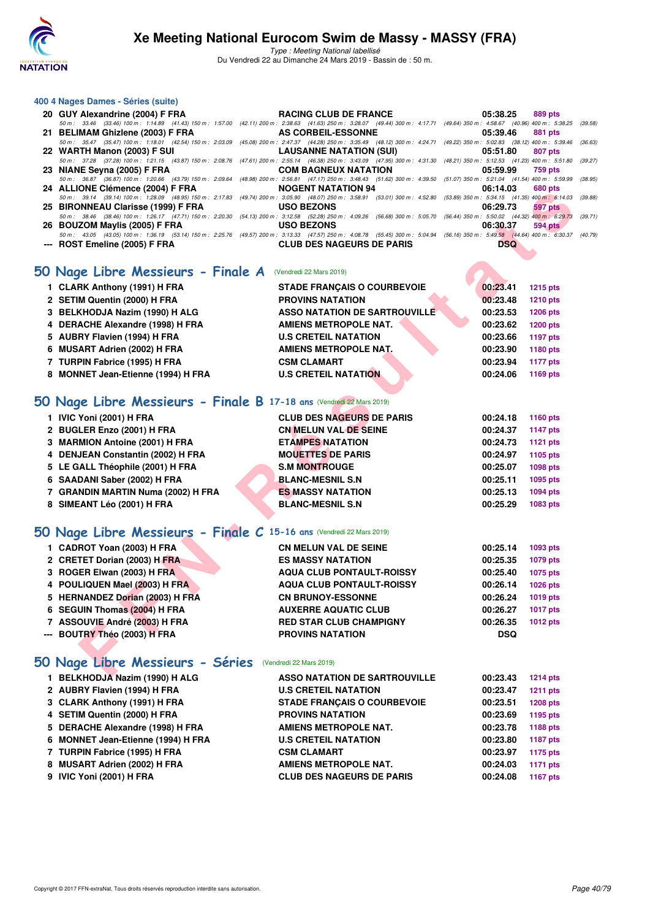### 400 4 Nages Dames - Séries (suite)

| Pl. | Nom | Club | Temps | Points |
|---|---|---|---|---|
| 20 | GUY Alexandrine (2004) F FRA | RACING CLUB DE FRANCE | 05:38.25 | 889 pts |
| | 50 m : 33.46 (33.46) 100 m : 1:14.89 (41.43) 150 m : 1:57.00 (42.11) 200 m : 2:38.63 (41.63) 250 m : 3:28.07 (49.44) 300 m : 4:17.71 (49.64) 350 m : 4:58.67 (40.96) 400 m : 5:38.25 (39.58) | | | |
| 21 | BELIMAM Ghizlene (2003) F FRA | AS CORBEIL-ESSONNE | 05:39.46 | 881 pts |
| | 50 m : 35.47 (35.47) 100 m : 1:18.01 (42.54) 150 m : 2:03.09 (45.08) 200 m : 2:47.37 (44.28) 250 m : 3:35.49 (48.12) 300 m : 4:24.71 (49.22) 350 m : 5:02.83 (38.12) 400 m : 5:39.46 (36.63) | | | |
| 22 | WARTH Manon (2003) F SUI | LAUSANNE NATATION (SUI) | 05:51.80 | 807 pts |
| | 50 m : 37.28 (37.28) 100 m : 1:21.15 (43.87) 150 m : 2:08.76 (47.61) 200 m : 2:55.14 (46.38) 250 m : 3:43.09 (47.95) 300 m : 4:31.30 (48.21) 350 m : 5:12.53 (41.23) 400 m : 5:51.80 (39.27) | | | |
| 23 | NIANE Seyna (2005) F FRA | COM BAGNEUX NATATION | 05:59.99 | 759 pts |
| | 50 m : 36.87 (36.87) 100 m : 1:20.66 (43.79) 150 m : 2:09.64 (48.98) 200 m : 2:56.81 (47.17) 250 m : 3:48.43 (51.62) 300 m : 4:39.50 (51.07) 350 m : 5:21.04 (41.54) 400 m : 5:59.99 (38.95) | | | |
| 24 | ALLIONE Clémence (2004) F FRA | NOGENT NATATION 94 | 06:14.03 | 680 pts |
| | 50 m : 39.14 (39.14) 100 m : 1:28.09 (48.95) 150 m : 2:17.83 (49.74) 200 m : 3:05.90 (48.07) 250 m : 3:58.91 (53.01) 300 m : 4:52.80 (53.89) 350 m : 5:34.15 (41.35) 400 m : 6:14.03 (39.88) | | | |
| 25 | BIRONNEAU Clarisse (1999) F FRA | USO BEZONS | 06:29.73 | 597 pts |
| | 50 m : 38.46 (38.46) 100 m : 1:26.17 (47.71) 150 m : 2:20.30 (54.13) 200 m : 3:12.58 (52.28) 250 m : 4:09.26 (56.68) 300 m : 5:05.70 (56.44) 350 m : 5:50.02 (44.32) 400 m : 6:29.73 (39.71) | | | |
| 26 | BOUZOM Maylis (2005) F FRA | USO BEZONS | 06:30.37 | 594 pts |
| | 50 m : 43.05 (43.05) 100 m : 1:36.19 (53.14) 150 m : 2:25.76 (49.57) 200 m : 3:13.33 (47.57) 250 m : 4:08.78 (55.45) 300 m : 5:04.94 (56.16) 350 m : 5:49.58 (44.64) 400 m : 6:30.37 (40.79) | | | |
| --- | ROST Emeline (2005) F FRA | CLUB DES NAGEURS DE PARIS | DSQ | |

## 50 Nage Libre Messieurs - Finale A (Vendredi 22 Mars 2019)

| Pl. | Nom | Club | Temps | Points |
|---|---|---|---|---|
| 1 | CLARK Anthony (1991) H FRA | STADE FRANÇAIS O COURBEVOIE | 00:23.41 | 1215 pts |
| 2 | SETIM Quentin (2000) H FRA | PROVINS NATATION | 00:23.48 | 1210 pts |
| 3 | BELKHODJA Nazim (1990) H ALG | ASSO NATATION DE SARTROUVILLE | 00:23.53 | 1206 pts |
| 4 | DERACHE Alexandre (1998) H FRA | AMIENS METROPOLE NAT. | 00:23.62 | 1200 pts |
| 5 | AUBRY Flavien (1994) H FRA | U.S CRETEIL NATATION | 00:23.66 | 1197 pts |
| 6 | MUSART Adrien (2002) H FRA | AMIENS METROPOLE NAT. | 00:23.90 | 1180 pts |
| 7 | TURPIN Fabrice (1995) H FRA | CSM CLAMART | 00:23.94 | 1177 pts |
| 8 | MONNET Jean-Etienne (1994) H FRA | U.S CRETEIL NATATION | 00:24.06 | 1169 pts |

## 50 Nage Libre Messieurs - Finale B 17-18 ans (Vendredi 22 Mars 2019)

| Pl. | Nom | Club | Temps | Points |
|---|---|---|---|---|
| 1 | IVIC Yoni (2001) H FRA | CLUB DES NAGEURS DE PARIS | 00:24.18 | 1160 pts |
| 2 | BUGLER Enzo (2001) H FRA | CN MELUN VAL DE SEINE | 00:24.37 | 1147 pts |
| 3 | MARMION Antoine (2001) H FRA | ETAMPES NATATION | 00:24.73 | 1121 pts |
| 4 | DENJEAN Constantin (2002) H FRA | MOUETTES DE PARIS | 00:24.97 | 1105 pts |
| 5 | LE GALL Théophile (2001) H FRA | S.M MONTROUGE | 00:25.07 | 1098 pts |
| 6 | SAADANI Saber (2002) H FRA | BLANC-MESNIL S.N | 00:25.11 | 1095 pts |
| 7 | GRANDIN MARTIN Numa (2002) H FRA | ES MASSY NATATION | 00:25.13 | 1094 pts |
| 8 | SIMEANT Léo (2001) H FRA | BLANC-MESNIL S.N | 00:25.29 | 1083 pts |

## 50 Nage Libre Messieurs - Finale C 15-16 ans (Vendredi 22 Mars 2019)

| Pl. | Nom | Club | Temps | Points |
|---|---|---|---|---|
| 1 | CADROT Yoan (2003) H FRA | CN MELUN VAL DE SEINE | 00:25.14 | 1093 pts |
| 2 | CRETET Dorian (2003) H FRA | ES MASSY NATATION | 00:25.35 | 1079 pts |
| 3 | ROGER Elwan (2003) H FRA | AQUA CLUB PONTAULT-ROISSY | 00:25.40 | 1075 pts |
| 4 | POULIQUEN Mael (2003) H FRA | AQUA CLUB PONTAULT-ROISSY | 00:26.14 | 1026 pts |
| 5 | HERNANDEZ Dorian (2003) H FRA | CN BRUNOY-ESSONNE | 00:26.24 | 1019 pts |
| 6 | SEGUIN Thomas (2004) H FRA | AUXERRE AQUATIC CLUB | 00:26.27 | 1017 pts |
| 7 | ASSOUVIE André (2003) H FRA | RED STAR CLUB CHAMPIGNY | 00:26.35 | 1012 pts |
| --- | BOUTRY Théo (2003) H FRA | PROVINS NATATION | DSQ | |

## 50 Nage Libre Messieurs - Séries (Vendredi 22 Mars 2019)

| Pl. | Nom | Club | Temps | Points |
|---|---|---|---|---|
| 1 | BELKHODJA Nazim (1990) H ALG | ASSO NATATION DE SARTROUVILLE | 00:23.43 | 1214 pts |
| 2 | AUBRY Flavien (1994) H FRA | U.S CRETEIL NATATION | 00:23.47 | 1211 pts |
| 3 | CLARK Anthony (1991) H FRA | STADE FRANÇAIS O COURBEVOIE | 00:23.51 | 1208 pts |
| 4 | SETIM Quentin (2000) H FRA | PROVINS NATATION | 00:23.69 | 1195 pts |
| 5 | DERACHE Alexandre (1998) H FRA | AMIENS METROPOLE NAT. | 00:23.78 | 1188 pts |
| 6 | MONNET Jean-Etienne (1994) H FRA | U.S CRETEIL NATATION | 00:23.80 | 1187 pts |
| 7 | TURPIN Fabrice (1995) H FRA | CSM CLAMART | 00:23.97 | 1175 pts |
| 8 | MUSART Adrien (2002) H FRA | AMIENS METROPOLE NAT. | 00:24.03 | 1171 pts |
| 9 | IVIC Yoni (2001) H FRA | CLUB DES NAGEURS DE PARIS | 00:24.08 | 1167 pts |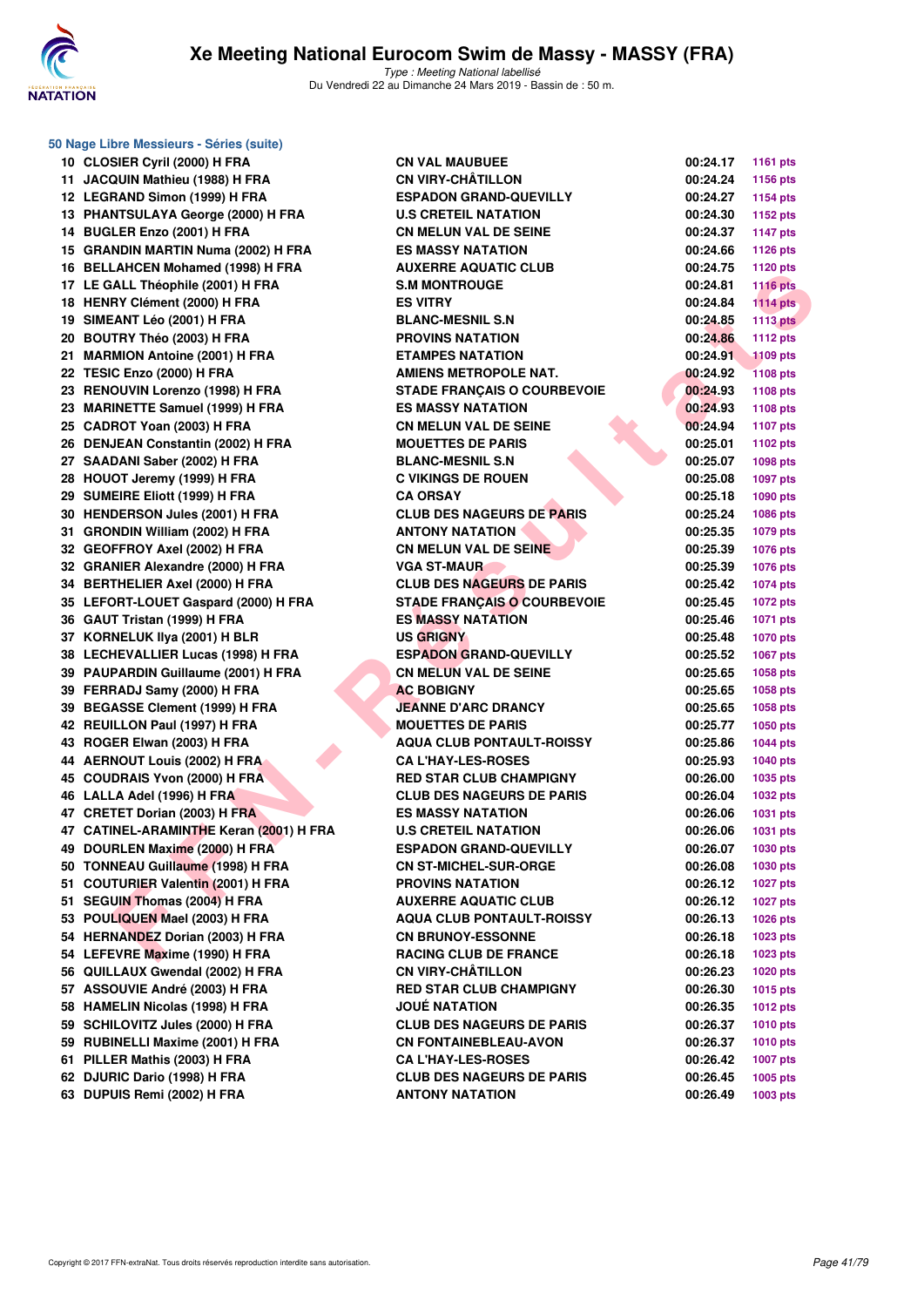### 50 Nage Libre Messieurs - Séries (suite)

| | | | | |
|---|---|---|---|---|
| 10 | CLOSIER Cyril (2000) H FRA | CN VAL MAUBUEE | 00:24.17 | 1161 pts |
| 11 | JACQUIN Mathieu (1988) H FRA | CN VIRY-CHÂTILLON | 00:24.24 | 1156 pts |
| 12 | LEGRAND Simon (1999) H FRA | ESPADON GRAND-QUEVILLY | 00:24.27 | 1154 pts |
| 13 | PHANTSULAYA George (2000) H FRA | U.S CRETEIL NATATION | 00:24.30 | 1152 pts |
| 14 | BUGLER Enzo (2001) H FRA | CN MELUN VAL DE SEINE | 00:24.37 | 1147 pts |
| 15 | GRANDIN MARTIN Numa (2002) H FRA | ES MASSY NATATION | 00:24.66 | 1126 pts |
| 16 | BELLAHCEN Mohamed (1998) H FRA | AUXERRE AQUATIC CLUB | 00:24.75 | 1120 pts |
| 17 | LE GALL Théophile (2001) H FRA | S.M MONTROUGE | 00:24.81 | 1116 pts |
| 18 | HENRY Clément (2000) H FRA | ES VITRY | 00:24.84 | 1114 pts |
| 19 | SIMEANT Léo (2001) H FRA | BLANC-MESNIL S.N | 00:24.85 | 1113 pts |
| 20 | BOUTRY Théo (2003) H FRA | PROVINS NATATION | 00:24.86 | 1112 pts |
| 21 | MARMION Antoine (2001) H FRA | ETAMPES NATATION | 00:24.91 | 1109 pts |
| 22 | TESIC Enzo (2000) H FRA | AMIENS METROPOLE NAT. | 00:24.92 | 1108 pts |
| 23 | RENOUVIN Lorenzo (1998) H FRA | STADE FRANÇAIS O COURBEVOIE | 00:24.93 | 1108 pts |
| 23 | MARINETTE Samuel (1999) H FRA | ES MASSY NATATION | 00:24.93 | 1108 pts |
| 25 | CADROT Yoan (2003) H FRA | CN MELUN VAL DE SEINE | 00:24.94 | 1107 pts |
| 26 | DENJEAN Constantin (2002) H FRA | MOUETTES DE PARIS | 00:25.01 | 1102 pts |
| 27 | SAADANI Saber (2002) H FRA | BLANC-MESNIL S.N | 00:25.07 | 1098 pts |
| 28 | HOUOT Jeremy (1999) H FRA | C VIKINGS DE ROUEN | 00:25.08 | 1097 pts |
| 29 | SUMEIRE Eliott (1999) H FRA | CA ORSAY | 00:25.18 | 1090 pts |
| 30 | HENDERSON Jules (2001) H FRA | CLUB DES NAGEURS DE PARIS | 00:25.24 | 1086 pts |
| 31 | GRONDIN William (2002) H FRA | ANTONY NATATION | 00:25.35 | 1079 pts |
| 32 | GEOFFROY Axel (2002) H FRA | CN MELUN VAL DE SEINE | 00:25.39 | 1076 pts |
| 32 | GRANIER Alexandre (2000) H FRA | VGA ST-MAUR | 00:25.39 | 1076 pts |
| 34 | BERTHELIER Axel (2000) H FRA | CLUB DES NAGEURS DE PARIS | 00:25.42 | 1074 pts |
| 35 | LEFORT-LOUET Gaspard (2000) H FRA | STADE FRANÇAIS O COURBEVOIE | 00:25.45 | 1072 pts |
| 36 | GAUT Tristan (1999) H FRA | ES MASSY NATATION | 00:25.46 | 1071 pts |
| 37 | KORNELUK Ilya (2001) H BLR | US GRIGNY | 00:25.48 | 1070 pts |
| 38 | LECHEVALLIER Lucas (1998) H FRA | ESPADON GRAND-QUEVILLY | 00:25.52 | 1067 pts |
| 39 | PAUPARDIN Guillaume (2001) H FRA | CN MELUN VAL DE SEINE | 00:25.65 | 1058 pts |
| 39 | FERRADJ Samy (2000) H FRA | AC BOBIGNY | 00:25.65 | 1058 pts |
| 39 | BEGASSE Clement (1999) H FRA | JEANNE D'ARC DRANCY | 00:25.65 | 1058 pts |
| 42 | REUILLON Paul (1997) H FRA | MOUETTES DE PARIS | 00:25.77 | 1050 pts |
| 43 | ROGER Elwan (2003) H FRA | AQUA CLUB PONTAULT-ROISSY | 00:25.86 | 1044 pts |
| 44 | AERNOUT Louis (2002) H FRA | CA L'HAY-LES-ROSES | 00:25.93 | 1040 pts |
| 45 | COUDRAIS Yvon (2000) H FRA | RED STAR CLUB CHAMPIGNY | 00:26.00 | 1035 pts |
| 46 | LALLA Adel (1996) H FRA | CLUB DES NAGEURS DE PARIS | 00:26.04 | 1032 pts |
| 47 | CRETET Dorian (2003) H FRA | ES MASSY NATATION | 00:26.06 | 1031 pts |
| 47 | CATINEL-ARAMINTHE Keran (2001) H FRA | U.S CRETEIL NATATION | 00:26.06 | 1031 pts |
| 49 | DOURLEN Maxime (2000) H FRA | ESPADON GRAND-QUEVILLY | 00:26.07 | 1030 pts |
| 50 | TONNEAU Guillaume (1998) H FRA | CN ST-MICHEL-SUR-ORGE | 00:26.08 | 1030 pts |
| 51 | COUTURIER Valentin (2001) H FRA | PROVINS NATATION | 00:26.12 | 1027 pts |
| 51 | SEGUIN Thomas (2004) H FRA | AUXERRE AQUATIC CLUB | 00:26.12 | 1027 pts |
| 53 | POULIQUEN Mael (2003) H FRA | AQUA CLUB PONTAULT-ROISSY | 00:26.13 | 1026 pts |
| 54 | HERNANDEZ Dorian (2003) H FRA | CN BRUNOY-ESSONNE | 00:26.18 | 1023 pts |
| 54 | LEFEVRE Maxime (1990) H FRA | RACING CLUB DE FRANCE | 00:26.18 | 1023 pts |
| 56 | QUILLAUX Gwendal (2002) H FRA | CN VIRY-CHÂTILLON | 00:26.23 | 1020 pts |
| 57 | ASSOUVIE André (2003) H FRA | RED STAR CLUB CHAMPIGNY | 00:26.30 | 1015 pts |
| 58 | HAMELIN Nicolas (1998) H FRA | JOUÉ NATATION | 00:26.35 | 1012 pts |
| 59 | SCHILOVITZ Jules (2000) H FRA | CLUB DES NAGEURS DE PARIS | 00:26.37 | 1010 pts |
| 59 | RUBINELLI Maxime (2001) H FRA | CN FONTAINEBLEAU-AVON | 00:26.37 | 1010 pts |
| 61 | PILLER Mathis (2003) H FRA | CA L'HAY-LES-ROSES | 00:26.42 | 1007 pts |
| 62 | DJURIC Dario (1998) H FRA | CLUB DES NAGEURS DE PARIS | 00:26.45 | 1005 pts |
| 63 | DUPUIS Remi (2002) H FRA | ANTONY NATATION | 00:26.49 | 1003 pts |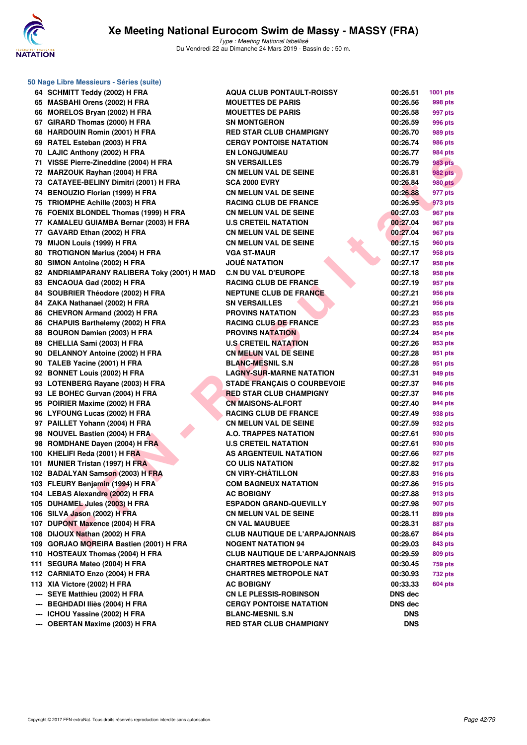### 50 Nage Libre Messieurs - Séries (suite)

| Rang | Nom | Club | Temps | Points |
|---|---|---|---|---|
| 64 | SCHMITT Teddy (2002) H FRA | AQUA CLUB PONTAULT-ROISSY | 00:26.51 | 1001 pts |
| 65 | MASBAHI Orens (2002) H FRA | MOUETTES DE PARIS | 00:26.56 | 998 pts |
| 66 | MORELOS Bryan (2002) H FRA | MOUETTES DE PARIS | 00:26.58 | 997 pts |
| 67 | GIRARD Thomas (2000) H FRA | SN MONTGERON | 00:26.59 | 996 pts |
| 68 | HARDOUIN Romin (2001) H FRA | RED STAR CLUB CHAMPIGNY | 00:26.70 | 989 pts |
| 69 | RATEL Esteban (2003) H FRA | CERGY PONTOISE NATATION | 00:26.74 | 986 pts |
| 70 | LAJIC Anthony (2002) H FRA | EN LONGJUMEAU | 00:26.77 | 984 pts |
| 71 | VISSE Pierre-Zineddine (2004) H FRA | SN VERSAILLES | 00:26.79 | 983 pts |
| 72 | MARZOUK Rayhan (2004) H FRA | CN MELUN VAL DE SEINE | 00:26.81 | 982 pts |
| 73 | CATAYEE-BELINY Dimitri (2001) H FRA | SCA 2000 EVRY | 00:26.84 | 980 pts |
| 74 | BENOUZIO Florian (1999) H FRA | CN MELUN VAL DE SEINE | 00:26.88 | 977 pts |
| 75 | TRIOMPHE Achille (2003) H FRA | RACING CLUB DE FRANCE | 00:26.95 | 973 pts |
| 76 | FOENIX BLONDEL Thomas (1999) H FRA | CN MELUN VAL DE SEINE | 00:27.03 | 967 pts |
| 77 | KAMALEU GUIAMBA Bernar (2003) H FRA | U.S CRETEIL NATATION | 00:27.04 | 967 pts |
| 77 | GAVARD Ethan (2002) H FRA | CN MELUN VAL DE SEINE | 00:27.04 | 967 pts |
| 79 | MIJON Louis (1999) H FRA | CN MELUN VAL DE SEINE | 00:27.15 | 960 pts |
| 80 | TROTIGNON Marius (2004) H FRA | VGA ST-MAUR | 00:27.17 | 958 pts |
| 80 | SIMON Antoine (2002) H FRA | JOUÉ NATATION | 00:27.17 | 958 pts |
| 82 | ANDRIAMPARANY RALIBERA Toky (2001) H MAD | C.N DU VAL D'EUROPE | 00:27.18 | 958 pts |
| 83 | ENCAOUA Gad (2002) H FRA | RACING CLUB DE FRANCE | 00:27.19 | 957 pts |
| 84 | SOUBRIER Théodore (2002) H FRA | NEPTUNE CLUB DE FRANCE | 00:27.21 | 956 pts |
| 84 | ZAKA Nathanael (2002) H FRA | SN VERSAILLES | 00:27.21 | 956 pts |
| 86 | CHEVRON Armand (2002) H FRA | PROVINS NATATION | 00:27.23 | 955 pts |
| 86 | CHAPUIS Barthelemy (2002) H FRA | RACING CLUB DE FRANCE | 00:27.23 | 955 pts |
| 88 | BOURON Damien (2003) H FRA | PROVINS NATATION | 00:27.24 | 954 pts |
| 89 | CHELLIA Sami (2003) H FRA | U.S CRETEIL NATATION | 00:27.26 | 953 pts |
| 90 | DELANNOY Antoine (2002) H FRA | CN MELUN VAL DE SEINE | 00:27.28 | 951 pts |
| 90 | TALEB Yacine (2001) H FRA | BLANC-MESNIL S.N | 00:27.28 | 951 pts |
| 92 | BONNET Louis (2002) H FRA | LAGNY-SUR-MARNE NATATION | 00:27.31 | 949 pts |
| 93 | LOTENBERG Rayane (2003) H FRA | STADE FRANÇAIS O COURBEVOIE | 00:27.37 | 946 pts |
| 93 | LE BOHEC Gurvan (2004) H FRA | RED STAR CLUB CHAMPIGNY | 00:27.37 | 946 pts |
| 95 | POIRIER Maxime (2002) H FRA | CN MAISONS-ALFORT | 00:27.40 | 944 pts |
| 96 | LYFOUNG Lucas (2002) H FRA | RACING CLUB DE FRANCE | 00:27.49 | 938 pts |
| 97 | PAILLET Yohann (2004) H FRA | CN MELUN VAL DE SEINE | 00:27.59 | 932 pts |
| 98 | NOUVEL Bastien (2004) H FRA | A.O. TRAPPES NATATION | 00:27.61 | 930 pts |
| 98 | ROMDHANE Dayen (2004) H FRA | U.S CRETEIL NATATION | 00:27.61 | 930 pts |
| 100 | KHELIFI Reda (2001) H FRA | AS ARGENTEUIL NATATION | 00:27.66 | 927 pts |
| 101 | MUNIER Tristan (1997) H FRA | CO ULIS NATATION | 00:27.82 | 917 pts |
| 102 | BADALYAN Samson (2003) H FRA | CN VIRY-CHÂTILLON | 00:27.83 | 916 pts |
| 103 | FLEURY Benjamin (1994) H FRA | COM BAGNEUX NATATION | 00:27.86 | 915 pts |
| 104 | LEBAS Alexandre (2002) H FRA | AC BOBIGNY | 00:27.88 | 913 pts |
| 105 | DUHAMEL Jules (2003) H FRA | ESPADON GRAND-QUEVILLY | 00:27.98 | 907 pts |
| 106 | SILVA Jason (2002) H FRA | CN MELUN VAL DE SEINE | 00:28.11 | 899 pts |
| 107 | DUPONT Maxence (2004) H FRA | CN VAL MAUBUEE | 00:28.31 | 887 pts |
| 108 | DIJOUX Nathan (2002) H FRA | CLUB NAUTIQUE DE L'ARPAJONNAIS | 00:28.67 | 864 pts |
| 109 | GORJAO MOREIRA Bastien (2001) H FRA | NOGENT NATATION 94 | 00:29.03 | 843 pts |
| 110 | HOSTEAUX Thomas (2004) H FRA | CLUB NAUTIQUE DE L'ARPAJONNAIS | 00:29.59 | 809 pts |
| 111 | SEGURA Mateo (2004) H FRA | CHARTRES METROPOLE NAT | 00:30.45 | 759 pts |
| 112 | CARNIATO Enzo (2004) H FRA | CHARTRES METROPOLE NAT | 00:30.93 | 732 pts |
| 113 | XIA Victore (2002) H FRA | AC BOBIGNY | 00:33.33 | 604 pts |
| --- | SEYE Matthieu (2002) H FRA | CN LE PLESSIS-ROBINSON | DNS dec | |
| --- | BEGHDADI Iliès (2004) H FRA | CERGY PONTOISE NATATION | DNS dec | |
| --- | ICHOU Yassine (2002) H FRA | BLANC-MESNIL S.N | DNS | |
| --- | OBERTAN Maxime (2003) H FRA | RED STAR CLUB CHAMPIGNY | DNS | |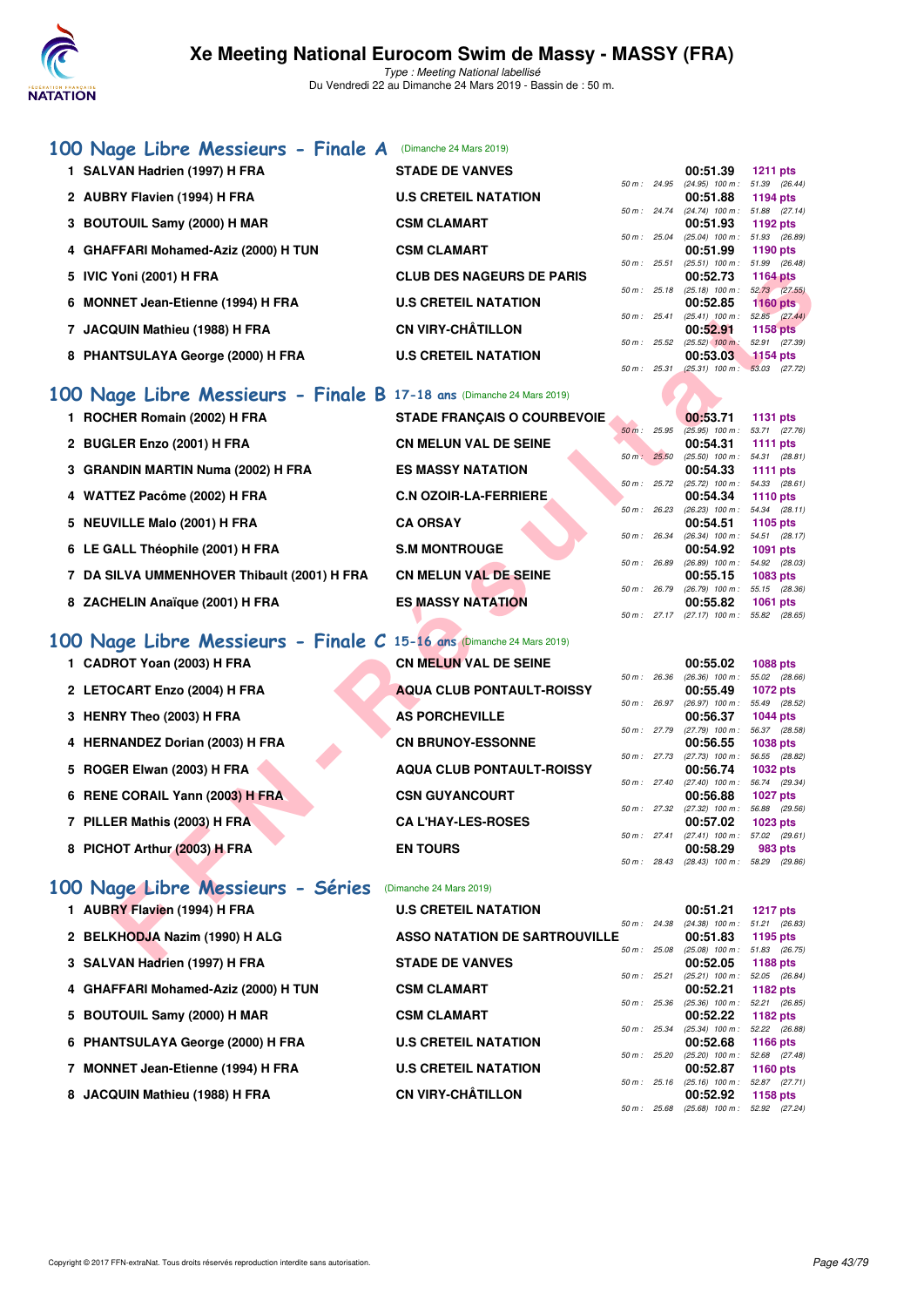# Xe Meeting National Eurocom Swim de Massy - MASSY (FRA)

*Type : Meeting National labellisé*

Du Vendredi 22 au Dimanche 24 Mars 2019 - Bassin de : 50 m.

## 100 Nage Libre Messieurs - Finale A (Dimanche 24 Mars 2019)

| Rang | Nom | Club | Temps | Points | 50 m | 100 m |
|---|---|---|---|---|---|---|
| 1 | SALVAN Hadrien (1997) H FRA | STADE DE VANVES | 00:51.39 | 1211 pts | 24.95 (24.95) | 51.39 (26.44) |
| 2 | AUBRY Flavien (1994) H FRA | U.S CRETEIL NATATION | 00:51.88 | 1194 pts | 24.74 (24.74) | 51.88 (27.14) |
| 3 | BOUTOUIL Samy (2000) H MAR | CSM CLAMART | 00:51.93 | 1192 pts | 25.04 (25.04) | 51.93 (26.89) |
| 4 | GHAFFARI Mohamed-Aziz (2000) H TUN | CSM CLAMART | 00:51.99 | 1190 pts | 25.51 (25.51) | 51.99 (26.48) |
| 5 | IVIC Yoni (2001) H FRA | CLUB DES NAGEURS DE PARIS | 00:52.73 | 1164 pts | 25.18 (25.18) | 52.73 (27.55) |
| 6 | MONNET Jean-Etienne (1994) H FRA | U.S CRETEIL NATATION | 00:52.85 | 1160 pts | 25.41 (25.41) | 52.85 (27.44) |
| 7 | JACQUIN Mathieu (1988) H FRA | CN VIRY-CHÂTILLON | 00:52.91 | 1158 pts | 25.52 (25.52) | 52.91 (27.39) |
| 8 | PHANTSULAYA George (2000) H FRA | U.S CRETEIL NATATION | 00:53.03 | 1154 pts | 25.31 (25.31) | 53.03 (27.72) |

## 100 Nage Libre Messieurs - Finale B 17-18 ans (Dimanche 24 Mars 2019)

| Rang | Nom | Club | Temps | Points | 50 m | 100 m |
|---|---|---|---|---|---|---|
| 1 | ROCHER Romain (2002) H FRA | STADE FRANÇAIS O COURBEVOIE | 00:53.71 | 1131 pts | 25.95 (25.95) | 53.71 (27.76) |
| 2 | BUGLER Enzo (2001) H FRA | CN MELUN VAL DE SEINE | 00:54.31 | 1111 pts | 25.50 (25.50) | 54.31 (28.81) |
| 3 | GRANDIN MARTIN Numa (2002) H FRA | ES MASSY NATATION | 00:54.33 | 1111 pts | 25.72 (25.72) | 54.33 (28.61) |
| 4 | WATTEZ Pacôme (2002) H FRA | C.N OZOIR-LA-FERRIERE | 00:54.34 | 1110 pts | 26.23 (26.23) | 54.34 (28.11) |
| 5 | NEUVILLE Malo (2001) H FRA | CA ORSAY | 00:54.51 | 1105 pts | 26.34 (26.34) | 54.51 (28.17) |
| 6 | LE GALL Théophile (2001) H FRA | S.M MONTROUGE | 00:54.92 | 1091 pts | 26.89 (26.89) | 54.92 (28.03) |
| 7 | DA SILVA UMMENHOVER Thibault (2001) H FRA | CN MELUN VAL DE SEINE | 00:55.15 | 1083 pts | 26.79 (26.79) | 55.15 (28.36) |
| 8 | ZACHELIN Anaïque (2001) H FRA | ES MASSY NATATION | 00:55.82 | 1061 pts | 27.17 (27.17) | 55.82 (28.65) |

## 100 Nage Libre Messieurs - Finale C 15-16 ans (Dimanche 24 Mars 2019)

| Rang | Nom | Club | Temps | Points | 50 m | 100 m |
|---|---|---|---|---|---|---|
| 1 | CADROT Yoan (2003) H FRA | CN MELUN VAL DE SEINE | 00:55.02 | 1088 pts | 26.36 (26.36) | 55.02 (28.66) |
| 2 | LETOCART Enzo (2004) H FRA | AQUA CLUB PONTAULT-ROISSY | 00:55.49 | 1072 pts | 26.97 (26.97) | 55.49 (28.52) |
| 3 | HENRY Theo (2003) H FRA | AS PORCHEVILLE | 00:56.37 | 1044 pts | 27.79 (27.79) | 56.37 (28.58) |
| 4 | HERNANDEZ Dorian (2003) H FRA | CN BRUNOY-ESSONNE | 00:56.55 | 1038 pts | 27.73 (27.73) | 56.55 (28.82) |
| 5 | ROGER Elwan (2003) H FRA | AQUA CLUB PONTAULT-ROISSY | 00:56.74 | 1032 pts | 27.40 (27.40) | 56.74 (29.34) |
| 6 | RENE CORAIL Yann (2003) H FRA | CSN GUYANCOURT | 00:56.88 | 1027 pts | 27.32 (27.32) | 56.88 (29.56) |
| 7 | PILLER Mathis (2003) H FRA | CA L'HAY-LES-ROSES | 00:57.02 | 1023 pts | 27.41 (27.41) | 57.02 (29.61) |
| 8 | PICHOT Arthur (2003) H FRA | EN TOURS | 00:58.29 | 983 pts | 28.43 (28.43) | 58.29 (29.86) |

## 100 Nage Libre Messieurs - Séries (Dimanche 24 Mars 2019)

| Rang | Nom | Club | Temps | Points | 50 m | 100 m |
|---|---|---|---|---|---|---|
| 1 | AUBRY Flavien (1994) H FRA | U.S CRETEIL NATATION | 00:51.21 | 1217 pts | 24.38 (24.38) | 51.21 (26.83) |
| 2 | BELKHODJA Nazim (1990) H ALG | ASSO NATATION DE SARTROUVILLE | 00:51.83 | 1195 pts | 25.08 (25.08) | 51.83 (26.75) |
| 3 | SALVAN Hadrien (1997) H FRA | STADE DE VANVES | 00:52.05 | 1188 pts | 25.21 (25.21) | 52.05 (26.84) |
| 4 | GHAFFARI Mohamed-Aziz (2000) H TUN | CSM CLAMART | 00:52.21 | 1182 pts | 25.36 (25.36) | 52.21 (26.85) |
| 5 | BOUTOUIL Samy (2000) H MAR | CSM CLAMART | 00:52.22 | 1182 pts | 25.34 (25.34) | 52.22 (26.88) |
| 6 | PHANTSULAYA George (2000) H FRA | U.S CRETEIL NATATION | 00:52.68 | 1166 pts | 25.20 (25.20) | 52.68 (27.48) |
| 7 | MONNET Jean-Etienne (1994) H FRA | U.S CRETEIL NATATION | 00:52.87 | 1160 pts | 25.16 (25.16) | 52.87 (27.71) |
| 8 | JACQUIN Mathieu (1988) H FRA | CN VIRY-CHÂTILLON | 00:52.92 | 1158 pts | 25.68 (25.68) | 52.92 (27.24) |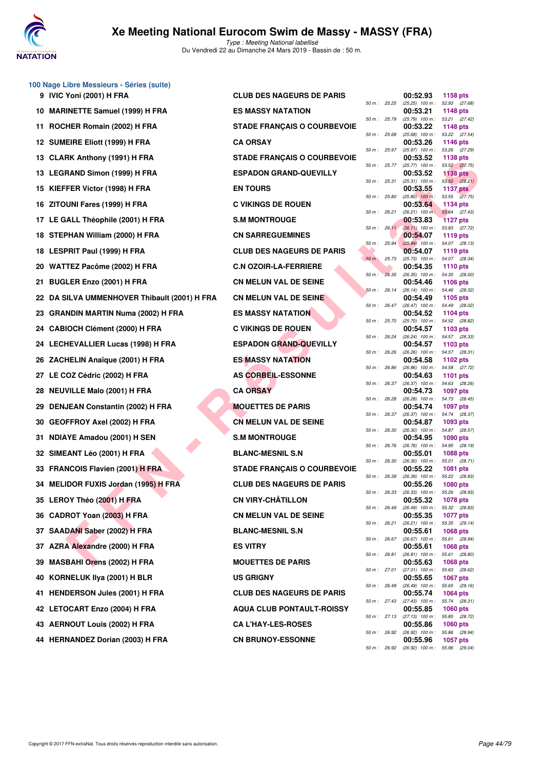# Xe Meeting National Eurocom Swim de Massy - MASSY (FRA)

*Type : Meeting National labellisé*

Du Vendredi 22 au Dimanche 24 Mars 2019 - Bassin de : 50 m.

## 100 Nage Libre Messieurs - Séries (suite)

| Rang | Nom | Club | Temps | Points | Splits |
|---|---|---|---|---|---|
| 9 | IVIC Yoni (2001) H FRA | CLUB DES NAGEURS DE PARIS | 00:52.93 | 1158 pts | 50 m : 25.25 (25.25) 100 m : 52.93 (27.68) |
| 10 | MARINETTE Samuel (1999) H FRA | ES MASSY NATATION | 00:53.21 | 1148 pts | 50 m : 25.79 (25.79) 100 m : 53.21 (27.42) |
| 11 | ROCHER Romain (2002) H FRA | STADE FRANÇAIS O COURBEVOIE | 00:53.22 | 1148 pts | 50 m : 25.68 (25.68) 100 m : 53.22 (27.54) |
| 12 | SUMEIRE Eliott (1999) H FRA | CA ORSAY | 00:53.26 | 1146 pts | 50 m : 25.97 (25.97) 100 m : 53.26 (27.29) |
| 13 | CLARK Anthony (1991) H FRA | STADE FRANÇAIS O COURBEVOIE | 00:53.52 | 1138 pts | 50 m : 25.77 (25.77) 100 m : 53.52 (27.75) |
| 13 | LEGRAND Simon (1999) H FRA | ESPADON GRAND-QUEVILLY | 00:53.52 | 1138 pts | 50 m : 25.31 (25.31) 100 m : 53.52 (28.21) |
| 15 | KIEFFER Victor (1998) H FRA | EN TOURS | 00:53.55 | 1137 pts | 50 m : 25.80 (25.80) 100 m : 53.55 (27.75) |
| 16 | ZITOUNI Fares (1999) H FRA | C VIKINGS DE ROUEN | 00:53.64 | 1134 pts | 50 m : 26.21 (26.21) 100 m : 53.64 (27.43) |
| 17 | LE GALL Théophile (2001) H FRA | S.M MONTROUGE | 00:53.83 | 1127 pts | 50 m : 26.11 (26.11) 100 m : 53.83 (27.72) |
| 18 | STEPHAN William (2000) H FRA | CN SARREGUEMINES | 00:54.07 | 1119 pts | 50 m : 25.94 (25.94) 100 m : 54.07 (28.13) |
| 18 | LESPRIT Paul (1999) H FRA | CLUB DES NAGEURS DE PARIS | 00:54.07 | 1119 pts | 50 m : 25.73 (25.73) 100 m : 54.07 (28.34) |
| 20 | WATTEZ Pacôme (2002) H FRA | C.N OZOIR-LA-FERRIERE | 00:54.35 | 1110 pts | 50 m : 26.35 (26.35) 100 m : 54.35 (28.00) |
| 21 | BUGLER Enzo (2001) H FRA | CN MELUN VAL DE SEINE | 00:54.46 | 1106 pts | 50 m : 26.14 (26.14) 100 m : 54.46 (28.32) |
| 22 | DA SILVA UMMENHOVER Thibault (2001) H FRA | CN MELUN VAL DE SEINE | 00:54.49 | 1105 pts | 50 m : 26.47 (26.47) 100 m : 54.49 (28.02) |
| 23 | GRANDIN MARTIN Numa (2002) H FRA | ES MASSY NATATION | 00:54.52 | 1104 pts | 50 m : 25.70 (25.70) 100 m : 54.52 (28.82) |
| 24 | CABIOCH Clément (2000) H FRA | C VIKINGS DE ROUEN | 00:54.57 | 1103 pts | 50 m : 26.24 (26.24) 100 m : 54.57 (28.33) |
| 24 | LECHEVALLIER Lucas (1998) H FRA | ESPADON GRAND-QUEVILLY | 00:54.57 | 1103 pts | 50 m : 26.26 (26.26) 100 m : 54.57 (28.31) |
| 26 | ZACHELIN Anaïque (2001) H FRA | ES MASSY NATATION | 00:54.58 | 1102 pts | 50 m : 26.86 (26.86) 100 m : 54.58 (27.72) |
| 27 | LE COZ Cédric (2002) H FRA | AS CORBEIL-ESSONNE | 00:54.63 | 1101 pts | 50 m : 26.37 (26.37) 100 m : 54.63 (28.26) |
| 28 | NEUVILLE Malo (2001) H FRA | CA ORSAY | 00:54.73 | 1097 pts | 50 m : 26.28 (26.28) 100 m : 54.73 (28.45) |
| 29 | DENJEAN Constantin (2002) H FRA | MOUETTES DE PARIS | 00:54.74 | 1097 pts | 50 m : 26.37 (26.37) 100 m : 54.74 (28.37) |
| 30 | GEOFFROY Axel (2002) H FRA | CN MELUN VAL DE SEINE | 00:54.87 | 1093 pts | 50 m : 26.30 (26.30) 100 m : 54.87 (28.57) |
| 31 | NDIAYE Amadou (2001) H SEN | S.M MONTROUGE | 00:54.95 | 1090 pts | 50 m : 26.76 (26.76) 100 m : 54.95 (28.19) |
| 32 | SIMEANT Léo (2001) H FRA | BLANC-MESNIL S.N | 00:55.01 | 1088 pts | 50 m : 26.30 (26.30) 100 m : 55.01 (28.71) |
| 33 | FRANCOIS Flavien (2001) H FRA | STADE FRANÇAIS O COURBEVOIE | 00:55.22 | 1081 pts | 50 m : 26.39 (26.39) 100 m : 55.22 (28.83) |
| 34 | MELIDOR FUXIS Jordan (1995) H FRA | CLUB DES NAGEURS DE PARIS | 00:55.26 | 1080 pts | 50 m : 26.33 (26.33) 100 m : 55.26 (28.93) |
| 35 | LEROY Théo (2001) H FRA | CN VIRY-CHÂTILLON | 00:55.32 | 1078 pts | 50 m : 26.49 (26.49) 100 m : 55.32 (28.83) |
| 36 | CADROT Yoan (2003) H FRA | CN MELUN VAL DE SEINE | 00:55.35 | 1077 pts | 50 m : 26.21 (26.21) 100 m : 55.35 (29.14) |
| 37 | SAADANI Saber (2002) H FRA | BLANC-MESNIL S.N | 00:55.61 | 1068 pts | 50 m : 26.67 (26.67) 100 m : 55.61 (28.94) |
| 37 | AZRA Alexandre (2000) H FRA | ES VITRY | 00:55.61 | 1068 pts | 50 m : 26.81 (26.81) 100 m : 55.61 (28.80) |
| 39 | MASBAHI Orens (2002) H FRA | MOUETTES DE PARIS | 00:55.63 | 1068 pts | 50 m : 27.01 (27.01) 100 m : 55.63 (28.62) |
| 40 | KORNELUK Ilya (2001) H BLR | US GRIGNY | 00:55.65 | 1067 pts | 50 m : 26.49 (26.49) 100 m : 55.65 (29.16) |
| 41 | HENDERSON Jules (2001) H FRA | CLUB DES NAGEURS DE PARIS | 00:55.74 | 1064 pts | 50 m : 27.43 (27.43) 100 m : 55.74 (28.31) |
| 42 | LETOCART Enzo (2004) H FRA | AQUA CLUB PONTAULT-ROISSY | 00:55.85 | 1060 pts | 50 m : 27.13 (27.13) 100 m : 55.85 (28.72) |
| 43 | AERNOUT Louis (2002) H FRA | CA L'HAY-LES-ROSES | 00:55.86 | 1060 pts | 50 m : 26.92 (26.92) 100 m : 55.86 (28.94) |
| 44 | HERNANDEZ Dorian (2003) H FRA | CN BRUNOY-ESSONNE | 00:55.96 | 1057 pts | 50 m : 26.92 (26.92) 100 m : 55.96 (29.04) |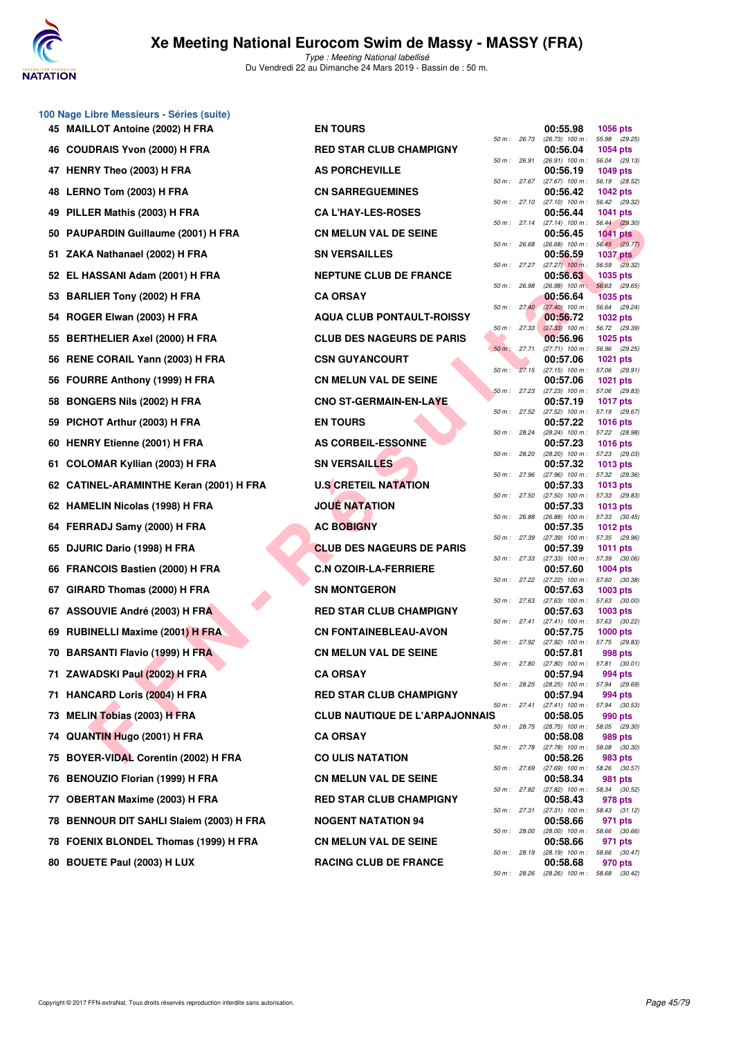## 100 Nage Libre Messieurs - Séries (suite)

| Rang | Nom | Club | Temps | Points | Splits |
|---|---|---|---|---|---|
| 45 | MAILLOT Antoine (2002) H FRA | EN TOURS | 00:55.98 | 1056 pts | 50 m : 26.73 (26.73) 100 m : 55.98 (29.25) |
| 46 | COUDRAIS Yvon (2000) H FRA | RED STAR CLUB CHAMPIGNY | 00:56.04 | 1054 pts | 50 m : 26.91 (26.91) 100 m : 56.04 (29.13) |
| 47 | HENRY Theo (2003) H FRA | AS PORCHEVILLE | 00:56.19 | 1049 pts | 50 m : 27.67 (27.67) 100 m : 56.19 (28.52) |
| 48 | LERNO Tom (2003) H FRA | CN SARREGUEMINES | 00:56.42 | 1042 pts | 50 m : 27.10 (27.10) 100 m : 56.42 (29.32) |
| 49 | PILLER Mathis (2003) H FRA | CA L'HAY-LES-ROSES | 00:56.44 | 1041 pts | 50 m : 27.14 (27.14) 100 m : 56.44 (29.30) |
| 50 | PAUPARDIN Guillaume (2001) H FRA | CN MELUN VAL DE SEINE | 00:56.45 | 1041 pts | 50 m : 26.68 (26.68) 100 m : 56.45 (29.77) |
| 51 | ZAKA Nathanael (2002) H FRA | SN VERSAILLES | 00:56.59 | 1037 pts | 50 m : 27.27 (27.27) 100 m : 56.59 (29.32) |
| 52 | EL HASSANI Adam (2001) H FRA | NEPTUNE CLUB DE FRANCE | 00:56.63 | 1035 pts | 50 m : 26.98 (26.98) 100 m : 56.63 (29.65) |
| 53 | BARLIER Tony (2002) H FRA | CA ORSAY | 00:56.64 | 1035 pts | 50 m : 27.40 (27.40) 100 m : 56.64 (29.24) |
| 54 | ROGER Elwan (2003) H FRA | AQUA CLUB PONTAULT-ROISSY | 00:56.72 | 1032 pts | 50 m : 27.33 (27.33) 100 m : 56.72 (29.39) |
| 55 | BERTHELIER Axel (2000) H FRA | CLUB DES NAGEURS DE PARIS | 00:56.96 | 1025 pts | 50 m : 27.71 (27.71) 100 m : 56.96 (29.25) |
| 56 | RENE CORAIL Yann (2003) H FRA | CSN GUYANCOURT | 00:57.06 | 1021 pts | 50 m : 27.15 (27.15) 100 m : 57.06 (29.91) |
| 56 | FOURRE Anthony (1999) H FRA | CN MELUN VAL DE SEINE | 00:57.06 | 1021 pts | 50 m : 27.23 (27.23) 100 m : 57.06 (29.83) |
| 58 | BONGERS Nils (2002) H FRA | CNO ST-GERMAIN-EN-LAYE | 00:57.19 | 1017 pts | 50 m : 27.52 (27.52) 100 m : 57.19 (29.67) |
| 59 | PICHOT Arthur (2003) H FRA | EN TOURS | 00:57.22 | 1016 pts | 50 m : 28.24 (28.24) 100 m : 57.22 (28.98) |
| 60 | HENRY Etienne (2001) H FRA | AS CORBEIL-ESSONNE | 00:57.23 | 1016 pts | 50 m : 28.20 (28.20) 100 m : 57.23 (29.03) |
| 61 | COLOMAR Kyllian (2003) H FRA | SN VERSAILLES | 00:57.32 | 1013 pts | 50 m : 27.96 (27.96) 100 m : 57.32 (29.36) |
| 62 | CATINEL-ARAMINTHE Keran (2001) H FRA | U.S CRETEIL NATATION | 00:57.33 | 1013 pts | 50 m : 27.50 (27.50) 100 m : 57.33 (29.83) |
| 62 | HAMELIN Nicolas (1998) H FRA | JOUÉ NATATION | 00:57.33 | 1013 pts | 50 m : 26.88 (26.88) 100 m : 57.33 (30.45) |
| 64 | FERRADJ Samy (2000) H FRA | AC BOBIGNY | 00:57.35 | 1012 pts | 50 m : 27.39 (27.39) 100 m : 57.35 (29.96) |
| 65 | DJURIC Dario (1998) H FRA | CLUB DES NAGEURS DE PARIS | 00:57.39 | 1011 pts | 50 m : 27.33 (27.33) 100 m : 57.39 (30.06) |
| 66 | FRANCOIS Bastien (2000) H FRA | C.N OZOIR-LA-FERRIERE | 00:57.60 | 1004 pts | 50 m : 27.22 (27.22) 100 m : 57.60 (30.38) |
| 67 | GIRARD Thomas (2000) H FRA | SN MONTGERON | 00:57.63 | 1003 pts | 50 m : 27.63 (27.63) 100 m : 57.63 (30.00) |
| 67 | ASSOUVIE André (2003) H FRA | RED STAR CLUB CHAMPIGNY | 00:57.63 | 1003 pts | 50 m : 27.41 (27.41) 100 m : 57.63 (30.22) |
| 69 | RUBINELLI Maxime (2001) H FRA | CN FONTAINEBLEAU-AVON | 00:57.75 | 1000 pts | 50 m : 27.92 (27.92) 100 m : 57.75 (29.83) |
| 70 | BARSANTI Flavio (1999) H FRA | CN MELUN VAL DE SEINE | 00:57.81 | 998 pts | 50 m : 27.80 (27.80) 100 m : 57.81 (30.01) |
| 71 | ZAWADSKI Paul (2002) H FRA | CA ORSAY | 00:57.94 | 994 pts | 50 m : 28.25 (28.25) 100 m : 57.94 (29.69) |
| 71 | HANCARD Loris (2004) H FRA | RED STAR CLUB CHAMPIGNY | 00:57.94 | 994 pts | 50 m : 27.41 (27.41) 100 m : 57.94 (30.53) |
| 73 | MELIN Tobias (2003) H FRA | CLUB NAUTIQUE DE L'ARPAJONNAIS | 00:58.05 | 990 pts | 50 m : 28.75 (28.75) 100 m : 58.05 (29.30) |
| 74 | QUANTIN Hugo (2001) H FRA | CA ORSAY | 00:58.08 | 989 pts | 50 m : 27.78 (27.78) 100 m : 58.08 (30.30) |
| 75 | BOYER-VIDAL Corentin (2002) H FRA | CO ULIS NATATION | 00:58.26 | 983 pts | 50 m : 27.69 (27.69) 100 m : 58.26 (30.57) |
| 76 | BENOUZIO Florian (1999) H FRA | CN MELUN VAL DE SEINE | 00:58.34 | 981 pts | 50 m : 27.82 (27.82) 100 m : 58.34 (30.52) |
| 77 | OBERTAN Maxime (2003) H FRA | RED STAR CLUB CHAMPIGNY | 00:58.43 | 978 pts | 50 m : 27.31 (27.31) 100 m : 58.43 (31.12) |
| 78 | BENNOUR DIT SAHLI Slaiem (2003) H FRA | NOGENT NATATION 94 | 00:58.66 | 971 pts | 50 m : 28.00 (28.00) 100 m : 58.66 (30.66) |
| 78 | FOENIX BLONDEL Thomas (1999) H FRA | CN MELUN VAL DE SEINE | 00:58.66 | 971 pts | 50 m : 28.19 (28.19) 100 m : 58.66 (30.47) |
| 80 | BOUETE Paul (2003) H LUX | RACING CLUB DE FRANCE | 00:58.68 | 970 pts | 50 m : 28.26 (28.26) 100 m : 58.68 (30.42) |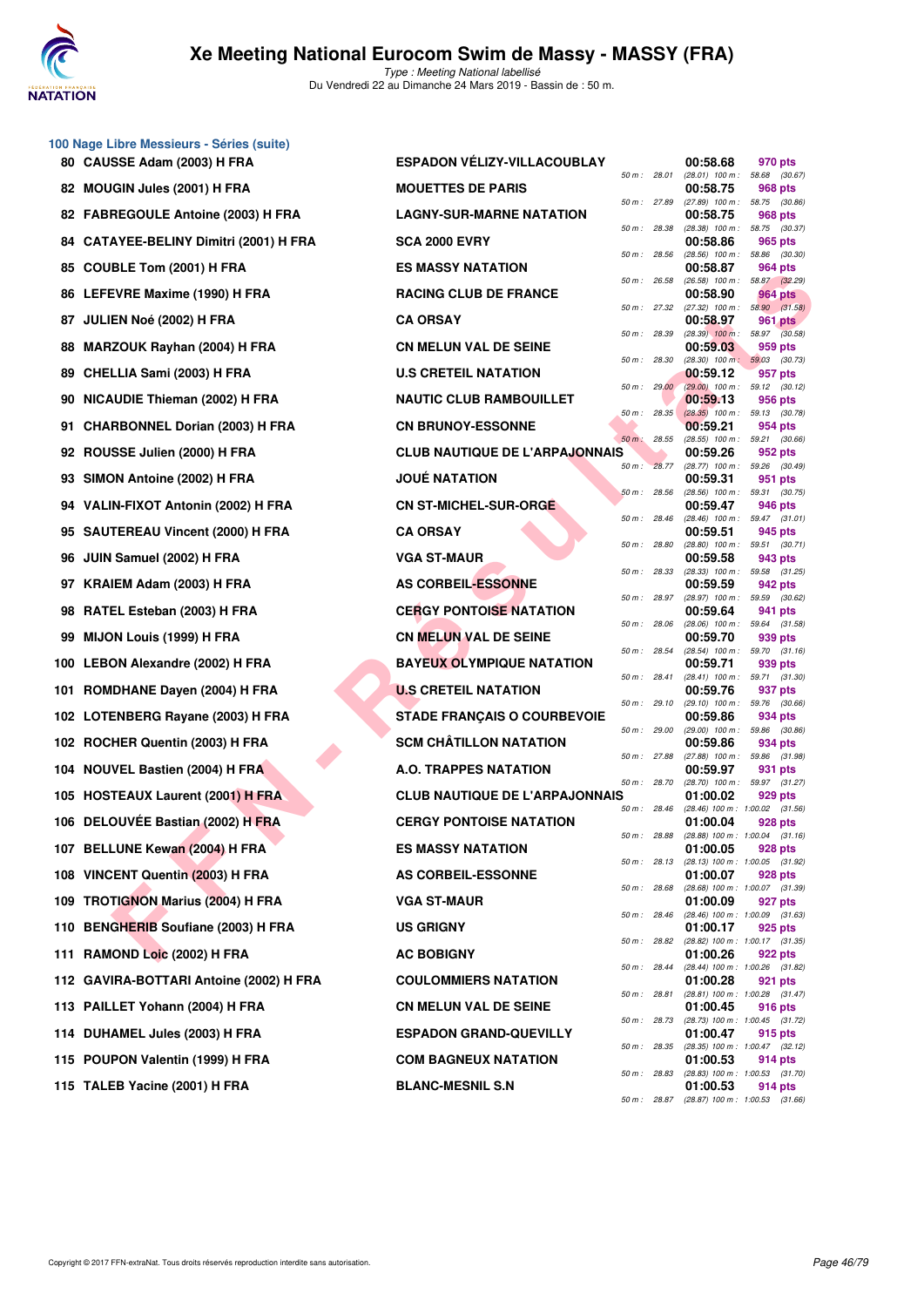# Xe Meeting National Eurocom Swim de Massy - MASSY (FRA)

*Type : Meeting National labellisé*

Du Vendredi 22 au Dimanche 24 Mars 2019 - Bassin de : 50 m.

### 100 Nage Libre Messieurs - Séries (suite)

| Rang | Nom | Club | Temps | Points | Splits |
|---|---|---|---|---|---|
| 80 | CAUSSE Adam (2003) H FRA | ESPADON VÉLIZY-VILLACOUBLAY | 00:58.68 | 970 pts | 50 m : 28.01 (28.01) 100 m : 58.68 (30.67) |
| 82 | MOUGIN Jules (2001) H FRA | MOUETTES DE PARIS | 00:58.75 | 968 pts | 50 m : 27.89 (27.89) 100 m : 58.75 (30.86) |
| 82 | FABREGOULE Antoine (2003) H FRA | LAGNY-SUR-MARNE NATATION | 00:58.75 | 968 pts | 50 m : 28.38 (28.38) 100 m : 58.75 (30.37) |
| 84 | CATAYEE-BELINY Dimitri (2001) H FRA | SCA 2000 EVRY | 00:58.86 | 965 pts | 50 m : 28.56 (28.56) 100 m : 58.86 (30.30) |
| 85 | COUBLE Tom (2001) H FRA | ES MASSY NATATION | 00:58.87 | 964 pts | 50 m : 26.58 (26.58) 100 m : 58.87 (32.29) |
| 86 | LEFEVRE Maxime (1990) H FRA | RACING CLUB DE FRANCE | 00:58.90 | 964 pts | 50 m : 27.32 (27.32) 100 m : 58.90 (31.58) |
| 87 | JULIEN Noé (2002) H FRA | CA ORSAY | 00:58.97 | 961 pts | 50 m : 28.39 (28.39) 100 m : 58.97 (30.58) |
| 88 | MARZOUK Rayhan (2004) H FRA | CN MELUN VAL DE SEINE | 00:59.03 | 959 pts | 50 m : 28.30 (28.30) 100 m : 59.03 (30.73) |
| 89 | CHELLIA Sami (2003) H FRA | U.S CRETEIL NATATION | 00:59.12 | 957 pts | 50 m : 29.00 (29.00) 100 m : 59.12 (30.12) |
| 90 | NICAUDIE Thieman (2002) H FRA | NAUTIC CLUB RAMBOUILLET | 00:59.13 | 956 pts | 50 m : 28.35 (28.35) 100 m : 59.13 (30.78) |
| 91 | CHARBONNEL Dorian (2003) H FRA | CN BRUNOY-ESSONNE | 00:59.21 | 954 pts | 50 m : 28.55 (28.55) 100 m : 59.21 (30.66) |
| 92 | ROUSSE Julien (2000) H FRA | CLUB NAUTIQUE DE L'ARPAJONNAIS | 00:59.26 | 952 pts | 50 m : 28.77 (28.77) 100 m : 59.26 (30.49) |
| 93 | SIMON Antoine (2002) H FRA | JOUÉ NATATION | 00:59.31 | 951 pts | 50 m : 28.56 (28.56) 100 m : 59.31 (30.75) |
| 94 | VALIN-FIXOT Antonin (2002) H FRA | CN ST-MICHEL-SUR-ORGE | 00:59.47 | 946 pts | 50 m : 28.46 (28.46) 100 m : 59.47 (31.01) |
| 95 | SAUTEREAU Vincent (2000) H FRA | CA ORSAY | 00:59.51 | 945 pts | 50 m : 28.80 (28.80) 100 m : 59.51 (30.71) |
| 96 | JUIN Samuel (2002) H FRA | VGA ST-MAUR | 00:59.58 | 943 pts | 50 m : 28.33 (28.33) 100 m : 59.58 (31.25) |
| 97 | KRAIEM Adam (2003) H FRA | AS CORBEIL-ESSONNE | 00:59.59 | 942 pts | 50 m : 28.97 (28.97) 100 m : 59.59 (30.62) |
| 98 | RATEL Esteban (2003) H FRA | CERGY PONTOISE NATATION | 00:59.64 | 941 pts | 50 m : 28.06 (28.06) 100 m : 59.64 (31.58) |
| 99 | MIJON Louis (1999) H FRA | CN MELUN VAL DE SEINE | 00:59.70 | 939 pts | 50 m : 28.54 (28.54) 100 m : 59.70 (31.16) |
| 100 | LEBON Alexandre (2002) H FRA | BAYEUX OLYMPIQUE NATATION | 00:59.71 | 939 pts | 50 m : 28.41 (28.41) 100 m : 59.71 (31.30) |
| 101 | ROMDHANE Dayen (2004) H FRA | U.S CRETEIL NATATION | 00:59.76 | 937 pts | 50 m : 29.10 (29.10) 100 m : 59.76 (30.66) |
| 102 | LOTENBERG Rayane (2003) H FRA | STADE FRANÇAIS O COURBEVOIE | 00:59.86 | 934 pts | 50 m : 29.00 (29.00) 100 m : 59.86 (30.86) |
| 102 | ROCHER Quentin (2003) H FRA | SCM CHÂTILLON NATATION | 00:59.86 | 934 pts | 50 m : 27.88 (27.88) 100 m : 59.86 (31.98) |
| 104 | NOUVEL Bastien (2004) H FRA | A.O. TRAPPES NATATION | 00:59.97 | 931 pts | 50 m : 28.70 (28.70) 100 m : 59.97 (31.27) |
| 105 | HOSTEAUX Laurent (2001) H FRA | CLUB NAUTIQUE DE L'ARPAJONNAIS | 01:00.02 | 929 pts | 50 m : 28.46 (28.46) 100 m : 1:00.02 (31.56) |
| 106 | DELOUVÉE Bastian (2002) H FRA | CERGY PONTOISE NATATION | 01:00.04 | 928 pts | 50 m : 28.88 (28.88) 100 m : 1:00.04 (31.16) |
| 107 | BELLUNE Kewan (2004) H FRA | ES MASSY NATATION | 01:00.05 | 928 pts | 50 m : 28.13 (28.13) 100 m : 1:00.05 (31.92) |
| 108 | VINCENT Quentin (2003) H FRA | AS CORBEIL-ESSONNE | 01:00.07 | 928 pts | 50 m : 28.68 (28.68) 100 m : 1:00.07 (31.39) |
| 109 | TROTIGNON Marius (2004) H FRA | VGA ST-MAUR | 01:00.09 | 927 pts | 50 m : 28.46 (28.46) 100 m : 1:00.09 (31.63) |
| 110 | BENGHERIB Soufiane (2003) H FRA | US GRIGNY | 01:00.17 | 925 pts | 50 m : 28.82 (28.82) 100 m : 1:00.17 (31.35) |
| 111 | RAMOND Loïc (2002) H FRA | AC BOBIGNY | 01:00.26 | 922 pts | 50 m : 28.44 (28.44) 100 m : 1:00.26 (31.82) |
| 112 | GAVIRA-BOTTARI Antoine (2002) H FRA | COULOMMIERS NATATION | 01:00.28 | 921 pts | 50 m : 28.81 (28.81) 100 m : 1:00.28 (31.47) |
| 113 | PAILLET Yohann (2004) H FRA | CN MELUN VAL DE SEINE | 01:00.45 | 916 pts | 50 m : 28.73 (28.73) 100 m : 1:00.45 (31.72) |
| 114 | DUHAMEL Jules (2003) H FRA | ESPADON GRAND-QUEVILLY | 01:00.47 | 915 pts | 50 m : 28.35 (28.35) 100 m : 1:00.47 (32.12) |
| 115 | POUPON Valentin (1999) H FRA | COM BAGNEUX NATATION | 01:00.53 | 914 pts | 50 m : 28.83 (28.83) 100 m : 1:00.53 (31.70) |
| 115 | TALEB Yacine (2001) H FRA | BLANC-MESNIL S.N | 01:00.53 | 914 pts | 50 m : 28.87 (28.87) 100 m : 1:00.53 (31.66) |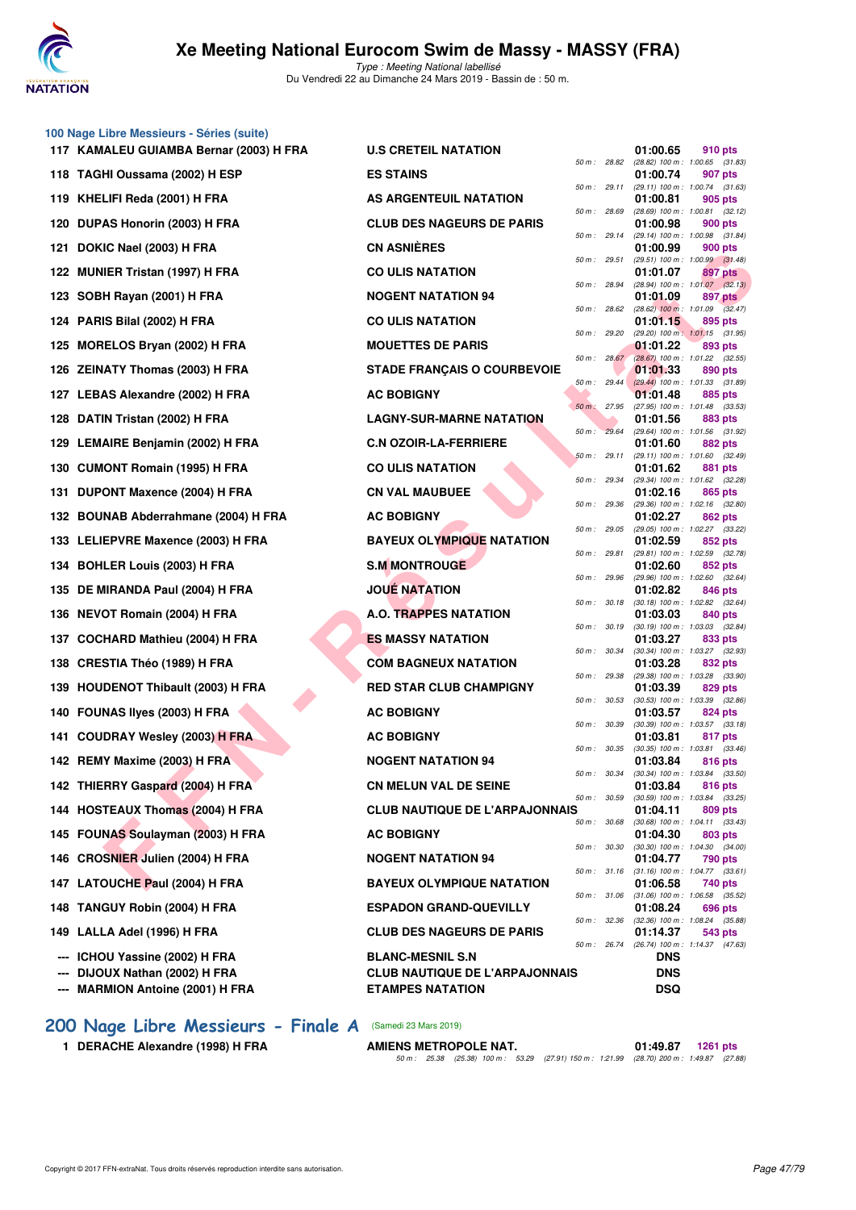## 100 Nage Libre Messieurs - Séries (suite)

| Rang | Nom | Club | Temps | Points |
|---|---|---|---|---|
| 117 | KAMALEU GUIAMBA Bernar (2003) H FRA | U.S CRETEIL NATATION | 01:00.65 | 910 pts |
| | | 50 m : 28.82 (28.82) 100 m : 1:00.65 (31.83) | | |
| 118 | TAGHI Oussama (2002) H ESP | ES STAINS | 01:00.74 | 907 pts |
| | | 50 m : 29.11 (29.11) 100 m : 1:00.74 (31.63) | | |
| 119 | KHELIFI Reda (2001) H FRA | AS ARGENTEUIL NATATION | 01:00.81 | 905 pts |
| | | 50 m : 28.69 (28.69) 100 m : 1:00.81 (32.12) | | |
| 120 | DUPAS Honorin (2003) H FRA | CLUB DES NAGEURS DE PARIS | 01:00.98 | 900 pts |
| | | 50 m : 29.14 (29.14) 100 m : 1:00.98 (31.84) | | |
| 121 | DOKIC Nael (2003) H FRA | CN ASNIÈRES | 01:00.99 | 900 pts |
| | | 50 m : 29.51 (29.51) 100 m : 1:00.99 (31.48) | | |
| 122 | MUNIER Tristan (1997) H FRA | CO ULIS NATATION | 01:01.07 | 897 pts |
| | | 50 m : 28.94 (28.94) 100 m : 1:01.07 (32.13) | | |
| 123 | SOBH Rayan (2001) H FRA | NOGENT NATATION 94 | 01:01.09 | 897 pts |
| | | 50 m : 28.62 (28.62) 100 m : 1:01.09 (32.47) | | |
| 124 | PARIS Bilal (2002) H FRA | CO ULIS NATATION | 01:01.15 | 895 pts |
| | | 50 m : 29.20 (29.20) 100 m : 1:01.15 (31.95) | | |
| 125 | MORELOS Bryan (2002) H FRA | MOUETTES DE PARIS | 01:01.22 | 893 pts |
| | | 50 m : 28.67 (28.67) 100 m : 1:01.22 (32.55) | | |
| 126 | ZEINATY Thomas (2003) H FRA | STADE FRANÇAIS O COURBEVOIE | 01:01.33 | 890 pts |
| | | 50 m : 29.44 (29.44) 100 m : 1:01.33 (31.89) | | |
| 127 | LEBAS Alexandre (2002) H FRA | AC BOBIGNY | 01:01.48 | 885 pts |
| | | 50 m : 27.95 (27.95) 100 m : 1:01.48 (33.53) | | |
| 128 | DATIN Tristan (2002) H FRA | LAGNY-SUR-MARNE NATATION | 01:01.56 | 883 pts |
| | | 50 m : 29.64 (29.64) 100 m : 1:01.56 (31.92) | | |
| 129 | LEMAIRE Benjamin (2002) H FRA | C.N OZOIR-LA-FERRIERE | 01:01.60 | 882 pts |
| | | 50 m : 29.11 (29.11) 100 m : 1:01.60 (32.49) | | |
| 130 | CUMONT Romain (1995) H FRA | CO ULIS NATATION | 01:01.62 | 881 pts |
| | | 50 m : 29.34 (29.34) 100 m : 1:01.62 (32.28) | | |
| 131 | DUPONT Maxence (2004) H FRA | CN VAL MAUBUEE | 01:02.16 | 865 pts |
| | | 50 m : 29.36 (29.36) 100 m : 1:02.16 (32.80) | | |
| 132 | BOUNAB Abderrahmane (2004) H FRA | AC BOBIGNY | 01:02.27 | 862 pts |
| | | 50 m : 29.05 (29.05) 100 m : 1:02.27 (33.22) | | |
| 133 | LELIEPVRE Maxence (2003) H FRA | BAYEUX OLYMPIQUE NATATION | 01:02.59 | 852 pts |
| | | 50 m : 29.81 (29.81) 100 m : 1:02.59 (32.78) | | |
| 134 | BOHLER Louis (2003) H FRA | S.M MONTROUGE | 01:02.60 | 852 pts |
| | | 50 m : 29.96 (29.96) 100 m : 1:02.60 (32.64) | | |
| 135 | DE MIRANDA Paul (2004) H FRA | JOUÉ NATATION | 01:02.82 | 846 pts |
| | | 50 m : 30.18 (30.18) 100 m : 1:02.82 (32.64) | | |
| 136 | NEVOT Romain (2004) H FRA | A.O. TRAPPES NATATION | 01:03.03 | 840 pts |
| | | 50 m : 30.19 (30.19) 100 m : 1:03.03 (32.84) | | |
| 137 | COCHARD Mathieu (2004) H FRA | ES MASSY NATATION | 01:03.27 | 833 pts |
| | | 50 m : 30.34 (30.34) 100 m : 1:03.27 (32.93) | | |
| 138 | CRESTIA Théo (1989) H FRA | COM BAGNEUX NATATION | 01:03.28 | 832 pts |
| | | 50 m : 29.38 (29.38) 100 m : 1:03.28 (33.90) | | |
| 139 | HOUDENOT Thibault (2003) H FRA | RED STAR CLUB CHAMPIGNY | 01:03.39 | 829 pts |
| | | 50 m : 30.53 (30.53) 100 m : 1:03.39 (32.86) | | |
| 140 | FOUNAS Ilyes (2003) H FRA | AC BOBIGNY | 01:03.57 | 824 pts |
| | | 50 m : 30.39 (30.39) 100 m : 1:03.57 (33.18) | | |
| 141 | COUDRAY Wesley (2003) H FRA | AC BOBIGNY | 01:03.81 | 817 pts |
| | | 50 m : 30.35 (30.35) 100 m : 1:03.81 (33.46) | | |
| 142 | REMY Maxime (2003) H FRA | NOGENT NATATION 94 | 01:03.84 | 816 pts |
| | | 50 m : 30.34 (30.34) 100 m : 1:03.84 (33.50) | | |
| 142 | THIERRY Gaspard (2004) H FRA | CN MELUN VAL DE SEINE | 01:03.84 | 816 pts |
| | | 50 m : 30.59 (30.59) 100 m : 1:03.84 (33.25) | | |
| 144 | HOSTEAUX Thomas (2004) H FRA | CLUB NAUTIQUE DE L'ARPAJONNAIS | 01:04.11 | 809 pts |
| | | 50 m : 30.68 (30.68) 100 m : 1:04.11 (33.43) | | |
| 145 | FOUNAS Soulayman (2003) H FRA | AC BOBIGNY | 01:04.30 | 803 pts |
| | | 50 m : 30.30 (30.30) 100 m : 1:04.30 (34.00) | | |
| 146 | CROSNIER Julien (2004) H FRA | NOGENT NATATION 94 | 01:04.77 | 790 pts |
| | | 50 m : 31.16 (31.16) 100 m : 1:04.77 (33.61) | | |
| 147 | LATOUCHE Paul (2004) H FRA | BAYEUX OLYMPIQUE NATATION | 01:06.58 | 740 pts |
| | | 50 m : 31.06 (31.06) 100 m : 1:06.58 (35.52) | | |
| 148 | TANGUY Robin (2004) H FRA | ESPADON GRAND-QUEVILLY | 01:08.24 | 696 pts |
| | | 50 m : 32.36 (32.36) 100 m : 1:08.24 (35.88) | | |
| 149 | LALLA Adel (1996) H FRA | CLUB DES NAGEURS DE PARIS | 01:14.37 | 543 pts |
| | | 50 m : 26.74 (26.74) 100 m : 1:14.37 (47.63) | | |
| --- | ICHOU Yassine (2002) H FRA | BLANC-MESNIL S.N | DNS | |
| --- | DIJOUX Nathan (2002) H FRA | CLUB NAUTIQUE DE L'ARPAJONNAIS | DNS | |
| --- | MARMION Antoine (2001) H FRA | ETAMPES NATATION | DSQ | |

## 200 Nage Libre Messieurs - Finale A (Samedi 23 Mars 2019)

| Rang | Nom | Club | Temps | Points |
|---|---|---|---|---|
| 1 | DERACHE Alexandre (1998) H FRA | AMIENS METROPOLE NAT. | 01:49.87 | 1261 pts |
| | | 50 m : 25.38 (25.38) 100 m : 53.29 (27.91) 150 m : 1:21.99 (28.70) 200 m : 1:49.87 (27.88) | | |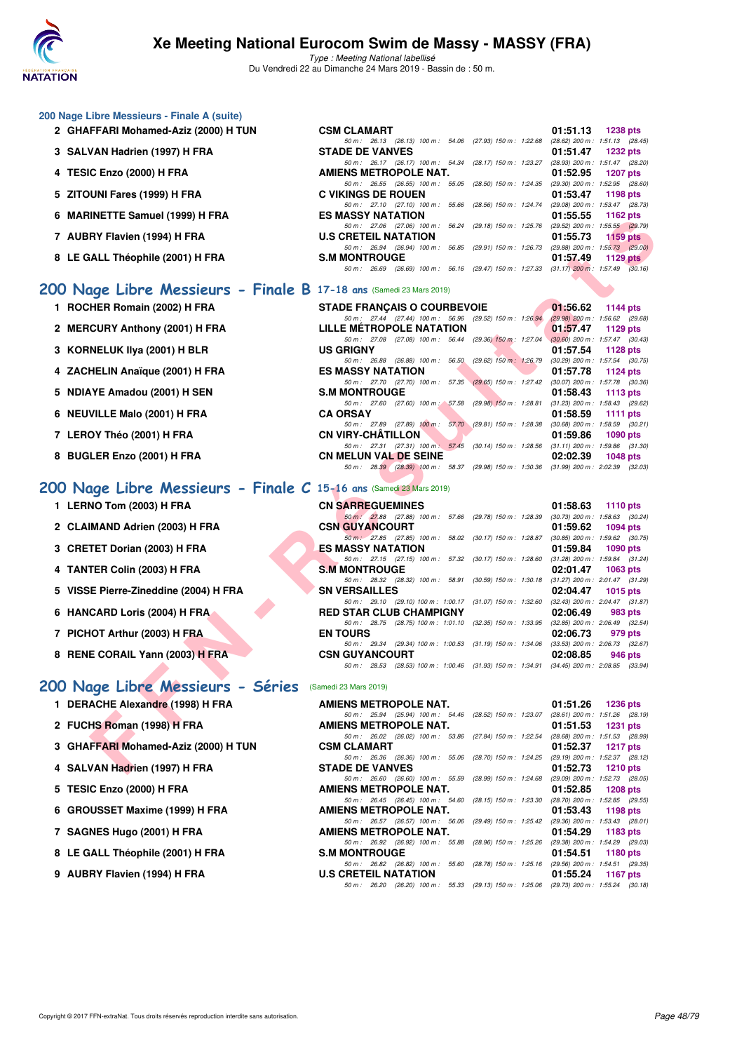## 200 Nage Libre Messieurs - Finale A (suite)

| Rang | Nom | Club | Temps | Points |
|---|---|---|---|---|
| 2 | GHAFFARI Mohamed-Aziz (2000) H TUN | CSM CLAMART | 01:51.13 | 1238 pts |
| | | 50 m : 26.13 (26.13) 100 m : 54.06 (27.93) 150 m : 1:22.68 (28.62) 200 m : 1:51.13 (28.45) | | |
| 3 | SALVAN Hadrien (1997) H FRA | STADE DE VANVES | 01:51.47 | 1232 pts |
| | | 50 m : 26.17 (26.17) 100 m : 54.34 (28.17) 150 m : 1:23.27 (28.93) 200 m : 1:51.47 (28.20) | | |
| 4 | TESIC Enzo (2000) H FRA | AMIENS METROPOLE NAT. | 01:52.95 | 1207 pts |
| | | 50 m : 26.55 (26.55) 100 m : 55.05 (28.50) 150 m : 1:24.35 (29.30) 200 m : 1:52.95 (28.60) | | |
| 5 | ZITOUNI Fares (1999) H FRA | C VIKINGS DE ROUEN | 01:53.47 | 1198 pts |
| | | 50 m : 27.10 (27.10) 100 m : 55.66 (28.56) 150 m : 1:24.74 (29.08) 200 m : 1:53.47 (28.73) | | |
| 6 | MARINETTE Samuel (1999) H FRA | ES MASSY NATATION | 01:55.55 | 1162 pts |
| | | 50 m : 27.06 (27.06) 100 m : 56.24 (29.18) 150 m : 1:25.76 (29.52) 200 m : 1:55.55 (29.79) | | |
| 7 | AUBRY Flavien (1994) H FRA | U.S CRETEIL NATATION | 01:55.73 | 1159 pts |
| | | 50 m : 26.94 (26.94) 100 m : 56.85 (29.91) 150 m : 1:26.73 (29.88) 200 m : 1:55.73 (29.00) | | |
| 8 | LE GALL Théophile (2001) H FRA | S.M MONTROUGE | 01:57.49 | 1129 pts |
| | | 50 m : 26.69 (26.69) 100 m : 56.16 (29.47) 150 m : 1:27.33 (31.17) 200 m : 1:57.49 (30.16) | | |

## 200 Nage Libre Messieurs - Finale B 17-18 ans (Samedi 23 Mars 2019)

| Rang | Nom | Club | Temps | Points |
|---|---|---|---|---|
| 1 | ROCHER Romain (2002) H FRA | STADE FRANÇAIS O COURBEVOIE | 01:56.62 | 1144 pts |
| | | 50 m : 27.44 (27.44) 100 m : 56.96 (29.52) 150 m : 1:26.94 (29.98) 200 m : 1:56.62 (29.68) | | |
| 2 | MERCURY Anthony (2001) H FRA | LILLE MÉTROPOLE NATATION | 01:57.47 | 1129 pts |
| | | 50 m : 27.08 (27.08) 100 m : 56.44 (29.36) 150 m : 1:27.04 (30.60) 200 m : 1:57.47 (30.43) | | |
| 3 | KORNELUK Ilya (2001) H BLR | US GRIGNY | 01:57.54 | 1128 pts |
| | | 50 m : 26.88 (26.88) 100 m : 56.50 (29.62) 150 m : 1:26.79 (30.29) 200 m : 1:57.54 (30.75) | | |
| 4 | ZACHELIN Anaïque (2001) H FRA | ES MASSY NATATION | 01:57.78 | 1124 pts |
| | | 50 m : 27.70 (27.70) 100 m : 57.35 (29.65) 150 m : 1:27.42 (30.07) 200 m : 1:57.78 (30.36) | | |
| 5 | NDIAYE Amadou (2001) H SEN | S.M MONTROUGE | 01:58.43 | 1113 pts |
| | | 50 m : 27.60 (27.60) 100 m : 57.58 (29.98) 150 m : 1:28.81 (31.23) 200 m : 1:58.43 (29.62) | | |
| 6 | NEUVILLE Malo (2001) H FRA | CA ORSAY | 01:58.59 | 1111 pts |
| | | 50 m : 27.89 (27.89) 100 m : 57.70 (29.81) 150 m : 1:28.38 (30.68) 200 m : 1:58.59 (30.21) | | |
| 7 | LEROY Théo (2001) H FRA | CN VIRY-CHÂTILLON | 01:59.86 | 1090 pts |
| | | 50 m : 27.31 (27.31) 100 m : 57.45 (30.14) 150 m : 1:28.56 (31.11) 200 m : 1:59.86 (31.30) | | |
| 8 | BUGLER Enzo (2001) H FRA | CN MELUN VAL DE SEINE | 02:02.39 | 1048 pts |
| | | 50 m : 28.39 (28.39) 100 m : 58.37 (29.98) 150 m : 1:30.36 (31.99) 200 m : 2:02.39 (32.03) | | |

## 200 Nage Libre Messieurs - Finale C 15-16 ans (Samedi 23 Mars 2019)

| Rang | Nom | Club | Temps | Points |
|---|---|---|---|---|
| 1 | LERNO Tom (2003) H FRA | CN SARREGUEMINES | 01:58.63 | 1110 pts |
| | | 50 m : 27.88 (27.88) 100 m : 57.66 (29.78) 150 m : 1:28.39 (30.73) 200 m : 1:58.63 (30.24) | | |
| 2 | CLAIMAND Adrien (2003) H FRA | CSN GUYANCOURT | 01:59.62 | 1094 pts |
| | | 50 m : 27.85 (27.85) 100 m : 58.02 (30.17) 150 m : 1:28.87 (30.85) 200 m : 1:59.62 (30.75) | | |
| 3 | CRETET Dorian (2003) H FRA | ES MASSY NATATION | 01:59.84 | 1090 pts |
| | | 50 m : 27.15 (27.15) 100 m : 57.32 (30.17) 150 m : 1:28.60 (31.28) 200 m : 1:59.84 (31.24) | | |
| 4 | TANTER Colin (2003) H FRA | S.M MONTROUGE | 02:01.47 | 1063 pts |
| | | 50 m : 28.32 (28.32) 100 m : 58.91 (30.59) 150 m : 1:30.18 (31.27) 200 m : 2:01.47 (31.29) | | |
| 5 | VISSE Pierre-Zineddine (2004) H FRA | SN VERSAILLES | 02:04.47 | 1015 pts |
| | | 50 m : 29.10 (29.10) 100 m : 1:00.17 (31.07) 150 m : 1:32.60 (32.43) 200 m : 2:04.47 (31.87) | | |
| 6 | HANCARD Loris (2004) H FRA | RED STAR CLUB CHAMPIGNY | 02:06.49 | 983 pts |
| | | 50 m : 28.75 (28.75) 100 m : 1:01.10 (32.35) 150 m : 1:33.95 (32.85) 200 m : 2:06.49 (32.54) | | |
| 7 | PICHOT Arthur (2003) H FRA | EN TOURS | 02:06.73 | 979 pts |
| | | 50 m : 29.34 (29.34) 100 m : 1:00.53 (31.19) 150 m : 1:34.06 (33.53) 200 m : 2:06.73 (32.67) | | |
| 8 | RENE CORAIL Yann (2003) H FRA | CSN GUYANCOURT | 02:08.85 | 946 pts |
| | | 50 m : 28.53 (28.53) 100 m : 1:00.46 (31.93) 150 m : 1:34.91 (34.45) 200 m : 2:08.85 (33.94) | | |

## 200 Nage Libre Messieurs - Séries (Samedi 23 Mars 2019)

| Rang | Nom | Club | Temps | Points |
|---|---|---|---|---|
| 1 | DERACHE Alexandre (1998) H FRA | AMIENS METROPOLE NAT. | 01:51.26 | 1236 pts |
| | | 50 m : 25.94 (25.94) 100 m : 54.46 (28.52) 150 m : 1:23.07 (28.61) 200 m : 1:51.26 (28.19) | | |
| 2 | FUCHS Roman (1998) H FRA | AMIENS METROPOLE NAT. | 01:51.53 | 1231 pts |
| | | 50 m : 26.02 (26.02) 100 m : 53.86 (27.84) 150 m : 1:22.54 (28.68) 200 m : 1:51.53 (28.99) | | |
| 3 | GHAFFARI Mohamed-Aziz (2000) H TUN | CSM CLAMART | 01:52.37 | 1217 pts |
| | | 50 m : 26.36 (26.36) 100 m : 55.06 (28.70) 150 m : 1:24.25 (29.19) 200 m : 1:52.37 (28.12) | | |
| 4 | SALVAN Hadrien (1997) H FRA | STADE DE VANVES | 01:52.73 | 1210 pts |
| | | 50 m : 26.60 (26.60) 100 m : 55.59 (28.99) 150 m : 1:24.68 (29.09) 200 m : 1:52.73 (28.05) | | |
| 5 | TESIC Enzo (2000) H FRA | AMIENS METROPOLE NAT. | 01:52.85 | 1208 pts |
| | | 50 m : 26.45 (26.45) 100 m : 54.60 (28.15) 150 m : 1:23.30 (28.70) 200 m : 1:52.85 (29.55) | | |
| 6 | GROUSSET Maxime (1999) H FRA | AMIENS METROPOLE NAT. | 01:53.43 | 1198 pts |
| | | 50 m : 26.57 (26.57) 100 m : 56.06 (29.49) 150 m : 1:25.42 (29.36) 200 m : 1:53.43 (28.01) | | |
| 7 | SAGNES Hugo (2001) H FRA | AMIENS METROPOLE NAT. | 01:54.29 | 1183 pts |
| | | 50 m : 26.92 (26.92) 100 m : 55.88 (28.96) 150 m : 1:25.26 (29.38) 200 m : 1:54.29 (29.03) | | |
| 8 | LE GALL Théophile (2001) H FRA | S.M MONTROUGE | 01:54.51 | 1180 pts |
| | | 50 m : 26.82 (26.82) 100 m : 55.60 (28.78) 150 m : 1:25.16 (29.56) 200 m : 1:54.51 (29.35) | | |
| 9 | AUBRY Flavien (1994) H FRA | U.S CRETEIL NATATION | 01:55.24 | 1167 pts |
| | | 50 m : 26.20 (26.20) 100 m : 55.33 (29.13) 150 m : 1:25.06 (29.73) 200 m : 1:55.24 (30.18) | | |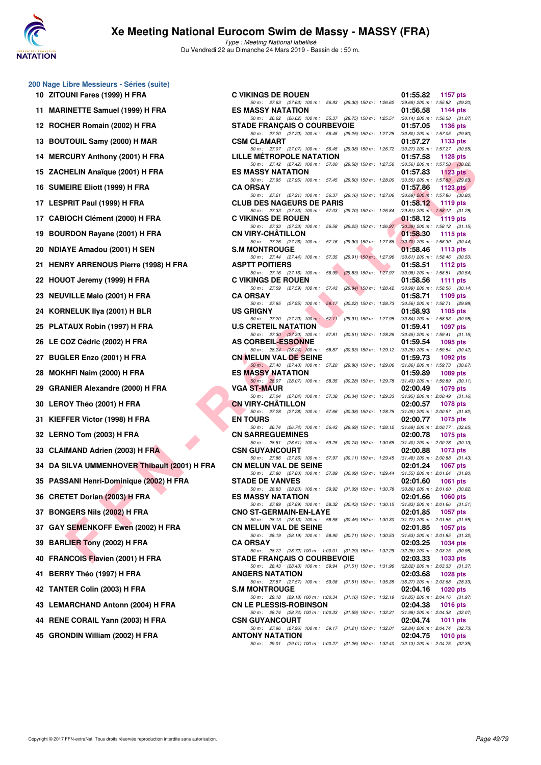# Xe Meeting National Eurocom Swim de Massy - MASSY (FRA)

*Type : Meeting National labellisé*

Du Vendredi 22 au Dimanche 24 Mars 2019 - Bassin de : 50 m.

## 200 Nage Libre Messieurs - Séries (suite)

| Pl. | Nom | Club | Temps | Points |
|---|---|---|---|---|
| 10 | ZITOUNI Fares (1999) H FRA | C VIKINGS DE ROUEN | 01:55.82 | 1157 pts |
| | | 50 m : 27.63 (27.63) 100 m : 56.93 (29.30) 150 m : 1:26.62 (29.69) 200 m : 1:55.82 (29.20) | | |
| 11 | MARINETTE Samuel (1999) H FRA | ES MASSY NATATION | 01:56.58 | 1144 pts |
| | | 50 m : 26.62 (26.62) 100 m : 55.37 (28.75) 150 m : 1:25.51 (30.14) 200 m : 1:56.58 (31.07) | | |
| 12 | ROCHER Romain (2002) H FRA | STADE FRANÇAIS O COURBEVOIE | 01:57.05 | 1136 pts |
| | | 50 m : 27.20 (27.20) 100 m : 56.45 (29.25) 150 m : 1:27.25 (30.80) 200 m : 1:57.05 (29.80) | | |
| 13 | BOUTOUIL Samy (2000) H MAR | CSM CLAMART | 01:57.27 | 1133 pts |
| | | 50 m : 27.07 (27.07) 100 m : 56.45 (29.38) 150 m : 1:26.72 (30.27) 200 m : 1:57.27 (30.55) | | |
| 14 | MERCURY Anthony (2001) H FRA | LILLE MÉTROPOLE NATATION | 01:57.58 | 1128 pts |
| | | 50 m : 27.42 (27.42) 100 m : 57.00 (29.58) 150 m : 1:27.56 (30.56) 200 m : 1:57.58 (30.02) | | |
| 15 | ZACHELIN Anaïque (2001) H FRA | ES MASSY NATATION | 01:57.83 | 1123 pts |
| | | 50 m : 27.95 (27.95) 100 m : 57.45 (29.50) 150 m : 1:28.00 (30.55) 200 m : 1:57.83 (29.83) | | |
| 16 | SUMEIRE Eliott (1999) H FRA | CA ORSAY | 01:57.86 | 1123 pts |
| | | 50 m : 27.21 (27.21) 100 m : 56.37 (29.16) 150 m : 1:27.06 (30.69) 200 m : 1:57.86 (30.80) | | |
| 17 | LESPRIT Paul (1999) H FRA | CLUB DES NAGEURS DE PARIS | 01:58.12 | 1119 pts |
| | | 50 m : 27.33 (27.33) 100 m : 57.03 (29.70) 150 m : 1:26.84 (29.81) 200 m : 1:58.12 (31.28) | | |
| 17 | CABIOCH Clément (2000) H FRA | C VIKINGS DE ROUEN | 01:58.12 | 1119 pts |
| | | 50 m : 27.33 (27.33) 100 m : 56.58 (29.25) 150 m : 1:26.97 (30.39) 200 m : 1:58.12 (31.15) | | |
| 19 | BOURDON Rayane (2001) H FRA | CN VIRY-CHÂTILLON | 01:58.30 | 1115 pts |
| | | 50 m : 27.26 (27.26) 100 m : 57.16 (29.90) 150 m : 1:27.86 (30.70) 200 m : 1:58.30 (30.44) | | |
| 20 | NDIAYE Amadou (2001) H SEN | S.M MONTROUGE | 01:58.46 | 1113 pts |
| | | 50 m : 27.44 (27.44) 100 m : 57.35 (29.91) 150 m : 1:27.96 (30.61) 200 m : 1:58.46 (30.50) | | |
| 21 | HENRY ARRENOUS Pierre (1998) H FRA | ASPTT POITIERS | 01:58.51 | 1112 pts |
| | | 50 m : 27.16 (27.16) 100 m : 56.99 (29.83) 150 m : 1:27.97 (30.98) 200 m : 1:58.51 (30.54) | | |
| 22 | HOUOT Jeremy (1999) H FRA | C VIKINGS DE ROUEN | 01:58.56 | 1111 pts |
| | | 50 m : 27.59 (27.59) 100 m : 57.43 (29.84) 150 m : 1:28.42 (30.99) 200 m : 1:58.56 (30.14) | | |
| 23 | NEUVILLE Malo (2001) H FRA | CA ORSAY | 01:58.71 | 1109 pts |
| | | 50 m : 27.95 (27.95) 100 m : 58.17 (30.22) 150 m : 1:28.73 (30.56) 200 m : 1:58.71 (29.98) | | |
| 24 | KORNELUK Ilya (2001) H BLR | US GRIGNY | 01:58.93 | 1105 pts |
| | | 50 m : 27.20 (27.20) 100 m : 57.11 (29.91) 150 m : 1:27.95 (30.84) 200 m : 1:58.93 (30.98) | | |
| 25 | PLATAUX Robin (1997) H FRA | U.S CRETEIL NATATION | 01:59.41 | 1097 pts |
| | | 50 m : 27.30 (27.30) 100 m : 57.81 (30.51) 150 m : 1:28.26 (30.45) 200 m : 1:59.41 (31.15) | | |
| 26 | LE COZ Cédric (2002) H FRA | AS CORBEIL-ESSONNE | 01:59.54 | 1095 pts |
| | | 50 m : 28.24 (28.24) 100 m : 58.87 (30.63) 150 m : 1:29.12 (30.25) 200 m : 1:59.54 (30.42) | | |
| 27 | BUGLER Enzo (2001) H FRA | CN MELUN VAL DE SEINE | 01:59.73 | 1092 pts |
| | | 50 m : 27.40 (27.40) 100 m : 57.20 (29.80) 150 m : 1:29.06 (31.86) 200 m : 1:59.73 (30.67) | | |
| 28 | MOKHFI Naim (2000) H FRA | ES MASSY NATATION | 01:59.89 | 1089 pts |
| | | 50 m : 28.07 (28.07) 100 m : 58.35 (30.28) 150 m : 1:29.78 (31.43) 200 m : 1:59.89 (30.11) | | |
| 29 | GRANIER Alexandre (2000) H FRA | VGA ST-MAUR | 02:00.49 | 1079 pts |
| | | 50 m : 27.04 (27.04) 100 m : 57.38 (30.34) 150 m : 1:29.33 (31.95) 200 m : 2:00.49 (31.16) | | |
| 30 | LEROY Théo (2001) H FRA | CN VIRY-CHÂTILLON | 02:00.57 | 1078 pts |
| | | 50 m : 27.28 (27.28) 100 m : 57.66 (30.38) 150 m : 1:28.75 (31.09) 200 m : 2:00.57 (31.82) | | |
| 31 | KIEFFER Victor (1998) H FRA | EN TOURS | 02:00.77 | 1075 pts |
| | | 50 m : 26.74 (26.74) 100 m : 56.43 (29.69) 150 m : 1:28.12 (31.69) 200 m : 2:00.77 (32.65) | | |
| 32 | LERNO Tom (2003) H FRA | CN SARREGUEMINES | 02:00.78 | 1075 pts |
| | | 50 m : 28.51 (28.51) 100 m : 59.25 (30.74) 150 m : 1:30.65 (31.40) 200 m : 2:00.78 (30.13) | | |
| 33 | CLAIMAND Adrien (2003) H FRA | CSN GUYANCOURT | 02:00.88 | 1073 pts |
| | | 50 m : 27.86 (27.86) 100 m : 57.97 (30.11) 150 m : 1:29.45 (31.48) 200 m : 2:00.88 (31.43) | | |
| 34 | DA SILVA UMMENHOVER Thibault (2001) H FRA | CN MELUN VAL DE SEINE | 02:01.24 | 1067 pts |
| | | 50 m : 27.80 (27.80) 100 m : 57.89 (30.09) 150 m : 1:29.44 (31.55) 200 m : 2:01.24 (31.80) | | |
| 35 | PASSANI Henri-Dominique (2002) H FRA | STADE DE VANVES | 02:01.60 | 1061 pts |
| | | 50 m : 28.83 (28.83) 100 m : 59.92 (31.09) 150 m : 1:30.78 (30.86) 200 m : 2:01.60 (30.82) | | |
| 36 | CRETET Dorian (2003) H FRA | ES MASSY NATATION | 02:01.66 | 1060 pts |
| | | 50 m : 27.89 (27.89) 100 m : 58.32 (30.43) 150 m : 1:30.15 (31.83) 200 m : 2:01.66 (31.51) | | |
| 37 | BONGERS Nils (2002) H FRA | CNO ST-GERMAIN-EN-LAYE | 02:01.85 | 1057 pts |
| | | 50 m : 28.13 (28.13) 100 m : 58.58 (30.45) 150 m : 1:30.30 (31.72) 200 m : 2:01.85 (31.55) | | |
| 37 | GAY SEMENKOFF Ewen (2002) H FRA | CN MELUN VAL DE SEINE | 02:01.85 | 1057 pts |
| | | 50 m : 28.19 (28.19) 100 m : 58.90 (30.71) 150 m : 1:30.53 (31.63) 200 m : 2:01.85 (31.32) | | |
| 39 | BARLIER Tony (2002) H FRA | CA ORSAY | 02:03.25 | 1034 pts |
| | | 50 m : 28.72 (28.72) 100 m : 1:00.01 (31.29) 150 m : 1:32.29 (32.28) 200 m : 2:03.25 (30.96) | | |
| 40 | FRANCOIS Flavien (2001) H FRA | STADE FRANÇAIS O COURBEVOIE | 02:03.33 | 1033 pts |
| | | 50 m : 28.43 (28.43) 100 m : 59.94 (31.51) 150 m : 1:31.96 (32.02) 200 m : 2:03.33 (31.37) | | |
| 41 | BERRY Théo (1997) H FRA | ANGERS NATATION | 02:03.68 | 1028 pts |
| | | 50 m : 27.57 (27.57) 100 m : 59.08 (31.51) 150 m : 1:35.35 (36.27) 200 m : 2:03.68 (28.33) | | |
| 42 | TANTER Colin (2003) H FRA | S.M MONTROUGE | 02:04.16 | 1020 pts |
| | | 50 m : 29.18 (29.18) 100 m : 1:00.34 (31.16) 150 m : 1:32.19 (31.85) 200 m : 2:04.16 (31.97) | | |
| 43 | LEMARCHAND Antonn (2004) H FRA | CN LE PLESSIS-ROBINSON | 02:04.38 | 1016 pts |
| | | 50 m : 28.74 (28.74) 100 m : 1:00.33 (31.59) 150 m : 1:32.31 (31.98) 200 m : 2:04.38 (32.07) | | |
| 44 | RENE CORAIL Yann (2003) H FRA | CSN GUYANCOURT | 02:04.74 | 1011 pts |
| | | 50 m : 27.96 (27.96) 100 m : 59.17 (31.21) 150 m : 1:32.01 (32.84) 200 m : 2:04.74 (32.73) | | |
| 45 | GRONDIN William (2002) H FRA | ANTONY NATATION | 02:04.75 | 1010 pts |
| | | 50 m : 29.01 (29.01) 100 m : 1:00.27 (31.26) 150 m : 1:32.40 (32.13) 200 m : 2:04.75 (32.35) | | |

Copyright © 2017 FFN-extraNat. Tous droits réservés reproduction interdite sans autorisation.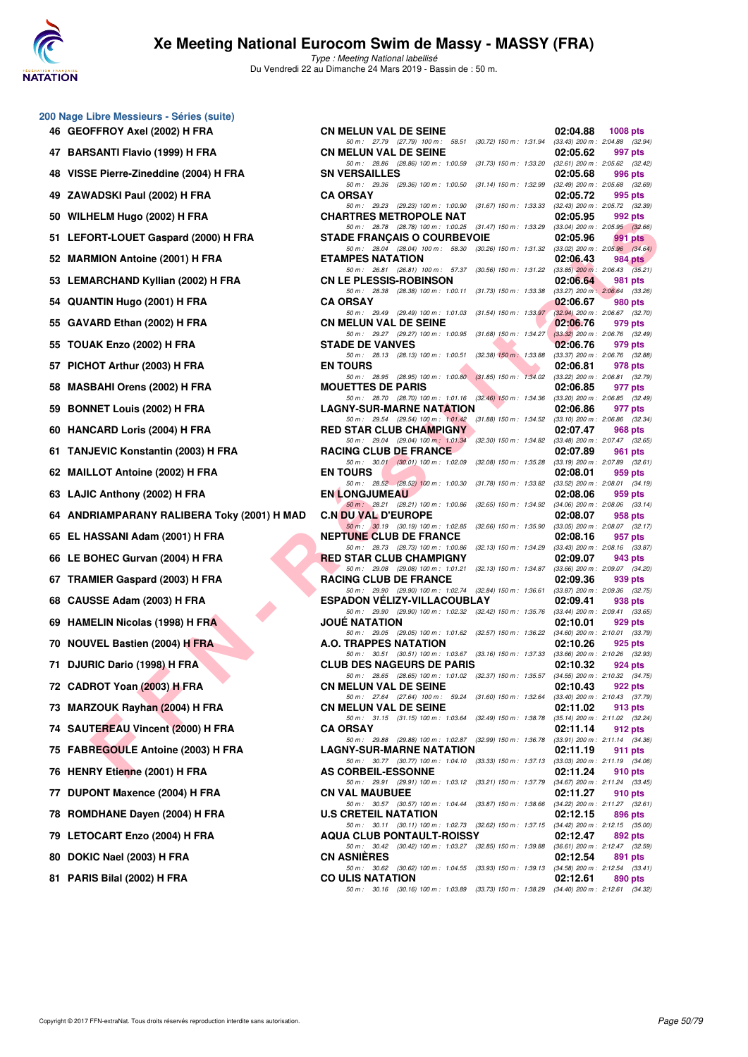# Xe Meeting National Eurocom Swim de Massy - MASSY (FRA)

*Type : Meeting National labellisé*

Du Vendredi 22 au Dimanche 24 Mars 2019 - Bassin de : 50 m.

## 200 Nage Libre Messieurs - Séries (suite)

| Rang | Nom | Club | Temps | Points |
|---|---|---|---|---|
| 46 | GEOFFROY Axel (2002) H FRA | CN MELUN VAL DE SEINE | 02:04.88 | 1008 pts |
| | | 50 m : 27.79 (27.79) 100 m : 58.51 (30.72) 150 m : 1:31.94 (33.43) 200 m : 2:04.88 (32.94) | | |
| 47 | BARSANTI Flavio (1999) H FRA | CN MELUN VAL DE SEINE | 02:05.62 | 997 pts |
| | | 50 m : 28.86 (28.86) 100 m : 1:00.59 (31.73) 150 m : 1:33.20 (32.61) 200 m : 2:05.62 (32.42) | | |
| 48 | VISSE Pierre-Zineddine (2004) H FRA | SN VERSAILLES | 02:05.68 | 996 pts |
| | | 50 m : 29.36 (29.36) 100 m : 1:00.50 (31.14) 150 m : 1:32.99 (32.49) 200 m : 2:05.68 (32.69) | | |
| 49 | ZAWADSKI Paul (2002) H FRA | CA ORSAY | 02:05.72 | 995 pts |
| | | 50 m : 29.23 (29.23) 100 m : 1:00.90 (31.67) 150 m : 1:33.33 (32.43) 200 m : 2:05.72 (32.39) | | |
| 50 | WILHELM Hugo (2002) H FRA | CHARTRES METROPOLE NAT | 02:05.95 | 992 pts |
| | | 50 m : 28.78 (28.78) 100 m : 1:00.25 (31.47) 150 m : 1:33.29 (33.04) 200 m : 2:05.95 (32.66) | | |
| 51 | LEFORT-LOUET Gaspard (2000) H FRA | STADE FRANÇAIS O COURBEVOIE | 02:05.96 | 991 pts |
| | | 50 m : 28.04 (28.04) 100 m : 58.30 (30.26) 150 m : 1:31.32 (33.02) 200 m : 2:05.96 (34.64) | | |
| 52 | MARMION Antoine (2001) H FRA | ETAMPES NATATION | 02:06.43 | 984 pts |
| | | 50 m : 26.81 (26.81) 100 m : 57.37 (30.56) 150 m : 1:31.22 (33.85) 200 m : 2:06.43 (35.21) | | |
| 53 | LEMARCHAND Kyllian (2002) H FRA | CN LE PLESSIS-ROBINSON | 02:06.64 | 981 pts |
| | | 50 m : 28.38 (28.38) 100 m : 1:00.11 (31.73) 150 m : 1:33.38 (33.27) 200 m : 2:06.64 (33.26) | | |
| 54 | QUANTIN Hugo (2001) H FRA | CA ORSAY | 02:06.67 | 980 pts |
| | | 50 m : 29.49 (29.49) 100 m : 1:01.03 (31.54) 150 m : 1:33.97 (32.94) 200 m : 2:06.67 (32.70) | | |
| 55 | GAVARD Ethan (2002) H FRA | CN MELUN VAL DE SEINE | 02:06.76 | 979 pts |
| | | 50 m : 29.27 (29.27) 100 m : 1:00.95 (31.68) 150 m : 1:34.27 (33.32) 200 m : 2:06.76 (32.49) | | |
| 55 | TOUAK Enzo (2002) H FRA | STADE DE VANVES | 02:06.76 | 979 pts |
| | | 50 m : 28.13 (28.13) 100 m : 1:00.51 (32.38) 150 m : 1:33.88 (33.37) 200 m : 2:06.76 (32.88) | | |
| 57 | PICHOT Arthur (2003) H FRA | EN TOURS | 02:06.81 | 978 pts |
| | | 50 m : 28.95 (28.95) 100 m : 1:00.80 (31.85) 150 m : 1:34.02 (33.22) 200 m : 2:06.81 (32.79) | | |
| 58 | MASBAHI Orens (2002) H FRA | MOUETTES DE PARIS | 02:06.85 | 977 pts |
| | | 50 m : 28.70 (28.70) 100 m : 1:01.16 (32.46) 150 m : 1:34.36 (33.20) 200 m : 2:06.85 (32.49) | | |
| 59 | BONNET Louis (2002) H FRA | LAGNY-SUR-MARNE NATATION | 02:06.86 | 977 pts |
| | | 50 m : 29.54 (29.54) 100 m : 1:01.42 (31.88) 150 m : 1:34.52 (33.10) 200 m : 2:06.86 (32.34) | | |
| 60 | HANCARD Loris (2004) H FRA | RED STAR CLUB CHAMPIGNY | 02:07.47 | 968 pts |
| | | 50 m : 29.04 (29.04) 100 m : 1:01.34 (32.30) 150 m : 1:34.82 (33.48) 200 m : 2:07.47 (32.65) | | |
| 61 | TANJEVIC Konstantin (2003) H FRA | RACING CLUB DE FRANCE | 02:07.89 | 961 pts |
| | | 50 m : 30.01 (30.01) 100 m : 1:02.09 (32.08) 150 m : 1:35.28 (33.19) 200 m : 2:07.89 (32.61) | | |
| 62 | MAILLOT Antoine (2002) H FRA | EN TOURS | 02:08.01 | 959 pts |
| | | 50 m : 28.52 (28.52) 100 m : 1:00.30 (31.78) 150 m : 1:33.82 (33.52) 200 m : 2:08.01 (34.19) | | |
| 63 | LAJIC Anthony (2002) H FRA | EN LONGJUMEAU | 02:08.06 | 959 pts |
| | | 50 m : 28.21 (28.21) 100 m : 1:00.86 (32.65) 150 m : 1:34.92 (34.06) 200 m : 2:08.06 (33.14) | | |
| 64 | ANDRIAMPARANY RALIBERA Toky (2001) H MAD | C.N DU VAL D'EUROPE | 02:08.07 | 958 pts |
| | | 50 m : 30.19 (30.19) 100 m : 1:02.85 (32.66) 150 m : 1:35.90 (33.05) 200 m : 2:08.07 (32.17) | | |
| 65 | EL HASSANI Adam (2001) H FRA | NEPTUNE CLUB DE FRANCE | 02:08.16 | 957 pts |
| | | 50 m : 28.73 (28.73) 100 m : 1:00.86 (32.13) 150 m : 1:34.29 (33.43) 200 m : 2:08.16 (33.87) | | |
| 66 | LE BOHEC Gurvan (2004) H FRA | RED STAR CLUB CHAMPIGNY | 02:09.07 | 943 pts |
| | | 50 m : 29.08 (29.08) 100 m : 1:01.21 (32.13) 150 m : 1:34.87 (33.66) 200 m : 2:09.07 (34.20) | | |
| 67 | TRAMIER Gaspard (2003) H FRA | RACING CLUB DE FRANCE | 02:09.36 | 939 pts |
| | | 50 m : 29.90 (29.90) 100 m : 1:02.74 (32.84) 150 m : 1:36.61 (33.87) 200 m : 2:09.36 (32.75) | | |
| 68 | CAUSSE Adam (2003) H FRA | ESPADON VÉLIZY-VILLACOUBLAY | 02:09.41 | 938 pts |
| | | 50 m : 29.90 (29.90) 100 m : 1:02.32 (32.42) 150 m : 1:35.76 (33.44) 200 m : 2:09.41 (33.65) | | |
| 69 | HAMELIN Nicolas (1998) H FRA | JOUÉ NATATION | 02:10.01 | 929 pts |
| | | 50 m : 29.05 (29.05) 100 m : 1:01.62 (32.57) 150 m : 1:36.22 (34.60) 200 m : 2:10.01 (33.79) | | |
| 70 | NOUVEL Bastien (2004) H FRA | A.O. TRAPPES NATATION | 02:10.26 | 925 pts |
| | | 50 m : 30.51 (30.51) 100 m : 1:03.67 (33.16) 150 m : 1:37.33 (33.66) 200 m : 2:10.26 (32.93) | | |
| 71 | DJURIC Dario (1998) H FRA | CLUB DES NAGEURS DE PARIS | 02:10.32 | 924 pts |
| | | 50 m : 28.65 (28.65) 100 m : 1:01.02 (32.37) 150 m : 1:35.57 (34.55) 200 m : 2:10.32 (34.75) | | |
| 72 | CADROT Yoan (2003) H FRA | CN MELUN VAL DE SEINE | 02:10.43 | 922 pts |
| | | 50 m : 27.64 (27.64) 100 m : 59.24 (31.60) 150 m : 1:32.64 (33.40) 200 m : 2:10.43 (37.79) | | |
| 73 | MARZOUK Rayhan (2004) H FRA | CN MELUN VAL DE SEINE | 02:11.02 | 913 pts |
| | | 50 m : 31.15 (31.15) 100 m : 1:03.64 (32.49) 150 m : 1:38.78 (35.14) 200 m : 2:11.02 (32.24) | | |
| 74 | SAUTEREAU Vincent (2000) H FRA | CA ORSAY | 02:11.14 | 912 pts |
| | | 50 m : 29.88 (29.88) 100 m : 1:02.87 (32.99) 150 m : 1:36.78 (33.91) 200 m : 2:11.14 (34.36) | | |
| 75 | FABREGOULE Antoine (2003) H FRA | LAGNY-SUR-MARNE NATATION | 02:11.19 | 911 pts |
| | | 50 m : 30.77 (30.77) 100 m : 1:04.10 (33.33) 150 m : 1:37.13 (33.03) 200 m : 2:11.19 (34.06) | | |
| 76 | HENRY Etienne (2001) H FRA | AS CORBEIL-ESSONNE | 02:11.24 | 910 pts |
| | | 50 m : 29.91 (29.91) 100 m : 1:03.12 (33.21) 150 m : 1:37.79 (34.67) 200 m : 2:11.24 (33.45) | | |
| 77 | DUPONT Maxence (2004) H FRA | CN VAL MAUBUEE | 02:11.27 | 910 pts |
| | | 50 m : 30.57 (30.57) 100 m : 1:04.44 (33.87) 150 m : 1:38.66 (34.22) 200 m : 2:11.27 (32.61) | | |
| 78 | ROMDHANE Dayen (2004) H FRA | U.S CRETEIL NATATION | 02:12.15 | 896 pts |
| | | 50 m : 30.11 (30.11) 100 m : 1:02.73 (32.62) 150 m : 1:37.15 (34.42) 200 m : 2:12.15 (35.00) | | |
| 79 | LETOCART Enzo (2004) H FRA | AQUA CLUB PONTAULT-ROISSY | 02:12.47 | 892 pts |
| | | 50 m : 30.42 (30.42) 100 m : 1:03.27 (32.85) 150 m : 1:39.88 (36.61) 200 m : 2:12.47 (32.59) | | |
| 80 | DOKIC Nael (2003) H FRA | CN ASNIÈRES | 02:12.54 | 891 pts |
| | | 50 m : 30.62 (30.62) 100 m : 1:04.55 (33.93) 150 m : 1:39.13 (34.58) 200 m : 2:12.54 (33.41) | | |
| 81 | PARIS Bilal (2002) H FRA | CO ULIS NATATION | 02:12.61 | 890 pts |
| | | 50 m : 30.16 (30.16) 100 m : 1:03.89 (33.73) 150 m : 1:38.29 (34.40) 200 m : 2:12.61 (34.32) | | |

Copyright © 2017 FFN-extraNat. Tous droits réservés reproduction interdite sans autorisation.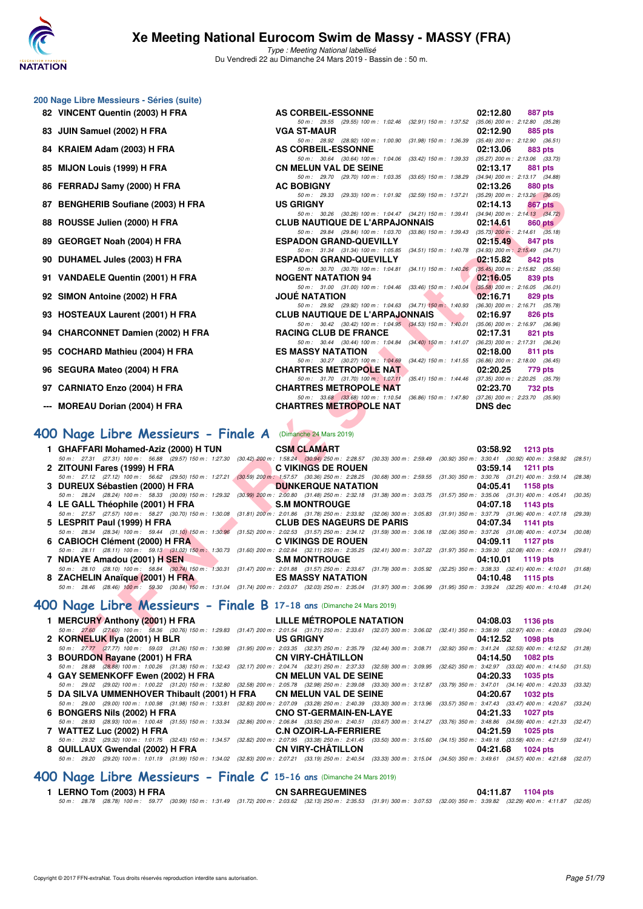# Xe Meeting National Eurocom Swim de Massy - MASSY (FRA)

*Type : Meeting National labellisé*

Du Vendredi 22 au Dimanche 24 Mars 2019 - Bassin de : 50 m.

## 200 Nage Libre Messieurs - Séries (suite)

| Rang | Nom | Club | Temps | Points |
|---|---|---|---|---|
| 82 | VINCENT Quentin (2003) H FRA | AS CORBEIL-ESSONNE | 02:12.80 | 887 pts |
| | 50 m : 29.55 (29.55) 100 m : 1:02.46 (32.91) 150 m : 1:37.52 (35.06) 200 m : 2:12.80 (35.28) | | | |
| 83 | JUIN Samuel (2002) H FRA | VGA ST-MAUR | 02:12.90 | 885 pts |
| | 50 m : 28.92 (28.92) 100 m : 1:00.90 (31.98) 150 m : 1:36.39 (35.49) 200 m : 2:12.90 (36.51) | | | |
| 84 | KRAIEM Adam (2003) H FRA | AS CORBEIL-ESSONNE | 02:13.06 | 883 pts |
| | 50 m : 30.64 (30.64) 100 m : 1:04.06 (33.42) 150 m : 1:39.33 (35.27) 200 m : 2:13.06 (33.73) | | | |
| 85 | MIJON Louis (1999) H FRA | CN MELUN VAL DE SEINE | 02:13.17 | 881 pts |
| | 50 m : 29.70 (29.70) 100 m : 1:03.35 (33.65) 150 m : 1:38.29 (34.94) 200 m : 2:13.17 (34.88) | | | |
| 86 | FERRADJ Samy (2000) H FRA | AC BOBIGNY | 02:13.26 | 880 pts |
| | 50 m : 29.33 (29.33) 100 m : 1:01.92 (32.59) 150 m : 1:37.21 (35.29) 200 m : 2:13.26 (36.05) | | | |
| 87 | BENGHERIB Soufiane (2003) H FRA | US GRIGNY | 02:14.13 | 867 pts |
| | 50 m : 30.26 (30.26) 100 m : 1:04.47 (34.21) 150 m : 1:39.41 (34.94) 200 m : 2:14.13 (34.72) | | | |
| 88 | ROUSSE Julien (2000) H FRA | CLUB NAUTIQUE DE L'ARPAJONNAIS | 02:14.61 | 860 pts |
| | 50 m : 29.84 (29.84) 100 m : 1:03.70 (33.86) 150 m : 1:39.43 (35.73) 200 m : 2:14.61 (35.18) | | | |
| 89 | GEORGET Noah (2004) H FRA | ESPADON GRAND-QUEVILLY | 02:15.49 | 847 pts |
| | 50 m : 31.34 (31.34) 100 m : 1:05.85 (34.51) 150 m : 1:40.78 (34.93) 200 m : 2:15.49 (34.71) | | | |
| 90 | DUHAMEL Jules (2003) H FRA | ESPADON GRAND-QUEVILLY | 02:15.82 | 842 pts |
| | 50 m : 30.70 (30.70) 100 m : 1:04.81 (34.11) 150 m : 1:40.26 (35.45) 200 m : 2:15.82 (35.56) | | | |
| 91 | VANDAELE Quentin (2001) H FRA | NOGENT NATATION 94 | 02:16.05 | 839 pts |
| | 50 m : 31.00 (31.00) 100 m : 1:04.46 (33.46) 150 m : 1:40.04 (35.58) 200 m : 2:16.05 (36.01) | | | |
| 92 | SIMON Antoine (2002) H FRA | JOUÉ NATATION | 02:16.71 | 829 pts |
| | 50 m : 29.92 (29.92) 100 m : 1:04.63 (34.71) 150 m : 1:40.93 (36.30) 200 m : 2:16.71 (35.78) | | | |
| 93 | HOSTEAUX Laurent (2001) H FRA | CLUB NAUTIQUE DE L'ARPAJONNAIS | 02:16.97 | 826 pts |
| | 50 m : 30.42 (30.42) 100 m : 1:04.95 (34.53) 150 m : 1:40.01 (35.06) 200 m : 2:16.97 (36.96) | | | |
| 94 | CHARCONNET Damien (2002) H FRA | RACING CLUB DE FRANCE | 02:17.31 | 821 pts |
| | 50 m : 30.44 (30.44) 100 m : 1:04.84 (34.40) 150 m : 1:41.07 (36.23) 200 m : 2:17.31 (36.24) | | | |
| 95 | COCHARD Mathieu (2004) H FRA | ES MASSY NATATION | 02:18.00 | 811 pts |
| | 50 m : 30.27 (30.27) 100 m : 1:04.69 (34.42) 150 m : 1:41.55 (36.86) 200 m : 2:18.00 (36.45) | | | |
| 96 | SEGURA Mateo (2004) H FRA | CHARTRES METROPOLE NAT | 02:20.25 | 779 pts |
| | 50 m : 31.70 (31.70) 100 m : 1:07.11 (35.41) 150 m : 1:44.46 (37.35) 200 m : 2:20.25 (35.79) | | | |
| 97 | CARNIATO Enzo (2004) H FRA | CHARTRES METROPOLE NAT | 02:23.70 | 732 pts |
| | 50 m : 33.68 (33.68) 100 m : 1:10.54 (36.86) 150 m : 1:47.80 (37.26) 200 m : 2:23.70 (35.90) | | | |
| --- | MOREAU Dorian (2004) H FRA | CHARTRES METROPOLE NAT | DNS dec | |

## 400 Nage Libre Messieurs - Finale A (Dimanche 24 Mars 2019)

| Rang | Nom | Club | Temps | Points |
|---|---|---|---|---|
| 1 | GHAFFARI Mohamed-Aziz (2000) H TUN | CSM CLAMART | 03:58.92 | 1213 pts |
| | 50 m : 27.31 (27.31) 100 m : 56.88 (29.57) 150 m : 1:27.30 (30.42) 200 m : 1:58.24 (30.94) 250 m : 2:28.57 (30.33) 300 m : 2:59.49 (30.92) 350 m : 3:30.41 (30.92) 400 m : 3:58.92 (28.51) | | | |
| 2 | ZITOUNI Fares (1999) H FRA | C VIKINGS DE ROUEN | 03:59.14 | 1211 pts |
| | 50 m : 27.12 (27.12) 100 m : 56.62 (29.50) 150 m : 1:27.21 (30.59) 200 m : 1:57.57 (30.36) 250 m : 2:28.25 (30.68) 300 m : 2:59.55 (31.30) 350 m : 3:30.76 (31.21) 400 m : 3:59.14 (28.38) | | | |
| 3 | DUREUX Sébastien (2000) H FRA | DUNKERQUE NATATION | 04:05.41 | 1158 pts |
| | 50 m : 28.24 (28.24) 100 m : 58.33 (30.09) 150 m : 1:29.32 (30.99) 200 m : 2:00.80 (31.48) 250 m : 2:32.18 (31.38) 300 m : 3:03.75 (31.57) 350 m : 3:35.06 (31.31) 400 m : 4:05.41 (30.35) | | | |
| 4 | LE GALL Théophile (2001) H FRA | S.M MONTROUGE | 04:07.18 | 1143 pts |
| | 50 m : 27.57 (27.57) 100 m : 58.27 (30.70) 150 m : 1:30.08 (31.81) 200 m : 2:01.86 (31.78) 250 m : 2:33.92 (32.06) 300 m : 3:05.83 (31.91) 350 m : 3:37.79 (31.96) 400 m : 4:07.18 (29.39) | | | |
| 5 | LESPRIT Paul (1999) H FRA | CLUB DES NAGEURS DE PARIS | 04:07.34 | 1141 pts |
| | 50 m : 28.34 (28.34) 100 m : 59.44 (31.10) 150 m : 1:30.96 (31.52) 200 m : 2:02.53 (31.57) 250 m : 2:34.12 (31.59) 300 m : 3:06.18 (32.06) 350 m : 3:37.26 (31.08) 400 m : 4:07.34 (30.08) | | | |
| 6 | CABIOCH Clément (2000) H FRA | C VIKINGS DE ROUEN | 04:09.11 | 1127 pts |
| | 50 m : 28.11 (28.11) 100 m : 59.13 (31.02) 150 m : 1:30.73 (31.60) 200 m : 2:02.84 (32.11) 250 m : 2:35.25 (32.41) 300 m : 3:07.22 (31.97) 350 m : 3:39.30 (32.08) 400 m : 4:09.11 (29.81) | | | |
| 7 | NDIAYE Amadou (2001) H SEN | S.M MONTROUGE | 04:10.01 | 1119 pts |
| | 50 m : 28.10 (28.10) 100 m : 58.84 (30.74) 150 m : 1:30.31 (31.47) 200 m : 2:01.88 (31.57) 250 m : 2:33.67 (31.79) 300 m : 3:05.92 (32.25) 350 m : 3:38.33 (32.41) 400 m : 4:10.01 (31.68) | | | |
| 8 | ZACHELIN Anaïque (2001) H FRA | ES MASSY NATATION | 04:10.48 | 1115 pts |
| | 50 m : 28.46 (28.46) 100 m : 59.30 (30.84) 150 m : 1:31.04 (31.74) 200 m : 2:03.07 (32.03) 250 m : 2:35.04 (31.97) 300 m : 3:06.99 (31.95) 350 m : 3:39.24 (32.25) 400 m : 4:10.48 (31.24) | | | |

## 400 Nage Libre Messieurs - Finale B 17-18 ans (Dimanche 24 Mars 2019)

| Rang | Nom | Club | Temps | Points |
|---|---|---|---|---|
| 1 | MERCURY Anthony (2001) H FRA | LILLE MÉTROPOLE NATATION | 04:08.03 | 1136 pts |
| | 50 m : 27.60 (27.60) 100 m : 58.36 (30.76) 150 m : 1:29.83 (31.47) 200 m : 2:01.54 (31.71) 250 m : 2:33.61 (32.07) 300 m : 3:06.02 (32.41) 350 m : 3:38.99 (32.97) 400 m : 4:08.03 (29.04) | | | |
| 2 | KORNELUK Ilya (2001) H BLR | US GRIGNY | 04:12.52 | 1098 pts |
| | 50 m : 27.77 (27.77) 100 m : 59.03 (31.26) 150 m : 1:30.98 (31.95) 200 m : 2:03.35 (32.37) 250 m : 2:35.79 (32.44) 300 m : 3:08.71 (32.92) 350 m : 3:41.24 (32.53) 400 m : 4:12.52 (31.28) | | | |
| 3 | BOURDON Rayane (2001) H FRA | CN VIRY-CHÂTILLON | 04:14.50 | 1082 pts |
| | 50 m : 28.88 (28.88) 100 m : 1:00.26 (31.38) 150 m : 1:32.43 (32.17) 200 m : 2:04.74 (32.31) 250 m : 2:37.33 (32.59) 300 m : 3:09.95 (32.62) 350 m : 3:42.97 (33.02) 400 m : 4:14.50 (31.53) | | | |
| 4 | GAY SEMENKOFF Ewen (2002) H FRA | CN MELUN VAL DE SEINE | 04:20.33 | 1035 pts |
| | 50 m : 29.02 (29.02) 100 m : 1:00.22 (31.20) 150 m : 1:32.80 (32.58) 200 m : 2:05.78 (32.98) 250 m : 2:39.08 (33.30) 300 m : 3:12.87 (33.79) 350 m : 3:47.01 (34.14) 400 m : 4:20.33 (33.32) | | | |
| 5 | DA SILVA UMMENHOVER Thibault (2001) H FRA | CN MELUN VAL DE SEINE | 04:20.67 | 1032 pts |
| | 50 m : 29.00 (29.00) 100 m : 1:00.98 (31.98) 150 m : 1:33.81 (32.83) 200 m : 2:07.09 (33.28) 250 m : 2:40.39 (33.30) 300 m : 3:13.96 (33.57) 350 m : 3:47.43 (33.47) 400 m : 4:20.67 (33.24) | | | |
| 6 | BONGERS Nils (2002) H FRA | CNO ST-GERMAIN-EN-LAYE | 04:21.33 | 1027 pts |
| | 50 m : 28.93 (28.93) 100 m : 1:00.48 (31.55) 150 m : 1:33.34 (32.86) 200 m : 2:06.84 (33.50) 250 m : 2:40.51 (33.67) 300 m : 3:14.27 (33.76) 350 m : 3:48.86 (34.59) 400 m : 4:21.33 (32.47) | | | |
| 7 | WATTEZ Luc (2002) H FRA | C.N OZOIR-LA-FERRIERE | 04:21.59 | 1025 pts |
| | 50 m : 29.32 (29.32) 100 m : 1:01.75 (32.43) 150 m : 1:34.57 (32.82) 200 m : 2:07.95 (33.38) 250 m : 2:41.45 (33.50) 300 m : 3:15.60 (34.15) 350 m : 3:49.18 (33.58) 400 m : 4:21.59 (32.41) | | | |
| 8 | QUILLAUX Gwendal (2002) H FRA | CN VIRY-CHÂTILLON | 04:21.68 | 1024 pts |
| | 50 m : 29.20 (29.20) 100 m : 1:01.19 (31.99) 150 m : 1:34.02 (32.83) 200 m : 2:07.21 (33.19) 250 m : 2:40.54 (33.33) 300 m : 3:15.04 (34.50) 350 m : 3:49.61 (34.57) 400 m : 4:21.68 (32.07) | | | |

## 400 Nage Libre Messieurs - Finale C 15-16 ans (Dimanche 24 Mars 2019)

| Rang | Nom | Club | Temps | Points |
|---|---|---|---|---|
| 1 | LERNO Tom (2003) H FRA | CN SARREGUEMINES | 04:11.87 | 1104 pts |
| | 50 m : 28.78 (28.78) 100 m : 59.77 (30.99) 150 m : 1:31.49 (31.72) 200 m : 2:03.62 (32.13) 250 m : 2:35.53 (31.91) 300 m : 3:07.53 (32.00) 350 m : 3:39.82 (32.29) 400 m : 4:11.87 (32.05) | | | |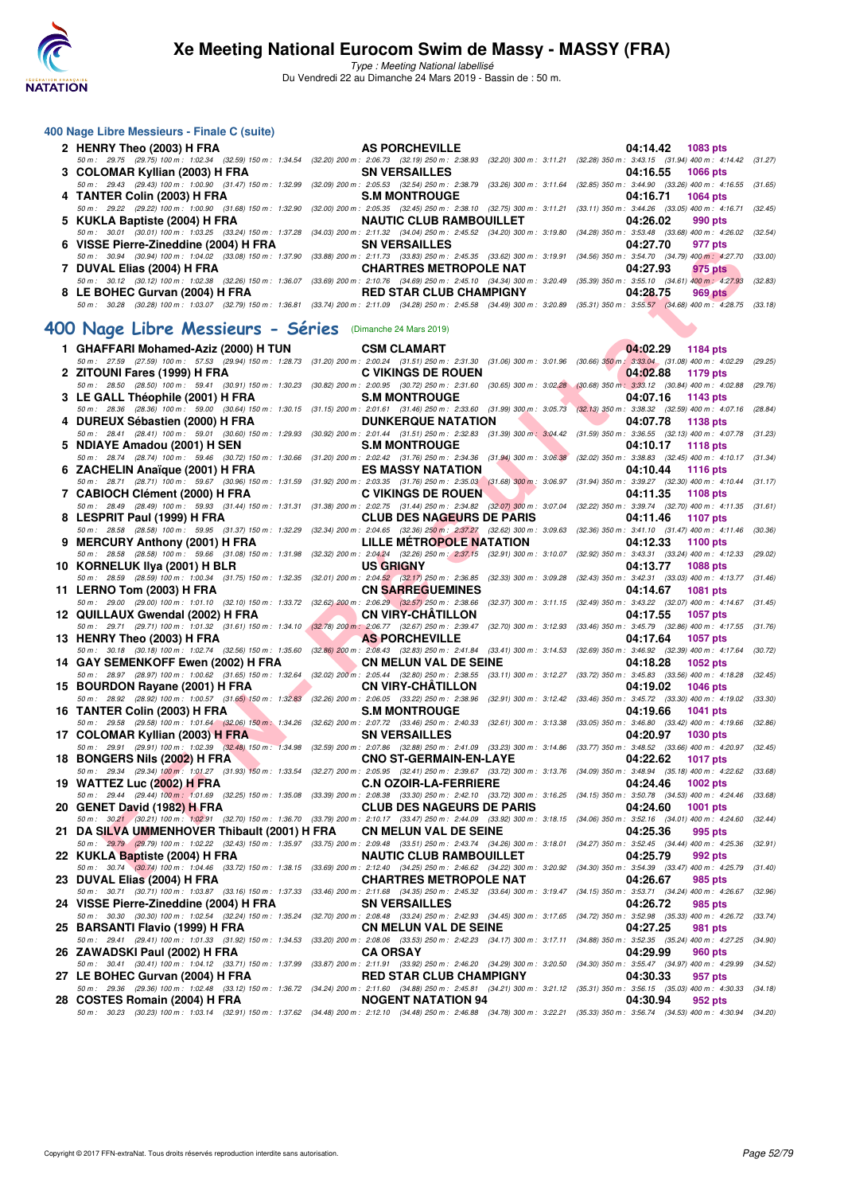### 400 Nage Libre Messieurs - Finale C (suite)

| Rang | Nom | Club | Temps | Points |
|---|---|---|---|---|
| 2 | HENRY Theo (2003) H FRA | AS PORCHEVILLE | 04:14.42 | 1083 pts |
| | 50 m : 29.75 (29.75) 100 m : 1:02.34 (32.59) 150 m : 1:34.54 (32.20) 200 m : 2:06.73 (32.19) 250 m : 2:38.93 (32.20) 300 m : 3:11.21 (32.28) 350 m : 3:43.15 (31.94) 400 m : 4:14.42 (31.27) | | | |
| 3 | COLOMAR Kyllian (2003) H FRA | SN VERSAILLES | 04:16.55 | 1066 pts |
| | 50 m : 29.43 (29.43) 100 m : 1:00.90 (31.47) 150 m : 1:32.99 (32.09) 200 m : 2:05.53 (32.54) 250 m : 2:38.79 (33.26) 300 m : 3:11.64 (32.85) 350 m : 3:44.90 (33.26) 400 m : 4:16.55 (31.65) | | | |
| 4 | TANTER Colin (2003) H FRA | S.M MONTROUGE | 04:16.71 | 1064 pts |
| | 50 m : 29.22 (29.22) 100 m : 1:00.90 (31.68) 150 m : 1:32.90 (32.00) 200 m : 2:05.35 (32.45) 250 m : 2:38.10 (32.75) 300 m : 3:11.21 (33.11) 350 m : 3:44.26 (33.05) 400 m : 4:16.71 (32.45) | | | |
| 5 | KUKLA Baptiste (2004) H FRA | NAUTIC CLUB RAMBOUILLET | 04:26.02 | 990 pts |
| | 50 m : 30.01 (30.01) 100 m : 1:03.25 (33.24) 150 m : 1:37.28 (34.03) 200 m : 2:11.32 (34.04) 250 m : 2:45.52 (34.20) 300 m : 3:19.80 (34.28) 350 m : 3:53.48 (33.68) 400 m : 4:26.02 (32.54) | | | |
| 6 | VISSE Pierre-Zineddine (2004) H FRA | SN VERSAILLES | 04:27.70 | 977 pts |
| | 50 m : 30.94 (30.94) 100 m : 1:04.02 (33.08) 150 m : 1:37.90 (33.88) 200 m : 2:11.73 (33.83) 250 m : 2:45.35 (33.62) 300 m : 3:19.91 (34.56) 350 m : 3:54.70 (34.79) 400 m : 4:27.70 (33.00) | | | |
| 7 | DUVAL Elias (2004) H FRA | CHARTRES METROPOLE NAT | 04:27.93 | 975 pts |
| | 50 m : 30.12 (30.12) 100 m : 1:02.38 (32.26) 150 m : 1:36.07 (33.69) 200 m : 2:10.76 (34.69) 250 m : 2:45.10 (34.34) 300 m : 3:20.49 (35.39) 350 m : 3:55.10 (34.61) 400 m : 4:27.93 (32.83) | | | |
| 8 | LE BOHEC Gurvan (2004) H FRA | RED STAR CLUB CHAMPIGNY | 04:28.75 | 969 pts |
| | 50 m : 30.28 (30.28) 100 m : 1:03.07 (32.79) 150 m : 1:36.81 (33.74) 200 m : 2:11.09 (34.28) 250 m : 2:45.58 (34.49) 300 m : 3:20.89 (35.31) 350 m : 3:55.57 (34.68) 400 m : 4:28.75 (33.18) | | | |

## 400 Nage Libre Messieurs - Séries (Dimanche 24 Mars 2019)

| Rang | Nom | Club | Temps | Points |
|---|---|---|---|---|
| 1 | GHAFFARI Mohamed-Aziz (2000) H TUN | CSM CLAMART | 04:02.29 | 1184 pts |
| | 50 m : 27.59 (27.59) 100 m : 57.53 (29.94) 150 m : 1:28.73 (31.20) 200 m : 2:00.24 (31.51) 250 m : 2:31.30 (31.06) 300 m : 3:01.96 (30.66) 350 m : 3:33.04 (31.08) 400 m : 4:02.29 (29.25) | | | |
| 2 | ZITOUNI Fares (1999) H FRA | C VIKINGS DE ROUEN | 04:02.88 | 1179 pts |
| | 50 m : 28.50 (28.50) 100 m : 59.41 (30.91) 150 m : 1:30.23 (30.82) 200 m : 2:00.95 (30.72) 250 m : 2:31.60 (30.65) 300 m : 3:02.28 (30.68) 350 m : 3:33.12 (30.84) 400 m : 4:02.88 (29.76) | | | |
| 3 | LE GALL Théophile (2001) H FRA | S.M MONTROUGE | 04:07.16 | 1143 pts |
| | 50 m : 28.36 (28.36) 100 m : 59.00 (30.64) 150 m : 1:30.15 (31.15) 200 m : 2:01.61 (31.46) 250 m : 2:33.60 (31.99) 300 m : 3:05.73 (32.13) 350 m : 3:38.32 (32.59) 400 m : 4:07.16 (28.84) | | | |
| 4 | DUREUX Sébastien (2000) H FRA | DUNKERQUE NATATION | 04:07.78 | 1138 pts |
| | 50 m : 28.41 (28.41) 100 m : 59.01 (30.60) 150 m : 1:29.93 (30.92) 200 m : 2:01.44 (31.51) 250 m : 2:32.83 (31.39) 300 m : 3:04.42 (31.59) 350 m : 3:36.55 (32.13) 400 m : 4:07.78 (31.23) | | | |
| 5 | NDIAYE Amadou (2001) H SEN | S.M MONTROUGE | 04:10.17 | 1118 pts |
| | 50 m : 28.74 (28.74) 100 m : 59.46 (30.72) 150 m : 1:30.66 (31.20) 200 m : 2:02.42 (31.76) 250 m : 2:34.36 (31.94) 300 m : 3:06.38 (32.02) 350 m : 3:38.83 (32.45) 400 m : 4:10.17 (31.34) | | | |
| 6 | ZACHELIN Anaïque (2001) H FRA | ES MASSY NATATION | 04:10.44 | 1116 pts |
| | 50 m : 28.71 (28.71) 100 m : 59.67 (30.96) 150 m : 1:31.59 (31.92) 200 m : 2:03.35 (31.76) 250 m : 2:35.03 (31.68) 300 m : 3:06.97 (31.94) 350 m : 3:39.27 (32.30) 400 m : 4:10.44 (31.17) | | | |
| 7 | CABIOCH Clément (2000) H FRA | C VIKINGS DE ROUEN | 04:11.35 | 1108 pts |
| | 50 m : 28.49 (28.49) 100 m : 59.93 (31.44) 150 m : 1:31.31 (31.38) 200 m : 2:02.75 (31.44) 250 m : 2:34.82 (32.07) 300 m : 3:07.04 (32.22) 350 m : 3:39.74 (32.70) 400 m : 4:11.35 (31.61) | | | |
| 8 | LESPRIT Paul (1999) H FRA | CLUB DES NAGEURS DE PARIS | 04:11.46 | 1107 pts |
| | 50 m : 28.58 (28.58) 100 m : 59.95 (31.37) 150 m : 1:32.29 (32.34) 200 m : 2:04.65 (32.36) 250 m : 2:37.27 (32.62) 300 m : 3:09.63 (32.36) 350 m : 3:41.10 (31.47) 400 m : 4:11.46 (30.36) | | | |
| 9 | MERCURY Anthony (2001) H FRA | LILLE MÉTROPOLE NATATION | 04:12.33 | 1100 pts |
| | 50 m : 28.58 (28.58) 100 m : 59.66 (31.08) 150 m : 1:31.98 (32.32) 200 m : 2:04.24 (32.26) 250 m : 2:37.15 (32.91) 300 m : 3:10.07 (32.92) 350 m : 3:43.31 (33.24) 400 m : 4:12.33 (29.02) | | | |
| 10 | KORNELUK Ilya (2001) H BLR | US GRIGNY | 04:13.77 | 1088 pts |
| | 50 m : 28.59 (28.59) 100 m : 1:00.34 (31.75) 150 m : 1:32.35 (32.01) 200 m : 2:04.52 (32.17) 250 m : 2:36.85 (32.33) 300 m : 3:09.28 (32.43) 350 m : 3:42.31 (33.03) 400 m : 4:13.77 (31.46) | | | |
| 11 | LERNO Tom (2003) H FRA | CN SARREGUEMINES | 04:14.67 | 1081 pts |
| | 50 m : 29.00 (29.00) 100 m : 1:01.10 (32.10) 150 m : 1:33.72 (32.62) 200 m : 2:06.29 (32.57) 250 m : 2:38.66 (32.37) 300 m : 3:11.15 (32.49) 350 m : 3:43.22 (32.07) 400 m : 4:14.67 (31.45) | | | |
| 12 | QUILLAUX Gwendal (2002) H FRA | CN VIRY-CHÂTILLON | 04:17.55 | 1057 pts |
| | 50 m : 29.71 (29.71) 100 m : 1:01.32 (31.61) 150 m : 1:34.10 (32.78) 200 m : 2:06.77 (32.67) 250 m : 2:39.47 (32.70) 300 m : 3:12.93 (33.46) 350 m : 3:45.79 (32.86) 400 m : 4:17.55 (31.76) | | | |
| 13 | HENRY Theo (2003) H FRA | AS PORCHEVILLE | 04:17.64 | 1057 pts |
| | 50 m : 30.18 (30.18) 100 m : 1:02.74 (32.56) 150 m : 1:35.60 (32.86) 200 m : 2:08.43 (32.83) 250 m : 2:41.84 (33.41) 300 m : 3:14.53 (32.69) 350 m : 3:46.92 (32.39) 400 m : 4:17.64 (30.72) | | | |
| 14 | GAY SEMENKOFF Ewen (2002) H FRA | CN MELUN VAL DE SEINE | 04:18.28 | 1052 pts |
| | 50 m : 28.97 (28.97) 100 m : 1:00.62 (31.65) 150 m : 1:32.64 (32.02) 200 m : 2:05.44 (32.80) 250 m : 2:38.55 (33.11) 300 m : 3:12.27 (33.72) 350 m : 3:45.83 (33.56) 400 m : 4:18.28 (32.45) | | | |
| 15 | BOURDON Rayane (2001) H FRA | CN VIRY-CHÂTILLON | 04:19.02 | 1046 pts |
| | 50 m : 28.92 (28.92) 100 m : 1:00.57 (31.65) 150 m : 1:32.83 (32.26) 200 m : 2:06.05 (33.22) 250 m : 2:38.96 (32.91) 300 m : 3:12.42 (33.46) 350 m : 3:45.72 (33.30) 400 m : 4:19.02 (33.30) | | | |
| 16 | TANTER Colin (2003) H FRA | S.M MONTROUGE | 04:19.66 | 1041 pts |
| | 50 m : 29.58 (29.58) 100 m : 1:01.64 (32.06) 150 m : 1:34.26 (32.62) 200 m : 2:07.72 (33.46) 250 m : 2:40.33 (32.61) 300 m : 3:13.38 (33.05) 350 m : 3:46.80 (33.42) 400 m : 4:19.66 (32.86) | | | |
| 17 | COLOMAR Kyllian (2003) H FRA | SN VERSAILLES | 04:20.97 | 1030 pts |
| | 50 m : 29.91 (29.91) 100 m : 1:02.39 (32.48) 150 m : 1:34.98 (32.59) 200 m : 2:07.86 (32.88) 250 m : 2:41.09 (33.23) 300 m : 3:14.86 (33.77) 350 m : 3:48.52 (33.66) 400 m : 4:20.97 (32.45) | | | |
| 18 | BONGERS Nils (2002) H FRA | CNO ST-GERMAIN-EN-LAYE | 04:22.62 | 1017 pts |
| | 50 m : 29.34 (29.34) 100 m : 1:01.27 (31.93) 150 m : 1:33.54 (32.27) 200 m : 2:05.95 (32.41) 250 m : 2:39.67 (33.72) 300 m : 3:13.76 (34.09) 350 m : 3:48.94 (35.18) 400 m : 4:22.62 (33.68) | | | |
| 19 | WATTEZ Luc (2002) H FRA | C.N OZOIR-LA-FERRIERE | 04:24.46 | 1002 pts |
| | 50 m : 29.44 (29.44) 100 m : 1:01.69 (32.25) 150 m : 1:35.08 (33.39) 200 m : 2:08.38 (33.30) 250 m : 2:42.10 (33.72) 300 m : 3:16.25 (34.15) 350 m : 3:50.78 (34.53) 400 m : 4:24.46 (33.68) | | | |
| 20 | GENET David (1982) H FRA | CLUB DES NAGEURS DE PARIS | 04:24.60 | 1001 pts |
| | 50 m : 30.21 (30.21) 100 m : 1:02.91 (32.70) 150 m : 1:36.70 (33.79) 200 m : 2:10.17 (33.47) 250 m : 2:44.09 (33.92) 300 m : 3:18.15 (34.06) 350 m : 3:52.16 (34.01) 400 m : 4:24.60 (32.44) | | | |
| 21 | DA SILVA UMMENHOVER Thibault (2001) H FRA | CN MELUN VAL DE SEINE | 04:25.36 | 995 pts |
| | 50 m : 29.79 (29.79) 100 m : 1:02.22 (32.43) 150 m : 1:35.97 (33.75) 200 m : 2:09.48 (33.51) 250 m : 2:43.74 (34.26) 300 m : 3:18.01 (34.27) 350 m : 3:52.45 (34.44) 400 m : 4:25.36 (32.91) | | | |
| 22 | KUKLA Baptiste (2004) H FRA | NAUTIC CLUB RAMBOUILLET | 04:25.79 | 992 pts |
| | 50 m : 30.74 (30.74) 100 m : 1:04.46 (33.72) 150 m : 1:38.15 (33.69) 200 m : 2:12.40 (34.25) 250 m : 2:46.62 (34.22) 300 m : 3:20.92 (34.30) 350 m : 3:54.39 (33.47) 400 m : 4:25.79 (31.40) | | | |
| 23 | DUVAL Elias (2004) H FRA | CHARTRES METROPOLE NAT | 04:26.67 | 985 pts |
| | 50 m : 30.71 (30.71) 100 m : 1:03.87 (33.16) 150 m : 1:37.33 (33.46) 200 m : 2:11.68 (34.35) 250 m : 2:45.32 (33.64) 300 m : 3:19.47 (34.15) 350 m : 3:53.71 (34.24) 400 m : 4:26.67 (32.96) | | | |
| 24 | VISSE Pierre-Zineddine (2004) H FRA | SN VERSAILLES | 04:26.72 | 985 pts |
| | 50 m : 30.30 (30.30) 100 m : 1:02.54 (32.24) 150 m : 1:35.24 (32.70) 200 m : 2:08.48 (33.24) 250 m : 2:42.93 (34.45) 300 m : 3:17.65 (34.72) 350 m : 3:52.98 (35.33) 400 m : 4:26.72 (33.74) | | | |
| 25 | BARSANTI Flavio (1999) H FRA | CN MELUN VAL DE SEINE | 04:27.25 | 981 pts |
| | 50 m : 29.41 (29.41) 100 m : 1:01.33 (31.92) 150 m : 1:34.53 (33.20) 200 m : 2:08.06 (33.53) 250 m : 2:42.23 (34.17) 300 m : 3:17.11 (34.88) 350 m : 3:52.35 (35.24) 400 m : 4:27.25 (34.90) | | | |
| 26 | ZAWADSKI Paul (2002) H FRA | CA ORSAY | 04:29.99 | 960 pts |
| | 50 m : 30.41 (30.41) 100 m : 1:04.12 (33.71) 150 m : 1:37.99 (33.87) 200 m : 2:11.91 (33.92) 250 m : 2:46.20 (34.29) 300 m : 3:20.50 (34.30) 350 m : 3:55.47 (34.97) 400 m : 4:29.99 (34.52) | | | |
| 27 | LE BOHEC Gurvan (2004) H FRA | RED STAR CLUB CHAMPIGNY | 04:30.33 | 957 pts |
| | 50 m : 29.36 (29.36) 100 m : 1:02.48 (33.12) 150 m : 1:36.72 (34.24) 200 m : 2:11.60 (34.88) 250 m : 2:45.81 (34.21) 300 m : 3:21.12 (35.31) 350 m : 3:56.15 (35.03) 400 m : 4:30.33 (34.18) | | | |
| 28 | COSTES Romain (2004) H FRA | NOGENT NATATION 94 | 04:30.94 | 952 pts |
| | 50 m : 30.23 (30.23) 100 m : 1:03.14 (32.91) 150 m : 1:37.62 (34.48) 200 m : 2:12.10 (34.48) 250 m : 2:46.88 (34.78) 300 m : 3:22.21 (35.33) 350 m : 3:56.74 (34.53) 400 m : 4:30.94 (34.20) | | | |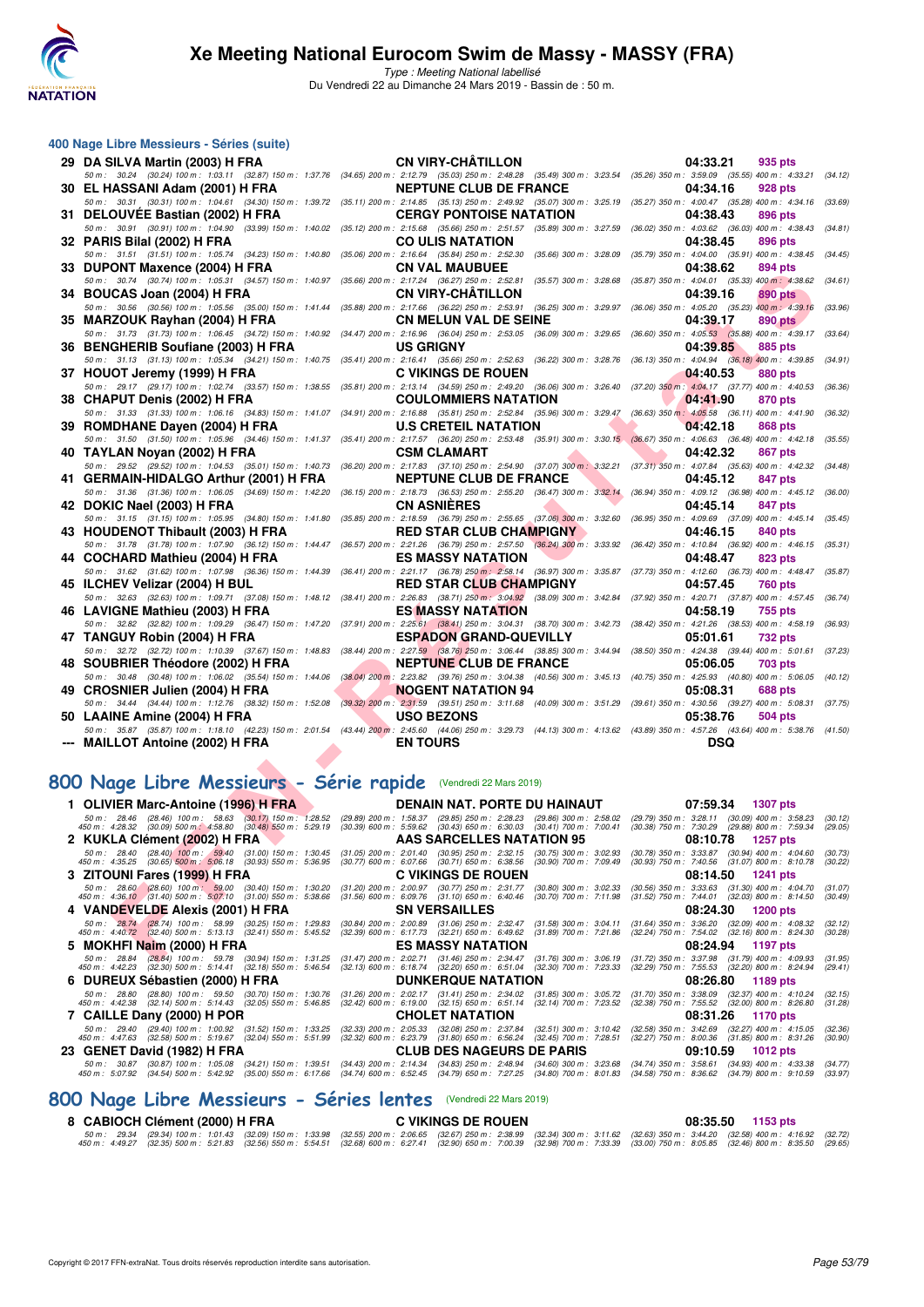## 400 Nage Libre Messieurs - Séries (suite)

| Place | Nom | Club | Temps | Points |
|---|---|---|---|---|
| 29 | DA SILVA Martin (2003) H FRA | CN VIRY-CHÂTILLON | 04:33.21 | 935 pts |
| | 50 m : 30.24 (30.24) 100 m : 1:03.11 (32.87) 150 m : 1:37.76 (34.65) 200 m : 2:12.79 (35.03) 250 m : 2:48.28 (35.49) 300 m : 3:23.54 (35.26) 350 m : 3:59.09 (35.55) 400 m : 4:33.21 (34.12) | | | |
| 30 | EL HASSANI Adam (2001) H FRA | NEPTUNE CLUB DE FRANCE | 04:34.16 | 928 pts |
| | 50 m : 30.31 (30.31) 100 m : 1:04.61 (34.30) 150 m : 1:39.72 (35.11) 200 m : 2:14.85 (35.13) 250 m : 2:49.92 (35.07) 300 m : 3:25.19 (35.27) 350 m : 4:00.47 (35.28) 400 m : 4:34.16 (33.69) | | | |
| 31 | DELOUVÉE Bastian (2002) H FRA | CERGY PONTOISE NATATION | 04:38.43 | 896 pts |
| | 50 m : 30.91 (30.91) 100 m : 1:04.90 (33.99) 150 m : 1:40.02 (35.12) 200 m : 2:15.68 (35.66) 250 m : 2:51.57 (35.89) 300 m : 3:27.59 (36.02) 350 m : 4:03.62 (36.03) 400 m : 4:38.43 (34.81) | | | |
| 32 | PARIS Bilal (2002) H FRA | CO ULIS NATATION | 04:38.45 | 896 pts |
| | 50 m : 31.51 (31.51) 100 m : 1:05.74 (34.23) 150 m : 1:40.80 (35.06) 200 m : 2:16.64 (35.84) 250 m : 2:52.30 (35.66) 300 m : 3:28.09 (35.79) 350 m : 4:04.00 (35.91) 400 m : 4:38.45 (34.45) | | | |
| 33 | DUPONT Maxence (2004) H FRA | CN VAL MAUBUEE | 04:38.62 | 894 pts |
| | 50 m : 30.74 (30.74) 100 m : 1:05.31 (34.57) 150 m : 1:40.97 (35.66) 200 m : 2:17.24 (36.27) 250 m : 2:52.81 (35.57) 300 m : 3:28.68 (35.87) 350 m : 4:04.01 (35.33) 400 m : 4:38.62 (34.61) | | | |
| 34 | BOUCAS Joan (2004) H FRA | CN VIRY-CHÂTILLON | 04:39.16 | 890 pts |
| | 50 m : 30.56 (30.56) 100 m : 1:05.56 (35.00) 150 m : 1:41.44 (35.88) 200 m : 2:17.66 (36.22) 250 m : 2:53.91 (36.25) 300 m : 3:29.97 (36.06) 350 m : 4:05.20 (35.23) 400 m : 4:39.16 (33.96) | | | |
| 35 | MARZOUK Rayhan (2004) H FRA | CN MELUN VAL DE SEINE | 04:39.17 | 890 pts |
| | 50 m : 31.73 (31.73) 100 m : 1:06.45 (34.72) 150 m : 1:40.92 (34.47) 200 m : 2:16.96 (36.04) 250 m : 2:53.05 (36.09) 300 m : 3:29.65 (36.60) 350 m : 4:05.53 (35.88) 400 m : 4:39.17 (33.64) | | | |
| 36 | BENGHERIB Soufiane (2003) H FRA | US GRIGNY | 04:39.85 | 885 pts |
| | 50 m : 31.13 (31.13) 100 m : 1:05.34 (34.21) 150 m : 1:40.75 (35.41) 200 m : 2:16.41 (35.66) 250 m : 2:52.63 (36.22) 300 m : 3:28.76 (36.13) 350 m : 4:04.94 (36.18) 400 m : 4:39.85 (34.91) | | | |
| 37 | HOUOT Jeremy (1999) H FRA | C VIKINGS DE ROUEN | 04:40.53 | 880 pts |
| | 50 m : 29.17 (29.17) 100 m : 1:02.74 (33.57) 150 m : 1:38.55 (35.81) 200 m : 2:13.14 (34.59) 250 m : 2:49.20 (36.06) 300 m : 3:26.40 (37.20) 350 m : 4:04.17 (37.77) 400 m : 4:40.53 (36.36) | | | |
| 38 | CHAPUT Denis (2002) H FRA | COULOMMIERS NATATION | 04:41.90 | 870 pts |
| | 50 m : 31.33 (31.33) 100 m : 1:06.16 (34.83) 150 m : 1:41.07 (34.91) 200 m : 2:16.88 (35.81) 250 m : 2:52.84 (35.96) 300 m : 3:29.47 (36.63) 350 m : 4:05.58 (36.11) 400 m : 4:41.90 (36.32) | | | |
| 39 | ROMDHANE Dayen (2004) H FRA | U.S CRETEIL NATATION | 04:42.18 | 868 pts |
| | 50 m : 31.50 (31.50) 100 m : 1:05.96 (34.46) 150 m : 1:41.37 (35.41) 200 m : 2:17.57 (36.20) 250 m : 2:53.48 (35.91) 300 m : 3:30.15 (36.67) 350 m : 4:06.63 (36.48) 400 m : 4:42.18 (35.55) | | | |
| 40 | TAYLAN Noyan (2002) H FRA | CSM CLAMART | 04:42.32 | 867 pts |
| | 50 m : 29.52 (29.52) 100 m : 1:04.53 (35.01) 150 m : 1:40.73 (36.20) 200 m : 2:17.83 (37.10) 250 m : 2:54.90 (37.07) 300 m : 3:32.21 (37.31) 350 m : 4:07.84 (35.63) 400 m : 4:42.32 (34.48) | | | |
| 41 | GERMAIN-HIDALGO Arthur (2001) H FRA | NEPTUNE CLUB DE FRANCE | 04:45.12 | 847 pts |
| | 50 m : 31.36 (31.36) 100 m : 1:06.05 (34.69) 150 m : 1:42.20 (36.15) 200 m : 2:18.73 (36.53) 250 m : 2:55.20 (36.47) 300 m : 3:32.14 (36.94) 350 m : 4:09.12 (36.98) 400 m : 4:45.12 (36.00) | | | |
| 42 | DOKIC Nael (2003) H FRA | CN ASNIÈRES | 04:45.14 | 847 pts |
| | 50 m : 31.15 (31.15) 100 m : 1:05.95 (34.80) 150 m : 1:41.80 (35.85) 200 m : 2:18.59 (36.79) 250 m : 2:55.65 (37.06) 300 m : 3:32.60 (36.95) 350 m : 4:09.69 (37.09) 400 m : 4:45.14 (35.45) | | | |
| 43 | HOUDENOT Thibault (2003) H FRA | RED STAR CLUB CHAMPIGNY | 04:46.15 | 840 pts |
| | 50 m : 31.78 (31.78) 100 m : 1:07.90 (36.12) 150 m : 1:44.47 (36.57) 200 m : 2:21.26 (36.79) 250 m : 2:57.50 (36.24) 300 m : 3:33.92 (36.42) 350 m : 4:10.84 (36.92) 400 m : 4:46.15 (35.31) | | | |
| 44 | COCHARD Mathieu (2004) H FRA | ES MASSY NATATION | 04:48.47 | 823 pts |
| | 50 m : 31.62 (31.62) 100 m : 1:07.98 (36.36) 150 m : 1:44.39 (36.41) 200 m : 2:21.17 (36.78) 250 m : 2:58.14 (36.97) 300 m : 3:35.87 (37.73) 350 m : 4:12.60 (36.73) 400 m : 4:48.47 (35.87) | | | |
| 45 | ILCHEV Velizar (2004) H BUL | RED STAR CLUB CHAMPIGNY | 04:57.45 | 760 pts |
| | 50 m : 32.63 (32.63) 100 m : 1:09.71 (37.08) 150 m : 1:48.12 (38.41) 200 m : 2:26.83 (38.71) 250 m : 3:04.92 (38.09) 300 m : 3:42.84 (37.92) 350 m : 4:20.71 (37.87) 400 m : 4:57.45 (36.74) | | | |
| 46 | LAVIGNE Mathieu (2003) H FRA | ES MASSY NATATION | 04:58.19 | 755 pts |
| | 50 m : 32.82 (32.82) 100 m : 1:09.29 (36.47) 150 m : 1:47.20 (37.91) 200 m : 2:25.61 (38.41) 250 m : 3:04.31 (38.70) 300 m : 3:42.73 (38.42) 350 m : 4:21.26 (38.53) 400 m : 4:58.19 (36.93) | | | |
| 47 | TANGUY Robin (2004) H FRA | ESPADON GRAND-QUEVILLY | 05:01.61 | 732 pts |
| | 50 m : 32.72 (32.72) 100 m : 1:10.39 (37.67) 150 m : 1:48.83 (38.44) 200 m : 2:27.59 (38.76) 250 m : 3:06.44 (38.85) 300 m : 3:44.94 (38.50) 350 m : 4:24.38 (39.44) 400 m : 5:01.61 (37.23) | | | |
| 48 | SOUBRIER Théodore (2002) H FRA | NEPTUNE CLUB DE FRANCE | 05:06.05 | 703 pts |
| | 50 m : 30.48 (30.48) 100 m : 1:06.02 (35.54) 150 m : 1:44.06 (38.04) 200 m : 2:23.82 (39.76) 250 m : 3:04.38 (40.56) 300 m : 3:45.13 (40.75) 350 m : 4:25.93 (40.80) 400 m : 5:06.05 (40.12) | | | |
| 49 | CROSNIER Julien (2004) H FRA | NOGENT NATATION 94 | 05:08.31 | 688 pts |
| | 50 m : 34.44 (34.44) 100 m : 1:12.76 (38.32) 150 m : 1:52.08 (39.32) 200 m : 2:31.59 (39.51) 250 m : 3:11.68 (40.09) 300 m : 3:51.29 (39.61) 350 m : 4:30.56 (39.27) 400 m : 5:08.31 (37.75) | | | |
| 50 | LAAINE Amine (2004) H FRA | USO BEZONS | 05:38.76 | 504 pts |
| | 50 m : 35.87 (35.87) 100 m : 1:18.10 (42.23) 150 m : 2:01.54 (43.44) 200 m : 2:45.60 (44.06) 250 m : 3:29.73 (44.13) 300 m : 4:13.62 (43.89) 350 m : 4:57.26 (43.64) 400 m : 5:38.76 (41.50) | | | |
| --- | MAILLOT Antoine (2002) H FRA | EN TOURS | DSQ | |

## 800 Nage Libre Messieurs - Série rapide (Vendredi 22 Mars 2019)

| Place | Nom | Club | Temps | Points |
|---|---|---|---|---|
| 1 | OLIVIER Marc-Antoine (1996) H FRA | DENAIN NAT. PORTE DU HAINAUT | 07:59.34 | 1307 pts |
| | 50 m : 28.46 (28.46) 100 m : 58.63 (30.17) 150 m : 1:28.52 (29.89) 200 m : 1:58.37 (29.85) 250 m : 2:28.23 (29.86) 300 m : 2:58.02 (29.79) 350 m : 3:28.11 (30.09) 400 m : 3:58.23 (30.12) 450 m : 4:28.32 (30.09) 500 m : 4:58.80 (30.48) 550 m : 5:29.19 (30.39) 600 m : 5:59.62 (30.43) 650 m : 6:30.03 (30.41) 700 m : 7:00.41 (30.38) 750 m : 7:30.29 (29.88) 800 m : 7:59.34 (29.05) | | | |
| 2 | KUKLA Clément (2002) H FRA | AAS SARCELLES NATATION 95 | 08:10.78 | 1257 pts |
| | 50 m : 28.40 (28.40) 100 m : 59.40 (31.00) 150 m : 1:30.45 (31.05) 200 m : 2:01.40 (30.95) 250 m : 2:32.15 (30.75) 300 m : 3:02.93 (30.78) 350 m : 3:33.87 (30.94) 400 m : 4:04.60 (30.73) 450 m : 4:35.25 (30.65) 500 m : 5:06.18 (30.93) 550 m : 5:36.95 (30.77) 600 m : 6:07.66 (30.71) 650 m : 6:38.56 (30.90) 700 m : 7:09.49 (30.93) 750 m : 7:40.56 (31.07) 800 m : 8:10.78 (30.22) | | | |
| 3 | ZITOUNI Fares (1999) H FRA | C VIKINGS DE ROUEN | 08:14.50 | 1241 pts |
| | 50 m : 28.60 (28.60) 100 m : 59.00 (30.40) 150 m : 1:30.20 (31.20) 200 m : 2:00.97 (30.77) 250 m : 2:31.77 (30.80) 300 m : 3:02.33 (30.56) 350 m : 3:33.63 (31.30) 400 m : 4:04.70 (31.07) 450 m : 4:36.10 (31.40) 500 m : 5:07.10 (31.00) 550 m : 5:38.66 (31.56) 600 m : 6:09.76 (31.10) 650 m : 6:40.46 (30.70) 700 m : 7:11.98 (31.52) 750 m : 7:44.01 (32.03) 800 m : 8:14.50 (30.49) | | | |
| 4 | VANDEVELDE Alexis (2001) H FRA | SN VERSAILLES | 08:24.30 | 1200 pts |
| | 50 m : 28.74 (28.74) 100 m : 58.99 (30.25) 150 m : 1:29.83 (30.84) 200 m : 2:00.89 (31.06) 250 m : 2:32.47 (31.58) 300 m : 3:04.11 (31.64) 350 m : 3:36.20 (32.09) 400 m : 4:08.32 (32.12) 450 m : 4:40.72 (32.40) 500 m : 5:13.13 (32.41) 550 m : 5:45.52 (32.39) 600 m : 6:17.73 (32.21) 650 m : 6:49.62 (31.89) 700 m : 7:21.86 (32.24) 750 m : 7:54.02 (32.16) 800 m : 8:24.30 (30.28) | | | |
| 5 | MOKHFI Naim (2000) H FRA | ES MASSY NATATION | 08:24.94 | 1197 pts |
| | 50 m : 28.84 (28.84) 100 m : 59.78 (30.94) 150 m : 1:31.25 (31.47) 200 m : 2:02.71 (31.46) 250 m : 2:34.47 (31.76) 300 m : 3:06.19 (31.72) 350 m : 3:37.98 (31.79) 400 m : 4:09.93 (31.95) 450 m : 4:42.23 (32.30) 500 m : 5:14.41 (32.18) 550 m : 5:46.54 (32.13) 600 m : 6:18.74 (32.20) 650 m : 6:51.04 (32.30) 700 m : 7:23.33 (32.29) 750 m : 7:55.53 (32.20) 800 m : 8:24.94 (29.41) | | | |
| 6 | DUREUX Sébastien (2000) H FRA | DUNKERQUE NATATION | 08:26.80 | 1189 pts |
| | 50 m : 28.80 (28.80) 100 m : 59.50 (30.70) 150 m : 1:30.76 (31.26) 200 m : 2:02.17 (31.41) 250 m : 2:34.02 (31.85) 300 m : 3:05.72 (31.70) 350 m : 3:38.09 (32.37) 400 m : 4:10.24 (32.15) 450 m : 4:42.38 (32.14) 500 m : 5:14.43 (32.05) 550 m : 5:46.85 (32.42) 600 m : 6:19.00 (32.15) 650 m : 6:51.14 (32.14) 700 m : 7:23.52 (32.38) 750 m : 7:55.52 (32.00) 800 m : 8:26.80 (31.28) | | | |
| 7 | CAILLE Dany (2000) H POR | CHOLET NATATION | 08:31.26 | 1170 pts |
| | 50 m : 29.40 (29.40) 100 m : 1:00.92 (31.52) 150 m : 1:33.25 (32.33) 200 m : 2:05.33 (32.08) 250 m : 2:37.84 (32.51) 300 m : 3:10.42 (32.58) 350 m : 3:42.69 (32.27) 400 m : 4:15.05 (32.36) 450 m : 4:47.63 (32.58) 500 m : 5:19.67 (32.04) 550 m : 5:51.99 (32.32) 600 m : 6:23.79 (31.80) 650 m : 6:56.24 (32.45) 700 m : 7:28.51 (32.27) 750 m : 8:00.36 (31.85) 800 m : 8:31.26 (30.90) | | | |
| 23 | GENET David (1982) H FRA | CLUB DES NAGEURS DE PARIS | 09:10.59 | 1012 pts |
| | 50 m : 30.87 (30.87) 100 m : 1:05.08 (34.21) 150 m : 1:39.51 (34.43) 200 m : 2:14.34 (34.83) 250 m : 2:48.94 (34.60) 300 m : 3:23.68 (34.74) 350 m : 3:58.61 (34.93) 400 m : 4:33.38 (34.77) 450 m : 5:07.92 (34.54) 500 m : 5:42.92 (35.00) 550 m : 6:17.66 (34.74) 600 m : 6:52.45 (34.79) 650 m : 7:27.25 (34.80) 700 m : 8:01.83 (34.58) 750 m : 8:36.62 (34.79) 800 m : 9:10.59 (33.97) | | | |

## 800 Nage Libre Messieurs - Séries lentes (Vendredi 22 Mars 2019)

| Place | Nom | Club | Temps | Points |
|---|---|---|---|---|
| 8 | CABIOCH Clément (2000) H FRA | C VIKINGS DE ROUEN | 08:35.50 | 1153 pts |
| | 50 m : 29.34 (29.34) 100 m : 1:01.43 (32.09) 150 m : 1:33.98 (32.55) 200 m : 2:06.65 (32.67) 250 m : 2:38.99 (32.34) 300 m : 3:11.62 (32.63) 350 m : 3:44.20 (32.58) 400 m : 4:16.92 (32.72) 450 m : 4:49.27 (32.35) 500 m : 5:21.83 (32.56) 550 m : 5:54.51 (32.68) 600 m : 6:27.41 (32.90) 650 m : 7:00.39 (32.98) 700 m : 7:33.39 (33.00) 750 m : 8:05.85 (32.46) 800 m : 8:35.50 (29.65) | | | |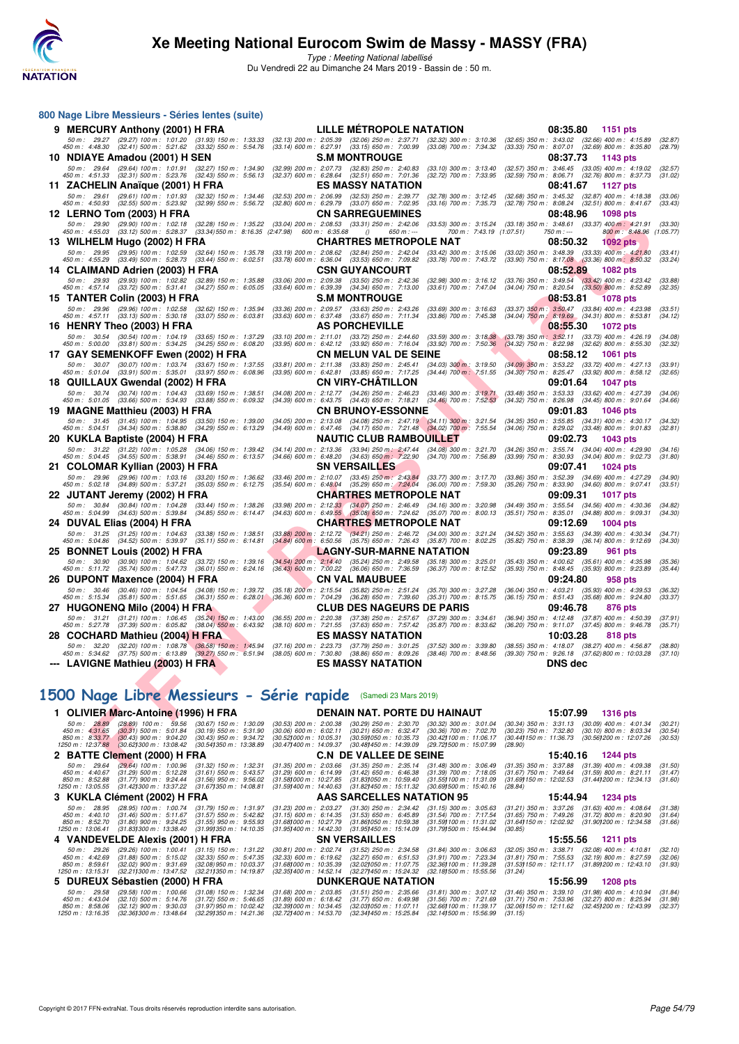# Xe Meeting National Eurocom Swim de Massy - MASSY (FRA)

*Type : Meeting National labellisé*

Du Vendredi 22 au Dimanche 24 Mars 2019 - Bassin de : 50 m.

## 800 Nage Libre Messieurs - Séries lentes (suite)

**9 MERCURY Anthony (2001) H FRA** — LILLE MÉTROPOLE NATATION — 08:35.80 — 1151 pts

50 m : 29.27 (29.27) 100 m : 1:01.20 (31.93) 150 m : 1:33.33 (32.13) 200 m : 2:05.39 (32.06) 250 m : 2:37.71 (32.32) 300 m : 3:10.36 (32.65) 350 m : 3:43.02 (32.66) 400 m : 4:15.89 (32.87)
450 m : 4:48.30 (32.41) 500 m : 5:21.62 (33.32) 550 m : 5:54.76 (33.14) 600 m : 6:27.91 (33.15) 650 m : 7:00.99 (33.08) 700 m : 7:34.32 (33.33) 750 m : 8:07.01 (32.69) 800 m : 8:35.80 (28.79)

**10 NDIAYE Amadou (2001) H SEN** — S.M MONTROUGE — 08:37.73 — 1143 pts

50 m : 29.64 (29.64) 100 m : 1:01.91 (32.27) 150 m : 1:34.90 (32.99) 200 m : 2:07.73 (32.83) 250 m : 2:40.83 (33.10) 300 m : 3:13.40 (32.57) 350 m : 3:46.45 (33.05) 400 m : 4:19.02 (32.57)
450 m : 4:51.33 (32.31) 500 m : 5:23.76 (32.43) 550 m : 5:56.13 (32.37) 600 m : 6:28.64 (32.51) 650 m : 7:01.36 (32.72) 700 m : 7:33.95 (32.59) 750 m : 8:06.71 (32.76) 800 m : 8:37.73 (31.02)

**11 ZACHELIN Anaïque (2001) H FRA** — ES MASSY NATATION — 08:41.67 — 1127 pts

50 m : 29.61 (29.61) 100 m : 1:01.93 (32.32) 150 m : 1:34.46 (32.53) 200 m : 2:06.99 (32.53) 250 m : 2:39.77 (32.78) 300 m : 3:12.45 (32.68) 350 m : 3:45.32 (32.87) 400 m : 4:18.38 (33.06)
450 m : 4:50.93 (32.55) 500 m : 5:23.92 (32.99) 550 m : 5:56.72 (32.80) 600 m : 6:29.79 (33.07) 650 m : 7:02.95 (33.16) 700 m : 7:35.73 (32.78) 750 m : 8:08.24 (32.51) 800 m : 8:41.67 (33.43)

**12 LERNO Tom (2003) H FRA** — CN SARREGUEMINES — 08:48.96 — 1098 pts

50 m : 29.90 (29.90) 100 m : 1:02.18 (32.28) 150 m : 1:35.22 (33.04) 200 m : 2:08.53 (33.31) 250 m : 2:42.06 (33.53) 300 m : 3:15.24 (33.18) 350 m : 3:48.61 (33.37) 400 m : 4:21.91 (33.30)
450 m : 4:55.03 (33.12) 500 m : 5:28.37 (33.34) 550 m : 8:16.35 (2:47.98) 600 m : 6:35.68 () 650 m : --- 700 m : 7:43.19 (1:07.51) 750 m : --- 800 m : 8:48.96 (1:05.77)

**13 WILHELM Hugo (2002) H FRA** — CHARTRES METROPOLE NAT — 08:50.32 — 1092 pts

50 m : 29.95 (29.95) 100 m : 1:02.59 (32.64) 150 m : 1:35.78 (33.19) 200 m : 2:08.62 (32.84) 250 m : 2:42.04 (33.42) 300 m : 3:15.06 (33.02) 350 m : 3:48.39 (33.33) 400 m : 4:21.80 (33.41)
450 m : 4:55.29 (33.49) 500 m : 5:28.73 (33.44) 550 m : 6:02.51 (33.78) 600 m : 6:36.04 (33.53) 650 m : 7:09.82 (33.78) 700 m : 7:43.72 (33.90) 750 m : 8:17.08 (33.36) 800 m : 8:50.32 (33.24)

**14 CLAIMAND Adrien (2003) H FRA** — CSN GUYANCOURT — 08:52.89 — 1082 pts

50 m : 29.93 (29.93) 100 m : 1:02.82 (32.89) 150 m : 1:35.88 (33.06) 200 m : 2:09.38 (33.50) 250 m : 2:42.36 (32.98) 300 m : 3:16.12 (33.76) 350 m : 3:49.54 (33.42) 400 m : 4:23.42 (33.88)
450 m : 4:57.14 (33.72) 500 m : 5:31.41 (34.27) 550 m : 6:05.05 (33.64) 600 m : 6:39.39 (34.34) 650 m : 7:13.00 (33.61) 700 m : 7:47.04 (34.04) 750 m : 8:20.54 (33.50) 800 m : 8:52.89 (32.35)

**15 TANTER Colin (2003) H FRA** — S.M MONTROUGE — 08:53.81 — 1078 pts

50 m : 29.96 (29.96) 100 m : 1:02.58 (32.62) 150 m : 1:35.94 (33.36) 200 m : 2:09.57 (33.63) 250 m : 2:43.26 (33.69) 300 m : 3:16.63 (33.37) 350 m : 3:50.47 (33.84) 400 m : 4:23.98 (33.51)
450 m : 4:57.11 (33.13) 500 m : 5:30.18 (33.07) 550 m : 6:03.81 (33.63) 600 m : 6:37.48 (33.67) 650 m : 7:11.34 (33.86) 700 m : 7:45.38 (34.04) 750 m : 8:19.69 (34.31) 800 m : 8:53.81 (34.12)

**16 HENRY Theo (2003) H FRA** — AS PORCHEVILLE — 08:55.30 — 1072 pts

50 m : 30.54 (30.54) 100 m : 1:04.19 (33.65) 150 m : 1:37.29 (33.10) 200 m : 2:11.01 (33.72) 250 m : 2:44.60 (33.59) 300 m : 3:18.38 (33.78) 350 m : 3:52.11 (33.73) 400 m : 4:26.19 (34.08)
450 m : 5:00.00 (33.81) 500 m : 5:34.25 (34.25) 550 m : 6:08.20 (33.95) 600 m : 6:42.12 (33.92) 650 m : 7:16.04 (33.92) 700 m : 7:50.36 (34.32) 750 m : 8:22.98 (32.62) 800 m : 8:55.30 (32.32)

**17 GAY SEMENKOFF Ewen (2002) H FRA** — CN MELUN VAL DE SEINE — 08:58.12 — 1061 pts

50 m : 30.07 (30.07) 100 m : 1:03.74 (33.67) 150 m : 1:37.55 (33.81) 200 m : 2:11.38 (33.83) 250 m : 2:45.41 (34.03) 300 m : 3:19.50 (34.09) 350 m : 3:53.22 (33.72) 400 m : 4:27.13 (33.91)
450 m : 5:01.04 (33.91) 500 m : 5:35.01 (33.97) 550 m : 6:08.96 (33.95) 600 m : 6:42.81 (33.85) 650 m : 7:17.25 (34.44) 700 m : 7:51.55 (34.30) 750 m : 8:25.47 (33.92) 800 m : 8:58.12 (32.65)

**18 QUILLAUX Gwendal (2002) H FRA** — CN VIRY-CHÂTILLON — 09:01.64 — 1047 pts

50 m : 30.74 (30.74) 100 m : 1:04.43 (33.69) 150 m : 1:38.51 (34.08) 200 m : 2:12.77 (34.26) 250 m : 2:46.23 (33.46) 300 m : 3:19.71 (33.48) 350 m : 3:53.33 (33.62) 400 m : 4:27.39 (34.06)
450 m : 5:01.05 (33.66) 500 m : 5:34.93 (33.88) 550 m : 6:09.32 (34.39) 600 m : 6:43.75 (34.43) 650 m : 7:18.21 (34.46) 700 m : 7:52.53 (34.32) 750 m : 8:26.98 (34.45) 800 m : 9:01.64 (34.66)

**19 MAGNE Matthieu (2003) H FRA** — CN BRUNOY-ESSONNE — 09:01.83 — 1046 pts

50 m : 31.45 (31.45) 100 m : 1:04.95 (33.50) 150 m : 1:39.00 (34.05) 200 m : 2:13.08 (34.08) 250 m : 2:47.19 (34.11) 300 m : 3:21.54 (34.35) 350 m : 3:55.85 (34.31) 400 m : 4:30.17 (34.32)
450 m : 5:04.51 (34.34) 500 m : 5:38.80 (34.29) 550 m : 6:13.29 (34.49) 600 m : 6:47.46 (34.17) 650 m : 7:21.48 (34.02) 700 m : 7:55.54 (34.06) 750 m : 8:29.02 (33.48) 800 m : 9:01.83 (32.81)

**20 KUKLA Baptiste (2004) H FRA** — NAUTIC CLUB RAMBOUILLET — 09:02.73 — 1043 pts

50 m : 31.22 (31.22) 100 m : 1:05.28 (34.06) 150 m : 1:39.42 (34.14) 200 m : 2:13.36 (33.94) 250 m : 2:47.44 (34.08) 300 m : 3:21.70 (34.26) 350 m : 3:55.74 (34.04) 400 m : 4:29.90 (34.16)
450 m : 5:04.45 (34.55) 500 m : 5:38.91 (34.46) 550 m : 6:13.57 (34.66) 600 m : 6:48.20 (34.63) 650 m : 7:22.90 (34.70) 700 m : 7:56.89 (33.99) 750 m : 8:30.93 (34.04) 800 m : 9:02.73 (31.80)

**21 COLOMAR Kyllian (2003) H FRA** — SN VERSAILLES — 09:07.41 — 1024 pts

50 m : 29.96 (29.96) 100 m : 1:03.16 (33.20) 150 m : 1:36.62 (33.46) 200 m : 2:10.07 (33.45) 250 m : 2:43.84 (33.77) 300 m : 3:17.70 (33.86) 350 m : 3:52.39 (34.69) 400 m : 4:27.29 (34.90)
450 m : 5:02.18 (34.89) 500 m : 5:37.21 (35.03) 550 m : 6:12.75 (35.54) 600 m : 6:48.04 (35.29) 650 m : 7:24.04 (36.00) 700 m : 7:59.30 (35.26) 750 m : 8:33.90 (34.60) 800 m : 9:07.41 (33.51)

**22 JUTANT Jeremy (2002) H FRA** — CHARTRES METROPOLE NAT — 09:09.31 — 1017 pts

50 m : 30.84 (30.84) 100 m : 1:04.28 (33.44) 150 m : 1:38.26 (33.98) 200 m : 2:12.33 (34.07) 250 m : 2:46.49 (34.16) 300 m : 3:20.98 (34.49) 350 m : 3:55.54 (34.56) 400 m : 4:30.36 (34.82)
450 m : 5:04.99 (34.63) 500 m : 5:39.84 (34.85) 550 m : 6:14.47 (34.63) 600 m : 6:49.55 (35.08) 650 m : 7:24.62 (35.07) 700 m : 8:00.13 (35.51) 750 m : 8:35.01 (34.88) 800 m : 9:09.31 (34.30)

**24 DUVAL Elias (2004) H FRA** — CHARTRES METROPOLE NAT — 09:12.69 — 1004 pts

50 m : 31.25 (31.25) 100 m : 1:04.63 (33.38) 150 m : 1:38.51 (33.88) 200 m : 2:12.72 (34.21) 250 m : 2:46.72 (34.00) 300 m : 3:21.24 (34.52) 350 m : 3:55.63 (34.39) 400 m : 4:30.34 (34.71)
450 m : 5:04.86 (34.52) 500 m : 5:39.97 (35.11) 550 m : 6:14.81 (34.84) 600 m : 6:50.56 (35.75) 650 m : 7:26.43 (35.87) 700 m : 8:02.25 (35.82) 750 m : 8:38.39 (36.14) 800 m : 9:12.69 (34.30)

**25 BONNET Louis (2002) H FRA** — LAGNY-SUR-MARNE NATATION — 09:23.89 — 961 pts

50 m : 30.90 (30.90) 100 m : 1:04.62 (33.72) 150 m : 1:39.16 (34.54) 200 m : 2:14.40 (35.24) 250 m : 2:49.58 (35.18) 300 m : 3:25.01 (35.43) 350 m : 4:00.62 (35.61) 400 m : 4:35.98 (35.36)
450 m : 5:11.72 (35.74) 500 m : 5:47.73 (36.01) 550 m : 6:24.16 (36.43) 600 m : 7:00.22 (36.06) 650 m : 7:36.59 (36.37) 700 m : 8:12.52 (35.93) 750 m : 8:48.45 (35.93) 800 m : 9:23.89 (35.44)

**26 DUPONT Maxence (2004) H FRA** — CN VAL MAUBUEE — 09:24.80 — 958 pts

50 m : 30.46 (30.46) 100 m : 1:04.54 (34.08) 150 m : 1:39.72 (35.18) 200 m : 2:15.54 (35.82) 250 m : 2:51.24 (35.70) 300 m : 3:27.28 (36.04) 350 m : 4:03.21 (35.93) 400 m : 4:39.53 (36.32)
450 m : 5:15.34 (35.81) 500 m : 5:51.65 (36.31) 550 m : 6:28.01 (36.36) 600 m : 7:04.29 (36.28) 650 m : 7:39.60 (35.31) 700 m : 8:15.75 (36.15) 750 m : 8:51.43 (35.68) 800 m : 9:24.80 (33.37)

**27 HUGONENQ Milo (2004) H FRA** — CLUB DES NAGEURS DE PARIS — 09:46.78 — 876 pts

50 m : 31.21 (31.21) 100 m : 1:06.45 (35.24) 150 m : 1:43.00 (36.55) 200 m : 2:20.38 (37.38) 250 m : 2:57.67 (37.29) 300 m : 3:34.61 (36.94) 350 m : 4:12.48 (37.87) 400 m : 4:50.39 (37.91)
450 m : 5:27.78 (37.39) 500 m : 6:05.82 (38.04) 550 m : 6:43.92 (38.10) 600 m : 7:21.55 (37.63) 650 m : 7:57.42 (35.87) 700 m : 8:33.62 (36.20) 750 m : 9:11.07 (37.45) 800 m : 9:46.78 (35.71)

**28 COCHARD Mathieu (2004) H FRA** — ES MASSY NATATION — 10:03.28 — 818 pts

50 m : 32.20 (32.20) 100 m : 1:08.78 (36.58) 150 m : 1:45.94 (37.16) 200 m : 2:23.73 (37.79) 250 m : 3:01.25 (37.52) 300 m : 3:39.80 (38.55) 350 m : 4:18.07 (38.27) 400 m : 4:56.87 (38.80)
450 m : 5:34.62 (37.75) 500 m : 6:13.89 (39.27) 550 m : 6:51.94 (38.05) 600 m : 7:30.80 (38.86) 650 m : 8:09.26 (38.46) 700 m : 8:48.56 (39.30) 750 m : 9:26.18 (37.62) 800 m : 10:03.28 (37.10)

**--- LAVIGNE Mathieu (2003) H FRA** — ES MASSY NATATION — DNS dec

## 1500 Nage Libre Messieurs - Série rapide (Samedi 23 Mars 2019)

**1 OLIVIER Marc-Antoine (1996) H FRA** — DENAIN NAT. PORTE DU HAINAUT — 15:07.99 — 1316 pts

50 m : 28.89 (28.89) 100 m : 59.56 (30.67) 150 m : 1:30.09 (30.53) 200 m : 2:00.38 (30.29) 250 m : 2:30.70 (30.32) 300 m : 3:01.04 (30.34) 350 m : 3:31.13 (30.09) 400 m : 4:01.34 (30.21)
450 m : 4:31.65 (30.31) 500 m : 5:01.84 (30.19) 550 m : 5:31.90 (30.06) 600 m : 6:02.11 (30.21) 650 m : 6:32.47 (30.36) 700 m : 7:02.70 (30.23) 750 m : 7:32.80 (30.10) 800 m : 8:03.34 (30.54)
850 m : 8:33.77 (30.43) 900 m : 9:04.20 (30.43) 950 m : 9:34.72 (30.52) 1000 m : 10:05.31 (30.59) 1050 m : 10:35.73 (30.42) 1100 m : 11:06.17 (30.44) 1150 m : 11:36.73 (30.56) 1200 m : 12:07.26 (30.53)
1250 m : 12:37.88 (30.62) 1300 m : 13:08.42 (30.54) 1350 m : 13:38.89 (30.47) 1400 m : 14:09.37 (30.48) 1450 m : 14:39.09 (29.72) 1500 m : 15:07.99 (28.90)

**2 BATTE Clement (2000) H FRA** — C.N DE VALLEE DE SEINE — 15:40.16 — 1244 pts

50 m : 29.64 (29.64) 100 m : 1:00.96 (31.32) 150 m : 1:32.31 (31.35) 200 m : 2:03.66 (31.35) 250 m : 2:35.14 (31.48) 300 m : 3:06.49 (31.35) 350 m : 3:37.88 (31.39) 400 m : 4:09.38 (31.50)
450 m : 4:40.67 (31.29) 500 m : 5:12.28 (31.61) 550 m : 5:43.57 (31.29) 600 m : 6:14.99 (31.42) 650 m : 6:46.38 (31.39) 700 m : 7:18.05 (31.67) 750 m : 7:49.64 (31.59) 800 m : 8:21.11 (31.47)
850 m : 8:52.88 (31.77) 900 m : 9:24.44 (31.56) 950 m : 9:56.02 (31.58) 1000 m : 10:27.85 (31.83) 1050 m : 10:59.40 (31.55) 1100 m : 11:31.09 (31.69) 1150 m : 12:02.53 (31.44) 1200 m : 12:34.13 (31.60)
1250 m : 13:05.55 (31.42) 1300 m : 13:37.22 (31.67) 1350 m : 14:08.81 (31.59) 1400 m : 14:40.63 (31.82) 1450 m : 15:11.32 (30.69) 1500 m : 15:40.16 (28.84)

**3 KUKLA Clément (2002) H FRA** — AAS SARCELLES NATATION 95 — 15:44.94 — 1234 pts

50 m : 28.95 (28.95) 100 m : 1:00.74 (31.79) 150 m : 1:31.97 (31.23) 200 m : 2:03.27 (31.30) 250 m : 2:34.42 (31.15) 300 m : 3:05.63 (31.21) 350 m : 3:37.26 (31.63) 400 m : 4:08.64 (31.38)
450 m : 4:40.10 (31.46) 500 m : 5:11.67 (31.57) 550 m : 5:42.82 (31.15) 600 m : 6:14.35 (31.53) 650 m : 6:45.89 (31.54) 700 m : 7:17.54 (31.65) 750 m : 7:49.26 (31.72) 800 m : 8:20.90 (31.64)
850 m : 8:52.70 (31.80) 900 m : 9:24.25 (31.55) 950 m : 9:55.93 (31.68) 1000 m : 10:27.79 (31.86) 1050 m : 10:59.58 (31.79) 1100 m : 11:31.02 (31.44) 1150 m : 12:02.92 (31.90) 1200 m : 12:34.58 (31.66)
1250 m : 13:06.41 (31.83) 1300 m : 13:38.40 (31.99) 1350 m : 14:10.35 (31.95) 1400 m : 14:42.30 (31.95) 1450 m : 15:14.09 (31.79) 1500 m : 15:44.94 (30.85)

**4 VANDEVELDE Alexis (2001) H FRA** — SN VERSAILLES — 15:55.56 — 1211 pts

50 m : 29.26 (29.26) 100 m : 1:00.41 (31.15) 150 m : 1:31.22 (30.81) 200 m : 2:02.74 (31.52) 250 m : 2:34.58 (31.84) 300 m : 3:06.63 (32.05) 350 m : 3:38.71 (32.08) 400 m : 4:10.81 (32.10)
450 m : 4:42.69 (31.88) 500 m : 5:15.02 (32.33) 550 m : 5:47.35 (32.33) 600 m : 6:19.62 (32.27) 650 m : 6:51.53 (31.91) 700 m : 7:23.34 (31.81) 750 m : 7:55.53 (32.19) 800 m : 8:27.59 (32.06)
850 m : 8:59.61 (32.02) 900 m : 9:31.69 (32.08) 950 m : 10:03.37 (31.68) 1000 m : 10:35.39 (32.02) 1050 m : 11:07.75 (32.36) 1100 m : 11:39.28 (31.53) 1150 m : 12:11.17 (31.89) 1200 m : 12:43.10 (31.93)
1250 m : 13:15.31 (32.21) 1300 m : 13:47.52 (32.21) 1350 m : 14:19.87 (32.35) 1400 m : 14:52.14 (32.27) 1450 m : 15:24.32 (32.18) 1500 m : 15:55.56 (31.24)

**5 DUREUX Sébastien (2000) H FRA** — DUNKERQUE NATATION — 15:56.99 — 1208 pts

50 m : 29.58 (29.58) 100 m : 1:00.66 (31.08) 150 m : 1:32.34 (31.68) 200 m : 2:03.85 (31.51) 250 m : 2:35.66 (31.81) 300 m : 3:07.12 (31.46) 350 m : 3:39.10 (31.98) 400 m : 4:10.94 (31.84)
450 m : 4:43.04 (32.10) 500 m : 5:14.76 (31.72) 550 m : 5:46.65 (31.89) 600 m : 6:18.42 (31.77) 650 m : 6:49.98 (31.56) 700 m : 7:21.69 (31.71) 750 m : 7:53.96 (32.27) 800 m : 8:25.94 (31.98)
850 m : 8:58.06 (32.12) 900 m : 9:30.03 (31.97) 950 m : 10:02.42 (32.39) 1000 m : 10:34.45 (32.03) 1050 m : 11:07.11 (32.66) 1100 m : 11:39.17 (32.06) 1150 m : 12:11.62 (32.45) 1200 m : 12:43.99 (32.37)
1250 m : 13:16.35 (32.36) 1300 m : 13:48.64 (32.29) 1350 m : 14:21.36 (32.72) 1400 m : 14:53.70 (32.34) 1450 m : 15:25.84 (32.14) 1500 m : 15:56.99 (31.15)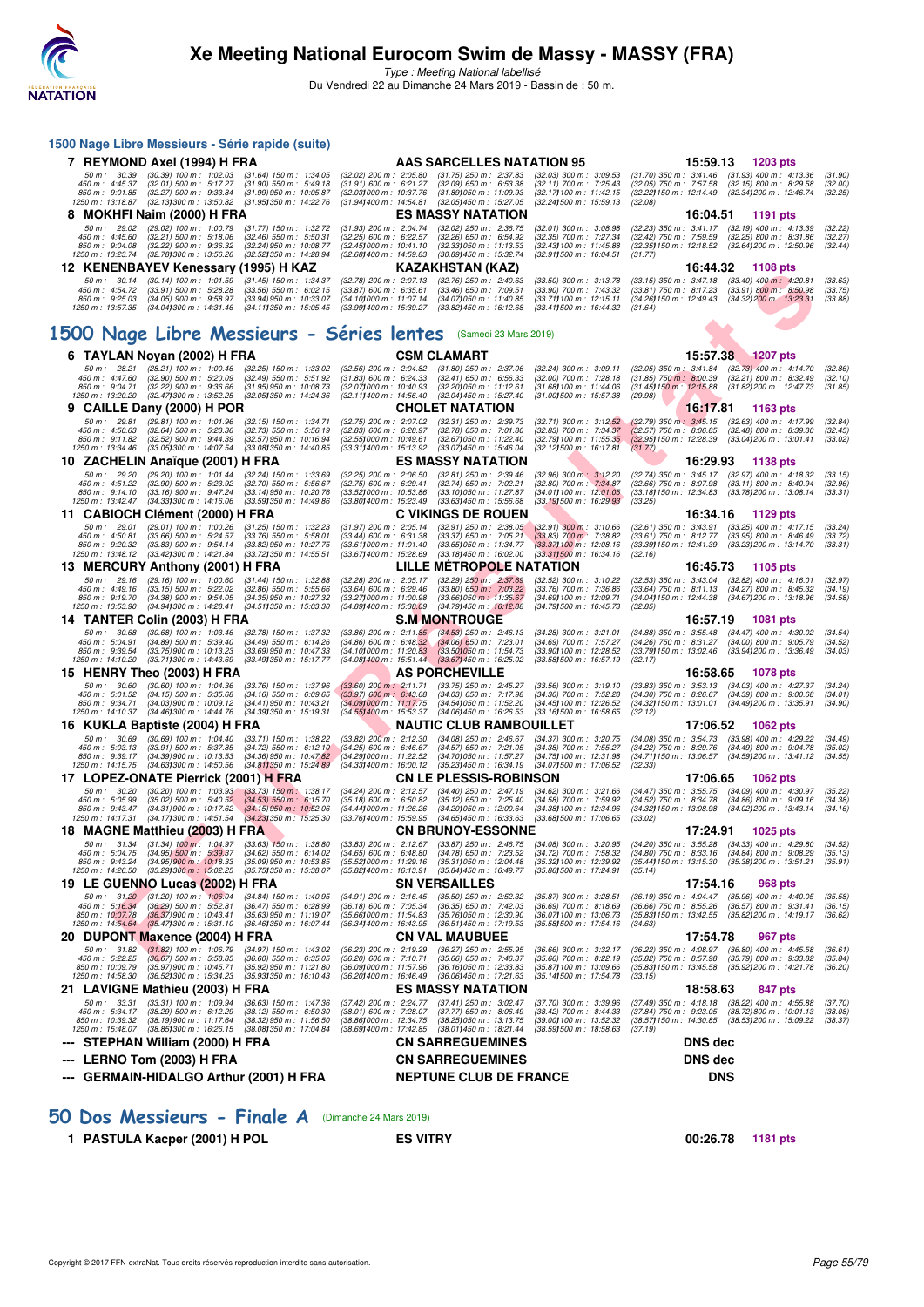# Xe Meeting National Eurocom Swim de Massy - MASSY (FRA)

*Type : Meeting National labellisé*

Du Vendredi 22 au Dimanche 24 Mars 2019 - Bassin de : 50 m.

### 1500 Nage Libre Messieurs - Série rapide (suite)

**7 REYMOND Axel (1994) H FRA** — AAS SARCELLES NATATION 95 — **15:59.13** — **1203 pts**

50 m : 30.39 (30.39) 100 m : 1:02.03 (31.64) 150 m : 1:34.05 (32.02) 200 m : 2:05.80 (31.75) 250 m : 2:37.83 (32.03) 300 m : 3:09.53 (31.70) 350 m : 3:41.46 (31.93) 400 m : 4:13.36 (31.90)
450 m : 4:45.37 (32.01) 500 m : 5:17.27 (31.90) 550 m : 5:49.18 (31.91) 600 m : 6:21.27 (32.09) 650 m : 6:53.38 (32.11) 700 m : 7:25.43 (32.05) 750 m : 7:57.58 (32.15) 800 m : 8:29.58 (32.00)
850 m : 9:01.85 (32.27) 900 m : 9:33.84 (31.99) 950 m : 10:05.87 (32.03) 1000 m : 10:37.76 (31.89) 1050 m : 11:09.93 (32.17) 1100 m : 11:42.15 (32.22) 1150 m : 12:14.49 (32.34) 1200 m : 12:46.74 (32.25)
1250 m : 13:18.87 (32.13) 1300 m : 13:50.82 (31.95) 1350 m : 14:22.76 (31.94) 1400 m : 14:54.81 (32.05) 1450 m : 15:27.05 (32.24) 1500 m : 15:59.13 (32.08)

**8 MOKHFI Naim (2000) H FRA** — ES MASSY NATATION — **16:04.51** — **1191 pts**

50 m : 29.02 (29.02) 100 m : 1:00.79 (31.77) 150 m : 1:32.72 (31.93) 200 m : 2:04.74 (32.02) 250 m : 2:36.75 (32.01) 300 m : 3:08.98 (32.23) 350 m : 3:41.17 (32.19) 400 m : 4:13.39 (32.22)
450 m : 4:45.60 (32.21) 500 m : 5:18.06 (32.46) 550 m : 5:50.31 (32.25) 600 m : 6:22.57 (32.26) 650 m : 6:54.92 (32.35) 700 m : 7:27.34 (32.42) 750 m : 7:59.59 (32.25) 800 m : 8:31.86 (32.27)
850 m : 9:04.08 (32.22) 900 m : 9:36.32 (32.24) 950 m : 10:08.77 (32.45) 1000 m : 10:41.10 (32.33) 1050 m : 11:13.53 (32.43) 1100 m : 11:45.88 (32.35) 1150 m : 12:18.52 (32.64) 1200 m : 12:50.96 (32.44)
1250 m : 13:23.74 (32.78) 1300 m : 13:56.26 (32.52) 1350 m : 14:28.94 (32.68) 1400 m : 14:59.83 (30.89) 1450 m : 15:32.74 (32.91) 1500 m : 16:04.51 (31.77)

**12 KENENBAYEV Kenessary (1995) H KAZ** — KAZAKHSTAN (KAZ) — **16:44.32** — **1108 pts**

50 m : 30.14 (30.14) 100 m : 1:01.59 (31.45) 150 m : 1:34.37 (32.78) 200 m : 2:07.13 (32.76) 250 m : 2:40.63 (33.50) 300 m : 3:13.78 (33.15) 350 m : 3:47.18 (33.40) 400 m : 4:20.81 (33.63)
450 m : 4:54.72 (33.91) 500 m : 5:28.28 (33.56) 550 m : 6:02.15 (33.87) 600 m : 6:35.61 (33.46) 650 m : 7:09.51 (33.90) 700 m : 7:43.32 (33.81) 750 m : 8:17.23 (33.91) 800 m : 8:50.98 (33.75)
850 m : 9:25.03 (34.05) 900 m : 9:58.97 (33.94) 950 m : 10:33.07 (34.10) 1000 m : 11:07.14 (34.07) 1050 m : 11:40.85 (33.71) 1100 m : 12:15.11 (34.26) 1150 m : 12:49.43 (34.32) 1200 m : 13:23.31 (33.88)
1250 m : 13:57.35 (34.04) 1300 m : 14:31.46 (34.11) 1350 m : 15:05.45 (33.99) 1400 m : 15:39.27 (33.82) 1450 m : 16:12.68 (33.41) 1500 m : 16:44.32 (31.64)

## 1500 Nage Libre Messieurs - Séries lentes (Samedi 23 Mars 2019)

**6 TAYLAN Noyan (2002) H FRA** — CSM CLAMART — **15:57.38** — **1207 pts**

50 m : 28.21 (28.21) 100 m : 1:00.46 (32.25) 150 m : 1:33.02 (32.56) 200 m : 2:04.82 (31.80) 250 m : 2:37.06 (32.24) 300 m : 3:09.11 (32.05) 350 m : 3:41.84 (32.73) 400 m : 4:14.70 (32.86)
450 m : 4:47.60 (32.90) 500 m : 5:20.09 (32.49) 550 m : 5:51.92 (31.83) 600 m : 6:24.33 (32.41) 650 m : 6:56.33 (32.00) 700 m : 7:28.18 (31.85) 750 m : 8:00.39 (32.21) 800 m : 8:32.49 (32.10)
850 m : 9:04.71 (32.22) 900 m : 9:36.66 (31.95) 950 m : 10:08.73 (32.07) 1000 m : 10:40.93 (32.20) 1050 m : 11:12.61 (31.68) 1100 m : 11:44.06 (31.45) 1150 m : 12:15.88 (31.82) 1200 m : 12:47.73 (31.85)
1250 m : 13:20.20 (32.47) 1300 m : 13:52.25 (32.05) 1350 m : 14:24.36 (32.11) 1400 m : 14:56.40 (32.04) 1450 m : 15:27.40 (31.00) 1500 m : 15:57.38 (29.98)

**9 CAILLE Dany (2000) H POR** — CHOLET NATATION — **16:17.81** — **1163 pts**

50 m : 29.81 (29.81) 100 m : 1:01.96 (32.15) 150 m : 1:34.71 (32.75) 200 m : 2:07.02 (32.31) 250 m : 2:39.73 (32.71) 300 m : 3:12.52 (32.79) 350 m : 3:45.15 (32.63) 400 m : 4:17.99 (32.84)
450 m : 4:50.63 (32.64) 500 m : 5:23.36 (32.73) 550 m : 5:56.19 (32.83) 600 m : 6:28.97 (32.78) 650 m : 7:01.80 (32.83) 700 m : 7:34.37 (32.57) 750 m : 8:06.85 (32.48) 800 m : 8:39.30 (32.45)
850 m : 9:11.82 (32.52) 900 m : 9:44.39 (32.57) 950 m : 10:16.94 (32.55) 1000 m : 10:49.61 (32.67) 1050 m : 11:22.40 (32.79) 1100 m : 11:55.35 (32.95) 1150 m : 12:28.39 (33.04) 1200 m : 13:01.41 (33.02)
1250 m : 13:34.46 (33.05) 1300 m : 14:07.54 (33.08) 1350 m : 14:40.85 (33.31) 1400 m : 15:13.92 (33.07) 1450 m : 15:46.04 (32.12) 1500 m : 16:17.81 (31.77)

**10 ZACHELIN Anaïque (2001) H FRA** — ES MASSY NATATION — **16:29.93** — **1138 pts**

50 m : 29.20 (29.20) 100 m : 1:01.44 (32.24) 150 m : 1:33.69 (32.25) 200 m : 2:06.50 (32.81) 250 m : 2:39.46 (32.96) 300 m : 3:12.20 (32.74) 350 m : 3:45.17 (32.97) 400 m : 4:18.32 (33.15)
450 m : 4:51.22 (32.90) 500 m : 5:23.92 (32.70) 550 m : 5:56.67 (32.75) 600 m : 6:29.41 (32.74) 650 m : 7:02.21 (32.80) 700 m : 7:34.87 (32.66) 750 m : 8:07.98 (33.11) 800 m : 8:40.94 (32.96)
850 m : 9:14.10 (33.16) 900 m : 9:47.24 (33.14) 950 m : 10:20.76 (33.52) 1000 m : 10:53.86 (33.10) 1050 m : 11:27.87 (34.01) 1100 m : 12:01.05 (33.18) 1150 m : 12:34.83 (33.78) 1200 m : 13:08.14 (33.31)
1250 m : 13:42.47 (34.33) 1300 m : 14:16.06 (33.59) 1350 m : 14:49.86 (33.80) 1400 m : 15:23.49 (33.63) 1450 m : 15:56.68 (33.19) 1500 m : 16:29.93 (33.25)

**11 CABIOCH Clément (2000) H FRA** — C VIKINGS DE ROUEN — **16:34.16** — **1129 pts**

50 m : 29.01 (29.01) 100 m : 1:00.26 (31.25) 150 m : 1:32.23 (31.97) 200 m : 2:05.14 (32.91) 250 m : 2:38.05 (32.91) 300 m : 3:10.66 (32.61) 350 m : 3:43.91 (33.25) 400 m : 4:17.15 (33.24)
450 m : 4:50.81 (33.66) 500 m : 5:24.57 (33.76) 550 m : 5:58.01 (33.44) 600 m : 6:31.38 (33.37) 650 m : 7:05.21 (33.83) 700 m : 7:38.82 (33.61) 750 m : 8:12.77 (33.95) 800 m : 8:46.49 (33.72)
850 m : 9:20.32 (33.83) 900 m : 9:54.14 (33.82) 950 m : 10:27.75 (33.61) 1000 m : 11:01.40 (33.65) 1050 m : 11:34.77 (33.37) 1100 m : 12:08.16 (33.39) 1150 m : 12:41.39 (33.23) 1200 m : 13:14.70 (33.31)
1250 m : 13:48.12 (33.42) 1300 m : 14:21.84 (33.72) 1350 m : 14:55.51 (33.67) 1400 m : 15:28.69 (33.18) 1450 m : 16:02.00 (33.31) 1500 m : 16:34.16 (32.16)

**13 MERCURY Anthony (2001) H FRA** — LILLE MÉTROPOLE NATATION — **16:45.73** — **1105 pts**

50 m : 29.16 (29.16) 100 m : 1:00.60 (31.44) 150 m : 1:32.88 (32.28) 200 m : 2:05.17 (32.29) 250 m : 2:37.69 (32.52) 300 m : 3:10.22 (32.53) 350 m : 3:43.04 (32.82) 400 m : 4:16.01 (32.97)
450 m : 4:49.16 (33.15) 500 m : 5:22.02 (32.86) 550 m : 5:55.66 (33.64) 600 m : 6:29.46 (33.80) 650 m : 7:03.22 (33.76) 700 m : 7:36.86 (33.64) 750 m : 8:11.13 (34.27) 800 m : 8:45.32 (34.19)
850 m : 9:19.70 (34.38) 900 m : 9:54.05 (34.35) 950 m : 10:27.32 (33.27) 1000 m : 11:00.98 (33.66) 1050 m : 11:35.67 (34.69) 1100 m : 12:09.71 (34.04) 1150 m : 12:44.38 (34.67) 1200 m : 13:18.96 (34.58)
1250 m : 13:53.90 (34.94) 1300 m : 14:28.41 (34.51) 1350 m : 15:03.30 (34.89) 1400 m : 15:38.09 (34.79) 1450 m : 16:12.88 (34.79) 1500 m : 16:45.73 (32.85)

**14 TANTER Colin (2003) H FRA** — S.M MONTROUGE — **16:57.19** — **1081 pts**

50 m : 30.68 (30.68) 100 m : 1:03.46 (32.78) 150 m : 1:37.32 (33.86) 200 m : 2:11.85 (34.53) 250 m : 2:46.13 (34.28) 300 m : 3:21.01 (34.88) 350 m : 3:55.48 (34.47) 400 m : 4:30.02 (34.54)
450 m : 5:04.91 (34.89) 500 m : 5:39.40 (34.49) 550 m : 6:14.26 (34.86) 600 m : 6:48.32 (34.06) 650 m : 7:23.01 (34.69) 700 m : 7:57.27 (34.26) 750 m : 8:31.27 (34.00) 800 m : 9:05.79 (34.52)
850 m : 9:39.54 (33.75) 900 m : 10:13.23 (33.69) 950 m : 10:47.33 (34.10) 1000 m : 11:20.83 (33.50) 1050 m : 11:54.73 (33.90) 1100 m : 12:28.52 (33.79) 1150 m : 13:02.46 (33.94) 1200 m : 13:36.49 (34.03)
1250 m : 14:10.20 (33.71) 1300 m : 14:43.69 (33.49) 1350 m : 15:17.77 (34.08) 1400 m : 15:51.44 (33.67) 1450 m : 16:25.02 (33.58) 1500 m : 16:57.19 (32.17)

**15 HENRY Theo (2003) H FRA** — AS PORCHEVILLE — **16:58.65** — **1078 pts**

50 m : 30.60 (30.60) 100 m : 1:04.36 (33.76) 150 m : 1:37.96 (33.60) 200 m : 2:11.71 (33.75) 250 m : 2:45.27 (33.56) 300 m : 3:19.10 (33.83) 350 m : 3:53.13 (34.03) 400 m : 4:27.37 (34.24)
450 m : 5:01.52 (34.15) 500 m : 5:35.68 (34.16) 550 m : 6:09.65 (33.97) 600 m : 6:43.68 (34.03) 650 m : 7:17.98 (34.30) 700 m : 7:52.28 (34.30) 750 m : 8:26.67 (34.39) 800 m : 9:00.68 (34.01)
850 m : 9:34.71 (34.03) 900 m : 10:09.12 (34.41) 950 m : 10:43.21 (34.09) 1000 m : 11:17.75 (34.54) 1050 m : 11:52.20 (34.45) 1100 m : 12:26.52 (34.32) 1150 m : 13:01.01 (34.49) 1200 m : 13:35.91 (34.90)
1250 m : 14:10.37 (34.46) 1300 m : 14:44.76 (34.39) 1350 m : 15:19.31 (34.55) 1400 m : 15:53.37 (34.06) 1450 m : 16:26.53 (33.16) 1500 m : 16:58.65 (32.12)

**16 KUKLA Baptiste (2004) H FRA** — NAUTIC CLUB RAMBOUILLET — **17:06.52** — **1062 pts**

50 m : 30.69 (30.69) 100 m : 1:04.40 (33.71) 150 m : 1:38.22 (33.82) 200 m : 2:12.30 (34.08) 250 m : 2:46.67 (34.37) 300 m : 3:20.75 (34.08) 350 m : 3:54.73 (33.98) 400 m : 4:29.22 (34.49)
450 m : 5:03.13 (33.91) 500 m : 5:37.85 (34.72) 550 m : 6:12.10 (34.25) 600 m : 6:46.67 (34.57) 650 m : 7:21.05 (34.38) 700 m : 7:55.27 (34.22) 750 m : 8:29.76 (34.49) 800 m : 9:04.78 (35.02)
850 m : 9:39.17 (34.39) 900 m : 10:13.53 (34.36) 950 m : 10:47.82 (34.29) 1000 m : 11:22.52 (34.70) 1050 m : 11:57.27 (34.75) 1100 m : 12:31.98 (34.71) 1150 m : 13:06.57 (34.59) 1200 m : 13:41.12 (34.55)
1250 m : 14:15.75 (34.63) 1300 m : 14:50.56 (34.81) 1350 m : 15:24.89 (34.33) 1400 m : 16:00.12 (35.23) 1450 m : 16:34.19 (34.07) 1500 m : 17:06.52 (32.33)

**17 LOPEZ-ONATE Pierrick (2001) H FRA** — CN LE PLESSIS-ROBINSON — **17:06.65** — **1062 pts**

50 m : 30.20 (30.20) 100 m : 1:03.93 (33.73) 150 m : 1:38.17 (34.24) 200 m : 2:12.57 (34.40) 250 m : 2:47.19 (34.62) 300 m : 3:21.66 (34.47) 350 m : 3:55.75 (34.09) 400 m : 4:30.97 (35.22)
450 m : 5:05.99 (35.02) 500 m : 5:40.52 (34.53) 550 m : 6:15.70 (35.18) 600 m : 6:50.82 (35.12) 650 m : 7:25.40 (34.58) 700 m : 7:59.92 (34.52) 750 m : 8:34.78 (34.86) 800 m : 9:09.16 (34.38)
850 m : 9:43.47 (34.31) 900 m : 10:17.62 (34.15) 950 m : 10:52.06 (34.44) 1000 m : 11:26.26 (34.20) 1050 m : 12:00.64 (34.38) 1100 m : 12:34.96 (34.32) 1150 m : 13:08.98 (34.02) 1200 m : 13:43.14 (34.16)
1250 m : 14:17.31 (34.17) 1300 m : 14:51.54 (34.23) 1350 m : 15:25.30 (33.76) 1400 m : 15:59.95 (34.65) 1450 m : 16:33.63 (33.68) 1500 m : 17:06.65 (33.02)

**18 MAGNE Matthieu (2003) H FRA** — CN BRUNOY-ESSONNE — **17:24.91** — **1025 pts**

50 m : 31.34 (31.34) 100 m : 1:04.97 (33.63) 150 m : 1:38.80 (33.83) 200 m : 2:12.67 (33.87) 250 m : 2:46.75 (34.08) 300 m : 3:20.95 (34.20) 350 m : 3:55.28 (34.33) 400 m : 4:29.80 (34.52)
450 m : 5:04.75 (34.95) 500 m : 5:39.37 (34.62) 550 m : 6:14.02 (34.65) 600 m : 6:48.80 (34.78) 650 m : 7:23.52 (34.72) 700 m : 7:58.32 (34.80) 750 m : 8:33.16 (34.84) 800 m : 9:08.29 (35.13)
850 m : 9:43.24 (34.95) 900 m : 10:18.33 (35.09) 950 m : 10:53.85 (35.52) 1000 m : 11:29.16 (35.31) 1050 m : 12:04.48 (35.32) 1100 m : 12:39.92 (35.44) 1150 m : 13:15.30 (35.38) 1200 m : 13:51.21 (35.91)
1250 m : 14:26.50 (35.29) 1300 m : 15:02.25 (35.75) 1350 m : 15:38.07 (35.82) 1400 m : 16:13.91 (35.84) 1450 m : 16:49.77 (35.86) 1500 m : 17:24.91 (35.14)

**19 LE GUENNO Lucas (2002) H FRA** — SN VERSAILLES — **17:54.16** — **968 pts**

50 m : 31.20 (31.20) 100 m : 1:06.04 (34.84) 150 m : 1:40.95 (34.91) 200 m : 2:16.45 (35.50) 250 m : 2:52.32 (35.87) 300 m : 3:28.51 (36.19) 350 m : 4:04.47 (35.96) 400 m : 4:40.05 (35.58)
450 m : 5:16.34 (36.29) 500 m : 5:52.81 (36.47) 550 m : 6:28.99 (36.18) 600 m : 7:05.34 (36.35) 650 m : 7:42.03 (36.69) 700 m : 8:18.69 (36.66) 750 m : 8:55.26 (36.57) 800 m : 9:31.41 (36.15)
850 m : 10:07.78 (36.37) 900 m : 10:43.41 (35.63) 950 m : 11:19.07 (35.66) 1000 m : 11:54.83 (35.76) 1050 m : 12:30.90 (36.07) 1100 m : 13:06.73 (35.83) 1150 m : 13:42.55 (35.82) 1200 m : 14:19.17 (36.62)
1250 m : 14:54.64 (35.47) 1300 m : 15:31.10 (36.46) 1350 m : 16:07.44 (36.34) 1400 m : 16:43.95 (36.51) 1450 m : 17:19.53 (35.58) 1500 m : 17:54.16 (34.63)

**20 DUPONT Maxence (2004) H FRA** — CN VAL MAUBUEE — **17:54.78** — **967 pts**

50 m : 31.82 (31.82) 100 m : 1:06.79 (34.97) 150 m : 1:43.02 (36.23) 200 m : 2:19.29 (36.27) 250 m : 2:55.95 (36.66) 300 m : 3:32.17 (36.22) 350 m : 4:08.97 (36.80) 400 m : 4:45.58 (36.61)
450 m : 5:22.25 (36.67) 500 m : 5:58.85 (36.60) 550 m : 6:35.05 (36.20) 600 m : 7:10.71 (35.66) 650 m : 7:46.37 (35.66) 700 m : 8:22.19 (35.82) 750 m : 8:57.98 (35.79) 800 m : 9:33.82 (35.84)
850 m : 10:09.79 (35.97) 900 m : 10:45.71 (35.92) 950 m : 11:21.80 (36.09) 1000 m : 11:57.96 (36.16) 1050 m : 12:33.83 (35.87) 1100 m : 13:09.66 (35.83) 1150 m : 13:45.58 (35.92) 1200 m : 14:21.78 (36.20)
1250 m : 14:58.30 (36.52) 1300 m : 15:34.23 (35.93) 1350 m : 16:10.43 (36.20) 1400 m : 16:46.49 (36.06) 1450 m : 17:21.63 (35.14) 1500 m : 17:54.78 (33.15)

**21 LAVIGNE Mathieu (2003) H FRA** — ES MASSY NATATION — **18:58.63** — **847 pts**

50 m : 33.31 (33.31) 100 m : 1:09.94 (36.63) 150 m : 1:47.36 (37.42) 200 m : 2:24.77 (37.41) 250 m : 3:02.47 (37.70) 300 m : 3:39.96 (37.49) 350 m : 4:18.18 (38.22) 400 m : 4:55.88 (37.70)
450 m : 5:34.17 (38.29) 500 m : 6:12.29 (38.12) 550 m : 6:50.30 (38.01) 600 m : 7:28.07 (37.77) 650 m : 8:06.49 (38.42) 700 m : 8:44.33 (37.84) 750 m : 9:23.05 (38.72) 800 m : 10:01.13 (38.08)
850 m : 10:39.32 (38.19) 900 m : 11:17.64 (38.32) 950 m : 11:56.50 (38.86) 1000 m : 12:34.75 (38.25) 1050 m : 13:13.75 (39.00) 1100 m : 13:52.32 (38.57) 1150 m : 14:30.85 (38.53) 1200 m : 15:09.22 (38.37)
1250 m : 15:48.07 (38.85) 1300 m : 16:26.15 (38.08) 1350 m : 17:04.84 (38.69) 1400 m : 17:42.85 (38.01) 1450 m : 18:21.44 (38.59) 1500 m : 18:58.63 (37.19)

**--- STEPHAN William (2000) H FRA** — CN SARREGUEMINES — **DNS dec**

**--- LERNO Tom (2003) H FRA** — CN SARREGUEMINES — **DNS dec**

**--- GERMAIN-HIDALGO Arthur (2001) H FRA** — NEPTUNE CLUB DE FRANCE — **DNS**

## 50 Dos Messieurs - Finale A (Dimanche 24 Mars 2019)

**1 PASTULA Kacper (2001) H POL** — ES VITRY — **00:26.78** — **1181 pts**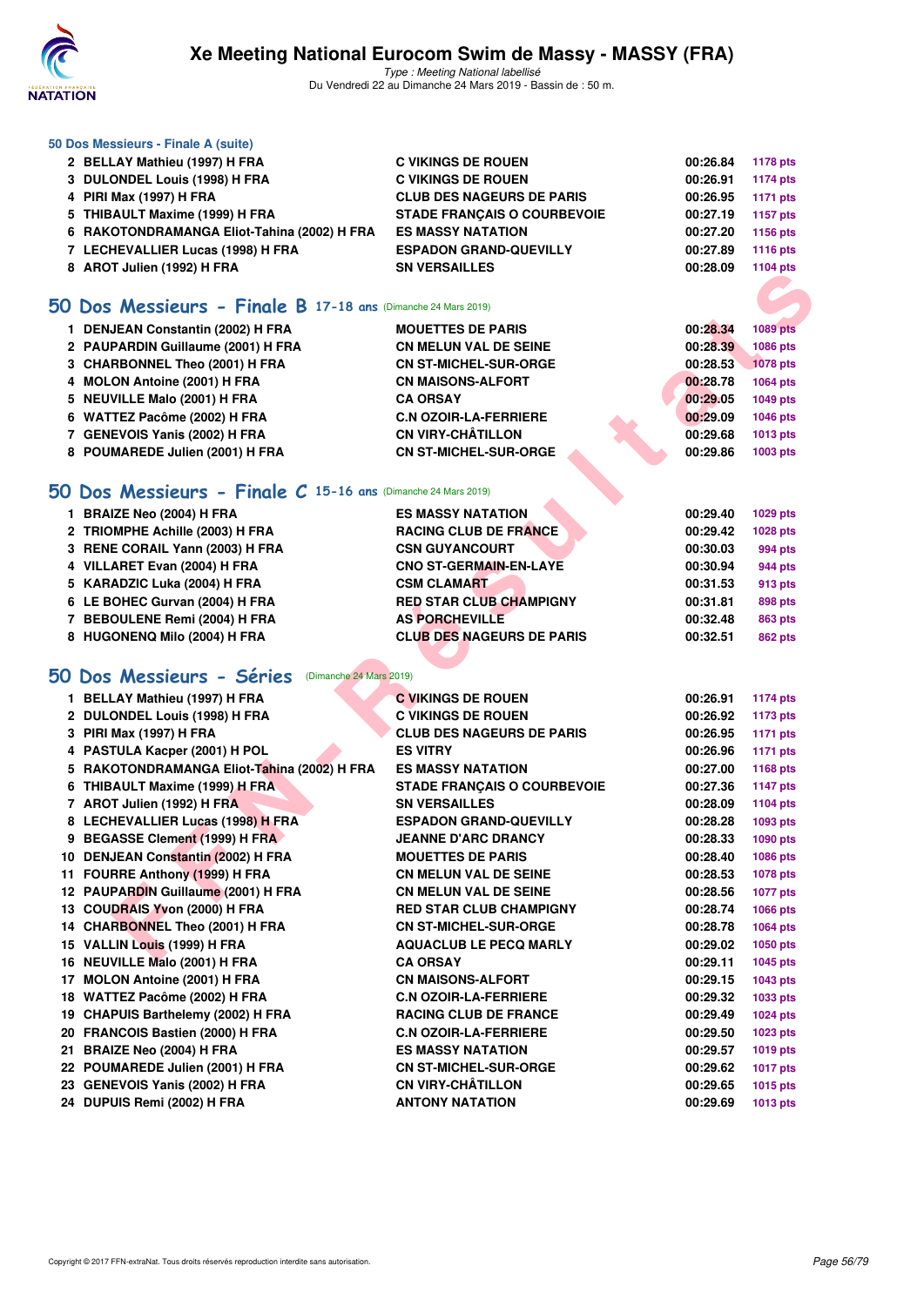### 50 Dos Messieurs - Finale A (suite)

| | | | |
|---|---|---|---|
| 2 BELLAY Mathieu (1997) H FRA | C VIKINGS DE ROUEN | 00:26.84 | 1178 pts |
| 3 DULONDEL Louis (1998) H FRA | C VIKINGS DE ROUEN | 00:26.91 | 1174 pts |
| 4 PIRI Max (1997) H FRA | CLUB DES NAGEURS DE PARIS | 00:26.95 | 1171 pts |
| 5 THIBAULT Maxime (1999) H FRA | STADE FRANÇAIS O COURBEVOIE | 00:27.19 | 1157 pts |
| 6 RAKOTONDRAMANGA Eliot-Tahina (2002) H FRA | ES MASSY NATATION | 00:27.20 | 1156 pts |
| 7 LECHEVALLIER Lucas (1998) H FRA | ESPADON GRAND-QUEVILLY | 00:27.89 | 1116 pts |
| 8 AROT Julien (1992) H FRA | SN VERSAILLES | 00:28.09 | 1104 pts |

## 50 Dos Messieurs - Finale B 17-18 ans (Dimanche 24 Mars 2019)

| | | | |
|---|---|---|---|
| 1 DENJEAN Constantin (2002) H FRA | MOUETTES DE PARIS | 00:28.34 | 1089 pts |
| 2 PAUPARDIN Guillaume (2001) H FRA | CN MELUN VAL DE SEINE | 00:28.39 | 1086 pts |
| 3 CHARBONNEL Theo (2001) H FRA | CN ST-MICHEL-SUR-ORGE | 00:28.53 | 1078 pts |
| 4 MOLON Antoine (2001) H FRA | CN MAISONS-ALFORT | 00:28.78 | 1064 pts |
| 5 NEUVILLE Malo (2001) H FRA | CA ORSAY | 00:29.05 | 1049 pts |
| 6 WATTEZ Pacôme (2002) H FRA | C.N OZOIR-LA-FERRIERE | 00:29.09 | 1046 pts |
| 7 GENEVOIS Yanis (2002) H FRA | CN VIRY-CHÂTILLON | 00:29.68 | 1013 pts |
| 8 POUMAREDE Julien (2001) H FRA | CN ST-MICHEL-SUR-ORGE | 00:29.86 | 1003 pts |

## 50 Dos Messieurs - Finale C 15-16 ans (Dimanche 24 Mars 2019)

| | | | |
|---|---|---|---|
| 1 BRAIZE Neo (2004) H FRA | ES MASSY NATATION | 00:29.40 | 1029 pts |
| 2 TRIOMPHE Achille (2003) H FRA | RACING CLUB DE FRANCE | 00:29.42 | 1028 pts |
| 3 RENE CORAIL Yann (2003) H FRA | CSN GUYANCOURT | 00:30.03 | 994 pts |
| 4 VILLARET Evan (2004) H FRA | CNO ST-GERMAIN-EN-LAYE | 00:30.94 | 944 pts |
| 5 KARADZIC Luka (2004) H FRA | CSM CLAMART | 00:31.53 | 913 pts |
| 6 LE BOHEC Gurvan (2004) H FRA | RED STAR CLUB CHAMPIGNY | 00:31.81 | 898 pts |
| 7 BEBOULENE Remi (2004) H FRA | AS PORCHEVILLE | 00:32.48 | 863 pts |
| 8 HUGONENQ Milo (2004) H FRA | CLUB DES NAGEURS DE PARIS | 00:32.51 | 862 pts |

## 50 Dos Messieurs - Séries (Dimanche 24 Mars 2019)

| | | | |
|---|---|---|---|
| 1 BELLAY Mathieu (1997) H FRA | C VIKINGS DE ROUEN | 00:26.91 | 1174 pts |
| 2 DULONDEL Louis (1998) H FRA | C VIKINGS DE ROUEN | 00:26.92 | 1173 pts |
| 3 PIRI Max (1997) H FRA | CLUB DES NAGEURS DE PARIS | 00:26.95 | 1171 pts |
| 4 PASTULA Kacper (2001) H POL | ES VITRY | 00:26.96 | 1171 pts |
| 5 RAKOTONDRAMANGA Eliot-Tahina (2002) H FRA | ES MASSY NATATION | 00:27.00 | 1168 pts |
| 6 THIBAULT Maxime (1999) H FRA | STADE FRANÇAIS O COURBEVOIE | 00:27.36 | 1147 pts |
| 7 AROT Julien (1992) H FRA | SN VERSAILLES | 00:28.09 | 1104 pts |
| 8 LECHEVALLIER Lucas (1998) H FRA | ESPADON GRAND-QUEVILLY | 00:28.28 | 1093 pts |
| 9 BEGASSE Clement (1999) H FRA | JEANNE D'ARC DRANCY | 00:28.33 | 1090 pts |
| 10 DENJEAN Constantin (2002) H FRA | MOUETTES DE PARIS | 00:28.40 | 1086 pts |
| 11 FOURRE Anthony (1999) H FRA | CN MELUN VAL DE SEINE | 00:28.53 | 1078 pts |
| 12 PAUPARDIN Guillaume (2001) H FRA | CN MELUN VAL DE SEINE | 00:28.56 | 1077 pts |
| 13 COUDRAIS Yvon (2000) H FRA | RED STAR CLUB CHAMPIGNY | 00:28.74 | 1066 pts |
| 14 CHARBONNEL Theo (2001) H FRA | CN ST-MICHEL-SUR-ORGE | 00:28.78 | 1064 pts |
| 15 VALLIN Louis (1999) H FRA | AQUACLUB LE PECQ MARLY | 00:29.02 | 1050 pts |
| 16 NEUVILLE Malo (2001) H FRA | CA ORSAY | 00:29.11 | 1045 pts |
| 17 MOLON Antoine (2001) H FRA | CN MAISONS-ALFORT | 00:29.15 | 1043 pts |
| 18 WATTEZ Pacôme (2002) H FRA | C.N OZOIR-LA-FERRIERE | 00:29.32 | 1033 pts |
| 19 CHAPUIS Barthelemy (2002) H FRA | RACING CLUB DE FRANCE | 00:29.49 | 1024 pts |
| 20 FRANCOIS Bastien (2000) H FRA | C.N OZOIR-LA-FERRIERE | 00:29.50 | 1023 pts |
| 21 BRAIZE Neo (2004) H FRA | ES MASSY NATATION | 00:29.57 | 1019 pts |
| 22 POUMAREDE Julien (2001) H FRA | CN ST-MICHEL-SUR-ORGE | 00:29.62 | 1017 pts |
| 23 GENEVOIS Yanis (2002) H FRA | CN VIRY-CHÂTILLON | 00:29.65 | 1015 pts |
| 24 DUPUIS Remi (2002) H FRA | ANTONY NATATION | 00:29.69 | 1013 pts |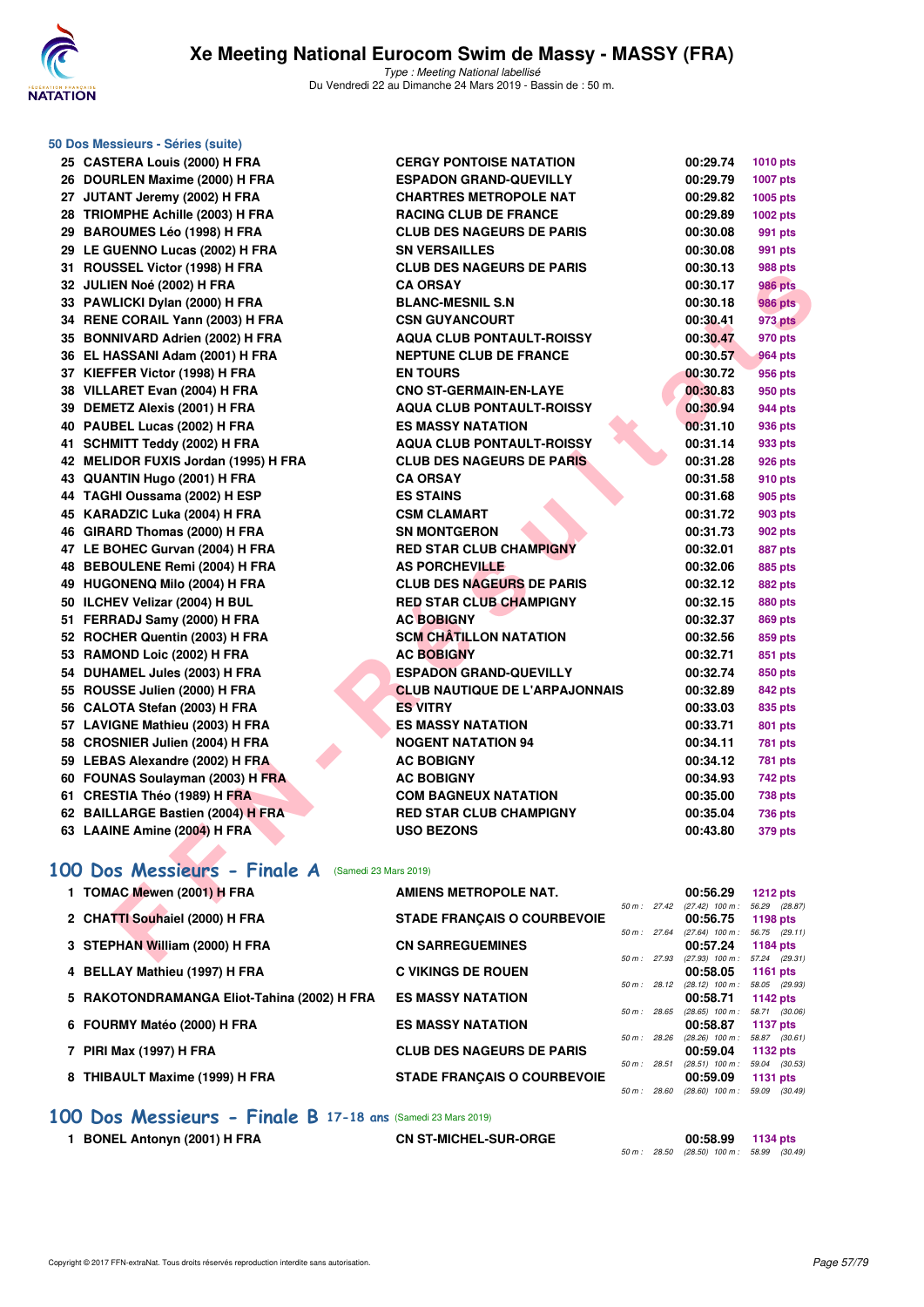## 50 Dos Messieurs - Séries (suite)

| Rg | Nom | Club | Temps | Points |
|---|---|---|---|---|
| 25 | CASTERA Louis (2000) H FRA | CERGY PONTOISE NATATION | 00:29.74 | 1010 pts |
| 26 | DOURLEN Maxime (2000) H FRA | ESPADON GRAND-QUEVILLY | 00:29.79 | 1007 pts |
| 27 | JUTANT Jeremy (2002) H FRA | CHARTRES METROPOLE NAT | 00:29.82 | 1005 pts |
| 28 | TRIOMPHE Achille (2003) H FRA | RACING CLUB DE FRANCE | 00:29.89 | 1002 pts |
| 29 | BAROUMES Léo (1998) H FRA | CLUB DES NAGEURS DE PARIS | 00:30.08 | 991 pts |
| 29 | LE GUENNO Lucas (2002) H FRA | SN VERSAILLES | 00:30.08 | 991 pts |
| 31 | ROUSSEL Victor (1998) H FRA | CLUB DES NAGEURS DE PARIS | 00:30.13 | 988 pts |
| 32 | JULIEN Noé (2002) H FRA | CA ORSAY | 00:30.17 | 986 pts |
| 33 | PAWLICKI Dylan (2000) H FRA | BLANC-MESNIL S.N | 00:30.18 | 986 pts |
| 34 | RENE CORAIL Yann (2003) H FRA | CSN GUYANCOURT | 00:30.41 | 973 pts |
| 35 | BONNIVARD Adrien (2002) H FRA | AQUA CLUB PONTAULT-ROISSY | 00:30.47 | 970 pts |
| 36 | EL HASSANI Adam (2001) H FRA | NEPTUNE CLUB DE FRANCE | 00:30.57 | 964 pts |
| 37 | KIEFFER Victor (1998) H FRA | EN TOURS | 00:30.72 | 956 pts |
| 38 | VILLARET Evan (2004) H FRA | CNO ST-GERMAIN-EN-LAYE | 00:30.83 | 950 pts |
| 39 | DEMETZ Alexis (2001) H FRA | AQUA CLUB PONTAULT-ROISSY | 00:30.94 | 944 pts |
| 40 | PAUBEL Lucas (2002) H FRA | ES MASSY NATATION | 00:31.10 | 936 pts |
| 41 | SCHMITT Teddy (2002) H FRA | AQUA CLUB PONTAULT-ROISSY | 00:31.14 | 933 pts |
| 42 | MELIDOR FUXIS Jordan (1995) H FRA | CLUB DES NAGEURS DE PARIS | 00:31.28 | 926 pts |
| 43 | QUANTIN Hugo (2001) H FRA | CA ORSAY | 00:31.58 | 910 pts |
| 44 | TAGHI Oussama (2002) H ESP | ES STAINS | 00:31.68 | 905 pts |
| 45 | KARADZIC Luka (2004) H FRA | CSM CLAMART | 00:31.72 | 903 pts |
| 46 | GIRARD Thomas (2000) H FRA | SN MONTGERON | 00:31.73 | 902 pts |
| 47 | LE BOHEC Gurvan (2004) H FRA | RED STAR CLUB CHAMPIGNY | 00:32.01 | 887 pts |
| 48 | BEBOULENE Remi (2004) H FRA | AS PORCHEVILLE | 00:32.06 | 885 pts |
| 49 | HUGONENQ Milo (2004) H FRA | CLUB DES NAGEURS DE PARIS | 00:32.12 | 882 pts |
| 50 | ILCHEV Velizar (2004) H BUL | RED STAR CLUB CHAMPIGNY | 00:32.15 | 880 pts |
| 51 | FERRADJ Samy (2000) H FRA | AC BOBIGNY | 00:32.37 | 869 pts |
| 52 | ROCHER Quentin (2003) H FRA | SCM CHÂTILLON NATATION | 00:32.56 | 859 pts |
| 53 | RAMOND Loic (2002) H FRA | AC BOBIGNY | 00:32.71 | 851 pts |
| 54 | DUHAMEL Jules (2003) H FRA | ESPADON GRAND-QUEVILLY | 00:32.74 | 850 pts |
| 55 | ROUSSE Julien (2000) H FRA | CLUB NAUTIQUE DE L'ARPAJONNAIS | 00:32.89 | 842 pts |
| 56 | CALOTA Stefan (2003) H FRA | ES VITRY | 00:33.03 | 835 pts |
| 57 | LAVIGNE Mathieu (2003) H FRA | ES MASSY NATATION | 00:33.71 | 801 pts |
| 58 | CROSNIER Julien (2004) H FRA | NOGENT NATATION 94 | 00:34.11 | 781 pts |
| 59 | LEBAS Alexandre (2002) H FRA | AC BOBIGNY | 00:34.12 | 781 pts |
| 60 | FOUNAS Soulayman (2003) H FRA | AC BOBIGNY | 00:34.93 | 742 pts |
| 61 | CRESTIA Théo (1989) H FRA | COM BAGNEUX NATATION | 00:35.00 | 738 pts |
| 62 | BAILLARGE Bastien (2004) H FRA | RED STAR CLUB CHAMPIGNY | 00:35.04 | 736 pts |
| 63 | LAAINE Amine (2004) H FRA | USO BEZONS | 00:43.80 | 379 pts |

## 100 Dos Messieurs - Finale A (Samedi 23 Mars 2019)

| Rg | Nom | Club | Temps | Points | Splits |
|---|---|---|---|---|---|
| 1 | TOMAC Mewen (2001) H FRA | AMIENS METROPOLE NAT. | 00:56.29 | 1212 pts | 50 m : 27.42 (27.42) 100 m : 56.29 (28.87) |
| 2 | CHATTI Souhaiel (2000) H FRA | STADE FRANÇAIS O COURBEVOIE | 00:56.75 | 1198 pts | 50 m : 27.64 (27.64) 100 m : 56.75 (29.11) |
| 3 | STEPHAN William (2000) H FRA | CN SARREGUEMINES | 00:57.24 | 1184 pts | 50 m : 27.93 (27.93) 100 m : 57.24 (29.31) |
| 4 | BELLAY Mathieu (1997) H FRA | C VIKINGS DE ROUEN | 00:58.05 | 1161 pts | 50 m : 28.12 (28.12) 100 m : 58.05 (29.93) |
| 5 | RAKOTONDRAMANGA Eliot-Tahina (2002) H FRA | ES MASSY NATATION | 00:58.71 | 1142 pts | 50 m : 28.65 (28.65) 100 m : 58.71 (30.06) |
| 6 | FOURMY Matéo (2000) H FRA | ES MASSY NATATION | 00:58.87 | 1137 pts | 50 m : 28.26 (28.26) 100 m : 58.87 (30.61) |
| 7 | PIRI Max (1997) H FRA | CLUB DES NAGEURS DE PARIS | 00:59.04 | 1132 pts | 50 m : 28.51 (28.51) 100 m : 59.04 (30.53) |
| 8 | THIBAULT Maxime (1999) H FRA | STADE FRANÇAIS O COURBEVOIE | 00:59.09 | 1131 pts | 50 m : 28.60 (28.60) 100 m : 59.09 (30.49) |

## 100 Dos Messieurs - Finale B 17-18 ans (Samedi 23 Mars 2019)

| Rg | Nom | Club | Temps | Points | Splits |
|---|---|---|---|---|---|
| 1 | BONEL Antonyn (2001) H FRA | CN ST-MICHEL-SUR-ORGE | 00:58.99 | 1134 pts | 50 m : 28.50 (28.50) 100 m : 58.99 (30.49) |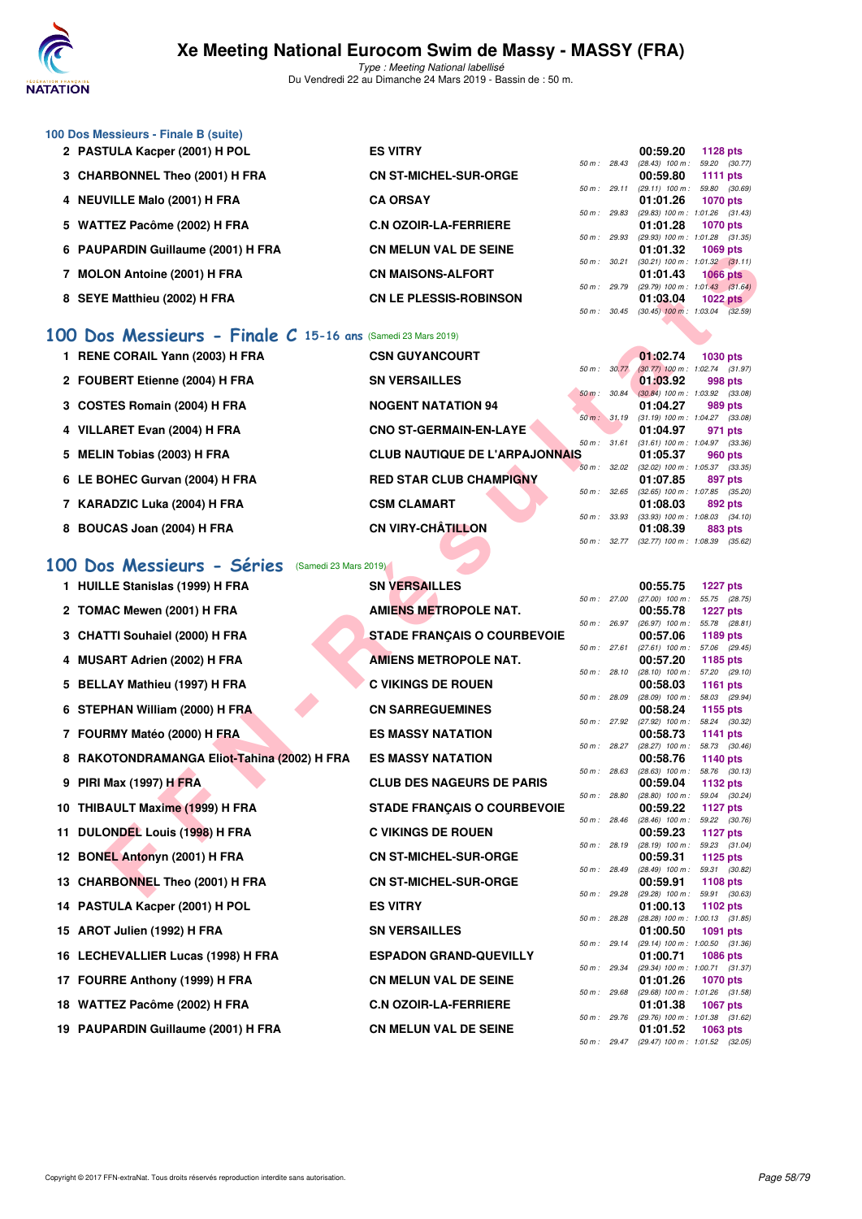# Xe Meeting National Eurocom Swim de Massy - MASSY (FRA)

*Type : Meeting National labellisé*
Du Vendredi 22 au Dimanche 24 Mars 2019 - Bassin de : 50 m.

### 100 Dos Messieurs - Finale B (suite)

| Rg | Nom | Club | Temps | Points | Splits |
|---|---|---|---|---|---|
| 2 | PASTULA Kacper (2001) H POL | ES VITRY | 00:59.20 | 1128 pts | 50 m : 28.43 (28.43) 100 m : 59.20 (30.77) |
| 3 | CHARBONNEL Theo (2001) H FRA | CN ST-MICHEL-SUR-ORGE | 00:59.80 | 1111 pts | 50 m : 29.11 (29.11) 100 m : 59.80 (30.69) |
| 4 | NEUVILLE Malo (2001) H FRA | CA ORSAY | 01:01.26 | 1070 pts | 50 m : 29.83 (29.83) 100 m : 1:01.26 (31.43) |
| 5 | WATTEZ Pacôme (2002) H FRA | C.N OZOIR-LA-FERRIERE | 01:01.28 | 1070 pts | 50 m : 29.93 (29.93) 100 m : 1:01.28 (31.35) |
| 6 | PAUPARDIN Guillaume (2001) H FRA | CN MELUN VAL DE SEINE | 01:01.32 | 1069 pts | 50 m : 30.21 (30.21) 100 m : 1:01.32 (31.11) |
| 7 | MOLON Antoine (2001) H FRA | CN MAISONS-ALFORT | 01:01.43 | 1066 pts | 50 m : 29.79 (29.79) 100 m : 1:01.43 (31.64) |
| 8 | SEYE Matthieu (2002) H FRA | CN LE PLESSIS-ROBINSON | 01:03.04 | 1022 pts | 50 m : 30.45 (30.45) 100 m : 1:03.04 (32.59) |

## 100 Dos Messieurs - Finale C 15-16 ans (Samedi 23 Mars 2019)

| Rg | Nom | Club | Temps | Points | Splits |
|---|---|---|---|---|---|
| 1 | RENE CORAIL Yann (2003) H FRA | CSN GUYANCOURT | 01:02.74 | 1030 pts | 50 m : 30.77 (30.77) 100 m : 1:02.74 (31.97) |
| 2 | FOUBERT Etienne (2004) H FRA | SN VERSAILLES | 01:03.92 | 998 pts | 50 m : 30.84 (30.84) 100 m : 1:03.92 (33.08) |
| 3 | COSTES Romain (2004) H FRA | NOGENT NATATION 94 | 01:04.27 | 989 pts | 50 m : 31.19 (31.19) 100 m : 1:04.27 (33.08) |
| 4 | VILLARET Evan (2004) H FRA | CNO ST-GERMAIN-EN-LAYE | 01:04.97 | 971 pts | 50 m : 31.61 (31.61) 100 m : 1:04.97 (33.36) |
| 5 | MELIN Tobias (2003) H FRA | CLUB NAUTIQUE DE L'ARPAJONNAIS | 01:05.37 | 960 pts | 50 m : 32.02 (32.02) 100 m : 1:05.37 (33.35) |
| 6 | LE BOHEC Gurvan (2004) H FRA | RED STAR CLUB CHAMPIGNY | 01:07.85 | 897 pts | 50 m : 32.65 (32.65) 100 m : 1:07.85 (35.20) |
| 7 | KARADZIC Luka (2004) H FRA | CSM CLAMART | 01:08.03 | 892 pts | 50 m : 33.93 (33.93) 100 m : 1:08.03 (34.10) |
| 8 | BOUCAS Joan (2004) H FRA | CN VIRY-CHÂTILLON | 01:08.39 | 883 pts | 50 m : 32.77 (32.77) 100 m : 1:08.39 (35.62) |

## 100 Dos Messieurs - Séries (Samedi 23 Mars 2019)

| Rg | Nom | Club | Temps | Points | Splits |
|---|---|---|---|---|---|
| 1 | HUILLE Stanislas (1999) H FRA | SN VERSAILLES | 00:55.75 | 1227 pts | 50 m : 27.00 (27.00) 100 m : 55.75 (28.75) |
| 2 | TOMAC Mewen (2001) H FRA | AMIENS METROPOLE NAT. | 00:55.78 | 1227 pts | 50 m : 26.97 (26.97) 100 m : 55.78 (28.81) |
| 3 | CHATTI Souhaiel (2000) H FRA | STADE FRANÇAIS O COURBEVOIE | 00:57.06 | 1189 pts | 50 m : 27.61 (27.61) 100 m : 57.06 (29.45) |
| 4 | MUSART Adrien (2002) H FRA | AMIENS METROPOLE NAT. | 00:57.20 | 1185 pts | 50 m : 28.10 (28.10) 100 m : 57.20 (29.10) |
| 5 | BELLAY Mathieu (1997) H FRA | C VIKINGS DE ROUEN | 00:58.03 | 1161 pts | 50 m : 28.09 (28.09) 100 m : 58.03 (29.94) |
| 6 | STEPHAN William (2000) H FRA | CN SARREGUEMINES | 00:58.24 | 1155 pts | 50 m : 27.92 (27.92) 100 m : 58.24 (30.32) |
| 7 | FOURMY Matéo (2000) H FRA | ES MASSY NATATION | 00:58.73 | 1141 pts | 50 m : 28.27 (28.27) 100 m : 58.73 (30.46) |
| 8 | RAKOTONDRAMANGA Eliot-Tahina (2002) H FRA | ES MASSY NATATION | 00:58.76 | 1140 pts | 50 m : 28.63 (28.63) 100 m : 58.76 (30.13) |
| 9 | PIRI Max (1997) H FRA | CLUB DES NAGEURS DE PARIS | 00:59.04 | 1132 pts | 50 m : 28.80 (28.80) 100 m : 59.04 (30.24) |
| 10 | THIBAULT Maxime (1999) H FRA | STADE FRANÇAIS O COURBEVOIE | 00:59.22 | 1127 pts | 50 m : 28.46 (28.46) 100 m : 59.22 (30.76) |
| 11 | DULONDEL Louis (1998) H FRA | C VIKINGS DE ROUEN | 00:59.23 | 1127 pts | 50 m : 28.19 (28.19) 100 m : 59.23 (31.04) |
| 12 | BONEL Antonyn (2001) H FRA | CN ST-MICHEL-SUR-ORGE | 00:59.31 | 1125 pts | 50 m : 28.49 (28.49) 100 m : 59.31 (30.82) |
| 13 | CHARBONNEL Theo (2001) H FRA | CN ST-MICHEL-SUR-ORGE | 00:59.91 | 1108 pts | 50 m : 29.28 (29.28) 100 m : 59.91 (30.63) |
| 14 | PASTULA Kacper (2001) H POL | ES VITRY | 01:00.13 | 1102 pts | 50 m : 28.28 (28.28) 100 m : 1:00.13 (31.85) |
| 15 | AROT Julien (1992) H FRA | SN VERSAILLES | 01:00.50 | 1091 pts | 50 m : 29.14 (29.14) 100 m : 1:00.50 (31.36) |
| 16 | LECHEVALLIER Lucas (1998) H FRA | ESPADON GRAND-QUEVILLY | 01:00.71 | 1086 pts | 50 m : 29.34 (29.34) 100 m : 1:00.71 (31.37) |
| 17 | FOURRE Anthony (1999) H FRA | CN MELUN VAL DE SEINE | 01:01.26 | 1070 pts | 50 m : 29.68 (29.68) 100 m : 1:01.26 (31.58) |
| 18 | WATTEZ Pacôme (2002) H FRA | C.N OZOIR-LA-FERRIERE | 01:01.38 | 1067 pts | 50 m : 29.76 (29.76) 100 m : 1:01.38 (31.62) |
| 19 | PAUPARDIN Guillaume (2001) H FRA | CN MELUN VAL DE SEINE | 01:01.52 | 1063 pts | 50 m : 29.47 (29.47) 100 m : 1:01.52 (32.05) |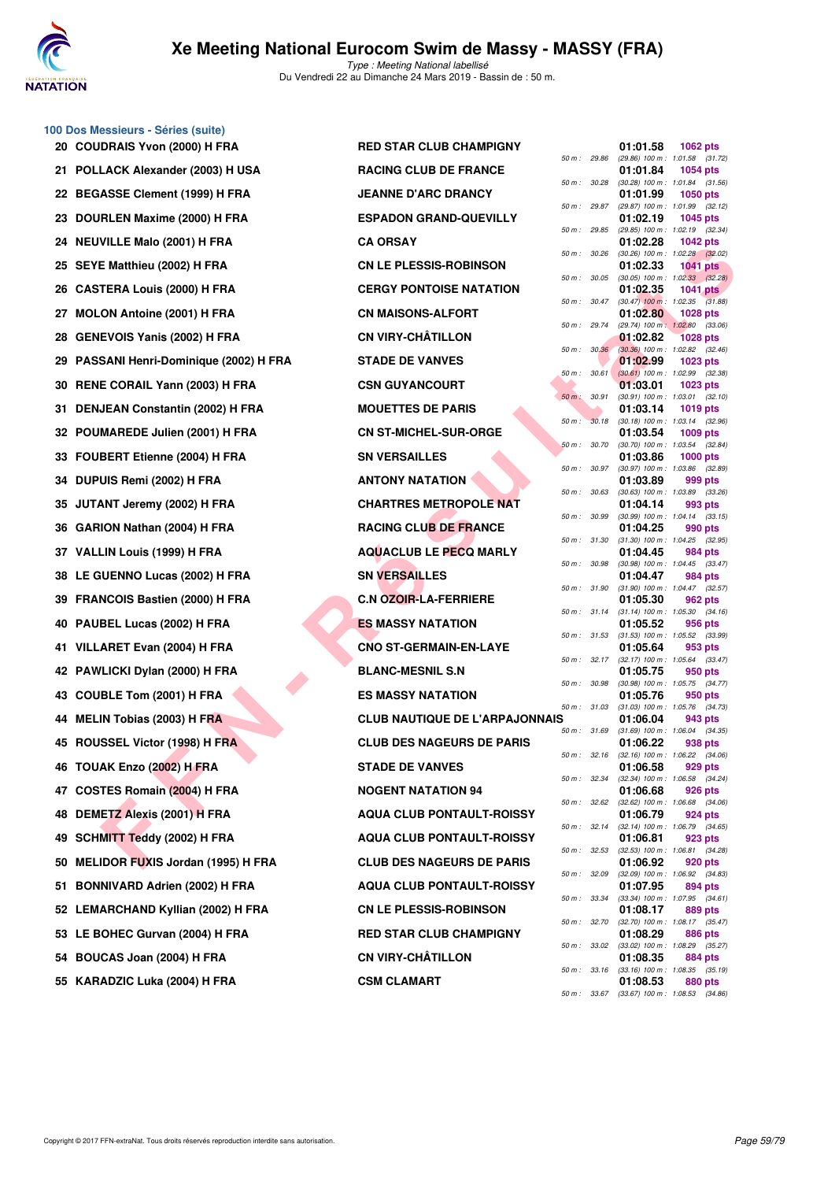# Xe Meeting National Eurocom Swim de Massy - MASSY (FRA)

*Type : Meeting National labellisé*

Du Vendredi 22 au Dimanche 24 Mars 2019 - Bassin de : 50 m.

## 100 Dos Messieurs - Séries (suite)

| Rang | Nom | Club | Temps | Points | Splits |
|---|---|---|---|---|---|
| 20 | COUDRAIS Yvon (2000) H FRA | RED STAR CLUB CHAMPIGNY | 01:01.58 | 1062 pts | 50 m : 29.86 (29.86) 100 m : 1:01.58 (31.72) |
| 21 | POLLACK Alexander (2003) H USA | RACING CLUB DE FRANCE | 01:01.84 | 1054 pts | 50 m : 30.28 (30.28) 100 m : 1:01.84 (31.56) |
| 22 | BEGASSE Clement (1999) H FRA | JEANNE D'ARC DRANCY | 01:01.99 | 1050 pts | 50 m : 29.87 (29.87) 100 m : 1:01.99 (32.12) |
| 23 | DOURLEN Maxime (2000) H FRA | ESPADON GRAND-QUEVILLY | 01:02.19 | 1045 pts | 50 m : 29.85 (29.85) 100 m : 1:02.19 (32.34) |
| 24 | NEUVILLE Malo (2001) H FRA | CA ORSAY | 01:02.28 | 1042 pts | 50 m : 30.26 (30.26) 100 m : 1:02.28 (32.02) |
| 25 | SEYE Matthieu (2002) H FRA | CN LE PLESSIS-ROBINSON | 01:02.33 | 1041 pts | 50 m : 30.05 (30.05) 100 m : 1:02.33 (32.28) |
| 26 | CASTERA Louis (2000) H FRA | CERGY PONTOISE NATATION | 01:02.35 | 1041 pts | 50 m : 30.47 (30.47) 100 m : 1:02.35 (31.88) |
| 27 | MOLON Antoine (2001) H FRA | CN MAISONS-ALFORT | 01:02.80 | 1028 pts | 50 m : 29.74 (29.74) 100 m : 1:02.80 (33.06) |
| 28 | GENEVOIS Yanis (2002) H FRA | CN VIRY-CHÂTILLON | 01:02.82 | 1028 pts | 50 m : 30.36 (30.36) 100 m : 1:02.82 (32.46) |
| 29 | PASSANI Henri-Dominique (2002) H FRA | STADE DE VANVES | 01:02.99 | 1023 pts | 50 m : 30.61 (30.61) 100 m : 1:02.99 (32.38) |
| 30 | RENE CORAIL Yann (2003) H FRA | CSN GUYANCOURT | 01:03.01 | 1023 pts | 50 m : 30.91 (30.91) 100 m : 1:03.01 (32.10) |
| 31 | DENJEAN Constantin (2002) H FRA | MOUETTES DE PARIS | 01:03.14 | 1019 pts | 50 m : 30.18 (30.18) 100 m : 1:03.14 (32.96) |
| 32 | POUMAREDE Julien (2001) H FRA | CN ST-MICHEL-SUR-ORGE | 01:03.54 | 1009 pts | 50 m : 30.70 (30.70) 100 m : 1:03.54 (32.84) |
| 33 | FOUBERT Etienne (2004) H FRA | SN VERSAILLES | 01:03.86 | 1000 pts | 50 m : 30.97 (30.97) 100 m : 1:03.86 (32.89) |
| 34 | DUPUIS Remi (2002) H FRA | ANTONY NATATION | 01:03.89 | 999 pts | 50 m : 30.63 (30.63) 100 m : 1:03.89 (33.26) |
| 35 | JUTANT Jeremy (2002) H FRA | CHARTRES METROPOLE NAT | 01:04.14 | 993 pts | 50 m : 30.99 (30.99) 100 m : 1:04.14 (33.15) |
| 36 | GARION Nathan (2004) H FRA | RACING CLUB DE FRANCE | 01:04.25 | 990 pts | 50 m : 31.30 (31.30) 100 m : 1:04.25 (32.95) |
| 37 | VALLIN Louis (1999) H FRA | AQUACLUB LE PECQ MARLY | 01:04.45 | 984 pts | 50 m : 30.98 (30.98) 100 m : 1:04.45 (33.47) |
| 38 | LE GUENNO Lucas (2002) H FRA | SN VERSAILLES | 01:04.47 | 984 pts | 50 m : 31.90 (31.90) 100 m : 1:04.47 (32.57) |
| 39 | FRANCOIS Bastien (2000) H FRA | C.N OZOIR-LA-FERRIERE | 01:05.30 | 962 pts | 50 m : 31.14 (31.14) 100 m : 1:05.30 (34.16) |
| 40 | PAUBEL Lucas (2002) H FRA | ES MASSY NATATION | 01:05.52 | 956 pts | 50 m : 31.53 (31.53) 100 m : 1:05.52 (33.99) |
| 41 | VILLARET Evan (2004) H FRA | CNO ST-GERMAIN-EN-LAYE | 01:05.64 | 953 pts | 50 m : 32.17 (32.17) 100 m : 1:05.64 (33.47) |
| 42 | PAWLICKI Dylan (2000) H FRA | BLANC-MESNIL S.N | 01:05.75 | 950 pts | 50 m : 30.98 (30.98) 100 m : 1:05.75 (34.77) |
| 43 | COUBLE Tom (2001) H FRA | ES MASSY NATATION | 01:05.76 | 950 pts | 50 m : 31.03 (31.03) 100 m : 1:05.76 (34.73) |
| 44 | MELIN Tobias (2003) H FRA | CLUB NAUTIQUE DE L'ARPAJONNAIS | 01:06.04 | 943 pts | 50 m : 31.69 (31.69) 100 m : 1:06.04 (34.35) |
| 45 | ROUSSEL Victor (1998) H FRA | CLUB DES NAGEURS DE PARIS | 01:06.22 | 938 pts | 50 m : 32.16 (32.16) 100 m : 1:06.22 (34.06) |
| 46 | TOUAK Enzo (2002) H FRA | STADE DE VANVES | 01:06.58 | 929 pts | 50 m : 32.34 (32.34) 100 m : 1:06.58 (34.24) |
| 47 | COSTES Romain (2004) H FRA | NOGENT NATATION 94 | 01:06.68 | 926 pts | 50 m : 32.62 (32.62) 100 m : 1:06.68 (34.06) |
| 48 | DEMETZ Alexis (2001) H FRA | AQUA CLUB PONTAULT-ROISSY | 01:06.79 | 924 pts | 50 m : 32.14 (32.14) 100 m : 1:06.79 (34.65) |
| 49 | SCHMITT Teddy (2002) H FRA | AQUA CLUB PONTAULT-ROISSY | 01:06.81 | 923 pts | 50 m : 32.53 (32.53) 100 m : 1:06.81 (34.28) |
| 50 | MELIDOR FUXIS Jordan (1995) H FRA | CLUB DES NAGEURS DE PARIS | 01:06.92 | 920 pts | 50 m : 32.09 (32.09) 100 m : 1:06.92 (34.83) |
| 51 | BONNIVARD Adrien (2002) H FRA | AQUA CLUB PONTAULT-ROISSY | 01:07.95 | 894 pts | 50 m : 33.34 (33.34) 100 m : 1:07.95 (34.61) |
| 52 | LEMARCHAND Kyllian (2002) H FRA | CN LE PLESSIS-ROBINSON | 01:08.17 | 889 pts | 50 m : 32.70 (32.70) 100 m : 1:08.17 (35.47) |
| 53 | LE BOHEC Gurvan (2004) H FRA | RED STAR CLUB CHAMPIGNY | 01:08.29 | 886 pts | 50 m : 33.02 (33.02) 100 m : 1:08.29 (35.27) |
| 54 | BOUCAS Joan (2004) H FRA | CN VIRY-CHÂTILLON | 01:08.35 | 884 pts | 50 m : 33.16 (33.16) 100 m : 1:08.35 (35.19) |
| 55 | KARADZIC Luka (2004) H FRA | CSM CLAMART | 01:08.53 | 880 pts | 50 m : 33.67 (33.67) 100 m : 1:08.53 (34.86) |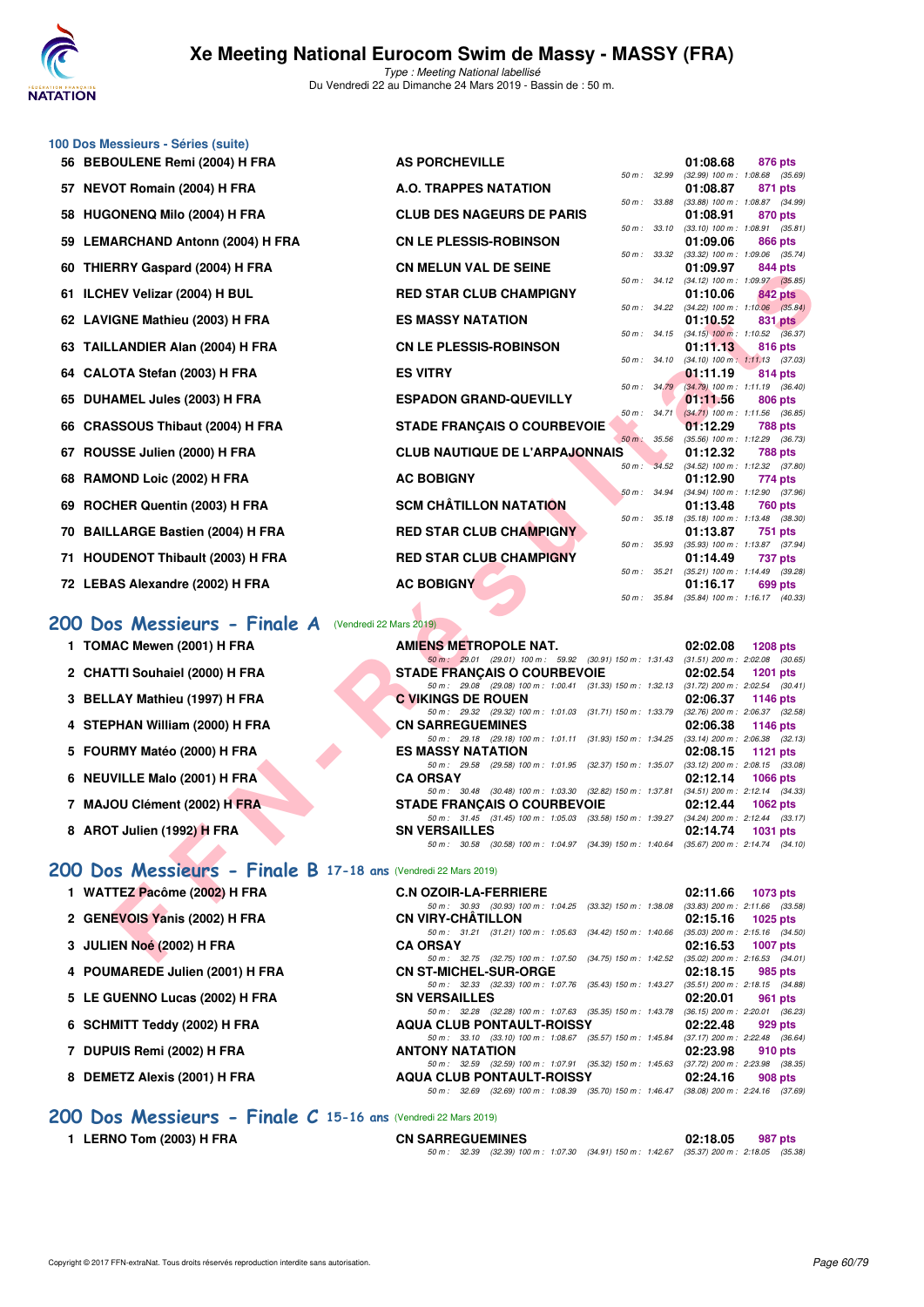### 100 Dos Messieurs - Séries (suite)

| Rang | Nom | Club | Temps | Points | Splits |
|---|---|---|---|---|---|
| 56 | BEBOULENE Remi (2004) H FRA | AS PORCHEVILLE | 01:08.68 | 876 pts | 50 m : 32.99 (32.99) 100 m : 1:08.68 (35.69) |
| 57 | NEVOT Romain (2004) H FRA | A.O. TRAPPES NATATION | 01:08.87 | 871 pts | 50 m : 33.88 (33.88) 100 m : 1:08.87 (34.99) |
| 58 | HUGONENQ Milo (2004) H FRA | CLUB DES NAGEURS DE PARIS | 01:08.91 | 870 pts | 50 m : 33.10 (33.10) 100 m : 1:08.91 (35.81) |
| 59 | LEMARCHAND Antonn (2004) H FRA | CN LE PLESSIS-ROBINSON | 01:09.06 | 866 pts | 50 m : 33.32 (33.32) 100 m : 1:09.06 (35.74) |
| 60 | THIERRY Gaspard (2004) H FRA | CN MELUN VAL DE SEINE | 01:09.97 | 844 pts | 50 m : 34.12 (34.12) 100 m : 1:09.97 (35.85) |
| 61 | ILCHEV Velizar (2004) H BUL | RED STAR CLUB CHAMPIGNY | 01:10.06 | 842 pts | 50 m : 34.22 (34.22) 100 m : 1:10.06 (35.84) |
| 62 | LAVIGNE Mathieu (2003) H FRA | ES MASSY NATATION | 01:10.52 | 831 pts | 50 m : 34.15 (34.15) 100 m : 1:10.52 (36.37) |
| 63 | TAILLANDIER Alan (2004) H FRA | CN LE PLESSIS-ROBINSON | 01:11.13 | 816 pts | 50 m : 34.10 (34.10) 100 m : 1:11.13 (37.03) |
| 64 | CALOTA Stefan (2003) H FRA | ES VITRY | 01:11.19 | 814 pts | 50 m : 34.79 (34.79) 100 m : 1:11.19 (36.40) |
| 65 | DUHAMEL Jules (2003) H FRA | ESPADON GRAND-QUEVILLY | 01:11.56 | 806 pts | 50 m : 34.71 (34.71) 100 m : 1:11.56 (36.85) |
| 66 | CRASSOUS Thibaut (2004) H FRA | STADE FRANÇAIS O COURBEVOIE | 01:12.29 | 788 pts | 50 m : 35.56 (35.56) 100 m : 1:12.29 (36.73) |
| 67 | ROUSSE Julien (2000) H FRA | CLUB NAUTIQUE DE L'ARPAJONNAIS | 01:12.32 | 788 pts | 50 m : 34.52 (34.52) 100 m : 1:12.32 (37.80) |
| 68 | RAMOND Loic (2002) H FRA | AC BOBIGNY | 01:12.90 | 774 pts | 50 m : 34.94 (34.94) 100 m : 1:12.90 (37.96) |
| 69 | ROCHER Quentin (2003) H FRA | SCM CHÂTILLON NATATION | 01:13.48 | 760 pts | 50 m : 35.18 (35.18) 100 m : 1:13.48 (38.30) |
| 70 | BAILLARGE Bastien (2004) H FRA | RED STAR CLUB CHAMPIGNY | 01:13.87 | 751 pts | 50 m : 35.93 (35.93) 100 m : 1:13.87 (37.94) |
| 71 | HOUDENOT Thibault (2003) H FRA | RED STAR CLUB CHAMPIGNY | 01:14.49 | 737 pts | 50 m : 35.21 (35.21) 100 m : 1:14.49 (39.28) |
| 72 | LEBAS Alexandre (2002) H FRA | AC BOBIGNY | 01:16.17 | 699 pts | 50 m : 35.84 (35.84) 100 m : 1:16.17 (40.33) |

## 200 Dos Messieurs - Finale A (Vendredi 22 Mars 2019)

| Rang | Nom | Club | Temps | Points | Splits |
|---|---|---|---|---|---|
| 1 | TOMAC Mewen (2001) H FRA | AMIENS METROPOLE NAT. | 02:02.08 | 1208 pts | 50 m : 29.01 (29.01) 100 m : 59.92 (30.91) 150 m : 1:31.43 (31.51) 200 m : 2:02.08 (30.65) |
| 2 | CHATTI Souhaiel (2000) H FRA | STADE FRANÇAIS O COURBEVOIE | 02:02.54 | 1201 pts | 50 m : 29.08 (29.08) 100 m : 1:00.41 (31.33) 150 m : 1:32.13 (31.72) 200 m : 2:02.54 (30.41) |
| 3 | BELLAY Mathieu (1997) H FRA | C VIKINGS DE ROUEN | 02:06.37 | 1146 pts | 50 m : 29.32 (29.32) 100 m : 1:01.03 (31.71) 150 m : 1:33.79 (32.76) 200 m : 2:06.37 (32.58) |
| 4 | STEPHAN William (2000) H FRA | CN SARREGUEMINES | 02:06.38 | 1146 pts | 50 m : 29.18 (29.18) 100 m : 1:01.11 (31.93) 150 m : 1:34.25 (33.14) 200 m : 2:06.38 (32.13) |
| 5 | FOURMY Matéo (2000) H FRA | ES MASSY NATATION | 02:08.15 | 1121 pts | 50 m : 29.58 (29.58) 100 m : 1:01.95 (32.37) 150 m : 1:35.07 (33.12) 200 m : 2:08.15 (33.08) |
| 6 | NEUVILLE Malo (2001) H FRA | CA ORSAY | 02:12.14 | 1066 pts | 50 m : 30.48 (30.48) 100 m : 1:03.30 (32.82) 150 m : 1:37.81 (34.51) 200 m : 2:12.14 (34.33) |
| 7 | MAJOU Clément (2002) H FRA | STADE FRANÇAIS O COURBEVOIE | 02:12.44 | 1062 pts | 50 m : 31.45 (31.45) 100 m : 1:05.03 (33.58) 150 m : 1:39.27 (34.24) 200 m : 2:12.44 (33.17) |
| 8 | AROT Julien (1992) H FRA | SN VERSAILLES | 02:14.74 | 1031 pts | 50 m : 30.58 (30.58) 100 m : 1:04.97 (34.39) 150 m : 1:40.64 (35.67) 200 m : 2:14.74 (34.10) |

## 200 Dos Messieurs - Finale B 17-18 ans (Vendredi 22 Mars 2019)

| Rang | Nom | Club | Temps | Points | Splits |
|---|---|---|---|---|---|
| 1 | WATTEZ Pacôme (2002) H FRA | C.N OZOIR-LA-FERRIERE | 02:11.66 | 1073 pts | 50 m : 30.93 (30.93) 100 m : 1:04.25 (33.32) 150 m : 1:38.08 (33.83) 200 m : 2:11.66 (33.58) |
| 2 | GENEVOIS Yanis (2002) H FRA | CN VIRY-CHÂTILLON | 02:15.16 | 1025 pts | 50 m : 31.21 (31.21) 100 m : 1:05.63 (34.42) 150 m : 1:40.66 (35.03) 200 m : 2:15.16 (34.50) |
| 3 | JULIEN Noé (2002) H FRA | CA ORSAY | 02:16.53 | 1007 pts | 50 m : 32.75 (32.75) 100 m : 1:07.50 (34.75) 150 m : 1:42.52 (35.02) 200 m : 2:16.53 (34.01) |
| 4 | POUMAREDE Julien (2001) H FRA | CN ST-MICHEL-SUR-ORGE | 02:18.15 | 985 pts | 50 m : 32.33 (32.33) 100 m : 1:07.76 (35.43) 150 m : 1:43.27 (35.51) 200 m : 2:18.15 (34.88) |
| 5 | LE GUENNO Lucas (2002) H FRA | SN VERSAILLES | 02:20.01 | 961 pts | 50 m : 32.28 (32.28) 100 m : 1:07.63 (35.35) 150 m : 1:43.78 (36.15) 200 m : 2:20.01 (36.23) |
| 6 | SCHMITT Teddy (2002) H FRA | AQUA CLUB PONTAULT-ROISSY | 02:22.48 | 929 pts | 50 m : 33.10 (33.10) 100 m : 1:08.67 (35.57) 150 m : 1:45.84 (37.17) 200 m : 2:22.48 (36.64) |
| 7 | DUPUIS Remi (2002) H FRA | ANTONY NATATION | 02:23.98 | 910 pts | 50 m : 32.59 (32.59) 100 m : 1:07.91 (35.32) 150 m : 1:45.63 (37.72) 200 m : 2:23.98 (38.35) |
| 8 | DEMETZ Alexis (2001) H FRA | AQUA CLUB PONTAULT-ROISSY | 02:24.16 | 908 pts | 50 m : 32.69 (32.69) 100 m : 1:08.39 (35.70) 150 m : 1:46.47 (38.08) 200 m : 2:24.16 (37.69) |

## 200 Dos Messieurs - Finale C 15-16 ans (Vendredi 22 Mars 2019)

| Rang | Nom | Club | Temps | Points | Splits |
|---|---|---|---|---|---|
| 1 | LERNO Tom (2003) H FRA | CN SARREGUEMINES | 02:18.05 | 987 pts | 50 m : 32.39 (32.39) 100 m : 1:07.30 (34.91) 150 m : 1:42.67 (35.37) 200 m : 2:18.05 (35.38) |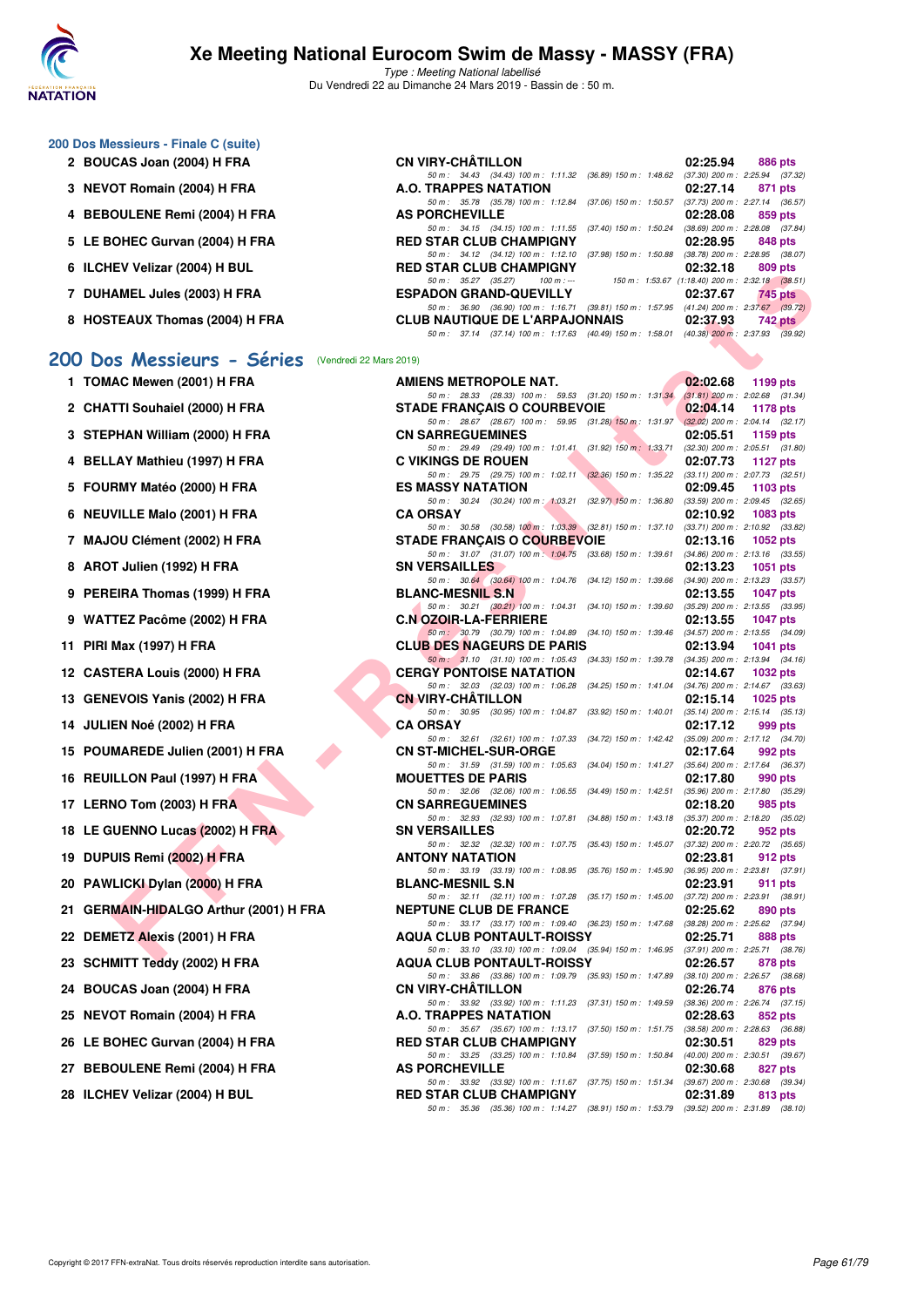# Xe Meeting National Eurocom Swim de Massy - MASSY (FRA)

*Type : Meeting National labellisé*
Du Vendredi 22 au Dimanche 24 Mars 2019 - Bassin de : 50 m.

### 200 Dos Messieurs - Finale C (suite)

| Rang | Nom | Club | Temps | Points |
|---|---|---|---|---|
| 2 | BOUCAS Joan (2004) H FRA | CN VIRY-CHÂTILLON | 02:25.94 | 886 pts |
| | 50 m : 34.43 (34.43) 100 m : 1:11.32 (36.89) 150 m : 1:48.62 (37.30) 200 m : 2:25.94 (37.32) | | | |
| 3 | NEVOT Romain (2004) H FRA | A.O. TRAPPES NATATION | 02:27.14 | 871 pts |
| | 50 m : 35.78 (35.78) 100 m : 1:12.84 (37.06) 150 m : 1:50.57 (37.73) 200 m : 2:27.14 (36.57) | | | |
| 4 | BEBOULENE Remi (2004) H FRA | AS PORCHEVILLE | 02:28.08 | 859 pts |
| | 50 m : 34.15 (34.15) 100 m : 1:11.55 (37.40) 150 m : 1:50.24 (38.69) 200 m : 2:28.08 (37.84) | | | |
| 5 | LE BOHEC Gurvan (2004) H FRA | RED STAR CLUB CHAMPIGNY | 02:28.95 | 848 pts |
| | 50 m : 34.12 (34.12) 100 m : 1:12.10 (37.98) 150 m : 1:50.88 (38.78) 200 m : 2:28.95 (38.07) | | | |
| 6 | ILCHEV Velizar (2004) H BUL | RED STAR CLUB CHAMPIGNY | 02:32.18 | 809 pts |
| | 50 m : 35.27 (35.27) 100 m : --- 150 m : 1:53.67 (1:18.40) 200 m : 2:32.18 (38.51) | | | |
| 7 | DUHAMEL Jules (2003) H FRA | ESPADON GRAND-QUEVILLY | 02:37.67 | 745 pts |
| | 50 m : 36.90 (36.90) 100 m : 1:16.71 (39.81) 150 m : 1:57.95 (41.24) 200 m : 2:37.67 (39.72) | | | |
| 8 | HOSTEAUX Thomas (2004) H FRA | CLUB NAUTIQUE DE L'ARPAJONNAIS | 02:37.93 | 742 pts |
| | 50 m : 37.14 (37.14) 100 m : 1:17.63 (40.49) 150 m : 1:58.01 (40.38) 200 m : 2:37.93 (39.92) | | | |

## 200 Dos Messieurs - Séries (Vendredi 22 Mars 2019)

| Rang | Nom | Club | Temps | Points |
|---|---|---|---|---|
| 1 | TOMAC Mewen (2001) H FRA | AMIENS METROPOLE NAT. | 02:02.68 | 1199 pts |
| | 50 m : 28.33 (28.33) 100 m : 59.53 (31.20) 150 m : 1:31.34 (31.81) 200 m : 2:02.68 (31.34) | | | |
| 2 | CHATTI Souhaiel (2000) H FRA | STADE FRANÇAIS O COURBEVOIE | 02:04.14 | 1178 pts |
| | 50 m : 28.67 (28.67) 100 m : 59.95 (31.28) 150 m : 1:31.97 (32.02) 200 m : 2:04.14 (32.17) | | | |
| 3 | STEPHAN William (2000) H FRA | CN SARREGUEMINES | 02:05.51 | 1159 pts |
| | 50 m : 29.49 (29.49) 100 m : 1:01.41 (31.92) 150 m : 1:33.71 (32.30) 200 m : 2:05.51 (31.80) | | | |
| 4 | BELLAY Mathieu (1997) H FRA | C VIKINGS DE ROUEN | 02:07.73 | 1127 pts |
| | 50 m : 29.75 (29.75) 100 m : 1:02.11 (32.36) 150 m : 1:35.22 (33.11) 200 m : 2:07.73 (32.51) | | | |
| 5 | FOURMY Matéo (2000) H FRA | ES MASSY NATATION | 02:09.45 | 1103 pts |
| | 50 m : 30.24 (30.24) 100 m : 1:03.21 (32.97) 150 m : 1:36.80 (33.59) 200 m : 2:09.45 (32.65) | | | |
| 6 | NEUVILLE Malo (2001) H FRA | CA ORSAY | 02:10.92 | 1083 pts |
| | 50 m : 30.58 (30.58) 100 m : 1:03.39 (32.81) 150 m : 1:37.10 (33.71) 200 m : 2:10.92 (33.82) | | | |
| 7 | MAJOU Clément (2002) H FRA | STADE FRANÇAIS O COURBEVOIE | 02:13.16 | 1052 pts |
| | 50 m : 31.07 (31.07) 100 m : 1:04.75 (33.68) 150 m : 1:39.61 (34.86) 200 m : 2:13.16 (33.55) | | | |
| 8 | AROT Julien (1992) H FRA | SN VERSAILLES | 02:13.23 | 1051 pts |
| | 50 m : 30.64 (30.64) 100 m : 1:04.76 (34.12) 150 m : 1:39.66 (34.90) 200 m : 2:13.23 (33.57) | | | |
| 9 | PEREIRA Thomas (1999) H FRA | BLANC-MESNIL S.N | 02:13.55 | 1047 pts |
| | 50 m : 30.21 (30.21) 100 m : 1:04.31 (34.10) 150 m : 1:39.60 (35.29) 200 m : 2:13.55 (33.95) | | | |
| 9 | WATTEZ Pacôme (2002) H FRA | C.N OZOIR-LA-FERRIERE | 02:13.55 | 1047 pts |
| | 50 m : 30.79 (30.79) 100 m : 1:04.89 (34.10) 150 m : 1:39.46 (34.57) 200 m : 2:13.55 (34.09) | | | |
| 11 | PIRI Max (1997) H FRA | CLUB DES NAGEURS DE PARIS | 02:13.94 | 1041 pts |
| | 50 m : 31.10 (31.10) 100 m : 1:05.43 (34.33) 150 m : 1:39.78 (34.35) 200 m : 2:13.94 (34.16) | | | |
| 12 | CASTERA Louis (2000) H FRA | CERGY PONTOISE NATATION | 02:14.67 | 1032 pts |
| | 50 m : 32.03 (32.03) 100 m : 1:06.28 (34.25) 150 m : 1:41.04 (34.76) 200 m : 2:14.67 (33.63) | | | |
| 13 | GENEVOIS Yanis (2002) H FRA | CN VIRY-CHÂTILLON | 02:15.14 | 1025 pts |
| | 50 m : 30.95 (30.95) 100 m : 1:04.87 (33.92) 150 m : 1:40.01 (35.14) 200 m : 2:15.14 (35.13) | | | |
| 14 | JULIEN Noé (2002) H FRA | CA ORSAY | 02:17.12 | 999 pts |
| | 50 m : 32.61 (32.61) 100 m : 1:07.33 (34.72) 150 m : 1:42.42 (35.09) 200 m : 2:17.12 (34.70) | | | |
| 15 | POUMAREDE Julien (2001) H FRA | CN ST-MICHEL-SUR-ORGE | 02:17.64 | 992 pts |
| | 50 m : 31.59 (31.59) 100 m : 1:05.63 (34.04) 150 m : 1:41.27 (35.64) 200 m : 2:17.64 (36.37) | | | |
| 16 | REUILLON Paul (1997) H FRA | MOUETTES DE PARIS | 02:17.80 | 990 pts |
| | 50 m : 32.06 (32.06) 100 m : 1:06.55 (34.49) 150 m : 1:42.51 (35.96) 200 m : 2:17.80 (35.29) | | | |
| 17 | LERNO Tom (2003) H FRA | CN SARREGUEMINES | 02:18.20 | 985 pts |
| | 50 m : 32.93 (32.93) 100 m : 1:07.81 (34.88) 150 m : 1:43.18 (35.37) 200 m : 2:18.20 (35.02) | | | |
| 18 | LE GUENNO Lucas (2002) H FRA | SN VERSAILLES | 02:20.72 | 952 pts |
| | 50 m : 32.32 (32.32) 100 m : 1:07.75 (35.43) 150 m : 1:45.07 (37.32) 200 m : 2:20.72 (35.65) | | | |
| 19 | DUPUIS Remi (2002) H FRA | ANTONY NATATION | 02:23.81 | 912 pts |
| | 50 m : 33.19 (33.19) 100 m : 1:08.95 (35.76) 150 m : 1:45.90 (36.95) 200 m : 2:23.81 (37.91) | | | |
| 20 | PAWLICKI Dylan (2000) H FRA | BLANC-MESNIL S.N | 02:23.91 | 911 pts |
| | 50 m : 32.11 (32.11) 100 m : 1:07.28 (35.17) 150 m : 1:45.00 (37.72) 200 m : 2:23.91 (38.91) | | | |
| 21 | GERMAIN-HIDALGO Arthur (2001) H FRA | NEPTUNE CLUB DE FRANCE | 02:25.62 | 890 pts |
| | 50 m : 33.17 (33.17) 100 m : 1:09.40 (36.23) 150 m : 1:47.68 (38.28) 200 m : 2:25.62 (37.94) | | | |
| 22 | DEMETZ Alexis (2001) H FRA | AQUA CLUB PONTAULT-ROISSY | 02:25.71 | 888 pts |
| | 50 m : 33.10 (33.10) 100 m : 1:09.04 (35.94) 150 m : 1:46.95 (37.91) 200 m : 2:25.71 (38.76) | | | |
| 23 | SCHMITT Teddy (2002) H FRA | AQUA CLUB PONTAULT-ROISSY | 02:26.57 | 878 pts |
| | 50 m : 33.86 (33.86) 100 m : 1:09.79 (35.93) 150 m : 1:47.89 (38.10) 200 m : 2:26.57 (38.68) | | | |
| 24 | BOUCAS Joan (2004) H FRA | CN VIRY-CHÂTILLON | 02:26.74 | 876 pts |
| | 50 m : 33.92 (33.92) 100 m : 1:11.23 (37.31) 150 m : 1:49.59 (38.36) 200 m : 2:26.74 (37.15) | | | |
| 25 | NEVOT Romain (2004) H FRA | A.O. TRAPPES NATATION | 02:28.63 | 852 pts |
| | 50 m : 35.67 (35.67) 100 m : 1:13.17 (37.50) 150 m : 1:51.75 (38.58) 200 m : 2:28.63 (36.88) | | | |
| 26 | LE BOHEC Gurvan (2004) H FRA | RED STAR CLUB CHAMPIGNY | 02:30.51 | 829 pts |
| | 50 m : 33.25 (33.25) 100 m : 1:10.84 (37.59) 150 m : 1:50.84 (40.00) 200 m : 2:30.51 (39.67) | | | |
| 27 | BEBOULENE Remi (2004) H FRA | AS PORCHEVILLE | 02:30.68 | 827 pts |
| | 50 m : 33.92 (33.92) 100 m : 1:11.67 (37.75) 150 m : 1:51.34 (39.67) 200 m : 2:30.68 (39.34) | | | |
| 28 | ILCHEV Velizar (2004) H BUL | RED STAR CLUB CHAMPIGNY | 02:31.89 | 813 pts |
| | 50 m : 35.36 (35.36) 100 m : 1:14.27 (38.91) 150 m : 1:53.79 (39.52) 200 m : 2:31.89 (38.10) | | | |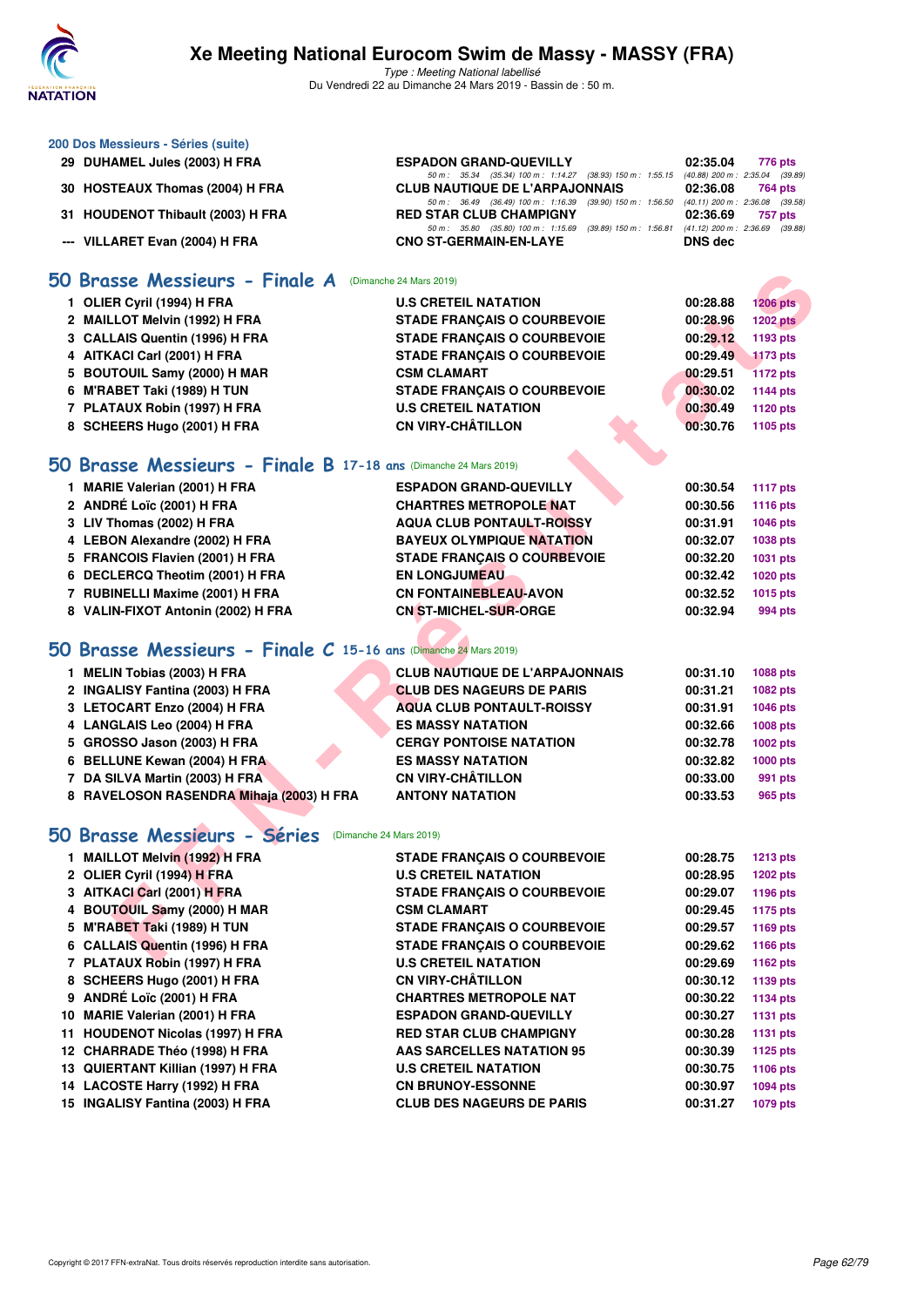### 200 Dos Messieurs - Séries (suite)

| | | | | |
|---|---|---|---|---|
| 29 | DUHAMEL Jules (2003) H FRA | ESPADON GRAND-QUEVILLY | 02:35.04 | 776 pts |
| | | 50 m : 35.34 (35.34) 100 m : 1:14.27 (38.93) 150 m : 1:55.15 (40.88) 200 m : 2:35.04 (39.89) | | |
| 30 | HOSTEAUX Thomas (2004) H FRA | CLUB NAUTIQUE DE L'ARPAJONNAIS | 02:36.08 | 764 pts |
| | | 50 m : 36.49 (36.49) 100 m : 1:16.39 (39.90) 150 m : 1:56.50 (40.11) 200 m : 2:36.08 (39.58) | | |
| 31 | HOUDENOT Thibault (2003) H FRA | RED STAR CLUB CHAMPIGNY | 02:36.69 | 757 pts |
| | | 50 m : 35.80 (35.80) 100 m : 1:15.69 (39.89) 150 m : 1:56.81 (41.12) 200 m : 2:36.69 (39.88) | | |
| --- | VILLARET Evan (2004) H FRA | CNO ST-GERMAIN-EN-LAYE | DNS dec | |

## 50 Brasse Messieurs - Finale A (Dimanche 24 Mars 2019)

| | | | | |
|---|---|---|---|---|
| 1 | OLIER Cyril (1994) H FRA | U.S CRETEIL NATATION | 00:28.88 | 1206 pts |
| 2 | MAILLOT Melvin (1992) H FRA | STADE FRANÇAIS O COURBEVOIE | 00:28.96 | 1202 pts |
| 3 | CALLAIS Quentin (1996) H FRA | STADE FRANÇAIS O COURBEVOIE | 00:29.12 | 1193 pts |
| 4 | AITKACI Carl (2001) H FRA | STADE FRANÇAIS O COURBEVOIE | 00:29.49 | 1173 pts |
| 5 | BOUTOUIL Samy (2000) H MAR | CSM CLAMART | 00:29.51 | 1172 pts |
| 6 | M'RABET Taki (1989) H TUN | STADE FRANÇAIS O COURBEVOIE | 00:30.02 | 1144 pts |
| 7 | PLATAUX Robin (1997) H FRA | U.S CRETEIL NATATION | 00:30.49 | 1120 pts |
| 8 | SCHEERS Hugo (2001) H FRA | CN VIRY-CHÂTILLON | 00:30.76 | 1105 pts |

## 50 Brasse Messieurs - Finale B 17-18 ans (Dimanche 24 Mars 2019)

| | | | | |
|---|---|---|---|---|
| 1 | MARIE Valerian (2001) H FRA | ESPADON GRAND-QUEVILLY | 00:30.54 | 1117 pts |
| 2 | ANDRÉ Loïc (2001) H FRA | CHARTRES METROPOLE NAT | 00:30.56 | 1116 pts |
| 3 | LIV Thomas (2002) H FRA | AQUA CLUB PONTAULT-ROISSY | 00:31.91 | 1046 pts |
| 4 | LEBON Alexandre (2002) H FRA | BAYEUX OLYMPIQUE NATATION | 00:32.07 | 1038 pts |
| 5 | FRANCOIS Flavien (2001) H FRA | STADE FRANÇAIS O COURBEVOIE | 00:32.20 | 1031 pts |
| 6 | DECLERCQ Theotim (2001) H FRA | EN LONGJUMEAU | 00:32.42 | 1020 pts |
| 7 | RUBINELLI Maxime (2001) H FRA | CN FONTAINEBLEAU-AVON | 00:32.52 | 1015 pts |
| 8 | VALIN-FIXOT Antonin (2002) H FRA | CN ST-MICHEL-SUR-ORGE | 00:32.94 | 994 pts |

## 50 Brasse Messieurs - Finale C 15-16 ans (Dimanche 24 Mars 2019)

| | | | | |
|---|---|---|---|---|
| 1 | MELIN Tobias (2003) H FRA | CLUB NAUTIQUE DE L'ARPAJONNAIS | 00:31.10 | 1088 pts |
| 2 | INGALISY Fantina (2003) H FRA | CLUB DES NAGEURS DE PARIS | 00:31.21 | 1082 pts |
| 3 | LETOCART Enzo (2004) H FRA | AQUA CLUB PONTAULT-ROISSY | 00:31.91 | 1046 pts |
| 4 | LANGLAIS Leo (2004) H FRA | ES MASSY NATATION | 00:32.66 | 1008 pts |
| 5 | GROSSO Jason (2003) H FRA | CERGY PONTOISE NATATION | 00:32.78 | 1002 pts |
| 6 | BELLUNE Kewan (2004) H FRA | ES MASSY NATATION | 00:32.82 | 1000 pts |
| 7 | DA SILVA Martin (2003) H FRA | CN VIRY-CHÂTILLON | 00:33.00 | 991 pts |
| 8 | RAVELOSON RASENDRA Mihaja (2003) H FRA | ANTONY NATATION | 00:33.53 | 965 pts |

## 50 Brasse Messieurs - Séries (Dimanche 24 Mars 2019)

| | | | | |
|---|---|---|---|---|
| 1 | MAILLOT Melvin (1992) H FRA | STADE FRANÇAIS O COURBEVOIE | 00:28.75 | 1213 pts |
| 2 | OLIER Cyril (1994) H FRA | U.S CRETEIL NATATION | 00:28.95 | 1202 pts |
| 3 | AITKACI Carl (2001) H FRA | STADE FRANÇAIS O COURBEVOIE | 00:29.07 | 1196 pts |
| 4 | BOUTOUIL Samy (2000) H MAR | CSM CLAMART | 00:29.45 | 1175 pts |
| 5 | M'RABET Taki (1989) H TUN | STADE FRANÇAIS O COURBEVOIE | 00:29.57 | 1169 pts |
| 6 | CALLAIS Quentin (1996) H FRA | STADE FRANÇAIS O COURBEVOIE | 00:29.62 | 1166 pts |
| 7 | PLATAUX Robin (1997) H FRA | U.S CRETEIL NATATION | 00:29.69 | 1162 pts |
| 8 | SCHEERS Hugo (2001) H FRA | CN VIRY-CHÂTILLON | 00:30.12 | 1139 pts |
| 9 | ANDRÉ Loïc (2001) H FRA | CHARTRES METROPOLE NAT | 00:30.22 | 1134 pts |
| 10 | MARIE Valerian (2001) H FRA | ESPADON GRAND-QUEVILLY | 00:30.27 | 1131 pts |
| 11 | HOUDENOT Nicolas (1997) H FRA | RED STAR CLUB CHAMPIGNY | 00:30.28 | 1131 pts |
| 12 | CHARRADE Théo (1998) H FRA | AAS SARCELLES NATATION 95 | 00:30.39 | 1125 pts |
| 13 | QUIERTANT Killian (1997) H FRA | U.S CRETEIL NATATION | 00:30.75 | 1106 pts |
| 14 | LACOSTE Harry (1992) H FRA | CN BRUNOY-ESSONNE | 00:30.97 | 1094 pts |
| 15 | INGALISY Fantina (2003) H FRA | CLUB DES NAGEURS DE PARIS | 00:31.27 | 1079 pts |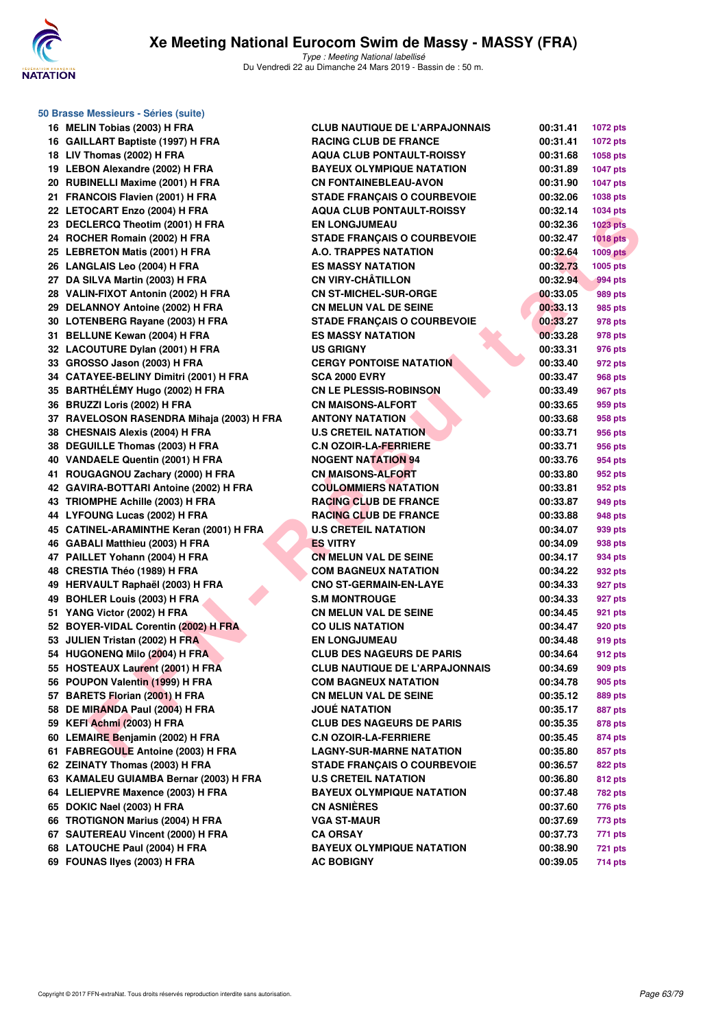## 50 Brasse Messieurs - Séries (suite)

| Rang | Nom | Club | Temps | Points |
|---|---|---|---|---|
| 16 | MELIN Tobias (2003) H FRA | CLUB NAUTIQUE DE L'ARPAJONNAIS | 00:31.41 | 1072 pts |
| 16 | GAILLART Baptiste (1997) H FRA | RACING CLUB DE FRANCE | 00:31.41 | 1072 pts |
| 18 | LIV Thomas (2002) H FRA | AQUA CLUB PONTAULT-ROISSY | 00:31.68 | 1058 pts |
| 19 | LEBON Alexandre (2002) H FRA | BAYEUX OLYMPIQUE NATATION | 00:31.89 | 1047 pts |
| 20 | RUBINELLI Maxime (2001) H FRA | CN FONTAINEBLEAU-AVON | 00:31.90 | 1047 pts |
| 21 | FRANCOIS Flavien (2001) H FRA | STADE FRANÇAIS O COURBEVOIE | 00:32.06 | 1038 pts |
| 22 | LETOCART Enzo (2004) H FRA | AQUA CLUB PONTAULT-ROISSY | 00:32.14 | 1034 pts |
| 23 | DECLERCQ Theotim (2001) H FRA | EN LONGJUMEAU | 00:32.36 | 1023 pts |
| 24 | ROCHER Romain (2002) H FRA | STADE FRANÇAIS O COURBEVOIE | 00:32.47 | 1018 pts |
| 25 | LEBRETON Matis (2001) H FRA | A.O. TRAPPES NATATION | 00:32.64 | 1009 pts |
| 26 | LANGLAIS Leo (2004) H FRA | ES MASSY NATATION | 00:32.73 | 1005 pts |
| 27 | DA SILVA Martin (2003) H FRA | CN VIRY-CHÂTILLON | 00:32.94 | 994 pts |
| 28 | VALIN-FIXOT Antonin (2002) H FRA | CN ST-MICHEL-SUR-ORGE | 00:33.05 | 989 pts |
| 29 | DELANNOY Antoine (2002) H FRA | CN MELUN VAL DE SEINE | 00:33.13 | 985 pts |
| 30 | LOTENBERG Rayane (2003) H FRA | STADE FRANÇAIS O COURBEVOIE | 00:33.27 | 978 pts |
| 31 | BELLUNE Kewan (2004) H FRA | ES MASSY NATATION | 00:33.28 | 978 pts |
| 32 | LACOUTURE Dylan (2001) H FRA | US GRIGNY | 00:33.31 | 976 pts |
| 33 | GROSSO Jason (2003) H FRA | CERGY PONTOISE NATATION | 00:33.40 | 972 pts |
| 34 | CATAYEE-BELINY Dimitri (2001) H FRA | SCA 2000 EVRY | 00:33.47 | 968 pts |
| 35 | BARTHÉLÉMY Hugo (2002) H FRA | CN LE PLESSIS-ROBINSON | 00:33.49 | 967 pts |
| 36 | BRUZZI Loris (2002) H FRA | CN MAISONS-ALFORT | 00:33.65 | 959 pts |
| 37 | RAVELOSON RASENDRA Mihaja (2003) H FRA | ANTONY NATATION | 00:33.68 | 958 pts |
| 38 | CHESNAIS Alexis (2004) H FRA | U.S CRETEIL NATATION | 00:33.71 | 956 pts |
| 38 | DEGUILLE Thomas (2003) H FRA | C.N OZOIR-LA-FERRIERE | 00:33.71 | 956 pts |
| 40 | VANDAELE Quentin (2001) H FRA | NOGENT NATATION 94 | 00:33.76 | 954 pts |
| 41 | ROUGAGNOU Zachary (2000) H FRA | CN MAISONS-ALFORT | 00:33.80 | 952 pts |
| 42 | GAVIRA-BOTTARI Antoine (2002) H FRA | COULOMMIERS NATATION | 00:33.81 | 952 pts |
| 43 | TRIOMPHE Achille (2003) H FRA | RACING CLUB DE FRANCE | 00:33.87 | 949 pts |
| 44 | LYFOUNG Lucas (2002) H FRA | RACING CLUB DE FRANCE | 00:33.88 | 948 pts |
| 45 | CATINEL-ARAMINTHE Keran (2001) H FRA | U.S CRETEIL NATATION | 00:34.07 | 939 pts |
| 46 | GABALI Matthieu (2003) H FRA | ES VITRY | 00:34.09 | 938 pts |
| 47 | PAILLET Yohann (2004) H FRA | CN MELUN VAL DE SEINE | 00:34.17 | 934 pts |
| 48 | CRESTIA Théo (1989) H FRA | COM BAGNEUX NATATION | 00:34.22 | 932 pts |
| 49 | HERVAULT Raphaël (2003) H FRA | CNO ST-GERMAIN-EN-LAYE | 00:34.33 | 927 pts |
| 49 | BOHLER Louis (2003) H FRA | S.M MONTROUGE | 00:34.33 | 927 pts |
| 51 | YANG Victor (2002) H FRA | CN MELUN VAL DE SEINE | 00:34.45 | 921 pts |
| 52 | BOYER-VIDAL Corentin (2002) H FRA | CO ULIS NATATION | 00:34.47 | 920 pts |
| 53 | JULIEN Tristan (2002) H FRA | EN LONGJUMEAU | 00:34.48 | 919 pts |
| 54 | HUGONENQ Milo (2004) H FRA | CLUB DES NAGEURS DE PARIS | 00:34.64 | 912 pts |
| 55 | HOSTEAUX Laurent (2001) H FRA | CLUB NAUTIQUE DE L'ARPAJONNAIS | 00:34.69 | 909 pts |
| 56 | POUPON Valentin (1999) H FRA | COM BAGNEUX NATATION | 00:34.78 | 905 pts |
| 57 | BARETS Florian (2001) H FRA | CN MELUN VAL DE SEINE | 00:35.12 | 889 pts |
| 58 | DE MIRANDA Paul (2004) H FRA | JOUÉ NATATION | 00:35.17 | 887 pts |
| 59 | KEFI Achmi (2003) H FRA | CLUB DES NAGEURS DE PARIS | 00:35.35 | 878 pts |
| 60 | LEMAIRE Benjamin (2002) H FRA | C.N OZOIR-LA-FERRIERE | 00:35.45 | 874 pts |
| 61 | FABREGOULE Antoine (2003) H FRA | LAGNY-SUR-MARNE NATATION | 00:35.80 | 857 pts |
| 62 | ZEINATY Thomas (2003) H FRA | STADE FRANÇAIS O COURBEVOIE | 00:36.57 | 822 pts |
| 63 | KAMALEU GUIAMBA Bernar (2003) H FRA | U.S CRETEIL NATATION | 00:36.80 | 812 pts |
| 64 | LELIEPVRE Maxence (2003) H FRA | BAYEUX OLYMPIQUE NATATION | 00:37.48 | 782 pts |
| 65 | DOKIC Nael (2003) H FRA | CN ASNIÈRES | 00:37.60 | 776 pts |
| 66 | TROTIGNON Marius (2004) H FRA | VGA ST-MAUR | 00:37.69 | 773 pts |
| 67 | SAUTEREAU Vincent (2000) H FRA | CA ORSAY | 00:37.73 | 771 pts |
| 68 | LATOUCHE Paul (2004) H FRA | BAYEUX OLYMPIQUE NATATION | 00:38.90 | 721 pts |
| 69 | FOUNAS Ilyes (2003) H FRA | AC BOBIGNY | 00:39.05 | 714 pts |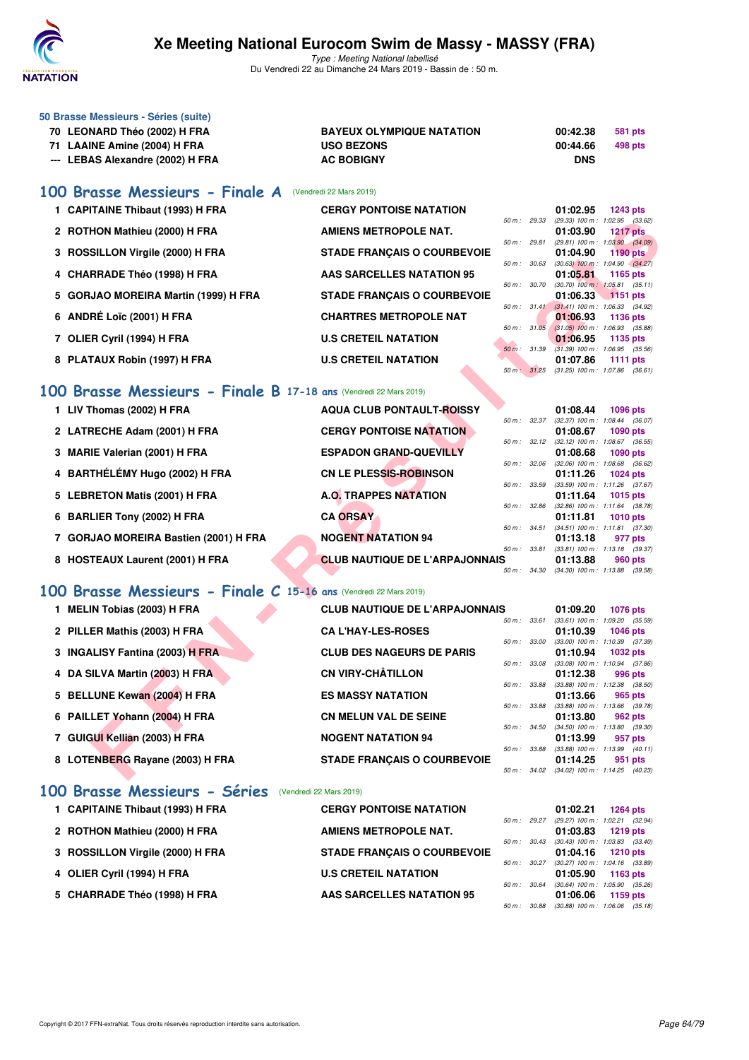# Xe Meeting National Eurocom Swim de Massy - MASSY (FRA)

*Type : Meeting National labellisé*
Du Vendredi 22 au Dimanche 24 Mars 2019 - Bassin de : 50 m.

### 50 Brasse Messieurs - Séries (suite)

| | | | | |
|---|---|---|---|---|
| 70 | LEONARD Théo (2002) H FRA | BAYEUX OLYMPIQUE NATATION | 00:42.38 | 581 pts |
| 71 | LAAINE Amine (2004) H FRA | USO BEZONS | 00:44.66 | 498 pts |
| --- | LEBAS Alexandre (2002) H FRA | AC BOBIGNY | DNS | |

## 100 Brasse Messieurs - Finale A (Vendredi 22 Mars 2019)

| | | | | | | |
|---|---|---|---|---|---|---|
| 1 | CAPITAINE Thibaut (1993) H FRA | CERGY PONTOISE NATATION | 50 m : 29.33 | 01:02.95 | 1243 pts | (29.33) 100 m : 1:02.95 (33.62) |
| 2 | ROTHON Mathieu (2000) H FRA | AMIENS METROPOLE NAT. | 50 m : 29.81 | 01:03.90 | 1217 pts | (29.81) 100 m : 1:03.90 (34.09) |
| 3 | ROSSILLON Virgile (2000) H FRA | STADE FRANÇAIS O COURBEVOIE | 50 m : 30.63 | 01:04.90 | 1190 pts | (30.63) 100 m : 1:04.90 (34.27) |
| 4 | CHARRADE Théo (1998) H FRA | AAS SARCELLES NATATION 95 | 50 m : 30.70 | 01:05.81 | 1165 pts | (30.70) 100 m : 1:05.81 (35.11) |
| 5 | GORJAO MOREIRA Martin (1999) H FRA | STADE FRANÇAIS O COURBEVOIE | 50 m : 31.41 | 01:06.33 | 1151 pts | (31.41) 100 m : 1:06.33 (34.92) |
| 6 | ANDRÉ Loïc (2001) H FRA | CHARTRES METROPOLE NAT | 50 m : 31.05 | 01:06.93 | 1136 pts | (31.05) 100 m : 1:06.93 (35.88) |
| 7 | OLIER Cyril (1994) H FRA | U.S CRETEIL NATATION | 50 m : 31.39 | 01:06.95 | 1135 pts | (31.39) 100 m : 1:06.95 (35.56) |
| 8 | PLATAUX Robin (1997) H FRA | U.S CRETEIL NATATION | 50 m : 31.25 | 01:07.86 | 1111 pts | (31.25) 100 m : 1:07.86 (36.61) |

## 100 Brasse Messieurs - Finale B 17-18 ans (Vendredi 22 Mars 2019)

| | | | | | | |
|---|---|---|---|---|---|---|
| 1 | LIV Thomas (2002) H FRA | AQUA CLUB PONTAULT-ROISSY | 50 m : 32.37 | 01:08.44 | 1096 pts | (32.37) 100 m : 1:08.44 (36.07) |
| 2 | LATRECHE Adam (2001) H FRA | CERGY PONTOISE NATATION | 50 m : 32.12 | 01:08.67 | 1090 pts | (32.12) 100 m : 1:08.67 (36.55) |
| 3 | MARIE Valerian (2001) H FRA | ESPADON GRAND-QUEVILLY | 50 m : 32.06 | 01:08.68 | 1090 pts | (32.06) 100 m : 1:08.68 (36.62) |
| 4 | BARTHÉLÉMY Hugo (2002) H FRA | CN LE PLESSIS-ROBINSON | 50 m : 33.59 | 01:11.26 | 1024 pts | (33.59) 100 m : 1:11.26 (37.67) |
| 5 | LEBRETON Matis (2001) H FRA | A.O. TRAPPES NATATION | 50 m : 32.86 | 01:11.64 | 1015 pts | (32.86) 100 m : 1:11.64 (38.78) |
| 6 | BARLIER Tony (2002) H FRA | CA ORSAY | 50 m : 34.51 | 01:11.81 | 1010 pts | (34.51) 100 m : 1:11.81 (37.30) |
| 7 | GORJAO MOREIRA Bastien (2001) H FRA | NOGENT NATATION 94 | 50 m : 33.81 | 01:13.18 | 977 pts | (33.81) 100 m : 1:13.18 (39.37) |
| 8 | HOSTEAUX Laurent (2001) H FRA | CLUB NAUTIQUE DE L'ARPAJONNAIS | 50 m : 34.30 | 01:13.88 | 960 pts | (34.30) 100 m : 1:13.88 (39.58) |

## 100 Brasse Messieurs - Finale C 15-16 ans (Vendredi 22 Mars 2019)

| | | | | | | |
|---|---|---|---|---|---|---|
| 1 | MELIN Tobias (2003) H FRA | CLUB NAUTIQUE DE L'ARPAJONNAIS | 50 m : 33.61 | 01:09.20 | 1076 pts | (33.61) 100 m : 1:09.20 (35.59) |
| 2 | PILLER Mathis (2003) H FRA | CA L'HAY-LES-ROSES | 50 m : 33.00 | 01:10.39 | 1046 pts | (33.00) 100 m : 1:10.39 (37.39) |
| 3 | INGALISY Fantina (2003) H FRA | CLUB DES NAGEURS DE PARIS | 50 m : 33.08 | 01:10.94 | 1032 pts | (33.08) 100 m : 1:10.94 (37.86) |
| 4 | DA SILVA Martin (2003) H FRA | CN VIRY-CHÂTILLON | 50 m : 33.88 | 01:12.38 | 996 pts | (33.88) 100 m : 1:12.38 (38.50) |
| 5 | BELLUNE Kewan (2004) H FRA | ES MASSY NATATION | 50 m : 33.88 | 01:13.66 | 965 pts | (33.88) 100 m : 1:13.66 (39.78) |
| 6 | PAILLET Yohann (2004) H FRA | CN MELUN VAL DE SEINE | 50 m : 34.50 | 01:13.80 | 962 pts | (34.50) 100 m : 1:13.80 (39.30) |
| 7 | GUIGUI Kellian (2003) H FRA | NOGENT NATATION 94 | 50 m : 33.88 | 01:13.99 | 957 pts | (33.88) 100 m : 1:13.99 (40.11) |
| 8 | LOTENBERG Rayane (2003) H FRA | STADE FRANÇAIS O COURBEVOIE | 50 m : 34.02 | 01:14.25 | 951 pts | (34.02) 100 m : 1:14.25 (40.23) |

## 100 Brasse Messieurs - Séries (Vendredi 22 Mars 2019)

| | | | | | | |
|---|---|---|---|---|---|---|
| 1 | CAPITAINE Thibaut (1993) H FRA | CERGY PONTOISE NATATION | 50 m : 29.27 | 01:02.21 | 1264 pts | (29.27) 100 m : 1:02.21 (32.94) |
| 2 | ROTHON Mathieu (2000) H FRA | AMIENS METROPOLE NAT. | 50 m : 30.43 | 01:03.83 | 1219 pts | (30.43) 100 m : 1:03.83 (33.40) |
| 3 | ROSSILLON Virgile (2000) H FRA | STADE FRANÇAIS O COURBEVOIE | 50 m : 30.27 | 01:04.16 | 1210 pts | (30.27) 100 m : 1:04.16 (33.89) |
| 4 | OLIER Cyril (1994) H FRA | U.S CRETEIL NATATION | 50 m : 30.64 | 01:05.90 | 1163 pts | (30.64) 100 m : 1:05.90 (35.26) |
| 5 | CHARRADE Théo (1998) H FRA | AAS SARCELLES NATATION 95 | 50 m : 30.88 | 01:06.06 | 1159 pts | (30.88) 100 m : 1:06.06 (35.18) |

Copyright © 2017 FFN-extraNat. Tous droits réservés reproduction interdite sans autorisation.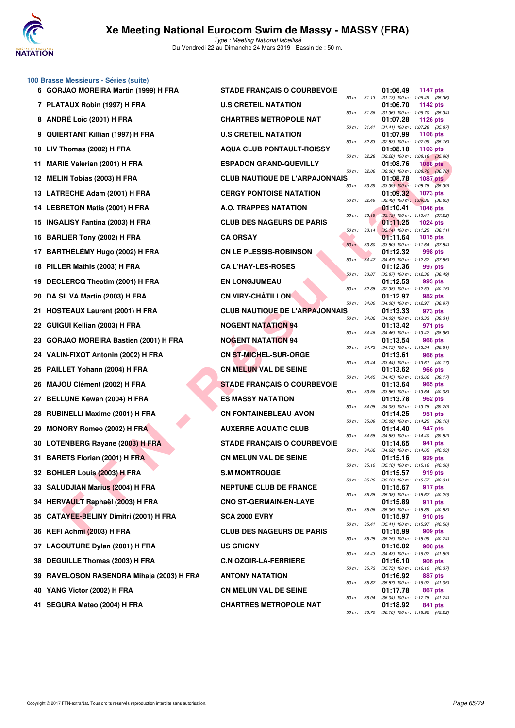# Xe Meeting National Eurocom Swim de Massy - MASSY (FRA)

*Type : Meeting National labellisé*
Du Vendredi 22 au Dimanche 24 Mars 2019 - Bassin de : 50 m.

## 100 Brasse Messieurs - Séries (suite)

| Rg | Nom | Club | Temps | Points | Splits |
|---|---|---|---|---|---|
| 6 | GORJAO MOREIRA Martin (1999) H FRA | STADE FRANÇAIS O COURBEVOIE | 01:06.49 | 1147 pts | 50 m : 31.13 (31.13) 100 m : 1:06.49 (35.36) |
| 7 | PLATAUX Robin (1997) H FRA | U.S CRETEIL NATATION | 01:06.70 | 1142 pts | 50 m : 31.36 (31.36) 100 m : 1:06.70 (35.34) |
| 8 | ANDRÉ Loïc (2001) H FRA | CHARTRES METROPOLE NAT | 01:07.28 | 1126 pts | 50 m : 31.41 (31.41) 100 m : 1:07.28 (35.87) |
| 9 | QUIERTANT Killian (1997) H FRA | U.S CRETEIL NATATION | 01:07.99 | 1108 pts | 50 m : 32.83 (32.83) 100 m : 1:07.99 (35.16) |
| 10 | LIV Thomas (2002) H FRA | AQUA CLUB PONTAULT-ROISSY | 01:08.18 | 1103 pts | 50 m : 32.28 (32.28) 100 m : 1:08.18 (35.90) |
| 11 | MARIE Valerian (2001) H FRA | ESPADON GRAND-QUEVILLY | 01:08.76 | 1088 pts | 50 m : 32.06 (32.06) 100 m : 1:08.76 (36.70) |
| 12 | MELIN Tobias (2003) H FRA | CLUB NAUTIQUE DE L'ARPAJONNAIS | 01:08.78 | 1087 pts | 50 m : 33.39 (33.39) 100 m : 1:08.78 (35.39) |
| 13 | LATRECHE Adam (2001) H FRA | CERGY PONTOISE NATATION | 01:09.32 | 1073 pts | 50 m : 32.49 (32.49) 100 m : 1:09.32 (36.83) |
| 14 | LEBRETON Matis (2001) H FRA | A.O. TRAPPES NATATION | 01:10.41 | 1046 pts | 50 m : 33.19 (33.19) 100 m : 1:10.41 (37.22) |
| 15 | INGALISY Fantina (2003) H FRA | CLUB DES NAGEURS DE PARIS | 01:11.25 | 1024 pts | 50 m : 33.14 (33.14) 100 m : 1:11.25 (38.11) |
| 16 | BARLIER Tony (2002) H FRA | CA ORSAY | 01:11.64 | 1015 pts | 50 m : 33.80 (33.80) 100 m : 1:11.64 (37.84) |
| 17 | BARTHÉLÉMY Hugo (2002) H FRA | CN LE PLESSIS-ROBINSON | 01:12.32 | 998 pts | 50 m : 34.47 (34.47) 100 m : 1:12.32 (37.85) |
| 18 | PILLER Mathis (2003) H FRA | CA L'HAY-LES-ROSES | 01:12.36 | 997 pts | 50 m : 33.87 (33.87) 100 m : 1:12.36 (38.49) |
| 19 | DECLERCQ Theotim (2001) H FRA | EN LONGJUMEAU | 01:12.53 | 993 pts | 50 m : 32.38 (32.38) 100 m : 1:12.53 (40.15) |
| 20 | DA SILVA Martin (2003) H FRA | CN VIRY-CHÂTILLON | 01:12.97 | 982 pts | 50 m : 34.00 (34.00) 100 m : 1:12.97 (38.97) |
| 21 | HOSTEAUX Laurent (2001) H FRA | CLUB NAUTIQUE DE L'ARPAJONNAIS | 01:13.33 | 973 pts | 50 m : 34.02 (34.02) 100 m : 1:13.33 (39.31) |
| 22 | GUIGUI Kellian (2003) H FRA | NOGENT NATATION 94 | 01:13.42 | 971 pts | 50 m : 34.46 (34.46) 100 m : 1:13.42 (38.96) |
| 23 | GORJAO MOREIRA Bastien (2001) H FRA | NOGENT NATATION 94 | 01:13.54 | 968 pts | 50 m : 34.73 (34.73) 100 m : 1:13.54 (38.81) |
| 24 | VALIN-FIXOT Antonin (2002) H FRA | CN ST-MICHEL-SUR-ORGE | 01:13.61 | 966 pts | 50 m : 33.44 (33.44) 100 m : 1:13.61 (40.17) |
| 25 | PAILLET Yohann (2004) H FRA | CN MELUN VAL DE SEINE | 01:13.62 | 966 pts | 50 m : 34.45 (34.45) 100 m : 1:13.62 (39.17) |
| 26 | MAJOU Clément (2002) H FRA | STADE FRANÇAIS O COURBEVOIE | 01:13.64 | 965 pts | 50 m : 33.56 (33.56) 100 m : 1:13.64 (40.08) |
| 27 | BELLUNE Kewan (2004) H FRA | ES MASSY NATATION | 01:13.78 | 962 pts | 50 m : 34.08 (34.08) 100 m : 1:13.78 (39.70) |
| 28 | RUBINELLI Maxime (2001) H FRA | CN FONTAINEBLEAU-AVON | 01:14.25 | 951 pts | 50 m : 35.09 (35.09) 100 m : 1:14.25 (39.16) |
| 29 | MONORY Romeo (2002) H FRA | AUXERRE AQUATIC CLUB | 01:14.40 | 947 pts | 50 m : 34.58 (34.58) 100 m : 1:14.40 (39.82) |
| 30 | LOTENBERG Rayane (2003) H FRA | STADE FRANÇAIS O COURBEVOIE | 01:14.65 | 941 pts | 50 m : 34.62 (34.62) 100 m : 1:14.65 (40.03) |
| 31 | BARETS Florian (2001) H FRA | CN MELUN VAL DE SEINE | 01:15.16 | 929 pts | 50 m : 35.10 (35.10) 100 m : 1:15.16 (40.06) |
| 32 | BOHLER Louis (2003) H FRA | S.M MONTROUGE | 01:15.57 | 919 pts | 50 m : 35.26 (35.26) 100 m : 1:15.57 (40.31) |
| 33 | SALUDJIAN Marius (2004) H FRA | NEPTUNE CLUB DE FRANCE | 01:15.67 | 917 pts | 50 m : 35.38 (35.38) 100 m : 1:15.67 (40.29) |
| 34 | HERVAULT Raphaël (2003) H FRA | CNO ST-GERMAIN-EN-LAYE | 01:15.89 | 911 pts | 50 m : 35.06 (35.06) 100 m : 1:15.89 (40.83) |
| 35 | CATAYEE-BELINY Dimitri (2001) H FRA | SCA 2000 EVRY | 01:15.97 | 910 pts | 50 m : 35.41 (35.41) 100 m : 1:15.97 (40.56) |
| 36 | KEFI Achmi (2003) H FRA | CLUB DES NAGEURS DE PARIS | 01:15.99 | 909 pts | 50 m : 35.25 (35.25) 100 m : 1:15.99 (40.74) |
| 37 | LACOUTURE Dylan (2001) H FRA | US GRIGNY | 01:16.02 | 908 pts | 50 m : 34.43 (34.43) 100 m : 1:16.02 (41.59) |
| 38 | DEGUILLE Thomas (2003) H FRA | C.N OZOIR-LA-FERRIERE | 01:16.10 | 906 pts | 50 m : 35.73 (35.73) 100 m : 1:16.10 (40.37) |
| 39 | RAVELOSON RASENDRA Mihaja (2003) H FRA | ANTONY NATATION | 01:16.92 | 887 pts | 50 m : 35.87 (35.87) 100 m : 1:16.92 (41.05) |
| 40 | YANG Victor (2002) H FRA | CN MELUN VAL DE SEINE | 01:17.78 | 867 pts | 50 m : 36.04 (36.04) 100 m : 1:17.78 (41.74) |
| 41 | SEGURA Mateo (2004) H FRA | CHARTRES METROPOLE NAT | 01:18.92 | 841 pts | 50 m : 36.70 (36.70) 100 m : 1:18.92 (42.22) |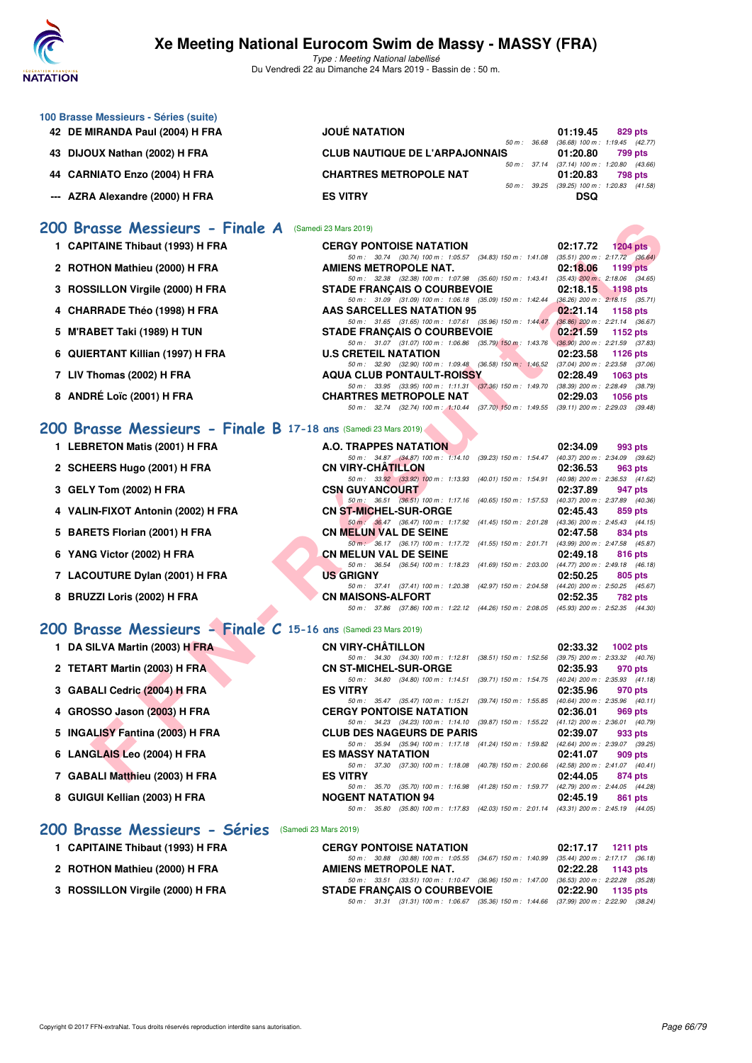### 100 Brasse Messieurs - Séries (suite)

| Rang | Nom | Club | Temps | Points |
|---|---|---|---|---|
| 42 | DE MIRANDA Paul (2004) H FRA | JOUÉ NATATION | 01:19.45 | 829 pts |
| | | 50 m : 36.68 (36.68) 100 m : 1:19.45 (42.77) | | |
| 43 | DIJOUX Nathan (2002) H FRA | CLUB NAUTIQUE DE L'ARPAJONNAIS | 01:20.80 | 799 pts |
| | | 50 m : 37.14 (37.14) 100 m : 1:20.80 (43.66) | | |
| 44 | CARNIATO Enzo (2004) H FRA | CHARTRES METROPOLE NAT | 01:20.83 | 798 pts |
| | | 50 m : 39.25 (39.25) 100 m : 1:20.83 (41.58) | | |
| --- | AZRA Alexandre (2000) H FRA | ES VITRY | DSQ | |

## 200 Brasse Messieurs - Finale A (Samedi 23 Mars 2019)

| Rang | Nom | Club | Temps | Points |
|---|---|---|---|---|
| 1 | CAPITAINE Thibaut (1993) H FRA | CERGY PONTOISE NATATION | 02:17.72 | 1204 pts |
| | | 50 m : 30.74 (30.74) 100 m : 1:05.57 (34.83) 150 m : 1:41.08 (35.51) 200 m : 2:17.72 (36.64) | | |
| 2 | ROTHON Mathieu (2000) H FRA | AMIENS METROPOLE NAT. | 02:18.06 | 1199 pts |
| | | 50 m : 32.38 (32.38) 100 m : 1:07.98 (35.60) 150 m : 1:43.41 (35.43) 200 m : 2:18.06 (34.65) | | |
| 3 | ROSSILLON Virgile (2000) H FRA | STADE FRANÇAIS O COURBEVOIE | 02:18.15 | 1198 pts |
| | | 50 m : 31.09 (31.09) 100 m : 1:06.18 (35.09) 150 m : 1:42.44 (36.26) 200 m : 2:18.15 (35.71) | | |
| 4 | CHARRADE Théo (1998) H FRA | AAS SARCELLES NATATION 95 | 02:21.14 | 1158 pts |
| | | 50 m : 31.65 (31.65) 100 m : 1:07.61 (35.96) 150 m : 1:44.47 (36.86) 200 m : 2:21.14 (36.67) | | |
| 5 | M'RABET Taki (1989) H TUN | STADE FRANÇAIS O COURBEVOIE | 02:21.59 | 1152 pts |
| | | 50 m : 31.07 (31.07) 100 m : 1:06.86 (35.79) 150 m : 1:43.76 (36.90) 200 m : 2:21.59 (37.83) | | |
| 6 | QUIERTANT Killian (1997) H FRA | U.S CRETEIL NATATION | 02:23.58 | 1126 pts |
| | | 50 m : 32.90 (32.90) 100 m : 1:09.48 (36.58) 150 m : 1:46.52 (37.04) 200 m : 2:23.58 (37.06) | | |
| 7 | LIV Thomas (2002) H FRA | AQUA CLUB PONTAULT-ROISSY | 02:28.49 | 1063 pts |
| | | 50 m : 33.95 (33.95) 100 m : 1:11.31 (37.36) 150 m : 1:49.70 (38.39) 200 m : 2:28.49 (38.79) | | |
| 8 | ANDRÉ Loïc (2001) H FRA | CHARTRES METROPOLE NAT | 02:29.03 | 1056 pts |
| | | 50 m : 32.74 (32.74) 100 m : 1:10.44 (37.70) 150 m : 1:49.55 (39.11) 200 m : 2:29.03 (39.48) | | |

## 200 Brasse Messieurs - Finale B 17-18 ans (Samedi 23 Mars 2019)

| Rang | Nom | Club | Temps | Points |
|---|---|---|---|---|
| 1 | LEBRETON Matis (2001) H FRA | A.O. TRAPPES NATATION | 02:34.09 | 993 pts |
| | | 50 m : 34.87 (34.87) 100 m : 1:14.10 (39.23) 150 m : 1:54.47 (40.37) 200 m : 2:34.09 (39.62) | | |
| 2 | SCHEERS Hugo (2001) H FRA | CN VIRY-CHÂTILLON | 02:36.53 | 963 pts |
| | | 50 m : 33.92 (33.92) 100 m : 1:13.93 (40.01) 150 m : 1:54.91 (40.98) 200 m : 2:36.53 (41.62) | | |
| 3 | GELY Tom (2002) H FRA | CSN GUYANCOURT | 02:37.89 | 947 pts |
| | | 50 m : 36.51 (36.51) 100 m : 1:17.16 (40.65) 150 m : 1:57.53 (40.37) 200 m : 2:37.89 (40.36) | | |
| 4 | VALIN-FIXOT Antonin (2002) H FRA | CN ST-MICHEL-SUR-ORGE | 02:45.43 | 859 pts |
| | | 50 m : 36.47 (36.47) 100 m : 1:17.92 (41.45) 150 m : 2:01.28 (43.36) 200 m : 2:45.43 (44.15) | | |
| 5 | BARETS Florian (2001) H FRA | CN MELUN VAL DE SEINE | 02:47.58 | 834 pts |
| | | 50 m : 36.17 (36.17) 100 m : 1:17.72 (41.55) 150 m : 2:01.71 (43.99) 200 m : 2:47.58 (45.87) | | |
| 6 | YANG Victor (2002) H FRA | CN MELUN VAL DE SEINE | 02:49.18 | 816 pts |
| | | 50 m : 36.54 (36.54) 100 m : 1:18.23 (41.69) 150 m : 2:03.00 (44.77) 200 m : 2:49.18 (46.18) | | |
| 7 | LACOUTURE Dylan (2001) H FRA | US GRIGNY | 02:50.25 | 805 pts |
| | | 50 m : 37.41 (37.41) 100 m : 1:20.38 (42.97) 150 m : 2:04.58 (44.20) 200 m : 2:50.25 (45.67) | | |
| 8 | BRUZZI Loris (2002) H FRA | CN MAISONS-ALFORT | 02:52.35 | 782 pts |
| | | 50 m : 37.86 (37.86) 100 m : 1:22.12 (44.26) 150 m : 2:08.05 (45.93) 200 m : 2:52.35 (44.30) | | |

## 200 Brasse Messieurs - Finale C 15-16 ans (Samedi 23 Mars 2019)

| Rang | Nom | Club | Temps | Points |
|---|---|---|---|---|
| 1 | DA SILVA Martin (2003) H FRA | CN VIRY-CHÂTILLON | 02:33.32 | 1002 pts |
| | | 50 m : 34.30 (34.30) 100 m : 1:12.81 (38.51) 150 m : 1:52.56 (39.75) 200 m : 2:33.32 (40.76) | | |
| 2 | TETART Martin (2003) H FRA | CN ST-MICHEL-SUR-ORGE | 02:35.93 | 970 pts |
| | | 50 m : 34.80 (34.80) 100 m : 1:14.51 (39.71) 150 m : 1:54.75 (40.24) 200 m : 2:35.93 (41.18) | | |
| 3 | GABALI Cedric (2004) H FRA | ES VITRY | 02:35.96 | 970 pts |
| | | 50 m : 35.47 (35.47) 100 m : 1:15.21 (39.74) 150 m : 1:55.85 (40.64) 200 m : 2:35.96 (40.11) | | |
| 4 | GROSSO Jason (2003) H FRA | CERGY PONTOISE NATATION | 02:36.01 | 969 pts |
| | | 50 m : 34.23 (34.23) 100 m : 1:14.10 (39.87) 150 m : 1:55.22 (41.12) 200 m : 2:36.01 (40.79) | | |
| 5 | INGALISY Fantina (2003) H FRA | CLUB DES NAGEURS DE PARIS | 02:39.07 | 933 pts |
| | | 50 m : 35.94 (35.94) 100 m : 1:17.18 (41.24) 150 m : 1:59.82 (42.64) 200 m : 2:39.07 (39.25) | | |
| 6 | LANGLAIS Leo (2004) H FRA | ES MASSY NATATION | 02:41.07 | 909 pts |
| | | 50 m : 37.30 (37.30) 100 m : 1:18.08 (40.78) 150 m : 2:00.66 (42.58) 200 m : 2:41.07 (40.41) | | |
| 7 | GABALI Matthieu (2003) H FRA | ES VITRY | 02:44.05 | 874 pts |
| | | 50 m : 35.70 (35.70) 100 m : 1:16.98 (41.28) 150 m : 1:59.77 (42.79) 200 m : 2:44.05 (44.28) | | |
| 8 | GUIGUI Kellian (2003) H FRA | NOGENT NATATION 94 | 02:45.19 | 861 pts |
| | | 50 m : 35.80 (35.80) 100 m : 1:17.83 (42.03) 150 m : 2:01.14 (43.31) 200 m : 2:45.19 (44.05) | | |

## 200 Brasse Messieurs - Séries (Samedi 23 Mars 2019)

| Rang | Nom | Club | Temps | Points |
|---|---|---|---|---|
| 1 | CAPITAINE Thibaut (1993) H FRA | CERGY PONTOISE NATATION | 02:17.17 | 1211 pts |
| | | 50 m : 30.88 (30.88) 100 m : 1:05.55 (34.67) 150 m : 1:40.99 (35.44) 200 m : 2:17.17 (36.18) | | |
| 2 | ROTHON Mathieu (2000) H FRA | AMIENS METROPOLE NAT. | 02:22.28 | 1143 pts |
| | | 50 m : 33.51 (33.51) 100 m : 1:10.47 (36.96) 150 m : 1:47.00 (36.53) 200 m : 2:22.28 (35.28) | | |
| 3 | ROSSILLON Virgile (2000) H FRA | STADE FRANÇAIS O COURBEVOIE | 02:22.90 | 1135 pts |
| | | 50 m : 31.31 (31.31) 100 m : 1:06.67 (35.36) 150 m : 1:44.66 (37.99) 200 m : 2:22.90 (38.24) | | |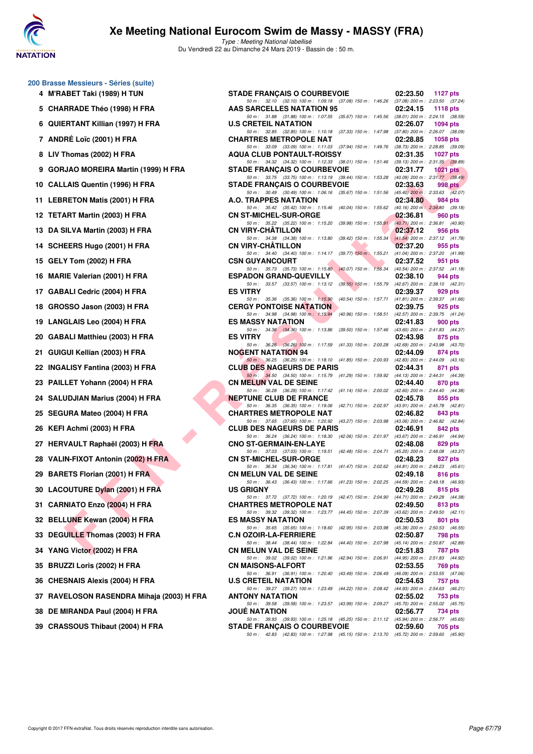# Xe Meeting National Eurocom Swim de Massy - MASSY (FRA)

*Type : Meeting National labellisé*

Du Vendredi 22 au Dimanche 24 Mars 2019 - Bassin de : 50 m.

## 200 Brasse Messieurs - Séries (suite)

| Rang | Nom | Club | Temps | Points |
|---|---|---|---|---|
| 4 | M'RABET Taki (1989) H TUN | STADE FRANÇAIS O COURBEVOIE | 02:23.50 | 1127 pts |
| | | 50 m : 32.10 (32.10) 100 m : 1:09.18 (37.08) 150 m : 1:46.26 (37.08) 200 m : 2:23.50 (37.24) | | |
| 5 | CHARRADE Théo (1998) H FRA | AAS SARCELLES NATATION 95 | 02:24.15 | 1118 pts |
| | | 50 m : 31.88 (31.88) 100 m : 1:07.55 (35.67) 150 m : 1:45.56 (38.01) 200 m : 2:24.15 (38.59) | | |
| 6 | QUIERTANT Killian (1997) H FRA | U.S CRETEIL NATATION | 02:26.07 | 1094 pts |
| | | 50 m : 32.85 (32.85) 100 m : 1:10.18 (37.33) 150 m : 1:47.98 (37.80) 200 m : 2:26.07 (38.09) | | |
| 7 | ANDRÉ Loïc (2001) H FRA | CHARTRES METROPOLE NAT | 02:28.85 | 1058 pts |
| | | 50 m : 33.09 (33.09) 100 m : 1:11.03 (37.94) 150 m : 1:49.76 (38.73) 200 m : 2:28.85 (39.09) | | |
| 8 | LIV Thomas (2002) H FRA | AQUA CLUB PONTAULT-ROISSY | 02:31.35 | 1027 pts |
| | | 50 m : 34.32 (34.32) 100 m : 1:12.33 (38.01) 150 m : 1:51.46 (39.13) 200 m : 2:31.35 (39.89) | | |
| 9 | GORJAO MOREIRA Martin (1999) H FRA | STADE FRANÇAIS O COURBEVOIE | 02:31.77 | 1021 pts |
| | | 50 m : 33.75 (33.75) 100 m : 1:13.19 (39.44) 150 m : 1:53.28 (40.09) 200 m : 2:31.77 (38.49) | | |
| 10 | CALLAIS Quentin (1996) H FRA | STADE FRANÇAIS O COURBEVOIE | 02:33.63 | 998 pts |
| | | 50 m : 30.49 (30.49) 100 m : 1:06.16 (35.67) 150 m : 1:51.56 (45.40) 200 m : 2:33.63 (42.07) | | |
| 11 | LEBRETON Matis (2001) H FRA | A.O. TRAPPES NATATION | 02:34.80 | 984 pts |
| | | 50 m : 35.42 (35.42) 100 m : 1:15.46 (40.04) 150 m : 1:55.62 (40.16) 200 m : 2:34.80 (39.18) | | |
| 12 | TETART Martin (2003) H FRA | CN ST-MICHEL-SUR-ORGE | 02:36.81 | 960 pts |
| | | 50 m : 35.22 (35.22) 100 m : 1:15.20 (39.98) 150 m : 1:55.91 (40.71) 200 m : 2:36.81 (40.90) | | |
| 13 | DA SILVA Martin (2003) H FRA | CN VIRY-CHÂTILLON | 02:37.12 | 956 pts |
| | | 50 m : 34.38 (34.38) 100 m : 1:13.80 (39.42) 150 m : 1:55.34 (41.54) 200 m : 2:37.12 (41.78) | | |
| 14 | SCHEERS Hugo (2001) H FRA | CN VIRY-CHÂTILLON | 02:37.20 | 955 pts |
| | | 50 m : 34.40 (34.40) 100 m : 1:14.17 (39.77) 150 m : 1:55.21 (41.04) 200 m : 2:37.20 (41.99) | | |
| 15 | GELY Tom (2002) H FRA | CSN GUYANCOURT | 02:37.52 | 951 pts |
| | | 50 m : 35.73 (35.73) 100 m : 1:15.80 (40.07) 150 m : 1:56.34 (40.54) 200 m : 2:37.52 (41.18) | | |
| 16 | MARIE Valerian (2001) H FRA | ESPADON GRAND-QUEVILLY | 02:38.10 | 944 pts |
| | | 50 m : 33.57 (33.57) 100 m : 1:13.12 (39.55) 150 m : 1:55.79 (42.67) 200 m : 2:38.10 (42.31) | | |
| 17 | GABALI Cedric (2004) H FRA | ES VITRY | 02:39.37 | 929 pts |
| | | 50 m : 35.36 (35.36) 100 m : 1:15.90 (40.54) 150 m : 1:57.71 (41.81) 200 m : 2:39.37 (41.66) | | |
| 18 | GROSSO Jason (2003) H FRA | CERGY PONTOISE NATATION | 02:39.75 | 925 pts |
| | | 50 m : 34.98 (34.98) 100 m : 1:15.94 (40.96) 150 m : 1:58.51 (42.57) 200 m : 2:39.75 (41.24) | | |
| 19 | LANGLAIS Leo (2004) H FRA | ES MASSY NATATION | 02:41.83 | 900 pts |
| | | 50 m : 34.36 (34.36) 100 m : 1:13.86 (39.50) 150 m : 1:57.46 (43.60) 200 m : 2:41.83 (44.37) | | |
| 20 | GABALI Matthieu (2003) H FRA | ES VITRY | 02:43.98 | 875 pts |
| | | 50 m : 36.26 (36.26) 100 m : 1:17.59 (41.33) 150 m : 2:00.28 (42.69) 200 m : 2:43.98 (43.70) | | |
| 21 | GUIGUI Kellian (2003) H FRA | NOGENT NATATION 94 | 02:44.09 | 874 pts |
| | | 50 m : 36.25 (36.25) 100 m : 1:18.10 (41.85) 150 m : 2:00.93 (42.83) 200 m : 2:44.09 (43.16) | | |
| 22 | INGALISY Fantina (2003) H FRA | CLUB DES NAGEURS DE PARIS | 02:44.31 | 871 pts |
| | | 50 m : 34.50 (34.50) 100 m : 1:15.79 (41.29) 150 m : 1:59.92 (44.13) 200 m : 2:44.31 (44.39) | | |
| 23 | PAILLET Yohann (2004) H FRA | CN MELUN VAL DE SEINE | 02:44.40 | 870 pts |
| | | 50 m : 36.28 (36.28) 100 m : 1:17.42 (41.14) 150 m : 2:00.02 (42.60) 200 m : 2:44.40 (44.38) | | |
| 24 | SALUDJIAN Marius (2004) H FRA | NEPTUNE CLUB DE FRANCE | 02:45.78 | 855 pts |
| | | 50 m : 36.35 (36.35) 100 m : 1:19.06 (42.71) 150 m : 2:02.97 (43.91) 200 m : 2:45.78 (42.81) | | |
| 25 | SEGURA Mateo (2004) H FRA | CHARTRES METROPOLE NAT | 02:46.82 | 843 pts |
| | | 50 m : 37.65 (37.65) 100 m : 1:20.92 (43.27) 150 m : 2:03.98 (43.06) 200 m : 2:46.82 (42.84) | | |
| 26 | KEFI Achmi (2003) H FRA | CLUB DES NAGEURS DE PARIS | 02:46.91 | 842 pts |
| | | 50 m : 36.24 (36.24) 100 m : 1:18.30 (42.06) 150 m : 2:01.97 (43.67) 200 m : 2:46.91 (44.94) | | |
| 27 | HERVAULT Raphaël (2003) H FRA | CNO ST-GERMAIN-EN-LAYE | 02:48.08 | 829 pts |
| | | 50 m : 37.03 (37.03) 100 m : 1:19.51 (42.48) 150 m : 2:04.71 (45.20) 200 m : 2:48.08 (43.37) | | |
| 28 | VALIN-FIXOT Antonin (2002) H FRA | CN ST-MICHEL-SUR-ORGE | 02:48.23 | 827 pts |
| | | 50 m : 36.34 (36.34) 100 m : 1:17.81 (41.47) 150 m : 2:02.62 (44.81) 200 m : 2:48.23 (45.61) | | |
| 29 | BARETS Florian (2001) H FRA | CN MELUN VAL DE SEINE | 02:49.18 | 816 pts |
| | | 50 m : 36.43 (36.43) 100 m : 1:17.66 (41.23) 150 m : 2:02.25 (44.59) 200 m : 2:49.18 (46.93) | | |
| 30 | LACOUTURE Dylan (2001) H FRA | US GRIGNY | 02:49.28 | 815 pts |
| | | 50 m : 37.72 (37.72) 100 m : 1:20.19 (42.47) 150 m : 2:04.90 (44.71) 200 m : 2:49.28 (44.38) | | |
| 31 | CARNIATO Enzo (2004) H FRA | CHARTRES METROPOLE NAT | 02:49.50 | 813 pts |
| | | 50 m : 39.32 (39.32) 100 m : 1:23.77 (44.45) 150 m : 2:07.39 (43.62) 200 m : 2:49.50 (42.11) | | |
| 32 | BELLUNE Kewan (2004) H FRA | ES MASSY NATATION | 02:50.53 | 801 pts |
| | | 50 m : 35.65 (35.65) 100 m : 1:18.60 (42.95) 150 m : 2:03.98 (45.38) 200 m : 2:50.53 (46.55) | | |
| 33 | DEGUILLE Thomas (2003) H FRA | C.N OZOIR-LA-FERRIERE | 02:50.87 | 798 pts |
| | | 50 m : 38.44 (38.44) 100 m : 1:22.84 (44.40) 150 m : 2:07.98 (45.14) 200 m : 2:50.87 (42.89) | | |
| 34 | YANG Victor (2002) H FRA | CN MELUN VAL DE SEINE | 02:51.83 | 787 pts |
| | | 50 m : 39.02 (39.02) 100 m : 1:21.96 (42.94) 150 m : 2:06.91 (44.95) 200 m : 2:51.83 (44.92) | | |
| 35 | BRUZZI Loris (2002) H FRA | CN MAISONS-ALFORT | 02:53.55 | 769 pts |
| | | 50 m : 36.91 (36.91) 100 m : 1:20.40 (43.49) 150 m : 2:06.49 (46.09) 200 m : 2:53.55 (47.06) | | |
| 36 | CHESNAIS Alexis (2004) H FRA | U.S CRETEIL NATATION | 02:54.63 | 757 pts |
| | | 50 m : 39.27 (39.27) 100 m : 1:23.49 (44.22) 150 m : 2:08.42 (44.93) 200 m : 2:54.63 (46.21) | | |
| 37 | RAVELOSON RASENDRA Mihaja (2003) H FRA | ANTONY NATATION | 02:55.02 | 753 pts |
| | | 50 m : 39.58 (39.58) 100 m : 1:23.57 (43.99) 150 m : 2:09.27 (45.70) 200 m : 2:55.02 (45.75) | | |
| 38 | DE MIRANDA Paul (2004) H FRA | JOUÉ NATATION | 02:56.77 | 734 pts |
| | | 50 m : 39.93 (39.93) 100 m : 1:25.18 (45.25) 150 m : 2:11.12 (45.94) 200 m : 2:56.77 (45.65) | | |
| 39 | CRASSOUS Thibaut (2004) H FRA | STADE FRANÇAIS O COURBEVOIE | 02:59.60 | 705 pts |
| | | 50 m : 42.83 (42.83) 100 m : 1:27.98 (45.15) 150 m : 2:13.70 (45.72) 200 m : 2:59.60 (45.90) | | |

Copyright © 2017 FFN-extraNat. Tous droits réservés reproduction interdite sans autorisation.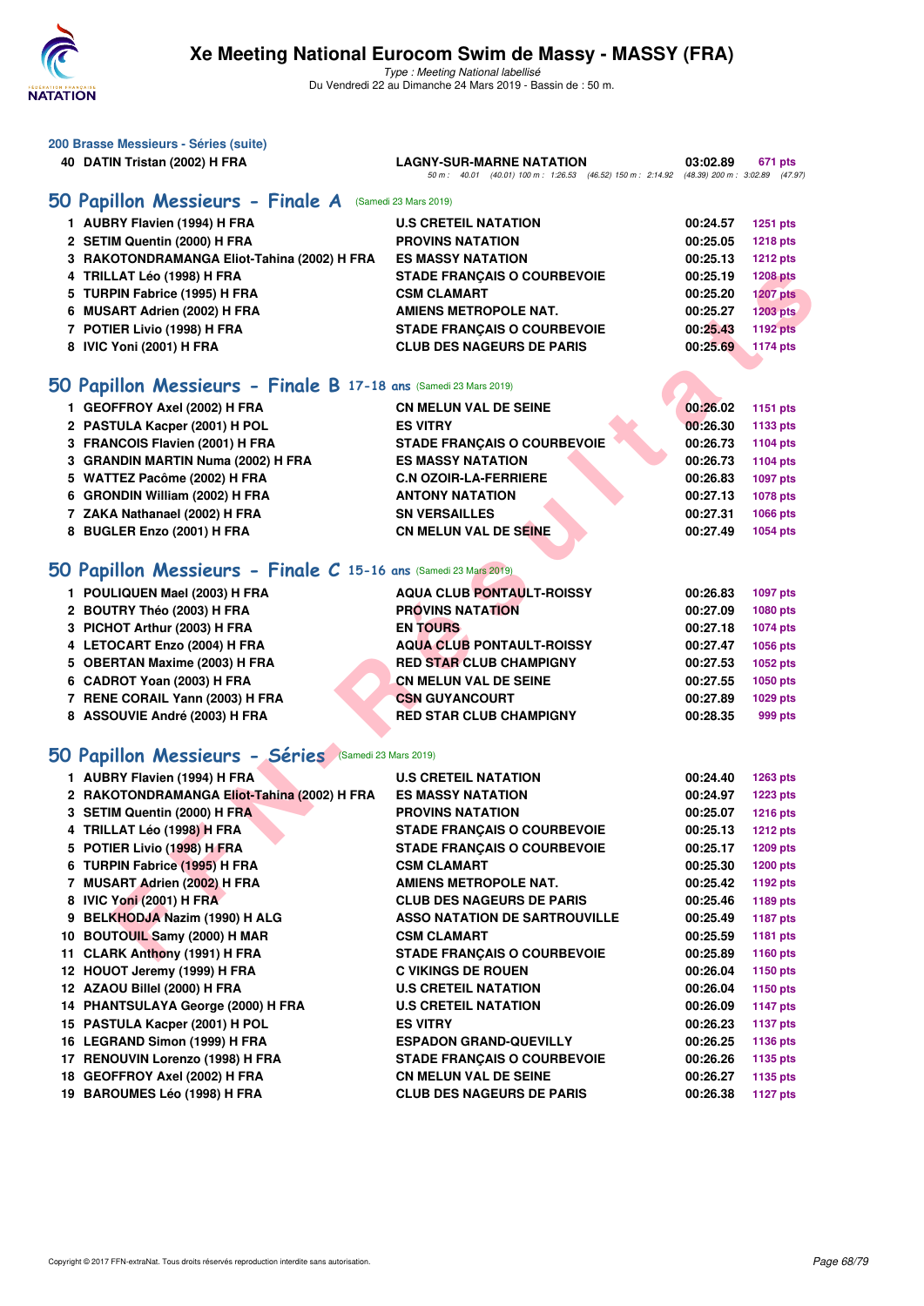## 200 Brasse Messieurs - Séries (suite)

| | | | | |
|---|---|---|---|---|
| 40 | DATIN Tristan (2002) H FRA | LAGNY-SUR-MARNE NATATION | 03:02.89 | 671 pts |

50 m : 40.01 (40.01) 100 m : 1:26.53 (46.52) 150 m : 2:14.92 (48.39) 200 m : 3:02.89 (47.97)

## 50 Papillon Messieurs - Finale A (Samedi 23 Mars 2019)

| | | | | |
|---|---|---|---|---|
| 1 | AUBRY Flavien (1994) H FRA | U.S CRETEIL NATATION | 00:24.57 | 1251 pts |
| 2 | SETIM Quentin (2000) H FRA | PROVINS NATATION | 00:25.05 | 1218 pts |
| 3 | RAKOTONDRAMANGA Eliot-Tahina (2002) H FRA | ES MASSY NATATION | 00:25.13 | 1212 pts |
| 4 | TRILLAT Léo (1998) H FRA | STADE FRANÇAIS O COURBEVOIE | 00:25.19 | 1208 pts |
| 5 | TURPIN Fabrice (1995) H FRA | CSM CLAMART | 00:25.20 | 1207 pts |
| 6 | MUSART Adrien (2002) H FRA | AMIENS METROPOLE NAT. | 00:25.27 | 1203 pts |
| 7 | POTIER Livio (1998) H FRA | STADE FRANÇAIS O COURBEVOIE | 00:25.43 | 1192 pts |
| 8 | IVIC Yoni (2001) H FRA | CLUB DES NAGEURS DE PARIS | 00:25.69 | 1174 pts |

## 50 Papillon Messieurs - Finale B 17-18 ans (Samedi 23 Mars 2019)

| | | | | |
|---|---|---|---|---|
| 1 | GEOFFROY Axel (2002) H FRA | CN MELUN VAL DE SEINE | 00:26.02 | 1151 pts |
| 2 | PASTULA Kacper (2001) H POL | ES VITRY | 00:26.30 | 1133 pts |
| 3 | FRANCOIS Flavien (2001) H FRA | STADE FRANÇAIS O COURBEVOIE | 00:26.73 | 1104 pts |
| 3 | GRANDIN MARTIN Numa (2002) H FRA | ES MASSY NATATION | 00:26.73 | 1104 pts |
| 5 | WATTEZ Pacôme (2002) H FRA | C.N OZOIR-LA-FERRIERE | 00:26.83 | 1097 pts |
| 6 | GRONDIN William (2002) H FRA | ANTONY NATATION | 00:27.13 | 1078 pts |
| 7 | ZAKA Nathanael (2002) H FRA | SN VERSAILLES | 00:27.31 | 1066 pts |
| 8 | BUGLER Enzo (2001) H FRA | CN MELUN VAL DE SEINE | 00:27.49 | 1054 pts |

## 50 Papillon Messieurs - Finale C 15-16 ans (Samedi 23 Mars 2019)

| | | | | |
|---|---|---|---|---|
| 1 | POULIQUEN Mael (2003) H FRA | AQUA CLUB PONTAULT-ROISSY | 00:26.83 | 1097 pts |
| 2 | BOUTRY Théo (2003) H FRA | PROVINS NATATION | 00:27.09 | 1080 pts |
| 3 | PICHOT Arthur (2003) H FRA | EN TOURS | 00:27.18 | 1074 pts |
| 4 | LETOCART Enzo (2004) H FRA | AQUA CLUB PONTAULT-ROISSY | 00:27.47 | 1056 pts |
| 5 | OBERTAN Maxime (2003) H FRA | RED STAR CLUB CHAMPIGNY | 00:27.53 | 1052 pts |
| 6 | CADROT Yoan (2003) H FRA | CN MELUN VAL DE SEINE | 00:27.55 | 1050 pts |
| 7 | RENE CORAIL Yann (2003) H FRA | CSN GUYANCOURT | 00:27.89 | 1029 pts |
| 8 | ASSOUVIE André (2003) H FRA | RED STAR CLUB CHAMPIGNY | 00:28.35 | 999 pts |

## 50 Papillon Messieurs - Séries (Samedi 23 Mars 2019)

| | | | | |
|---|---|---|---|---|
| 1 | AUBRY Flavien (1994) H FRA | U.S CRETEIL NATATION | 00:24.40 | 1263 pts |
| 2 | RAKOTONDRAMANGA Eliot-Tahina (2002) H FRA | ES MASSY NATATION | 00:24.97 | 1223 pts |
| 3 | SETIM Quentin (2000) H FRA | PROVINS NATATION | 00:25.07 | 1216 pts |
| 4 | TRILLAT Léo (1998) H FRA | STADE FRANÇAIS O COURBEVOIE | 00:25.13 | 1212 pts |
| 5 | POTIER Livio (1998) H FRA | STADE FRANÇAIS O COURBEVOIE | 00:25.17 | 1209 pts |
| 6 | TURPIN Fabrice (1995) H FRA | CSM CLAMART | 00:25.30 | 1200 pts |
| 7 | MUSART Adrien (2002) H FRA | AMIENS METROPOLE NAT. | 00:25.42 | 1192 pts |
| 8 | IVIC Yoni (2001) H FRA | CLUB DES NAGEURS DE PARIS | 00:25.46 | 1189 pts |
| 9 | BELKHODJA Nazim (1990) H ALG | ASSO NATATION DE SARTROUVILLE | 00:25.49 | 1187 pts |
| 10 | BOUTOUIL Samy (2000) H MAR | CSM CLAMART | 00:25.59 | 1181 pts |
| 11 | CLARK Anthony (1991) H FRA | STADE FRANÇAIS O COURBEVOIE | 00:25.89 | 1160 pts |
| 12 | HOUOT Jeremy (1999) H FRA | C VIKINGS DE ROUEN | 00:26.04 | 1150 pts |
| 12 | AZAOU Billel (2000) H FRA | U.S CRETEIL NATATION | 00:26.04 | 1150 pts |
| 14 | PHANTSULAYA George (2000) H FRA | U.S CRETEIL NATATION | 00:26.09 | 1147 pts |
| 15 | PASTULA Kacper (2001) H POL | ES VITRY | 00:26.23 | 1137 pts |
| 16 | LEGRAND Simon (1999) H FRA | ESPADON GRAND-QUEVILLY | 00:26.25 | 1136 pts |
| 17 | RENOUVIN Lorenzo (1998) H FRA | STADE FRANÇAIS O COURBEVOIE | 00:26.26 | 1135 pts |
| 18 | GEOFFROY Axel (2002) H FRA | CN MELUN VAL DE SEINE | 00:26.27 | 1135 pts |
| 19 | BAROUMES Léo (1998) H FRA | CLUB DES NAGEURS DE PARIS | 00:26.38 | 1127 pts |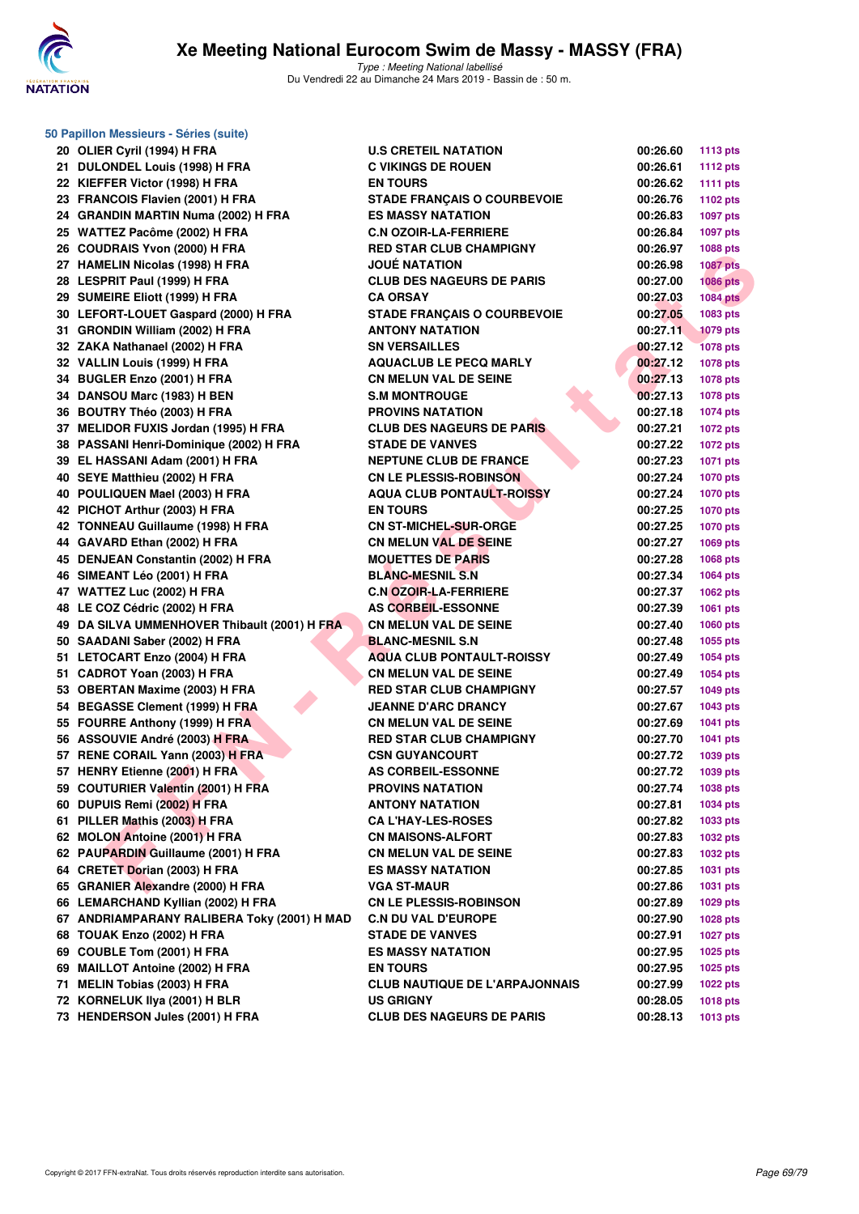### 50 Papillon Messieurs - Séries (suite)

| | | | | |
|---|---|---|---|---|
| 20 | OLIER Cyril (1994) H FRA | U.S CRETEIL NATATION | 00:26.60 | 1113 pts |
| 21 | DULONDEL Louis (1998) H FRA | C VIKINGS DE ROUEN | 00:26.61 | 1112 pts |
| 22 | KIEFFER Victor (1998) H FRA | EN TOURS | 00:26.62 | 1111 pts |
| 23 | FRANCOIS Flavien (2001) H FRA | STADE FRANÇAIS O COURBEVOIE | 00:26.76 | 1102 pts |
| 24 | GRANDIN MARTIN Numa (2002) H FRA | ES MASSY NATATION | 00:26.83 | 1097 pts |
| 25 | WATTEZ Pacôme (2002) H FRA | C.N OZOIR-LA-FERRIERE | 00:26.84 | 1097 pts |
| 26 | COUDRAIS Yvon (2000) H FRA | RED STAR CLUB CHAMPIGNY | 00:26.97 | 1088 pts |
| 27 | HAMELIN Nicolas (1998) H FRA | JOUÉ NATATION | 00:26.98 | 1087 pts |
| 28 | LESPRIT Paul (1999) H FRA | CLUB DES NAGEURS DE PARIS | 00:27.00 | 1086 pts |
| 29 | SUMEIRE Eliott (1999) H FRA | CA ORSAY | 00:27.03 | 1084 pts |
| 30 | LEFORT-LOUET Gaspard (2000) H FRA | STADE FRANÇAIS O COURBEVOIE | 00:27.05 | 1083 pts |
| 31 | GRONDIN William (2002) H FRA | ANTONY NATATION | 00:27.11 | 1079 pts |
| 32 | ZAKA Nathanael (2002) H FRA | SN VERSAILLES | 00:27.12 | 1078 pts |
| 32 | VALLIN Louis (1999) H FRA | AQUACLUB LE PECQ MARLY | 00:27.12 | 1078 pts |
| 34 | BUGLER Enzo (2001) H FRA | CN MELUN VAL DE SEINE | 00:27.13 | 1078 pts |
| 34 | DANSOU Marc (1983) H BEN | S.M MONTROUGE | 00:27.13 | 1078 pts |
| 36 | BOUTRY Théo (2003) H FRA | PROVINS NATATION | 00:27.18 | 1074 pts |
| 37 | MELIDOR FUXIS Jordan (1995) H FRA | CLUB DES NAGEURS DE PARIS | 00:27.21 | 1072 pts |
| 38 | PASSANI Henri-Dominique (2002) H FRA | STADE DE VANVES | 00:27.22 | 1072 pts |
| 39 | EL HASSANI Adam (2001) H FRA | NEPTUNE CLUB DE FRANCE | 00:27.23 | 1071 pts |
| 40 | SEYE Matthieu (2002) H FRA | CN LE PLESSIS-ROBINSON | 00:27.24 | 1070 pts |
| 40 | POULIQUEN Mael (2003) H FRA | AQUA CLUB PONTAULT-ROISSY | 00:27.24 | 1070 pts |
| 42 | PICHOT Arthur (2003) H FRA | EN TOURS | 00:27.25 | 1070 pts |
| 42 | TONNEAU Guillaume (1998) H FRA | CN ST-MICHEL-SUR-ORGE | 00:27.25 | 1070 pts |
| 44 | GAVARD Ethan (2002) H FRA | CN MELUN VAL DE SEINE | 00:27.27 | 1069 pts |
| 45 | DENJEAN Constantin (2002) H FRA | MOUETTES DE PARIS | 00:27.28 | 1068 pts |
| 46 | SIMEANT Léo (2001) H FRA | BLANC-MESNIL S.N | 00:27.34 | 1064 pts |
| 47 | WATTEZ Luc (2002) H FRA | C.N OZOIR-LA-FERRIERE | 00:27.37 | 1062 pts |
| 48 | LE COZ Cédric (2002) H FRA | AS CORBEIL-ESSONNE | 00:27.39 | 1061 pts |
| 49 | DA SILVA UMMENHOVER Thibault (2001) H FRA | CN MELUN VAL DE SEINE | 00:27.40 | 1060 pts |
| 50 | SAADANI Saber (2002) H FRA | BLANC-MESNIL S.N | 00:27.48 | 1055 pts |
| 51 | LETOCART Enzo (2004) H FRA | AQUA CLUB PONTAULT-ROISSY | 00:27.49 | 1054 pts |
| 51 | CADROT Yoan (2003) H FRA | CN MELUN VAL DE SEINE | 00:27.49 | 1054 pts |
| 53 | OBERTAN Maxime (2003) H FRA | RED STAR CLUB CHAMPIGNY | 00:27.57 | 1049 pts |
| 54 | BEGASSE Clement (1999) H FRA | JEANNE D'ARC DRANCY | 00:27.67 | 1043 pts |
| 55 | FOURRE Anthony (1999) H FRA | CN MELUN VAL DE SEINE | 00:27.69 | 1041 pts |
| 56 | ASSOUVIE André (2003) H FRA | RED STAR CLUB CHAMPIGNY | 00:27.70 | 1041 pts |
| 57 | RENE CORAIL Yann (2003) H FRA | CSN GUYANCOURT | 00:27.72 | 1039 pts |
| 57 | HENRY Etienne (2001) H FRA | AS CORBEIL-ESSONNE | 00:27.72 | 1039 pts |
| 59 | COUTURIER Valentin (2001) H FRA | PROVINS NATATION | 00:27.74 | 1038 pts |
| 60 | DUPUIS Remi (2002) H FRA | ANTONY NATATION | 00:27.81 | 1034 pts |
| 61 | PILLER Mathis (2003) H FRA | CA L'HAY-LES-ROSES | 00:27.82 | 1033 pts |
| 62 | MOLON Antoine (2001) H FRA | CN MAISONS-ALFORT | 00:27.83 | 1032 pts |
| 62 | PAUPARDIN Guillaume (2001) H FRA | CN MELUN VAL DE SEINE | 00:27.83 | 1032 pts |
| 64 | CRETET Dorian (2003) H FRA | ES MASSY NATATION | 00:27.85 | 1031 pts |
| 65 | GRANIER Alexandre (2000) H FRA | VGA ST-MAUR | 00:27.86 | 1031 pts |
| 66 | LEMARCHAND Kyllian (2002) H FRA | CN LE PLESSIS-ROBINSON | 00:27.89 | 1029 pts |
| 67 | ANDRIAMPARANY RALIBERA Toky (2001) H MAD | C.N DU VAL D'EUROPE | 00:27.90 | 1028 pts |
| 68 | TOUAK Enzo (2002) H FRA | STADE DE VANVES | 00:27.91 | 1027 pts |
| 69 | COUBLE Tom (2001) H FRA | ES MASSY NATATION | 00:27.95 | 1025 pts |
| 69 | MAILLOT Antoine (2002) H FRA | EN TOURS | 00:27.95 | 1025 pts |
| 71 | MELIN Tobias (2003) H FRA | CLUB NAUTIQUE DE L'ARPAJONNAIS | 00:27.99 | 1022 pts |
| 72 | KORNELUK Ilya (2001) H BLR | US GRIGNY | 00:28.05 | 1018 pts |
| 73 | HENDERSON Jules (2001) H FRA | CLUB DES NAGEURS DE PARIS | 00:28.13 | 1013 pts |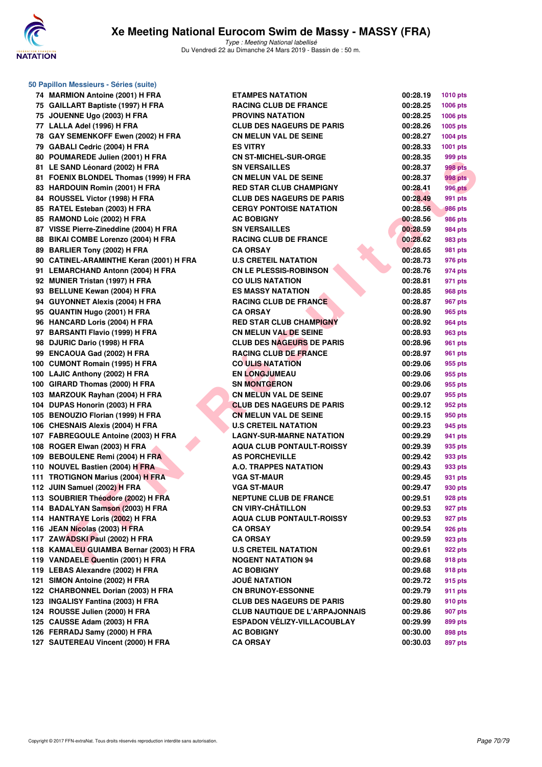## 50 Papillon Messieurs - Séries (suite)

| | | | | |
|---|---|---|---|---|
| 74 | MARMION Antoine (2001) H FRA | ETAMPES NATATION | 00:28.19 | 1010 pts |
| 75 | GAILLART Baptiste (1997) H FRA | RACING CLUB DE FRANCE | 00:28.25 | 1006 pts |
| 75 | JOUENNE Ugo (2003) H FRA | PROVINS NATATION | 00:28.25 | 1006 pts |
| 77 | LALLA Adel (1996) H FRA | CLUB DES NAGEURS DE PARIS | 00:28.26 | 1005 pts |
| 78 | GAY SEMENKOFF Ewen (2002) H FRA | CN MELUN VAL DE SEINE | 00:28.27 | 1004 pts |
| 79 | GABALI Cedric (2004) H FRA | ES VITRY | 00:28.33 | 1001 pts |
| 80 | POUMAREDE Julien (2001) H FRA | CN ST-MICHEL-SUR-ORGE | 00:28.35 | 999 pts |
| 81 | LE SAND Léonard (2002) H FRA | SN VERSAILLES | 00:28.37 | 998 pts |
| 81 | FOENIX BLONDEL Thomas (1999) H FRA | CN MELUN VAL DE SEINE | 00:28.37 | 998 pts |
| 83 | HARDOUIN Romin (2001) H FRA | RED STAR CLUB CHAMPIGNY | 00:28.41 | 996 pts |
| 84 | ROUSSEL Victor (1998) H FRA | CLUB DES NAGEURS DE PARIS | 00:28.49 | 991 pts |
| 85 | RATEL Esteban (2003) H FRA | CERGY PONTOISE NATATION | 00:28.56 | 986 pts |
| 85 | RAMOND Loic (2002) H FRA | AC BOBIGNY | 00:28.56 | 986 pts |
| 87 | VISSE Pierre-Zineddine (2004) H FRA | SN VERSAILLES | 00:28.59 | 984 pts |
| 88 | BIKAI COMBE Lorenzo (2004) H FRA | RACING CLUB DE FRANCE | 00:28.62 | 983 pts |
| 89 | BARLIER Tony (2002) H FRA | CA ORSAY | 00:28.65 | 981 pts |
| 90 | CATINEL-ARAMINTHE Keran (2001) H FRA | U.S CRETEIL NATATION | 00:28.73 | 976 pts |
| 91 | LEMARCHAND Antonn (2004) H FRA | CN LE PLESSIS-ROBINSON | 00:28.76 | 974 pts |
| 92 | MUNIER Tristan (1997) H FRA | CO ULIS NATATION | 00:28.81 | 971 pts |
| 93 | BELLUNE Kewan (2004) H FRA | ES MASSY NATATION | 00:28.85 | 968 pts |
| 94 | GUYONNET Alexis (2004) H FRA | RACING CLUB DE FRANCE | 00:28.87 | 967 pts |
| 95 | QUANTIN Hugo (2001) H FRA | CA ORSAY | 00:28.90 | 965 pts |
| 96 | HANCARD Loris (2004) H FRA | RED STAR CLUB CHAMPIGNY | 00:28.92 | 964 pts |
| 97 | BARSANTI Flavio (1999) H FRA | CN MELUN VAL DE SEINE | 00:28.93 | 963 pts |
| 98 | DJURIC Dario (1998) H FRA | CLUB DES NAGEURS DE PARIS | 00:28.96 | 961 pts |
| 99 | ENCAOUA Gad (2002) H FRA | RACING CLUB DE FRANCE | 00:28.97 | 961 pts |
| 100 | CUMONT Romain (1995) H FRA | CO ULIS NATATION | 00:29.06 | 955 pts |
| 100 | LAJIC Anthony (2002) H FRA | EN LONGJUMEAU | 00:29.06 | 955 pts |
| 100 | GIRARD Thomas (2000) H FRA | SN MONTGERON | 00:29.06 | 955 pts |
| 103 | MARZOUK Rayhan (2004) H FRA | CN MELUN VAL DE SEINE | 00:29.07 | 955 pts |
| 104 | DUPAS Honorin (2003) H FRA | CLUB DES NAGEURS DE PARIS | 00:29.12 | 952 pts |
| 105 | BENOUZIO Florian (1999) H FRA | CN MELUN VAL DE SEINE | 00:29.15 | 950 pts |
| 106 | CHESNAIS Alexis (2004) H FRA | U.S CRETEIL NATATION | 00:29.23 | 945 pts |
| 107 | FABREGOULE Antoine (2003) H FRA | LAGNY-SUR-MARNE NATATION | 00:29.29 | 941 pts |
| 108 | ROGER Elwan (2003) H FRA | AQUA CLUB PONTAULT-ROISSY | 00:29.39 | 935 pts |
| 109 | BEBOULENE Remi (2004) H FRA | AS PORCHEVILLE | 00:29.42 | 933 pts |
| 110 | NOUVEL Bastien (2004) H FRA | A.O. TRAPPES NATATION | 00:29.43 | 933 pts |
| 111 | TROTIGNON Marius (2004) H FRA | VGA ST-MAUR | 00:29.45 | 931 pts |
| 112 | JUIN Samuel (2002) H FRA | VGA ST-MAUR | 00:29.47 | 930 pts |
| 113 | SOUBRIER Théodore (2002) H FRA | NEPTUNE CLUB DE FRANCE | 00:29.51 | 928 pts |
| 114 | BADALYAN Samson (2003) H FRA | CN VIRY-CHÂTILLON | 00:29.53 | 927 pts |
| 114 | HANTRAYE Loris (2002) H FRA | AQUA CLUB PONTAULT-ROISSY | 00:29.53 | 927 pts |
| 116 | JEAN Nicolas (2003) H FRA | CA ORSAY | 00:29.54 | 926 pts |
| 117 | ZAWADSKI Paul (2002) H FRA | CA ORSAY | 00:29.59 | 923 pts |
| 118 | KAMALEU GUIAMBA Bernar (2003) H FRA | U.S CRETEIL NATATION | 00:29.61 | 922 pts |
| 119 | VANDAELE Quentin (2001) H FRA | NOGENT NATATION 94 | 00:29.68 | 918 pts |
| 119 | LEBAS Alexandre (2002) H FRA | AC BOBIGNY | 00:29.68 | 918 pts |
| 121 | SIMON Antoine (2002) H FRA | JOUÉ NATATION | 00:29.72 | 915 pts |
| 122 | CHARBONNEL Dorian (2003) H FRA | CN BRUNOY-ESSONNE | 00:29.79 | 911 pts |
| 123 | INGALISY Fantina (2003) H FRA | CLUB DES NAGEURS DE PARIS | 00:29.80 | 910 pts |
| 124 | ROUSSE Julien (2000) H FRA | CLUB NAUTIQUE DE L'ARPAJONNAIS | 00:29.86 | 907 pts |
| 125 | CAUSSE Adam (2003) H FRA | ESPADON VÉLIZY-VILLACOUBLAY | 00:29.99 | 899 pts |
| 126 | FERRADJ Samy (2000) H FRA | AC BOBIGNY | 00:30.00 | 898 pts |
| 127 | SAUTEREAU Vincent (2000) H FRA | CA ORSAY | 00:30.03 | 897 pts |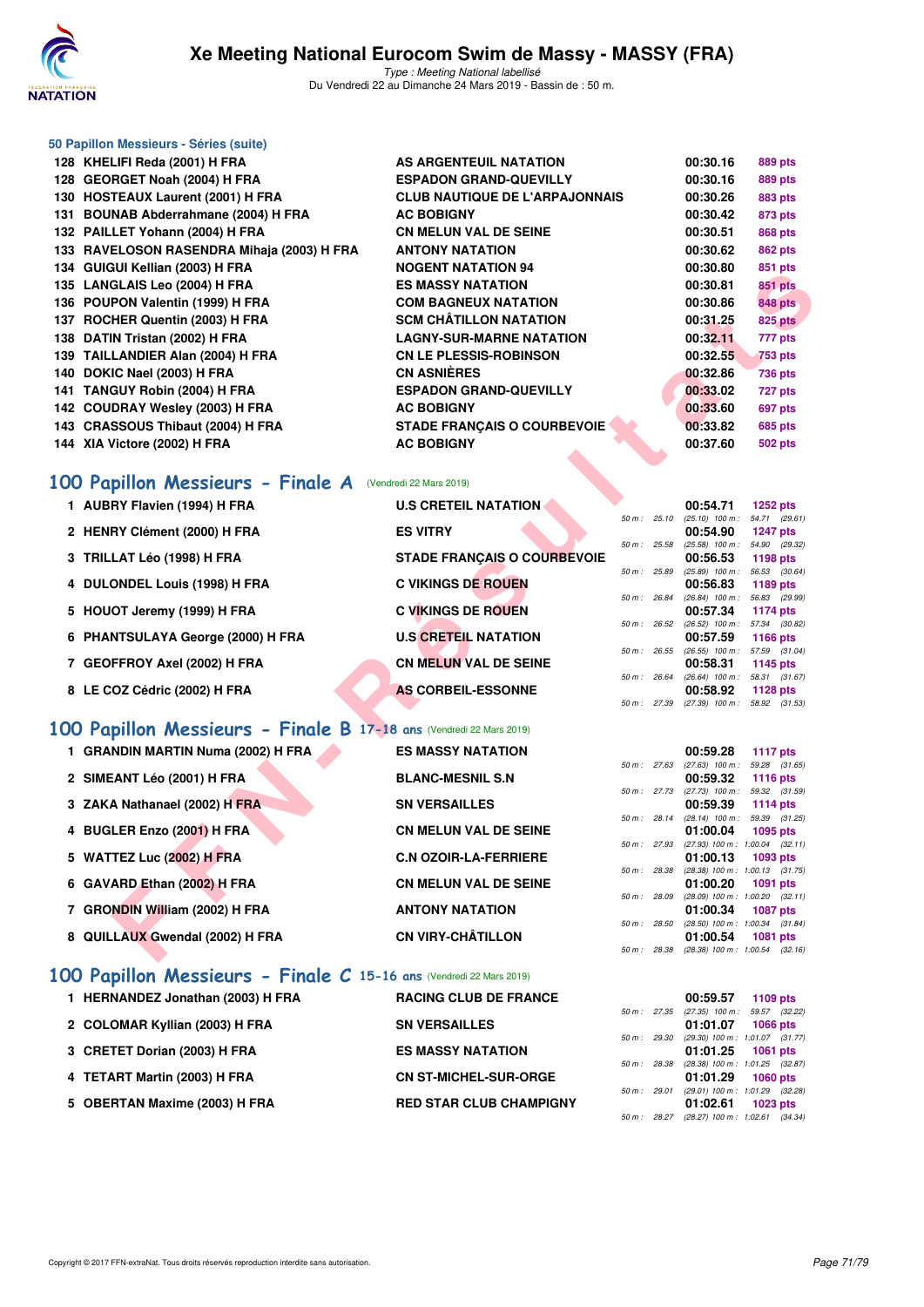### 50 Papillon Messieurs - Séries (suite)

| | | | | |
|---|---|---|---|---|
| 128 | KHELIFI Reda (2001) H FRA | AS ARGENTEUIL NATATION | 00:30.16 | 889 pts |
| 128 | GEORGET Noah (2004) H FRA | ESPADON GRAND-QUEVILLY | 00:30.16 | 889 pts |
| 130 | HOSTEAUX Laurent (2001) H FRA | CLUB NAUTIQUE DE L'ARPAJONNAIS | 00:30.26 | 883 pts |
| 131 | BOUNAB Abderrahmane (2004) H FRA | AC BOBIGNY | 00:30.42 | 873 pts |
| 132 | PAILLET Yohann (2004) H FRA | CN MELUN VAL DE SEINE | 00:30.51 | 868 pts |
| 133 | RAVELOSON RASENDRA Mihaja (2003) H FRA | ANTONY NATATION | 00:30.62 | 862 pts |
| 134 | GUIGUI Kellian (2003) H FRA | NOGENT NATATION 94 | 00:30.80 | 851 pts |
| 135 | LANGLAIS Leo (2004) H FRA | ES MASSY NATATION | 00:30.81 | 851 pts |
| 136 | POUPON Valentin (1999) H FRA | COM BAGNEUX NATATION | 00:30.86 | 848 pts |
| 137 | ROCHER Quentin (2003) H FRA | SCM CHÂTILLON NATATION | 00:31.25 | 825 pts |
| 138 | DATIN Tristan (2002) H FRA | LAGNY-SUR-MARNE NATATION | 00:32.11 | 777 pts |
| 139 | TAILLANDIER Alan (2004) H FRA | CN LE PLESSIS-ROBINSON | 00:32.55 | 753 pts |
| 140 | DOKIC Nael (2003) H FRA | CN ASNIÈRES | 00:32.86 | 736 pts |
| 141 | TANGUY Robin (2004) H FRA | ESPADON GRAND-QUEVILLY | 00:33.02 | 727 pts |
| 142 | COUDRAY Wesley (2003) H FRA | AC BOBIGNY | 00:33.60 | 697 pts |
| 143 | CRASSOUS Thibaut (2004) H FRA | STADE FRANÇAIS O COURBEVOIE | 00:33.82 | 685 pts |
| 144 | XIA Victore (2002) H FRA | AC BOBIGNY | 00:37.60 | 502 pts |

## 100 Papillon Messieurs - Finale A (Vendredi 22 Mars 2019)

| | | | | | |
|---|---|---|---|---|---|
| 1 | AUBRY Flavien (1994) H FRA | U.S CRETEIL NATATION | 00:54.71 | 1252 pts | 50 m : 25.10 (25.10) 100 m : 54.71 (29.61) |
| 2 | HENRY Clément (2000) H FRA | ES VITRY | 00:54.90 | 1247 pts | 50 m : 25.58 (25.58) 100 m : 54.90 (29.32) |
| 3 | TRILLAT Léo (1998) H FRA | STADE FRANÇAIS O COURBEVOIE | 00:56.53 | 1198 pts | 50 m : 25.89 (25.89) 100 m : 56.53 (30.64) |
| 4 | DULONDEL Louis (1998) H FRA | C VIKINGS DE ROUEN | 00:56.83 | 1189 pts | 50 m : 26.84 (26.84) 100 m : 56.83 (29.99) |
| 5 | HOUOT Jeremy (1999) H FRA | C VIKINGS DE ROUEN | 00:57.34 | 1174 pts | 50 m : 26.52 (26.52) 100 m : 57.34 (30.82) |
| 6 | PHANTSULAYA George (2000) H FRA | U.S CRETEIL NATATION | 00:57.59 | 1166 pts | 50 m : 26.55 (26.55) 100 m : 57.59 (31.04) |
| 7 | GEOFFROY Axel (2002) H FRA | CN MELUN VAL DE SEINE | 00:58.31 | 1145 pts | 50 m : 26.64 (26.64) 100 m : 58.31 (31.67) |
| 8 | LE COZ Cédric (2002) H FRA | AS CORBEIL-ESSONNE | 00:58.92 | 1128 pts | 50 m : 27.39 (27.39) 100 m : 58.92 (31.53) |

## 100 Papillon Messieurs - Finale B 17-18 ans (Vendredi 22 Mars 2019)

| | | | | | |
|---|---|---|---|---|---|
| 1 | GRANDIN MARTIN Numa (2002) H FRA | ES MASSY NATATION | 00:59.28 | 1117 pts | 50 m : 27.63 (27.63) 100 m : 59.28 (31.65) |
| 2 | SIMEANT Léo (2001) H FRA | BLANC-MESNIL S.N | 00:59.32 | 1116 pts | 50 m : 27.73 (27.73) 100 m : 59.32 (31.59) |
| 3 | ZAKA Nathanael (2002) H FRA | SN VERSAILLES | 00:59.39 | 1114 pts | 50 m : 28.14 (28.14) 100 m : 59.39 (31.25) |
| 4 | BUGLER Enzo (2001) H FRA | CN MELUN VAL DE SEINE | 01:00.04 | 1095 pts | 50 m : 27.93 (27.93) 100 m : 1:00.04 (32.11) |
| 5 | WATTEZ Luc (2002) H FRA | C.N OZOIR-LA-FERRIERE | 01:00.13 | 1093 pts | 50 m : 28.38 (28.38) 100 m : 1:00.13 (31.75) |
| 6 | GAVARD Ethan (2002) H FRA | CN MELUN VAL DE SEINE | 01:00.20 | 1091 pts | 50 m : 28.09 (28.09) 100 m : 1:00.20 (32.11) |
| 7 | GRONDIN William (2002) H FRA | ANTONY NATATION | 01:00.34 | 1087 pts | 50 m : 28.50 (28.50) 100 m : 1:00.34 (31.84) |
| 8 | QUILLAUX Gwendal (2002) H FRA | CN VIRY-CHÂTILLON | 01:00.54 | 1081 pts | 50 m : 28.38 (28.38) 100 m : 1:00.54 (32.16) |

## 100 Papillon Messieurs - Finale C 15-16 ans (Vendredi 22 Mars 2019)

| | | | | | |
|---|---|---|---|---|---|
| 1 | HERNANDEZ Jonathan (2003) H FRA | RACING CLUB DE FRANCE | 00:59.57 | 1109 pts | 50 m : 27.35 (27.35) 100 m : 59.57 (32.22) |
| 2 | COLOMAR Kyllian (2003) H FRA | SN VERSAILLES | 01:01.07 | 1066 pts | 50 m : 29.30 (29.30) 100 m : 1:01.07 (31.77) |
| 3 | CRETET Dorian (2003) H FRA | ES MASSY NATATION | 01:01.25 | 1061 pts | 50 m : 28.38 (28.38) 100 m : 1:01.25 (32.87) |
| 4 | TETART Martin (2003) H FRA | CN ST-MICHEL-SUR-ORGE | 01:01.29 | 1060 pts | 50 m : 29.01 (29.01) 100 m : 1:01.29 (32.28) |
| 5 | OBERTAN Maxime (2003) H FRA | RED STAR CLUB CHAMPIGNY | 01:02.61 | 1023 pts | 50 m : 28.27 (28.27) 100 m : 1:02.61 (34.34) |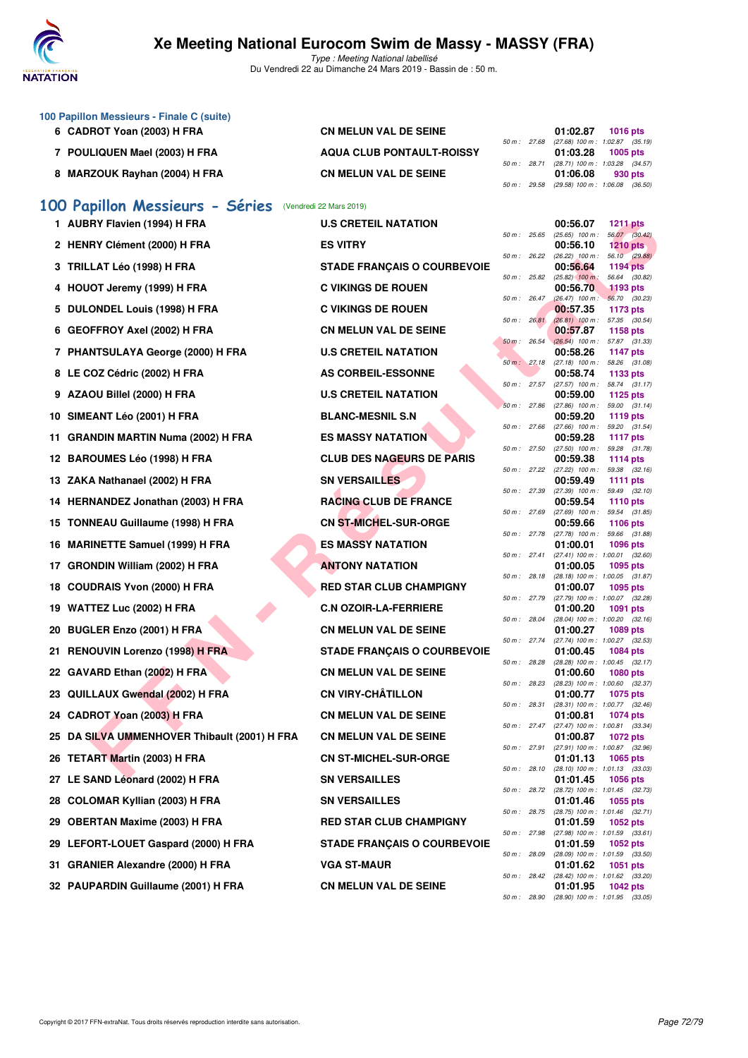### 100 Papillon Messieurs - Finale C (suite)

| Rang | Nom | Club | Temps | Points | Splits |
|---|---|---|---|---|---|
| 6 | CADROT Yoan (2003) H FRA | CN MELUN VAL DE SEINE | 01:02.87 | 1016 pts | 50 m : 27.68 (27.68) 100 m : 1:02.87 (35.19) |
| 7 | POULIQUEN Mael (2003) H FRA | AQUA CLUB PONTAULT-ROISSY | 01:03.28 | 1005 pts | 50 m : 28.71 (28.71) 100 m : 1:03.28 (34.57) |
| 8 | MARZOUK Rayhan (2004) H FRA | CN MELUN VAL DE SEINE | 01:06.08 | 930 pts | 50 m : 29.58 (29.58) 100 m : 1:06.08 (36.50) |

## 100 Papillon Messieurs - Séries (Vendredi 22 Mars 2019)

| Rang | Nom | Club | Temps | Points | Splits |
|---|---|---|---|---|---|
| 1 | AUBRY Flavien (1994) H FRA | U.S CRETEIL NATATION | 00:56.07 | 1211 pts | 50 m : 25.65 (25.65) 100 m : 56.07 (30.42) |
| 2 | HENRY Clément (2000) H FRA | ES VITRY | 00:56.10 | 1210 pts | 50 m : 26.22 (26.22) 100 m : 56.10 (29.88) |
| 3 | TRILLAT Léo (1998) H FRA | STADE FRANÇAIS O COURBEVOIE | 00:56.64 | 1194 pts | 50 m : 25.82 (25.82) 100 m : 56.64 (30.82) |
| 4 | HOUOT Jeremy (1999) H FRA | C VIKINGS DE ROUEN | 00:56.70 | 1193 pts | 50 m : 26.47 (26.47) 100 m : 56.70 (30.23) |
| 5 | DULONDEL Louis (1998) H FRA | C VIKINGS DE ROUEN | 00:57.35 | 1173 pts | 50 m : 26.81 (26.81) 100 m : 57.35 (30.54) |
| 6 | GEOFFROY Axel (2002) H FRA | CN MELUN VAL DE SEINE | 00:57.87 | 1158 pts | 50 m : 26.54 (26.54) 100 m : 57.87 (31.33) |
| 7 | PHANTSULAYA George (2000) H FRA | U.S CRETEIL NATATION | 00:58.26 | 1147 pts | 50 m : 27.18 (27.18) 100 m : 58.26 (31.08) |
| 8 | LE COZ Cédric (2002) H FRA | AS CORBEIL-ESSONNE | 00:58.74 | 1133 pts | 50 m : 27.57 (27.57) 100 m : 58.74 (31.17) |
| 9 | AZAOU Billel (2000) H FRA | U.S CRETEIL NATATION | 00:59.00 | 1125 pts | 50 m : 27.86 (27.86) 100 m : 59.00 (31.14) |
| 10 | SIMEANT Léo (2001) H FRA | BLANC-MESNIL S.N | 00:59.20 | 1119 pts | 50 m : 27.66 (27.66) 100 m : 59.20 (31.54) |
| 11 | GRANDIN MARTIN Numa (2002) H FRA | ES MASSY NATATION | 00:59.28 | 1117 pts | 50 m : 27.50 (27.50) 100 m : 59.28 (31.78) |
| 12 | BAROUMES Léo (1998) H FRA | CLUB DES NAGEURS DE PARIS | 00:59.38 | 1114 pts | 50 m : 27.22 (27.22) 100 m : 59.38 (32.16) |
| 13 | ZAKA Nathanael (2002) H FRA | SN VERSAILLES | 00:59.49 | 1111 pts | 50 m : 27.39 (27.39) 100 m : 59.49 (32.10) |
| 14 | HERNANDEZ Jonathan (2003) H FRA | RACING CLUB DE FRANCE | 00:59.54 | 1110 pts | 50 m : 27.69 (27.69) 100 m : 59.54 (31.85) |
| 15 | TONNEAU Guillaume (1998) H FRA | CN ST-MICHEL-SUR-ORGE | 00:59.66 | 1106 pts | 50 m : 27.78 (27.78) 100 m : 59.66 (31.88) |
| 16 | MARINETTE Samuel (1999) H FRA | ES MASSY NATATION | 01:00.01 | 1096 pts | 50 m : 27.41 (27.41) 100 m : 1:00.01 (32.60) |
| 17 | GRONDIN William (2002) H FRA | ANTONY NATATION | 01:00.05 | 1095 pts | 50 m : 28.18 (28.18) 100 m : 1:00.05 (31.87) |
| 18 | COUDRAIS Yvon (2000) H FRA | RED STAR CLUB CHAMPIGNY | 01:00.07 | 1095 pts | 50 m : 27.79 (27.79) 100 m : 1:00.07 (32.28) |
| 19 | WATTEZ Luc (2002) H FRA | C.N OZOIR-LA-FERRIERE | 01:00.20 | 1091 pts | 50 m : 28.04 (28.04) 100 m : 1:00.20 (32.16) |
| 20 | BUGLER Enzo (2001) H FRA | CN MELUN VAL DE SEINE | 01:00.27 | 1089 pts | 50 m : 27.74 (27.74) 100 m : 1:00.27 (32.53) |
| 21 | RENOUVIN Lorenzo (1998) H FRA | STADE FRANÇAIS O COURBEVOIE | 01:00.45 | 1084 pts | 50 m : 28.28 (28.28) 100 m : 1:00.45 (32.17) |
| 22 | GAVARD Ethan (2002) H FRA | CN MELUN VAL DE SEINE | 01:00.60 | 1080 pts | 50 m : 28.23 (28.23) 100 m : 1:00.60 (32.37) |
| 23 | QUILLAUX Gwendal (2002) H FRA | CN VIRY-CHÂTILLON | 01:00.77 | 1075 pts | 50 m : 28.31 (28.31) 100 m : 1:00.77 (32.46) |
| 24 | CADROT Yoan (2003) H FRA | CN MELUN VAL DE SEINE | 01:00.81 | 1074 pts | 50 m : 27.47 (27.47) 100 m : 1:00.81 (33.34) |
| 25 | DA SILVA UMMENHOVER Thibault (2001) H FRA | CN MELUN VAL DE SEINE | 01:00.87 | 1072 pts | 50 m : 27.91 (27.91) 100 m : 1:00.87 (32.96) |
| 26 | TETART Martin (2003) H FRA | CN ST-MICHEL-SUR-ORGE | 01:01.13 | 1065 pts | 50 m : 28.10 (28.10) 100 m : 1:01.13 (33.03) |
| 27 | LE SAND Léonard (2002) H FRA | SN VERSAILLES | 01:01.45 | 1056 pts | 50 m : 28.72 (28.72) 100 m : 1:01.45 (32.73) |
| 28 | COLOMAR Kyllian (2003) H FRA | SN VERSAILLES | 01:01.46 | 1055 pts | 50 m : 28.75 (28.75) 100 m : 1:01.46 (32.71) |
| 29 | OBERTAN Maxime (2003) H FRA | RED STAR CLUB CHAMPIGNY | 01:01.59 | 1052 pts | 50 m : 27.98 (27.98) 100 m : 1:01.59 (33.61) |
| 29 | LEFORT-LOUET Gaspard (2000) H FRA | STADE FRANÇAIS O COURBEVOIE | 01:01.59 | 1052 pts | 50 m : 28.09 (28.09) 100 m : 1:01.59 (33.50) |
| 31 | GRANIER Alexandre (2000) H FRA | VGA ST-MAUR | 01:01.62 | 1051 pts | 50 m : 28.42 (28.42) 100 m : 1:01.62 (33.20) |
| 32 | PAUPARDIN Guillaume (2001) H FRA | CN MELUN VAL DE SEINE | 01:01.95 | 1042 pts | 50 m : 28.90 (28.90) 100 m : 1:01.95 (33.05) |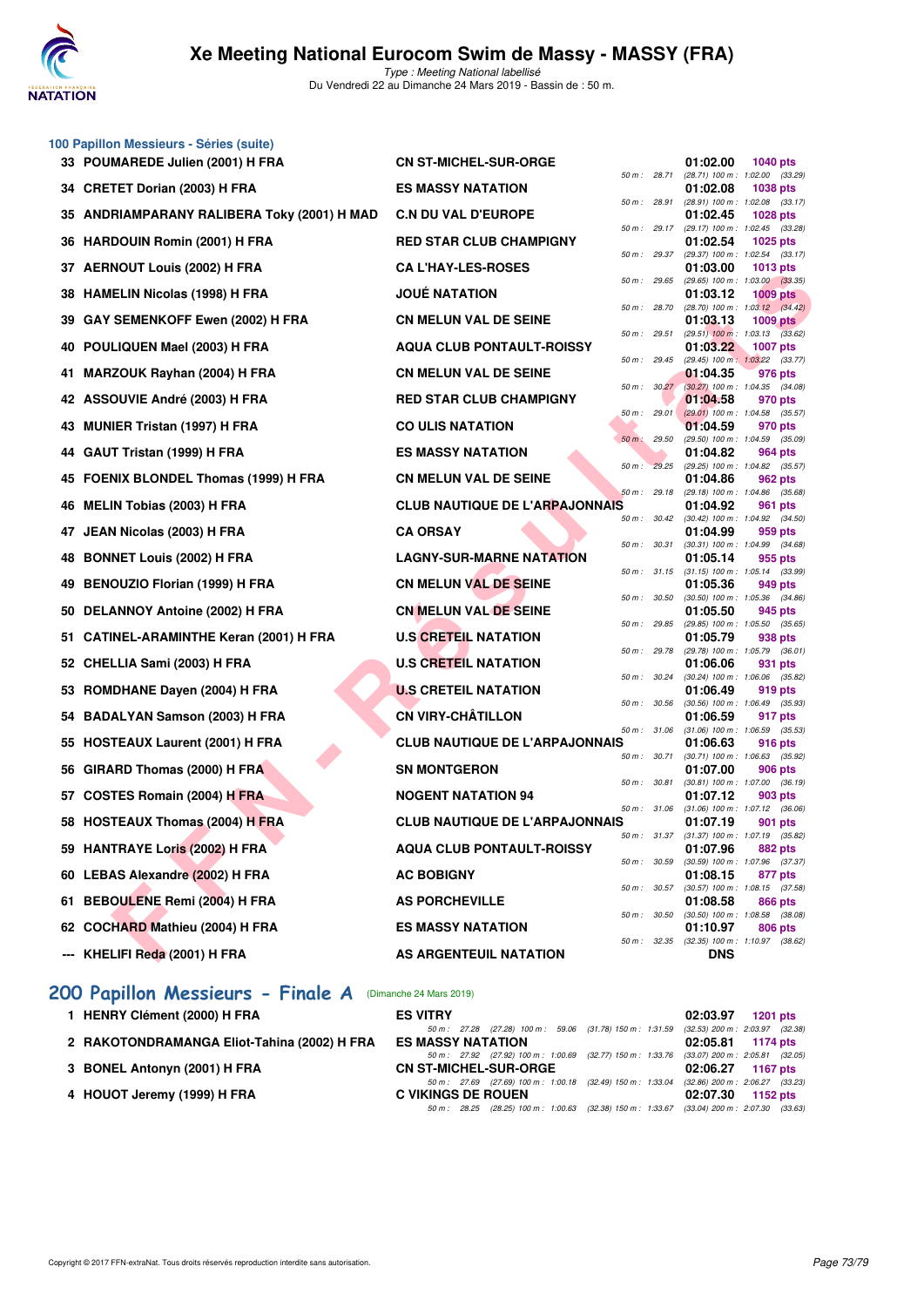## 100 Papillon Messieurs - Séries (suite)

| Rang | Nom | Club | Temps | Points | Splits |
|---|---|---|---|---|---|
| 33 | POUMAREDE Julien (2001) H FRA | CN ST-MICHEL-SUR-ORGE | 01:02.00 | 1040 pts | 50 m : 28.71 (28.71) 100 m : 1:02.00 (33.29) |
| 34 | CRETET Dorian (2003) H FRA | ES MASSY NATATION | 01:02.08 | 1038 pts | 50 m : 28.91 (28.91) 100 m : 1:02.08 (33.17) |
| 35 | ANDRIAMPARANY RALIBERA Toky (2001) H MAD | C.N DU VAL D'EUROPE | 01:02.45 | 1028 pts | 50 m : 29.17 (29.17) 100 m : 1:02.45 (33.28) |
| 36 | HARDOUIN Romin (2001) H FRA | RED STAR CLUB CHAMPIGNY | 01:02.54 | 1025 pts | 50 m : 29.37 (29.37) 100 m : 1:02.54 (33.17) |
| 37 | AERNOUT Louis (2002) H FRA | CA L'HAY-LES-ROSES | 01:03.00 | 1013 pts | 50 m : 29.65 (29.65) 100 m : 1:03.00 (33.35) |
| 38 | HAMELIN Nicolas (1998) H FRA | JOUÉ NATATION | 01:03.12 | 1009 pts | 50 m : 28.70 (28.70) 100 m : 1:03.12 (34.42) |
| 39 | GAY SEMENKOFF Ewen (2002) H FRA | CN MELUN VAL DE SEINE | 01:03.13 | 1009 pts | 50 m : 29.51 (29.51) 100 m : 1:03.13 (33.62) |
| 40 | POULIQUEN Mael (2003) H FRA | AQUA CLUB PONTAULT-ROISSY | 01:03.22 | 1007 pts | 50 m : 29.45 (29.45) 100 m : 1:03.22 (33.77) |
| 41 | MARZOUK Rayhan (2004) H FRA | CN MELUN VAL DE SEINE | 01:04.35 | 976 pts | 50 m : 30.27 (30.27) 100 m : 1:04.35 (34.08) |
| 42 | ASSOUVIE André (2003) H FRA | RED STAR CLUB CHAMPIGNY | 01:04.58 | 970 pts | 50 m : 29.01 (29.01) 100 m : 1:04.58 (35.57) |
| 43 | MUNIER Tristan (1997) H FRA | CO ULIS NATATION | 01:04.59 | 970 pts | 50 m : 29.50 (29.50) 100 m : 1:04.59 (35.09) |
| 44 | GAUT Tristan (1999) H FRA | ES MASSY NATATION | 01:04.82 | 964 pts | 50 m : 29.25 (29.25) 100 m : 1:04.82 (35.57) |
| 45 | FOENIX BLONDEL Thomas (1999) H FRA | CN MELUN VAL DE SEINE | 01:04.86 | 962 pts | 50 m : 29.18 (29.18) 100 m : 1:04.86 (35.68) |
| 46 | MELIN Tobias (2003) H FRA | CLUB NAUTIQUE DE L'ARPAJONNAIS | 01:04.92 | 961 pts | 50 m : 30.42 (30.42) 100 m : 1:04.92 (34.50) |
| 47 | JEAN Nicolas (2003) H FRA | CA ORSAY | 01:04.99 | 959 pts | 50 m : 30.31 (30.31) 100 m : 1:04.99 (34.68) |
| 48 | BONNET Louis (2002) H FRA | LAGNY-SUR-MARNE NATATION | 01:05.14 | 955 pts | 50 m : 31.15 (31.15) 100 m : 1:05.14 (33.99) |
| 49 | BENOUZIO Florian (1999) H FRA | CN MELUN VAL DE SEINE | 01:05.36 | 949 pts | 50 m : 30.50 (30.50) 100 m : 1:05.36 (34.86) |
| 50 | DELANNOY Antoine (2002) H FRA | CN MELUN VAL DE SEINE | 01:05.50 | 945 pts | 50 m : 29.85 (29.85) 100 m : 1:05.50 (35.65) |
| 51 | CATINEL-ARAMINTHE Keran (2001) H FRA | U.S CRETEIL NATATION | 01:05.79 | 938 pts | 50 m : 29.78 (29.78) 100 m : 1:05.79 (36.01) |
| 52 | CHELLIA Sami (2003) H FRA | U.S CRETEIL NATATION | 01:06.06 | 931 pts | 50 m : 30.24 (30.24) 100 m : 1:06.06 (35.82) |
| 53 | ROMDHANE Dayen (2004) H FRA | U.S CRETEIL NATATION | 01:06.49 | 919 pts | 50 m : 30.56 (30.56) 100 m : 1:06.49 (35.93) |
| 54 | BADALYAN Samson (2003) H FRA | CN VIRY-CHÂTILLON | 01:06.59 | 917 pts | 50 m : 31.06 (31.06) 100 m : 1:06.59 (35.53) |
| 55 | HOSTEAUX Laurent (2001) H FRA | CLUB NAUTIQUE DE L'ARPAJONNAIS | 01:06.63 | 916 pts | 50 m : 30.71 (30.71) 100 m : 1:06.63 (35.92) |
| 56 | GIRARD Thomas (2000) H FRA | SN MONTGERON | 01:07.00 | 906 pts | 50 m : 30.81 (30.81) 100 m : 1:07.00 (36.19) |
| 57 | COSTES Romain (2004) H FRA | NOGENT NATATION 94 | 01:07.12 | 903 pts | 50 m : 31.06 (31.06) 100 m : 1:07.12 (36.06) |
| 58 | HOSTEAUX Thomas (2004) H FRA | CLUB NAUTIQUE DE L'ARPAJONNAIS | 01:07.19 | 901 pts | 50 m : 31.37 (31.37) 100 m : 1:07.19 (35.82) |
| 59 | HANTRAYE Loris (2002) H FRA | AQUA CLUB PONTAULT-ROISSY | 01:07.96 | 882 pts | 50 m : 30.59 (30.59) 100 m : 1:07.96 (37.37) |
| 60 | LEBAS Alexandre (2002) H FRA | AC BOBIGNY | 01:08.15 | 877 pts | 50 m : 30.57 (30.57) 100 m : 1:08.15 (37.58) |
| 61 | BEBOULENE Remi (2004) H FRA | AS PORCHEVILLE | 01:08.58 | 866 pts | 50 m : 30.50 (30.50) 100 m : 1:08.58 (38.08) |
| 62 | COCHARD Mathieu (2004) H FRA | ES MASSY NATATION | 01:10.97 | 806 pts | 50 m : 32.35 (32.35) 100 m : 1:10.97 (38.62) |
| --- | KHELIFI Reda (2001) H FRA | AS ARGENTEUIL NATATION | DNS | | |

## 200 Papillon Messieurs - Finale A (Dimanche 24 Mars 2019)

| Rang | Nom | Club | Temps | Points | Splits |
|---|---|---|---|---|---|
| 1 | HENRY Clément (2000) H FRA | ES VITRY | 02:03.97 | 1201 pts | 50 m : 27.28 (27.28) 100 m : 59.06 (31.78) 150 m : 1:31.59 (32.53) 200 m : 2:03.97 (32.38) |
| 2 | RAKOTONDRAMANGA Eliot-Tahina (2002) H FRA | ES MASSY NATATION | 02:05.81 | 1174 pts | 50 m : 27.92 (27.92) 100 m : 1:00.69 (32.77) 150 m : 1:33.76 (33.07) 200 m : 2:05.81 (32.05) |
| 3 | BONEL Antonyn (2001) H FRA | CN ST-MICHEL-SUR-ORGE | 02:06.27 | 1167 pts | 50 m : 27.69 (27.69) 100 m : 1:00.18 (32.49) 150 m : 1:33.04 (32.86) 200 m : 2:06.27 (33.23) |
| 4 | HOUOT Jeremy (1999) H FRA | C VIKINGS DE ROUEN | 02:07.30 | 1152 pts | 50 m : 28.25 (28.25) 100 m : 1:00.63 (32.38) 150 m : 1:33.67 (33.04) 200 m : 2:07.30 (33.63) |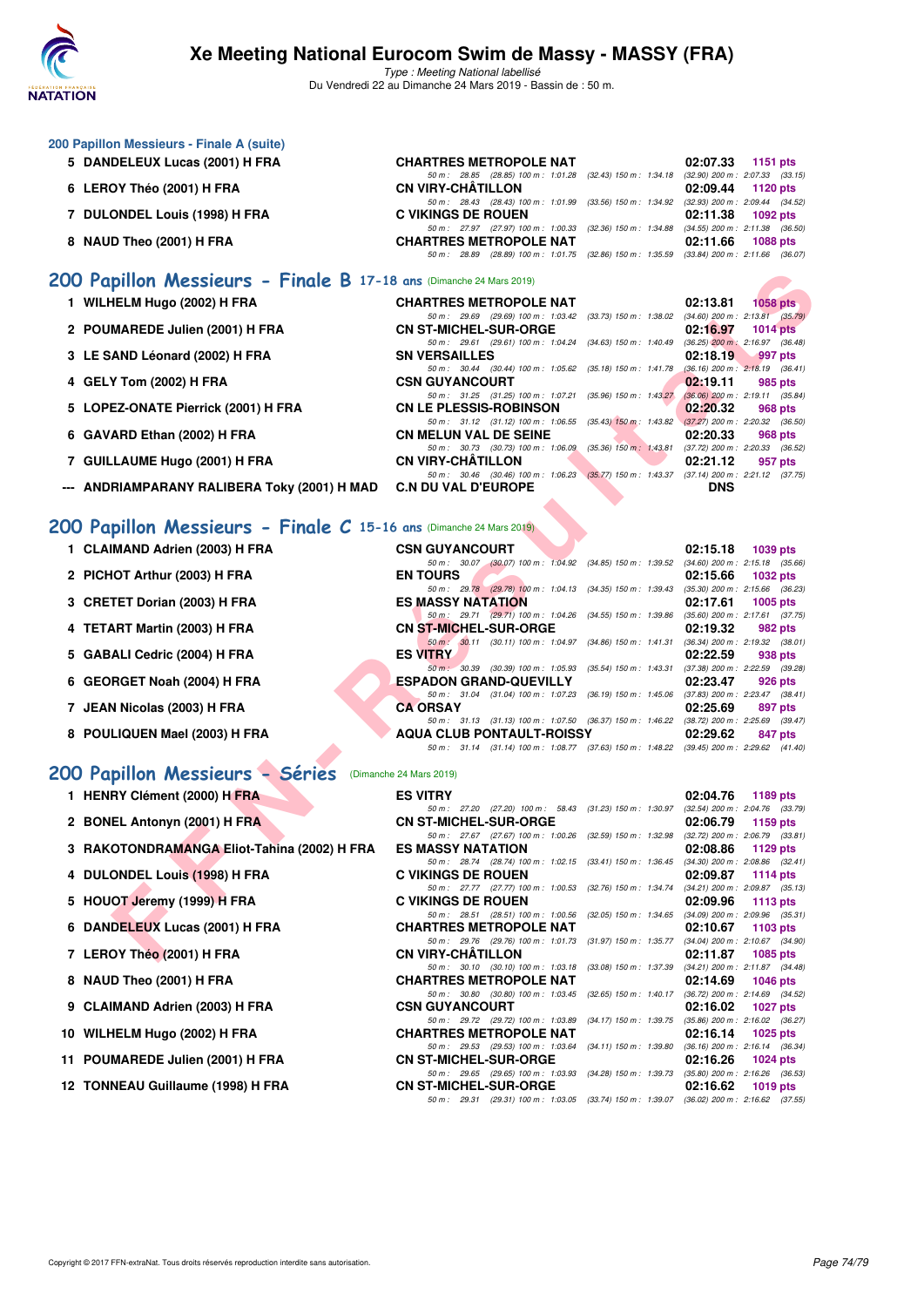## 200 Papillon Messieurs - Finale A (suite)

| Place | Nom | Club | Temps | Points |
|---|---|---|---|---|
| 5 | DANDELEUX Lucas (2001) H FRA | CHARTRES METROPOLE NAT | 02:07.33 | 1151 pts |
| | | 50 m : 28.85 (28.85) 100 m : 1:01.28 (32.43) 150 m : 1:34.18 (32.90) 200 m : 2:07.33 (33.15) | | |
| 6 | LEROY Théo (2001) H FRA | CN VIRY-CHÂTILLON | 02:09.44 | 1120 pts |
| | | 50 m : 28.43 (28.43) 100 m : 1:01.99 (33.56) 150 m : 1:34.92 (32.93) 200 m : 2:09.44 (34.52) | | |
| 7 | DULONDEL Louis (1998) H FRA | C VIKINGS DE ROUEN | 02:11.38 | 1092 pts |
| | | 50 m : 27.97 (27.97) 100 m : 1:00.33 (32.36) 150 m : 1:34.88 (34.55) 200 m : 2:11.38 (36.50) | | |
| 8 | NAUD Theo (2001) H FRA | CHARTRES METROPOLE NAT | 02:11.66 | 1088 pts |
| | | 50 m : 28.89 (28.89) 100 m : 1:01.75 (32.86) 150 m : 1:35.59 (33.84) 200 m : 2:11.66 (36.07) | | |

## 200 Papillon Messieurs - Finale B 17-18 ans (Dimanche 24 Mars 2019)

| Place | Nom | Club | Temps | Points |
|---|---|---|---|---|
| 1 | WILHELM Hugo (2002) H FRA | CHARTRES METROPOLE NAT | 02:13.81 | 1058 pts |
| | | 50 m : 29.69 (29.69) 100 m : 1:03.42 (33.73) 150 m : 1:38.02 (34.60) 200 m : 2:13.81 (35.79) | | |
| 2 | POUMAREDE Julien (2001) H FRA | CN ST-MICHEL-SUR-ORGE | 02:16.97 | 1014 pts |
| | | 50 m : 29.61 (29.61) 100 m : 1:04.24 (34.63) 150 m : 1:40.49 (36.25) 200 m : 2:16.97 (36.48) | | |
| 3 | LE SAND Léonard (2002) H FRA | SN VERSAILLES | 02:18.19 | 997 pts |
| | | 50 m : 30.44 (30.44) 100 m : 1:05.62 (35.18) 150 m : 1:41.78 (36.16) 200 m : 2:18.19 (36.41) | | |
| 4 | GELY Tom (2002) H FRA | CSN GUYANCOURT | 02:19.11 | 985 pts |
| | | 50 m : 31.25 (31.25) 100 m : 1:07.21 (35.96) 150 m : 1:43.27 (36.06) 200 m : 2:19.11 (35.84) | | |
| 5 | LOPEZ-ONATE Pierrick (2001) H FRA | CN LE PLESSIS-ROBINSON | 02:20.32 | 968 pts |
| | | 50 m : 31.12 (31.12) 100 m : 1:06.55 (35.43) 150 m : 1:43.82 (37.27) 200 m : 2:20.32 (36.50) | | |
| 6 | GAVARD Ethan (2002) H FRA | CN MELUN VAL DE SEINE | 02:20.33 | 968 pts |
| | | 50 m : 30.73 (30.73) 100 m : 1:06.09 (35.36) 150 m : 1:43.81 (37.72) 200 m : 2:20.33 (36.52) | | |
| 7 | GUILLAUME Hugo (2001) H FRA | CN VIRY-CHÂTILLON | 02:21.12 | 957 pts |
| | | 50 m : 30.46 (30.46) 100 m : 1:06.23 (35.77) 150 m : 1:43.37 (37.14) 200 m : 2:21.12 (37.75) | | |
| --- | ANDRIAMPARANY RALIBERA Toky (2001) H MAD | C.N DU VAL D'EUROPE | DNS | |

## 200 Papillon Messieurs - Finale C 15-16 ans (Dimanche 24 Mars 2019)

| Place | Nom | Club | Temps | Points |
|---|---|---|---|---|
| 1 | CLAIMAND Adrien (2003) H FRA | CSN GUYANCOURT | 02:15.18 | 1039 pts |
| | | 50 m : 30.07 (30.07) 100 m : 1:04.92 (34.85) 150 m : 1:39.52 (34.60) 200 m : 2:15.18 (35.66) | | |
| 2 | PICHOT Arthur (2003) H FRA | EN TOURS | 02:15.66 | 1032 pts |
| | | 50 m : 29.78 (29.78) 100 m : 1:04.13 (34.35) 150 m : 1:39.43 (35.30) 200 m : 2:15.66 (36.23) | | |
| 3 | CRETET Dorian (2003) H FRA | ES MASSY NATATION | 02:17.61 | 1005 pts |
| | | 50 m : 29.71 (29.71) 100 m : 1:04.26 (34.55) 150 m : 1:39.86 (35.60) 200 m : 2:17.61 (37.75) | | |
| 4 | TETART Martin (2003) H FRA | CN ST-MICHEL-SUR-ORGE | 02:19.32 | 982 pts |
| | | 50 m : 30.11 (30.11) 100 m : 1:04.97 (34.86) 150 m : 1:41.31 (36.34) 200 m : 2:19.32 (38.01) | | |
| 5 | GABALI Cedric (2004) H FRA | ES VITRY | 02:22.59 | 938 pts |
| | | 50 m : 30.39 (30.39) 100 m : 1:05.93 (35.54) 150 m : 1:43.31 (37.38) 200 m : 2:22.59 (39.28) | | |
| 6 | GEORGET Noah (2004) H FRA | ESPADON GRAND-QUEVILLY | 02:23.47 | 926 pts |
| | | 50 m : 31.04 (31.04) 100 m : 1:07.23 (36.19) 150 m : 1:45.06 (37.83) 200 m : 2:23.47 (38.41) | | |
| 7 | JEAN Nicolas (2003) H FRA | CA ORSAY | 02:25.69 | 897 pts |
| | | 50 m : 31.13 (31.13) 100 m : 1:07.50 (36.37) 150 m : 1:46.22 (38.72) 200 m : 2:25.69 (39.47) | | |
| 8 | POULIQUEN Mael (2003) H FRA | AQUA CLUB PONTAULT-ROISSY | 02:29.62 | 847 pts |
| | | 50 m : 31.14 (31.14) 100 m : 1:08.77 (37.63) 150 m : 1:48.22 (39.45) 200 m : 2:29.62 (41.40) | | |

## 200 Papillon Messieurs - Séries (Dimanche 24 Mars 2019)

| Place | Nom | Club | Temps | Points |
|---|---|---|---|---|
| 1 | HENRY Clément (2000) H FRA | ES VITRY | 02:04.76 | 1189 pts |
| | | 50 m : 27.20 (27.20) 100 m : 58.43 (31.23) 150 m : 1:30.97 (32.54) 200 m : 2:04.76 (33.79) | | |
| 2 | BONEL Antonyn (2001) H FRA | CN ST-MICHEL-SUR-ORGE | 02:06.79 | 1159 pts |
| | | 50 m : 27.67 (27.67) 100 m : 1:00.26 (32.59) 150 m : 1:32.98 (32.72) 200 m : 2:06.79 (33.81) | | |
| 3 | RAKOTONDRAMANGA Eliot-Tahina (2002) H FRA | ES MASSY NATATION | 02:08.86 | 1129 pts |
| | | 50 m : 28.74 (28.74) 100 m : 1:02.15 (33.41) 150 m : 1:36.45 (34.30) 200 m : 2:08.86 (32.41) | | |
| 4 | DULONDEL Louis (1998) H FRA | C VIKINGS DE ROUEN | 02:09.87 | 1114 pts |
| | | 50 m : 27.77 (27.77) 100 m : 1:00.53 (32.76) 150 m : 1:34.74 (34.21) 200 m : 2:09.87 (35.13) | | |
| 5 | HOUOT Jeremy (1999) H FRA | C VIKINGS DE ROUEN | 02:09.96 | 1113 pts |
| | | 50 m : 28.51 (28.51) 100 m : 1:00.56 (32.05) 150 m : 1:34.65 (34.09) 200 m : 2:09.96 (35.31) | | |
| 6 | DANDELEUX Lucas (2001) H FRA | CHARTRES METROPOLE NAT | 02:10.67 | 1103 pts |
| | | 50 m : 29.76 (29.76) 100 m : 1:01.73 (31.97) 150 m : 1:35.77 (34.04) 200 m : 2:10.67 (34.90) | | |
| 7 | LEROY Théo (2001) H FRA | CN VIRY-CHÂTILLON | 02:11.87 | 1085 pts |
| | | 50 m : 30.10 (30.10) 100 m : 1:03.18 (33.08) 150 m : 1:37.39 (34.21) 200 m : 2:11.87 (34.48) | | |
| 8 | NAUD Theo (2001) H FRA | CHARTRES METROPOLE NAT | 02:14.69 | 1046 pts |
| | | 50 m : 30.80 (30.80) 100 m : 1:03.45 (32.65) 150 m : 1:40.17 (36.72) 200 m : 2:14.69 (34.52) | | |
| 9 | CLAIMAND Adrien (2003) H FRA | CSN GUYANCOURT | 02:16.02 | 1027 pts |
| | | 50 m : 29.72 (29.72) 100 m : 1:03.89 (34.17) 150 m : 1:39.75 (35.86) 200 m : 2:16.02 (36.27) | | |
| 10 | WILHELM Hugo (2002) H FRA | CHARTRES METROPOLE NAT | 02:16.14 | 1025 pts |
| | | 50 m : 29.53 (29.53) 100 m : 1:03.64 (34.11) 150 m : 1:39.80 (36.16) 200 m : 2:16.14 (36.34) | | |
| 11 | POUMAREDE Julien (2001) H FRA | CN ST-MICHEL-SUR-ORGE | 02:16.26 | 1024 pts |
| | | 50 m : 29.65 (29.65) 100 m : 1:03.93 (34.28) 150 m : 1:39.73 (35.80) 200 m : 2:16.26 (36.53) | | |
| 12 | TONNEAU Guillaume (1998) H FRA | CN ST-MICHEL-SUR-ORGE | 02:16.62 | 1019 pts |
| | | 50 m : 29.31 (29.31) 100 m : 1:03.05 (33.74) 150 m : 1:39.07 (36.02) 200 m : 2:16.62 (37.55) | | |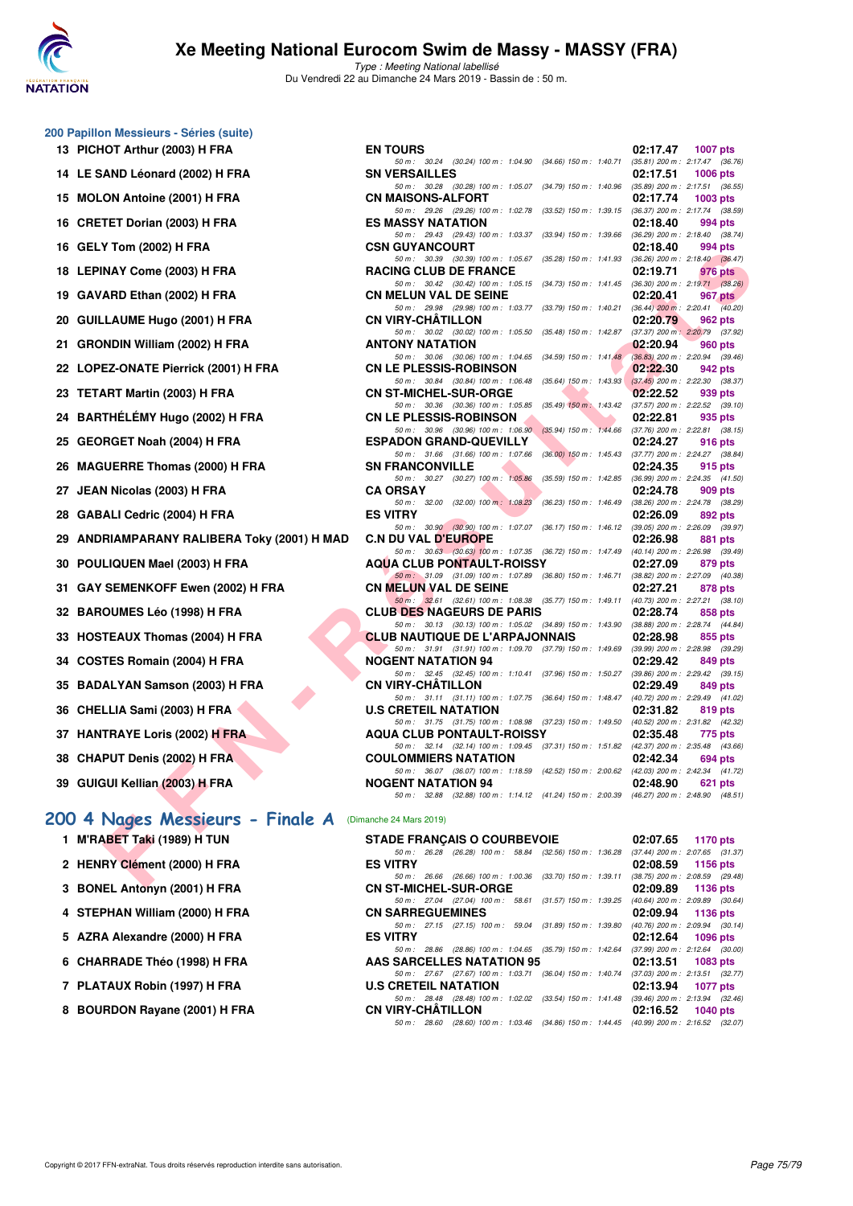# Xe Meeting National Eurocom Swim de Massy - MASSY (FRA)

*Type : Meeting National labellisé*

Du Vendredi 22 au Dimanche 24 Mars 2019 - Bassin de : 50 m.

## 200 Papillon Messieurs - Séries (suite)

| Rang | Nom | Club | Temps | Points |
|---|---|---|---|---|
| 13 | PICHOT Arthur (2003) H FRA | EN TOURS | 02:17.47 | 1007 pts |
| | 50 m : 30.24 (30.24) 100 m : 1:04.90 (34.66) 150 m : 1:40.71 (35.81) 200 m : 2:17.47 (36.76) | | | |
| 14 | LE SAND Léonard (2002) H FRA | SN VERSAILLES | 02:17.51 | 1006 pts |
| | 50 m : 30.28 (30.28) 100 m : 1:05.07 (34.79) 150 m : 1:40.96 (35.89) 200 m : 2:17.51 (36.55) | | | |
| 15 | MOLON Antoine (2001) H FRA | CN MAISONS-ALFORT | 02:17.74 | 1003 pts |
| | 50 m : 29.26 (29.26) 100 m : 1:02.78 (33.52) 150 m : 1:39.15 (36.37) 200 m : 2:17.74 (38.59) | | | |
| 16 | CRETET Dorian (2003) H FRA | ES MASSY NATATION | 02:18.40 | 994 pts |
| | 50 m : 29.43 (29.43) 100 m : 1:03.37 (33.94) 150 m : 1:39.66 (36.29) 200 m : 2:18.40 (38.74) | | | |
| 16 | GELY Tom (2002) H FRA | CSN GUYANCOURT | 02:18.40 | 994 pts |
| | 50 m : 30.39 (30.39) 100 m : 1:05.67 (35.28) 150 m : 1:41.93 (36.26) 200 m : 2:18.40 (36.47) | | | |
| 18 | LEPINAY Come (2003) H FRA | RACING CLUB DE FRANCE | 02:19.71 | 976 pts |
| | 50 m : 30.42 (30.42) 100 m : 1:05.15 (34.73) 150 m : 1:41.45 (36.30) 200 m : 2:19.71 (38.26) | | | |
| 19 | GAVARD Ethan (2002) H FRA | CN MELUN VAL DE SEINE | 02:20.41 | 967 pts |
| | 50 m : 29.98 (29.98) 100 m : 1:03.77 (33.79) 150 m : 1:40.21 (36.44) 200 m : 2:20.41 (40.20) | | | |
| 20 | GUILLAUME Hugo (2001) H FRA | CN VIRY-CHÂTILLON | 02:20.79 | 962 pts |
| | 50 m : 30.02 (30.02) 100 m : 1:05.50 (35.48) 150 m : 1:42.87 (37.37) 200 m : 2:20.79 (37.92) | | | |
| 21 | GRONDIN William (2002) H FRA | ANTONY NATATION | 02:20.94 | 960 pts |
| | 50 m : 30.06 (30.06) 100 m : 1:04.65 (34.59) 150 m : 1:41.48 (36.83) 200 m : 2:20.94 (39.46) | | | |
| 22 | LOPEZ-ONATE Pierrick (2001) H FRA | CN LE PLESSIS-ROBINSON | 02:22.30 | 942 pts |
| | 50 m : 30.84 (30.84) 100 m : 1:06.48 (35.64) 150 m : 1:43.93 (37.45) 200 m : 2:22.30 (38.37) | | | |
| 23 | TETART Martin (2003) H FRA | CN ST-MICHEL-SUR-ORGE | 02:22.52 | 939 pts |
| | 50 m : 30.36 (30.36) 100 m : 1:05.85 (35.49) 150 m : 1:43.42 (37.57) 200 m : 2:22.52 (39.10) | | | |
| 24 | BARTHÉLÉMY Hugo (2002) H FRA | CN LE PLESSIS-ROBINSON | 02:22.81 | 935 pts |
| | 50 m : 30.96 (30.96) 100 m : 1:06.90 (35.94) 150 m : 1:44.66 (37.76) 200 m : 2:22.81 (38.15) | | | |
| 25 | GEORGET Noah (2004) H FRA | ESPADON GRAND-QUEVILLY | 02:24.27 | 916 pts |
| | 50 m : 31.66 (31.66) 100 m : 1:07.66 (36.00) 150 m : 1:45.43 (37.77) 200 m : 2:24.27 (38.84) | | | |
| 26 | MAGUERRE Thomas (2000) H FRA | SN FRANCONVILLE | 02:24.35 | 915 pts |
| | 50 m : 30.27 (30.27) 100 m : 1:05.86 (35.59) 150 m : 1:42.85 (36.99) 200 m : 2:24.35 (41.50) | | | |
| 27 | JEAN Nicolas (2003) H FRA | CA ORSAY | 02:24.78 | 909 pts |
| | 50 m : 32.00 (32.00) 100 m : 1:08.23 (36.23) 150 m : 1:46.49 (38.26) 200 m : 2:24.78 (38.29) | | | |
| 28 | GABALI Cedric (2004) H FRA | ES VITRY | 02:26.09 | 892 pts |
| | 50 m : 30.90 (30.90) 100 m : 1:07.07 (36.17) 150 m : 1:46.12 (39.05) 200 m : 2:26.09 (39.97) | | | |
| 29 | ANDRIAMPARANY RALIBERA Toky (2001) H MAD | C.N DU VAL D'EUROPE | 02:26.98 | 881 pts |
| | 50 m : 30.63 (30.63) 100 m : 1:07.35 (36.72) 150 m : 1:47.49 (40.14) 200 m : 2:26.98 (39.49) | | | |
| 30 | POULIQUEN Mael (2003) H FRA | AQUA CLUB PONTAULT-ROISSY | 02:27.09 | 879 pts |
| | 50 m : 31.09 (31.09) 100 m : 1:07.89 (36.80) 150 m : 1:46.71 (38.82) 200 m : 2:27.09 (40.38) | | | |
| 31 | GAY SEMENKOFF Ewen (2002) H FRA | CN MELUN VAL DE SEINE | 02:27.21 | 878 pts |
| | 50 m : 32.61 (32.61) 100 m : 1:08.38 (35.77) 150 m : 1:49.11 (40.73) 200 m : 2:27.21 (38.10) | | | |
| 32 | BAROUMES Léo (1998) H FRA | CLUB DES NAGEURS DE PARIS | 02:28.74 | 858 pts |
| | 50 m : 30.13 (30.13) 100 m : 1:05.02 (34.89) 150 m : 1:43.90 (38.88) 200 m : 2:28.74 (44.84) | | | |
| 33 | HOSTEAUX Thomas (2004) H FRA | CLUB NAUTIQUE DE L'ARPAJONNAIS | 02:28.98 | 855 pts |
| | 50 m : 31.91 (31.91) 100 m : 1:09.70 (37.79) 150 m : 1:49.69 (39.99) 200 m : 2:28.98 (39.29) | | | |
| 34 | COSTES Romain (2004) H FRA | NOGENT NATATION 94 | 02:29.42 | 849 pts |
| | 50 m : 32.45 (32.45) 100 m : 1:10.41 (37.96) 150 m : 1:50.27 (39.86) 200 m : 2:29.42 (39.15) | | | |
| 35 | BADALYAN Samson (2003) H FRA | CN VIRY-CHÂTILLON | 02:29.49 | 849 pts |
| | 50 m : 31.11 (31.11) 100 m : 1:07.75 (36.64) 150 m : 1:48.47 (40.72) 200 m : 2:29.49 (41.02) | | | |
| 36 | CHELLIA Sami (2003) H FRA | U.S CRETEIL NATATION | 02:31.82 | 819 pts |
| | 50 m : 31.75 (31.75) 100 m : 1:08.98 (37.23) 150 m : 1:49.50 (40.52) 200 m : 2:31.82 (42.32) | | | |
| 37 | HANTRAYE Loris (2002) H FRA | AQUA CLUB PONTAULT-ROISSY | 02:35.48 | 775 pts |
| | 50 m : 32.14 (32.14) 100 m : 1:09.45 (37.31) 150 m : 1:51.82 (42.37) 200 m : 2:35.48 (43.66) | | | |
| 38 | CHAPUT Denis (2002) H FRA | COULOMMIERS NATATION | 02:42.34 | 694 pts |
| | 50 m : 36.07 (36.07) 100 m : 1:18.59 (42.52) 150 m : 2:00.62 (42.03) 200 m : 2:42.34 (41.72) | | | |
| 39 | GUIGUI Kellian (2003) H FRA | NOGENT NATATION 94 | 02:48.90 | 621 pts |
| | 50 m : 32.88 (32.88) 100 m : 1:14.12 (41.24) 150 m : 2:00.39 (46.27) 200 m : 2:48.90 (48.51) | | | |

## 200 4 Nages Messieurs - Finale A (Dimanche 24 Mars 2019)

| Rang | Nom | Club | Temps | Points |
|---|---|---|---|---|
| 1 | M'RABET Taki (1989) H TUN | STADE FRANÇAIS O COURBEVOIE | 02:07.65 | 1170 pts |
| | 50 m : 26.28 (26.28) 100 m : 58.84 (32.56) 150 m : 1:36.28 (37.44) 200 m : 2:07.65 (31.37) | | | |
| 2 | HENRY Clément (2000) H FRA | ES VITRY | 02:08.59 | 1156 pts |
| | 50 m : 26.66 (26.66) 100 m : 1:00.36 (33.70) 150 m : 1:39.11 (38.75) 200 m : 2:08.59 (29.48) | | | |
| 3 | BONEL Antonyn (2001) H FRA | CN ST-MICHEL-SUR-ORGE | 02:09.89 | 1136 pts |
| | 50 m : 27.04 (27.04) 100 m : 58.61 (31.57) 150 m : 1:39.25 (40.64) 200 m : 2:09.89 (30.64) | | | |
| 4 | STEPHAN William (2000) H FRA | CN SARREGUEMINES | 02:09.94 | 1136 pts |
| | 50 m : 27.15 (27.15) 100 m : 59.04 (31.89) 150 m : 1:39.80 (40.76) 200 m : 2:09.94 (30.14) | | | |
| 5 | AZRA Alexandre (2000) H FRA | ES VITRY | 02:12.64 | 1096 pts |
| | 50 m : 28.86 (28.86) 100 m : 1:04.65 (35.79) 150 m : 1:42.64 (37.99) 200 m : 2:12.64 (30.00) | | | |
| 6 | CHARRADE Théo (1998) H FRA | AAS SARCELLES NATATION 95 | 02:13.51 | 1083 pts |
| | 50 m : 27.67 (27.67) 100 m : 1:03.71 (36.04) 150 m : 1:40.74 (37.03) 200 m : 2:13.51 (32.77) | | | |
| 7 | PLATAUX Robin (1997) H FRA | U.S CRETEIL NATATION | 02:13.94 | 1077 pts |
| | 50 m : 28.48 (28.48) 100 m : 1:02.02 (33.54) 150 m : 1:41.48 (39.46) 200 m : 2:13.94 (32.46) | | | |
| 8 | BOURDON Rayane (2001) H FRA | CN VIRY-CHÂTILLON | 02:16.52 | 1040 pts |
| | 50 m : 28.60 (28.60) 100 m : 1:03.46 (34.86) 150 m : 1:44.45 (40.99) 200 m : 2:16.52 (32.07) | | | |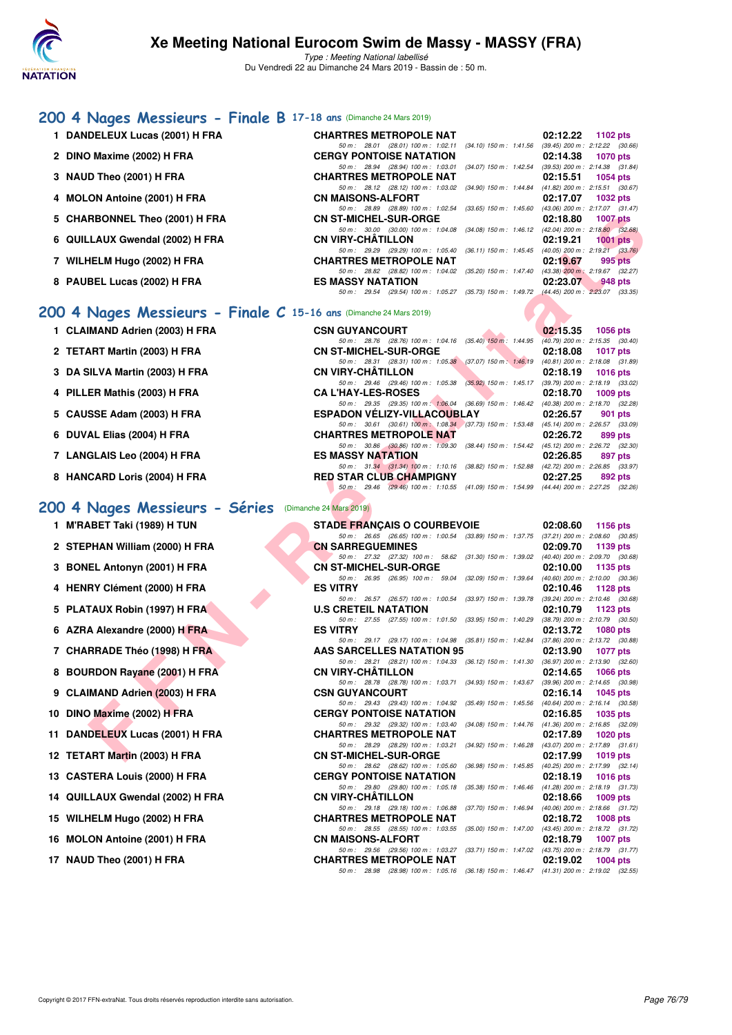# Xe Meeting National Eurocom Swim de Massy - MASSY (FRA)

*Type : Meeting National labellisé*

Du Vendredi 22 au Dimanche 24 Mars 2019 - Bassin de : 50 m.

## 200 4 Nages Messieurs - Finale B 17-18 ans (Dimanche 24 Mars 2019)

| Rang | Nom | Club | Temps | Points |
|---|---|---|---|---|
| 1 | DANDELEUX Lucas (2001) H FRA | CHARTRES METROPOLE NAT | 02:12.22 | 1102 pts |
| | | 50 m : 28.01 (28.01) 100 m : 1:02.11 (34.10) 150 m : 1:41.56 (39.45) 200 m : 2:12.22 (30.66) | | |
| 2 | DINO Maxime (2002) H FRA | CERGY PONTOISE NATATION | 02:14.38 | 1070 pts |
| | | 50 m : 28.94 (28.94) 100 m : 1:03.01 (34.07) 150 m : 1:42.54 (39.53) 200 m : 2:14.38 (31.84) | | |
| 3 | NAUD Theo (2001) H FRA | CHARTRES METROPOLE NAT | 02:15.51 | 1054 pts |
| | | 50 m : 28.12 (28.12) 100 m : 1:03.02 (34.90) 150 m : 1:44.84 (41.82) 200 m : 2:15.51 (30.67) | | |
| 4 | MOLON Antoine (2001) H FRA | CN MAISONS-ALFORT | 02:17.07 | 1032 pts |
| | | 50 m : 28.89 (28.89) 100 m : 1:02.54 (33.65) 150 m : 1:45.60 (43.06) 200 m : 2:17.07 (31.47) | | |
| 5 | CHARBONNEL Theo (2001) H FRA | CN ST-MICHEL-SUR-ORGE | 02:18.80 | 1007 pts |
| | | 50 m : 30.00 (30.00) 100 m : 1:04.08 (34.08) 150 m : 1:46.12 (42.04) 200 m : 2:18.80 (32.68) | | |
| 6 | QUILLAUX Gwendal (2002) H FRA | CN VIRY-CHÂTILLON | 02:19.21 | 1001 pts |
| | | 50 m : 29.29 (29.29) 100 m : 1:05.40 (36.11) 150 m : 1:45.45 (40.05) 200 m : 2:19.21 (33.76) | | |
| 7 | WILHELM Hugo (2002) H FRA | CHARTRES METROPOLE NAT | 02:19.67 | 995 pts |
| | | 50 m : 28.82 (28.82) 100 m : 1:04.02 (35.20) 150 m : 1:47.40 (43.38) 200 m : 2:19.67 (32.27) | | |
| 8 | PAUBEL Lucas (2002) H FRA | ES MASSY NATATION | 02:23.07 | 948 pts |
| | | 50 m : 29.54 (29.54) 100 m : 1:05.27 (35.73) 150 m : 1:49.72 (44.45) 200 m : 2:23.07 (33.35) | | |

## 200 4 Nages Messieurs - Finale C 15-16 ans (Dimanche 24 Mars 2019)

| Rang | Nom | Club | Temps | Points |
|---|---|---|---|---|
| 1 | CLAIMAND Adrien (2003) H FRA | CSN GUYANCOURT | 02:15.35 | 1056 pts |
| | | 50 m : 28.76 (28.76) 100 m : 1:04.16 (35.40) 150 m : 1:44.95 (40.79) 200 m : 2:15.35 (30.40) | | |
| 2 | TETART Martin (2003) H FRA | CN ST-MICHEL-SUR-ORGE | 02:18.08 | 1017 pts |
| | | 50 m : 28.31 (28.31) 100 m : 1:05.38 (37.07) 150 m : 1:46.19 (40.81) 200 m : 2:18.08 (31.89) | | |
| 3 | DA SILVA Martin (2003) H FRA | CN VIRY-CHÂTILLON | 02:18.19 | 1016 pts |
| | | 50 m : 29.46 (29.46) 100 m : 1:05.38 (35.92) 150 m : 1:45.17 (39.79) 200 m : 2:18.19 (33.02) | | |
| 4 | PILLER Mathis (2003) H FRA | CA L'HAY-LES-ROSES | 02:18.70 | 1009 pts |
| | | 50 m : 29.35 (29.35) 100 m : 1:06.04 (36.69) 150 m : 1:46.42 (40.38) 200 m : 2:18.70 (32.28) | | |
| 5 | CAUSSE Adam (2003) H FRA | ESPADON VÉLIZY-VILLACOUBLAY | 02:26.57 | 901 pts |
| | | 50 m : 30.61 (30.61) 100 m : 1:08.34 (37.73) 150 m : 1:53.48 (45.14) 200 m : 2:26.57 (33.09) | | |
| 6 | DUVAL Elias (2004) H FRA | CHARTRES METROPOLE NAT | 02:26.72 | 899 pts |
| | | 50 m : 30.86 (30.86) 100 m : 1:09.30 (38.44) 150 m : 1:54.42 (45.12) 200 m : 2:26.72 (32.30) | | |
| 7 | LANGLAIS Leo (2004) H FRA | ES MASSY NATATION | 02:26.85 | 897 pts |
| | | 50 m : 31.34 (31.34) 100 m : 1:10.16 (38.82) 150 m : 1:52.88 (42.72) 200 m : 2:26.85 (33.97) | | |
| 8 | HANCARD Loris (2004) H FRA | RED STAR CLUB CHAMPIGNY | 02:27.25 | 892 pts |
| | | 50 m : 29.46 (29.46) 100 m : 1:10.55 (41.09) 150 m : 1:54.99 (44.44) 200 m : 2:27.25 (32.26) | | |

## 200 4 Nages Messieurs - Séries (Dimanche 24 Mars 2019)

| Rang | Nom | Club | Temps | Points |
|---|---|---|---|---|
| 1 | M'RABET Taki (1989) H TUN | STADE FRANÇAIS O COURBEVOIE | 02:08.60 | 1156 pts |
| | | 50 m : 26.65 (26.65) 100 m : 1:00.54 (33.89) 150 m : 1:37.75 (37.21) 200 m : 2:08.60 (30.85) | | |
| 2 | STEPHAN William (2000) H FRA | CN SARREGUEMINES | 02:09.70 | 1139 pts |
| | | 50 m : 27.32 (27.32) 100 m : 58.62 (31.30) 150 m : 1:39.02 (40.40) 200 m : 2:09.70 (30.68) | | |
| 3 | BONEL Antonyn (2001) H FRA | CN ST-MICHEL-SUR-ORGE | 02:10.00 | 1135 pts |
| | | 50 m : 26.95 (26.95) 100 m : 59.04 (32.09) 150 m : 1:39.64 (40.60) 200 m : 2:10.00 (30.36) | | |
| 4 | HENRY Clément (2000) H FRA | ES VITRY | 02:10.46 | 1128 pts |
| | | 50 m : 26.57 (26.57) 100 m : 1:00.54 (33.97) 150 m : 1:39.78 (39.24) 200 m : 2:10.46 (30.68) | | |
| 5 | PLATAUX Robin (1997) H FRA | U.S CRETEIL NATATION | 02:10.79 | 1123 pts |
| | | 50 m : 27.55 (27.55) 100 m : 1:01.50 (33.95) 150 m : 1:40.29 (38.79) 200 m : 2:10.79 (30.50) | | |
| 6 | AZRA Alexandre (2000) H FRA | ES VITRY | 02:13.72 | 1080 pts |
| | | 50 m : 29.17 (29.17) 100 m : 1:04.98 (35.81) 150 m : 1:42.84 (37.86) 200 m : 2:13.72 (30.88) | | |
| 7 | CHARRADE Théo (1998) H FRA | AAS SARCELLES NATATION 95 | 02:13.90 | 1077 pts |
| | | 50 m : 28.21 (28.21) 100 m : 1:04.33 (36.12) 150 m : 1:41.30 (36.97) 200 m : 2:13.90 (32.60) | | |
| 8 | BOURDON Rayane (2001) H FRA | CN VIRY-CHÂTILLON | 02:14.65 | 1066 pts |
| | | 50 m : 28.78 (28.78) 100 m : 1:03.71 (34.93) 150 m : 1:43.67 (39.96) 200 m : 2:14.65 (30.98) | | |
| 9 | CLAIMAND Adrien (2003) H FRA | CSN GUYANCOURT | 02:16.14 | 1045 pts |
| | | 50 m : 29.43 (29.43) 100 m : 1:04.92 (35.49) 150 m : 1:45.56 (40.64) 200 m : 2:16.14 (30.58) | | |
| 10 | DINO Maxime (2002) H FRA | CERGY PONTOISE NATATION | 02:16.85 | 1035 pts |
| | | 50 m : 29.32 (29.32) 100 m : 1:03.40 (34.08) 150 m : 1:44.76 (41.36) 200 m : 2:16.85 (32.09) | | |
| 11 | DANDELEUX Lucas (2001) H FRA | CHARTRES METROPOLE NAT | 02:17.89 | 1020 pts |
| | | 50 m : 28.29 (28.29) 100 m : 1:03.21 (34.92) 150 m : 1:46.28 (43.07) 200 m : 2:17.89 (31.61) | | |
| 12 | TETART Martin (2003) H FRA | CN ST-MICHEL-SUR-ORGE | 02:17.99 | 1019 pts |
| | | 50 m : 28.62 (28.62) 100 m : 1:05.60 (36.98) 150 m : 1:45.85 (40.25) 200 m : 2:17.99 (32.14) | | |
| 13 | CASTERA Louis (2000) H FRA | CERGY PONTOISE NATATION | 02:18.19 | 1016 pts |
| | | 50 m : 29.80 (29.80) 100 m : 1:05.18 (35.38) 150 m : 1:46.46 (41.28) 200 m : 2:18.19 (31.73) | | |
| 14 | QUILLAUX Gwendal (2002) H FRA | CN VIRY-CHÂTILLON | 02:18.66 | 1009 pts |
| | | 50 m : 29.18 (29.18) 100 m : 1:06.88 (37.70) 150 m : 1:46.94 (40.06) 200 m : 2:18.66 (31.72) | | |
| 15 | WILHELM Hugo (2002) H FRA | CHARTRES METROPOLE NAT | 02:18.72 | 1008 pts |
| | | 50 m : 28.55 (28.55) 100 m : 1:03.55 (35.00) 150 m : 1:47.00 (43.45) 200 m : 2:18.72 (31.72) | | |
| 16 | MOLON Antoine (2001) H FRA | CN MAISONS-ALFORT | 02:18.79 | 1007 pts |
| | | 50 m : 29.56 (29.56) 100 m : 1:03.27 (33.71) 150 m : 1:47.02 (43.75) 200 m : 2:18.79 (31.77) | | |
| 17 | NAUD Theo (2001) H FRA | CHARTRES METROPOLE NAT | 02:19.02 | 1004 pts |
| | | 50 m : 28.98 (28.98) 100 m : 1:05.16 (36.18) 150 m : 1:46.47 (41.31) 200 m : 2:19.02 (32.55) | | |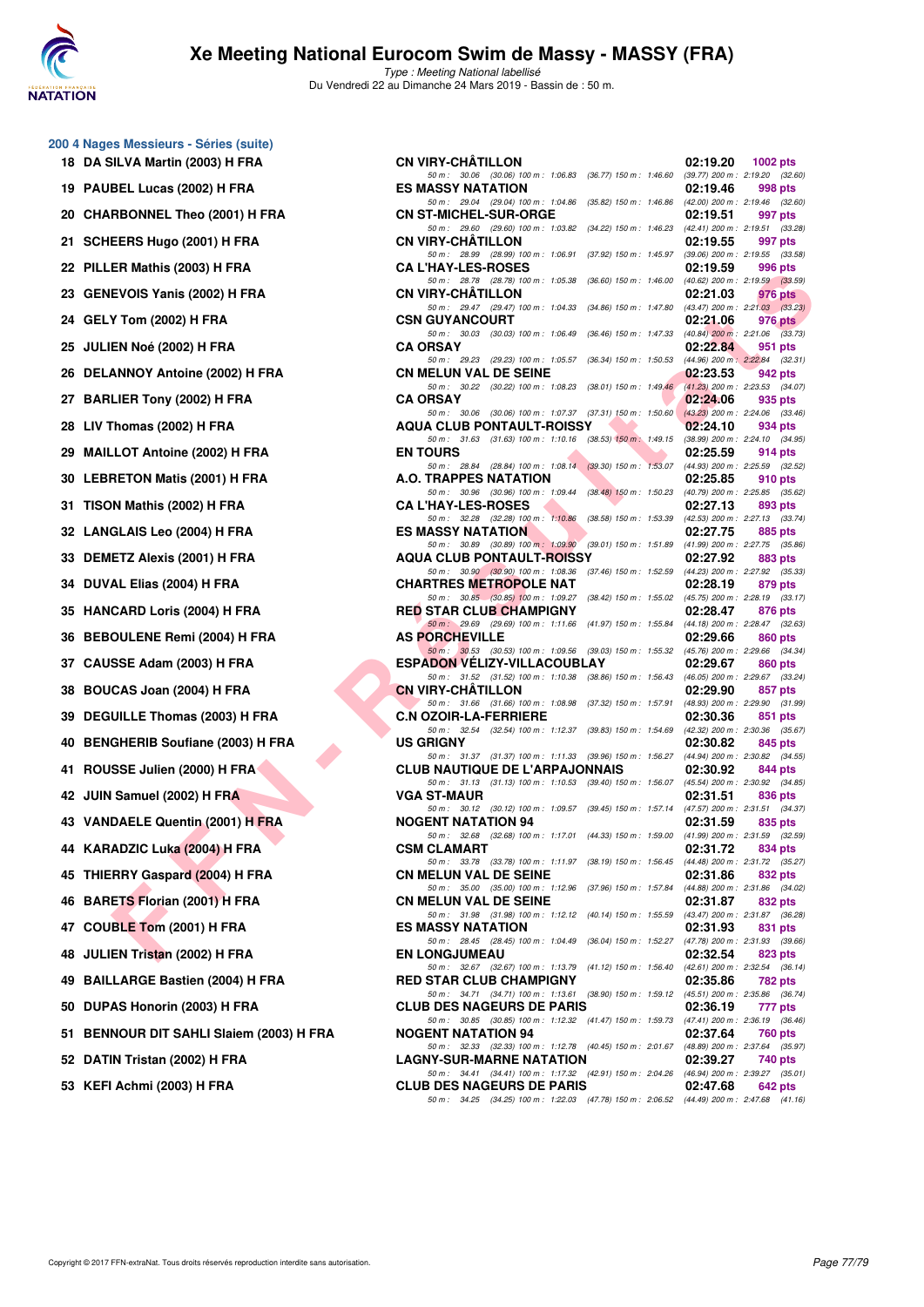# Xe Meeting National Eurocom Swim de Massy - MASSY (FRA)

*Type : Meeting National labellisé*

Du Vendredi 22 au Dimanche 24 Mars 2019 - Bassin de : 50 m.

## 200 4 Nages Messieurs - Séries (suite)

| Rang | Nom | Club | Temps | Points |
|---|---|---|---|---|
| 18 | DA SILVA Martin (2003) H FRA | CN VIRY-CHÂTILLON | 02:19.20 | 1002 pts |
| | | 50 m : 30.06 (30.06) 100 m : 1:06.83 (36.77) 150 m : 1:46.60 (39.77) 200 m : 2:19.20 (32.60) | | |
| 19 | PAUBEL Lucas (2002) H FRA | ES MASSY NATATION | 02:19.46 | 998 pts |
| | | 50 m : 29.04 (29.04) 100 m : 1:04.86 (35.82) 150 m : 1:46.86 (42.00) 200 m : 2:19.46 (32.60) | | |
| 20 | CHARBONNEL Theo (2001) H FRA | CN ST-MICHEL-SUR-ORGE | 02:19.51 | 997 pts |
| | | 50 m : 29.60 (29.60) 100 m : 1:03.82 (34.22) 150 m : 1:46.23 (42.41) 200 m : 2:19.51 (33.28) | | |
| 21 | SCHEERS Hugo (2001) H FRA | CN VIRY-CHÂTILLON | 02:19.55 | 997 pts |
| | | 50 m : 28.99 (28.99) 100 m : 1:06.91 (37.92) 150 m : 1:45.97 (39.06) 200 m : 2:19.55 (33.58) | | |
| 22 | PILLER Mathis (2003) H FRA | CA L'HAY-LES-ROSES | 02:19.59 | 996 pts |
| | | 50 m : 28.78 (28.78) 100 m : 1:05.38 (36.60) 150 m : 1:46.00 (40.62) 200 m : 2:19.59 (33.59) | | |
| 23 | GENEVOIS Yanis (2002) H FRA | CN VIRY-CHÂTILLON | 02:21.03 | 976 pts |
| | | 50 m : 29.47 (29.47) 100 m : 1:04.33 (34.86) 150 m : 1:47.80 (43.47) 200 m : 2:21.03 (33.23) | | |
| 24 | GELY Tom (2002) H FRA | CSN GUYANCOURT | 02:21.06 | 976 pts |
| | | 50 m : 30.03 (30.03) 100 m : 1:06.49 (36.46) 150 m : 1:47.33 (40.84) 200 m : 2:21.06 (33.73) | | |
| 25 | JULIEN Noé (2002) H FRA | CA ORSAY | 02:22.84 | 951 pts |
| | | 50 m : 29.23 (29.23) 100 m : 1:05.57 (36.34) 150 m : 1:50.53 (44.96) 200 m : 2:22.84 (32.31) | | |
| 26 | DELANNOY Antoine (2002) H FRA | CN MELUN VAL DE SEINE | 02:23.53 | 942 pts |
| | | 50 m : 30.22 (30.22) 100 m : 1:08.23 (38.01) 150 m : 1:49.46 (41.23) 200 m : 2:23.53 (34.07) | | |
| 27 | BARLIER Tony (2002) H FRA | CA ORSAY | 02:24.06 | 935 pts |
| | | 50 m : 30.06 (30.06) 100 m : 1:07.37 (37.31) 150 m : 1:50.60 (43.23) 200 m : 2:24.06 (33.46) | | |
| 28 | LIV Thomas (2002) H FRA | AQUA CLUB PONTAULT-ROISSY | 02:24.10 | 934 pts |
| | | 50 m : 31.63 (31.63) 100 m : 1:10.16 (38.53) 150 m : 1:49.15 (38.99) 200 m : 2:24.10 (34.95) | | |
| 29 | MAILLOT Antoine (2002) H FRA | EN TOURS | 02:25.59 | 914 pts |
| | | 50 m : 28.84 (28.84) 100 m : 1:08.14 (39.30) 150 m : 1:53.07 (44.93) 200 m : 2:25.59 (32.52) | | |
| 30 | LEBRETON Matis (2001) H FRA | A.O. TRAPPES NATATION | 02:25.85 | 910 pts |
| | | 50 m : 30.96 (30.96) 100 m : 1:09.44 (38.48) 150 m : 1:50.23 (40.79) 200 m : 2:25.85 (35.62) | | |
| 31 | TISON Mathis (2002) H FRA | CA L'HAY-LES-ROSES | 02:27.13 | 893 pts |
| | | 50 m : 32.28 (32.28) 100 m : 1:10.86 (38.58) 150 m : 1:53.39 (42.53) 200 m : 2:27.13 (33.74) | | |
| 32 | LANGLAIS Leo (2004) H FRA | ES MASSY NATATION | 02:27.75 | 885 pts |
| | | 50 m : 30.89 (30.89) 100 m : 1:09.90 (39.01) 150 m : 1:51.89 (41.99) 200 m : 2:27.75 (35.86) | | |
| 33 | DEMETZ Alexis (2001) H FRA | AQUA CLUB PONTAULT-ROISSY | 02:27.92 | 883 pts |
| | | 50 m : 30.90 (30.90) 100 m : 1:08.36 (37.46) 150 m : 1:52.59 (44.23) 200 m : 2:27.92 (35.33) | | |
| 34 | DUVAL Elias (2004) H FRA | CHARTRES METROPOLE NAT | 02:28.19 | 879 pts |
| | | 50 m : 30.85 (30.85) 100 m : 1:09.27 (38.42) 150 m : 1:55.02 (45.75) 200 m : 2:28.19 (33.17) | | |
| 35 | HANCARD Loris (2004) H FRA | RED STAR CLUB CHAMPIGNY | 02:28.47 | 876 pts |
| | | 50 m : 29.69 (29.69) 100 m : 1:11.66 (41.97) 150 m : 1:55.84 (44.18) 200 m : 2:28.47 (32.63) | | |
| 36 | BEBOULENE Remi (2004) H FRA | AS PORCHEVILLE | 02:29.66 | 860 pts |
| | | 50 m : 30.53 (30.53) 100 m : 1:09.56 (39.03) 150 m : 1:55.32 (45.76) 200 m : 2:29.66 (34.34) | | |
| 37 | CAUSSE Adam (2003) H FRA | ESPADON VÉLIZY-VILLACOUBLAY | 02:29.67 | 860 pts |
| | | 50 m : 31.52 (31.52) 100 m : 1:10.38 (38.86) 150 m : 1:56.43 (46.05) 200 m : 2:29.67 (33.24) | | |
| 38 | BOUCAS Joan (2004) H FRA | CN VIRY-CHÂTILLON | 02:29.90 | 857 pts |
| | | 50 m : 31.66 (31.66) 100 m : 1:08.98 (37.32) 150 m : 1:57.91 (48.93) 200 m : 2:29.90 (31.99) | | |
| 39 | DEGUILLE Thomas (2003) H FRA | C.N OZOIR-LA-FERRIERE | 02:30.36 | 851 pts |
| | | 50 m : 32.54 (32.54) 100 m : 1:12.37 (39.83) 150 m : 1:54.69 (42.32) 200 m : 2:30.36 (35.67) | | |
| 40 | BENGHERIB Soufiane (2003) H FRA | US GRIGNY | 02:30.82 | 845 pts |
| | | 50 m : 31.37 (31.37) 100 m : 1:11.33 (39.96) 150 m : 1:56.27 (44.94) 200 m : 2:30.82 (34.55) | | |
| 41 | ROUSSE Julien (2000) H FRA | CLUB NAUTIQUE DE L'ARPAJONNAIS | 02:30.92 | 844 pts |
| | | 50 m : 31.13 (31.13) 100 m : 1:10.53 (39.40) 150 m : 1:56.07 (45.54) 200 m : 2:30.92 (34.85) | | |
| 42 | JUIN Samuel (2002) H FRA | VGA ST-MAUR | 02:31.51 | 836 pts |
| | | 50 m : 30.12 (30.12) 100 m : 1:09.57 (39.45) 150 m : 1:57.14 (47.57) 200 m : 2:31.51 (34.37) | | |
| 43 | VANDAELE Quentin (2001) H FRA | NOGENT NATATION 94 | 02:31.59 | 835 pts |
| | | 50 m : 32.68 (32.68) 100 m : 1:17.01 (44.33) 150 m : 1:59.00 (41.99) 200 m : 2:31.59 (32.59) | | |
| 44 | KARADZIC Luka (2004) H FRA | CSM CLAMART | 02:31.72 | 834 pts |
| | | 50 m : 33.78 (33.78) 100 m : 1:11.97 (38.19) 150 m : 1:56.45 (44.48) 200 m : 2:31.72 (35.27) | | |
| 45 | THIERRY Gaspard (2004) H FRA | CN MELUN VAL DE SEINE | 02:31.86 | 832 pts |
| | | 50 m : 35.00 (35.00) 100 m : 1:12.96 (37.96) 150 m : 1:57.84 (44.88) 200 m : 2:31.86 (34.02) | | |
| 46 | BARETS Florian (2001) H FRA | CN MELUN VAL DE SEINE | 02:31.87 | 832 pts |
| | | 50 m : 31.98 (31.98) 100 m : 1:12.12 (40.14) 150 m : 1:55.59 (43.47) 200 m : 2:31.87 (36.28) | | |
| 47 | COUBLE Tom (2001) H FRA | ES MASSY NATATION | 02:31.93 | 831 pts |
| | | 50 m : 28.45 (28.45) 100 m : 1:04.49 (36.04) 150 m : 1:52.27 (47.78) 200 m : 2:31.93 (39.66) | | |
| 48 | JULIEN Tristan (2002) H FRA | EN LONGJUMEAU | 02:32.54 | 823 pts |
| | | 50 m : 32.67 (32.67) 100 m : 1:13.79 (41.12) 150 m : 1:56.40 (42.61) 200 m : 2:32.54 (36.14) | | |
| 49 | BAILLARGE Bastien (2004) H FRA | RED STAR CLUB CHAMPIGNY | 02:35.86 | 782 pts |
| | | 50 m : 34.71 (34.71) 100 m : 1:13.61 (38.90) 150 m : 1:59.12 (45.51) 200 m : 2:35.86 (36.74) | | |
| 50 | DUPAS Honorin (2003) H FRA | CLUB DES NAGEURS DE PARIS | 02:36.19 | 777 pts |
| | | 50 m : 30.85 (30.85) 100 m : 1:12.32 (41.47) 150 m : 1:59.73 (47.41) 200 m : 2:36.19 (36.46) | | |
| 51 | BENNOUR DIT SAHLI Slaiem (2003) H FRA | NOGENT NATATION 94 | 02:37.64 | 760 pts |
| | | 50 m : 32.33 (32.33) 100 m : 1:12.78 (40.45) 150 m : 2:01.67 (48.89) 200 m : 2:37.64 (35.97) | | |
| 52 | DATIN Tristan (2002) H FRA | LAGNY-SUR-MARNE NATATION | 02:39.27 | 740 pts |
| | | 50 m : 34.41 (34.41) 100 m : 1:17.32 (42.91) 150 m : 2:04.26 (46.94) 200 m : 2:39.27 (35.01) | | |
| 53 | KEFI Achmi (2003) H FRA | CLUB DES NAGEURS DE PARIS | 02:47.68 | 642 pts |
| | | 50 m : 34.25 (34.25) 100 m : 1:22.03 (47.78) 150 m : 2:06.52 (44.49) 200 m : 2:47.68 (41.16) | | |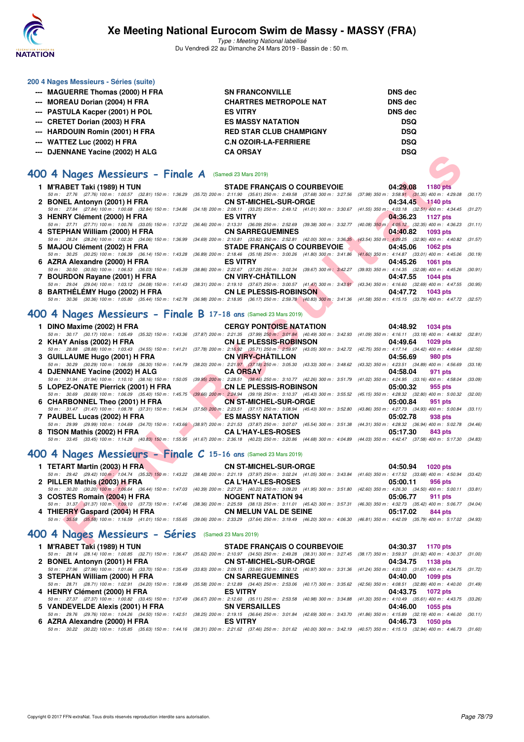# Xe Meeting National Eurocom Swim de Massy - MASSY (FRA)

*Type : Meeting National labellisé*

Du Vendredi 22 au Dimanche 24 Mars 2019 - Bassin de : 50 m.

### 200 4 Nages Messieurs - Séries (suite)

| | | | |
|---|---|---|---|
| --- | MAGUERRE Thomas (2000) H FRA | SN FRANCONVILLE | DNS dec |
| --- | MOREAU Dorian (2004) H FRA | CHARTRES METROPOLE NAT | DNS dec |
| --- | PASTULA Kacper (2001) H POL | ES VITRY | DNS dec |
| --- | CRETET Dorian (2003) H FRA | ES MASSY NATATION | DSQ |
| --- | HARDOUIN Romin (2001) H FRA | RED STAR CLUB CHAMPIGNY | DSQ |
| --- | WATTEZ Luc (2002) H FRA | C.N OZOIR-LA-FERRIERE | DSQ |
| --- | DJENNANE Yacine (2002) H ALG | CA ORSAY | DSQ |

## 400 4 Nages Messieurs - Finale A (Samedi 23 Mars 2019)

| Rang | Nom | Club | Temps | Points |
|---|---|---|---|---|
| 1 | M'RABET Taki (1989) H TUN | STADE FRANÇAIS O COURBEVOIE | 04:29.08 | 1180 pts |
| | 50 m : 27.76 (27.76) 100 m : 1:00.57 (32.81) 150 m : 1:36.29 (35.72) 200 m : 2:11.90 (35.61) 250 m : 2:49.58 (37.68) 300 m : 3:27.56 (37.98) 350 m : 3:58.91 (31.35) 400 m : 4:29.08 (30.17) | | | |
| 2 | BONEL Antonyn (2001) H FRA | CN ST-MICHEL-SUR-ORGE | 04:34.45 | 1140 pts |
| | 50 m : 27.84 (27.84) 100 m : 1:00.68 (32.84) 150 m : 1:34.86 (34.18) 200 m : 2:08.11 (33.25) 250 m : 2:49.12 (41.01) 300 m : 3:30.67 (41.55) 350 m : 4:03.18 (32.51) 400 m : 4:34.45 (31.27) | | | |
| 3 | HENRY Clément (2000) H FRA | ES VITRY | 04:36.23 | 1127 pts |
| | 50 m : 27.71 (27.71) 100 m : 1:00.76 (33.05) 150 m : 1:37.22 (36.46) 200 m : 2:13.31 (36.09) 250 m : 2:52.69 (39.38) 300 m : 3:32.77 (40.08) 350 m : 4:05.12 (32.35) 400 m : 4:36.23 (31.11) | | | |
| 4 | STEPHAN William (2000) H FRA | CN SARREGUEMINES | 04:40.82 | 1093 pts |
| | 50 m : 28.24 (28.24) 100 m : 1:02.30 (34.06) 150 m : 1:36.99 (34.69) 200 m : 2:10.81 (33.82) 250 m : 2:52.81 (42.00) 300 m : 3:36.35 (43.54) 350 m : 4:09.25 (32.90) 400 m : 4:40.82 (31.57) | | | |
| 5 | MAJOU Clément (2002) H FRA | STADE FRANÇAIS O COURBEVOIE | 04:45.06 | 1062 pts |
| | 50 m : 30.25 (30.25) 100 m : 1:06.39 (36.14) 150 m : 1:43.28 (36.89) 200 m : 2:18.46 (35.18) 250 m : 3:00.26 (41.80) 300 m : 3:41.86 (41.60) 350 m : 4:14.87 (33.01) 400 m : 4:45.06 (30.19) | | | |
| 6 | AZRA Alexandre (2000) H FRA | ES VITRY | 04:45.26 | 1061 pts |
| | 50 m : 30.50 (30.50) 100 m : 1:06.53 (36.03) 150 m : 1:45.39 (38.86) 200 m : 2:22.67 (37.28) 250 m : 3:02.34 (39.67) 300 m : 3:42.27 (39.93) 350 m : 4:14.35 (32.08) 400 m : 4:45.26 (30.91) | | | |
| 7 | BOURDON Rayane (2001) H FRA | CN VIRY-CHÂTILLON | 04:47.55 | 1044 pts |
| | 50 m : 29.04 (29.04) 100 m : 1:03.12 (34.08) 150 m : 1:41.43 (38.31) 200 m : 2:19.10 (37.67) 250 m : 3:00.57 (41.47) 300 m : 3:43.91 (43.34) 350 m : 4:16.60 (32.69) 400 m : 4:47.55 (30.95) | | | |
| 8 | BARTHÉLÉMY Hugo (2002) H FRA | CN LE PLESSIS-ROBINSON | 04:47.72 | 1043 pts |
| | 50 m : 30.36 (30.36) 100 m : 1:05.80 (35.44) 150 m : 1:42.78 (36.98) 200 m : 2:18.95 (36.17) 250 m : 2:59.78 (40.83) 300 m : 3:41.36 (41.58) 350 m : 4:15.15 (33.79) 400 m : 4:47.72 (32.57) | | | |

## 400 4 Nages Messieurs - Finale B 17-18 ans (Samedi 23 Mars 2019)

| Rang | Nom | Club | Temps | Points |
|---|---|---|---|---|
| 1 | DINO Maxime (2002) H FRA | CERGY PONTOISE NATATION | 04:48.92 | 1034 pts |
| | 50 m : 30.17 (30.17) 100 m : 1:05.49 (35.32) 150 m : 1:43.36 (37.87) 200 m : 2:21.35 (37.99) 250 m : 3:01.84 (40.49) 300 m : 3:42.93 (41.09) 350 m : 4:16.11 (33.18) 400 m : 4:48.92 (32.81) | | | |
| 2 | KHAY Aniss (2002) H FRA | CN LE PLESSIS-ROBINSON | 04:49.64 | 1029 pts |
| | 50 m : 28.88 (28.88) 100 m : 1:03.43 (34.55) 150 m : 1:41.21 (37.78) 200 m : 2:16.92 (35.71) 250 m : 2:59.97 (43.05) 300 m : 3:42.72 (42.75) 350 m : 4:17.14 (34.42) 400 m : 4:49.64 (32.50) | | | |
| 3 | GUILLAUME Hugo (2001) H FRA | CN VIRY-CHÂTILLON | 04:56.69 | 980 pts |
| | 50 m : 30.29 (30.29) 100 m : 1:06.59 (36.30) 150 m : 1:44.79 (38.20) 200 m : 2:21.97 (37.18) 250 m : 3:05.30 (43.33) 300 m : 3:48.62 (43.32) 350 m : 4:23.51 (34.89) 400 m : 4:56.69 (33.18) | | | |
| 4 | DJENNANE Yacine (2002) H ALG | CA ORSAY | 04:58.04 | 971 pts |
| | 50 m : 31.94 (31.94) 100 m : 1:10.10 (38.16) 150 m : 1:50.05 (39.95) 200 m : 2:28.51 (38.46) 250 m : 3:10.77 (42.26) 300 m : 3:51.79 (41.02) 350 m : 4:24.95 (33.16) 400 m : 4:58.04 (33.09) | | | |
| 5 | LOPEZ-ONATE Pierrick (2001) H FRA | CN LE PLESSIS-ROBINSON | 05:00.32 | 955 pts |
| | 50 m : 30.69 (30.69) 100 m : 1:06.09 (35.40) 150 m : 1:45.75 (39.66) 200 m : 2:24.94 (39.19) 250 m : 3:10.37 (45.43) 300 m : 3:55.52 (45.15) 350 m : 4:28.32 (32.80) 400 m : 5:00.32 (32.00) | | | |
| 6 | CHARBONNEL Theo (2001) H FRA | CN ST-MICHEL-SUR-ORGE | 05:00.84 | 951 pts |
| | 50 m : 31.47 (31.47) 100 m : 1:08.78 (37.31) 150 m : 1:46.34 (37.56) 200 m : 2:23.51 (37.17) 250 m : 3:08.94 (45.43) 300 m : 3:52.80 (43.86) 350 m : 4:27.73 (34.93) 400 m : 5:00.84 (33.11) | | | |
| 7 | PAUBEL Lucas (2002) H FRA | ES MASSY NATATION | 05:02.78 | 938 pts |
| | 50 m : 29.99 (29.99) 100 m : 1:04.69 (34.70) 150 m : 1:43.66 (38.97) 200 m : 2:21.53 (37.87) 250 m : 3:07.07 (45.54) 300 m : 3:51.38 (44.31) 350 m : 4:28.32 (36.94) 400 m : 5:02.78 (34.46) | | | |
| 8 | TISON Mathis (2002) H FRA | CA L'HAY-LES-ROSES | 05:17.30 | 843 pts |
| | 50 m : 33.45 (33.45) 100 m : 1:14.28 (40.83) 150 m : 1:55.95 (41.67) 200 m : 2:36.18 (40.23) 250 m : 3:20.86 (44.68) 300 m : 4:04.89 (44.03) 350 m : 4:42.47 (37.58) 400 m : 5:17.30 (34.83) | | | |

## 400 4 Nages Messieurs - Finale C 15-16 ans (Samedi 23 Mars 2019)

| Rang | Nom | Club | Temps | Points |
|---|---|---|---|---|
| 1 | TETART Martin (2003) H FRA | CN ST-MICHEL-SUR-ORGE | 04:50.94 | 1020 pts |
| | 50 m : 29.42 (29.42) 100 m : 1:04.74 (35.32) 150 m : 1:43.22 (38.48) 200 m : 2:21.19 (37.97) 250 m : 3:02.24 (41.05) 300 m : 3:43.84 (41.60) 350 m : 4:17.52 (33.68) 400 m : 4:50.94 (33.42) | | | |
| 2 | PILLER Mathis (2003) H FRA | CA L'HAY-LES-ROSES | 05:00.11 | 956 pts |
| | 50 m : 30.20 (30.20) 100 m : 1:06.64 (36.44) 150 m : 1:47.03 (40.39) 200 m : 2:27.25 (40.22) 250 m : 3:09.20 (41.95) 300 m : 3:51.80 (42.60) 350 m : 4:26.30 (34.50) 400 m : 5:00.11 (33.81) | | | |
| 3 | COSTES Romain (2004) H FRA | NOGENT NATATION 94 | 05:06.77 | 911 pts |
| | 50 m : 31.37 (31.37) 100 m : 1:09.10 (37.73) 150 m : 1:47.46 (38.36) 200 m : 2:25.59 (38.13) 250 m : 3:11.01 (45.42) 300 m : 3:57.31 (46.30) 350 m : 4:32.73 (35.42) 400 m : 5:06.77 (34.04) | | | |
| 4 | THIERRY Gaspard (2004) H FRA | CN MELUN VAL DE SEINE | 05:17.02 | 844 pts |
| | 50 m : 35.58 (35.58) 100 m : 1:16.59 (41.01) 150 m : 1:55.65 (39.06) 200 m : 2:33.29 (37.64) 250 m : 3:19.49 (46.20) 300 m : 4:06.30 (46.81) 350 m : 4:42.09 (35.79) 400 m : 5:17.02 (34.93) | | | |

## 400 4 Nages Messieurs - Séries (Samedi 23 Mars 2019)

| Rang | Nom | Club | Temps | Points |
|---|---|---|---|---|
| 1 | M'RABET Taki (1989) H TUN | STADE FRANÇAIS O COURBEVOIE | 04:30.37 | 1170 pts |
| | 50 m : 28.14 (28.14) 100 m : 1:00.85 (32.71) 150 m : 1:36.47 (35.62) 200 m : 2:10.97 (34.50) 250 m : 2:49.28 (38.31) 300 m : 3:27.45 (38.17) 350 m : 3:59.37 (31.92) 400 m : 4:30.37 (31.00) | | | |
| 2 | BONEL Antonyn (2001) H FRA | CN ST-MICHEL-SUR-ORGE | 04:34.75 | 1138 pts |
| | 50 m : 27.96 (27.96) 100 m : 1:01.66 (33.70) 150 m : 1:35.49 (33.83) 200 m : 2:09.15 (33.66) 250 m : 2:50.12 (40.97) 300 m : 3:31.36 (41.24) 350 m : 4:03.03 (31.67) 400 m : 4:34.75 (31.72) | | | |
| 3 | STEPHAN William (2000) H FRA | CN SARREGUEMINES | 04:40.00 | 1099 pts |
| | 50 m : 28.71 (28.71) 100 m : 1:02.91 (34.20) 150 m : 1:38.49 (35.58) 200 m : 2:12.89 (34.40) 250 m : 2:53.06 (40.17) 300 m : 3:35.62 (42.56) 350 m : 4:08.51 (32.89) 400 m : 4:40.00 (31.49) | | | |
| 4 | HENRY Clément (2000) H FRA | ES VITRY | 04:43.75 | 1072 pts |
| | 50 m : 27.37 (27.37) 100 m : 1:00.82 (33.45) 150 m : 1:37.49 (36.67) 200 m : 2:12.60 (35.11) 250 m : 2:53.58 (40.98) 300 m : 3:34.88 (41.30) 350 m : 4:10.49 (35.61) 400 m : 4:43.75 (33.26) | | | |
| 5 | VANDEVELDE Alexis (2001) H FRA | SN VERSAILLES | 04:46.00 | 1055 pts |
| | 50 m : 29.76 (29.76) 100 m : 1:04.26 (34.50) 150 m : 1:42.51 (38.25) 200 m : 2:19.15 (36.64) 250 m : 3:01.84 (42.69) 300 m : 3:43.70 (41.86) 350 m : 4:15.89 (32.19) 400 m : 4:46.00 (30.11) | | | |
| 6 | AZRA Alexandre (2000) H FRA | ES VITRY | 04:46.73 | 1050 pts |
| | 50 m : 30.22 (30.22) 100 m : 1:05.85 (35.63) 150 m : 1:44.16 (38.31) 200 m : 2:21.62 (37.46) 250 m : 3:01.62 (40.00) 300 m : 3:42.19 (40.57) 350 m : 4:15.13 (32.94) 400 m : 4:46.73 (31.60) | | | |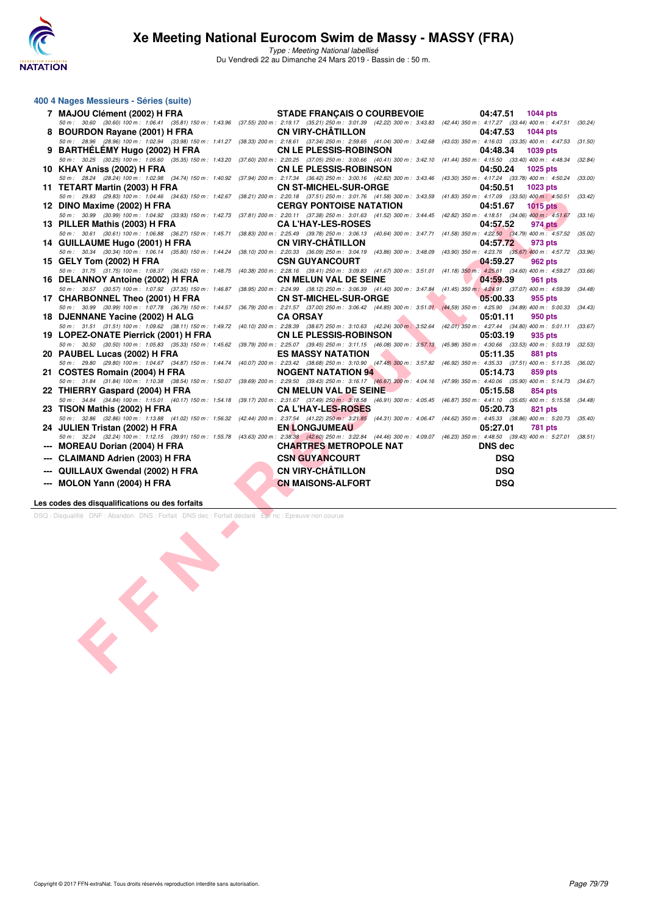# Xe Meeting National Eurocom Swim de Massy - MASSY (FRA)

*Type : Meeting National labellisé*

Du Vendredi 22 au Dimanche 24 Mars 2019 - Bassin de : 50 m.

## 400 4 Nages Messieurs - Séries (suite)

**7 MAJOU Clément (2002) H FRA** — STADE FRANÇAIS O COURBEVOIE — 04:47.51 — 1044 pts
50 m : 30.60 (30.60) 100 m : 1:06.41 (35.81) 150 m : 1:43.96 (37.55) 200 m : 2:19.17 (35.21) 250 m : 3:01.39 (42.22) 300 m : 3:43.83 (42.44) 350 m : 4:17.27 (33.44) 400 m : 4:47.51 (30.24)

**8 BOURDON Rayane (2001) H FRA** — CN VIRY-CHÂTILLON — 04:47.53 — 1044 pts
50 m : 28.96 (28.96) 100 m : 1:02.94 (33.98) 150 m : 1:41.27 (38.33) 200 m : 2:18.61 (37.34) 250 m : 2:59.65 (41.04) 300 m : 3:42.68 (43.03) 350 m : 4:16.03 (33.35) 400 m : 4:47.53 (31.50)

**9 BARTHÉLÉMY Hugo (2002) H FRA** — CN LE PLESSIS-ROBINSON — 04:48.34 — 1039 pts
50 m : 30.25 (30.25) 100 m : 1:05.60 (35.35) 150 m : 1:43.20 (37.60) 200 m : 2:20.25 (37.05) 250 m : 3:00.66 (40.41) 300 m : 3:42.10 (41.44) 350 m : 4:15.50 (33.40) 400 m : 4:48.34 (32.84)

**10 KHAY Aniss (2002) H FRA** — CN LE PLESSIS-ROBINSON — 04:50.24 — 1025 pts
50 m : 28.24 (28.24) 100 m : 1:02.98 (34.74) 150 m : 1:40.92 (37.94) 200 m : 2:17.34 (36.42) 250 m : 3:00.16 (42.82) 300 m : 3:43.46 (43.30) 350 m : 4:17.24 (33.78) 400 m : 4:50.24 (33.00)

**11 TETART Martin (2003) H FRA** — CN ST-MICHEL-SUR-ORGE — 04:50.51 — 1023 pts
50 m : 29.83 (29.83) 100 m : 1:04.46 (34.63) 150 m : 1:42.67 (38.21) 200 m : 2:20.18 (37.51) 250 m : 3:01.76 (41.58) 300 m : 3:43.59 (41.83) 350 m : 4:17.09 (33.50) 400 m : 4:50.51 (33.42)

**12 DINO Maxime (2002) H FRA** — CERGY PONTOISE NATATION — 04:51.67 — 1015 pts
50 m : 30.99 (30.99) 100 m : 1:04.92 (33.93) 150 m : 1:42.73 (37.81) 200 m : 2:20.11 (37.38) 250 m : 3:01.63 (41.52) 300 m : 3:44.45 (42.82) 350 m : 4:18.51 (34.06) 400 m : 4:51.67 (33.16)

**13 PILLER Mathis (2003) H FRA** — CA L'HAY-LES-ROSES — 04:57.52 — 974 pts
50 m : 30.61 (30.61) 100 m : 1:06.88 (36.27) 150 m : 1:45.71 (38.83) 200 m : 2:25.49 (39.78) 250 m : 3:06.13 (40.64) 300 m : 3:47.71 (41.58) 350 m : 4:22.50 (34.79) 400 m : 4:57.52 (35.02)

**14 GUILLAUME Hugo (2001) H FRA** — CN VIRY-CHÂTILLON — 04:57.72 — 973 pts
50 m : 30.34 (30.34) 100 m : 1:06.14 (35.80) 150 m : 1:44.24 (38.10) 200 m : 2:20.33 (36.09) 250 m : 3:04.19 (43.86) 300 m : 3:48.09 (43.90) 350 m : 4:23.76 (35.67) 400 m : 4:57.72 (33.96)

**15 GELY Tom (2002) H FRA** — CSN GUYANCOURT — 04:59.27 — 962 pts
50 m : 31.75 (31.75) 100 m : 1:08.37 (36.62) 150 m : 1:48.75 (40.38) 200 m : 2:28.16 (39.41) 250 m : 3:09.83 (41.67) 300 m : 3:51.01 (41.18) 350 m : 4:25.61 (34.60) 400 m : 4:59.27 (33.66)

**16 DELANNOY Antoine (2002) H FRA** — CN MELUN VAL DE SEINE — 04:59.39 — 961 pts
50 m : 30.57 (30.57) 100 m : 1:07.92 (37.35) 150 m : 1:46.87 (38.95) 200 m : 2:24.99 (38.12) 250 m : 3:06.39 (41.40) 300 m : 3:47.84 (41.45) 350 m : 4:24.91 (37.07) 400 m : 4:59.39 (34.48)

**17 CHARBONNEL Theo (2001) H FRA** — CN ST-MICHEL-SUR-ORGE — 05:00.33 — 955 pts
50 m : 30.99 (30.99) 100 m : 1:07.78 (36.79) 150 m : 1:44.57 (36.79) 200 m : 2:21.57 (37.00) 250 m : 3:06.42 (44.85) 300 m : 3:51.01 (44.59) 350 m : 4:25.90 (34.89) 400 m : 5:00.33 (34.43)

**18 DJENNANE Yacine (2002) H ALG** — CA ORSAY — 05:01.11 — 950 pts
50 m : 31.51 (31.51) 100 m : 1:09.62 (38.11) 150 m : 1:49.72 (40.10) 200 m : 2:28.39 (38.67) 250 m : 3:10.63 (42.24) 300 m : 3:52.64 (42.01) 350 m : 4:27.44 (34.80) 400 m : 5:01.11 (33.67)

**19 LOPEZ-ONATE Pierrick (2001) H FRA** — CN LE PLESSIS-ROBINSON — 05:03.19 — 935 pts
50 m : 30.50 (30.50) 100 m : 1:05.83 (35.33) 150 m : 1:45.62 (39.79) 200 m : 2:25.07 (39.45) 250 m : 3:11.15 (46.08) 300 m : 3:57.13 (45.98) 350 m : 4:30.66 (33.53) 400 m : 5:03.19 (32.53)

**20 PAUBEL Lucas (2002) H FRA** — ES MASSY NATATION — 05:11.35 — 881 pts
50 m : 29.80 (29.80) 100 m : 1:04.67 (34.87) 150 m : 1:44.74 (40.07) 200 m : 2:23.42 (38.68) 250 m : 3:10.90 (47.48) 300 m : 3:57.82 (46.92) 350 m : 4:35.33 (37.51) 400 m : 5:11.35 (36.02)

**21 COSTES Romain (2004) H FRA** — NOGENT NATATION 94 — 05:14.73 — 859 pts
50 m : 31.84 (31.84) 100 m : 1:10.38 (38.54) 150 m : 1:50.07 (39.69) 200 m : 2:29.50 (39.43) 250 m : 3:16.17 (46.67) 300 m : 4:04.16 (47.99) 350 m : 4:40.06 (35.90) 400 m : 5:14.73 (34.67)

**22 THIERRY Gaspard (2004) H FRA** — CN MELUN VAL DE SEINE — 05:15.58 — 854 pts
50 m : 34.84 (34.84) 100 m : 1:15.01 (40.17) 150 m : 1:54.18 (39.17) 200 m : 2:31.67 (37.49) 250 m : 3:18.58 (46.91) 300 m : 4:05.45 (46.87) 350 m : 4:41.10 (35.65) 400 m : 5:15.58 (34.48)

**23 TISON Mathis (2002) H FRA** — CA L'HAY-LES-ROSES — 05:20.73 — 821 pts
50 m : 32.86 (32.86) 100 m : 1:13.88 (41.02) 150 m : 1:56.32 (42.44) 200 m : 2:37.54 (41.22) 250 m : 3:21.85 (44.31) 300 m : 4:06.47 (44.62) 350 m : 4:45.33 (38.86) 400 m : 5:20.73 (35.40)

**24 JULIEN Tristan (2002) H FRA** — EN LONGJUMEAU — 05:27.01 — 781 pts
50 m : 32.24 (32.24) 100 m : 1:12.15 (39.91) 150 m : 1:55.78 (43.63) 200 m : 2:38.38 (42.60) 250 m : 3:22.84 (44.46) 300 m : 4:09.07 (46.23) 350 m : 4:48.50 (39.43) 400 m : 5:27.01 (38.51)

**--- MOREAU Dorian (2004) H FRA** — CHARTRES METROPOLE NAT — DNS dec

**--- CLAIMAND Adrien (2003) H FRA** — CSN GUYANCOURT — DSQ

**--- QUILLAUX Gwendal (2002) H FRA** — CN VIRY-CHÂTILLON — DSQ

**--- MOLON Yann (2004) H FRA** — CN MAISONS-ALFORT — DSQ

### Les codes des disqualifications ou des forfaits

DSQ : Disqualifié DNF : Abandon DNS : Forfait DNS dec : Forfait déclaré Epr nc : Epreuve non courue

Copyright © 2017 FFN-extraNat. Tous droits réservés reproduction interdite sans autorisation.